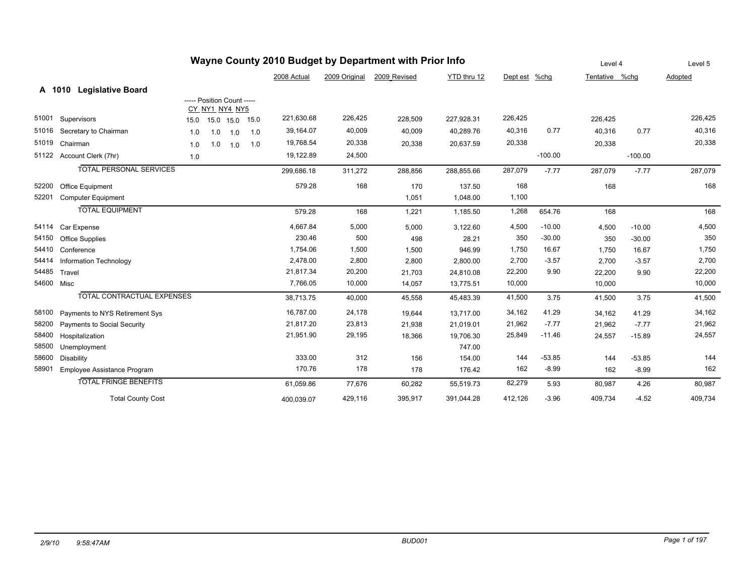# Wayne County 2010 Budget by Department with Prior Info

## A 1010 Legislative Board

| Code | Description | CY | NY1 | NY4 | NY5 | 2008 Actual | 2009 Original | 2009 Revised | YTD thru 12 | Dept est | %chg | Level 4 Tentative | %chg | Level 5 Adopted |
|---|---|---|---|---|---|---|---|---|---|---|---|---|---|---|
| 51001 | Supervisors | 15.0 | 15.0 | 15.0 | 15.0 | 221,630.68 | 226,425 | 228,509 | 227,928.31 | 226,425 | | 226,425 | | 226,425 |
| 51016 | Secretary to Chairman | 1.0 | 1.0 | 1.0 | 1.0 | 39,164.07 | 40,009 | 40,009 | 40,289.76 | 40,316 | 0.77 | 40,316 | 0.77 | 40,316 |
| 51019 | Chairman | 1.0 | 1.0 | 1.0 | 1.0 | 19,768.54 | 20,338 | 20,338 | 20,637.59 | 20,338 | | 20,338 | | 20,338 |
| 51122 | Account Clerk (7hr) | 1.0 | | | | 19,122.89 | 24,500 | | | | -100.00 | | -100.00 | |
| | TOTAL PERSONAL SERVICES | | | | | 299,686.18 | 311,272 | 288,856 | 288,855.66 | 287,079 | -7.77 | 287,079 | -7.77 | 287,079 |
| 52200 | Office Equipment | | | | | 579.28 | 168 | 170 | 137.50 | 168 | | 168 | | 168 |
| 52201 | Computer Equipment | | | | | | | 1,051 | 1,048.00 | 1,100 | | | | |
| | TOTAL EQUIPMENT | | | | | 579.28 | 168 | 1,221 | 1,185.50 | 1,268 | 654.76 | 168 | | 168 |
| 54114 | Car Expense | | | | | 4,667.84 | 5,000 | 5,000 | 3,122.60 | 4,500 | -10.00 | 4,500 | -10.00 | 4,500 |
| 54150 | Office Supplies | | | | | 230.46 | 500 | 498 | 28.21 | 350 | -30.00 | 350 | -30.00 | 350 |
| 54410 | Conference | | | | | 1,754.06 | 1,500 | 1,500 | 946.99 | 1,750 | 16.67 | 1,750 | 16.67 | 1,750 |
| 54414 | Information Technology | | | | | 2,478.00 | 2,800 | 2,800 | 2,800.00 | 2,700 | -3.57 | 2,700 | -3.57 | 2,700 |
| 54485 | Travel | | | | | 21,817.34 | 20,200 | 21,703 | 24,810.08 | 22,200 | 9.90 | 22,200 | 9.90 | 22,200 |
| 54600 | Misc | | | | | 7,766.05 | 10,000 | 14,057 | 13,775.51 | 10,000 | | 10,000 | | 10,000 |
| | TOTAL CONTRACTUAL EXPENSES | | | | | 38,713.75 | 40,000 | 45,558 | 45,483.39 | 41,500 | 3.75 | 41,500 | 3.75 | 41,500 |
| 58100 | Payments to NYS Retirement Sys | | | | | 16,787.00 | 24,178 | 19,644 | 13,717.00 | 34,162 | 41.29 | 34,162 | 41.29 | 34,162 |
| 58200 | Payments to Social Security | | | | | 21,817.20 | 23,813 | 21,938 | 21,019.01 | 21,962 | -7.77 | 21,962 | -7.77 | 21,962 |
| 58400 | Hospitalization | | | | | 21,951.90 | 29,195 | 18,366 | 19,706.30 | 25,849 | -11.46 | 24,557 | -15.89 | 24,557 |
| 58500 | Unemployment | | | | | | | | 747.00 | | | | | |
| 58600 | Disability | | | | | 333.00 | 312 | 156 | 154.00 | 144 | -53.85 | 144 | -53.85 | 144 |
| 58901 | Employee Assistance Program | | | | | 170.76 | 178 | 178 | 176.42 | 162 | -8.99 | 162 | -8.99 | 162 |
| | TOTAL FRINGE BENEFITS | | | | | 61,059.86 | 77,676 | 60,282 | 55,519.73 | 82,279 | 5.93 | 80,987 | 4.26 | 80,987 |
| | Total County Cost | | | | | 400,039.07 | 429,116 | 395,917 | 391,044.28 | 412,126 | -3.96 | 409,734 | -4.52 | 409,734 |

2/9/10 9:58:47AM BUD001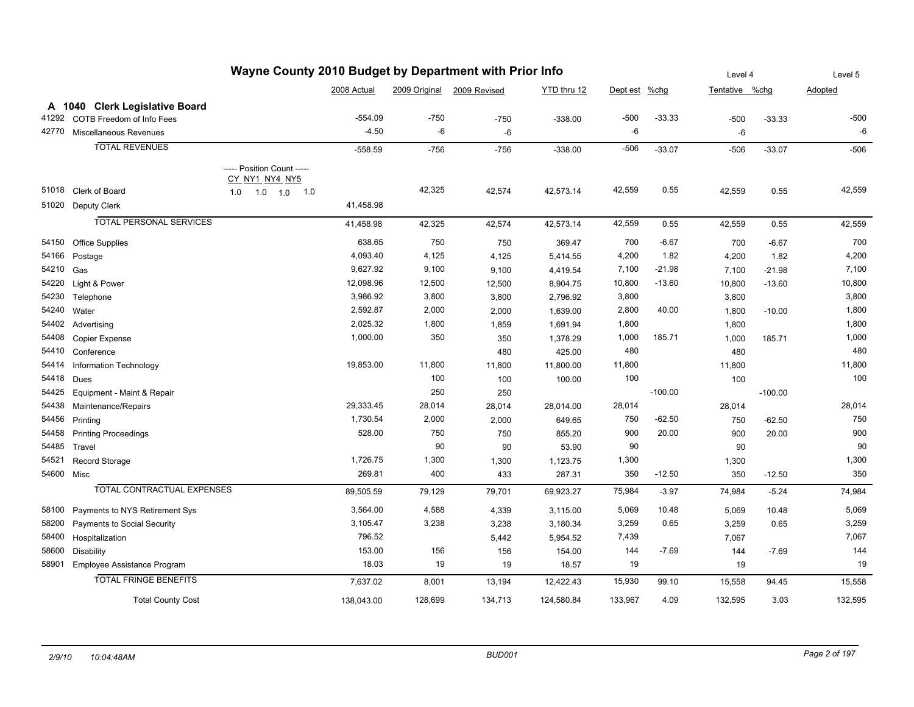# Wayne County 2010 Budget by Department with Prior Info

| | | 2008 Actual | 2009 Original | 2009 Revised | YTD thru 12 | Dept est | %chg | Tentative (Level 4) | %chg | Adopted (Level 5) |
|---|---|---|---|---|---|---|---|---|---|---|
| **A 1040** | **Clerk Legislative Board** | | | | | | | | | |
| 41292 | COTB Freedom of Info Fees | -554.09 | -750 | -750 | -338.00 | -500 | -33.33 | -500 | -33.33 | -500 |
| 42770 | Miscellaneous Revenues | -4.50 | -6 | -6 | | -6 | | -6 | | -6 |
| | TOTAL REVENUES | -558.59 | -756 | -756 | -338.00 | -506 | -33.07 | -506 | -33.07 | -506 |
| | ----- Position Count ----- CY NY1 NY4 NY5 | | | | | | | | | |
| 51018 | Clerk of Board (1.0 1.0 1.0 1.0) | | 42,325 | 42,574 | 42,573.14 | 42,559 | 0.55 | 42,559 | 0.55 | 42,559 |
| 51020 | Deputy Clerk | 41,458.98 | | | | | | | | |
| | TOTAL PERSONAL SERVICES | 41,458.98 | 42,325 | 42,574 | 42,573.14 | 42,559 | 0.55 | 42,559 | 0.55 | 42,559 |
| 54150 | Office Supplies | 638.65 | 750 | 750 | 369.47 | 700 | -6.67 | 700 | -6.67 | 700 |
| 54166 | Postage | 4,093.40 | 4,125 | 4,125 | 5,414.55 | 4,200 | 1.82 | 4,200 | 1.82 | 4,200 |
| 54210 | Gas | 9,627.92 | 9,100 | 9,100 | 4,419.54 | 7,100 | -21.98 | 7,100 | -21.98 | 7,100 |
| 54220 | Light & Power | 12,098.96 | 12,500 | 12,500 | 8,904.75 | 10,800 | -13.60 | 10,800 | -13.60 | 10,800 |
| 54230 | Telephone | 3,986.92 | 3,800 | 3,800 | 2,796.92 | 3,800 | | 3,800 | | 3,800 |
| 54240 | Water | 2,592.87 | 2,000 | 2,000 | 1,639.00 | 2,800 | 40.00 | 1,800 | -10.00 | 1,800 |
| 54402 | Advertising | 2,025.32 | 1,800 | 1,859 | 1,691.94 | 1,800 | | 1,800 | | 1,800 |
| 54408 | Copier Expense | 1,000.00 | 350 | 350 | 1,378.29 | 1,000 | 185.71 | 1,000 | 185.71 | 1,000 |
| 54410 | Conference | | | 480 | 425.00 | 480 | | 480 | | 480 |
| 54414 | Information Technology | 19,853.00 | 11,800 | 11,800 | 11,800.00 | 11,800 | | 11,800 | | 11,800 |
| 54418 | Dues | | 100 | 100 | 100.00 | 100 | | 100 | | 100 |
| 54425 | Equipment - Maint & Repair | | 250 | 250 | | | -100.00 | | -100.00 | |
| 54438 | Maintenance/Repairs | 29,333.45 | 28,014 | 28,014 | 28,014.00 | 28,014 | | 28,014 | | 28,014 |
| 54456 | Printing | 1,730.54 | 2,000 | 2,000 | 649.65 | 750 | -62.50 | 750 | -62.50 | 750 |
| 54458 | Printing Proceedings | 528.00 | 750 | 750 | 855.20 | 900 | 20.00 | 900 | 20.00 | 900 |
| 54485 | Travel | | 90 | 90 | 53.90 | 90 | | 90 | | 90 |
| 54521 | Record Storage | 1,726.75 | 1,300 | 1,300 | 1,123.75 | 1,300 | | 1,300 | | 1,300 |
| 54600 | Misc | 269.81 | 400 | 433 | 287.31 | 350 | -12.50 | 350 | -12.50 | 350 |
| | TOTAL CONTRACTUAL EXPENSES | 89,505.59 | 79,129 | 79,701 | 69,923.27 | 75,984 | -3.97 | 74,984 | -5.24 | 74,984 |
| 58100 | Payments to NYS Retirement Sys | 3,564.00 | 4,588 | 4,339 | 3,115.00 | 5,069 | 10.48 | 5,069 | 10.48 | 5,069 |
| 58200 | Payments to Social Security | 3,105.47 | 3,238 | 3,238 | 3,180.34 | 3,259 | 0.65 | 3,259 | 0.65 | 3,259 |
| 58400 | Hospitalization | 796.52 | | 5,442 | 5,954.52 | 7,439 | | 7,067 | | 7,067 |
| 58600 | Disability | 153.00 | 156 | 156 | 154.00 | 144 | -7.69 | 144 | -7.69 | 144 |
| 58901 | Employee Assistance Program | 18.03 | 19 | 19 | 18.57 | 19 | | 19 | | 19 |
| | TOTAL FRINGE BENEFITS | 7,637.02 | 8,001 | 13,194 | 12,422.43 | 15,930 | 99.10 | 15,558 | 94.45 | 15,558 |
| | Total County Cost | 138,043.00 | 128,699 | 134,713 | 124,580.84 | 133,967 | 4.09 | 132,595 | 3.03 | 132,595 |

2/9/10 10:04:48AM BUD001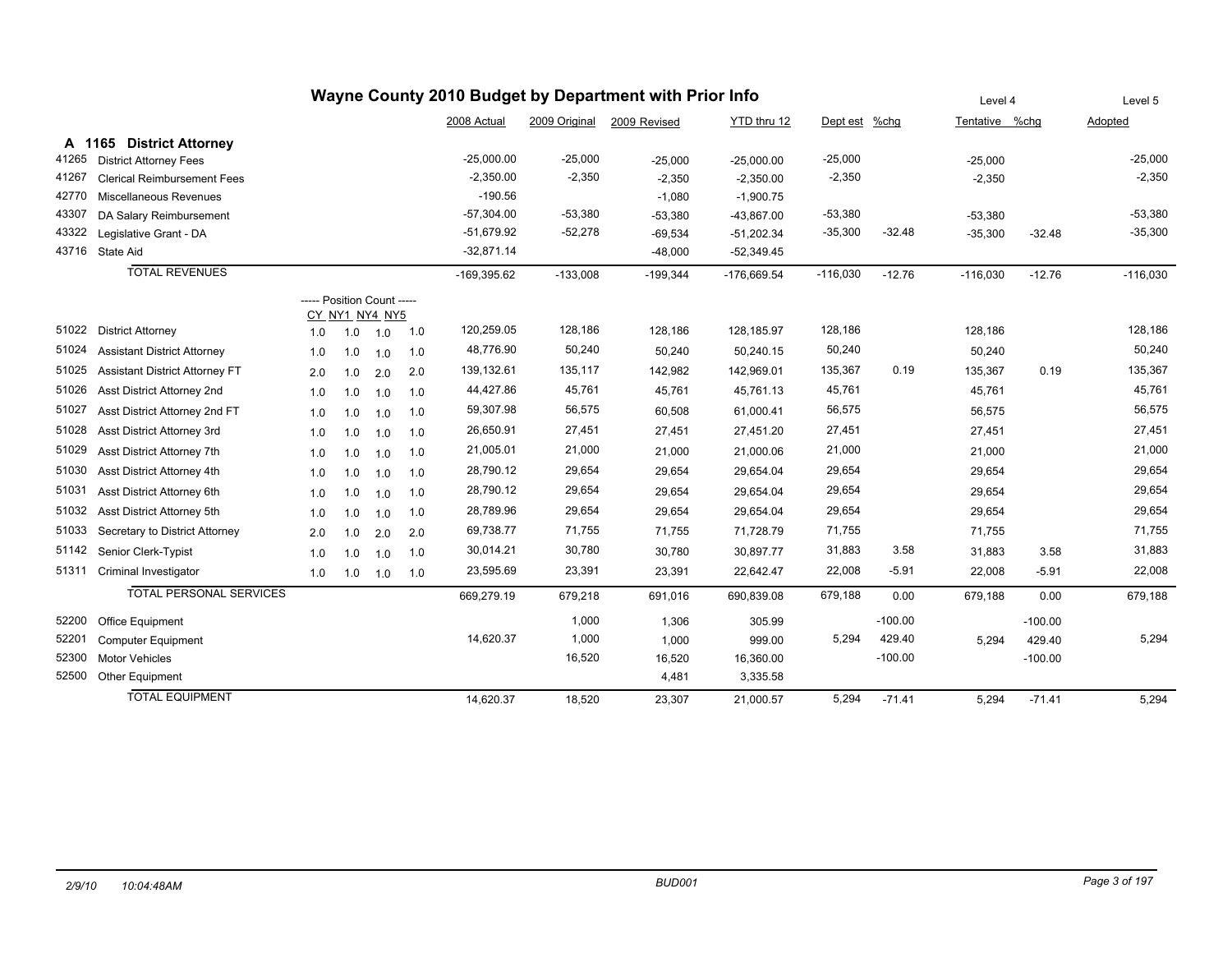# Wayne County 2010 Budget by Department with Prior Info

## A 1165 District Attorney

| Code | Description | CY | NY1 | NY4 | NY5 | 2008 Actual | 2009 Original | 2009 Revised | YTD thru 12 | Dept est | %chg | Level 4 Tentative | %chg | Level 5 Adopted |
|---|---|---|---|---|---|---|---|---|---|---|---|---|---|---|
| 41265 | District Attorney Fees | | | | | -25,000.00 | -25,000 | -25,000 | -25,000.00 | -25,000 | | -25,000 | | -25,000 |
| 41267 | Clerical Reimbursement Fees | | | | | -2,350.00 | -2,350 | -2,350 | -2,350.00 | -2,350 | | -2,350 | | -2,350 |
| 42770 | Miscellaneous Revenues | | | | | -190.56 | | -1,080 | -1,900.75 | | | | | |
| 43307 | DA Salary Reimbursement | | | | | -57,304.00 | -53,380 | -53,380 | -43,867.00 | -53,380 | | -53,380 | | -53,380 |
| 43322 | Legislative Grant - DA | | | | | -51,679.92 | -52,278 | -69,534 | -51,202.34 | -35,300 | -32.48 | -35,300 | -32.48 | -35,300 |
| 43716 | State Aid | | | | | -32,871.14 | | -48,000 | -52,349.45 | | | | | |
| | TOTAL REVENUES | | | | | -169,395.62 | -133,008 | -199,344 | -176,669.54 | -116,030 | -12.76 | -116,030 | -12.76 | -116,030 |
| | | ----- Position Count ----- | | | | | | | | | | | | |
| 51022 | District Attorney | 1.0 | 1.0 | 1.0 | 1.0 | 120,259.05 | 128,186 | 128,186 | 128,185.97 | 128,186 | | 128,186 | | 128,186 |
| 51024 | Assistant District Attorney | 1.0 | 1.0 | 1.0 | 1.0 | 48,776.90 | 50,240 | 50,240 | 50,240.15 | 50,240 | | 50,240 | | 50,240 |
| 51025 | Assistant District Attorney FT | 2.0 | 1.0 | 2.0 | 2.0 | 139,132.61 | 135,117 | 142,982 | 142,969.01 | 135,367 | 0.19 | 135,367 | 0.19 | 135,367 |
| 51026 | Asst District Attorney 2nd | 1.0 | 1.0 | 1.0 | 1.0 | 44,427.86 | 45,761 | 45,761 | 45,761.13 | 45,761 | | 45,761 | | 45,761 |
| 51027 | Asst District Attorney 2nd FT | 1.0 | 1.0 | 1.0 | 1.0 | 59,307.98 | 56,575 | 60,508 | 61,000.41 | 56,575 | | 56,575 | | 56,575 |
| 51028 | Asst District Attorney 3rd | 1.0 | 1.0 | 1.0 | 1.0 | 26,650.91 | 27,451 | 27,451 | 27,451.20 | 27,451 | | 27,451 | | 27,451 |
| 51029 | Asst District Attorney 7th | 1.0 | 1.0 | 1.0 | 1.0 | 21,005.01 | 21,000 | 21,000 | 21,000.06 | 21,000 | | 21,000 | | 21,000 |
| 51030 | Asst District Attorney 4th | 1.0 | 1.0 | 1.0 | 1.0 | 28,790.12 | 29,654 | 29,654 | 29,654.04 | 29,654 | | 29,654 | | 29,654 |
| 51031 | Asst District Attorney 6th | 1.0 | 1.0 | 1.0 | 1.0 | 28,790.12 | 29,654 | 29,654 | 29,654.04 | 29,654 | | 29,654 | | 29,654 |
| 51032 | Asst District Attorney 5th | 1.0 | 1.0 | 1.0 | 1.0 | 28,789.96 | 29,654 | 29,654 | 29,654.04 | 29,654 | | 29,654 | | 29,654 |
| 51033 | Secretary to District Attorney | 2.0 | 1.0 | 2.0 | 2.0 | 69,738.77 | 71,755 | 71,755 | 71,728.79 | 71,755 | | 71,755 | | 71,755 |
| 51142 | Senior Clerk-Typist | 1.0 | 1.0 | 1.0 | 1.0 | 30,014.21 | 30,780 | 30,780 | 30,897.77 | 31,883 | 3.58 | 31,883 | 3.58 | 31,883 |
| 51311 | Criminal Investigator | 1.0 | 1.0 | 1.0 | 1.0 | 23,595.69 | 23,391 | 23,391 | 22,642.47 | 22,008 | -5.91 | 22,008 | -5.91 | 22,008 |
| | TOTAL PERSONAL SERVICES | | | | | 669,279.19 | 679,218 | 691,016 | 690,839.08 | 679,188 | 0.00 | 679,188 | 0.00 | 679,188 |
| 52200 | Office Equipment | | | | | | 1,000 | 1,306 | 305.99 | | -100.00 | | -100.00 | |
| 52201 | Computer Equipment | | | | | 14,620.37 | 1,000 | 1,000 | 999.00 | 5,294 | 429.40 | 5,294 | 429.40 | 5,294 |
| 52300 | Motor Vehicles | | | | | | 16,520 | 16,520 | 16,360.00 | | -100.00 | | -100.00 | |
| 52500 | Other Equipment | | | | | | | 4,481 | 3,335.58 | | | | | |
| | TOTAL EQUIPMENT | | | | | 14,620.37 | 18,520 | 23,307 | 21,000.57 | 5,294 | -71.41 | 5,294 | -71.41 | 5,294 |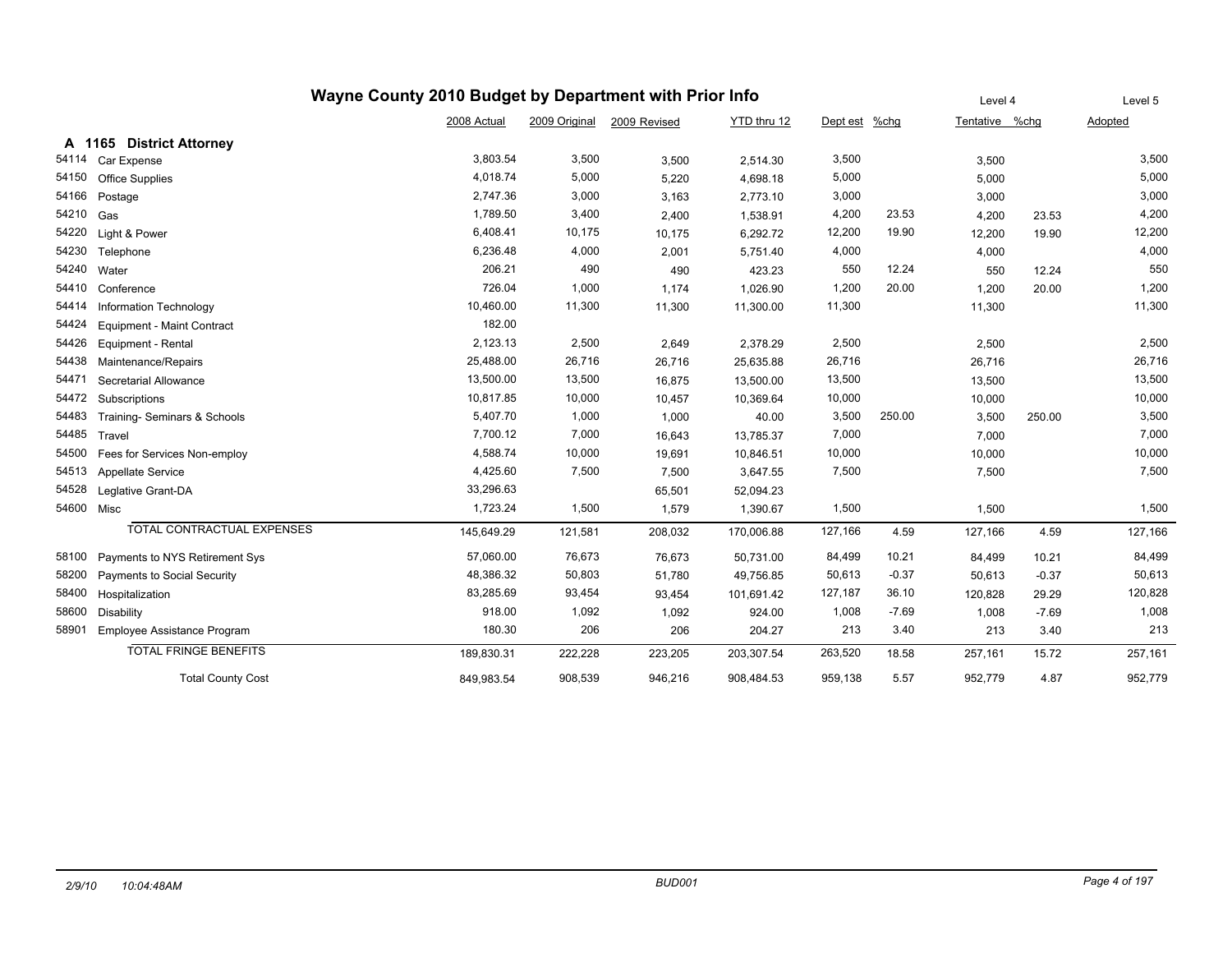# Wayne County 2010 Budget by Department with Prior Info

| | | 2008 Actual | 2009 Original | 2009 Revised | YTD thru 12 | Dept est | %chg | Level 4 Tentative | %chg | Level 5 Adopted |
|---|---|---|---|---|---|---|---|---|---|---|
| **A 1165** | **District Attorney** | | | | | | | | | |
| 54114 | Car Expense | 3,803.54 | 3,500 | 3,500 | 2,514.30 | 3,500 | | 3,500 | | 3,500 |
| 54150 | Office Supplies | 4,018.74 | 5,000 | 5,220 | 4,698.18 | 5,000 | | 5,000 | | 5,000 |
| 54166 | Postage | 2,747.36 | 3,000 | 3,163 | 2,773.10 | 3,000 | | 3,000 | | 3,000 |
| 54210 | Gas | 1,789.50 | 3,400 | 2,400 | 1,538.91 | 4,200 | 23.53 | 4,200 | 23.53 | 4,200 |
| 54220 | Light & Power | 6,408.41 | 10,175 | 10,175 | 6,292.72 | 12,200 | 19.90 | 12,200 | 19.90 | 12,200 |
| 54230 | Telephone | 6,236.48 | 4,000 | 2,001 | 5,751.40 | 4,000 | | 4,000 | | 4,000 |
| 54240 | Water | 206.21 | 490 | 490 | 423.23 | 550 | 12.24 | 550 | 12.24 | 550 |
| 54410 | Conference | 726.04 | 1,000 | 1,174 | 1,026.90 | 1,200 | 20.00 | 1,200 | 20.00 | 1,200 |
| 54414 | Information Technology | 10,460.00 | 11,300 | 11,300 | 11,300.00 | 11,300 | | 11,300 | | 11,300 |
| 54424 | Equipment - Maint Contract | 182.00 | | | | | | | | |
| 54426 | Equipment - Rental | 2,123.13 | 2,500 | 2,649 | 2,378.29 | 2,500 | | 2,500 | | 2,500 |
| 54438 | Maintenance/Repairs | 25,488.00 | 26,716 | 26,716 | 25,635.88 | 26,716 | | 26,716 | | 26,716 |
| 54471 | Secretarial Allowance | 13,500.00 | 13,500 | 16,875 | 13,500.00 | 13,500 | | 13,500 | | 13,500 |
| 54472 | Subscriptions | 10,817.85 | 10,000 | 10,457 | 10,369.64 | 10,000 | | 10,000 | | 10,000 |
| 54483 | Training- Seminars & Schools | 5,407.70 | 1,000 | 1,000 | 40.00 | 3,500 | 250.00 | 3,500 | 250.00 | 3,500 |
| 54485 | Travel | 7,700.12 | 7,000 | 16,643 | 13,785.37 | 7,000 | | 7,000 | | 7,000 |
| 54500 | Fees for Services Non-employ | 4,588.74 | 10,000 | 19,691 | 10,846.51 | 10,000 | | 10,000 | | 10,000 |
| 54513 | Appellate Service | 4,425.60 | 7,500 | 7,500 | 3,647.55 | 7,500 | | 7,500 | | 7,500 |
| 54528 | Leglative Grant-DA | 33,296.63 | | 65,501 | 52,094.23 | | | | | |
| 54600 | Misc | 1,723.24 | 1,500 | 1,579 | 1,390.67 | 1,500 | | 1,500 | | 1,500 |
| | TOTAL CONTRACTUAL EXPENSES | 145,649.29 | 121,581 | 208,032 | 170,006.88 | 127,166 | 4.59 | 127,166 | 4.59 | 127,166 |
| 58100 | Payments to NYS Retirement Sys | 57,060.00 | 76,673 | 76,673 | 50,731.00 | 84,499 | 10.21 | 84,499 | 10.21 | 84,499 |
| 58200 | Payments to Social Security | 48,386.32 | 50,803 | 51,780 | 49,756.85 | 50,613 | -0.37 | 50,613 | -0.37 | 50,613 |
| 58400 | Hospitalization | 83,285.69 | 93,454 | 93,454 | 101,691.42 | 127,187 | 36.10 | 120,828 | 29.29 | 120,828 |
| 58600 | Disability | 918.00 | 1,092 | 1,092 | 924.00 | 1,008 | -7.69 | 1,008 | -7.69 | 1,008 |
| 58901 | Employee Assistance Program | 180.30 | 206 | 206 | 204.27 | 213 | 3.40 | 213 | 3.40 | 213 |
| | TOTAL FRINGE BENEFITS | 189,830.31 | 222,228 | 223,205 | 203,307.54 | 263,520 | 18.58 | 257,161 | 15.72 | 257,161 |
| | Total County Cost | 849,983.54 | 908,539 | 946,216 | 908,484.53 | 959,138 | 5.57 | 952,779 | 4.87 | 952,779 |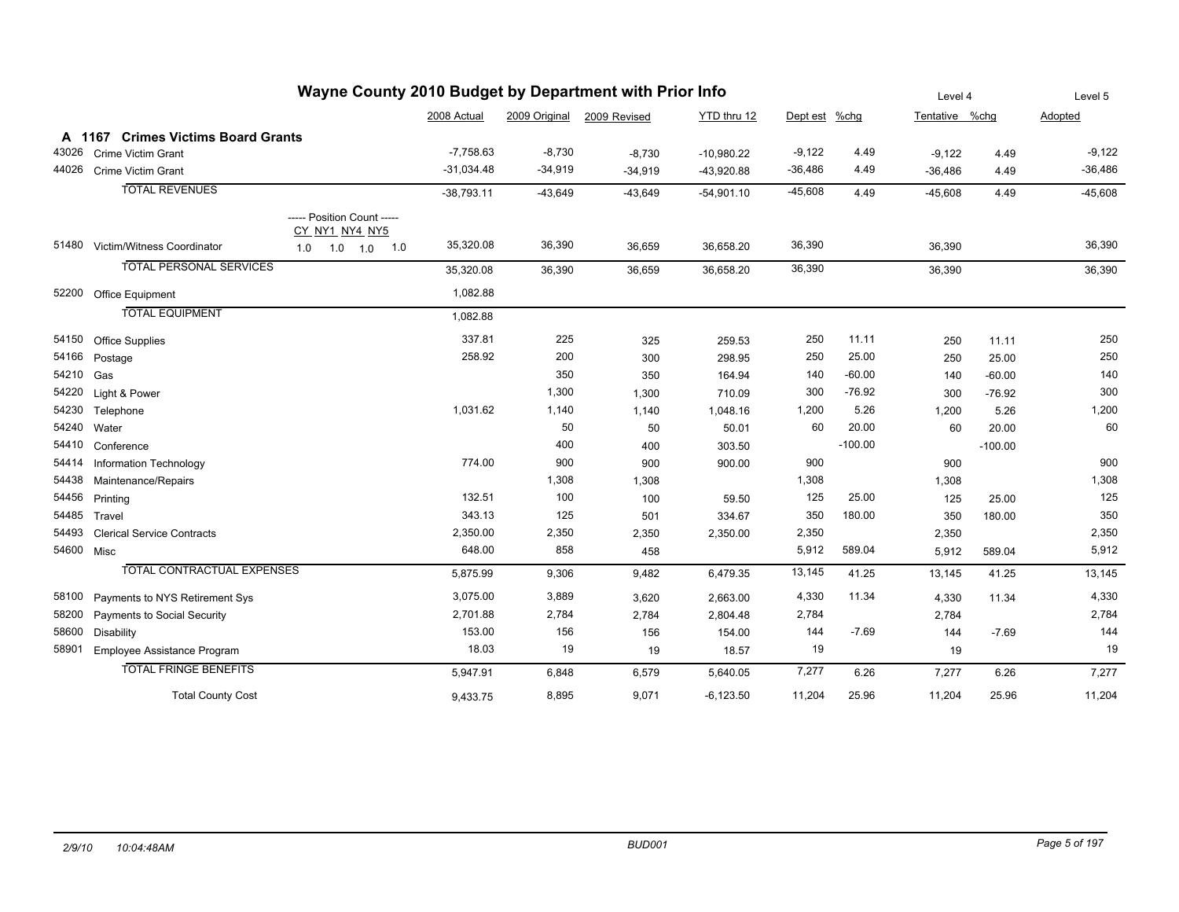# Wayne County 2010 Budget by Department with Prior Info

## A 1167 Crimes Victims Board Grants

| Code | Description | 2008 Actual | 2009 Original | 2009 Revised | YTD thru 12 | Dept est | %chg | Level 4 Tentative | %chg | Level 5 Adopted |
|---|---|---|---|---|---|---|---|---|---|---|
| 43026 | Crime Victim Grant | -7,758.63 | -8,730 | -8,730 | -10,980.22 | -9,122 | 4.49 | -9,122 | 4.49 | -9,122 |
| 44026 | Crime Victim Grant | -31,034.48 | -34,919 | -34,919 | -43,920.88 | -36,486 | 4.49 | -36,486 | 4.49 | -36,486 |
| | TOTAL REVENUES | -38,793.11 | -43,649 | -43,649 | -54,901.10 | -45,608 | 4.49 | -45,608 | 4.49 | -45,608 |
| | ----- Position Count ----- CY NY1 NY4 NY5 | | | | | | | | | |
| 51480 | Victim/Witness Coordinator (1.0 1.0 1.0 1.0) | 35,320.08 | 36,390 | 36,659 | 36,658.20 | 36,390 | | 36,390 | | 36,390 |
| | TOTAL PERSONAL SERVICES | 35,320.08 | 36,390 | 36,659 | 36,658.20 | 36,390 | | 36,390 | | 36,390 |
| 52200 | Office Equipment | 1,082.88 | | | | | | | | |
| | TOTAL EQUIPMENT | 1,082.88 | | | | | | | | |
| 54150 | Office Supplies | 337.81 | 225 | 325 | 259.53 | 250 | 11.11 | 250 | 11.11 | 250 |
| 54166 | Postage | 258.92 | 200 | 300 | 298.95 | 250 | 25.00 | 250 | 25.00 | 250 |
| 54210 | Gas | | 350 | 350 | 164.94 | 140 | -60.00 | 140 | -60.00 | 140 |
| 54220 | Light & Power | | 1,300 | 1,300 | 710.09 | 300 | -76.92 | 300 | -76.92 | 300 |
| 54230 | Telephone | 1,031.62 | 1,140 | 1,140 | 1,048.16 | 1,200 | 5.26 | 1,200 | 5.26 | 1,200 |
| 54240 | Water | | 50 | 50 | 50.01 | 60 | 20.00 | 60 | 20.00 | 60 |
| 54410 | Conference | | 400 | 400 | 303.50 | | -100.00 | | -100.00 | |
| 54414 | Information Technology | 774.00 | 900 | 900 | 900.00 | 900 | | 900 | | 900 |
| 54438 | Maintenance/Repairs | | 1,308 | 1,308 | | 1,308 | | 1,308 | | 1,308 |
| 54456 | Printing | 132.51 | 100 | 100 | 59.50 | 125 | 25.00 | 125 | 25.00 | 125 |
| 54485 | Travel | 343.13 | 125 | 501 | 334.67 | 350 | 180.00 | 350 | 180.00 | 350 |
| 54493 | Clerical Service Contracts | 2,350.00 | 2,350 | 2,350 | 2,350.00 | 2,350 | | 2,350 | | 2,350 |
| 54600 | Misc | 648.00 | 858 | 458 | | 5,912 | 589.04 | 5,912 | 589.04 | 5,912 |
| | TOTAL CONTRACTUAL EXPENSES | 5,875.99 | 9,306 | 9,482 | 6,479.35 | 13,145 | 41.25 | 13,145 | 41.25 | 13,145 |
| 58100 | Payments to NYS Retirement Sys | 3,075.00 | 3,889 | 3,620 | 2,663.00 | 4,330 | 11.34 | 4,330 | 11.34 | 4,330 |
| 58200 | Payments to Social Security | 2,701.88 | 2,784 | 2,784 | 2,804.48 | 2,784 | | 2,784 | | 2,784 |
| 58600 | Disability | 153.00 | 156 | 156 | 154.00 | 144 | -7.69 | 144 | -7.69 | 144 |
| 58901 | Employee Assistance Program | 18.03 | 19 | 19 | 18.57 | 19 | | 19 | | 19 |
| | TOTAL FRINGE BENEFITS | 5,947.91 | 6,848 | 6,579 | 5,640.05 | 7,277 | 6.26 | 7,277 | 6.26 | 7,277 |
| | Total County Cost | 9,433.75 | 8,895 | 9,071 | -6,123.50 | 11,204 | 25.96 | 11,204 | 25.96 | 11,204 |

2/9/10 10:04:48AM BUD001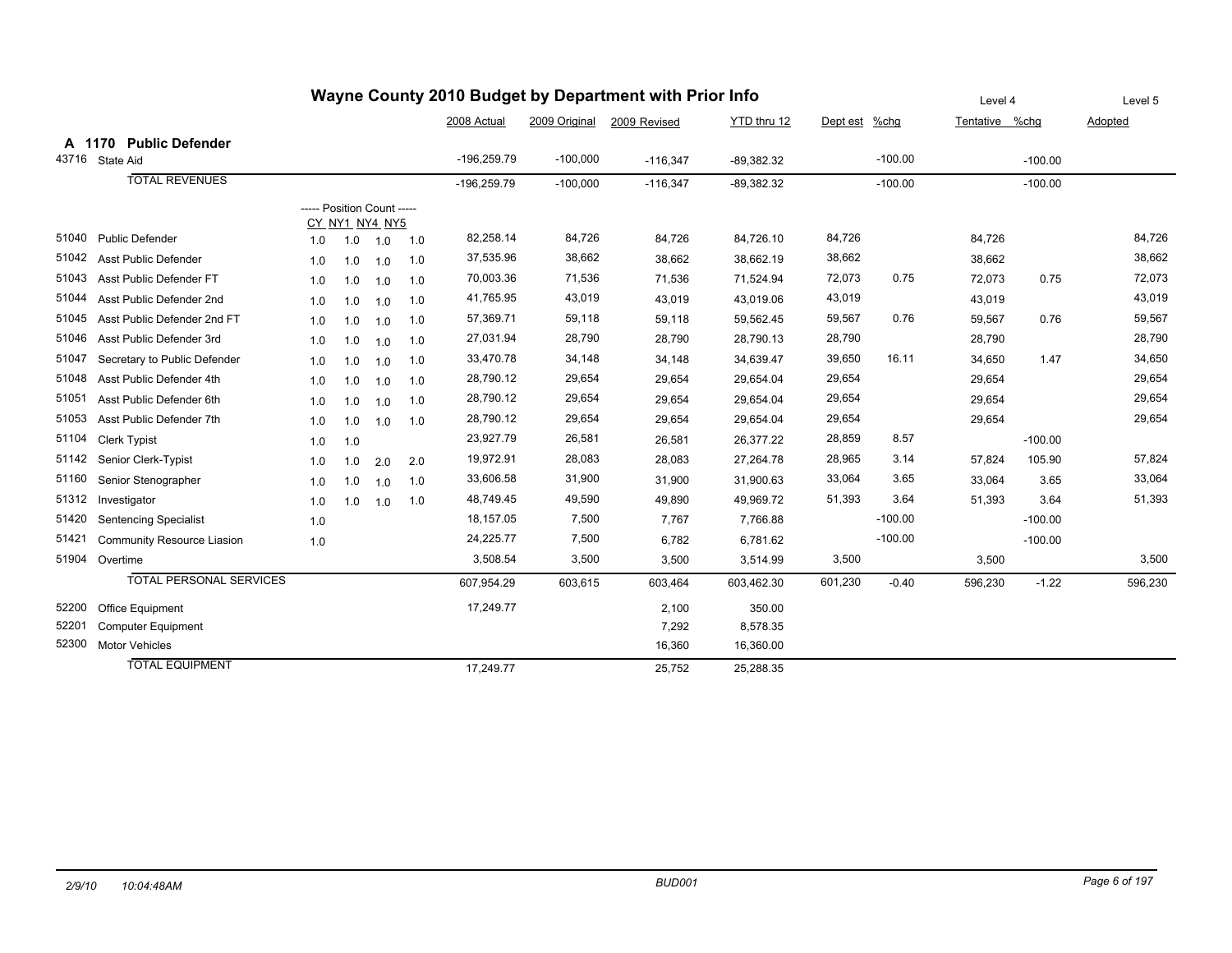# Wayne County 2010 Budget by Department with Prior Info

## A 1170 Public Defender

| Code | Description | CY | NY1 | NY4 | NY5 | 2008 Actual | 2009 Original | 2009 Revised | YTD thru 12 | Dept est | %chg | Tentative (Level 4) | %chg | Adopted (Level 5) |
|---|---|---|---|---|---|---|---|---|---|---|---|---|---|---|
| 43716 | State Aid | | | | | -196,259.79 | -100,000 | -116,347 | -89,382.32 | | -100.00 | | -100.00 | |
| | TOTAL REVENUES | | | | | -196,259.79 | -100,000 | -116,347 | -89,382.32 | | -100.00 | | -100.00 | |
| | ----- Position Count ----- | CY | NY1 | NY4 | NY5 | | | | | | | | | |
| 51040 | Public Defender | 1.0 | 1.0 | 1.0 | 1.0 | 82,258.14 | 84,726 | 84,726 | 84,726.10 | 84,726 | | 84,726 | | 84,726 |
| 51042 | Asst Public Defender | 1.0 | 1.0 | 1.0 | 1.0 | 37,535.96 | 38,662 | 38,662 | 38,662.19 | 38,662 | | 38,662 | | 38,662 |
| 51043 | Asst Public Defender FT | 1.0 | 1.0 | 1.0 | 1.0 | 70,003.36 | 71,536 | 71,536 | 71,524.94 | 72,073 | 0.75 | 72,073 | 0.75 | 72,073 |
| 51044 | Asst Public Defender 2nd | 1.0 | 1.0 | 1.0 | 1.0 | 41,765.95 | 43,019 | 43,019 | 43,019.06 | 43,019 | | 43,019 | | 43,019 |
| 51045 | Asst Public Defender 2nd FT | 1.0 | 1.0 | 1.0 | 1.0 | 57,369.71 | 59,118 | 59,118 | 59,562.45 | 59,567 | 0.76 | 59,567 | 0.76 | 59,567 |
| 51046 | Asst Public Defender 3rd | 1.0 | 1.0 | 1.0 | 1.0 | 27,031.94 | 28,790 | 28,790 | 28,790.13 | 28,790 | | 28,790 | | 28,790 |
| 51047 | Secretary to Public Defender | 1.0 | 1.0 | 1.0 | 1.0 | 33,470.78 | 34,148 | 34,148 | 34,639.47 | 39,650 | 16.11 | 34,650 | 1.47 | 34,650 |
| 51048 | Asst Public Defender 4th | 1.0 | 1.0 | 1.0 | 1.0 | 28,790.12 | 29,654 | 29,654 | 29,654.04 | 29,654 | | 29,654 | | 29,654 |
| 51051 | Asst Public Defender 6th | 1.0 | 1.0 | 1.0 | 1.0 | 28,790.12 | 29,654 | 29,654 | 29,654.04 | 29,654 | | 29,654 | | 29,654 |
| 51053 | Asst Public Defender 7th | 1.0 | 1.0 | 1.0 | 1.0 | 28,790.12 | 29,654 | 29,654 | 29,654.04 | 29,654 | | 29,654 | | 29,654 |
| 51104 | Clerk Typist | 1.0 | 1.0 | | | 23,927.79 | 26,581 | 26,581 | 26,377.22 | 28,859 | 8.57 | | -100.00 | |
| 51142 | Senior Clerk-Typist | 1.0 | 1.0 | 2.0 | 2.0 | 19,972.91 | 28,083 | 28,083 | 27,264.78 | 28,965 | 3.14 | 57,824 | 105.90 | 57,824 |
| 51160 | Senior Stenographer | 1.0 | 1.0 | 1.0 | 1.0 | 33,606.58 | 31,900 | 31,900 | 31,900.63 | 33,064 | 3.65 | 33,064 | 3.65 | 33,064 |
| 51312 | Investigator | 1.0 | 1.0 | 1.0 | 1.0 | 48,749.45 | 49,590 | 49,890 | 49,969.72 | 51,393 | 3.64 | 51,393 | 3.64 | 51,393 |
| 51420 | Sentencing Specialist | 1.0 | | | | 18,157.05 | 7,500 | 7,767 | 7,766.88 | | -100.00 | | -100.00 | |
| 51421 | Community Resource Liasion | 1.0 | | | | 24,225.77 | 7,500 | 6,782 | 6,781.62 | | -100.00 | | -100.00 | |
| 51904 | Overtime | | | | | 3,508.54 | 3,500 | 3,500 | 3,514.99 | 3,500 | | 3,500 | | 3,500 |
| | TOTAL PERSONAL SERVICES | | | | | 607,954.29 | 603,615 | 603,464 | 603,462.30 | 601,230 | -0.40 | 596,230 | -1.22 | 596,230 |
| 52200 | Office Equipment | | | | | 17,249.77 | | 2,100 | 350.00 | | | | | |
| 52201 | Computer Equipment | | | | | | | 7,292 | 8,578.35 | | | | | |
| 52300 | Motor Vehicles | | | | | | | 16,360 | 16,360.00 | | | | | |
| | TOTAL EQUIPMENT | | | | | 17,249.77 | | 25,752 | 25,288.35 | | | | | |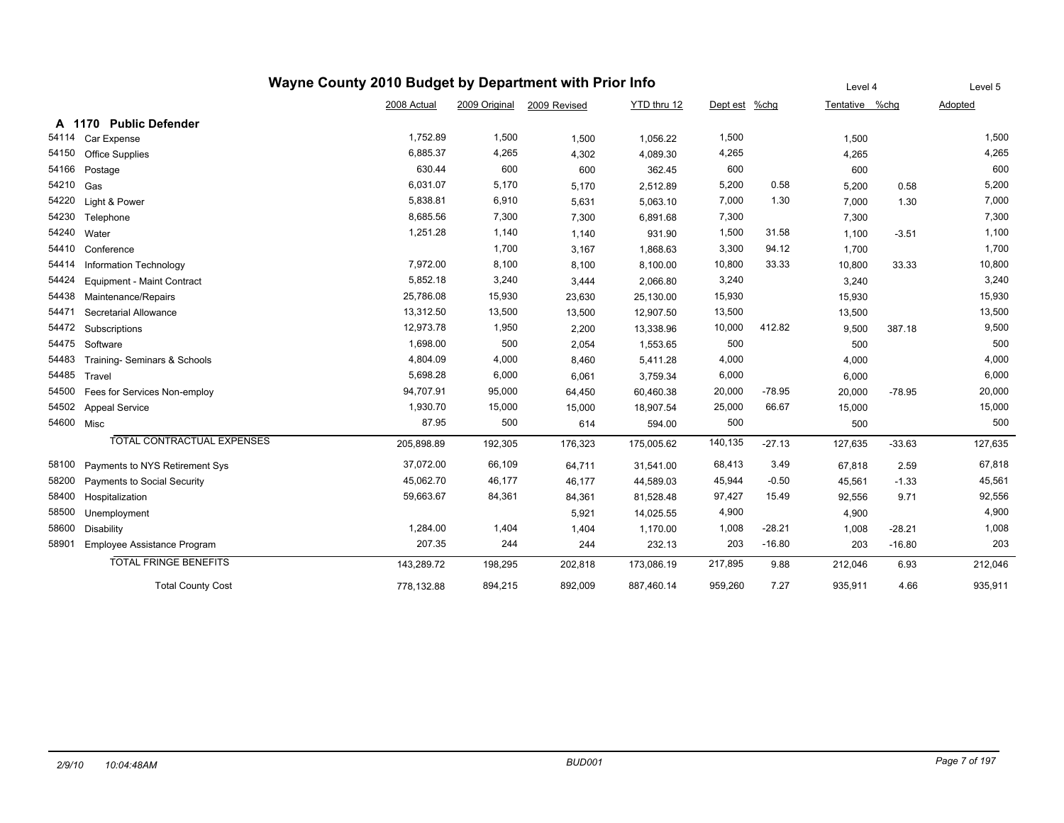# Wayne County 2010 Budget by Department with Prior Info

## A 1170 Public Defender

| | | 2008 Actual | 2009 Original | 2009 Revised | YTD thru 12 | Dept est | %chg | Level 4 Tentative | %chg | Level 5 Adopted |
|---|---|---|---|---|---|---|---|---|---|---|
| 54114 | Car Expense | 1,752.89 | 1,500 | 1,500 | 1,056.22 | 1,500 | | 1,500 | | 1,500 |
| 54150 | Office Supplies | 6,885.37 | 4,265 | 4,302 | 4,089.30 | 4,265 | | 4,265 | | 4,265 |
| 54166 | Postage | 630.44 | 600 | 600 | 362.45 | 600 | | 600 | | 600 |
| 54210 | Gas | 6,031.07 | 5,170 | 5,170 | 2,512.89 | 5,200 | 0.58 | 5,200 | 0.58 | 5,200 |
| 54220 | Light & Power | 5,838.81 | 6,910 | 5,631 | 5,063.10 | 7,000 | 1.30 | 7,000 | 1.30 | 7,000 |
| 54230 | Telephone | 8,685.56 | 7,300 | 7,300 | 6,891.68 | 7,300 | | 7,300 | | 7,300 |
| 54240 | Water | 1,251.28 | 1,140 | 1,140 | 931.90 | 1,500 | 31.58 | 1,100 | -3.51 | 1,100 |
| 54410 | Conference | | 1,700 | 3,167 | 1,868.63 | 3,300 | 94.12 | 1,700 | | 1,700 |
| 54414 | Information Technology | 7,972.00 | 8,100 | 8,100 | 8,100.00 | 10,800 | 33.33 | 10,800 | 33.33 | 10,800 |
| 54424 | Equipment - Maint Contract | 5,852.18 | 3,240 | 3,444 | 2,066.80 | 3,240 | | 3,240 | | 3,240 |
| 54438 | Maintenance/Repairs | 25,786.08 | 15,930 | 23,630 | 25,130.00 | 15,930 | | 15,930 | | 15,930 |
| 54471 | Secretarial Allowance | 13,312.50 | 13,500 | 13,500 | 12,907.50 | 13,500 | | 13,500 | | 13,500 |
| 54472 | Subscriptions | 12,973.78 | 1,950 | 2,200 | 13,338.96 | 10,000 | 412.82 | 9,500 | 387.18 | 9,500 |
| 54475 | Software | 1,698.00 | 500 | 2,054 | 1,553.65 | 500 | | 500 | | 500 |
| 54483 | Training- Seminars & Schools | 4,804.09 | 4,000 | 8,460 | 5,411.28 | 4,000 | | 4,000 | | 4,000 |
| 54485 | Travel | 5,698.28 | 6,000 | 6,061 | 3,759.34 | 6,000 | | 6,000 | | 6,000 |
| 54500 | Fees for Services Non-employ | 94,707.91 | 95,000 | 64,450 | 60,460.38 | 20,000 | -78.95 | 20,000 | -78.95 | 20,000 |
| 54502 | Appeal Service | 1,930.70 | 15,000 | 15,000 | 18,907.54 | 25,000 | 66.67 | 15,000 | | 15,000 |
| 54600 | Misc | 87.95 | 500 | 614 | 594.00 | 500 | | 500 | | 500 |
| | TOTAL CONTRACTUAL EXPENSES | 205,898.89 | 192,305 | 176,323 | 175,005.62 | 140,135 | -27.13 | 127,635 | -33.63 | 127,635 |
| 58100 | Payments to NYS Retirement Sys | 37,072.00 | 66,109 | 64,711 | 31,541.00 | 68,413 | 3.49 | 67,818 | 2.59 | 67,818 |
| 58200 | Payments to Social Security | 45,062.70 | 46,177 | 46,177 | 44,589.03 | 45,944 | -0.50 | 45,561 | -1.33 | 45,561 |
| 58400 | Hospitalization | 59,663.67 | 84,361 | 84,361 | 81,528.48 | 97,427 | 15.49 | 92,556 | 9.71 | 92,556 |
| 58500 | Unemployment | | | 5,921 | 14,025.55 | 4,900 | | 4,900 | | 4,900 |
| 58600 | Disability | 1,284.00 | 1,404 | 1,404 | 1,170.00 | 1,008 | -28.21 | 1,008 | -28.21 | 1,008 |
| 58901 | Employee Assistance Program | 207.35 | 244 | 244 | 232.13 | 203 | -16.80 | 203 | -16.80 | 203 |
| | TOTAL FRINGE BENEFITS | 143,289.72 | 198,295 | 202,818 | 173,086.19 | 217,895 | 9.88 | 212,046 | 6.93 | 212,046 |
| | Total County Cost | 778,132.88 | 894,215 | 892,009 | 887,460.14 | 959,260 | 7.27 | 935,911 | 4.66 | 935,911 |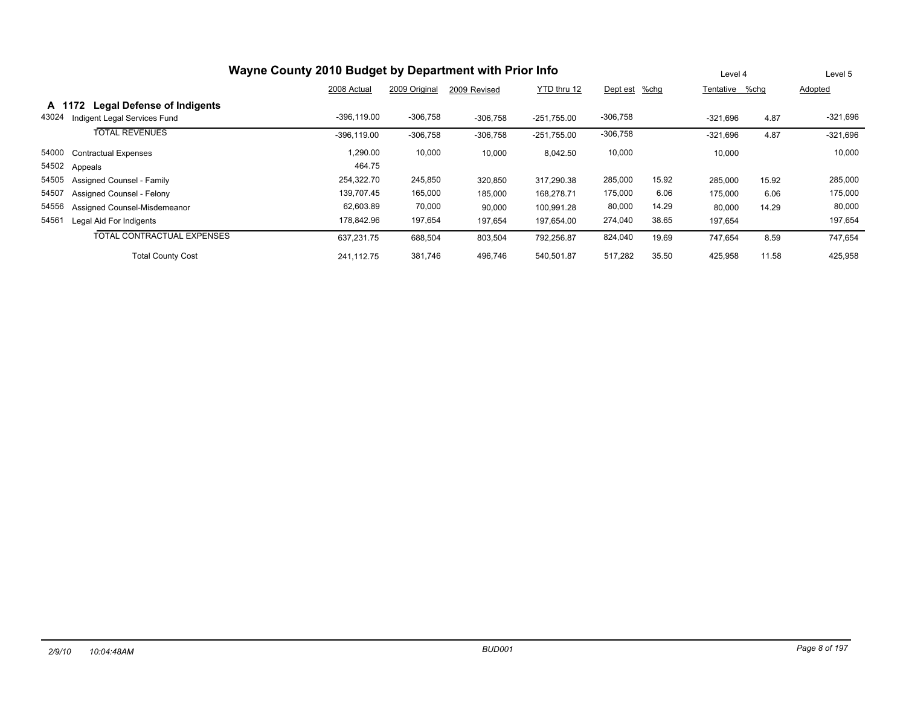# Wayne County 2010 Budget by Department with Prior Info

| | | 2008 Actual | 2009 Original | 2009 Revised | YTD thru 12 | Dept est | %chg | Level 4 Tentative | %chg | Level 5 Adopted |
|---|---|---|---|---|---|---|---|---|---|---|
| **A 1172** | **Legal Defense of Indigents** | | | | | | | | | |
| 43024 | Indigent Legal Services Fund | -396,119.00 | -306,758 | -306,758 | -251,755.00 | -306,758 | | -321,696 | 4.87 | -321,696 |
| | TOTAL REVENUES | -396,119.00 | -306,758 | -306,758 | -251,755.00 | -306,758 | | -321,696 | 4.87 | -321,696 |
| 54000 | Contractual Expenses | 1,290.00 | 10,000 | 10,000 | 8,042.50 | 10,000 | | 10,000 | | 10,000 |
| 54502 | Appeals | 464.75 | | | | | | | | |
| 54505 | Assigned Counsel - Family | 254,322.70 | 245,850 | 320,850 | 317,290.38 | 285,000 | 15.92 | 285,000 | 15.92 | 285,000 |
| 54507 | Assigned Counsel - Felony | 139,707.45 | 165,000 | 185,000 | 168,278.71 | 175,000 | 6.06 | 175,000 | 6.06 | 175,000 |
| 54556 | Assigned Counsel-Misdemeanor | 62,603.89 | 70,000 | 90,000 | 100,991.28 | 80,000 | 14.29 | 80,000 | 14.29 | 80,000 |
| 54561 | Legal Aid For Indigents | 178,842.96 | 197,654 | 197,654 | 197,654.00 | 274,040 | 38.65 | 197,654 | | 197,654 |
| | TOTAL CONTRACTUAL EXPENSES | 637,231.75 | 688,504 | 803,504 | 792,256.87 | 824,040 | 19.69 | 747,654 | 8.59 | 747,654 |
| | Total County Cost | 241,112.75 | 381,746 | 496,746 | 540,501.87 | 517,282 | 35.50 | 425,958 | 11.58 | 425,958 |

2/9/10 10:04:48AM BUD001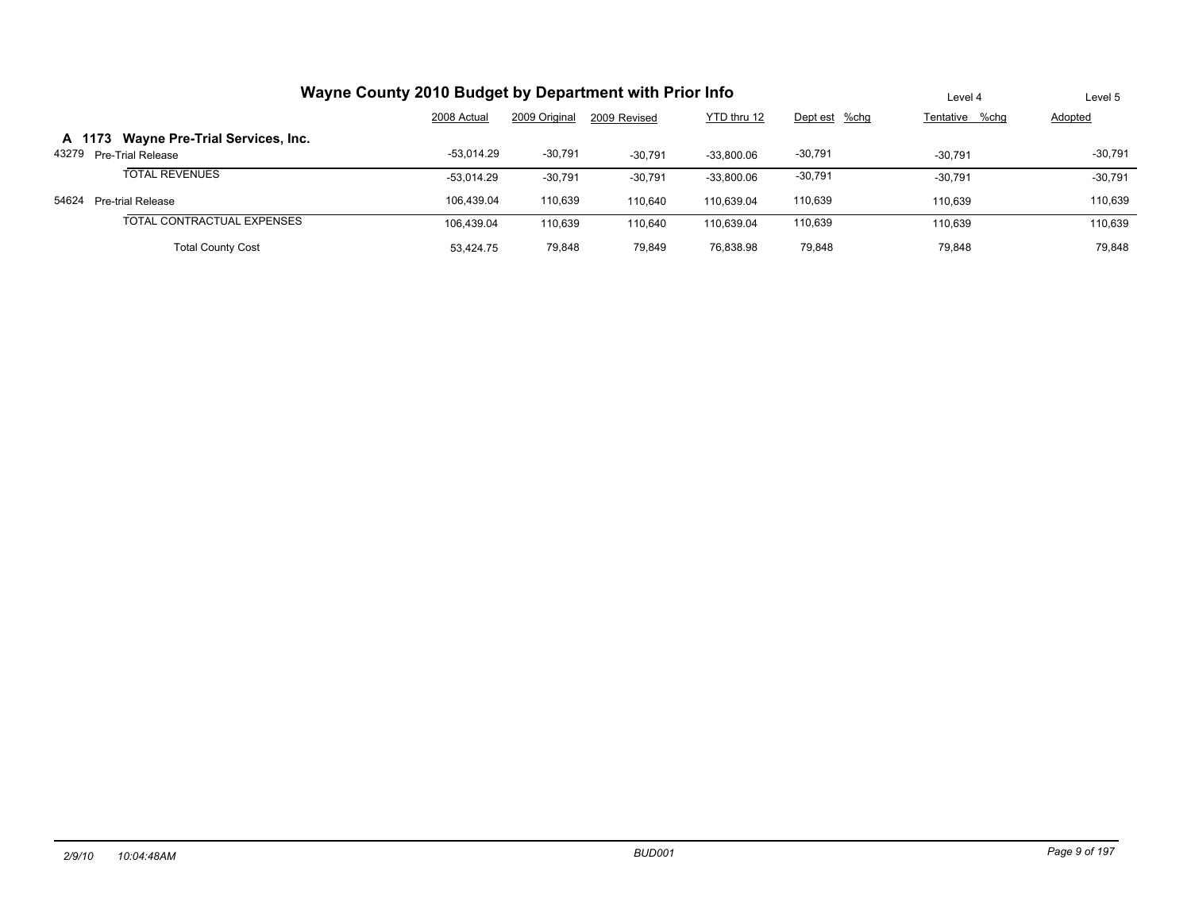# Wayne County 2010 Budget by Department with Prior Info

## A 1173 Wayne Pre-Trial Services, Inc.

| | | 2008 Actual | 2009 Original | 2009 Revised | YTD thru 12 | Dept est | %chg | Level 4 Tentative | %chg | Level 5 Adopted |
|---|---|---|---|---|---|---|---|---|---|---|
| 43279 | Pre-Trial Release | -53,014.29 | -30,791 | -30,791 | -33,800.06 | -30,791 | | -30,791 | | -30,791 |
| | TOTAL REVENUES | -53,014.29 | -30,791 | -30,791 | -33,800.06 | -30,791 | | -30,791 | | -30,791 |
| 54624 | Pre-trial Release | 106,439.04 | 110,639 | 110,640 | 110,639.04 | 110,639 | | 110,639 | | 110,639 |
| | TOTAL CONTRACTUAL EXPENSES | 106,439.04 | 110,639 | 110,640 | 110,639.04 | 110,639 | | 110,639 | | 110,639 |
| | Total County Cost | 53,424.75 | 79,848 | 79,849 | 76,838.98 | 79,848 | | 79,848 | | 79,848 |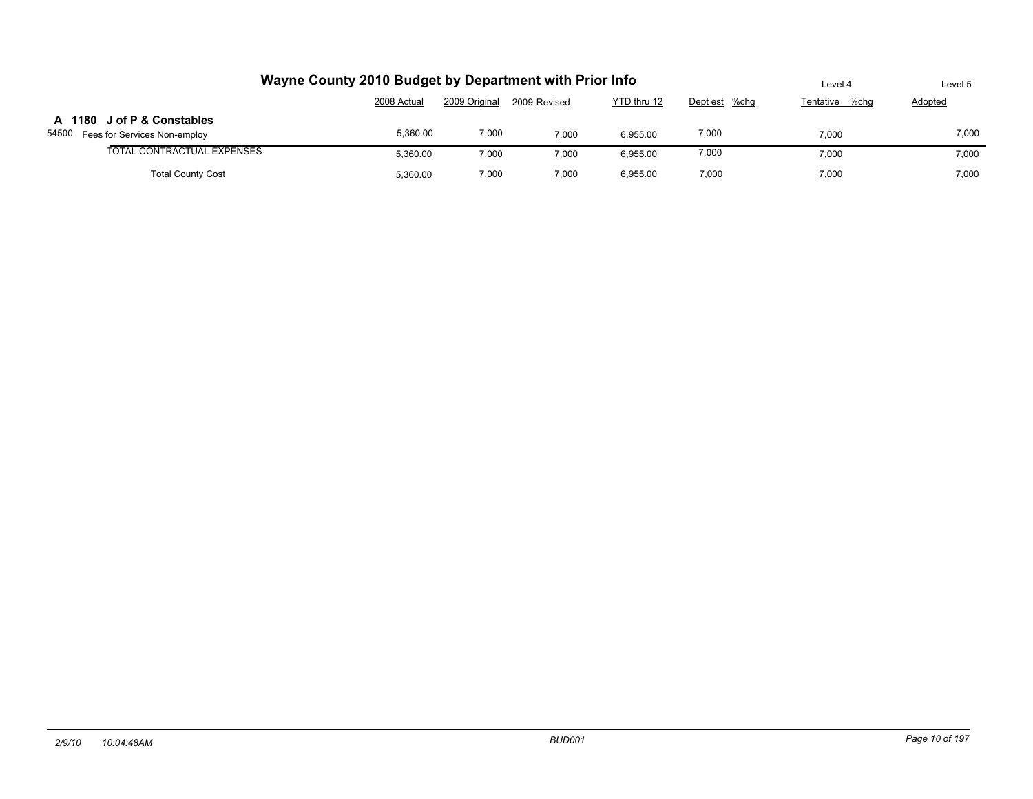# Wayne County 2010 Budget by Department with Prior Info

| | 2008 Actual | 2009 Original | 2009 Revised | YTD thru 12 | Level 4 Dept est | %chg | Tentative | %chg | Level 5 Adopted |
|---|---|---|---|---|---|---|---|---|---|
| **A 1180 J of P & Constables** | | | | | | | | | |
| 54500 Fees for Services Non-employ | 5,360.00 | 7,000 | 7,000 | 6,955.00 | 7,000 | | 7,000 | | 7,000 |
| TOTAL CONTRACTUAL EXPENSES | 5,360.00 | 7,000 | 7,000 | 6,955.00 | 7,000 | | 7,000 | | 7,000 |
| Total County Cost | 5,360.00 | 7,000 | 7,000 | 6,955.00 | 7,000 | | 7,000 | | 7,000 |

*2/9/10 10:04:48AM* *BUD001*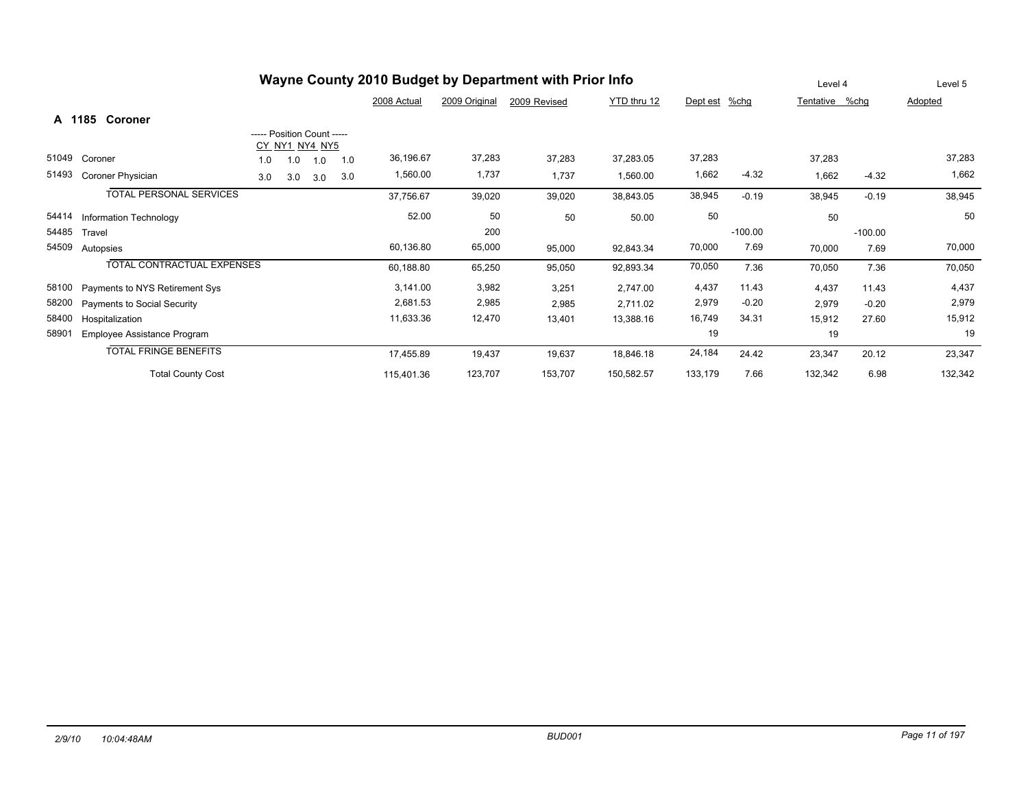# Wayne County 2010 Budget by Department with Prior Info

## A 1185 Coroner

| Code | Description | CY | NY1 | NY4 | NY5 | 2008 Actual | 2009 Original | 2009 Revised | YTD thru 12 | Dept est | %chg | Level 4 Tentative | %chg | Level 5 Adopted |
|---|---|---|---|---|---|---|---|---|---|---|---|---|---|---|
| 51049 | Coroner | 1.0 | 1.0 | 1.0 | 1.0 | 36,196.67 | 37,283 | 37,283 | 37,283.05 | 37,283 | | 37,283 | | 37,283 |
| 51493 | Coroner Physician | 3.0 | 3.0 | 3.0 | 3.0 | 1,560.00 | 1,737 | 1,737 | 1,560.00 | 1,662 | -4.32 | 1,662 | -4.32 | 1,662 |
| | TOTAL PERSONAL SERVICES | | | | | 37,756.67 | 39,020 | 39,020 | 38,843.05 | 38,945 | -0.19 | 38,945 | -0.19 | 38,945 |
| 54414 | Information Technology | | | | | 52.00 | 50 | 50 | 50.00 | 50 | | 50 | | 50 |
| 54485 | Travel | | | | | | 200 | | | | -100.00 | | -100.00 | |
| 54509 | Autopsies | | | | | 60,136.80 | 65,000 | 95,000 | 92,843.34 | 70,000 | 7.69 | 70,000 | 7.69 | 70,000 |
| | TOTAL CONTRACTUAL EXPENSES | | | | | 60,188.80 | 65,250 | 95,050 | 92,893.34 | 70,050 | 7.36 | 70,050 | 7.36 | 70,050 |
| 58100 | Payments to NYS Retirement Sys | | | | | 3,141.00 | 3,982 | 3,251 | 2,747.00 | 4,437 | 11.43 | 4,437 | 11.43 | 4,437 |
| 58200 | Payments to Social Security | | | | | 2,681.53 | 2,985 | 2,985 | 2,711.02 | 2,979 | -0.20 | 2,979 | -0.20 | 2,979 |
| 58400 | Hospitalization | | | | | 11,633.36 | 12,470 | 13,401 | 13,388.16 | 16,749 | 34.31 | 15,912 | 27.60 | 15,912 |
| 58901 | Employee Assistance Program | | | | | | | | | 19 | | 19 | | 19 |
| | TOTAL FRINGE BENEFITS | | | | | 17,455.89 | 19,437 | 19,637 | 18,846.18 | 24,184 | 24.42 | 23,347 | 20.12 | 23,347 |
| | Total County Cost | | | | | 115,401.36 | 123,707 | 153,707 | 150,582.57 | 133,179 | 7.66 | 132,342 | 6.98 | 132,342 |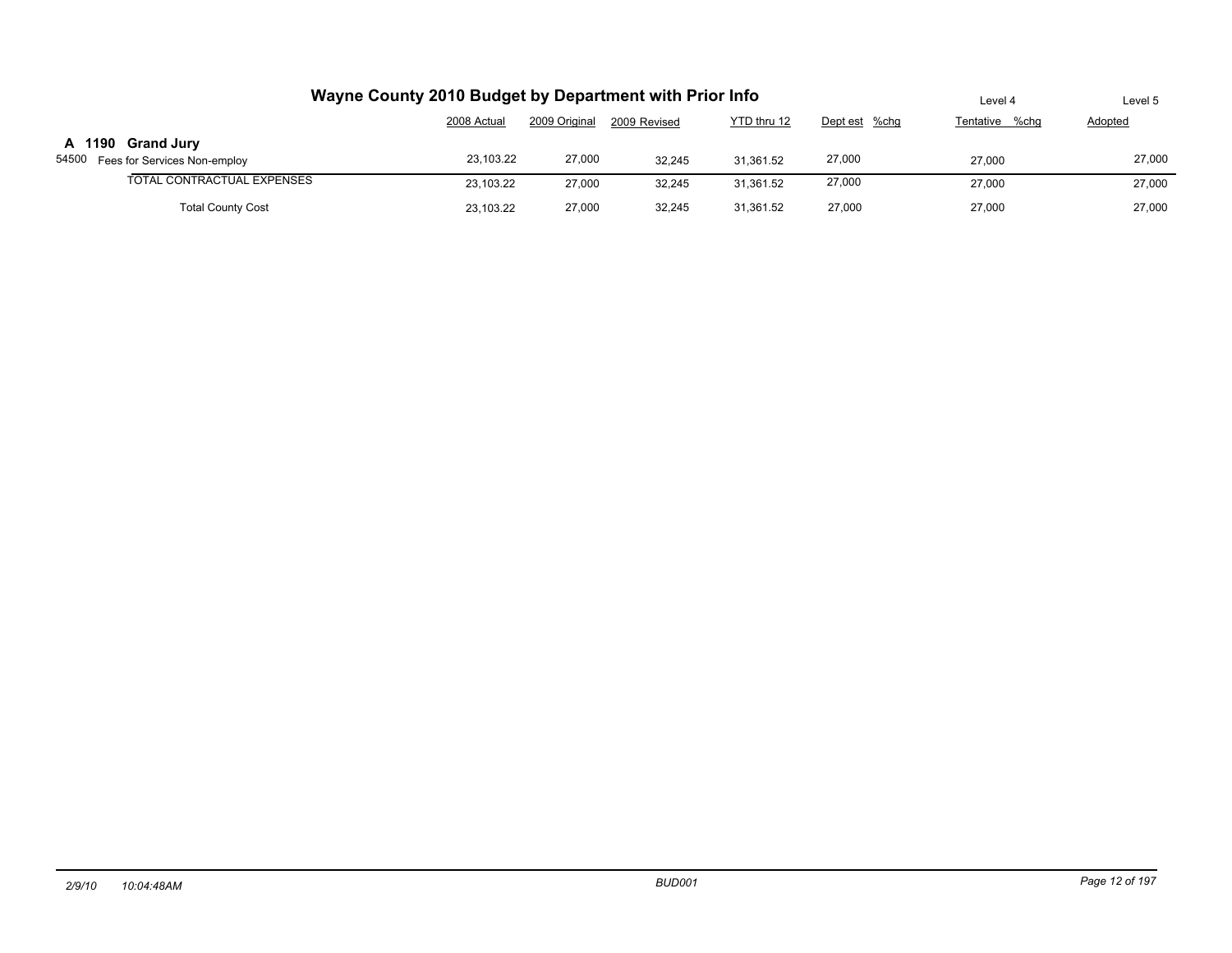# Wayne County 2010 Budget by Department with Prior Info

| | 2008 Actual | 2009 Original | 2009 Revised | YTD thru 12 | Dept est | %chg | Level 4 Tentative | %chg | Level 5 Adopted |
|---|---|---|---|---|---|---|---|---|---|
| **A 1190 Grand Jury** | | | | | | | | | |
| 54500 Fees for Services Non-employ | 23,103.22 | 27,000 | 32,245 | 31,361.52 | 27,000 | | 27,000 | | 27,000 |
| TOTAL CONTRACTUAL EXPENSES | 23,103.22 | 27,000 | 32,245 | 31,361.52 | 27,000 | | 27,000 | | 27,000 |
| Total County Cost | 23,103.22 | 27,000 | 32,245 | 31,361.52 | 27,000 | | 27,000 | | 27,000 |

2/9/10 10:04:48AM BUD001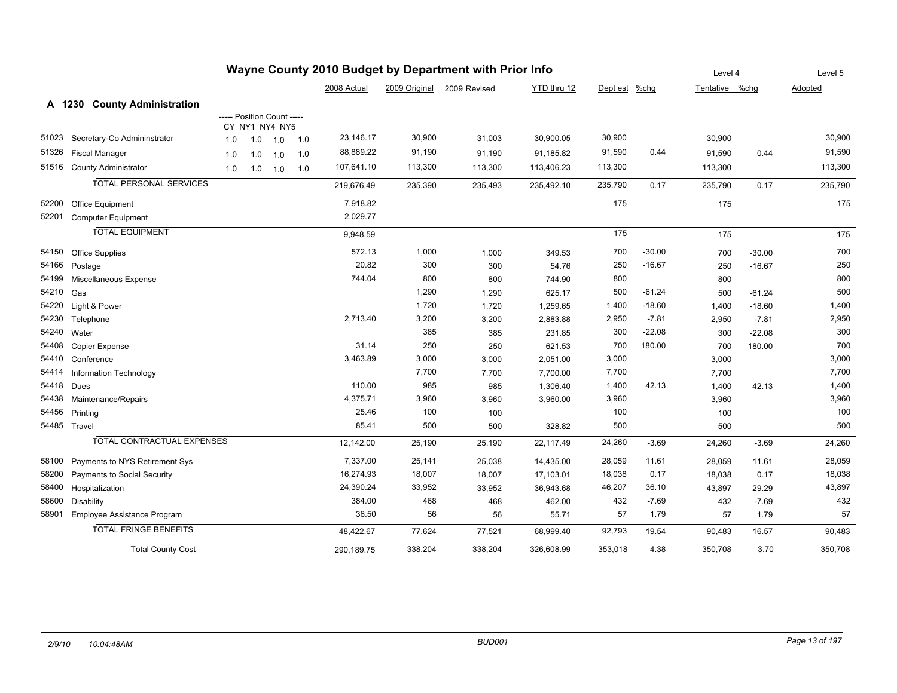# Wayne County 2010 Budget by Department with Prior Info

## A 1230 County Administration

| Code | Description | CY | NY1 | NY4 | NY5 | 2008 Actual | 2009 Original | 2009 Revised | YTD thru 12 | Dept est | %chg | Tentative (Level 4) | %chg | Adopted (Level 5) |
|---|---|---|---|---|---|---|---|---|---|---|---|---|---|---|
| | | ----- Position Count ----- | | | | | | | | | | | | |
| 51023 | Secretary-Co Admininstrator | 1.0 | 1.0 | 1.0 | 1.0 | 23,146.17 | 30,900 | 31,003 | 30,900.05 | 30,900 | | 30,900 | | 30,900 |
| 51326 | Fiscal Manager | 1.0 | 1.0 | 1.0 | 1.0 | 88,889.22 | 91,190 | 91,190 | 91,185.82 | 91,590 | 0.44 | 91,590 | 0.44 | 91,590 |
| 51516 | County Administrator | 1.0 | 1.0 | 1.0 | 1.0 | 107,641.10 | 113,300 | 113,300 | 113,406.23 | 113,300 | | 113,300 | | 113,300 |
| | TOTAL PERSONAL SERVICES | | | | | 219,676.49 | 235,390 | 235,493 | 235,492.10 | 235,790 | 0.17 | 235,790 | 0.17 | 235,790 |
| 52200 | Office Equipment | | | | | 7,918.82 | | | | 175 | | 175 | | 175 |
| 52201 | Computer Equipment | | | | | 2,029.77 | | | | | | | | |
| | TOTAL EQUIPMENT | | | | | 9,948.59 | | | | 175 | | 175 | | 175 |
| 54150 | Office Supplies | | | | | 572.13 | 1,000 | 1,000 | 349.53 | 700 | -30.00 | 700 | -30.00 | 700 |
| 54166 | Postage | | | | | 20.82 | 300 | 300 | 54.76 | 250 | -16.67 | 250 | -16.67 | 250 |
| 54199 | Miscellaneous Expense | | | | | 744.04 | 800 | 800 | 744.90 | 800 | | 800 | | 800 |
| 54210 | Gas | | | | | | 1,290 | 1,290 | 625.17 | 500 | -61.24 | 500 | -61.24 | 500 |
| 54220 | Light & Power | | | | | | 1,720 | 1,720 | 1,259.65 | 1,400 | -18.60 | 1,400 | -18.60 | 1,400 |
| 54230 | Telephone | | | | | 2,713.40 | 3,200 | 3,200 | 2,883.88 | 2,950 | -7.81 | 2,950 | -7.81 | 2,950 |
| 54240 | Water | | | | | | 385 | 385 | 231.85 | 300 | -22.08 | 300 | -22.08 | 300 |
| 54408 | Copier Expense | | | | | 31.14 | 250 | 250 | 621.53 | 700 | 180.00 | 700 | 180.00 | 700 |
| 54410 | Conference | | | | | 3,463.89 | 3,000 | 3,000 | 2,051.00 | 3,000 | | 3,000 | | 3,000 |
| 54414 | Information Technology | | | | | | 7,700 | 7,700 | 7,700.00 | 7,700 | | 7,700 | | 7,700 |
| 54418 | Dues | | | | | 110.00 | 985 | 985 | 1,306.40 | 1,400 | 42.13 | 1,400 | 42.13 | 1,400 |
| 54438 | Maintenance/Repairs | | | | | 4,375.71 | 3,960 | 3,960 | 3,960.00 | 3,960 | | 3,960 | | 3,960 |
| 54456 | Printing | | | | | 25.46 | 100 | 100 | | 100 | | 100 | | 100 |
| 54485 | Travel | | | | | 85.41 | 500 | 500 | 328.82 | 500 | | 500 | | 500 |
| | TOTAL CONTRACTUAL EXPENSES | | | | | 12,142.00 | 25,190 | 25,190 | 22,117.49 | 24,260 | -3.69 | 24,260 | -3.69 | 24,260 |
| 58100 | Payments to NYS Retirement Sys | | | | | 7,337.00 | 25,141 | 25,038 | 14,435.00 | 28,059 | 11.61 | 28,059 | 11.61 | 28,059 |
| 58200 | Payments to Social Security | | | | | 16,274.93 | 18,007 | 18,007 | 17,103.01 | 18,038 | 0.17 | 18,038 | 0.17 | 18,038 |
| 58400 | Hospitalization | | | | | 24,390.24 | 33,952 | 33,952 | 36,943.68 | 46,207 | 36.10 | 43,897 | 29.29 | 43,897 |
| 58600 | Disability | | | | | 384.00 | 468 | 468 | 462.00 | 432 | -7.69 | 432 | -7.69 | 432 |
| 58901 | Employee Assistance Program | | | | | 36.50 | 56 | 56 | 55.71 | 57 | 1.79 | 57 | 1.79 | 57 |
| | TOTAL FRINGE BENEFITS | | | | | 48,422.67 | 77,624 | 77,521 | 68,999.40 | 92,793 | 19.54 | 90,483 | 16.57 | 90,483 |
| | Total County Cost | | | | | 290,189.75 | 338,204 | 338,204 | 326,608.99 | 353,018 | 4.38 | 350,708 | 3.70 | 350,708 |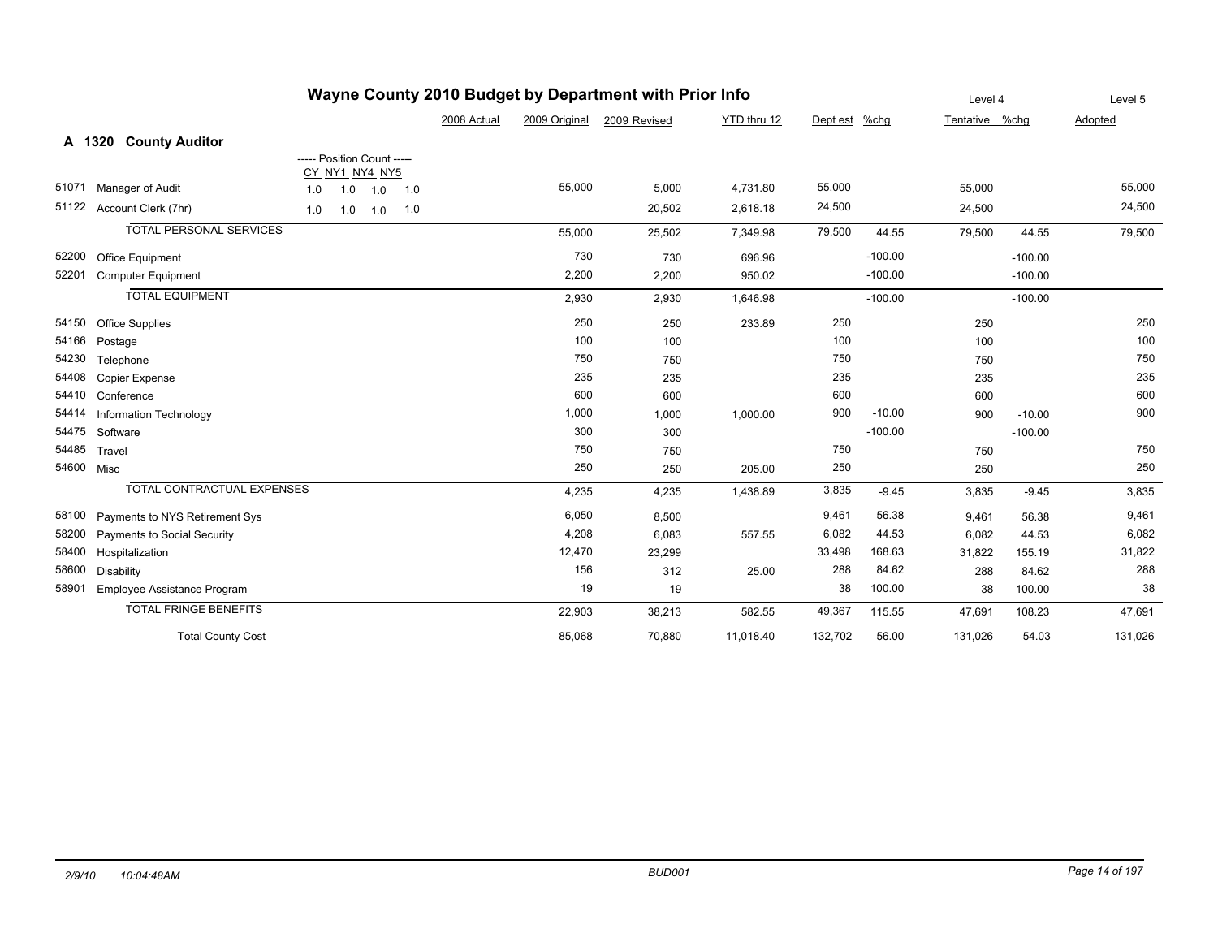# Wayne County 2010 Budget by Department with Prior Info

## A 1320 County Auditor

| Code | Description | CY | NY1 | NY4 | NY5 | 2008 Actual | 2009 Original | 2009 Revised | YTD thru 12 | Dept est | %chg | Level 4 Tentative | %chg | Level 5 Adopted |
|---|---|---|---|---|---|---|---|---|---|---|---|---|---|---|
| 51071 | Manager of Audit | 1.0 | 1.0 | 1.0 | 1.0 | | 55,000 | 5,000 | 4,731.80 | 55,000 | | 55,000 | | 55,000 |
| 51122 | Account Clerk (7hr) | 1.0 | 1.0 | 1.0 | 1.0 | | | 20,502 | 2,618.18 | 24,500 | | 24,500 | | 24,500 |
| | TOTAL PERSONAL SERVICES | | | | | | 55,000 | 25,502 | 7,349.98 | 79,500 | 44.55 | 79,500 | 44.55 | 79,500 |
| 52200 | Office Equipment | | | | | | 730 | 730 | 696.96 | | -100.00 | | -100.00 | |
| 52201 | Computer Equipment | | | | | | 2,200 | 2,200 | 950.02 | | -100.00 | | -100.00 | |
| | TOTAL EQUIPMENT | | | | | | 2,930 | 2,930 | 1,646.98 | | -100.00 | | -100.00 | |
| 54150 | Office Supplies | | | | | | 250 | 250 | 233.89 | 250 | | 250 | | 250 |
| 54166 | Postage | | | | | | 100 | 100 | | 100 | | 100 | | 100 |
| 54230 | Telephone | | | | | | 750 | 750 | | 750 | | 750 | | 750 |
| 54408 | Copier Expense | | | | | | 235 | 235 | | 235 | | 235 | | 235 |
| 54410 | Conference | | | | | | 600 | 600 | | 600 | | 600 | | 600 |
| 54414 | Information Technology | | | | | | 1,000 | 1,000 | 1,000.00 | 900 | -10.00 | 900 | -10.00 | 900 |
| 54475 | Software | | | | | | 300 | 300 | | | -100.00 | | -100.00 | |
| 54485 | Travel | | | | | | 750 | 750 | | 750 | | 750 | | 750 |
| 54600 | Misc | | | | | | 250 | 250 | 205.00 | 250 | | 250 | | 250 |
| | TOTAL CONTRACTUAL EXPENSES | | | | | | 4,235 | 4,235 | 1,438.89 | 3,835 | -9.45 | 3,835 | -9.45 | 3,835 |
| 58100 | Payments to NYS Retirement Sys | | | | | | 6,050 | 8,500 | | 9,461 | 56.38 | 9,461 | 56.38 | 9,461 |
| 58200 | Payments to Social Security | | | | | | 4,208 | 6,083 | 557.55 | 6,082 | 44.53 | 6,082 | 44.53 | 6,082 |
| 58400 | Hospitalization | | | | | | 12,470 | 23,299 | | 33,498 | 168.63 | 31,822 | 155.19 | 31,822 |
| 58600 | Disability | | | | | | 156 | 312 | 25.00 | 288 | 84.62 | 288 | 84.62 | 288 |
| 58901 | Employee Assistance Program | | | | | | 19 | 19 | | 38 | 100.00 | 38 | 100.00 | 38 |
| | TOTAL FRINGE BENEFITS | | | | | | 22,903 | 38,213 | 582.55 | 49,367 | 115.55 | 47,691 | 108.23 | 47,691 |
| | Total County Cost | | | | | | 85,068 | 70,880 | 11,018.40 | 132,702 | 56.00 | 131,026 | 54.03 | 131,026 |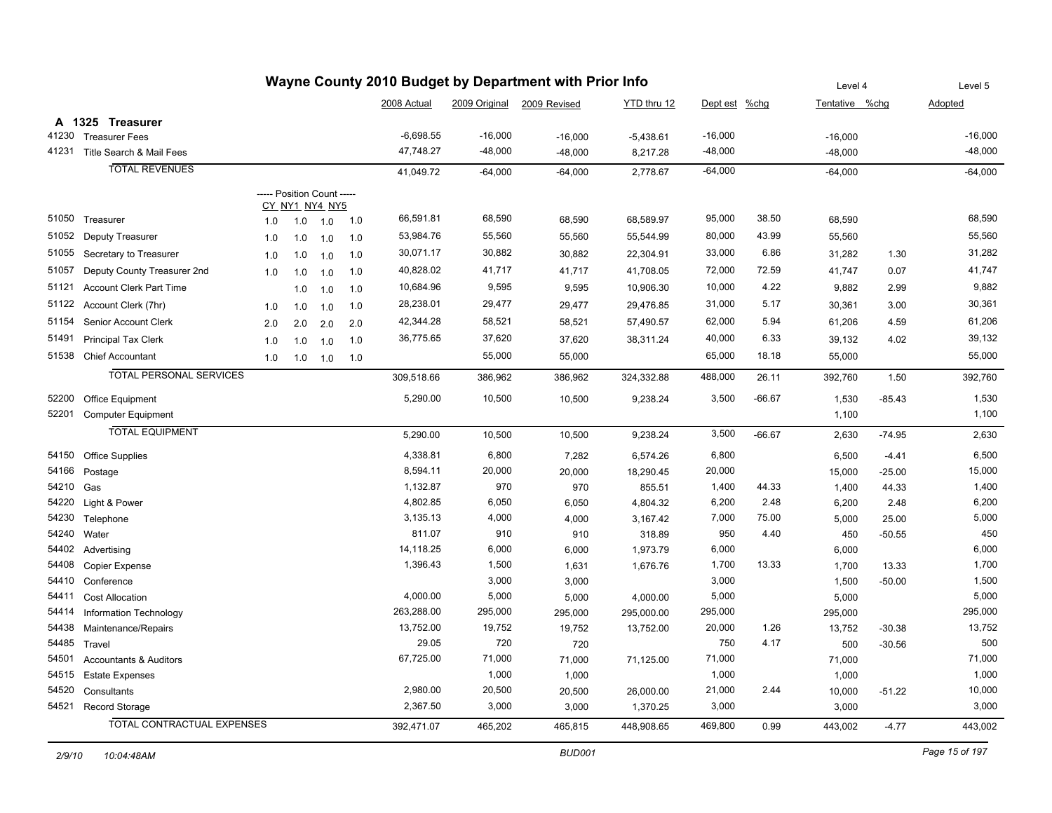# Wayne County 2010 Budget by Department with Prior Info

## A 1325 Treasurer

| Code | Description | CY | NY1 | NY4 | NY5 | 2008 Actual | 2009 Original | 2009 Revised | YTD thru 12 | Dept est | %chg | Level 4 Tentative | %chg | Level 5 Adopted |
|---|---|---|---|---|---|---|---|---|---|---|---|---|---|---|
| 41230 | Treasurer Fees | | | | | -6,698.55 | -16,000 | -16,000 | -5,438.61 | -16,000 | | -16,000 | | -16,000 |
| 41231 | Title Search & Mail Fees | | | | | 47,748.27 | -48,000 | -48,000 | 8,217.28 | -48,000 | | -48,000 | | -48,000 |
| | TOTAL REVENUES | | | | | 41,049.72 | -64,000 | -64,000 | 2,778.67 | -64,000 | | -64,000 | | -64,000 |
| | ----- Position Count ----- | | | | | | | | | | | | | |
| 51050 | Treasurer | 1.0 | 1.0 | 1.0 | 1.0 | 66,591.81 | 68,590 | 68,590 | 68,589.97 | 95,000 | 38.50 | 68,590 | | 68,590 |
| 51052 | Deputy Treasurer | 1.0 | 1.0 | 1.0 | 1.0 | 53,984.76 | 55,560 | 55,560 | 55,544.99 | 80,000 | 43.99 | 55,560 | | 55,560 |
| 51055 | Secretary to Treasurer | 1.0 | 1.0 | 1.0 | 1.0 | 30,071.17 | 30,882 | 30,882 | 22,304.91 | 33,000 | 6.86 | 31,282 | 1.30 | 31,282 |
| 51057 | Deputy County Treasurer 2nd | 1.0 | 1.0 | 1.0 | 1.0 | 40,828.02 | 41,717 | 41,717 | 41,708.05 | 72,000 | 72.59 | 41,747 | 0.07 | 41,747 |
| 51121 | Account Clerk Part Time | | 1.0 | 1.0 | 1.0 | 10,684.96 | 9,595 | 9,595 | 10,906.30 | 10,000 | 4.22 | 9,882 | 2.99 | 9,882 |
| 51122 | Account Clerk (7hr) | 1.0 | 1.0 | 1.0 | 1.0 | 28,238.01 | 29,477 | 29,477 | 29,476.85 | 31,000 | 5.17 | 30,361 | 3.00 | 30,361 |
| 51154 | Senior Account Clerk | 2.0 | 2.0 | 2.0 | 2.0 | 42,344.28 | 58,521 | 58,521 | 57,490.57 | 62,000 | 5.94 | 61,206 | 4.59 | 61,206 |
| 51491 | Principal Tax Clerk | 1.0 | 1.0 | 1.0 | 1.0 | 36,775.65 | 37,620 | 37,620 | 38,311.24 | 40,000 | 6.33 | 39,132 | 4.02 | 39,132 |
| 51538 | Chief Accountant | 1.0 | 1.0 | 1.0 | 1.0 | | 55,000 | 55,000 | | 65,000 | 18.18 | 55,000 | | 55,000 |
| | TOTAL PERSONAL SERVICES | | | | | 309,518.66 | 386,962 | 386,962 | 324,332.88 | 488,000 | 26.11 | 392,760 | 1.50 | 392,760 |
| 52200 | Office Equipment | | | | | 5,290.00 | 10,500 | 10,500 | 9,238.24 | 3,500 | -66.67 | 1,530 | -85.43 | 1,530 |
| 52201 | Computer Equipment | | | | | | | | | | | 1,100 | | 1,100 |
| | TOTAL EQUIPMENT | | | | | 5,290.00 | 10,500 | 10,500 | 9,238.24 | 3,500 | -66.67 | 2,630 | -74.95 | 2,630 |
| 54150 | Office Supplies | | | | | 4,338.81 | 6,800 | 7,282 | 6,574.26 | 6,800 | | 6,500 | -4.41 | 6,500 |
| 54166 | Postage | | | | | 8,594.11 | 20,000 | 20,000 | 18,290.45 | 20,000 | | 15,000 | -25.00 | 15,000 |
| 54210 | Gas | | | | | 1,132.87 | 970 | 970 | 855.51 | 1,400 | 44.33 | 1,400 | 44.33 | 1,400 |
| 54220 | Light & Power | | | | | 4,802.85 | 6,050 | 6,050 | 4,804.32 | 6,200 | 2.48 | 6,200 | 2.48 | 6,200 |
| 54230 | Telephone | | | | | 3,135.13 | 4,000 | 4,000 | 3,167.42 | 7,000 | 75.00 | 5,000 | 25.00 | 5,000 |
| 54240 | Water | | | | | 811.07 | 910 | 910 | 318.89 | 950 | 4.40 | 450 | -50.55 | 450 |
| 54402 | Advertising | | | | | 14,118.25 | 6,000 | 6,000 | 1,973.79 | 6,000 | | 6,000 | | 6,000 |
| 54408 | Copier Expense | | | | | 1,396.43 | 1,500 | 1,631 | 1,676.76 | 1,700 | 13.33 | 1,700 | 13.33 | 1,700 |
| 54410 | Conference | | | | | | 3,000 | 3,000 | | 3,000 | | 1,500 | -50.00 | 1,500 |
| 54411 | Cost Allocation | | | | | 4,000.00 | 5,000 | 5,000 | 4,000.00 | 5,000 | | 5,000 | | 5,000 |
| 54414 | Information Technology | | | | | 263,288.00 | 295,000 | 295,000 | 295,000.00 | 295,000 | | 295,000 | | 295,000 |
| 54438 | Maintenance/Repairs | | | | | 13,752.00 | 19,752 | 19,752 | 13,752.00 | 20,000 | 1.26 | 13,752 | -30.38 | 13,752 |
| 54485 | Travel | | | | | 29.05 | 720 | 720 | | 750 | 4.17 | 500 | -30.56 | 500 |
| 54501 | Accountants & Auditors | | | | | 67,725.00 | 71,000 | 71,000 | 71,125.00 | 71,000 | | 71,000 | | 71,000 |
| 54515 | Estate Expenses | | | | | | 1,000 | 1,000 | | 1,000 | | 1,000 | | 1,000 |
| 54520 | Consultants | | | | | 2,980.00 | 20,500 | 20,500 | 26,000.00 | 21,000 | 2.44 | 10,000 | -51.22 | 10,000 |
| 54521 | Record Storage | | | | | 2,367.50 | 3,000 | 3,000 | 1,370.25 | 3,000 | | 3,000 | | 3,000 |
| | TOTAL CONTRACTUAL EXPENSES | | | | | 392,471.07 | 465,202 | 465,815 | 448,908.65 | 469,800 | 0.99 | 443,002 | -4.77 | 443,002 |

2/9/10 10:04:48AM BUD001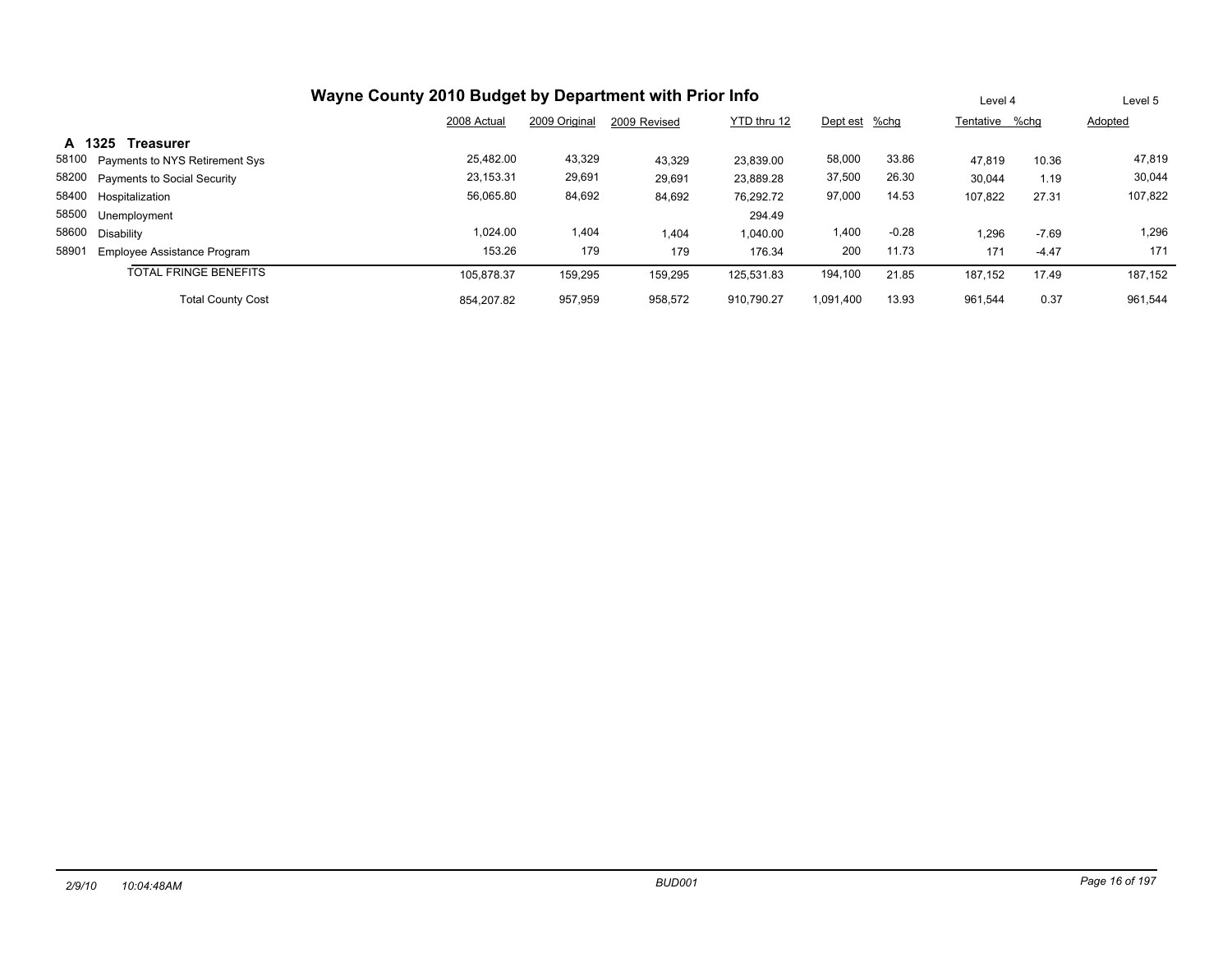## Wayne County 2010 Budget by Department with Prior Info

| | | 2008 Actual | 2009 Original | 2009 Revised | YTD thru 12 | Dept est | %chg | Level 4 Tentative | %chg | Level 5 Adopted |
|---|---|---|---|---|---|---|---|---|---|---|
| **A 1325** | **Treasurer** | | | | | | | | | |
| 58100 | Payments to NYS Retirement Sys | 25,482.00 | 43,329 | 43,329 | 23,839.00 | 58,000 | 33.86 | 47,819 | 10.36 | 47,819 |
| 58200 | Payments to Social Security | 23,153.31 | 29,691 | 29,691 | 23,889.28 | 37,500 | 26.30 | 30,044 | 1.19 | 30,044 |
| 58400 | Hospitalization | 56,065.80 | 84,692 | 84,692 | 76,292.72 | 97,000 | 14.53 | 107,822 | 27.31 | 107,822 |
| 58500 | Unemployment | | | | 294.49 | | | | | |
| 58600 | Disability | 1,024.00 | 1,404 | 1,404 | 1,040.00 | 1,400 | -0.28 | 1,296 | -7.69 | 1,296 |
| 58901 | Employee Assistance Program | 153.26 | 179 | 179 | 176.34 | 200 | 11.73 | 171 | -4.47 | 171 |
| | TOTAL FRINGE BENEFITS | 105,878.37 | 159,295 | 159,295 | 125,531.83 | 194,100 | 21.85 | 187,152 | 17.49 | 187,152 |
| | Total County Cost | 854,207.82 | 957,959 | 958,572 | 910,790.27 | 1,091,400 | 13.93 | 961,544 | 0.37 | 961,544 |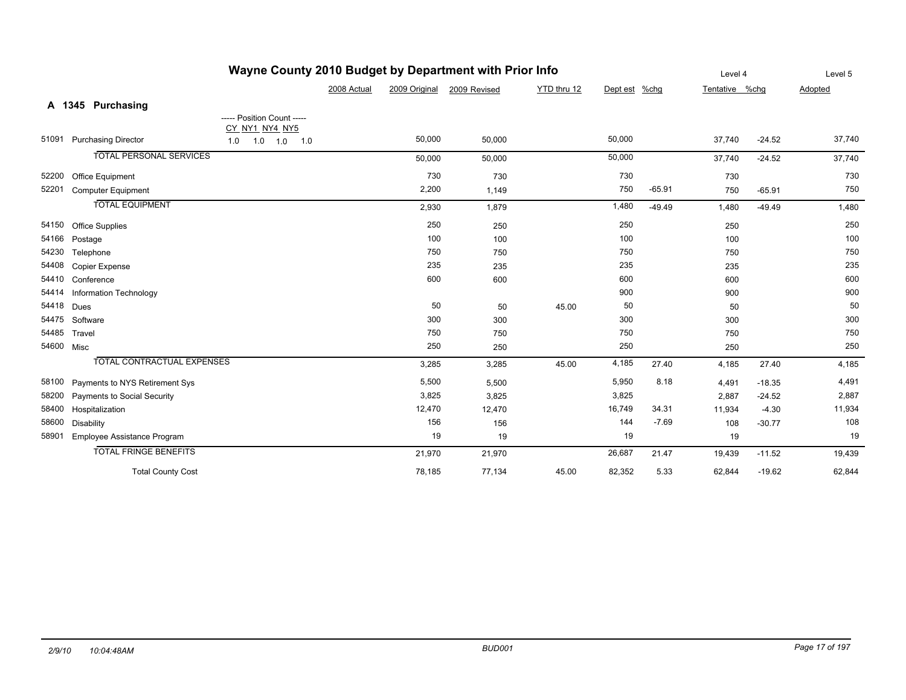# Wayne County 2010 Budget by Department with Prior Info

## A 1345 Purchasing

| | | ----- Position Count ----- CY NY1 NY4 NY5 | 2008 Actual | 2009 Original | 2009 Revised | YTD thru 12 | Dept est | %chg | Level 4 Tentative | %chg | Level 5 Adopted |
|---|---|---|---|---|---|---|---|---|---|---|---|
| 51091 | Purchasing Director | 1.0 1.0 1.0 1.0 | | 50,000 | 50,000 | | 50,000 | | 37,740 | -24.52 | 37,740 |
| | TOTAL PERSONAL SERVICES | | | 50,000 | 50,000 | | 50,000 | | 37,740 | -24.52 | 37,740 |
| 52200 | Office Equipment | | | 730 | 730 | | 730 | | 730 | | 730 |
| 52201 | Computer Equipment | | | 2,200 | 1,149 | | 750 | -65.91 | 750 | -65.91 | 750 |
| | TOTAL EQUIPMENT | | | 2,930 | 1,879 | | 1,480 | -49.49 | 1,480 | -49.49 | 1,480 |
| 54150 | Office Supplies | | | 250 | 250 | | 250 | | 250 | | 250 |
| 54166 | Postage | | | 100 | 100 | | 100 | | 100 | | 100 |
| 54230 | Telephone | | | 750 | 750 | | 750 | | 750 | | 750 |
| 54408 | Copier Expense | | | 235 | 235 | | 235 | | 235 | | 235 |
| 54410 | Conference | | | 600 | 600 | | 600 | | 600 | | 600 |
| 54414 | Information Technology | | | | | | 900 | | 900 | | 900 |
| 54418 | Dues | | | 50 | 50 | 45.00 | 50 | | 50 | | 50 |
| 54475 | Software | | | 300 | 300 | | 300 | | 300 | | 300 |
| 54485 | Travel | | | 750 | 750 | | 750 | | 750 | | 750 |
| 54600 | Misc | | | 250 | 250 | | 250 | | 250 | | 250 |
| | TOTAL CONTRACTUAL EXPENSES | | | 3,285 | 3,285 | 45.00 | 4,185 | 27.40 | 4,185 | 27.40 | 4,185 |
| 58100 | Payments to NYS Retirement Sys | | | 5,500 | 5,500 | | 5,950 | 8.18 | 4,491 | -18.35 | 4,491 |
| 58200 | Payments to Social Security | | | 3,825 | 3,825 | | 3,825 | | 2,887 | -24.52 | 2,887 |
| 58400 | Hospitalization | | | 12,470 | 12,470 | | 16,749 | 34.31 | 11,934 | -4.30 | 11,934 |
| 58600 | Disability | | | 156 | 156 | | 144 | -7.69 | 108 | -30.77 | 108 |
| 58901 | Employee Assistance Program | | | 19 | 19 | | 19 | | 19 | | 19 |
| | TOTAL FRINGE BENEFITS | | | 21,970 | 21,970 | | 26,687 | 21.47 | 19,439 | -11.52 | 19,439 |
| | Total County Cost | | | 78,185 | 77,134 | 45.00 | 82,352 | 5.33 | 62,844 | -19.62 | 62,844 |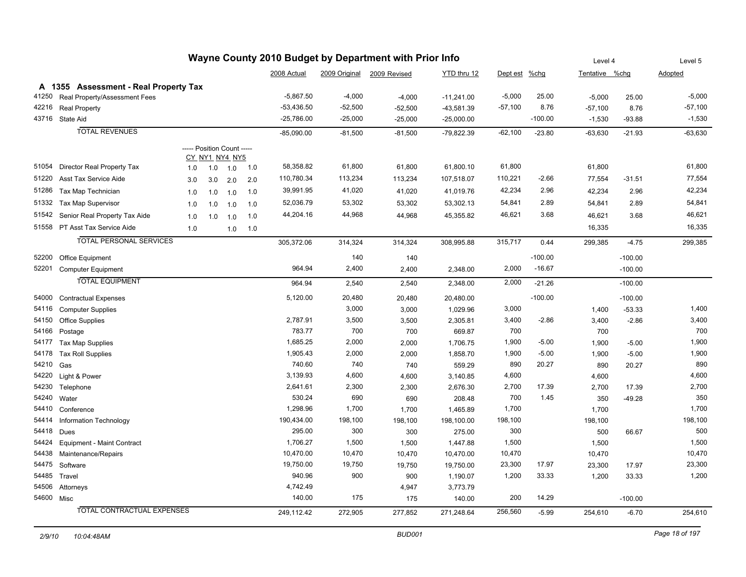# Wayne County 2010 Budget by Department with Prior Info

## A 1355 Assessment - Real Property Tax

| Code | Description | CY | NY1 | NY4 | NY5 | 2008 Actual | 2009 Original | 2009 Revised | YTD thru 12 | Dept est | %chg | Level 4 Tentative | %chg | Level 5 Adopted |
|---|---|---|---|---|---|---|---|---|---|---|---|---|---|---|
| 41250 | Real Property/Assessment Fees | | | | | -5,867.50 | -4,000 | -4,000 | -11,241.00 | -5,000 | 25.00 | -5,000 | 25.00 | -5,000 |
| 42216 | Real Property | | | | | -53,436.50 | -52,500 | -52,500 | -43,581.39 | -57,100 | 8.76 | -57,100 | 8.76 | -57,100 |
| 43716 | State Aid | | | | | -25,786.00 | -25,000 | -25,000 | -25,000.00 | | -100.00 | -1,530 | -93.88 | -1,530 |
| | TOTAL REVENUES | | | | | -85,090.00 | -81,500 | -81,500 | -79,822.39 | -62,100 | -23.80 | -63,630 | -21.93 | -63,630 |
| | | ----- Position Count ----- | | | | | | | | | | | | |
| 51054 | Director Real Property Tax | 1.0 | 1.0 | 1.0 | 1.0 | 58,358.82 | 61,800 | 61,800 | 61,800.10 | 61,800 | | 61,800 | | 61,800 |
| 51220 | Asst Tax Service Aide | 3.0 | 3.0 | 2.0 | 2.0 | 110,780.34 | 113,234 | 113,234 | 107,518.07 | 110,221 | -2.66 | 77,554 | -31.51 | 77,554 |
| 51286 | Tax Map Technician | 1.0 | 1.0 | 1.0 | 1.0 | 39,991.95 | 41,020 | 41,020 | 41,019.76 | 42,234 | 2.96 | 42,234 | 2.96 | 42,234 |
| 51332 | Tax Map Supervisor | 1.0 | 1.0 | 1.0 | 1.0 | 52,036.79 | 53,302 | 53,302 | 53,302.13 | 54,841 | 2.89 | 54,841 | 2.89 | 54,841 |
| 51542 | Senior Real Property Tax Aide | 1.0 | 1.0 | 1.0 | 1.0 | 44,204.16 | 44,968 | 44,968 | 45,355.82 | 46,621 | 3.68 | 46,621 | 3.68 | 46,621 |
| 51558 | PT Asst Tax Service Aide | 1.0 | | 1.0 | 1.0 | | | | | | | 16,335 | | 16,335 |
| | TOTAL PERSONAL SERVICES | | | | | 305,372.06 | 314,324 | 314,324 | 308,995.88 | 315,717 | 0.44 | 299,385 | -4.75 | 299,385 |
| 52200 | Office Equipment | | | | | | 140 | 140 | | | -100.00 | | -100.00 | |
| 52201 | Computer Equipment | | | | | 964.94 | 2,400 | 2,400 | 2,348.00 | 2,000 | -16.67 | | -100.00 | |
| | TOTAL EQUIPMENT | | | | | 964.94 | 2,540 | 2,540 | 2,348.00 | 2,000 | -21.26 | | -100.00 | |
| 54000 | Contractual Expenses | | | | | 5,120.00 | 20,480 | 20,480 | 20,480.00 | | -100.00 | | -100.00 | |
| 54116 | Computer Supplies | | | | | | 3,000 | 3,000 | 1,029.96 | 3,000 | | 1,400 | -53.33 | 1,400 |
| 54150 | Office Supplies | | | | | 2,787.91 | 3,500 | 3,500 | 2,305.81 | 3,400 | -2.86 | 3,400 | -2.86 | 3,400 |
| 54166 | Postage | | | | | 783.77 | 700 | 700 | 669.87 | 700 | | 700 | | 700 |
| 54177 | Tax Map Supplies | | | | | 1,685.25 | 2,000 | 2,000 | 1,706.75 | 1,900 | -5.00 | 1,900 | -5.00 | 1,900 |
| 54178 | Tax Roll Supplies | | | | | 1,905.43 | 2,000 | 2,000 | 1,858.70 | 1,900 | -5.00 | 1,900 | -5.00 | 1,900 |
| 54210 | Gas | | | | | 740.60 | 740 | 740 | 559.29 | 890 | 20.27 | 890 | 20.27 | 890 |
| 54220 | Light & Power | | | | | 3,139.93 | 4,600 | 4,600 | 3,140.85 | 4,600 | | 4,600 | | 4,600 |
| 54230 | Telephone | | | | | 2,641.61 | 2,300 | 2,300 | 2,676.30 | 2,700 | 17.39 | 2,700 | 17.39 | 2,700 |
| 54240 | Water | | | | | 530.24 | 690 | 690 | 208.48 | 700 | 1.45 | 350 | -49.28 | 350 |
| 54410 | Conference | | | | | 1,298.96 | 1,700 | 1,700 | 1,465.89 | 1,700 | | 1,700 | | 1,700 |
| 54414 | Information Technology | | | | | 190,434.00 | 198,100 | 198,100 | 198,100.00 | 198,100 | | 198,100 | | 198,100 |
| 54418 | Dues | | | | | 295.00 | 300 | 300 | 275.00 | 300 | | 500 | 66.67 | 500 |
| 54424 | Equipment - Maint Contract | | | | | 1,706.27 | 1,500 | 1,500 | 1,447.88 | 1,500 | | 1,500 | | 1,500 |
| 54438 | Maintenance/Repairs | | | | | 10,470.00 | 10,470 | 10,470 | 10,470.00 | 10,470 | | 10,470 | | 10,470 |
| 54475 | Software | | | | | 19,750.00 | 19,750 | 19,750 | 19,750.00 | 23,300 | 17.97 | 23,300 | 17.97 | 23,300 |
| 54485 | Travel | | | | | 940.96 | 900 | 900 | 1,190.07 | 1,200 | 33.33 | 1,200 | 33.33 | 1,200 |
| 54506 | Attorneys | | | | | 4,742.49 | | 4,947 | 3,773.79 | | | | | |
| 54600 | Misc | | | | | 140.00 | 175 | 175 | 140.00 | 200 | 14.29 | | -100.00 | |
| | TOTAL CONTRACTUAL EXPENSES | | | | | 249,112.42 | 272,905 | 277,852 | 271,248.64 | 256,560 | -5.99 | 254,610 | -6.70 | 254,610 |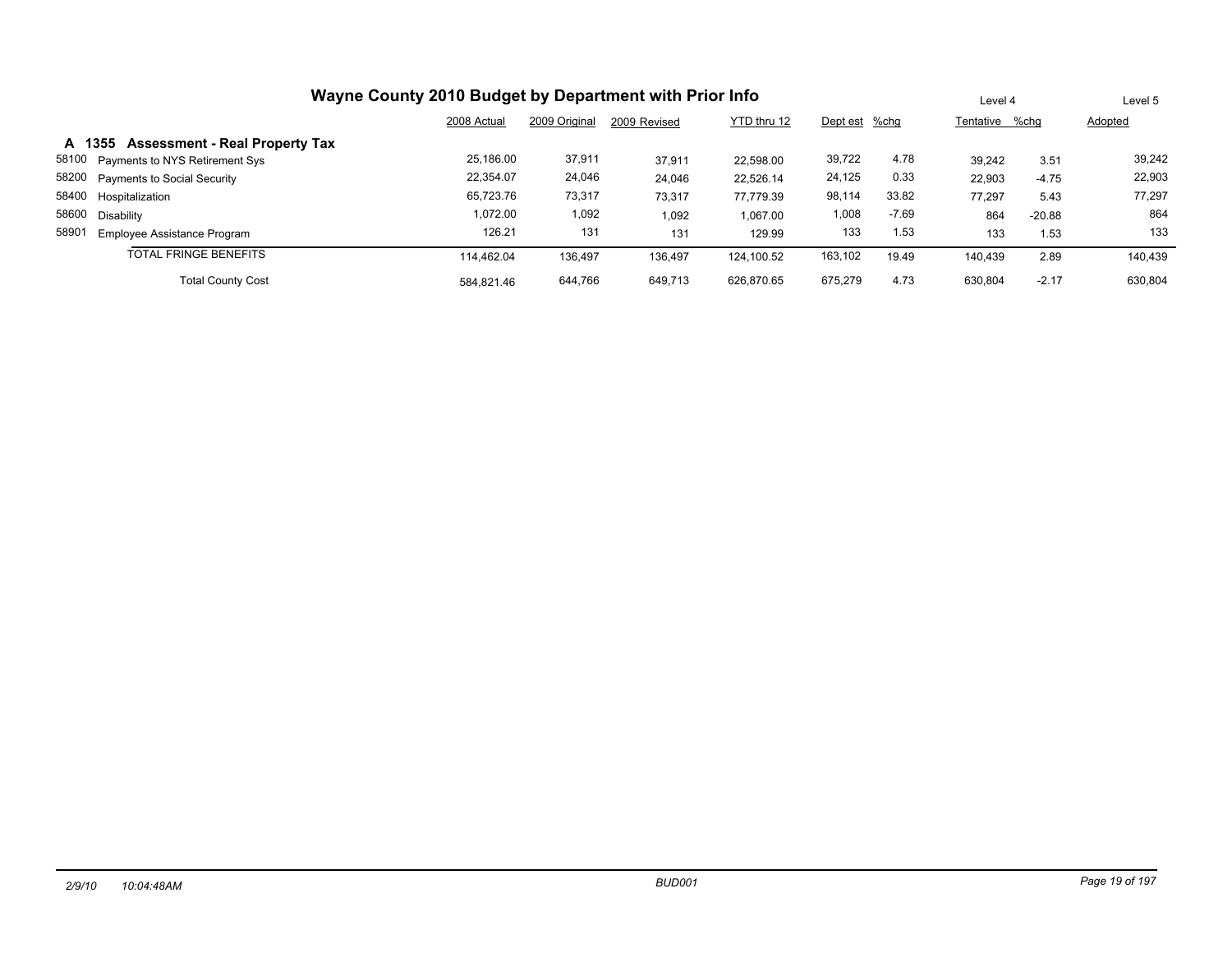# Wayne County 2010 Budget by Department with Prior Info

| | | 2008 Actual | 2009 Original | 2009 Revised | YTD thru 12 | Dept est | %chg | Level 4 Tentative | %chg | Level 5 Adopted |
|---|---|---|---|---|---|---|---|---|---|---|
| **A 1355** | **Assessment - Real Property Tax** | | | | | | | | | |
| 58100 | Payments to NYS Retirement Sys | 25,186.00 | 37,911 | 37,911 | 22,598.00 | 39,722 | 4.78 | 39,242 | 3.51 | 39,242 |
| 58200 | Payments to Social Security | 22,354.07 | 24,046 | 24,046 | 22,526.14 | 24,125 | 0.33 | 22,903 | -4.75 | 22,903 |
| 58400 | Hospitalization | 65,723.76 | 73,317 | 73,317 | 77,779.39 | 98,114 | 33.82 | 77,297 | 5.43 | 77,297 |
| 58600 | Disability | 1,072.00 | 1,092 | 1,092 | 1,067.00 | 1,008 | -7.69 | 864 | -20.88 | 864 |
| 58901 | Employee Assistance Program | 126.21 | 131 | 131 | 129.99 | 133 | 1.53 | 133 | 1.53 | 133 |
| | TOTAL FRINGE BENEFITS | 114,462.04 | 136,497 | 136,497 | 124,100.52 | 163,102 | 19.49 | 140,439 | 2.89 | 140,439 |
| | Total County Cost | 584,821.46 | 644,766 | 649,713 | 626,870.65 | 675,279 | 4.73 | 630,804 | -2.17 | 630,804 |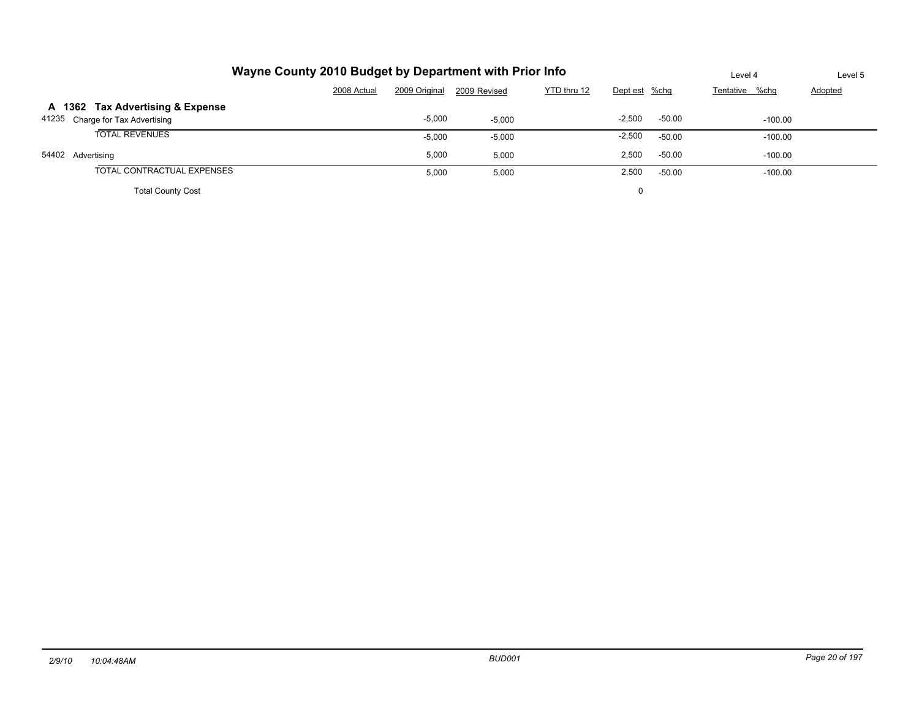# Wayne County 2010 Budget by Department with Prior Info

| | 2008 Actual | 2009 Original | 2009 Revised | YTD thru 12 | Dept est | %chg | Level 4 Tentative | %chg | Level 5 Adopted |
|---|---|---|---|---|---|---|---|---|---|
| **A 1362 Tax Advertising & Expense** | | | | | | | | | |
| 41235 Charge for Tax Advertising | | -5,000 | -5,000 | | -2,500 | -50.00 | | -100.00 | |
| TOTAL REVENUES | | -5,000 | -5,000 | | -2,500 | -50.00 | | -100.00 | |
| 54402 Advertising | | 5,000 | 5,000 | | 2,500 | -50.00 | | -100.00 | |
| TOTAL CONTRACTUAL EXPENSES | | 5,000 | 5,000 | | 2,500 | -50.00 | | -100.00 | |
| Total County Cost | | | | | 0 | | | | |

2/9/10 10:04:48AM BUD001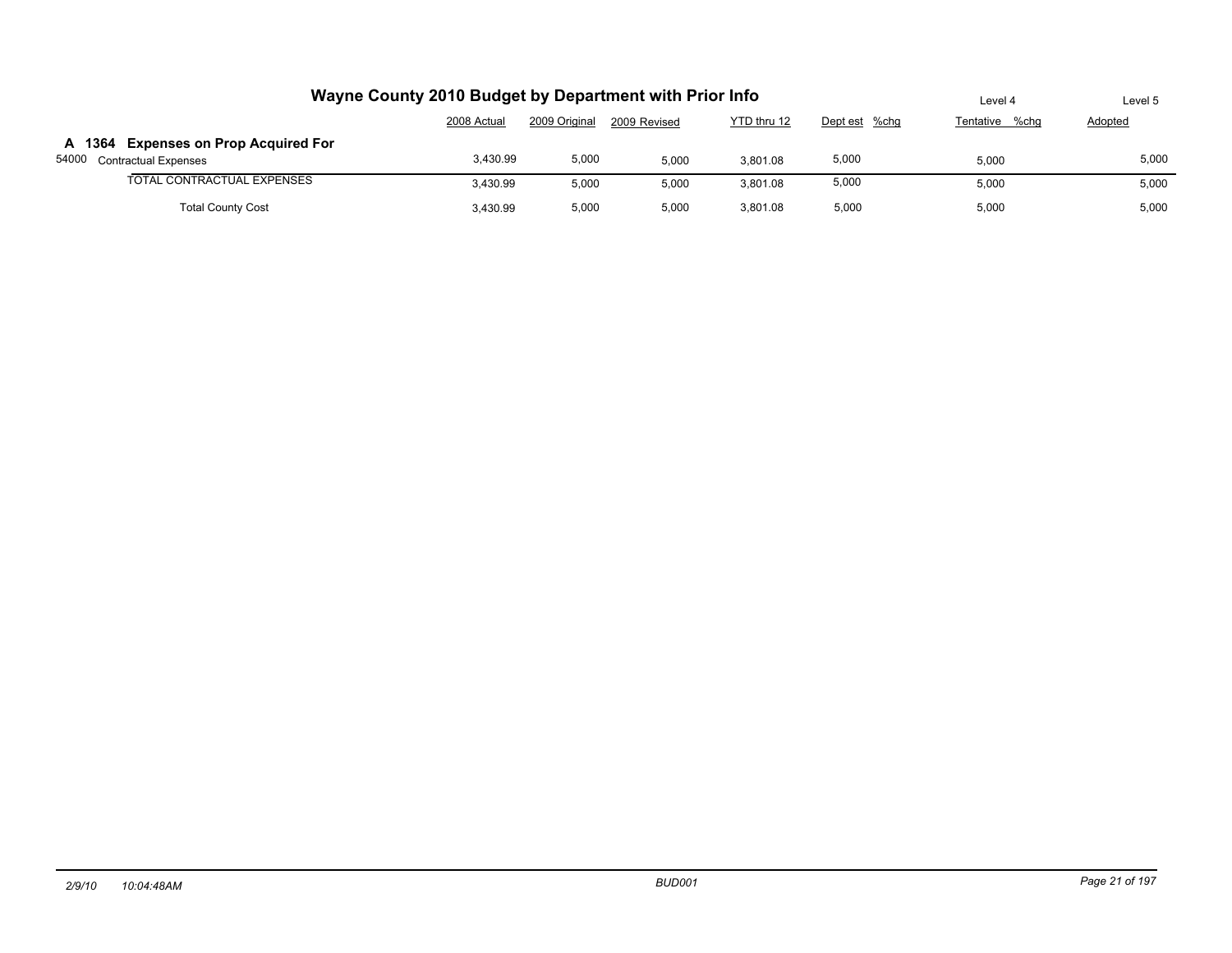# Wayne County 2010 Budget by Department with Prior Info

| | 2008 Actual | 2009 Original | 2009 Revised | YTD thru 12 | Level 4 Dept est | %chg | Level 5 Tentative | %chg | Adopted |
|---|---|---|---|---|---|---|---|---|---|
| **A 1364 Expenses on Prop Acquired For** | | | | | | | | | |
| 54000 Contractual Expenses | 3,430.99 | 5,000 | 5,000 | 3,801.08 | 5,000 | | 5,000 | | 5,000 |
| TOTAL CONTRACTUAL EXPENSES | 3,430.99 | 5,000 | 5,000 | 3,801.08 | 5,000 | | 5,000 | | 5,000 |
| Total County Cost | 3,430.99 | 5,000 | 5,000 | 3,801.08 | 5,000 | | 5,000 | | 5,000 |

2/9/10 10:04:48AM BUD001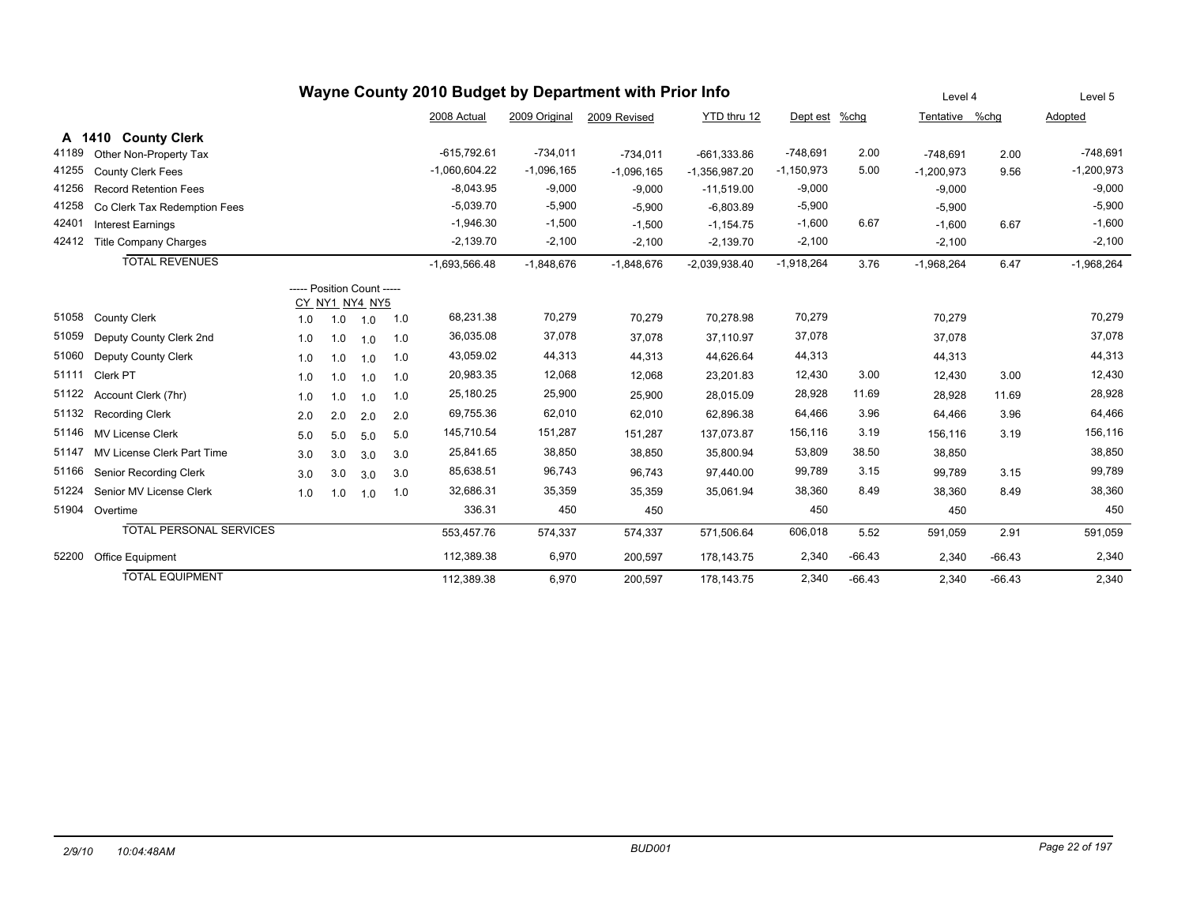# Wayne County 2010 Budget by Department with Prior Info

## A 1410 County Clerk

| | | CY | NY1 | NY4 | NY5 | 2008 Actual | 2009 Original | 2009 Revised | YTD thru 12 | Dept est | %chg | Level 4 Tentative | %chg | Level 5 Adopted |
|---|---|---|---|---|---|---|---|---|---|---|---|---|---|---|
| 41189 | Other Non-Property Tax | | | | | -615,792.61 | -734,011 | -734,011 | -661,333.86 | -748,691 | 2.00 | -748,691 | 2.00 | -748,691 |
| 41255 | County Clerk Fees | | | | | -1,060,604.22 | -1,096,165 | -1,096,165 | -1,356,987.20 | -1,150,973 | 5.00 | -1,200,973 | 9.56 | -1,200,973 |
| 41256 | Record Retention Fees | | | | | -8,043.95 | -9,000 | -9,000 | -11,519.00 | -9,000 | | -9,000 | | -9,000 |
| 41258 | Co Clerk Tax Redemption Fees | | | | | -5,039.70 | -5,900 | -5,900 | -6,803.89 | -5,900 | | -5,900 | | -5,900 |
| 42401 | Interest Earnings | | | | | -1,946.30 | -1,500 | -1,500 | -1,154.75 | -1,600 | 6.67 | -1,600 | 6.67 | -1,600 |
| 42412 | Title Company Charges | | | | | -2,139.70 | -2,100 | -2,100 | -2,139.70 | -2,100 | | -2,100 | | -2,100 |
| | TOTAL REVENUES | | | | | -1,693,566.48 | -1,848,676 | -1,848,676 | -2,039,938.40 | -1,918,264 | 3.76 | -1,968,264 | 6.47 | -1,968,264 |
| | | ----- Position Count ----- | | | | | | | | | | | | |
| 51058 | County Clerk | 1.0 | 1.0 | 1.0 | 1.0 | 68,231.38 | 70,279 | 70,279 | 70,278.98 | 70,279 | | 70,279 | | 70,279 |
| 51059 | Deputy County Clerk 2nd | 1.0 | 1.0 | 1.0 | 1.0 | 36,035.08 | 37,078 | 37,078 | 37,110.97 | 37,078 | | 37,078 | | 37,078 |
| 51060 | Deputy County Clerk | 1.0 | 1.0 | 1.0 | 1.0 | 43,059.02 | 44,313 | 44,313 | 44,626.64 | 44,313 | | 44,313 | | 44,313 |
| 51111 | Clerk PT | 1.0 | 1.0 | 1.0 | 1.0 | 20,983.35 | 12,068 | 12,068 | 23,201.83 | 12,430 | 3.00 | 12,430 | 3.00 | 12,430 |
| 51122 | Account Clerk (7hr) | 1.0 | 1.0 | 1.0 | 1.0 | 25,180.25 | 25,900 | 25,900 | 28,015.09 | 28,928 | 11.69 | 28,928 | 11.69 | 28,928 |
| 51132 | Recording Clerk | 2.0 | 2.0 | 2.0 | 2.0 | 69,755.36 | 62,010 | 62,010 | 62,896.38 | 64,466 | 3.96 | 64,466 | 3.96 | 64,466 |
| 51146 | MV License Clerk | 5.0 | 5.0 | 5.0 | 5.0 | 145,710.54 | 151,287 | 151,287 | 137,073.87 | 156,116 | 3.19 | 156,116 | 3.19 | 156,116 |
| 51147 | MV License Clerk Part Time | 3.0 | 3.0 | 3.0 | 3.0 | 25,841.65 | 38,850 | 38,850 | 35,800.94 | 53,809 | 38.50 | 38,850 | | 38,850 |
| 51166 | Senior Recording Clerk | 3.0 | 3.0 | 3.0 | 3.0 | 85,638.51 | 96,743 | 96,743 | 97,440.00 | 99,789 | 3.15 | 99,789 | 3.15 | 99,789 |
| 51224 | Senior MV License Clerk | 1.0 | 1.0 | 1.0 | 1.0 | 32,686.31 | 35,359 | 35,359 | 35,061.94 | 38,360 | 8.49 | 38,360 | 8.49 | 38,360 |
| 51904 | Overtime | | | | | 336.31 | 450 | 450 | | 450 | | 450 | | 450 |
| | TOTAL PERSONAL SERVICES | | | | | 553,457.76 | 574,337 | 574,337 | 571,506.64 | 606,018 | 5.52 | 591,059 | 2.91 | 591,059 |
| 52200 | Office Equipment | | | | | 112,389.38 | 6,970 | 200,597 | 178,143.75 | 2,340 | -66.43 | 2,340 | -66.43 | 2,340 |
| | TOTAL EQUIPMENT | | | | | 112,389.38 | 6,970 | 200,597 | 178,143.75 | 2,340 | -66.43 | 2,340 | -66.43 | 2,340 |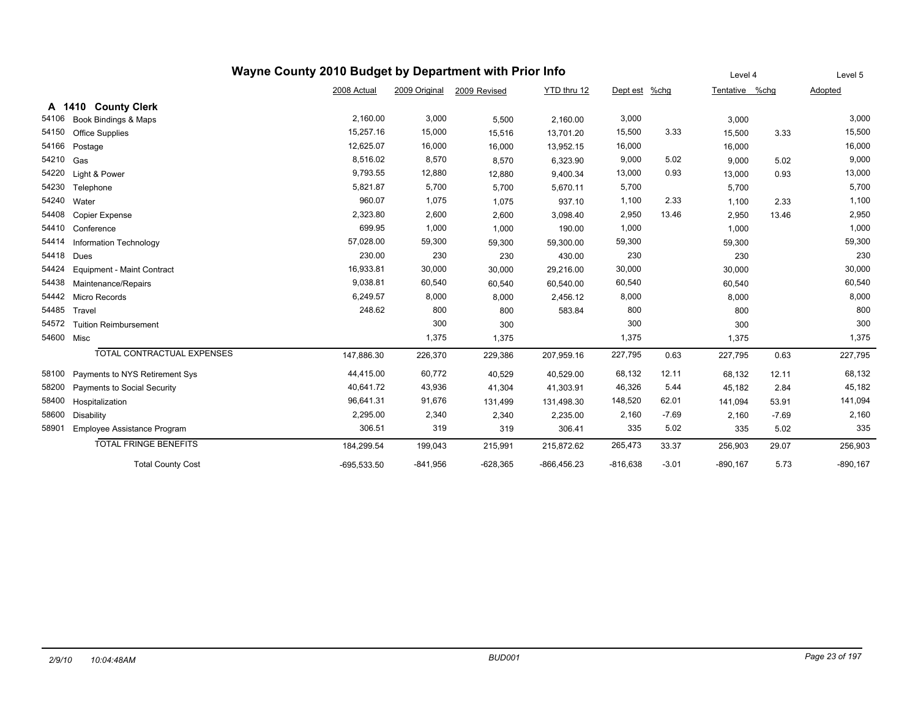# Wayne County 2010 Budget by Department with Prior Info

| | | 2008 Actual | 2009 Original | 2009 Revised | YTD thru 12 | Dept est | %chg | Level 4 Tentative | %chg | Level 5 Adopted |
|---|---|---|---|---|---|---|---|---|---|---|
| **A 1410** | **County Clerk** | | | | | | | | | |
| 54106 | Book Bindings & Maps | 2,160.00 | 3,000 | 5,500 | 2,160.00 | 3,000 | | 3,000 | | 3,000 |
| 54150 | Office Supplies | 15,257.16 | 15,000 | 15,516 | 13,701.20 | 15,500 | 3.33 | 15,500 | 3.33 | 15,500 |
| 54166 | Postage | 12,625.07 | 16,000 | 16,000 | 13,952.15 | 16,000 | | 16,000 | | 16,000 |
| 54210 | Gas | 8,516.02 | 8,570 | 8,570 | 6,323.90 | 9,000 | 5.02 | 9,000 | 5.02 | 9,000 |
| 54220 | Light & Power | 9,793.55 | 12,880 | 12,880 | 9,400.34 | 13,000 | 0.93 | 13,000 | 0.93 | 13,000 |
| 54230 | Telephone | 5,821.87 | 5,700 | 5,700 | 5,670.11 | 5,700 | | 5,700 | | 5,700 |
| 54240 | Water | 960.07 | 1,075 | 1,075 | 937.10 | 1,100 | 2.33 | 1,100 | 2.33 | 1,100 |
| 54408 | Copier Expense | 2,323.80 | 2,600 | 2,600 | 3,098.40 | 2,950 | 13.46 | 2,950 | 13.46 | 2,950 |
| 54410 | Conference | 699.95 | 1,000 | 1,000 | 190.00 | 1,000 | | 1,000 | | 1,000 |
| 54414 | Information Technology | 57,028.00 | 59,300 | 59,300 | 59,300.00 | 59,300 | | 59,300 | | 59,300 |
| 54418 | Dues | 230.00 | 230 | 230 | 430.00 | 230 | | 230 | | 230 |
| 54424 | Equipment - Maint Contract | 16,933.81 | 30,000 | 30,000 | 29,216.00 | 30,000 | | 30,000 | | 30,000 |
| 54438 | Maintenance/Repairs | 9,038.81 | 60,540 | 60,540 | 60,540.00 | 60,540 | | 60,540 | | 60,540 |
| 54442 | Micro Records | 6,249.57 | 8,000 | 8,000 | 2,456.12 | 8,000 | | 8,000 | | 8,000 |
| 54485 | Travel | 248.62 | 800 | 800 | 583.84 | 800 | | 800 | | 800 |
| 54572 | Tuition Reimbursement | | 300 | 300 | | 300 | | 300 | | 300 |
| 54600 | Misc | | 1,375 | 1,375 | | 1,375 | | 1,375 | | 1,375 |
| | TOTAL CONTRACTUAL EXPENSES | 147,886.30 | 226,370 | 229,386 | 207,959.16 | 227,795 | 0.63 | 227,795 | 0.63 | 227,795 |
| 58100 | Payments to NYS Retirement Sys | 44,415.00 | 60,772 | 40,529 | 40,529.00 | 68,132 | 12.11 | 68,132 | 12.11 | 68,132 |
| 58200 | Payments to Social Security | 40,641.72 | 43,936 | 41,304 | 41,303.91 | 46,326 | 5.44 | 45,182 | 2.84 | 45,182 |
| 58400 | Hospitalization | 96,641.31 | 91,676 | 131,499 | 131,498.30 | 148,520 | 62.01 | 141,094 | 53.91 | 141,094 |
| 58600 | Disability | 2,295.00 | 2,340 | 2,340 | 2,235.00 | 2,160 | -7.69 | 2,160 | -7.69 | 2,160 |
| 58901 | Employee Assistance Program | 306.51 | 319 | 319 | 306.41 | 335 | 5.02 | 335 | 5.02 | 335 |
| | TOTAL FRINGE BENEFITS | 184,299.54 | 199,043 | 215,991 | 215,872.62 | 265,473 | 33.37 | 256,903 | 29.07 | 256,903 |
| | Total County Cost | -695,533.50 | -841,956 | -628,365 | -866,456.23 | -816,638 | -3.01 | -890,167 | 5.73 | -890,167 |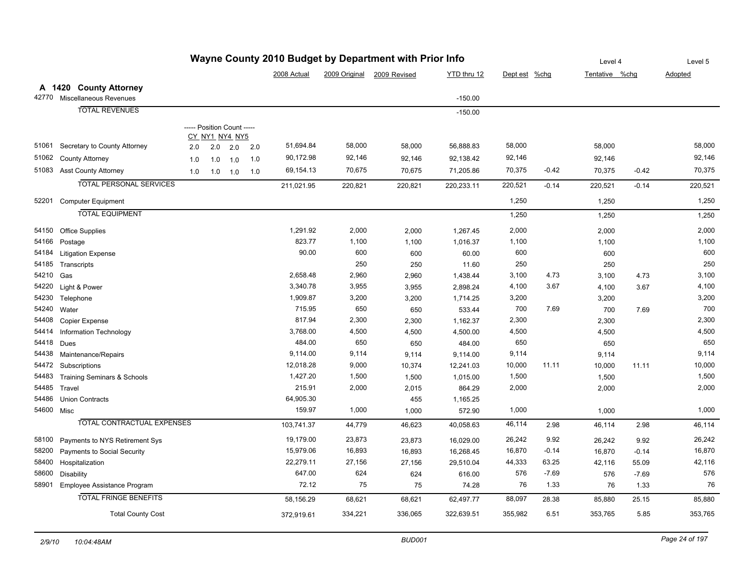# Wayne County 2010 Budget by Department with Prior Info

## A 1420 County Attorney

| Code | Description | CY | NY1 | NY4 | NY5 | 2008 Actual | 2009 Original | 2009 Revised | YTD thru 12 | Dept est | %chg | Level 4 Tentative | %chg | Level 5 Adopted |
|---|---|---|---|---|---|---|---|---|---|---|---|---|---|---|
| 42770 | Miscellaneous Revenues | | | | | | | | -150.00 | | | | | |
| | TOTAL REVENUES | | | | | | | | -150.00 | | | | | |
| | ----- Position Count ----- | | | | | | | | | | | | | |
| 51061 | Secretary to County Attorney | 2.0 | 2.0 | 2.0 | 2.0 | 51,694.84 | 58,000 | 58,000 | 56,888.83 | 58,000 | | 58,000 | | 58,000 |
| 51062 | County Attorney | 1.0 | 1.0 | 1.0 | 1.0 | 90,172.98 | 92,146 | 92,146 | 92,138.42 | 92,146 | | 92,146 | | 92,146 |
| 51083 | Asst County Attorney | 1.0 | 1.0 | 1.0 | 1.0 | 69,154.13 | 70,675 | 70,675 | 71,205.86 | 70,375 | -0.42 | 70,375 | -0.42 | 70,375 |
| | TOTAL PERSONAL SERVICES | | | | | 211,021.95 | 220,821 | 220,821 | 220,233.11 | 220,521 | -0.14 | 220,521 | -0.14 | 220,521 |
| 52201 | Computer Equipment | | | | | | | | | 1,250 | | 1,250 | | 1,250 |
| | TOTAL EQUIPMENT | | | | | | | | | 1,250 | | 1,250 | | 1,250 |
| 54150 | Office Supplies | | | | | 1,291.92 | 2,000 | 2,000 | 1,267.45 | 2,000 | | 2,000 | | 2,000 |
| 54166 | Postage | | | | | 823.77 | 1,100 | 1,100 | 1,016.37 | 1,100 | | 1,100 | | 1,100 |
| 54184 | Litigation Expense | | | | | 90.00 | 600 | 600 | 60.00 | 600 | | 600 | | 600 |
| 54185 | Transcripts | | | | | | 250 | 250 | 11.60 | 250 | | 250 | | 250 |
| 54210 | Gas | | | | | 2,658.48 | 2,960 | 2,960 | 1,438.44 | 3,100 | 4.73 | 3,100 | 4.73 | 3,100 |
| 54220 | Light & Power | | | | | 3,340.78 | 3,955 | 3,955 | 2,898.24 | 4,100 | 3.67 | 4,100 | 3.67 | 4,100 |
| 54230 | Telephone | | | | | 1,909.87 | 3,200 | 3,200 | 1,714.25 | 3,200 | | 3,200 | | 3,200 |
| 54240 | Water | | | | | 715.95 | 650 | 650 | 533.44 | 700 | 7.69 | 700 | 7.69 | 700 |
| 54408 | Copier Expense | | | | | 817.94 | 2,300 | 2,300 | 1,162.37 | 2,300 | | 2,300 | | 2,300 |
| 54414 | Information Technology | | | | | 3,768.00 | 4,500 | 4,500 | 4,500.00 | 4,500 | | 4,500 | | 4,500 |
| 54418 | Dues | | | | | 484.00 | 650 | 650 | 484.00 | 650 | | 650 | | 650 |
| 54438 | Maintenance/Repairs | | | | | 9,114.00 | 9,114 | 9,114 | 9,114.00 | 9,114 | | 9,114 | | 9,114 |
| 54472 | Subscriptions | | | | | 12,018.28 | 9,000 | 10,374 | 12,241.03 | 10,000 | 11.11 | 10,000 | 11.11 | 10,000 |
| 54483 | Training Seminars & Schools | | | | | 1,427.20 | 1,500 | 1,500 | 1,015.00 | 1,500 | | 1,500 | | 1,500 |
| 54485 | Travel | | | | | 215.91 | 2,000 | 2,015 | 864.29 | 2,000 | | 2,000 | | 2,000 |
| 54486 | Union Contracts | | | | | 64,905.30 | | 455 | 1,165.25 | | | | | |
| 54600 | Misc | | | | | 159.97 | 1,000 | 1,000 | 572.90 | 1,000 | | 1,000 | | 1,000 |
| | TOTAL CONTRACTUAL EXPENSES | | | | | 103,741.37 | 44,779 | 46,623 | 40,058.63 | 46,114 | 2.98 | 46,114 | 2.98 | 46,114 |
| 58100 | Payments to NYS Retirement Sys | | | | | 19,179.00 | 23,873 | 23,873 | 16,029.00 | 26,242 | 9.92 | 26,242 | 9.92 | 26,242 |
| 58200 | Payments to Social Security | | | | | 15,979.06 | 16,893 | 16,893 | 16,268.45 | 16,870 | -0.14 | 16,870 | -0.14 | 16,870 |
| 58400 | Hospitalization | | | | | 22,279.11 | 27,156 | 27,156 | 29,510.04 | 44,333 | 63.25 | 42,116 | 55.09 | 42,116 |
| 58600 | Disability | | | | | 647.00 | 624 | 624 | 616.00 | 576 | -7.69 | 576 | -7.69 | 576 |
| 58901 | Employee Assistance Program | | | | | 72.12 | 75 | 75 | 74.28 | 76 | 1.33 | 76 | 1.33 | 76 |
| | TOTAL FRINGE BENEFITS | | | | | 58,156.29 | 68,621 | 68,621 | 62,497.77 | 88,097 | 28.38 | 85,880 | 25.15 | 85,880 |
| | Total County Cost | | | | | 372,919.61 | 334,221 | 336,065 | 322,639.51 | 355,982 | 6.51 | 353,765 | 5.85 | 353,765 |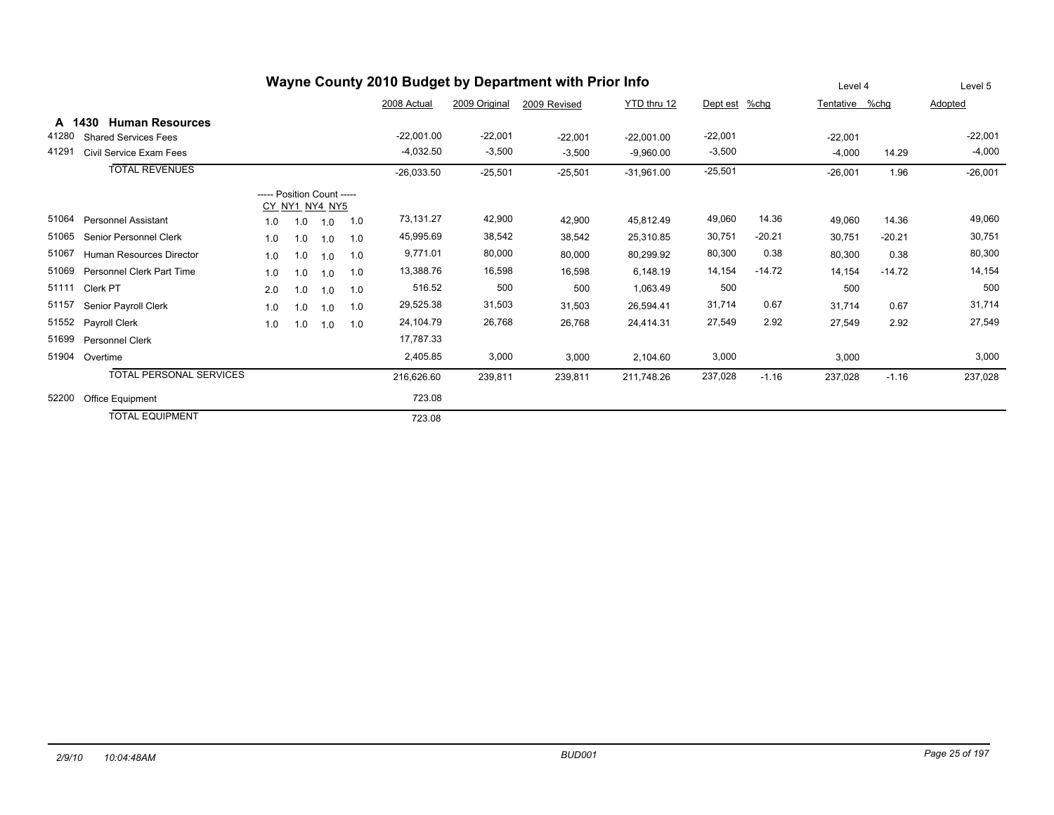# Wayne County 2010 Budget by Department with Prior Info

## A 1430 Human Resources

| Code | Account | CY | NY1 | NY4 | NY5 | 2008 Actual | 2009 Original | 2009 Revised | YTD thru 12 | Dept est | %chg | Level 4 Tentative | %chg | Level 5 Adopted |
|---|---|---|---|---|---|---|---|---|---|---|---|---|---|---|
| 41280 | Shared Services Fees | | | | | -22,001.00 | -22,001 | -22,001 | -22,001.00 | -22,001 | | -22,001 | | -22,001 |
| 41291 | Civil Service Exam Fees | | | | | -4,032.50 | -3,500 | -3,500 | -9,960.00 | -3,500 | | -4,000 | 14.29 | -4,000 |
| | TOTAL REVENUES | | | | | -26,033.50 | -25,501 | -25,501 | -31,961.00 | -25,501 | | -26,001 | 1.96 | -26,001 |
| | | ----- Position Count ----- | | | | | | | | | | | | |
| 51064 | Personnel Assistant | 1.0 | 1.0 | 1.0 | 1.0 | 73,131.27 | 42,900 | 42,900 | 45,812.49 | 49,060 | 14.36 | 49,060 | 14.36 | 49,060 |
| 51065 | Senior Personnel Clerk | 1.0 | 1.0 | 1.0 | 1.0 | 45,995.69 | 38,542 | 38,542 | 25,310.85 | 30,751 | -20.21 | 30,751 | -20.21 | 30,751 |
| 51067 | Human Resources Director | 1.0 | 1.0 | 1.0 | 1.0 | 9,771.01 | 80,000 | 80,000 | 80,299.92 | 80,300 | 0.38 | 80,300 | 0.38 | 80,300 |
| 51069 | Personnel Clerk Part Time | 1.0 | 1.0 | 1.0 | 1.0 | 13,388.76 | 16,598 | 16,598 | 6,148.19 | 14,154 | -14.72 | 14,154 | -14.72 | 14,154 |
| 51111 | Clerk PT | 2.0 | 1.0 | 1.0 | 1.0 | 516.52 | 500 | 500 | 1,063.49 | 500 | | 500 | | 500 |
| 51157 | Senior Payroll Clerk | 1.0 | 1.0 | 1.0 | 1.0 | 29,525.38 | 31,503 | 31,503 | 26,594.41 | 31,714 | 0.67 | 31,714 | 0.67 | 31,714 |
| 51552 | Payroll Clerk | 1.0 | 1.0 | 1.0 | 1.0 | 24,104.79 | 26,768 | 26,768 | 24,414.31 | 27,549 | 2.92 | 27,549 | 2.92 | 27,549 |
| 51699 | Personnel Clerk | | | | | 17,787.33 | | | | | | | | |
| 51904 | Overtime | | | | | 2,405.85 | 3,000 | 3,000 | 2,104.60 | 3,000 | | 3,000 | | 3,000 |
| | TOTAL PERSONAL SERVICES | | | | | 216,626.60 | 239,811 | 239,811 | 211,748.26 | 237,028 | -1.16 | 237,028 | -1.16 | 237,028 |
| 52200 | Office Equipment | | | | | 723.08 | | | | | | | | |
| | TOTAL EQUIPMENT | | | | | 723.08 | | | | | | | | |

2/9/10 10:04:48AM BUD001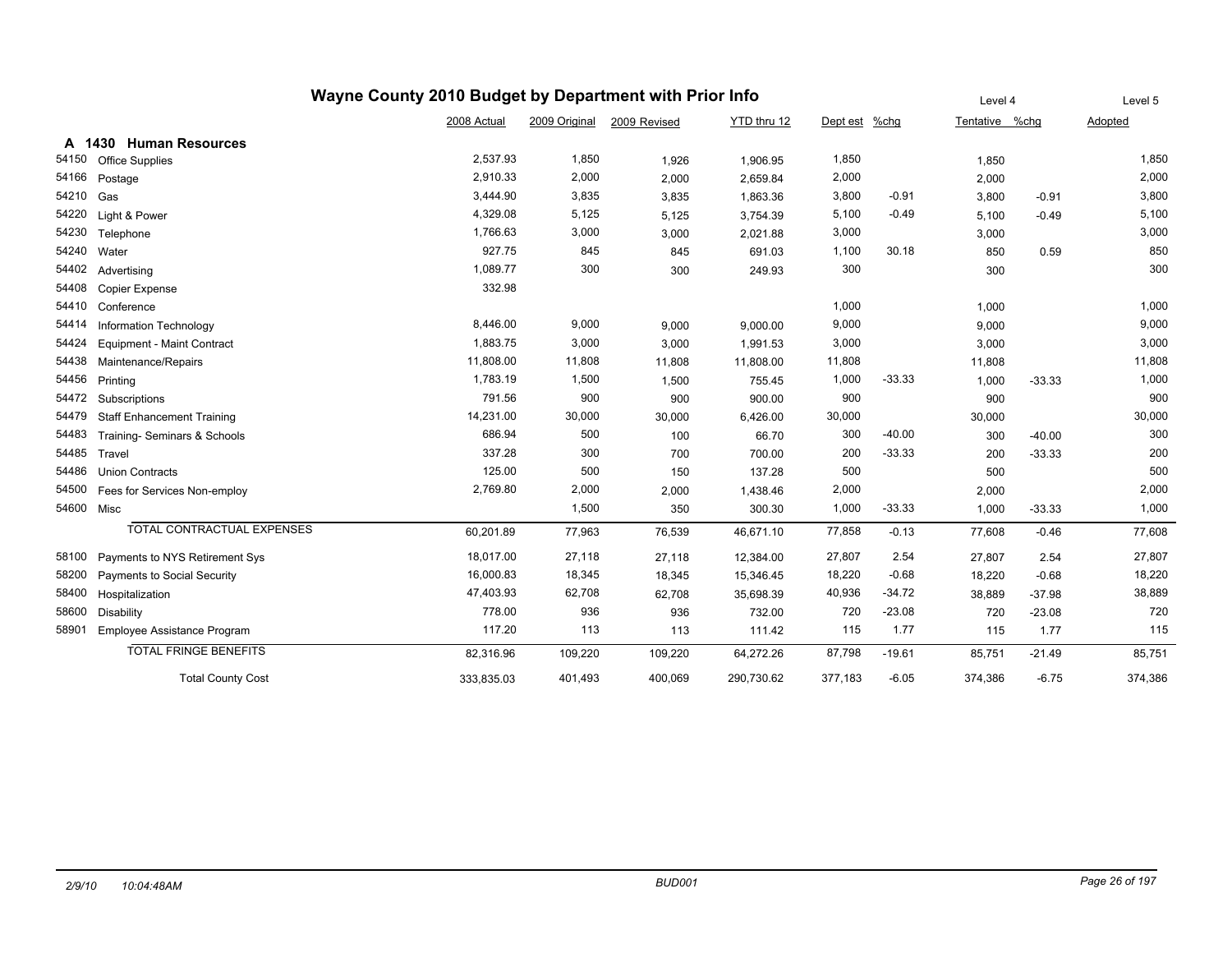# Wayne County 2010 Budget by Department with Prior Info

## A 1430 Human Resources

| Code | Description | 2008 Actual | 2009 Original | 2009 Revised | YTD thru 12 | Dept est | %chg | Level 4 Tentative | %chg | Level 5 Adopted |
|---|---|---|---|---|---|---|---|---|---|---|
| 54150 | Office Supplies | 2,537.93 | 1,850 | 1,926 | 1,906.95 | 1,850 | | 1,850 | | 1,850 |
| 54166 | Postage | 2,910.33 | 2,000 | 2,000 | 2,659.84 | 2,000 | | 2,000 | | 2,000 |
| 54210 | Gas | 3,444.90 | 3,835 | 3,835 | 1,863.36 | 3,800 | -0.91 | 3,800 | -0.91 | 3,800 |
| 54220 | Light & Power | 4,329.08 | 5,125 | 5,125 | 3,754.39 | 5,100 | -0.49 | 5,100 | -0.49 | 5,100 |
| 54230 | Telephone | 1,766.63 | 3,000 | 3,000 | 2,021.88 | 3,000 | | 3,000 | | 3,000 |
| 54240 | Water | 927.75 | 845 | 845 | 691.03 | 1,100 | 30.18 | 850 | 0.59 | 850 |
| 54402 | Advertising | 1,089.77 | 300 | 300 | 249.93 | 300 | | 300 | | 300 |
| 54408 | Copier Expense | 332.98 | | | | | | | | |
| 54410 | Conference | | | | | 1,000 | | 1,000 | | 1,000 |
| 54414 | Information Technology | 8,446.00 | 9,000 | 9,000 | 9,000.00 | 9,000 | | 9,000 | | 9,000 |
| 54424 | Equipment - Maint Contract | 1,883.75 | 3,000 | 3,000 | 1,991.53 | 3,000 | | 3,000 | | 3,000 |
| 54438 | Maintenance/Repairs | 11,808.00 | 11,808 | 11,808 | 11,808.00 | 11,808 | | 11,808 | | 11,808 |
| 54456 | Printing | 1,783.19 | 1,500 | 1,500 | 755.45 | 1,000 | -33.33 | 1,000 | -33.33 | 1,000 |
| 54472 | Subscriptions | 791.56 | 900 | 900 | 900.00 | 900 | | 900 | | 900 |
| 54479 | Staff Enhancement Training | 14,231.00 | 30,000 | 30,000 | 6,426.00 | 30,000 | | 30,000 | | 30,000 |
| 54483 | Training- Seminars & Schools | 686.94 | 500 | 100 | 66.70 | 300 | -40.00 | 300 | -40.00 | 300 |
| 54485 | Travel | 337.28 | 300 | 700 | 700.00 | 200 | -33.33 | 200 | -33.33 | 200 |
| 54486 | Union Contracts | 125.00 | 500 | 150 | 137.28 | 500 | | 500 | | 500 |
| 54500 | Fees for Services Non-employ | 2,769.80 | 2,000 | 2,000 | 1,438.46 | 2,000 | | 2,000 | | 2,000 |
| 54600 | Misc | | 1,500 | 350 | 300.30 | 1,000 | -33.33 | 1,000 | -33.33 | 1,000 |
| | TOTAL CONTRACTUAL EXPENSES | 60,201.89 | 77,963 | 76,539 | 46,671.10 | 77,858 | -0.13 | 77,608 | -0.46 | 77,608 |
| 58100 | Payments to NYS Retirement Sys | 18,017.00 | 27,118 | 27,118 | 12,384.00 | 27,807 | 2.54 | 27,807 | 2.54 | 27,807 |
| 58200 | Payments to Social Security | 16,000.83 | 18,345 | 18,345 | 15,346.45 | 18,220 | -0.68 | 18,220 | -0.68 | 18,220 |
| 58400 | Hospitalization | 47,403.93 | 62,708 | 62,708 | 35,698.39 | 40,936 | -34.72 | 38,889 | -37.98 | 38,889 |
| 58600 | Disability | 778.00 | 936 | 936 | 732.00 | 720 | -23.08 | 720 | -23.08 | 720 |
| 58901 | Employee Assistance Program | 117.20 | 113 | 113 | 111.42 | 115 | 1.77 | 115 | 1.77 | 115 |
| | TOTAL FRINGE BENEFITS | 82,316.96 | 109,220 | 109,220 | 64,272.26 | 87,798 | -19.61 | 85,751 | -21.49 | 85,751 |
| | Total County Cost | 333,835.03 | 401,493 | 400,069 | 290,730.62 | 377,183 | -6.05 | 374,386 | -6.75 | 374,386 |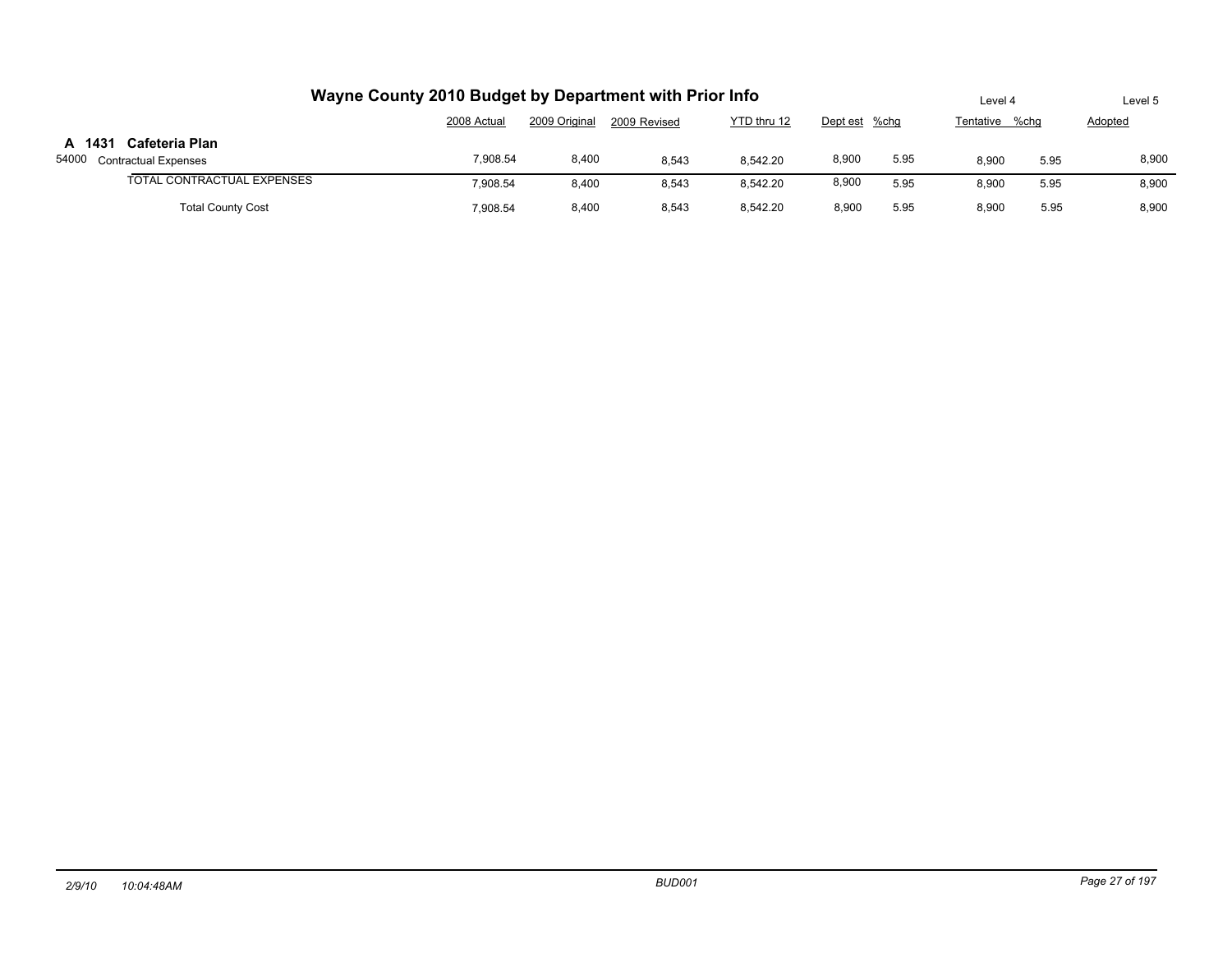# Wayne County 2010 Budget by Department with Prior Info

| | 2008 Actual | 2009 Original | 2009 Revised | YTD thru 12 | Dept est | %chg | Level 4 Tentative | %chg | Level 5 Adopted |
|---|---|---|---|---|---|---|---|---|---|
| **A 1431 Cafeteria Plan** | | | | | | | | | |
| 54000 Contractual Expenses | 7,908.54 | 8,400 | 8,543 | 8,542.20 | 8,900 | 5.95 | 8,900 | 5.95 | 8,900 |
| TOTAL CONTRACTUAL EXPENSES | 7,908.54 | 8,400 | 8,543 | 8,542.20 | 8,900 | 5.95 | 8,900 | 5.95 | 8,900 |
| Total County Cost | 7,908.54 | 8,400 | 8,543 | 8,542.20 | 8,900 | 5.95 | 8,900 | 5.95 | 8,900 |

*2/9/10 10:04:48AM* *BUD001*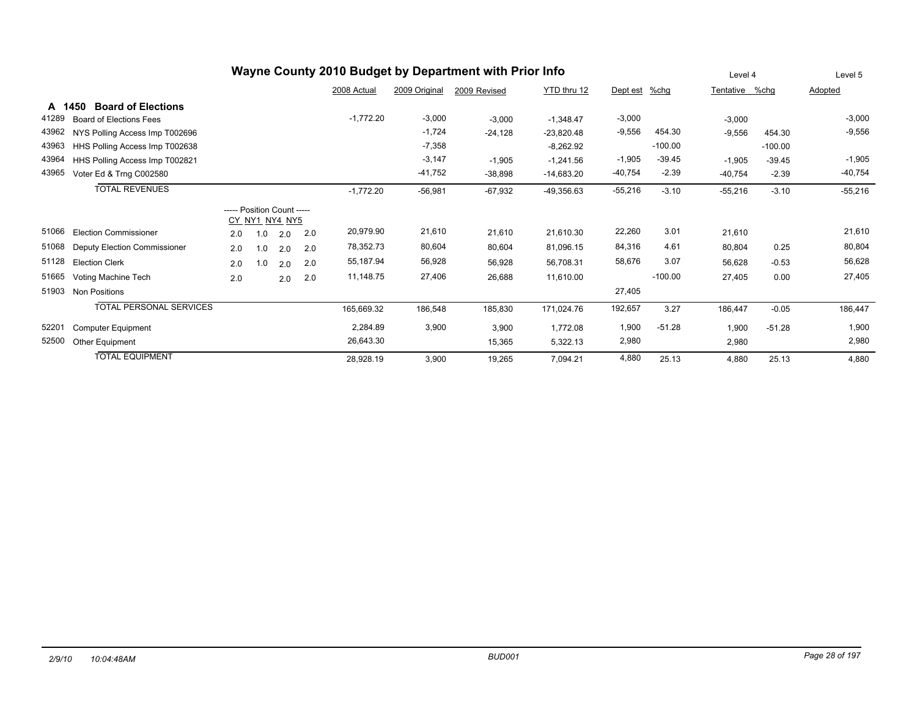# Wayne County 2010 Budget by Department with Prior Info

## A 1450 Board of Elections

| Code | Description | CY | NY1 | NY4 | NY5 | 2008 Actual | 2009 Original | 2009 Revised | YTD thru 12 | Dept est | %chg | Level 4 Tentative | %chg | Level 5 Adopted |
|---|---|---|---|---|---|---|---|---|---|---|---|---|---|---|
| 41289 | Board of Elections Fees | | | | | -1,772.20 | -3,000 | -3,000 | -1,348.47 | -3,000 | | -3,000 | | -3,000 |
| 43962 | NYS Polling Access Imp T002696 | | | | | | -1,724 | -24,128 | -23,820.48 | -9,556 | 454.30 | -9,556 | 454.30 | -9,556 |
| 43963 | HHS Polling Access Imp T002638 | | | | | | -7,358 | | -8,262.92 | | -100.00 | | -100.00 | |
| 43964 | HHS Polling Access Imp T002821 | | | | | | -3,147 | -1,905 | -1,241.56 | -1,905 | -39.45 | -1,905 | -39.45 | -1,905 |
| 43965 | Voter Ed & Trng C002580 | | | | | | -41,752 | -38,898 | -14,683.20 | -40,754 | -2.39 | -40,754 | -2.39 | -40,754 |
| | **TOTAL REVENUES** | | | | | -1,772.20 | -56,981 | -67,932 | -49,356.63 | -55,216 | -3.10 | -55,216 | -3.10 | -55,216 |
| | | ----- Position Count ----- | | | | | | | | | | | | |
| | | CY | NY1 | NY4 | NY5 | | | | | | | | | |
| 51066 | Election Commissioner | 2.0 | 1.0 | 2.0 | 2.0 | 20,979.90 | 21,610 | 21,610 | 21,610.30 | 22,260 | 3.01 | 21,610 | | 21,610 |
| 51068 | Deputy Election Commissioner | 2.0 | 1.0 | 2.0 | 2.0 | 78,352.73 | 80,604 | 80,604 | 81,096.15 | 84,316 | 4.61 | 80,804 | 0.25 | 80,804 |
| 51128 | Election Clerk | 2.0 | 1.0 | 2.0 | 2.0 | 55,187.94 | 56,928 | 56,928 | 56,708.31 | 58,676 | 3.07 | 56,628 | -0.53 | 56,628 |
| 51665 | Voting Machine Tech | 2.0 | | 2.0 | 2.0 | 11,148.75 | 27,406 | 26,688 | 11,610.00 | | -100.00 | 27,405 | 0.00 | 27,405 |
| 51903 | Non Positions | | | | | | | | | 27,405 | | | | |
| | **TOTAL PERSONAL SERVICES** | | | | | 165,669.32 | 186,548 | 185,830 | 171,024.76 | 192,657 | 3.27 | 186,447 | -0.05 | 186,447 |
| 52201 | Computer Equipment | | | | | 2,284.89 | 3,900 | 3,900 | 1,772.08 | 1,900 | -51.28 | 1,900 | -51.28 | 1,900 |
| 52500 | Other Equipment | | | | | 26,643.30 | | 15,365 | 5,322.13 | 2,980 | | 2,980 | | 2,980 |
| | **TOTAL EQUIPMENT** | | | | | 28,928.19 | 3,900 | 19,265 | 7,094.21 | 4,880 | 25.13 | 4,880 | 25.13 | 4,880 |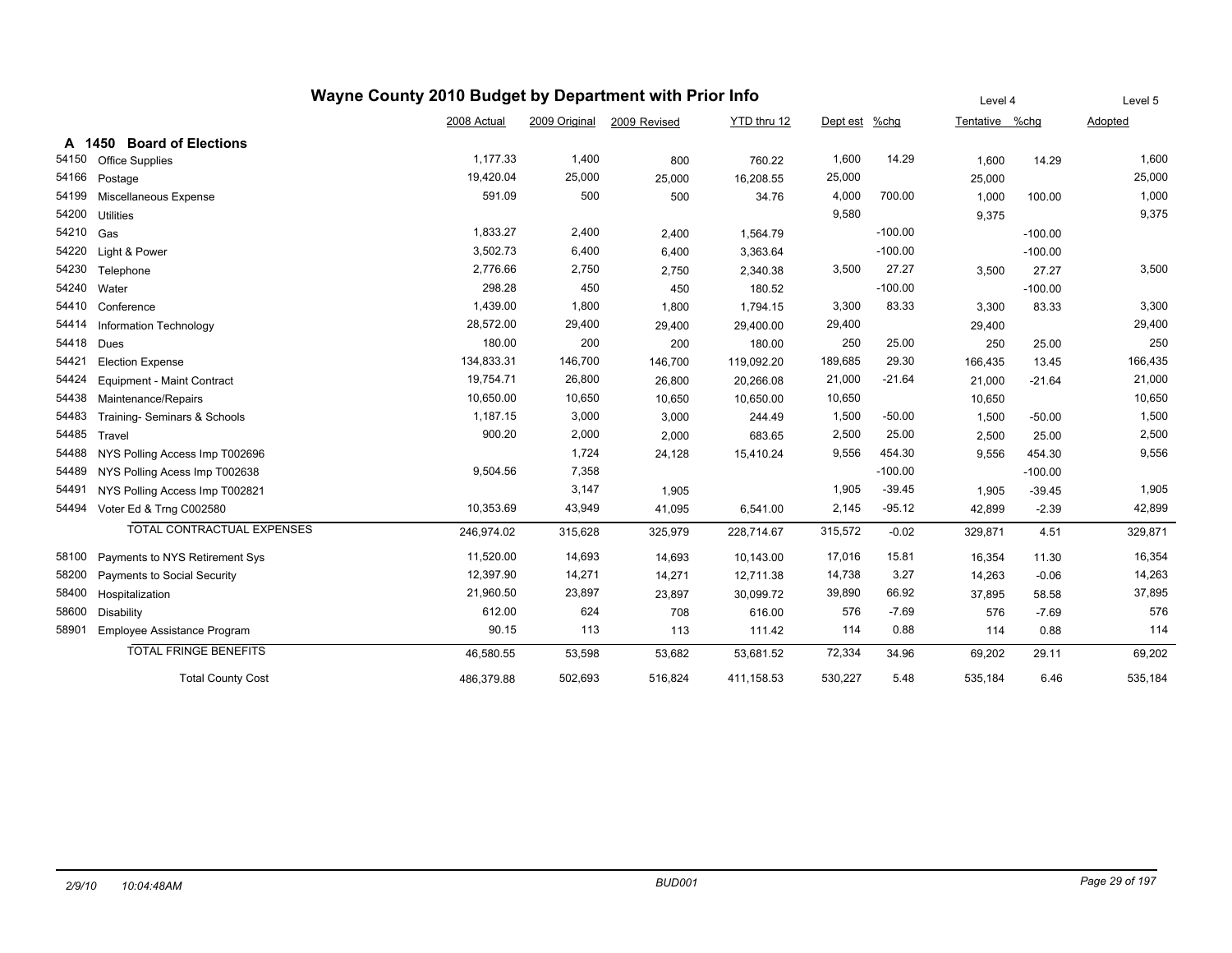# Wayne County 2010 Budget by Department with Prior Info

## A 1450 Board of Elections

| | | 2008 Actual | 2009 Original | 2009 Revised | YTD thru 12 | Dept est | %chg | Level 4 Tentative | %chg | Level 5 Adopted |
|---|---|---|---|---|---|---|---|---|---|---|
| 54150 | Office Supplies | 1,177.33 | 1,400 | 800 | 760.22 | 1,600 | 14.29 | 1,600 | 14.29 | 1,600 |
| 54166 | Postage | 19,420.04 | 25,000 | 25,000 | 16,208.55 | 25,000 | | 25,000 | | 25,000 |
| 54199 | Miscellaneous Expense | 591.09 | 500 | 500 | 34.76 | 4,000 | 700.00 | 1,000 | 100.00 | 1,000 |
| 54200 | Utilities | | | | | 9,580 | | 9,375 | | 9,375 |
| 54210 | Gas | 1,833.27 | 2,400 | 2,400 | 1,564.79 | | -100.00 | | -100.00 | |
| 54220 | Light & Power | 3,502.73 | 6,400 | 6,400 | 3,363.64 | | -100.00 | | -100.00 | |
| 54230 | Telephone | 2,776.66 | 2,750 | 2,750 | 2,340.38 | 3,500 | 27.27 | 3,500 | 27.27 | 3,500 |
| 54240 | Water | 298.28 | 450 | 450 | 180.52 | | -100.00 | | -100.00 | |
| 54410 | Conference | 1,439.00 | 1,800 | 1,800 | 1,794.15 | 3,300 | 83.33 | 3,300 | 83.33 | 3,300 |
| 54414 | Information Technology | 28,572.00 | 29,400 | 29,400 | 29,400.00 | 29,400 | | 29,400 | | 29,400 |
| 54418 | Dues | 180.00 | 200 | 200 | 180.00 | 250 | 25.00 | 250 | 25.00 | 250 |
| 54421 | Election Expense | 134,833.31 | 146,700 | 146,700 | 119,092.20 | 189,685 | 29.30 | 166,435 | 13.45 | 166,435 |
| 54424 | Equipment - Maint Contract | 19,754.71 | 26,800 | 26,800 | 20,266.08 | 21,000 | -21.64 | 21,000 | -21.64 | 21,000 |
| 54438 | Maintenance/Repairs | 10,650.00 | 10,650 | 10,650 | 10,650.00 | 10,650 | | 10,650 | | 10,650 |
| 54483 | Training- Seminars & Schools | 1,187.15 | 3,000 | 3,000 | 244.49 | 1,500 | -50.00 | 1,500 | -50.00 | 1,500 |
| 54485 | Travel | 900.20 | 2,000 | 2,000 | 683.65 | 2,500 | 25.00 | 2,500 | 25.00 | 2,500 |
| 54488 | NYS Polling Access Imp T002696 | | 1,724 | 24,128 | 15,410.24 | 9,556 | 454.30 | 9,556 | 454.30 | 9,556 |
| 54489 | NYS Polling Acess Imp T002638 | 9,504.56 | 7,358 | | | | -100.00 | | -100.00 | |
| 54491 | NYS Polling Access Imp T002821 | | 3,147 | 1,905 | | 1,905 | -39.45 | 1,905 | -39.45 | 1,905 |
| 54494 | Voter Ed & Trng C002580 | 10,353.69 | 43,949 | 41,095 | 6,541.00 | 2,145 | -95.12 | 42,899 | -2.39 | 42,899 |
| | TOTAL CONTRACTUAL EXPENSES | 246,974.02 | 315,628 | 325,979 | 228,714.67 | 315,572 | -0.02 | 329,871 | 4.51 | 329,871 |
| 58100 | Payments to NYS Retirement Sys | 11,520.00 | 14,693 | 14,693 | 10,143.00 | 17,016 | 15.81 | 16,354 | 11.30 | 16,354 |
| 58200 | Payments to Social Security | 12,397.90 | 14,271 | 14,271 | 12,711.38 | 14,738 | 3.27 | 14,263 | -0.06 | 14,263 |
| 58400 | Hospitalization | 21,960.50 | 23,897 | 23,897 | 30,099.72 | 39,890 | 66.92 | 37,895 | 58.58 | 37,895 |
| 58600 | Disability | 612.00 | 624 | 708 | 616.00 | 576 | -7.69 | 576 | -7.69 | 576 |
| 58901 | Employee Assistance Program | 90.15 | 113 | 113 | 111.42 | 114 | 0.88 | 114 | 0.88 | 114 |
| | TOTAL FRINGE BENEFITS | 46,580.55 | 53,598 | 53,682 | 53,681.52 | 72,334 | 34.96 | 69,202 | 29.11 | 69,202 |
| | Total County Cost | 486,379.88 | 502,693 | 516,824 | 411,158.53 | 530,227 | 5.48 | 535,184 | 6.46 | 535,184 |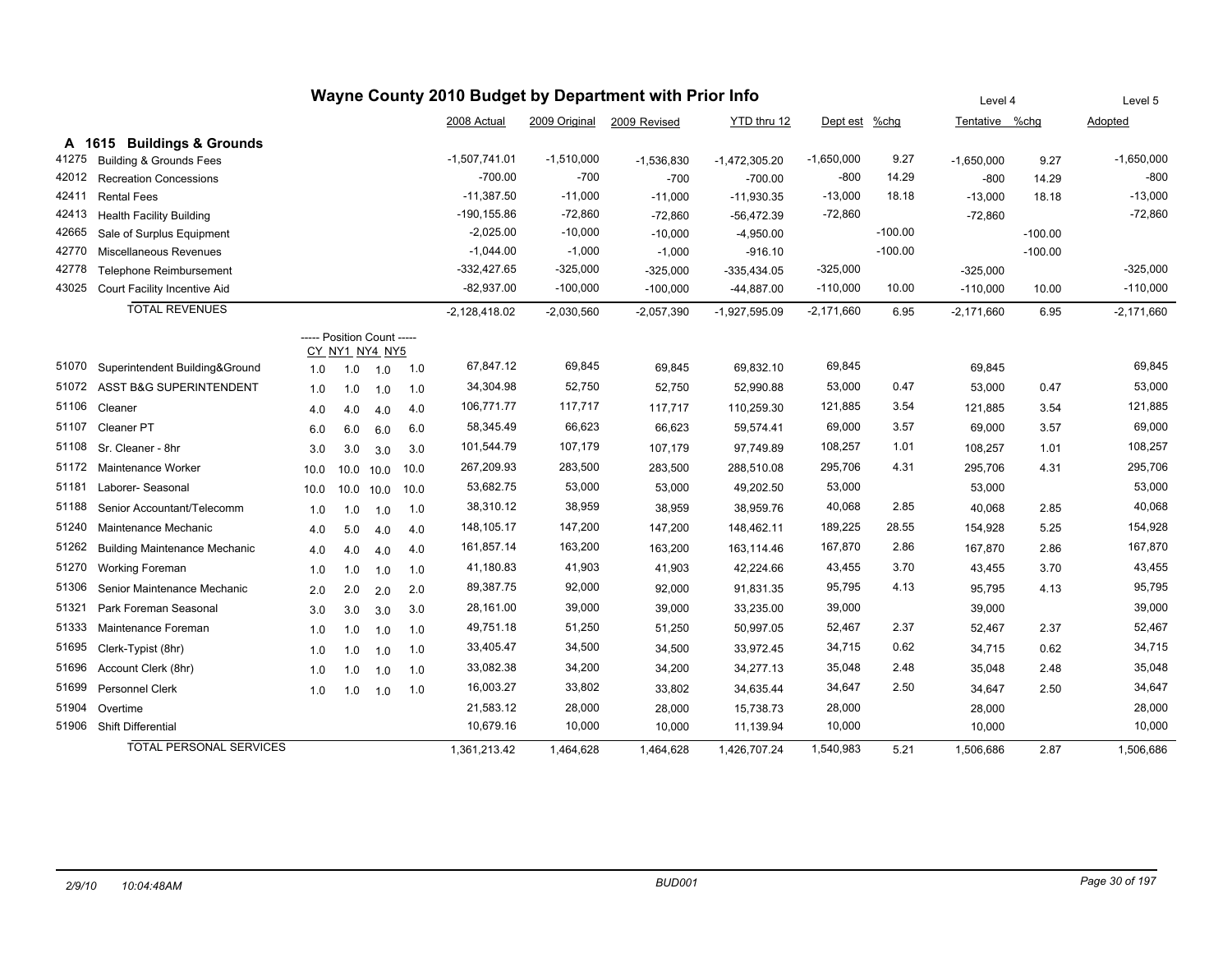# Wayne County 2010 Budget by Department with Prior Info

## A 1615 Buildings & Grounds

| Code | Description | CY | NY1 | NY4 | NY5 | 2008 Actual | 2009 Original | 2009 Revised | YTD thru 12 | Dept est | %chg | Level 4 Tentative | %chg | Level 5 Adopted |
|---|---|---|---|---|---|---|---|---|---|---|---|---|---|---|
| 41275 | Building & Grounds Fees | | | | | -1,507,741.01 | -1,510,000 | -1,536,830 | -1,472,305.20 | -1,650,000 | 9.27 | -1,650,000 | 9.27 | -1,650,000 |
| 42012 | Recreation Concessions | | | | | -700.00 | -700 | -700 | -700.00 | -800 | 14.29 | -800 | 14.29 | -800 |
| 42411 | Rental Fees | | | | | -11,387.50 | -11,000 | -11,000 | -11,930.35 | -13,000 | 18.18 | -13,000 | 18.18 | -13,000 |
| 42413 | Health Facility Building | | | | | -190,155.86 | -72,860 | -72,860 | -56,472.39 | -72,860 | | -72,860 | | -72,860 |
| 42665 | Sale of Surplus Equipment | | | | | -2,025.00 | -10,000 | -10,000 | -4,950.00 | | -100.00 | | -100.00 | |
| 42770 | Miscellaneous Revenues | | | | | -1,044.00 | -1,000 | -1,000 | -916.10 | | -100.00 | | -100.00 | |
| 42778 | Telephone Reimbursement | | | | | -332,427.65 | -325,000 | -325,000 | -335,434.05 | -325,000 | | -325,000 | | -325,000 |
| 43025 | Court Facility Incentive Aid | | | | | -82,937.00 | -100,000 | -100,000 | -44,887.00 | -110,000 | 10.00 | -110,000 | 10.00 | -110,000 |
| | TOTAL REVENUES | | | | | -2,128,418.02 | -2,030,560 | -2,057,390 | -1,927,595.09 | -2,171,660 | 6.95 | -2,171,660 | 6.95 | -2,171,660 |
| | | ----- Position Count ----- | | | | | | | | | | | | |
| 51070 | Superintendent Building&Ground | 1.0 | 1.0 | 1.0 | 1.0 | 67,847.12 | 69,845 | 69,845 | 69,832.10 | 69,845 | | 69,845 | | 69,845 |
| 51072 | ASST B&G SUPERINTENDENT | 1.0 | 1.0 | 1.0 | 1.0 | 34,304.98 | 52,750 | 52,750 | 52,990.88 | 53,000 | 0.47 | 53,000 | 0.47 | 53,000 |
| 51106 | Cleaner | 4.0 | 4.0 | 4.0 | 4.0 | 106,771.77 | 117,717 | 117,717 | 110,259.30 | 121,885 | 3.54 | 121,885 | 3.54 | 121,885 |
| 51107 | Cleaner PT | 6.0 | 6.0 | 6.0 | 6.0 | 58,345.49 | 66,623 | 66,623 | 59,574.41 | 69,000 | 3.57 | 69,000 | 3.57 | 69,000 |
| 51108 | Sr. Cleaner - 8hr | 3.0 | 3.0 | 3.0 | 3.0 | 101,544.79 | 107,179 | 107,179 | 97,749.89 | 108,257 | 1.01 | 108,257 | 1.01 | 108,257 |
| 51172 | Maintenance Worker | 10.0 | 10.0 | 10.0 | 10.0 | 267,209.93 | 283,500 | 283,500 | 288,510.08 | 295,706 | 4.31 | 295,706 | 4.31 | 295,706 |
| 51181 | Laborer- Seasonal | 10.0 | 10.0 | 10.0 | 10.0 | 53,682.75 | 53,000 | 53,000 | 49,202.50 | 53,000 | | 53,000 | | 53,000 |
| 51188 | Senior Accountant/Telecomm | 1.0 | 1.0 | 1.0 | 1.0 | 38,310.12 | 38,959 | 38,959 | 38,959.76 | 40,068 | 2.85 | 40,068 | 2.85 | 40,068 |
| 51240 | Maintenance Mechanic | 4.0 | 5.0 | 4.0 | 4.0 | 148,105.17 | 147,200 | 147,200 | 148,462.11 | 189,225 | 28.55 | 154,928 | 5.25 | 154,928 |
| 51262 | Building Maintenance Mechanic | 4.0 | 4.0 | 4.0 | 4.0 | 161,857.14 | 163,200 | 163,200 | 163,114.46 | 167,870 | 2.86 | 167,870 | 2.86 | 167,870 |
| 51270 | Working Foreman | 1.0 | 1.0 | 1.0 | 1.0 | 41,180.83 | 41,903 | 41,903 | 42,224.66 | 43,455 | 3.70 | 43,455 | 3.70 | 43,455 |
| 51306 | Senior Maintenance Mechanic | 2.0 | 2.0 | 2.0 | 2.0 | 89,387.75 | 92,000 | 92,000 | 91,831.35 | 95,795 | 4.13 | 95,795 | 4.13 | 95,795 |
| 51321 | Park Foreman Seasonal | 3.0 | 3.0 | 3.0 | 3.0 | 28,161.00 | 39,000 | 39,000 | 33,235.00 | 39,000 | | 39,000 | | 39,000 |
| 51333 | Maintenance Foreman | 1.0 | 1.0 | 1.0 | 1.0 | 49,751.18 | 51,250 | 51,250 | 50,997.05 | 52,467 | 2.37 | 52,467 | 2.37 | 52,467 |
| 51695 | Clerk-Typist (8hr) | 1.0 | 1.0 | 1.0 | 1.0 | 33,405.47 | 34,500 | 34,500 | 33,972.45 | 34,715 | 0.62 | 34,715 | 0.62 | 34,715 |
| 51696 | Account Clerk (8hr) | 1.0 | 1.0 | 1.0 | 1.0 | 33,082.38 | 34,200 | 34,200 | 34,277.13 | 35,048 | 2.48 | 35,048 | 2.48 | 35,048 |
| 51699 | Personnel Clerk | 1.0 | 1.0 | 1.0 | 1.0 | 16,003.27 | 33,802 | 33,802 | 34,635.44 | 34,647 | 2.50 | 34,647 | 2.50 | 34,647 |
| 51904 | Overtime | | | | | 21,583.12 | 28,000 | 28,000 | 15,738.73 | 28,000 | | 28,000 | | 28,000 |
| 51906 | Shift Differential | | | | | 10,679.16 | 10,000 | 10,000 | 11,139.94 | 10,000 | | 10,000 | | 10,000 |
| | TOTAL PERSONAL SERVICES | | | | | 1,361,213.42 | 1,464,628 | 1,464,628 | 1,426,707.24 | 1,540,983 | 5.21 | 1,506,686 | 2.87 | 1,506,686 |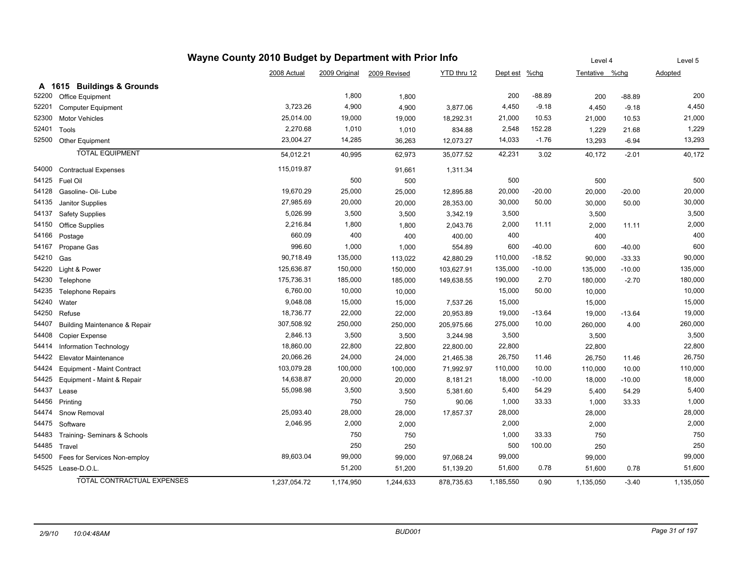# Wayne County 2010 Budget by Department with Prior Info

| | | 2008 Actual | 2009 Original | 2009 Revised | YTD thru 12 | Dept est | %chg | Level 4 Tentative | %chg | Level 5 Adopted |
|---|---|---|---|---|---|---|---|---|---|---|
| **A 1615** | **Buildings & Grounds** | | | | | | | | | |
| 52200 | Office Equipment | | 1,800 | 1,800 | | 200 | -88.89 | 200 | -88.89 | 200 |
| 52201 | Computer Equipment | 3,723.26 | 4,900 | 4,900 | 3,877.06 | 4,450 | -9.18 | 4,450 | -9.18 | 4,450 |
| 52300 | Motor Vehicles | 25,014.00 | 19,000 | 19,000 | 18,292.31 | 21,000 | 10.53 | 21,000 | 10.53 | 21,000 |
| 52401 | Tools | 2,270.68 | 1,010 | 1,010 | 834.88 | 2,548 | 152.28 | 1,229 | 21.68 | 1,229 |
| 52500 | Other Equipment | 23,004.27 | 14,285 | 36,263 | 12,073.27 | 14,033 | -1.76 | 13,293 | -6.94 | 13,293 |
| | TOTAL EQUIPMENT | 54,012.21 | 40,995 | 62,973 | 35,077.52 | 42,231 | 3.02 | 40,172 | -2.01 | 40,172 |
| 54000 | Contractual Expenses | 115,019.87 | | 91,661 | 1,311.34 | | | | | |
| 54125 | Fuel Oil | | 500 | 500 | | 500 | | 500 | | 500 |
| 54128 | Gasoline- Oil- Lube | 19,670.29 | 25,000 | 25,000 | 12,895.88 | 20,000 | -20.00 | 20,000 | -20.00 | 20,000 |
| 54135 | Janitor Supplies | 27,985.69 | 20,000 | 20,000 | 28,353.00 | 30,000 | 50.00 | 30,000 | 50.00 | 30,000 |
| 54137 | Safety Supplies | 5,026.99 | 3,500 | 3,500 | 3,342.19 | 3,500 | | 3,500 | | 3,500 |
| 54150 | Office Supplies | 2,216.84 | 1,800 | 1,800 | 2,043.76 | 2,000 | 11.11 | 2,000 | 11.11 | 2,000 |
| 54166 | Postage | 660.09 | 400 | 400 | 400.00 | 400 | | 400 | | 400 |
| 54167 | Propane Gas | 996.60 | 1,000 | 1,000 | 554.89 | 600 | -40.00 | 600 | -40.00 | 600 |
| 54210 | Gas | 90,718.49 | 135,000 | 113,022 | 42,880.29 | 110,000 | -18.52 | 90,000 | -33.33 | 90,000 |
| 54220 | Light & Power | 125,636.87 | 150,000 | 150,000 | 103,627.91 | 135,000 | -10.00 | 135,000 | -10.00 | 135,000 |
| 54230 | Telephone | 175,736.31 | 185,000 | 185,000 | 149,638.55 | 190,000 | 2.70 | 180,000 | -2.70 | 180,000 |
| 54235 | Telephone Repairs | 6,760.00 | 10,000 | 10,000 | | 15,000 | 50.00 | 10,000 | | 10,000 |
| 54240 | Water | 9,048.08 | 15,000 | 15,000 | 7,537.26 | 15,000 | | 15,000 | | 15,000 |
| 54250 | Refuse | 18,736.77 | 22,000 | 22,000 | 20,953.89 | 19,000 | -13.64 | 19,000 | -13.64 | 19,000 |
| 54407 | Building Maintenance & Repair | 307,508.92 | 250,000 | 250,000 | 205,975.66 | 275,000 | 10.00 | 260,000 | 4.00 | 260,000 |
| 54408 | Copier Expense | 2,846.13 | 3,500 | 3,500 | 3,244.98 | 3,500 | | 3,500 | | 3,500 |
| 54414 | Information Technology | 18,860.00 | 22,800 | 22,800 | 22,800.00 | 22,800 | | 22,800 | | 22,800 |
| 54422 | Elevator Maintenance | 20,066.26 | 24,000 | 24,000 | 21,465.38 | 26,750 | 11.46 | 26,750 | 11.46 | 26,750 |
| 54424 | Equipment - Maint Contract | 103,079.28 | 100,000 | 100,000 | 71,992.97 | 110,000 | 10.00 | 110,000 | 10.00 | 110,000 |
| 54425 | Equipment - Maint & Repair | 14,638.87 | 20,000 | 20,000 | 8,181.21 | 18,000 | -10.00 | 18,000 | -10.00 | 18,000 |
| 54437 | Lease | 55,098.98 | 3,500 | 3,500 | 5,381.60 | 5,400 | 54.29 | 5,400 | 54.29 | 5,400 |
| 54456 | Printing | | 750 | 750 | 90.06 | 1,000 | 33.33 | 1,000 | 33.33 | 1,000 |
| 54474 | Snow Removal | 25,093.40 | 28,000 | 28,000 | 17,857.37 | 28,000 | | 28,000 | | 28,000 |
| 54475 | Software | 2,046.95 | 2,000 | 2,000 | | 2,000 | | 2,000 | | 2,000 |
| 54483 | Training- Seminars & Schools | | 750 | 750 | | 1,000 | 33.33 | 750 | | 750 |
| 54485 | Travel | | 250 | 250 | | 500 | 100.00 | 250 | | 250 |
| 54500 | Fees for Services Non-employ | 89,603.04 | 99,000 | 99,000 | 97,068.24 | 99,000 | | 99,000 | | 99,000 |
| 54525 | Lease-D.O.L. | | 51,200 | 51,200 | 51,139.20 | 51,600 | 0.78 | 51,600 | 0.78 | 51,600 |
| | TOTAL CONTRACTUAL EXPENSES | 1,237,054.72 | 1,174,950 | 1,244,633 | 878,735.63 | 1,185,550 | 0.90 | 1,135,050 | -3.40 | 1,135,050 |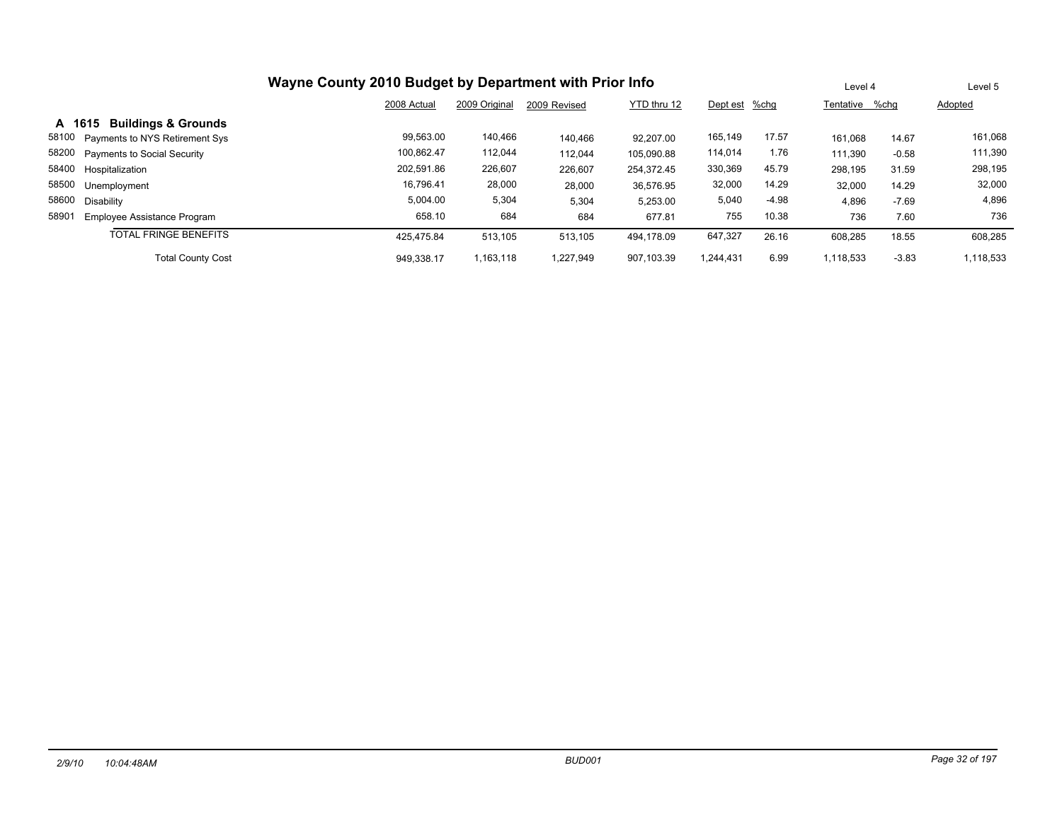# Wayne County 2010 Budget by Department with Prior Info

| | | 2008 Actual | 2009 Original | 2009 Revised | YTD thru 12 | Dept est | %chg | Level 4 Tentative | %chg | Level 5 Adopted |
|---|---|---|---|---|---|---|---|---|---|---|
| **A 1615** | **Buildings & Grounds** | | | | | | | | | |
| 58100 | Payments to NYS Retirement Sys | 99,563.00 | 140,466 | 140,466 | 92,207.00 | 165,149 | 17.57 | 161,068 | 14.67 | 161,068 |
| 58200 | Payments to Social Security | 100,862.47 | 112,044 | 112,044 | 105,090.88 | 114,014 | 1.76 | 111,390 | -0.58 | 111,390 |
| 58400 | Hospitalization | 202,591.86 | 226,607 | 226,607 | 254,372.45 | 330,369 | 45.79 | 298,195 | 31.59 | 298,195 |
| 58500 | Unemployment | 16,796.41 | 28,000 | 28,000 | 36,576.95 | 32,000 | 14.29 | 32,000 | 14.29 | 32,000 |
| 58600 | Disability | 5,004.00 | 5,304 | 5,304 | 5,253.00 | 5,040 | -4.98 | 4,896 | -7.69 | 4,896 |
| 58901 | Employee Assistance Program | 658.10 | 684 | 684 | 677.81 | 755 | 10.38 | 736 | 7.60 | 736 |
| | TOTAL FRINGE BENEFITS | 425,475.84 | 513,105 | 513,105 | 494,178.09 | 647,327 | 26.16 | 608,285 | 18.55 | 608,285 |
| | Total County Cost | 949,338.17 | 1,163,118 | 1,227,949 | 907,103.39 | 1,244,431 | 6.99 | 1,118,533 | -3.83 | 1,118,533 |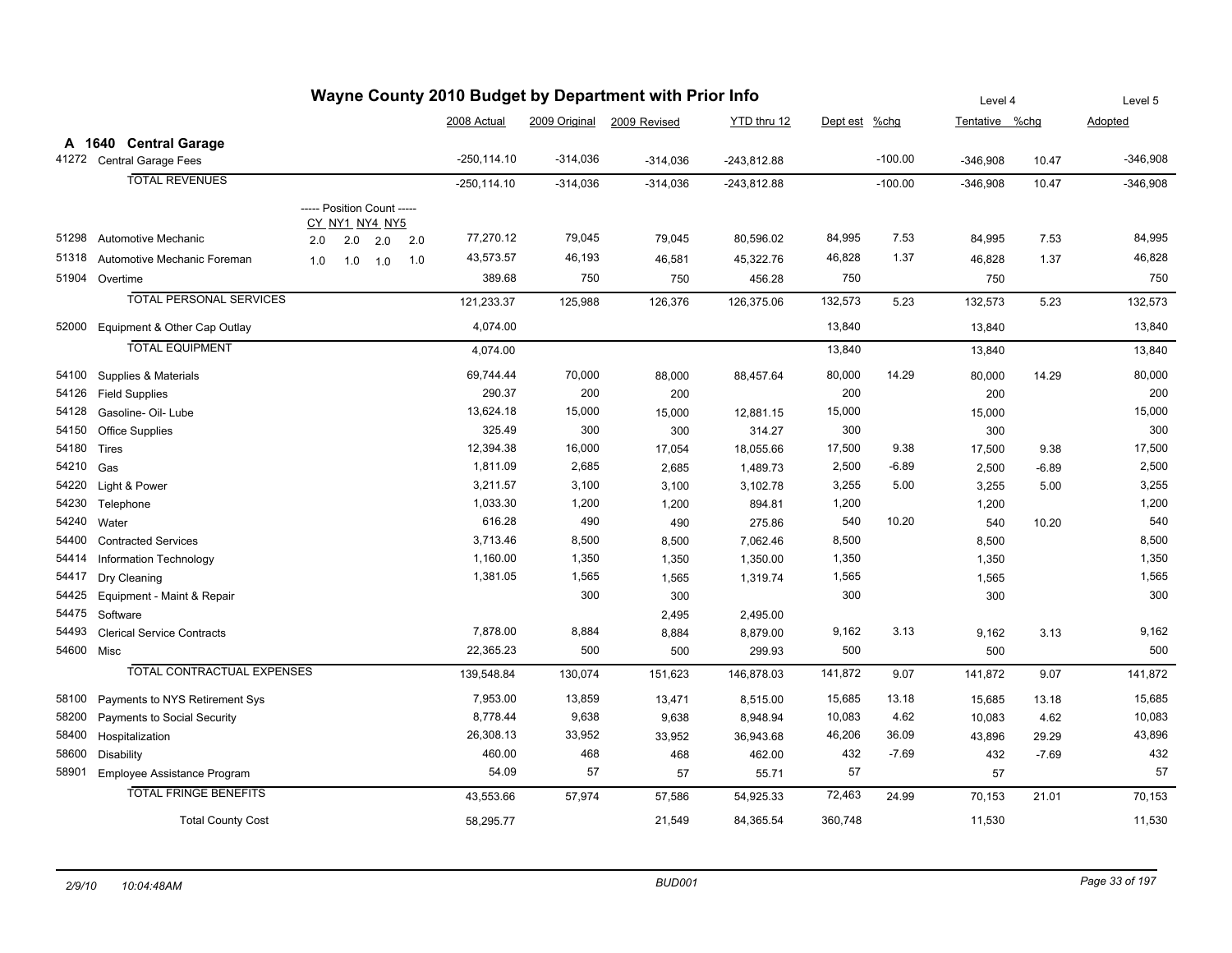# Wayne County 2010 Budget by Department with Prior Info

## A 1640 Central Garage

| Code | Description | Position Count CY | NY1 | NY4 | NY5 | 2008 Actual | 2009 Original | 2009 Revised | YTD thru 12 | Dept est | %chg | Level 4 Tentative | %chg | Level 5 Adopted |
|---|---|---|---|---|---|---|---|---|---|---|---|---|---|---|
| 41272 | Central Garage Fees | | | | | -250,114.10 | -314,036 | -314,036 | -243,812.88 | | -100.00 | -346,908 | 10.47 | -346,908 |
| | TOTAL REVENUES | | | | | -250,114.10 | -314,036 | -314,036 | -243,812.88 | | -100.00 | -346,908 | 10.47 | -346,908 |
| 51298 | Automotive Mechanic | 2.0 | 2.0 | 2.0 | 2.0 | 77,270.12 | 79,045 | 79,045 | 80,596.02 | 84,995 | 7.53 | 84,995 | 7.53 | 84,995 |
| 51318 | Automotive Mechanic Foreman | 1.0 | 1.0 | 1.0 | 1.0 | 43,573.57 | 46,193 | 46,581 | 45,322.76 | 46,828 | 1.37 | 46,828 | 1.37 | 46,828 |
| 51904 | Overtime | | | | | 389.68 | 750 | 750 | 456.28 | 750 | | 750 | | 750 |
| | TOTAL PERSONAL SERVICES | | | | | 121,233.37 | 125,988 | 126,376 | 126,375.06 | 132,573 | 5.23 | 132,573 | 5.23 | 132,573 |
| 52000 | Equipment & Other Cap Outlay | | | | | 4,074.00 | | | | 13,840 | | 13,840 | | 13,840 |
| | TOTAL EQUIPMENT | | | | | 4,074.00 | | | | 13,840 | | 13,840 | | 13,840 |
| 54100 | Supplies & Materials | | | | | 69,744.44 | 70,000 | 88,000 | 88,457.64 | 80,000 | 14.29 | 80,000 | 14.29 | 80,000 |
| 54126 | Field Supplies | | | | | 290.37 | 200 | 200 | | 200 | | 200 | | 200 |
| 54128 | Gasoline- Oil- Lube | | | | | 13,624.18 | 15,000 | 15,000 | 12,881.15 | 15,000 | | 15,000 | | 15,000 |
| 54150 | Office Supplies | | | | | 325.49 | 300 | 300 | 314.27 | 300 | | 300 | | 300 |
| 54180 | Tires | | | | | 12,394.38 | 16,000 | 17,054 | 18,055.66 | 17,500 | 9.38 | 17,500 | 9.38 | 17,500 |
| 54210 | Gas | | | | | 1,811.09 | 2,685 | 2,685 | 1,489.73 | 2,500 | -6.89 | 2,500 | -6.89 | 2,500 |
| 54220 | Light & Power | | | | | 3,211.57 | 3,100 | 3,100 | 3,102.78 | 3,255 | 5.00 | 3,255 | 5.00 | 3,255 |
| 54230 | Telephone | | | | | 1,033.30 | 1,200 | 1,200 | 894.81 | 1,200 | | 1,200 | | 1,200 |
| 54240 | Water | | | | | 616.28 | 490 | 490 | 275.86 | 540 | 10.20 | 540 | 10.20 | 540 |
| 54400 | Contracted Services | | | | | 3,713.46 | 8,500 | 8,500 | 7,062.46 | 8,500 | | 8,500 | | 8,500 |
| 54414 | Information Technology | | | | | 1,160.00 | 1,350 | 1,350 | 1,350.00 | 1,350 | | 1,350 | | 1,350 |
| 54417 | Dry Cleaning | | | | | 1,381.05 | 1,565 | 1,565 | 1,319.74 | 1,565 | | 1,565 | | 1,565 |
| 54425 | Equipment - Maint & Repair | | | | | | 300 | 300 | | 300 | | 300 | | 300 |
| 54475 | Software | | | | | | | 2,495 | 2,495.00 | | | | | |
| 54493 | Clerical Service Contracts | | | | | 7,878.00 | 8,884 | 8,884 | 8,879.00 | 9,162 | 3.13 | 9,162 | 3.13 | 9,162 |
| 54600 | Misc | | | | | 22,365.23 | 500 | 500 | 299.93 | 500 | | 500 | | 500 |
| | TOTAL CONTRACTUAL EXPENSES | | | | | 139,548.84 | 130,074 | 151,623 | 146,878.03 | 141,872 | 9.07 | 141,872 | 9.07 | 141,872 |
| 58100 | Payments to NYS Retirement Sys | | | | | 7,953.00 | 13,859 | 13,471 | 8,515.00 | 15,685 | 13.18 | 15,685 | 13.18 | 15,685 |
| 58200 | Payments to Social Security | | | | | 8,778.44 | 9,638 | 9,638 | 8,948.94 | 10,083 | 4.62 | 10,083 | 4.62 | 10,083 |
| 58400 | Hospitalization | | | | | 26,308.13 | 33,952 | 33,952 | 36,943.68 | 46,206 | 36.09 | 43,896 | 29.29 | 43,896 |
| 58600 | Disability | | | | | 460.00 | 468 | 468 | 462.00 | 432 | -7.69 | 432 | -7.69 | 432 |
| 58901 | Employee Assistance Program | | | | | 54.09 | 57 | 57 | 55.71 | 57 | | 57 | | 57 |
| | TOTAL FRINGE BENEFITS | | | | | 43,553.66 | 57,974 | 57,586 | 54,925.33 | 72,463 | 24.99 | 70,153 | 21.01 | 70,153 |
| | Total County Cost | | | | | 58,295.77 | | 21,549 | 84,365.54 | 360,748 | | 11,530 | | 11,530 |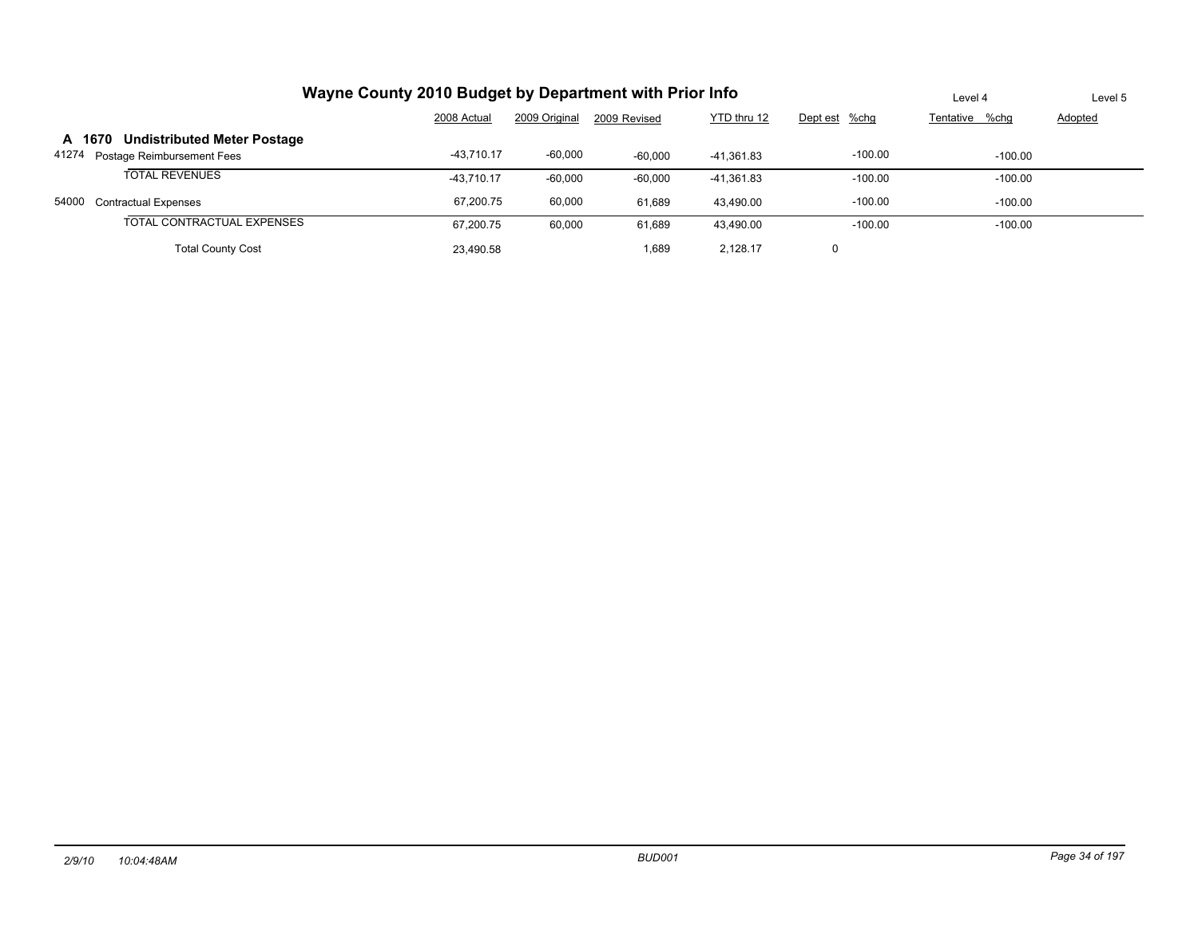# Wayne County 2010 Budget by Department with Prior Info

| | 2008 Actual | 2009 Original | 2009 Revised | YTD thru 12 | Level 4 Dept est | %chg | Tentative | %chg | Level 5 Adopted |
|---|---|---|---|---|---|---|---|---|---|
| **A 1670 Undistributed Meter Postage** | | | | | | | | | |
| 41274 Postage Reimbursement Fees | -43,710.17 | -60,000 | -60,000 | -41,361.83 | | -100.00 | | -100.00 | |
| TOTAL REVENUES | -43,710.17 | -60,000 | -60,000 | -41,361.83 | | -100.00 | | -100.00 | |
| 54000 Contractual Expenses | 67,200.75 | 60,000 | 61,689 | 43,490.00 | | -100.00 | | -100.00 | |
| TOTAL CONTRACTUAL EXPENSES | 67,200.75 | 60,000 | 61,689 | 43,490.00 | | -100.00 | | -100.00 | |
| Total County Cost | 23,490.58 | | 1,689 | 2,128.17 | 0 | | | | |

*2/9/10 10:04:48AM* *BUD001*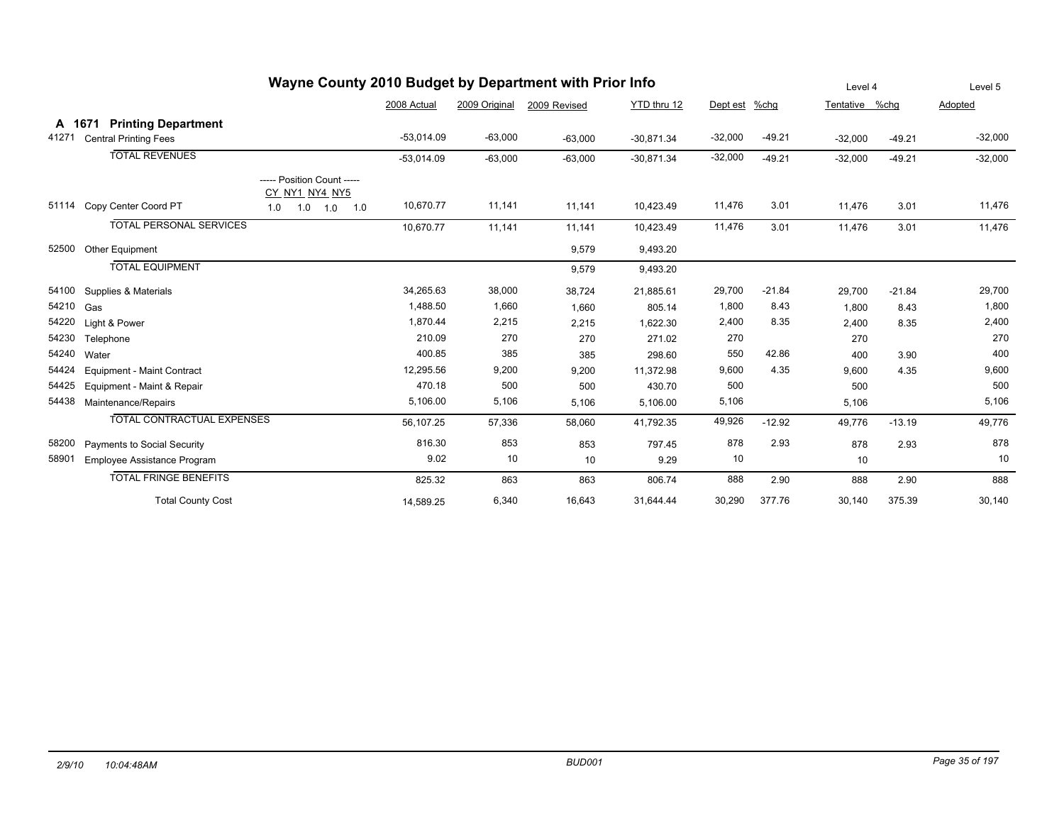# Wayne County 2010 Budget by Department with Prior Info

| | | | 2008 Actual | 2009 Original | 2009 Revised | YTD thru 12 | Dept est | %chg | Level 4 Tentative | %chg | Level 5 Adopted |
|---|---|---|---|---|---|---|---|---|---|---|---|
| **A 1671** | **Printing Department** | | | | | | | | | | |
| 41271 | Central Printing Fees | | -53,014.09 | -63,000 | -63,000 | -30,871.34 | -32,000 | -49.21 | -32,000 | -49.21 | -32,000 |
| | TOTAL REVENUES | | -53,014.09 | -63,000 | -63,000 | -30,871.34 | -32,000 | -49.21 | -32,000 | -49.21 | -32,000 |
| | | ----- Position Count ----- CY NY1 NY4 NY5 | | | | | | | | | |
| 51114 | Copy Center Coord PT | 1.0 1.0 1.0 1.0 | 10,670.77 | 11,141 | 11,141 | 10,423.49 | 11,476 | 3.01 | 11,476 | 3.01 | 11,476 |
| | TOTAL PERSONAL SERVICES | | 10,670.77 | 11,141 | 11,141 | 10,423.49 | 11,476 | 3.01 | 11,476 | 3.01 | 11,476 |
| 52500 | Other Equipment | | | | 9,579 | 9,493.20 | | | | | |
| | TOTAL EQUIPMENT | | | | 9,579 | 9,493.20 | | | | | |
| 54100 | Supplies & Materials | | 34,265.63 | 38,000 | 38,724 | 21,885.61 | 29,700 | -21.84 | 29,700 | -21.84 | 29,700 |
| 54210 | Gas | | 1,488.50 | 1,660 | 1,660 | 805.14 | 1,800 | 8.43 | 1,800 | 8.43 | 1,800 |
| 54220 | Light & Power | | 1,870.44 | 2,215 | 2,215 | 1,622.30 | 2,400 | 8.35 | 2,400 | 8.35 | 2,400 |
| 54230 | Telephone | | 210.09 | 270 | 270 | 271.02 | 270 | | 270 | | 270 |
| 54240 | Water | | 400.85 | 385 | 385 | 298.60 | 550 | 42.86 | 400 | 3.90 | 400 |
| 54424 | Equipment - Maint Contract | | 12,295.56 | 9,200 | 9,200 | 11,372.98 | 9,600 | 4.35 | 9,600 | 4.35 | 9,600 |
| 54425 | Equipment - Maint & Repair | | 470.18 | 500 | 500 | 430.70 | 500 | | 500 | | 500 |
| 54438 | Maintenance/Repairs | | 5,106.00 | 5,106 | 5,106 | 5,106.00 | 5,106 | | 5,106 | | 5,106 |
| | TOTAL CONTRACTUAL EXPENSES | | 56,107.25 | 57,336 | 58,060 | 41,792.35 | 49,926 | -12.92 | 49,776 | -13.19 | 49,776 |
| 58200 | Payments to Social Security | | 816.30 | 853 | 853 | 797.45 | 878 | 2.93 | 878 | 2.93 | 878 |
| 58901 | Employee Assistance Program | | 9.02 | 10 | 10 | 9.29 | 10 | | 10 | | 10 |
| | TOTAL FRINGE BENEFITS | | 825.32 | 863 | 863 | 806.74 | 888 | 2.90 | 888 | 2.90 | 888 |
| | Total County Cost | | 14,589.25 | 6,340 | 16,643 | 31,644.44 | 30,290 | 377.76 | 30,140 | 375.39 | 30,140 |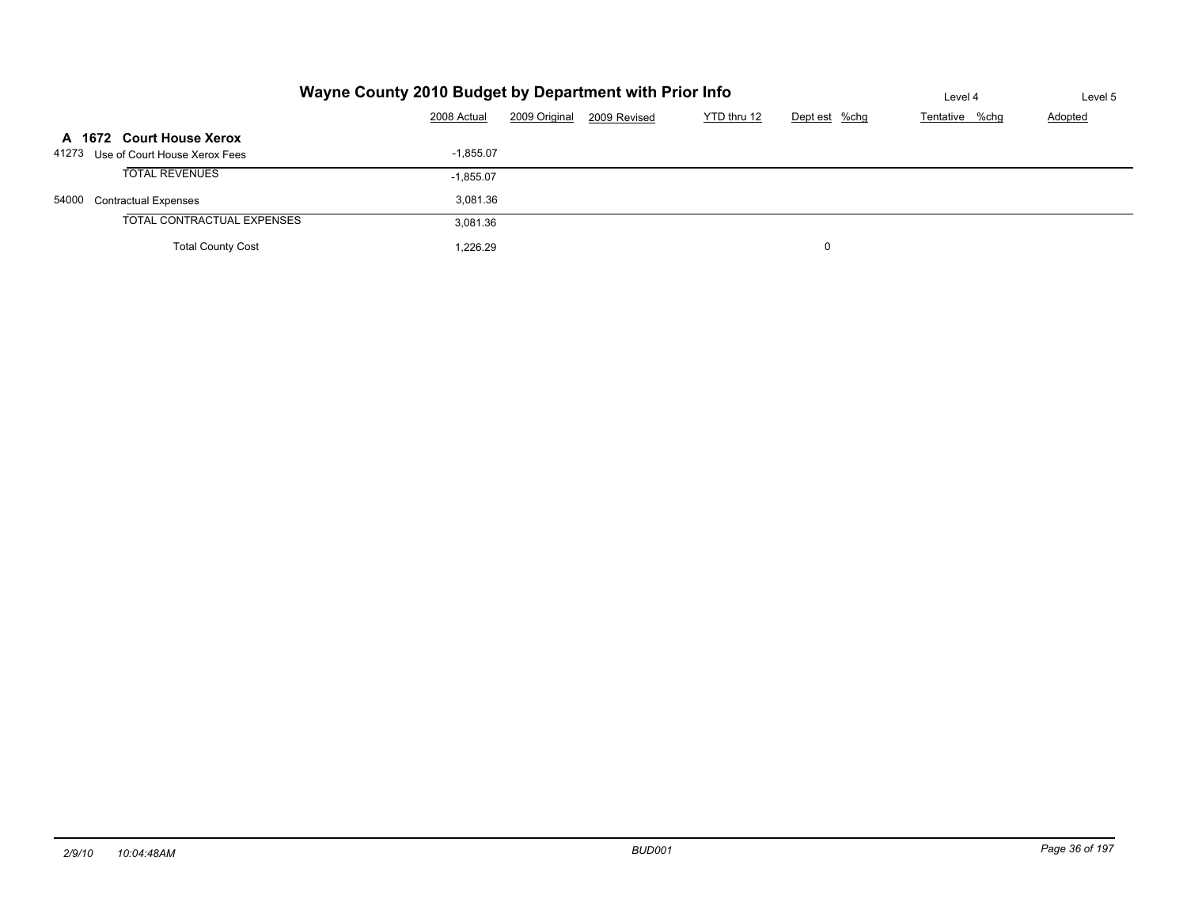# Wayne County 2010 Budget by Department with Prior Info

| | 2008 Actual | 2009 Original | 2009 Revised | YTD thru 12 | Dept est | %chg | Tentative (Level 4) | %chg | Adopted (Level 5) |
|---|---|---|---|---|---|---|---|---|---|
| **A 1672 Court House Xerox** | | | | | | | | | |
| 41273 Use of Court House Xerox Fees | -1,855.07 | | | | | | | | |
| TOTAL REVENUES | -1,855.07 | | | | | | | | |
| 54000 Contractual Expenses | 3,081.36 | | | | | | | | |
| TOTAL CONTRACTUAL EXPENSES | 3,081.36 | | | | | | | | |
| Total County Cost | 1,226.29 | | | | 0 | | | | |

2/9/10 10:04:48AM BUD001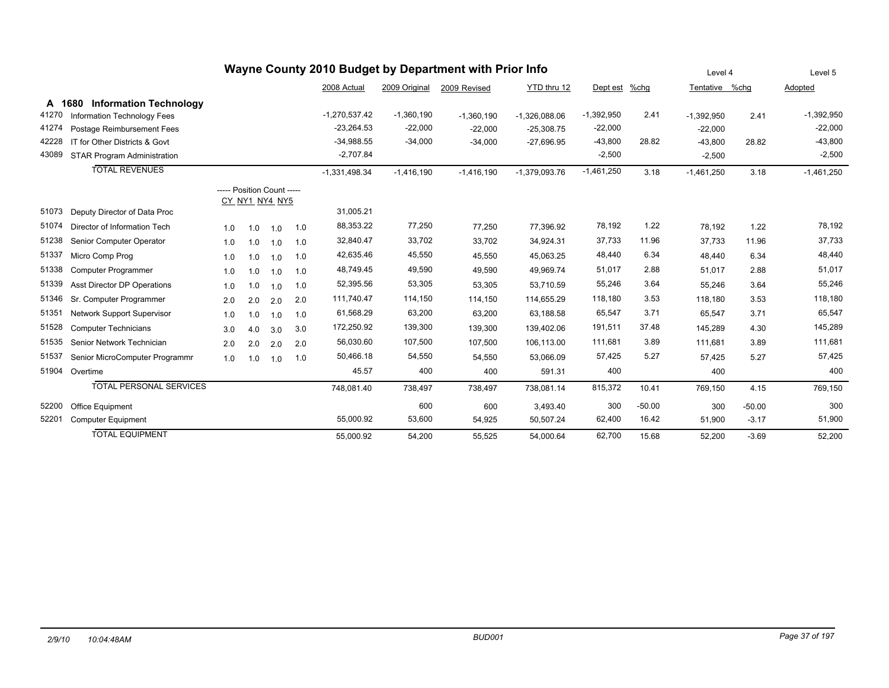# Wayne County 2010 Budget by Department with Prior Info

## A 1680 Information Technology

| | | CY | NY1 | NY4 | NY5 | 2008 Actual | 2009 Original | 2009 Revised | YTD thru 12 | Dept est | %chg | Tentative (Level 4) | %chg | Adopted (Level 5) |
|---|---|---|---|---|---|---|---|---|---|---|---|---|---|---|
| 41270 | Information Technology Fees | | | | | -1,270,537.42 | -1,360,190 | -1,360,190 | -1,326,088.06 | -1,392,950 | 2.41 | -1,392,950 | 2.41 | -1,392,950 |
| 41274 | Postage Reimbursement Fees | | | | | -23,264.53 | -22,000 | -22,000 | -25,308.75 | -22,000 | | -22,000 | | -22,000 |
| 42228 | IT for Other Districts & Govt | | | | | -34,988.55 | -34,000 | -34,000 | -27,696.95 | -43,800 | 28.82 | -43,800 | 28.82 | -43,800 |
| 43089 | STAR Program Administration | | | | | -2,707.84 | | | | -2,500 | | -2,500 | | -2,500 |
| | TOTAL REVENUES | | | | | -1,331,498.34 | -1,416,190 | -1,416,190 | -1,379,093.76 | -1,461,250 | 3.18 | -1,461,250 | 3.18 | -1,461,250 |
| | | ----- Position Count ----- | | | | | | | | | | | | |
| 51073 | Deputy Director of Data Proc | | | | | 31,005.21 | | | | | | | | |
| 51074 | Director of Information Tech | 1.0 | 1.0 | 1.0 | 1.0 | 88,353.22 | 77,250 | 77,250 | 77,396.92 | 78,192 | 1.22 | 78,192 | 1.22 | 78,192 |
| 51238 | Senior Computer Operator | 1.0 | 1.0 | 1.0 | 1.0 | 32,840.47 | 33,702 | 33,702 | 34,924.31 | 37,733 | 11.96 | 37,733 | 11.96 | 37,733 |
| 51337 | Micro Comp Prog | 1.0 | 1.0 | 1.0 | 1.0 | 42,635.46 | 45,550 | 45,550 | 45,063.25 | 48,440 | 6.34 | 48,440 | 6.34 | 48,440 |
| 51338 | Computer Programmer | 1.0 | 1.0 | 1.0 | 1.0 | 48,749.45 | 49,590 | 49,590 | 49,969.74 | 51,017 | 2.88 | 51,017 | 2.88 | 51,017 |
| 51339 | Asst Director DP Operations | 1.0 | 1.0 | 1.0 | 1.0 | 52,395.56 | 53,305 | 53,305 | 53,710.59 | 55,246 | 3.64 | 55,246 | 3.64 | 55,246 |
| 51346 | Sr. Computer Programmer | 2.0 | 2.0 | 2.0 | 2.0 | 111,740.47 | 114,150 | 114,150 | 114,655.29 | 118,180 | 3.53 | 118,180 | 3.53 | 118,180 |
| 51351 | Network Support Supervisor | 1.0 | 1.0 | 1.0 | 1.0 | 61,568.29 | 63,200 | 63,200 | 63,188.58 | 65,547 | 3.71 | 65,547 | 3.71 | 65,547 |
| 51528 | Computer Technicians | 3.0 | 4.0 | 3.0 | 3.0 | 172,250.92 | 139,300 | 139,300 | 139,402.06 | 191,511 | 37.48 | 145,289 | 4.30 | 145,289 |
| 51535 | Senior Network Technician | 2.0 | 2.0 | 2.0 | 2.0 | 56,030.60 | 107,500 | 107,500 | 106,113.00 | 111,681 | 3.89 | 111,681 | 3.89 | 111,681 |
| 51537 | Senior MicroComputer Programmr | 1.0 | 1.0 | 1.0 | 1.0 | 50,466.18 | 54,550 | 54,550 | 53,066.09 | 57,425 | 5.27 | 57,425 | 5.27 | 57,425 |
| 51904 | Overtime | | | | | 45.57 | 400 | 400 | 591.31 | 400 | | 400 | | 400 |
| | TOTAL PERSONAL SERVICES | | | | | 748,081.40 | 738,497 | 738,497 | 738,081.14 | 815,372 | 10.41 | 769,150 | 4.15 | 769,150 |
| 52200 | Office Equipment | | | | | | 600 | 600 | 3,493.40 | 300 | -50.00 | 300 | -50.00 | 300 |
| 52201 | Computer Equipment | | | | | 55,000.92 | 53,600 | 54,925 | 50,507.24 | 62,400 | 16.42 | 51,900 | -3.17 | 51,900 |
| | TOTAL EQUIPMENT | | | | | 55,000.92 | 54,200 | 55,525 | 54,000.64 | 62,700 | 15.68 | 52,200 | -3.69 | 52,200 |

2/9/10 10:04:48AM BUD001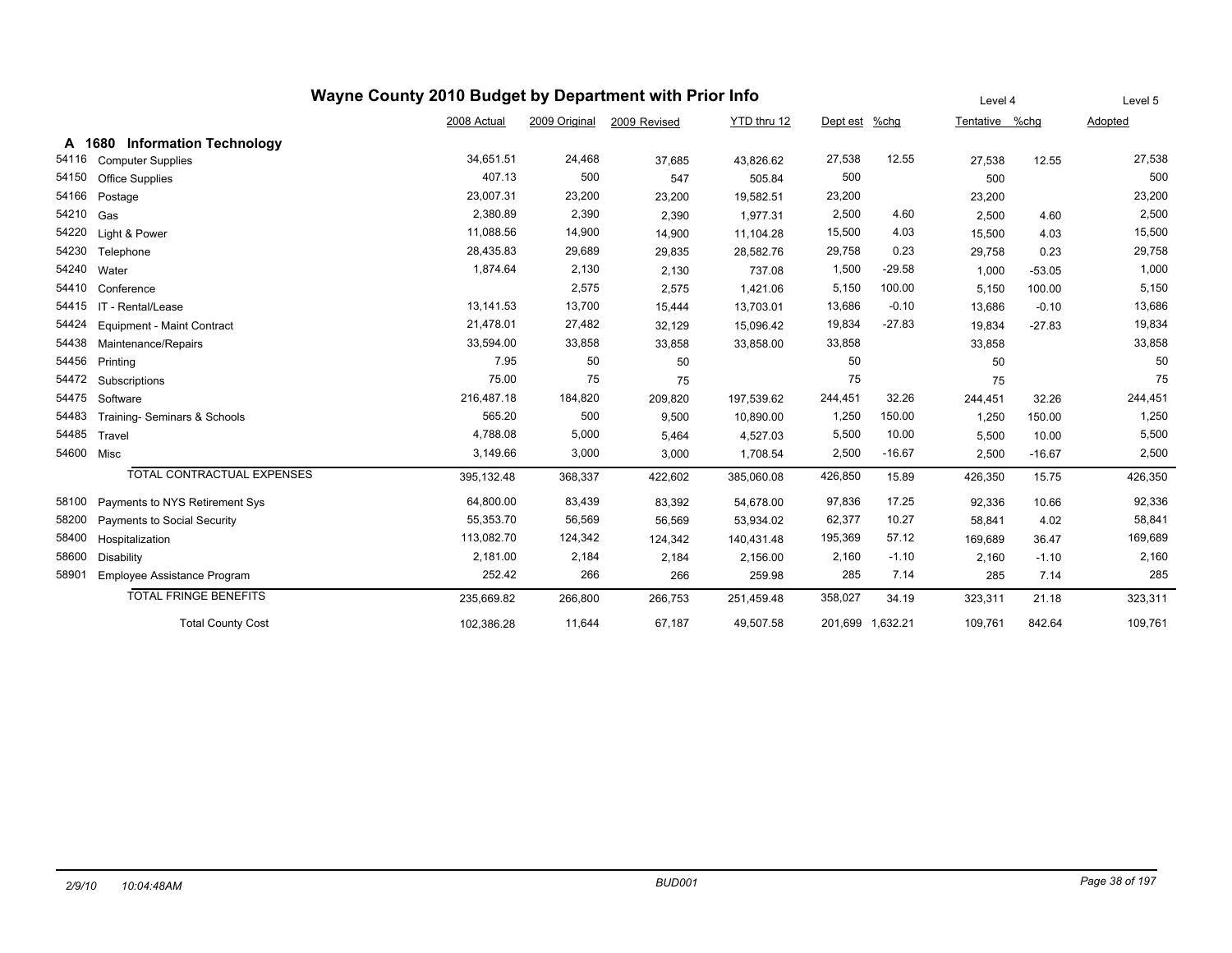# Wayne County 2010 Budget by Department with Prior Info

## A 1680 Information Technology

| Code | Description | 2008 Actual | 2009 Original | 2009 Revised | YTD thru 12 | Dept est | %chg | Tentative (Level 4) | %chg | Adopted (Level 5) |
|---|---|---|---|---|---|---|---|---|---|---|
| 54116 | Computer Supplies | 34,651.51 | 24,468 | 37,685 | 43,826.62 | 27,538 | 12.55 | 27,538 | 12.55 | 27,538 |
| 54150 | Office Supplies | 407.13 | 500 | 547 | 505.84 | 500 | | 500 | | 500 |
| 54166 | Postage | 23,007.31 | 23,200 | 23,200 | 19,582.51 | 23,200 | | 23,200 | | 23,200 |
| 54210 | Gas | 2,380.89 | 2,390 | 2,390 | 1,977.31 | 2,500 | 4.60 | 2,500 | 4.60 | 2,500 |
| 54220 | Light & Power | 11,088.56 | 14,900 | 14,900 | 11,104.28 | 15,500 | 4.03 | 15,500 | 4.03 | 15,500 |
| 54230 | Telephone | 28,435.83 | 29,689 | 29,835 | 28,582.76 | 29,758 | 0.23 | 29,758 | 0.23 | 29,758 |
| 54240 | Water | 1,874.64 | 2,130 | 2,130 | 737.08 | 1,500 | -29.58 | 1,000 | -53.05 | 1,000 |
| 54410 | Conference | | 2,575 | 2,575 | 1,421.06 | 5,150 | 100.00 | 5,150 | 100.00 | 5,150 |
| 54415 | IT - Rental/Lease | 13,141.53 | 13,700 | 15,444 | 13,703.01 | 13,686 | -0.10 | 13,686 | -0.10 | 13,686 |
| 54424 | Equipment - Maint Contract | 21,478.01 | 27,482 | 32,129 | 15,096.42 | 19,834 | -27.83 | 19,834 | -27.83 | 19,834 |
| 54438 | Maintenance/Repairs | 33,594.00 | 33,858 | 33,858 | 33,858.00 | 33,858 | | 33,858 | | 33,858 |
| 54456 | Printing | 7.95 | 50 | 50 | | 50 | | 50 | | 50 |
| 54472 | Subscriptions | 75.00 | 75 | 75 | | 75 | | 75 | | 75 |
| 54475 | Software | 216,487.18 | 184,820 | 209,820 | 197,539.62 | 244,451 | 32.26 | 244,451 | 32.26 | 244,451 |
| 54483 | Training- Seminars & Schools | 565.20 | 500 | 9,500 | 10,890.00 | 1,250 | 150.00 | 1,250 | 150.00 | 1,250 |
| 54485 | Travel | 4,788.08 | 5,000 | 5,464 | 4,527.03 | 5,500 | 10.00 | 5,500 | 10.00 | 5,500 |
| 54600 | Misc | 3,149.66 | 3,000 | 3,000 | 1,708.54 | 2,500 | -16.67 | 2,500 | -16.67 | 2,500 |
| | TOTAL CONTRACTUAL EXPENSES | 395,132.48 | 368,337 | 422,602 | 385,060.08 | 426,850 | 15.89 | 426,350 | 15.75 | 426,350 |
| 58100 | Payments to NYS Retirement Sys | 64,800.00 | 83,439 | 83,392 | 54,678.00 | 97,836 | 17.25 | 92,336 | 10.66 | 92,336 |
| 58200 | Payments to Social Security | 55,353.70 | 56,569 | 56,569 | 53,934.02 | 62,377 | 10.27 | 58,841 | 4.02 | 58,841 |
| 58400 | Hospitalization | 113,082.70 | 124,342 | 124,342 | 140,431.48 | 195,369 | 57.12 | 169,689 | 36.47 | 169,689 |
| 58600 | Disability | 2,181.00 | 2,184 | 2,184 | 2,156.00 | 2,160 | -1.10 | 2,160 | -1.10 | 2,160 |
| 58901 | Employee Assistance Program | 252.42 | 266 | 266 | 259.98 | 285 | 7.14 | 285 | 7.14 | 285 |
| | TOTAL FRINGE BENEFITS | 235,669.82 | 266,800 | 266,753 | 251,459.48 | 358,027 | 34.19 | 323,311 | 21.18 | 323,311 |
| | Total County Cost | 102,386.28 | 11,644 | 67,187 | 49,507.58 | 201,699 | 1,632.21 | 109,761 | 842.64 | 109,761 |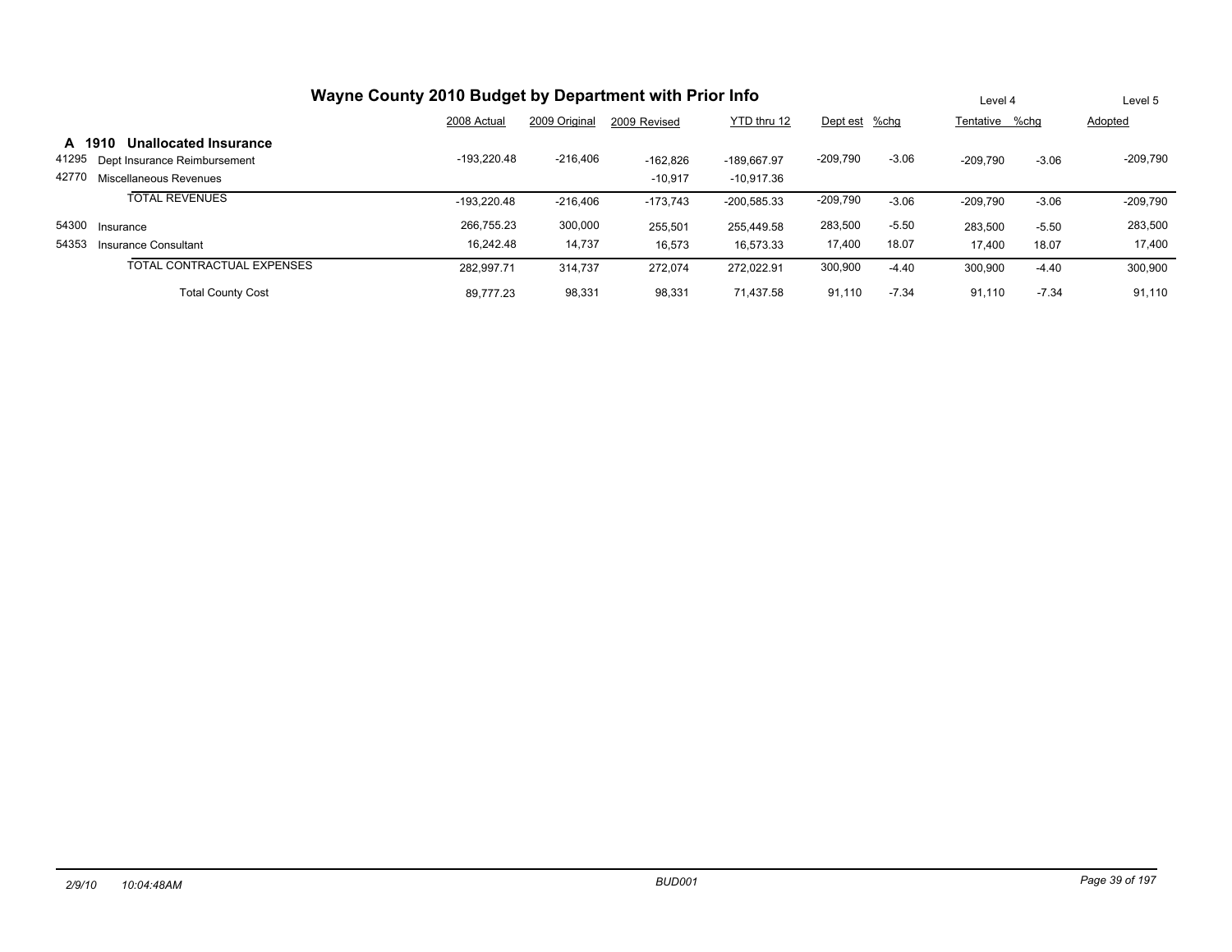# Wayne County 2010 Budget by Department with Prior Info

| | | 2008 Actual | 2009 Original | 2009 Revised | YTD thru 12 | Dept est | %chg | Level 4 Tentative | %chg | Level 5 Adopted |
|---|---|---|---|---|---|---|---|---|---|---|
| **A 1910** | **Unallocated Insurance** | | | | | | | | | |
| 41295 | Dept Insurance Reimbursement | -193,220.48 | -216,406 | -162,826 | -189,667.97 | -209,790 | -3.06 | -209,790 | -3.06 | -209,790 |
| 42770 | Miscellaneous Revenues | | | -10,917 | -10,917.36 | | | | | |
| | TOTAL REVENUES | -193,220.48 | -216,406 | -173,743 | -200,585.33 | -209,790 | -3.06 | -209,790 | -3.06 | -209,790 |
| 54300 | Insurance | 266,755.23 | 300,000 | 255,501 | 255,449.58 | 283,500 | -5.50 | 283,500 | -5.50 | 283,500 |
| 54353 | Insurance Consultant | 16,242.48 | 14,737 | 16,573 | 16,573.33 | 17,400 | 18.07 | 17,400 | 18.07 | 17,400 |
| | TOTAL CONTRACTUAL EXPENSES | 282,997.71 | 314,737 | 272,074 | 272,022.91 | 300,900 | -4.40 | 300,900 | -4.40 | 300,900 |
| | Total County Cost | 89,777.23 | 98,331 | 98,331 | 71,437.58 | 91,110 | -7.34 | 91,110 | -7.34 | 91,110 |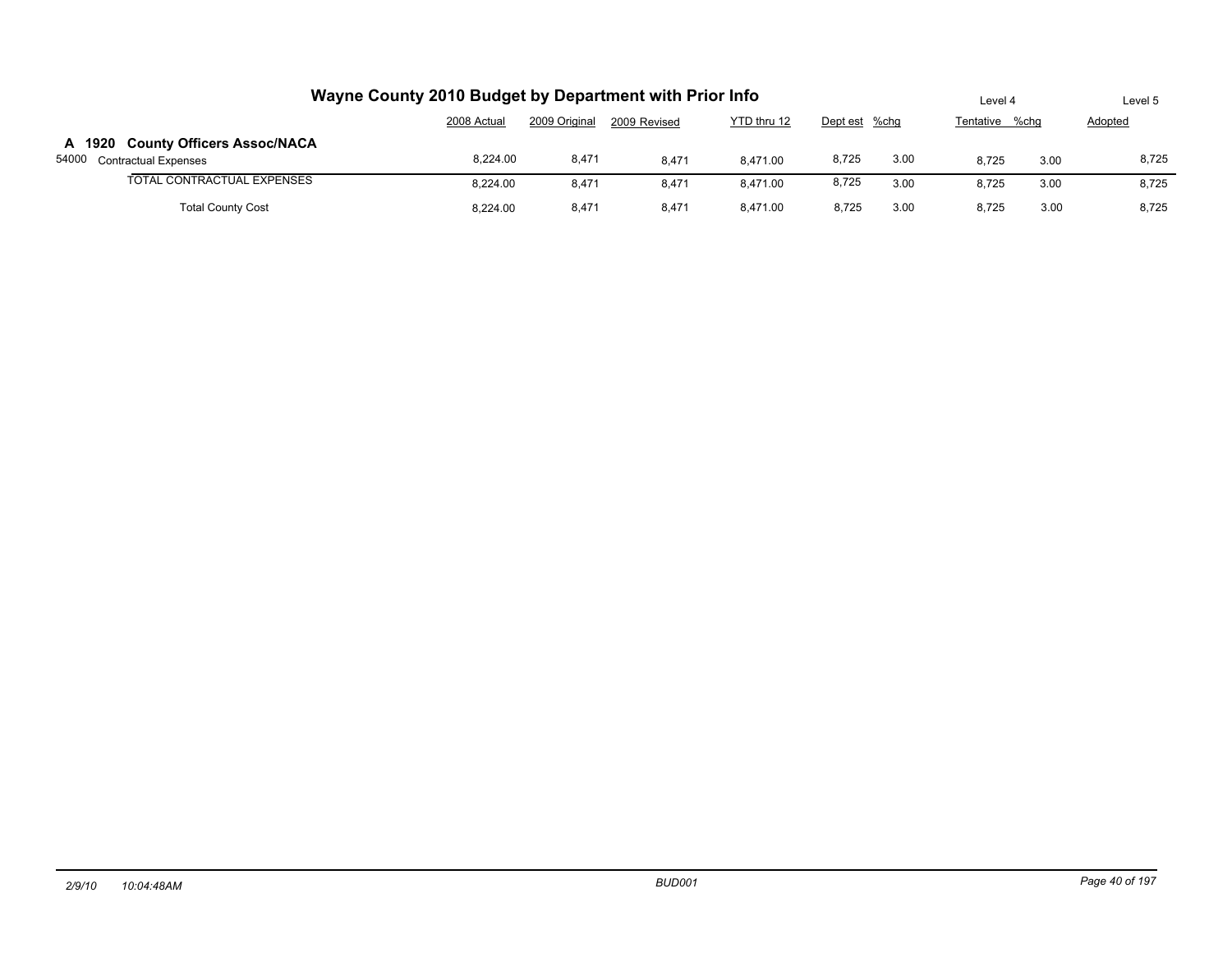# Wayne County 2010 Budget by Department with Prior Info

| | 2008 Actual | 2009 Original | 2009 Revised | YTD thru 12 | Dept est | %chg | Level 4 Tentative | %chg | Level 5 Adopted |
|---|---|---|---|---|---|---|---|---|---|
| **A 1920 County Officers Assoc/NACA** | | | | | | | | | |
| 54000 Contractual Expenses | 8,224.00 | 8,471 | 8,471 | 8,471.00 | 8,725 | 3.00 | 8,725 | 3.00 | 8,725 |
| TOTAL CONTRACTUAL EXPENSES | 8,224.00 | 8,471 | 8,471 | 8,471.00 | 8,725 | 3.00 | 8,725 | 3.00 | 8,725 |
| Total County Cost | 8,224.00 | 8,471 | 8,471 | 8,471.00 | 8,725 | 3.00 | 8,725 | 3.00 | 8,725 |

*2/9/10 10:04:48AM* *BUD001*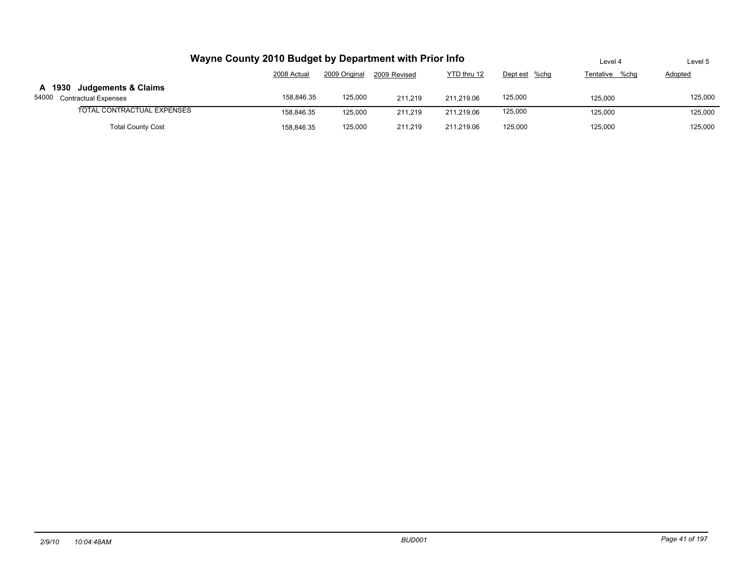# Wayne County 2010 Budget by Department with Prior Info

| | 2008 Actual | 2009 Original | 2009 Revised | YTD thru 12 | Dept est %chg | Level 4 Tentative %chg | Level 5 Adopted |
|---|---|---|---|---|---|---|---|
| **A 1930 Judgements & Claims** | | | | | | | |
| 54000 Contractual Expenses | 158,846.35 | 125,000 | 211,219 | 211,219.06 | 125,000 | 125,000 | 125,000 |
| TOTAL CONTRACTUAL EXPENSES | 158,846.35 | 125,000 | 211,219 | 211,219.06 | 125,000 | 125,000 | 125,000 |
| Total County Cost | 158,846.35 | 125,000 | 211,219 | 211,219.06 | 125,000 | 125,000 | 125,000 |

*2/9/10 10:04:48AM* *BUD001*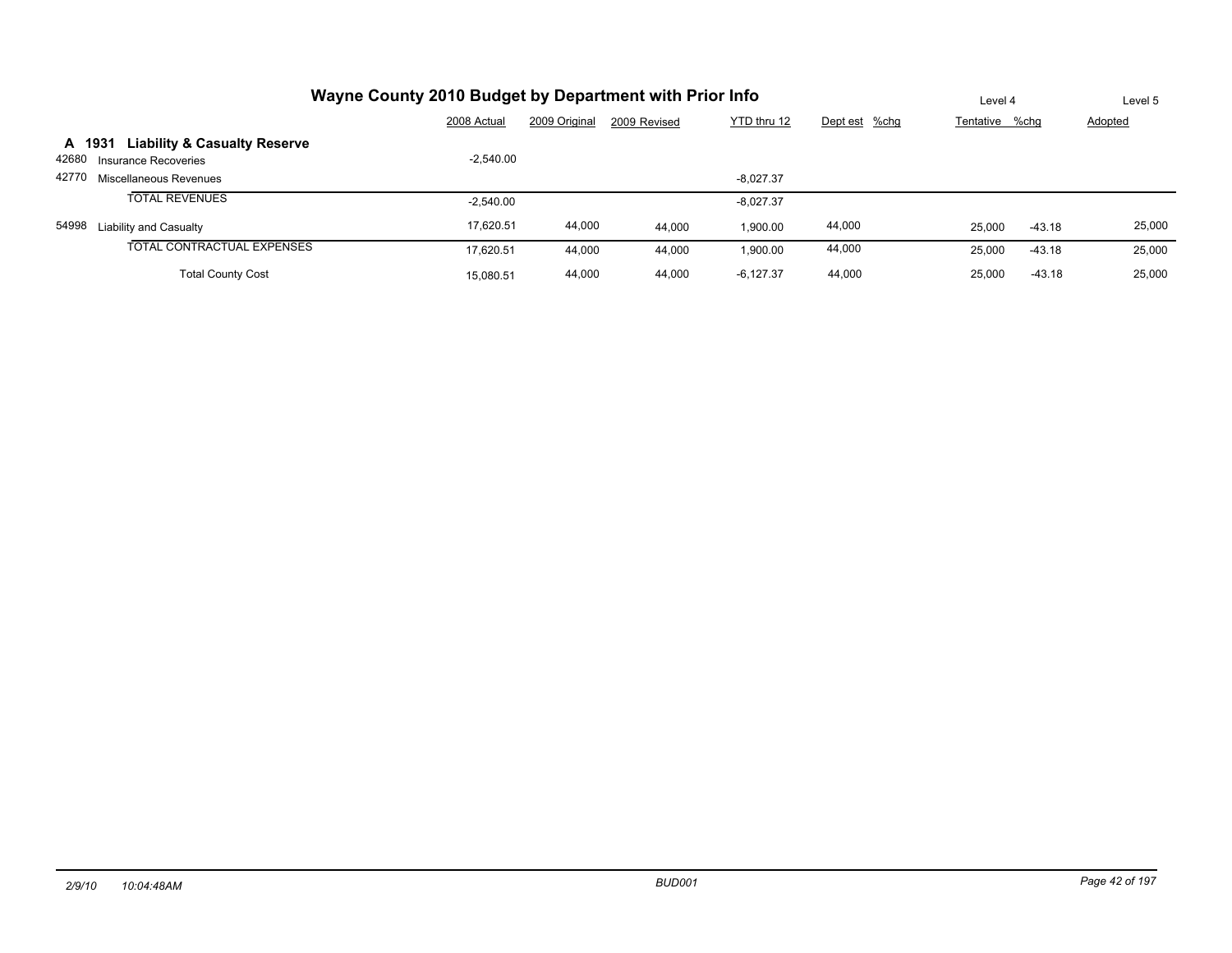# Wayne County 2010 Budget by Department with Prior Info

| | | 2008 Actual | 2009 Original | 2009 Revised | YTD thru 12 | Dept est | %chg | Level 4 Tentative | %chg | Level 5 Adopted |
|---|---|---|---|---|---|---|---|---|---|---|
| **A 1931** | **Liability & Casualty Reserve** | | | | | | | | | |
| 42680 | Insurance Recoveries | -2,540.00 | | | | | | | | |
| 42770 | Miscellaneous Revenues | | | | -8,027.37 | | | | | |
| | TOTAL REVENUES | -2,540.00 | | | -8,027.37 | | | | | |
| 54998 | Liability and Casualty | 17,620.51 | 44,000 | 44,000 | 1,900.00 | 44,000 | | 25,000 | -43.18 | 25,000 |
| | TOTAL CONTRACTUAL EXPENSES | 17,620.51 | 44,000 | 44,000 | 1,900.00 | 44,000 | | 25,000 | -43.18 | 25,000 |
| | Total County Cost | 15,080.51 | 44,000 | 44,000 | -6,127.37 | 44,000 | | 25,000 | -43.18 | 25,000 |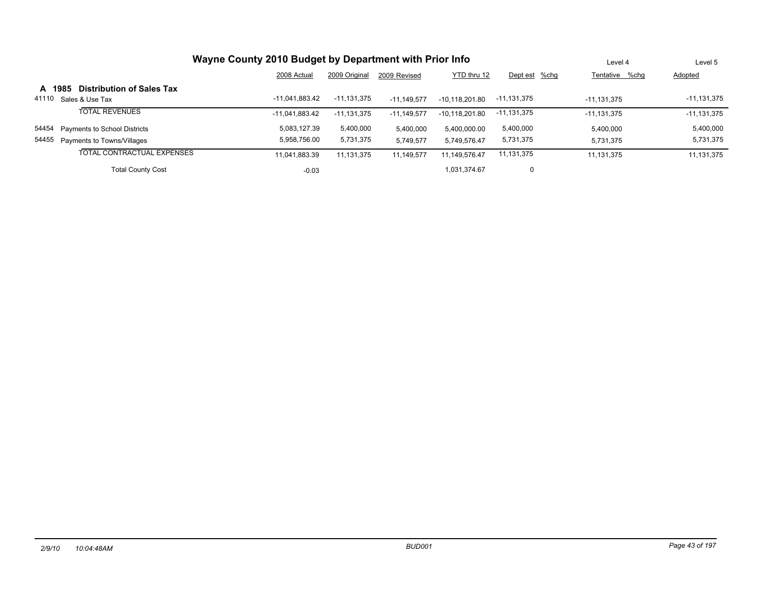# Wayne County 2010 Budget by Department with Prior Info

| | | 2008 Actual | 2009 Original | 2009 Revised | YTD thru 12 | Dept est | %chg | Level 4 Tentative | %chg | Level 5 Adopted |
|---|---|---|---|---|---|---|---|---|---|---|
| **A 1985** | **Distribution of Sales Tax** | | | | | | | | | |
| 41110 | Sales & Use Tax | -11,041,883.42 | -11,131,375 | -11,149,577 | -10,118,201.80 | -11,131,375 | | -11,131,375 | | -11,131,375 |
| | TOTAL REVENUES | -11,041,883.42 | -11,131,375 | -11,149,577 | -10,118,201.80 | -11,131,375 | | -11,131,375 | | -11,131,375 |
| 54454 | Payments to School Districts | 5,083,127.39 | 5,400,000 | 5,400,000 | 5,400,000.00 | 5,400,000 | | 5,400,000 | | 5,400,000 |
| 54455 | Payments to Towns/Villages | 5,958,756.00 | 5,731,375 | 5,749,577 | 5,749,576.47 | 5,731,375 | | 5,731,375 | | 5,731,375 |
| | TOTAL CONTRACTUAL EXPENSES | 11,041,883.39 | 11,131,375 | 11,149,577 | 11,149,576.47 | 11,131,375 | | 11,131,375 | | 11,131,375 |
| | Total County Cost | -0.03 | | | 1,031,374.67 | 0 | | | | |

*2/9/10 10:04:48AM* BUD001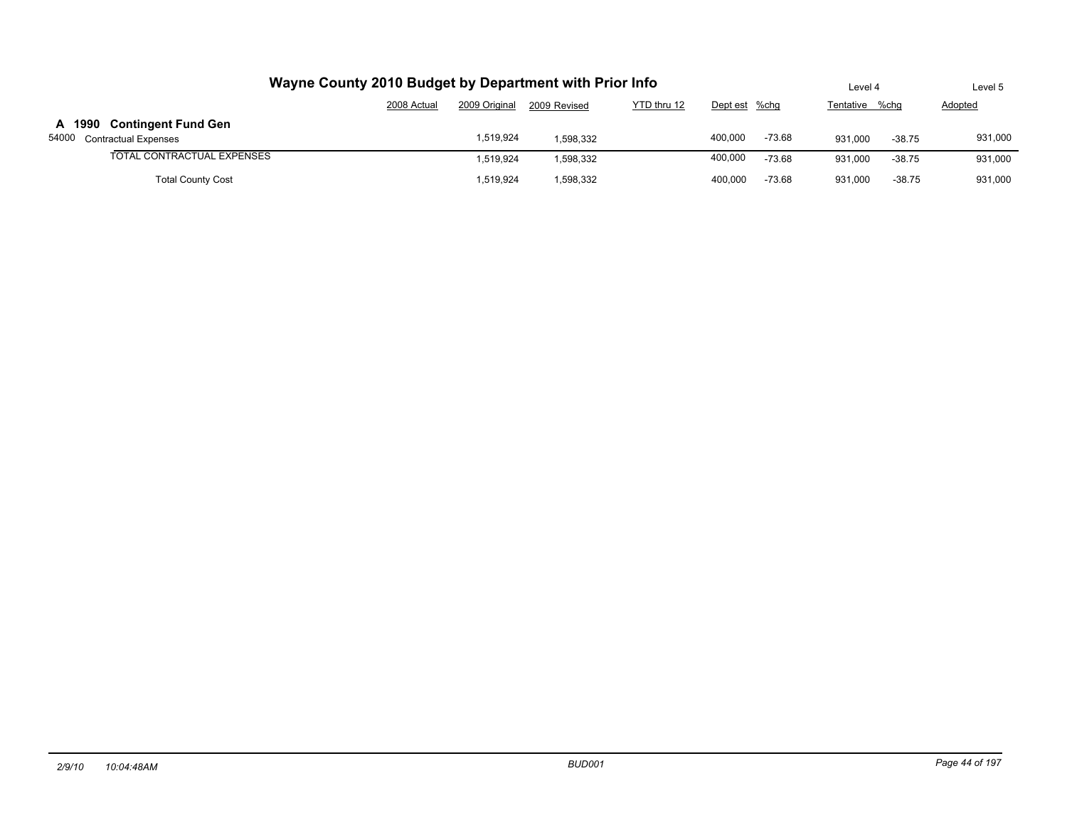# Wayne County 2010 Budget by Department with Prior Info

| | 2008 Actual | 2009 Original | 2009 Revised | YTD thru 12 | Dept est | %chg | Level 4 Tentative | %chg | Level 5 Adopted |
|---|---|---|---|---|---|---|---|---|---|
| **A 1990 Contingent Fund Gen** | | | | | | | | | |
| 54000 Contractual Expenses | | 1,519,924 | 1,598,332 | | 400,000 | -73.68 | 931,000 | -38.75 | 931,000 |
| TOTAL CONTRACTUAL EXPENSES | | 1,519,924 | 1,598,332 | | 400,000 | -73.68 | 931,000 | -38.75 | 931,000 |
| Total County Cost | | 1,519,924 | 1,598,332 | | 400,000 | -73.68 | 931,000 | -38.75 | 931,000 |

*2/9/10 10:04:48AM* *BUD001*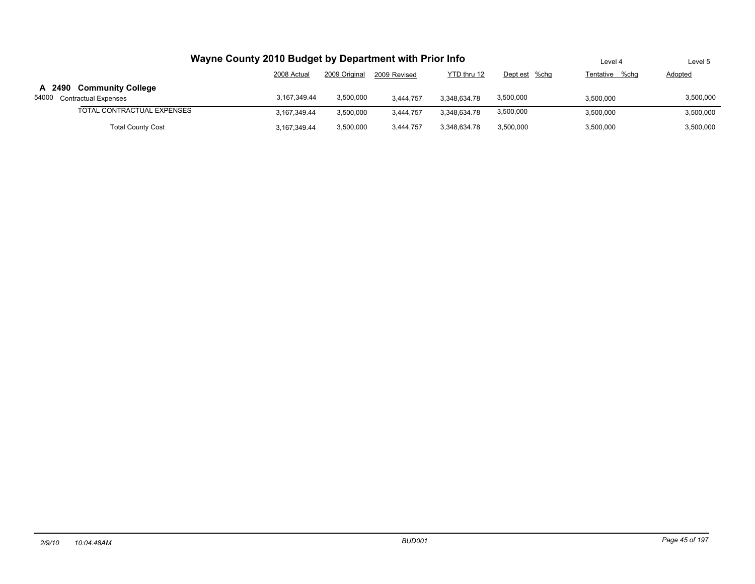# Wayne County 2010 Budget by Department with Prior Info

| | 2008 Actual | 2009 Original | 2009 Revised | YTD thru 12 | Dept est %chg | Level 4 Tentative %chg | Level 5 Adopted |
|---|---|---|---|---|---|---|---|
| **A 2490 Community College** | | | | | | | |
| 54000 Contractual Expenses | 3,167,349.44 | 3,500,000 | 3,444,757 | 3,348,634.78 | 3,500,000 | 3,500,000 | 3,500,000 |
| TOTAL CONTRACTUAL EXPENSES | 3,167,349.44 | 3,500,000 | 3,444,757 | 3,348,634.78 | 3,500,000 | 3,500,000 | 3,500,000 |
| Total County Cost | 3,167,349.44 | 3,500,000 | 3,444,757 | 3,348,634.78 | 3,500,000 | 3,500,000 | 3,500,000 |

*2/9/10 10:04:48AM* *BUD001*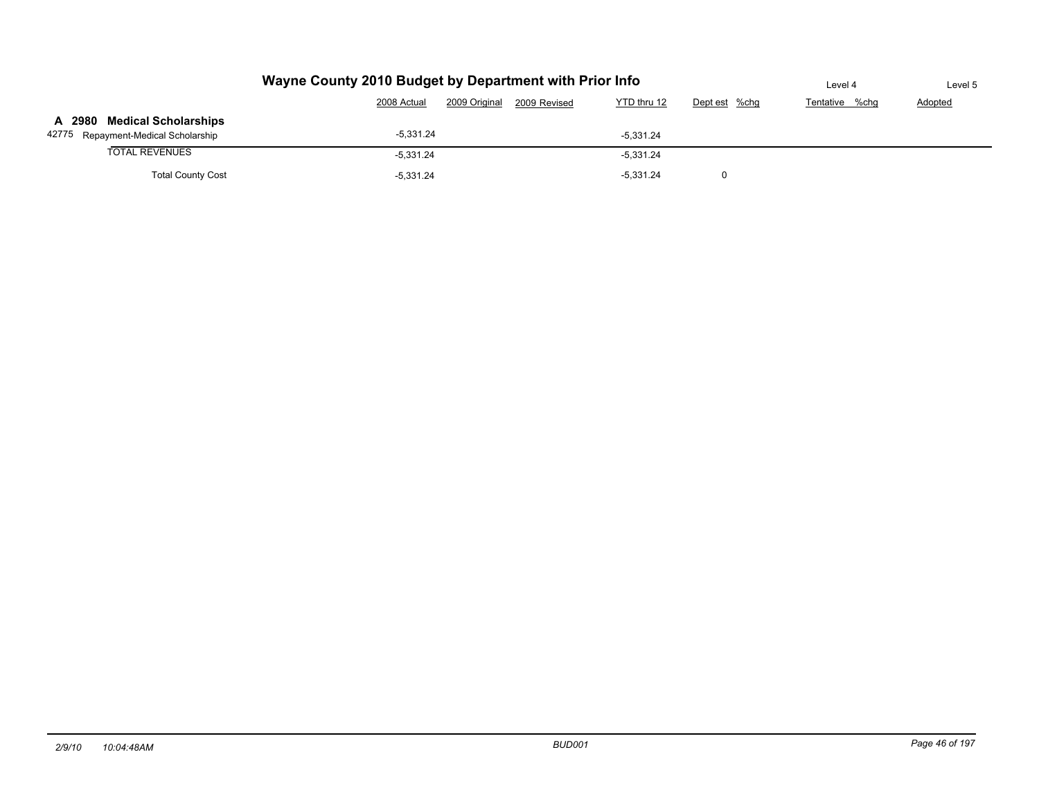# Wayne County 2010 Budget by Department with Prior Info

| | 2008 Actual | 2009 Original | 2009 Revised | YTD thru 12 | Dept est | %chg | Level 4 Tentative | %chg | Level 5 Adopted |
|---|---|---|---|---|---|---|---|---|---|
| **A 2980 Medical Scholarships** | | | | | | | | | |
| 42775 Repayment-Medical Scholarship | -5,331.24 | | | -5,331.24 | | | | | |
| TOTAL REVENUES | -5,331.24 | | | -5,331.24 | | | | | |
| Total County Cost | -5,331.24 | | | -5,331.24 | 0 | | | | |

2/9/10 10:04:48AM BUD001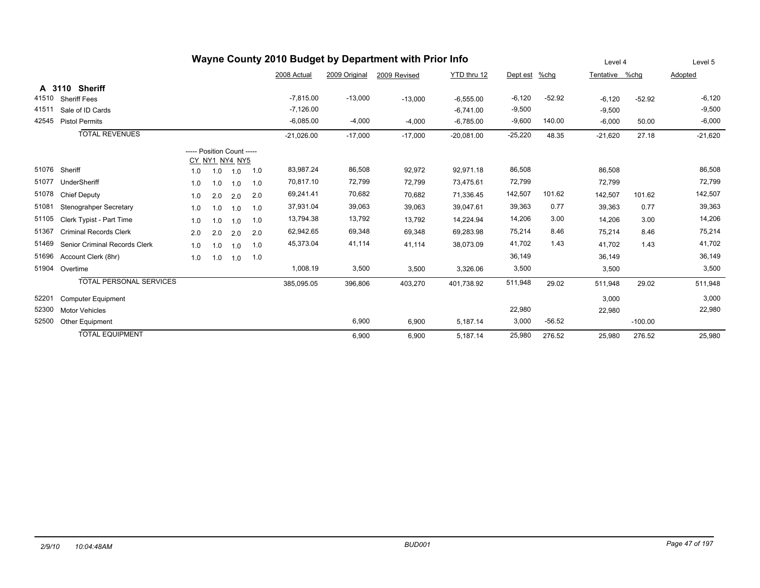# Wayne County 2010 Budget by Department with Prior Info

## A 3110 Sheriff

| Code | Description | CY | NY1 | NY4 | NY5 | 2008 Actual | 2009 Original | 2009 Revised | YTD thru 12 | Dept est | %chg | Level 4 Tentative | %chg | Level 5 Adopted |
|---|---|---|---|---|---|---|---|---|---|---|---|---|---|---|
| 41510 | Sheriff Fees | | | | | -7,815.00 | -13,000 | -13,000 | -6,555.00 | -6,120 | -52.92 | -6,120 | -52.92 | -6,120 |
| 41511 | Sale of ID Cards | | | | | -7,126.00 | | | -6,741.00 | -9,500 | | -9,500 | | -9,500 |
| 42545 | Pistol Permits | | | | | -6,085.00 | -4,000 | -4,000 | -6,785.00 | -9,600 | 140.00 | -6,000 | 50.00 | -6,000 |
| | TOTAL REVENUES | | | | | -21,026.00 | -17,000 | -17,000 | -20,081.00 | -25,220 | 48.35 | -21,620 | 27.18 | -21,620 |
| | | ----- Position Count ----- | | | | | | | | | | | | |
| 51076 | Sheriff | 1.0 | 1.0 | 1.0 | 1.0 | 83,987.24 | 86,508 | 92,972 | 92,971.18 | 86,508 | | 86,508 | | 86,508 |
| 51077 | UnderSheriff | 1.0 | 1.0 | 1.0 | 1.0 | 70,817.10 | 72,799 | 72,799 | 73,475.61 | 72,799 | | 72,799 | | 72,799 |
| 51078 | Chief Deputy | 1.0 | 2.0 | 2.0 | 2.0 | 69,241.41 | 70,682 | 70,682 | 71,336.45 | 142,507 | 101.62 | 142,507 | 101.62 | 142,507 |
| 51081 | Stenograhper Secretary | 1.0 | 1.0 | 1.0 | 1.0 | 37,931.04 | 39,063 | 39,063 | 39,047.61 | 39,363 | 0.77 | 39,363 | 0.77 | 39,363 |
| 51105 | Clerk Typist - Part Time | 1.0 | 1.0 | 1.0 | 1.0 | 13,794.38 | 13,792 | 13,792 | 14,224.94 | 14,206 | 3.00 | 14,206 | 3.00 | 14,206 |
| 51367 | Criminal Records Clerk | 2.0 | 2.0 | 2.0 | 2.0 | 62,942.65 | 69,348 | 69,348 | 69,283.98 | 75,214 | 8.46 | 75,214 | 8.46 | 75,214 |
| 51469 | Senior Criminal Records Clerk | 1.0 | 1.0 | 1.0 | 1.0 | 45,373.04 | 41,114 | 41,114 | 38,073.09 | 41,702 | 1.43 | 41,702 | 1.43 | 41,702 |
| 51696 | Account Clerk (8hr) | 1.0 | 1.0 | 1.0 | 1.0 | | | | | 36,149 | | 36,149 | | 36,149 |
| 51904 | Overtime | | | | | 1,008.19 | 3,500 | 3,500 | 3,326.06 | 3,500 | | 3,500 | | 3,500 |
| | TOTAL PERSONAL SERVICES | | | | | 385,095.05 | 396,806 | 403,270 | 401,738.92 | 511,948 | 29.02 | 511,948 | 29.02 | 511,948 |
| 52201 | Computer Equipment | | | | | | | | | | | 3,000 | | 3,000 |
| 52300 | Motor Vehicles | | | | | | | | | 22,980 | | 22,980 | | 22,980 |
| 52500 | Other Equipment | | | | | | 6,900 | 6,900 | 5,187.14 | 3,000 | -56.52 | | -100.00 | |
| | TOTAL EQUIPMENT | | | | | | 6,900 | 6,900 | 5,187.14 | 25,980 | 276.52 | 25,980 | 276.52 | 25,980 |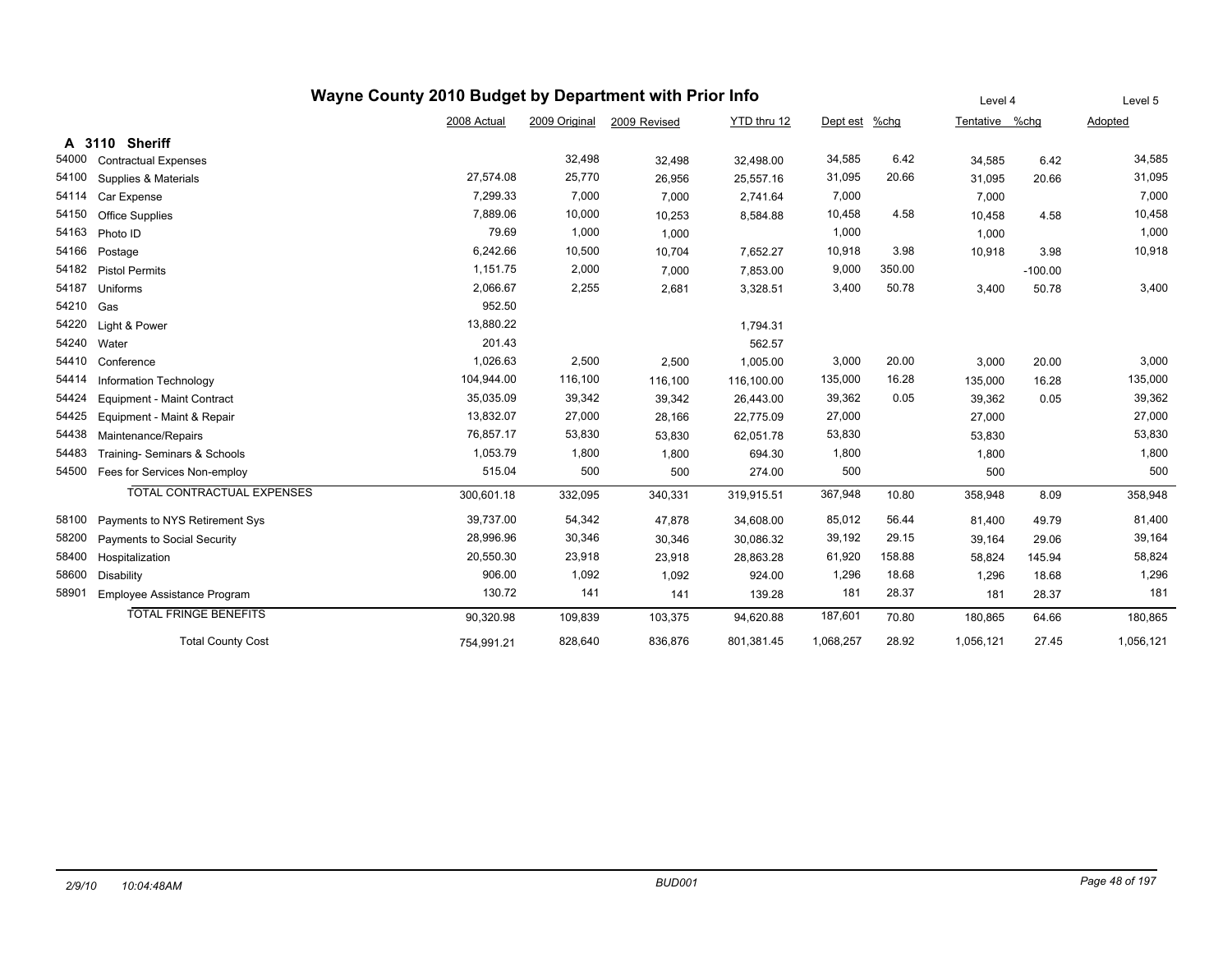# Wayne County 2010 Budget by Department with Prior Info

## A 3110 Sheriff

| Code | Description | 2008 Actual | 2009 Original | 2009 Revised | YTD thru 12 | Dept est | %chg | Level 4 Tentative | %chg | Level 5 Adopted |
|---|---|---|---|---|---|---|---|---|---|---|
| 54000 | Contractual Expenses | | 32,498 | 32,498 | 32,498.00 | 34,585 | 6.42 | 34,585 | 6.42 | 34,585 |
| 54100 | Supplies & Materials | 27,574.08 | 25,770 | 26,956 | 25,557.16 | 31,095 | 20.66 | 31,095 | 20.66 | 31,095 |
| 54114 | Car Expense | 7,299.33 | 7,000 | 7,000 | 2,741.64 | 7,000 | | 7,000 | | 7,000 |
| 54150 | Office Supplies | 7,889.06 | 10,000 | 10,253 | 8,584.88 | 10,458 | 4.58 | 10,458 | 4.58 | 10,458 |
| 54163 | Photo ID | 79.69 | 1,000 | 1,000 | | 1,000 | | 1,000 | | 1,000 |
| 54166 | Postage | 6,242.66 | 10,500 | 10,704 | 7,652.27 | 10,918 | 3.98 | 10,918 | 3.98 | 10,918 |
| 54182 | Pistol Permits | 1,151.75 | 2,000 | 7,000 | 7,853.00 | 9,000 | 350.00 | | -100.00 | |
| 54187 | Uniforms | 2,066.67 | 2,255 | 2,681 | 3,328.51 | 3,400 | 50.78 | 3,400 | 50.78 | 3,400 |
| 54210 | Gas | 952.50 | | | | | | | | |
| 54220 | Light & Power | 13,880.22 | | | 1,794.31 | | | | | |
| 54240 | Water | 201.43 | | | 562.57 | | | | | |
| 54410 | Conference | 1,026.63 | 2,500 | 2,500 | 1,005.00 | 3,000 | 20.00 | 3,000 | 20.00 | 3,000 |
| 54414 | Information Technology | 104,944.00 | 116,100 | 116,100 | 116,100.00 | 135,000 | 16.28 | 135,000 | 16.28 | 135,000 |
| 54424 | Equipment - Maint Contract | 35,035.09 | 39,342 | 39,342 | 26,443.00 | 39,362 | 0.05 | 39,362 | 0.05 | 39,362 |
| 54425 | Equipment - Maint & Repair | 13,832.07 | 27,000 | 28,166 | 22,775.09 | 27,000 | | 27,000 | | 27,000 |
| 54438 | Maintenance/Repairs | 76,857.17 | 53,830 | 53,830 | 62,051.78 | 53,830 | | 53,830 | | 53,830 |
| 54483 | Training- Seminars & Schools | 1,053.79 | 1,800 | 1,800 | 694.30 | 1,800 | | 1,800 | | 1,800 |
| 54500 | Fees for Services Non-employ | 515.04 | 500 | 500 | 274.00 | 500 | | 500 | | 500 |
| | TOTAL CONTRACTUAL EXPENSES | 300,601.18 | 332,095 | 340,331 | 319,915.51 | 367,948 | 10.80 | 358,948 | 8.09 | 358,948 |
| 58100 | Payments to NYS Retirement Sys | 39,737.00 | 54,342 | 47,878 | 34,608.00 | 85,012 | 56.44 | 81,400 | 49.79 | 81,400 |
| 58200 | Payments to Social Security | 28,996.96 | 30,346 | 30,346 | 30,086.32 | 39,192 | 29.15 | 39,164 | 29.06 | 39,164 |
| 58400 | Hospitalization | 20,550.30 | 23,918 | 23,918 | 28,863.28 | 61,920 | 158.88 | 58,824 | 145.94 | 58,824 |
| 58600 | Disability | 906.00 | 1,092 | 1,092 | 924.00 | 1,296 | 18.68 | 1,296 | 18.68 | 1,296 |
| 58901 | Employee Assistance Program | 130.72 | 141 | 141 | 139.28 | 181 | 28.37 | 181 | 28.37 | 181 |
| | TOTAL FRINGE BENEFITS | 90,320.98 | 109,839 | 103,375 | 94,620.88 | 187,601 | 70.80 | 180,865 | 64.66 | 180,865 |
| | Total County Cost | 754,991.21 | 828,640 | 836,876 | 801,381.45 | 1,068,257 | 28.92 | 1,056,121 | 27.45 | 1,056,121 |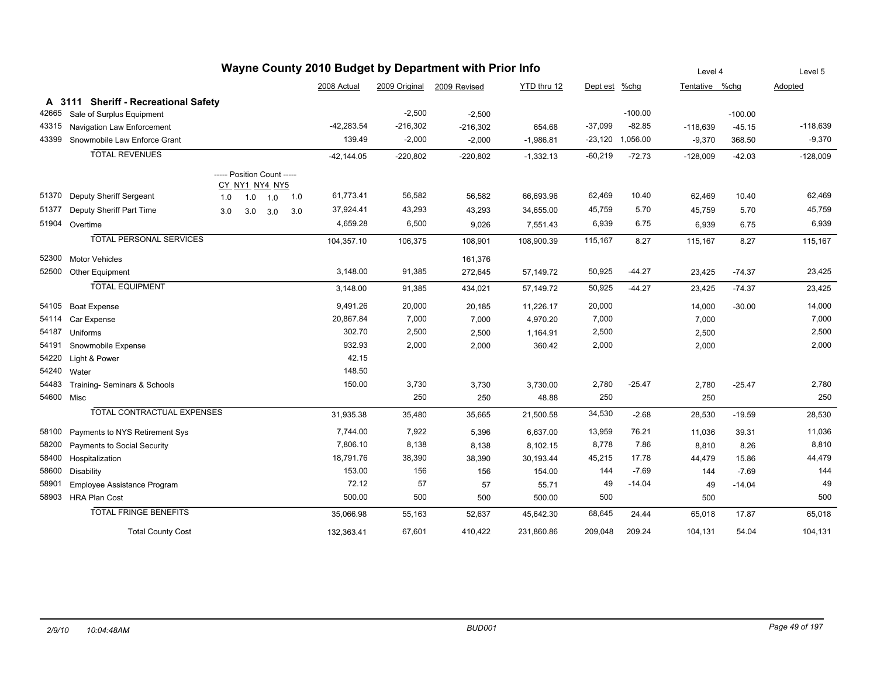# Wayne County 2010 Budget by Department with Prior Info

## A 3111 Sheriff - Recreational Safety

| Code | Description | Position Count CY | NY1 | NY4 | NY5 | 2008 Actual | 2009 Original | 2009 Revised | YTD thru 12 | Dept est | %chg | Level 4 Tentative | %chg | Level 5 Adopted |
|---|---|---|---|---|---|---|---|---|---|---|---|---|---|---|
| 42665 | Sale of Surplus Equipment | | | | | | -2,500 | -2,500 | | | -100.00 | | -100.00 | |
| 43315 | Navigation Law Enforcement | | | | | -42,283.54 | -216,302 | -216,302 | 654.68 | -37,099 | -82.85 | -118,639 | -45.15 | -118,639 |
| 43399 | Snowmobile Law Enforce Grant | | | | | 139.49 | -2,000 | -2,000 | -1,986.81 | -23,120 | 1,056.00 | -9,370 | 368.50 | -9,370 |
| | TOTAL REVENUES | | | | | -42,144.05 | -220,802 | -220,802 | -1,332.13 | -60,219 | -72.73 | -128,009 | -42.03 | -128,009 |
| 51370 | Deputy Sheriff Sergeant | 1.0 | 1.0 | 1.0 | 1.0 | 61,773.41 | 56,582 | 56,582 | 66,693.96 | 62,469 | 10.40 | 62,469 | 10.40 | 62,469 |
| 51377 | Deputy Sheriff Part Time | 3.0 | 3.0 | 3.0 | 3.0 | 37,924.41 | 43,293 | 43,293 | 34,655.00 | 45,759 | 5.70 | 45,759 | 5.70 | 45,759 |
| 51904 | Overtime | | | | | 4,659.28 | 6,500 | 9,026 | 7,551.43 | 6,939 | 6.75 | 6,939 | 6.75 | 6,939 |
| | TOTAL PERSONAL SERVICES | | | | | 104,357.10 | 106,375 | 108,901 | 108,900.39 | 115,167 | 8.27 | 115,167 | 8.27 | 115,167 |
| 52300 | Motor Vehicles | | | | | | | 161,376 | | | | | | |
| 52500 | Other Equipment | | | | | 3,148.00 | 91,385 | 272,645 | 57,149.72 | 50,925 | -44.27 | 23,425 | -74.37 | 23,425 |
| | TOTAL EQUIPMENT | | | | | 3,148.00 | 91,385 | 434,021 | 57,149.72 | 50,925 | -44.27 | 23,425 | -74.37 | 23,425 |
| 54105 | Boat Expense | | | | | 9,491.26 | 20,000 | 20,185 | 11,226.17 | 20,000 | | 14,000 | -30.00 | 14,000 |
| 54114 | Car Expense | | | | | 20,867.84 | 7,000 | 7,000 | 4,970.20 | 7,000 | | 7,000 | | 7,000 |
| 54187 | Uniforms | | | | | 302.70 | 2,500 | 2,500 | 1,164.91 | 2,500 | | 2,500 | | 2,500 |
| 54191 | Snowmobile Expense | | | | | 932.93 | 2,000 | 2,000 | 360.42 | 2,000 | | 2,000 | | 2,000 |
| 54220 | Light & Power | | | | | 42.15 | | | | | | | | |
| 54240 | Water | | | | | 148.50 | | | | | | | | |
| 54483 | Training- Seminars & Schools | | | | | 150.00 | 3,730 | 3,730 | 3,730.00 | 2,780 | -25.47 | 2,780 | -25.47 | 2,780 |
| 54600 | Misc | | | | | | 250 | 250 | 48.88 | 250 | | 250 | | 250 |
| | TOTAL CONTRACTUAL EXPENSES | | | | | 31,935.38 | 35,480 | 35,665 | 21,500.58 | 34,530 | -2.68 | 28,530 | -19.59 | 28,530 |
| 58100 | Payments to NYS Retirement Sys | | | | | 7,744.00 | 7,922 | 5,396 | 6,637.00 | 13,959 | 76.21 | 11,036 | 39.31 | 11,036 |
| 58200 | Payments to Social Security | | | | | 7,806.10 | 8,138 | 8,138 | 8,102.15 | 8,778 | 7.86 | 8,810 | 8.26 | 8,810 |
| 58400 | Hospitalization | | | | | 18,791.76 | 38,390 | 38,390 | 30,193.44 | 45,215 | 17.78 | 44,479 | 15.86 | 44,479 |
| 58600 | Disability | | | | | 153.00 | 156 | 156 | 154.00 | 144 | -7.69 | 144 | -7.69 | 144 |
| 58901 | Employee Assistance Program | | | | | 72.12 | 57 | 57 | 55.71 | 49 | -14.04 | 49 | -14.04 | 49 |
| 58903 | HRA Plan Cost | | | | | 500.00 | 500 | 500 | 500.00 | 500 | | 500 | | 500 |
| | TOTAL FRINGE BENEFITS | | | | | 35,066.98 | 55,163 | 52,637 | 45,642.30 | 68,645 | 24.44 | 65,018 | 17.87 | 65,018 |
| | Total County Cost | | | | | 132,363.41 | 67,601 | 410,422 | 231,860.86 | 209,048 | 209.24 | 104,131 | 54.04 | 104,131 |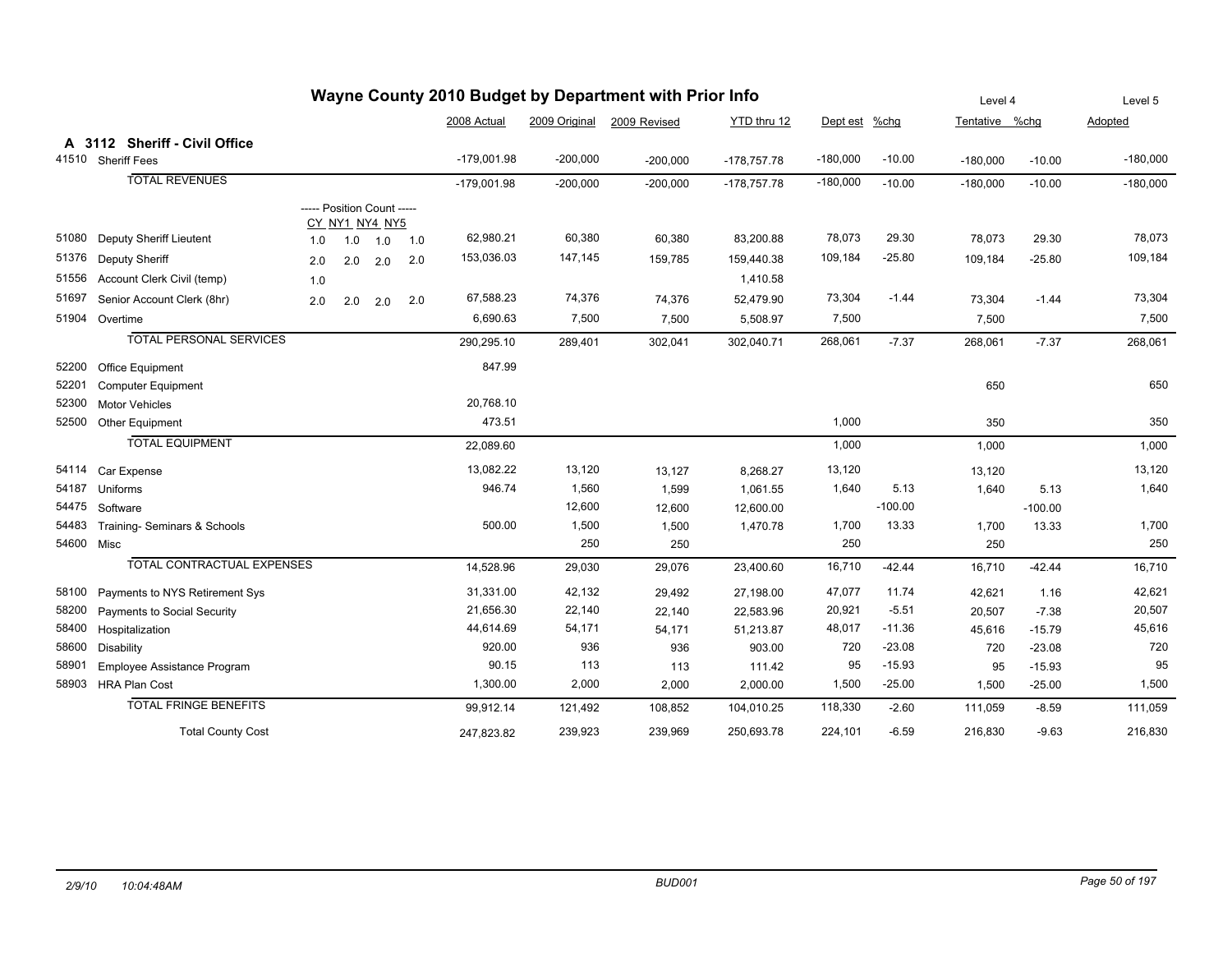# Wayne County 2010 Budget by Department with Prior Info

| | | CY | NY1 | NY4 | NY5 | 2008 Actual | 2009 Original | 2009 Revised | YTD thru 12 | Dept est | %chg | Level 4 Tentative | %chg | Level 5 Adopted |
|---|---|---|---|---|---|---|---|---|---|---|---|---|---|---|
| **A 3112** | **Sheriff - Civil Office** | | | | | | | | | | | | | |
| 41510 | Sheriff Fees | | | | | -179,001.98 | -200,000 | -200,000 | -178,757.78 | -180,000 | -10.00 | -180,000 | -10.00 | -180,000 |
| | TOTAL REVENUES | | | | | -179,001.98 | -200,000 | -200,000 | -178,757.78 | -180,000 | -10.00 | -180,000 | -10.00 | -180,000 |
| | | ----- Position Count ----- | | | | | | | | | | | | |
| 51080 | Deputy Sheriff Lieutent | 1.0 | 1.0 | 1.0 | 1.0 | 62,980.21 | 60,380 | 60,380 | 83,200.88 | 78,073 | 29.30 | 78,073 | 29.30 | 78,073 |
| 51376 | Deputy Sheriff | 2.0 | 2.0 | 2.0 | 2.0 | 153,036.03 | 147,145 | 159,785 | 159,440.38 | 109,184 | -25.80 | 109,184 | -25.80 | 109,184 |
| 51556 | Account Clerk Civil (temp) | 1.0 | | | | | | | 1,410.58 | | | | | |
| 51697 | Senior Account Clerk (8hr) | 2.0 | 2.0 | 2.0 | 2.0 | 67,588.23 | 74,376 | 74,376 | 52,479.90 | 73,304 | -1.44 | 73,304 | -1.44 | 73,304 |
| 51904 | Overtime | | | | | 6,690.63 | 7,500 | 7,500 | 5,508.97 | 7,500 | | 7,500 | | 7,500 |
| | TOTAL PERSONAL SERVICES | | | | | 290,295.10 | 289,401 | 302,041 | 302,040.71 | 268,061 | -7.37 | 268,061 | -7.37 | 268,061 |
| 52200 | Office Equipment | | | | | 847.99 | | | | | | | | |
| 52201 | Computer Equipment | | | | | | | | | | | 650 | | 650 |
| 52300 | Motor Vehicles | | | | | 20,768.10 | | | | | | | | |
| 52500 | Other Equipment | | | | | 473.51 | | | | 1,000 | | 350 | | 350 |
| | TOTAL EQUIPMENT | | | | | 22,089.60 | | | | 1,000 | | 1,000 | | 1,000 |
| 54114 | Car Expense | | | | | 13,082.22 | 13,120 | 13,127 | 8,268.27 | 13,120 | | 13,120 | | 13,120 |
| 54187 | Uniforms | | | | | 946.74 | 1,560 | 1,599 | 1,061.55 | 1,640 | 5.13 | 1,640 | 5.13 | 1,640 |
| 54475 | Software | | | | | | 12,600 | 12,600 | 12,600.00 | | -100.00 | | -100.00 | |
| 54483 | Training- Seminars & Schools | | | | | 500.00 | 1,500 | 1,500 | 1,470.78 | 1,700 | 13.33 | 1,700 | 13.33 | 1,700 |
| 54600 | Misc | | | | | | 250 | 250 | | 250 | | 250 | | 250 |
| | TOTAL CONTRACTUAL EXPENSES | | | | | 14,528.96 | 29,030 | 29,076 | 23,400.60 | 16,710 | -42.44 | 16,710 | -42.44 | 16,710 |
| 58100 | Payments to NYS Retirement Sys | | | | | 31,331.00 | 42,132 | 29,492 | 27,198.00 | 47,077 | 11.74 | 42,621 | 1.16 | 42,621 |
| 58200 | Payments to Social Security | | | | | 21,656.30 | 22,140 | 22,140 | 22,583.96 | 20,921 | -5.51 | 20,507 | -7.38 | 20,507 |
| 58400 | Hospitalization | | | | | 44,614.69 | 54,171 | 54,171 | 51,213.87 | 48,017 | -11.36 | 45,616 | -15.79 | 45,616 |
| 58600 | Disability | | | | | 920.00 | 936 | 936 | 903.00 | 720 | -23.08 | 720 | -23.08 | 720 |
| 58901 | Employee Assistance Program | | | | | 90.15 | 113 | 113 | 111.42 | 95 | -15.93 | 95 | -15.93 | 95 |
| 58903 | HRA Plan Cost | | | | | 1,300.00 | 2,000 | 2,000 | 2,000.00 | 1,500 | -25.00 | 1,500 | -25.00 | 1,500 |
| | TOTAL FRINGE BENEFITS | | | | | 99,912.14 | 121,492 | 108,852 | 104,010.25 | 118,330 | -2.60 | 111,059 | -8.59 | 111,059 |
| | Total County Cost | | | | | 247,823.82 | 239,923 | 239,969 | 250,693.78 | 224,101 | -6.59 | 216,830 | -9.63 | 216,830 |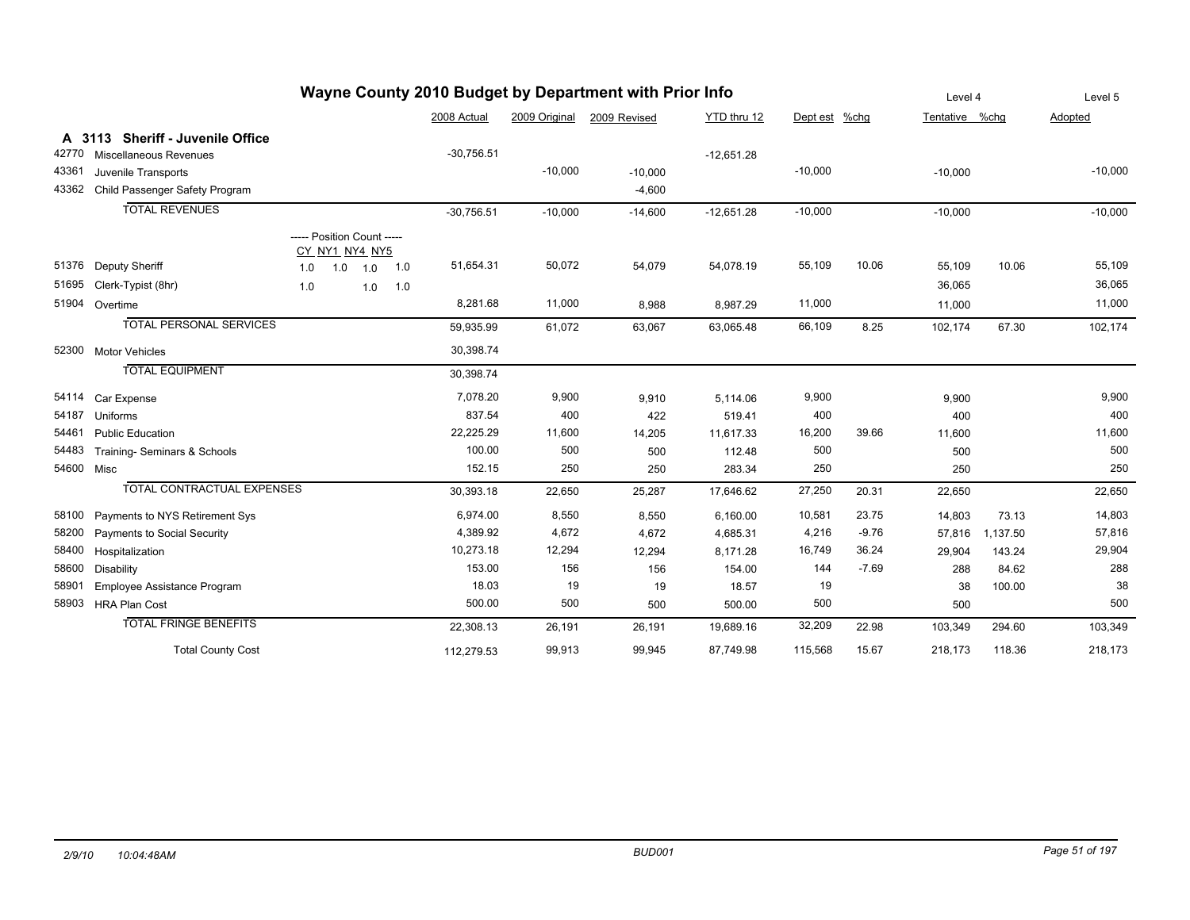# Wayne County 2010 Budget by Department with Prior Info

## A 3113 Sheriff - Juvenile Office

| Code | Description | Position Count (CY NY1 NY4 NY5) | 2008 Actual | 2009 Original | 2009 Revised | YTD thru 12 | Dept est | %chg | Level 4 Tentative | %chg | Level 5 Adopted |
|---|---|---|---|---|---|---|---|---|---|---|---|
| 42770 | Miscellaneous Revenues | | -30,756.51 | | | -12,651.28 | | | | | |
| 43361 | Juvenile Transports | | | -10,000 | -10,000 | | -10,000 | | -10,000 | | -10,000 |
| 43362 | Child Passenger Safety Program | | | | -4,600 | | | | | | |
| | **TOTAL REVENUES** | | -30,756.51 | -10,000 | -14,600 | -12,651.28 | -10,000 | | -10,000 | | -10,000 |
| 51376 | Deputy Sheriff | 1.0 1.0 1.0 1.0 | 51,654.31 | 50,072 | 54,079 | 54,078.19 | 55,109 | 10.06 | 55,109 | 10.06 | 55,109 |
| 51695 | Clerk-Typist (8hr) | 1.0 1.0 1.0 | | | | | | | 36,065 | | 36,065 |
| 51904 | Overtime | | 8,281.68 | 11,000 | 8,988 | 8,987.29 | 11,000 | | 11,000 | | 11,000 |
| | **TOTAL PERSONAL SERVICES** | | 59,935.99 | 61,072 | 63,067 | 63,065.48 | 66,109 | 8.25 | 102,174 | 67.30 | 102,174 |
| 52300 | Motor Vehicles | | 30,398.74 | | | | | | | | |
| | **TOTAL EQUIPMENT** | | 30,398.74 | | | | | | | | |
| 54114 | Car Expense | | 7,078.20 | 9,900 | 9,910 | 5,114.06 | 9,900 | | 9,900 | | 9,900 |
| 54187 | Uniforms | | 837.54 | 400 | 422 | 519.41 | 400 | | 400 | | 400 |
| 54461 | Public Education | | 22,225.29 | 11,600 | 14,205 | 11,617.33 | 16,200 | 39.66 | 11,600 | | 11,600 |
| 54483 | Training- Seminars & Schools | | 100.00 | 500 | 500 | 112.48 | 500 | | 500 | | 500 |
| 54600 | Misc | | 152.15 | 250 | 250 | 283.34 | 250 | | 250 | | 250 |
| | **TOTAL CONTRACTUAL EXPENSES** | | 30,393.18 | 22,650 | 25,287 | 17,646.62 | 27,250 | 20.31 | 22,650 | | 22,650 |
| 58100 | Payments to NYS Retirement Sys | | 6,974.00 | 8,550 | 8,550 | 6,160.00 | 10,581 | 23.75 | 14,803 | 73.13 | 14,803 |
| 58200 | Payments to Social Security | | 4,389.92 | 4,672 | 4,672 | 4,685.31 | 4,216 | -9.76 | 57,816 | 1,137.50 | 57,816 |
| 58400 | Hospitalization | | 10,273.18 | 12,294 | 12,294 | 8,171.28 | 16,749 | 36.24 | 29,904 | 143.24 | 29,904 |
| 58600 | Disability | | 153.00 | 156 | 156 | 154.00 | 144 | -7.69 | 288 | 84.62 | 288 |
| 58901 | Employee Assistance Program | | 18.03 | 19 | 19 | 18.57 | 19 | | 38 | 100.00 | 38 |
| 58903 | HRA Plan Cost | | 500.00 | 500 | 500 | 500.00 | 500 | | 500 | | 500 |
| | **TOTAL FRINGE BENEFITS** | | 22,308.13 | 26,191 | 26,191 | 19,689.16 | 32,209 | 22.98 | 103,349 | 294.60 | 103,349 |
| | **Total County Cost** | | 112,279.53 | 99,913 | 99,945 | 87,749.98 | 115,568 | 15.67 | 218,173 | 118.36 | 218,173 |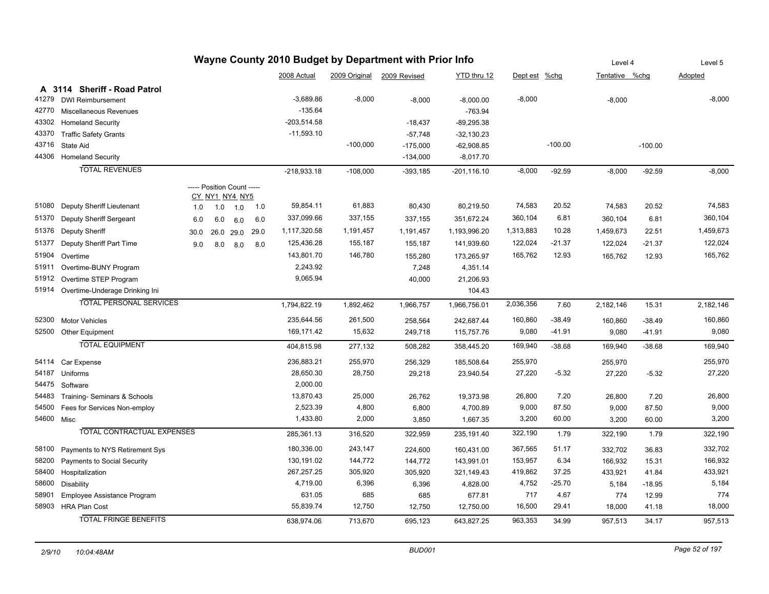# Wayne County 2010 Budget by Department with Prior Info

## A 3114 Sheriff - Road Patrol

| Code | Description | CY | NY1 | NY4 | NY5 | 2008 Actual | 2009 Original | 2009 Revised | YTD thru 12 | Dept est | %chg | Level 4 Tentative | %chg | Level 5 Adopted |
|---|---|---|---|---|---|---|---|---|---|---|---|---|---|---|
| 41279 | DWI Reimbursement | | | | | -3,689.86 | -8,000 | -8,000 | -8,000.00 | -8,000 | | -8,000 | | -8,000 |
| 42770 | Miscellaneous Revenues | | | | | -135.64 | | | -763.94 | | | | | |
| 43302 | Homeland Security | | | | | -203,514.58 | | -18,437 | -89,295.38 | | | | | |
| 43370 | Traffic Safety Grants | | | | | -11,593.10 | | -57,748 | -32,130.23 | | | | | |
| 43716 | State Aid | | | | | | -100,000 | -175,000 | -62,908.85 | | -100.00 | | -100.00 | |
| 44306 | Homeland Security | | | | | | | -134,000 | -8,017.70 | | | | | |
| | TOTAL REVENUES | | | | | -218,933.18 | -108,000 | -393,185 | -201,116.10 | -8,000 | -92.59 | -8,000 | -92.59 | -8,000 |
| | ----- Position Count ----- | CY | NY1 | NY4 | NY5 | | | | | | | | | |
| 51080 | Deputy Sheriff Lieutenant | 1.0 | 1.0 | 1.0 | 1.0 | 59,854.11 | 61,883 | 80,430 | 80,219.50 | 74,583 | 20.52 | 74,583 | 20.52 | 74,583 |
| 51370 | Deputy Sheriff Sergeant | 6.0 | 6.0 | 6.0 | 6.0 | 337,099.66 | 337,155 | 337,155 | 351,672.24 | 360,104 | 6.81 | 360,104 | 6.81 | 360,104 |
| 51376 | Deputy Sheriff | 30.0 | 26.0 | 29.0 | 29.0 | 1,117,320.58 | 1,191,457 | 1,191,457 | 1,193,996.20 | 1,313,883 | 10.28 | 1,459,673 | 22.51 | 1,459,673 |
| 51377 | Deputy Sheriff Part Time | 9.0 | 8.0 | 8.0 | 8.0 | 125,436.28 | 155,187 | 155,187 | 141,939.60 | 122,024 | -21.37 | 122,024 | -21.37 | 122,024 |
| 51904 | Overtime | | | | | 143,801.70 | 146,780 | 155,280 | 173,265.97 | 165,762 | 12.93 | 165,762 | 12.93 | 165,762 |
| 51911 | Overtime-BUNY Program | | | | | 2,243.92 | | 7,248 | 4,351.14 | | | | | |
| 51912 | Overtime STEP Program | | | | | 9,065.94 | | 40,000 | 21,206.93 | | | | | |
| 51914 | Overtime-Underage Drinking Ini | | | | | | | | 104.43 | | | | | |
| | TOTAL PERSONAL SERVICES | | | | | 1,794,822.19 | 1,892,462 | 1,966,757 | 1,966,756.01 | 2,036,356 | 7.60 | 2,182,146 | 15.31 | 2,182,146 |
| 52300 | Motor Vehicles | | | | | 235,644.56 | 261,500 | 258,564 | 242,687.44 | 160,860 | -38.49 | 160,860 | -38.49 | 160,860 |
| 52500 | Other Equipment | | | | | 169,171.42 | 15,632 | 249,718 | 115,757.76 | 9,080 | -41.91 | 9,080 | -41.91 | 9,080 |
| | TOTAL EQUIPMENT | | | | | 404,815.98 | 277,132 | 508,282 | 358,445.20 | 169,940 | -38.68 | 169,940 | -38.68 | 169,940 |
| 54114 | Car Expense | | | | | 236,883.21 | 255,970 | 256,329 | 185,508.64 | 255,970 | | 255,970 | | 255,970 |
| 54187 | Uniforms | | | | | 28,650.30 | 28,750 | 29,218 | 23,940.54 | 27,220 | -5.32 | 27,220 | -5.32 | 27,220 |
| 54475 | Software | | | | | 2,000.00 | | | | | | | | |
| 54483 | Training- Seminars & Schools | | | | | 13,870.43 | 25,000 | 26,762 | 19,373.98 | 26,800 | 7.20 | 26,800 | 7.20 | 26,800 |
| 54500 | Fees for Services Non-employ | | | | | 2,523.39 | 4,800 | 6,800 | 4,700.89 | 9,000 | 87.50 | 9,000 | 87.50 | 9,000 |
| 54600 | Misc | | | | | 1,433.80 | 2,000 | 3,850 | 1,667.35 | 3,200 | 60.00 | 3,200 | 60.00 | 3,200 |
| | TOTAL CONTRACTUAL EXPENSES | | | | | 285,361.13 | 316,520 | 322,959 | 235,191.40 | 322,190 | 1.79 | 322,190 | 1.79 | 322,190 |
| 58100 | Payments to NYS Retirement Sys | | | | | 180,336.00 | 243,147 | 224,600 | 160,431.00 | 367,565 | 51.17 | 332,702 | 36.83 | 332,702 |
| 58200 | Payments to Social Security | | | | | 130,191.02 | 144,772 | 144,772 | 143,991.01 | 153,957 | 6.34 | 166,932 | 15.31 | 166,932 |
| 58400 | Hospitalization | | | | | 267,257.25 | 305,920 | 305,920 | 321,149.43 | 419,862 | 37.25 | 433,921 | 41.84 | 433,921 |
| 58600 | Disability | | | | | 4,719.00 | 6,396 | 6,396 | 4,828.00 | 4,752 | -25.70 | 5,184 | -18.95 | 5,184 |
| 58901 | Employee Assistance Program | | | | | 631.05 | 685 | 685 | 677.81 | 717 | 4.67 | 774 | 12.99 | 774 |
| 58903 | HRA Plan Cost | | | | | 55,839.74 | 12,750 | 12,750 | 12,750.00 | 16,500 | 29.41 | 18,000 | 41.18 | 18,000 |
| | TOTAL FRINGE BENEFITS | | | | | 638,974.06 | 713,670 | 695,123 | 643,827.25 | 963,353 | 34.99 | 957,513 | 34.17 | 957,513 |

2/9/10 10:04:48AM BUD001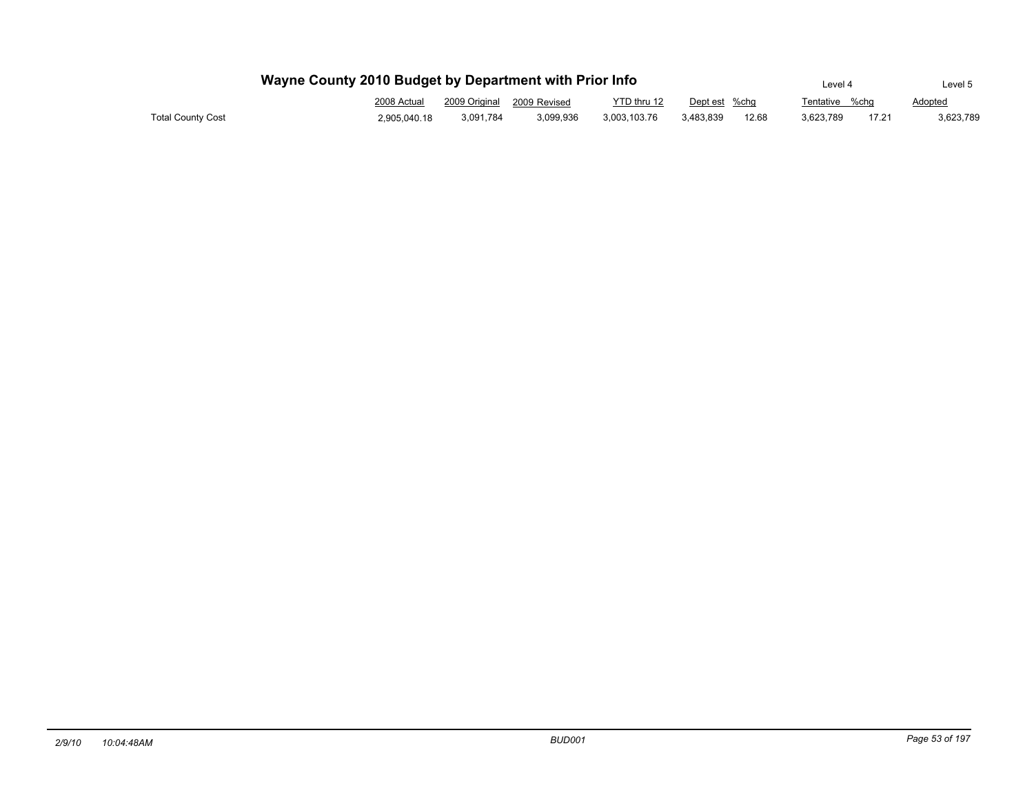# Wayne County 2010 Budget by Department with Prior Info

| | 2008 Actual | 2009 Original | 2009 Revised | YTD thru 12 | Dept est | %chg | Level 4 Tentative | %chg | Level 5 Adopted |
|---|---|---|---|---|---|---|---|---|---|
| Total County Cost | 2,905,040.18 | 3,091,784 | 3,099,936 | 3,003,103.76 | 3,483,839 | 12.68 | 3,623,789 | 17.21 | 3,623,789 |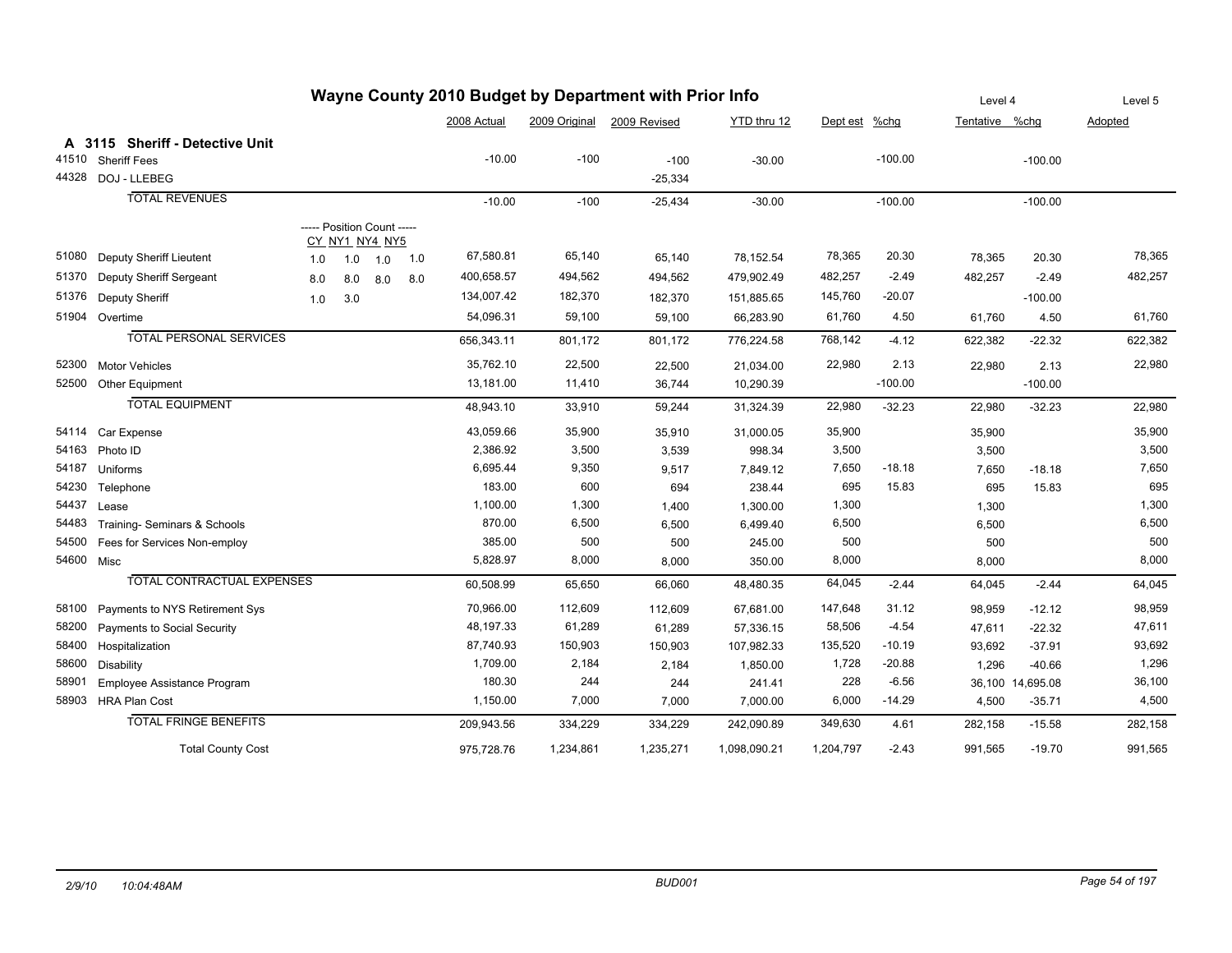# Wayne County 2010 Budget by Department with Prior Info

## A 3115 Sheriff - Detective Unit

| Code | Description | CY | NY1 | NY4 | NY5 | 2008 Actual | 2009 Original | 2009 Revised | YTD thru 12 | Dept est | %chg | Level 4 Tentative | %chg | Level 5 Adopted |
|---|---|---|---|---|---|---|---|---|---|---|---|---|---|---|
| 41510 | Sheriff Fees | | | | | -10.00 | -100 | -100 | -30.00 | | -100.00 | | -100.00 | |
| 44328 | DOJ - LLEBEG | | | | | | | -25,334 | | | | | | |
| | TOTAL REVENUES | | | | | -10.00 | -100 | -25,434 | -30.00 | | -100.00 | | -100.00 | |
| | ----- Position Count ----- | CY | NY1 | NY4 | NY5 | | | | | | | | | |
| 51080 | Deputy Sheriff Lieutent | 1.0 | 1.0 | 1.0 | 1.0 | 67,580.81 | 65,140 | 65,140 | 78,152.54 | 78,365 | 20.30 | 78,365 | 20.30 | 78,365 |
| 51370 | Deputy Sheriff Sergeant | 8.0 | 8.0 | 8.0 | 8.0 | 400,658.57 | 494,562 | 494,562 | 479,902.49 | 482,257 | -2.49 | 482,257 | -2.49 | 482,257 |
| 51376 | Deputy Sheriff | 1.0 | 3.0 | | | 134,007.42 | 182,370 | 182,370 | 151,885.65 | 145,760 | -20.07 | | -100.00 | |
| 51904 | Overtime | | | | | 54,096.31 | 59,100 | 59,100 | 66,283.90 | 61,760 | 4.50 | 61,760 | 4.50 | 61,760 |
| | TOTAL PERSONAL SERVICES | | | | | 656,343.11 | 801,172 | 801,172 | 776,224.58 | 768,142 | -4.12 | 622,382 | -22.32 | 622,382 |
| 52300 | Motor Vehicles | | | | | 35,762.10 | 22,500 | 22,500 | 21,034.00 | 22,980 | 2.13 | 22,980 | 2.13 | 22,980 |
| 52500 | Other Equipment | | | | | 13,181.00 | 11,410 | 36,744 | 10,290.39 | | -100.00 | | -100.00 | |
| | TOTAL EQUIPMENT | | | | | 48,943.10 | 33,910 | 59,244 | 31,324.39 | 22,980 | -32.23 | 22,980 | -32.23 | 22,980 |
| 54114 | Car Expense | | | | | 43,059.66 | 35,900 | 35,910 | 31,000.05 | 35,900 | | 35,900 | | 35,900 |
| 54163 | Photo ID | | | | | 2,386.92 | 3,500 | 3,539 | 998.34 | 3,500 | | 3,500 | | 3,500 |
| 54187 | Uniforms | | | | | 6,695.44 | 9,350 | 9,517 | 7,849.12 | 7,650 | -18.18 | 7,650 | -18.18 | 7,650 |
| 54230 | Telephone | | | | | 183.00 | 600 | 694 | 238.44 | 695 | 15.83 | 695 | 15.83 | 695 |
| 54437 | Lease | | | | | 1,100.00 | 1,300 | 1,400 | 1,300.00 | 1,300 | | 1,300 | | 1,300 |
| 54483 | Training- Seminars & Schools | | | | | 870.00 | 6,500 | 6,500 | 6,499.40 | 6,500 | | 6,500 | | 6,500 |
| 54500 | Fees for Services Non-employ | | | | | 385.00 | 500 | 500 | 245.00 | 500 | | 500 | | 500 |
| 54600 | Misc | | | | | 5,828.97 | 8,000 | 8,000 | 350.00 | 8,000 | | 8,000 | | 8,000 |
| | TOTAL CONTRACTUAL EXPENSES | | | | | 60,508.99 | 65,650 | 66,060 | 48,480.35 | 64,045 | -2.44 | 64,045 | -2.44 | 64,045 |
| 58100 | Payments to NYS Retirement Sys | | | | | 70,966.00 | 112,609 | 112,609 | 67,681.00 | 147,648 | 31.12 | 98,959 | -12.12 | 98,959 |
| 58200 | Payments to Social Security | | | | | 48,197.33 | 61,289 | 61,289 | 57,336.15 | 58,506 | -4.54 | 47,611 | -22.32 | 47,611 |
| 58400 | Hospitalization | | | | | 87,740.93 | 150,903 | 150,903 | 107,982.33 | 135,520 | -10.19 | 93,692 | -37.91 | 93,692 |
| 58600 | Disability | | | | | 1,709.00 | 2,184 | 2,184 | 1,850.00 | 1,728 | -20.88 | 1,296 | -40.66 | 1,296 |
| 58901 | Employee Assistance Program | | | | | 180.30 | 244 | 244 | 241.41 | 228 | -6.56 | 36,100 | 14,695.08 | 36,100 |
| 58903 | HRA Plan Cost | | | | | 1,150.00 | 7,000 | 7,000 | 7,000.00 | 6,000 | -14.29 | 4,500 | -35.71 | 4,500 |
| | TOTAL FRINGE BENEFITS | | | | | 209,943.56 | 334,229 | 334,229 | 242,090.89 | 349,630 | 4.61 | 282,158 | -15.58 | 282,158 |
| | Total County Cost | | | | | 975,728.76 | 1,234,861 | 1,235,271 | 1,098,090.21 | 1,204,797 | -2.43 | 991,565 | -19.70 | 991,565 |

2/9/10 10:04:48AM BUD001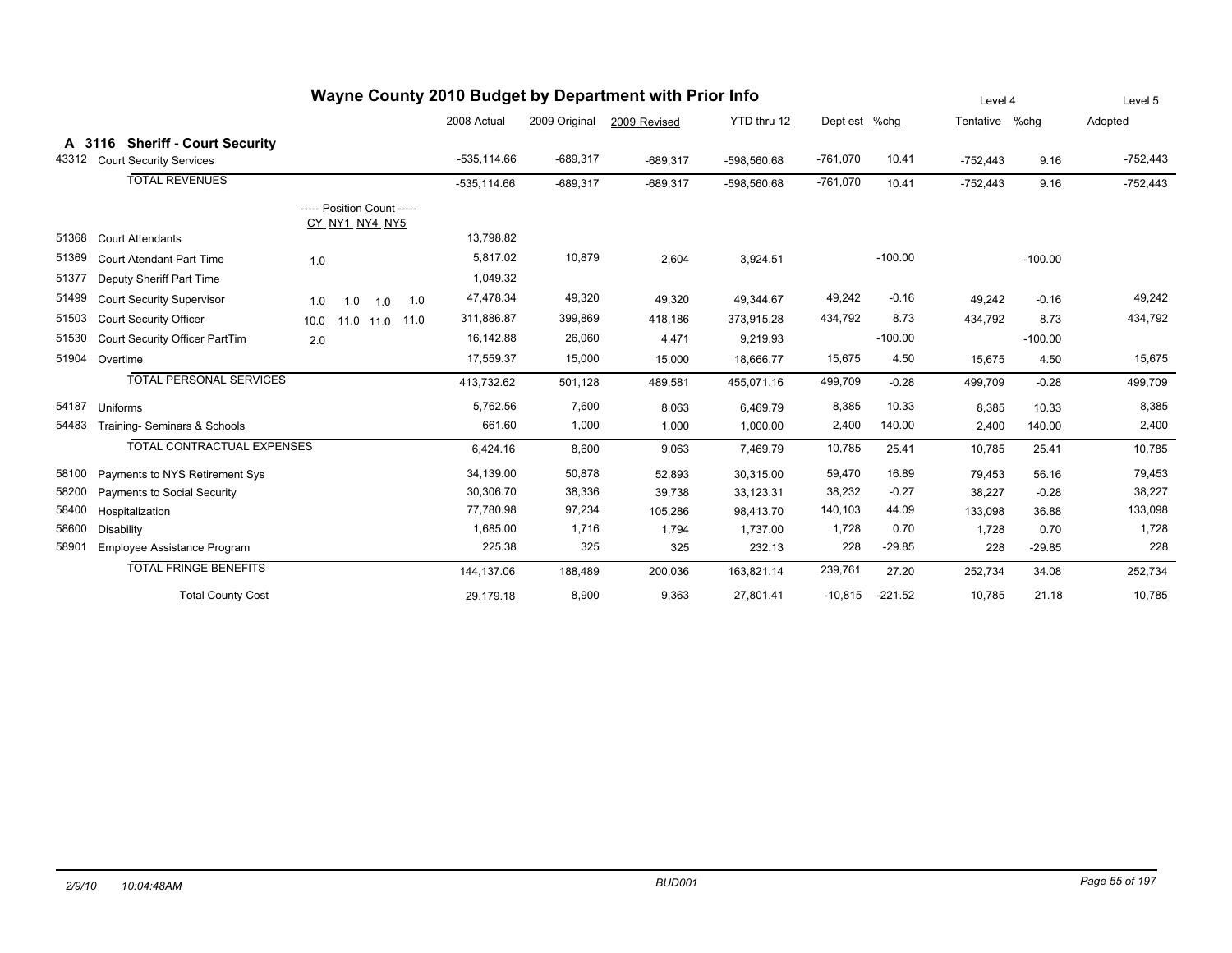# Wayne County 2010 Budget by Department with Prior Info

## A 3116 Sheriff - Court Security

| Code | Description | Position Count CY | NY1 | NY4 | NY5 | 2008 Actual | 2009 Original | 2009 Revised | YTD thru 12 | Dept est | %chg | Level 4 Tentative | %chg | Level 5 Adopted |
|---|---|---|---|---|---|---|---|---|---|---|---|---|---|---|
| 43312 | Court Security Services | | | | | -535,114.66 | -689,317 | -689,317 | -598,560.68 | -761,070 | 10.41 | -752,443 | 9.16 | -752,443 |
| | **TOTAL REVENUES** | | | | | -535,114.66 | -689,317 | -689,317 | -598,560.68 | -761,070 | 10.41 | -752,443 | 9.16 | -752,443 |
| 51368 | Court Attendants | | | | | 13,798.82 | | | | | | | | |
| 51369 | Court Atendant Part Time | 1.0 | | | | 5,817.02 | 10,879 | 2,604 | 3,924.51 | | -100.00 | | -100.00 | |
| 51377 | Deputy Sheriff Part Time | | | | | 1,049.32 | | | | | | | | |
| 51499 | Court Security Supervisor | 1.0 | 1.0 | 1.0 | 1.0 | 47,478.34 | 49,320 | 49,320 | 49,344.67 | 49,242 | -0.16 | 49,242 | -0.16 | 49,242 |
| 51503 | Court Security Officer | 10.0 | 11.0 | 11.0 | 11.0 | 311,886.87 | 399,869 | 418,186 | 373,915.28 | 434,792 | 8.73 | 434,792 | 8.73 | 434,792 |
| 51530 | Court Security Officer PartTim | 2.0 | | | | 16,142.88 | 26,060 | 4,471 | 9,219.93 | | -100.00 | | -100.00 | |
| 51904 | Overtime | | | | | 17,559.37 | 15,000 | 15,000 | 18,666.77 | 15,675 | 4.50 | 15,675 | 4.50 | 15,675 |
| | **TOTAL PERSONAL SERVICES** | | | | | 413,732.62 | 501,128 | 489,581 | 455,071.16 | 499,709 | -0.28 | 499,709 | -0.28 | 499,709 |
| 54187 | Uniforms | | | | | 5,762.56 | 7,600 | 8,063 | 6,469.79 | 8,385 | 10.33 | 8,385 | 10.33 | 8,385 |
| 54483 | Training- Seminars & Schools | | | | | 661.60 | 1,000 | 1,000 | 1,000.00 | 2,400 | 140.00 | 2,400 | 140.00 | 2,400 |
| | **TOTAL CONTRACTUAL EXPENSES** | | | | | 6,424.16 | 8,600 | 9,063 | 7,469.79 | 10,785 | 25.41 | 10,785 | 25.41 | 10,785 |
| 58100 | Payments to NYS Retirement Sys | | | | | 34,139.00 | 50,878 | 52,893 | 30,315.00 | 59,470 | 16.89 | 79,453 | 56.16 | 79,453 |
| 58200 | Payments to Social Security | | | | | 30,306.70 | 38,336 | 39,738 | 33,123.31 | 38,232 | -0.27 | 38,227 | -0.28 | 38,227 |
| 58400 | Hospitalization | | | | | 77,780.98 | 97,234 | 105,286 | 98,413.70 | 140,103 | 44.09 | 133,098 | 36.88 | 133,098 |
| 58600 | Disability | | | | | 1,685.00 | 1,716 | 1,794 | 1,737.00 | 1,728 | 0.70 | 1,728 | 0.70 | 1,728 |
| 58901 | Employee Assistance Program | | | | | 225.38 | 325 | 325 | 232.13 | 228 | -29.85 | 228 | -29.85 | 228 |
| | **TOTAL FRINGE BENEFITS** | | | | | 144,137.06 | 188,489 | 200,036 | 163,821.14 | 239,761 | 27.20 | 252,734 | 34.08 | 252,734 |
| | **Total County Cost** | | | | | 29,179.18 | 8,900 | 9,363 | 27,801.41 | -10,815 | -221.52 | 10,785 | 21.18 | 10,785 |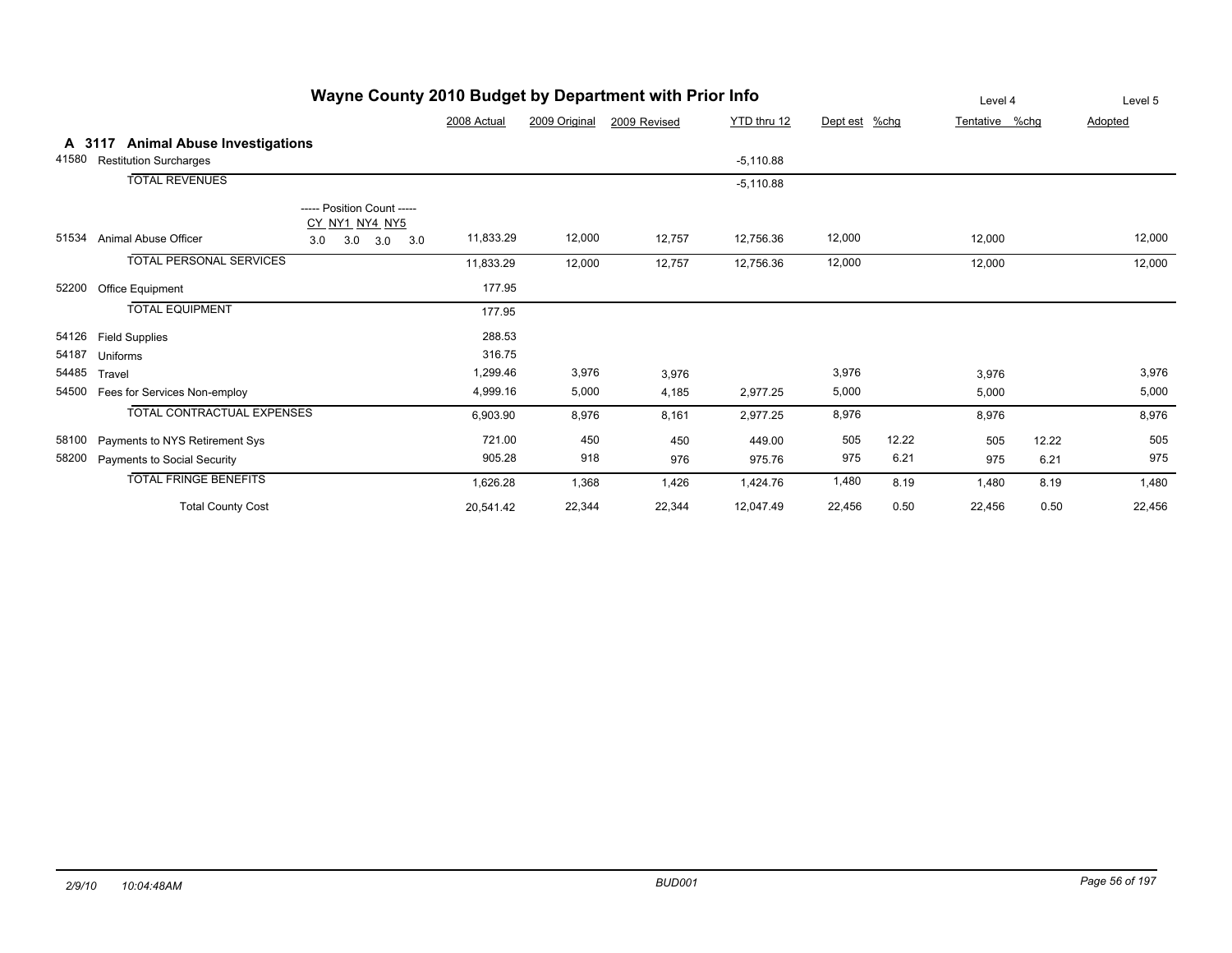# Wayne County 2010 Budget by Department with Prior Info

## A 3117 Animal Abuse Investigations

| Code | Description | Position Count (CY NY1 NY4 NY5) | 2008 Actual | 2009 Original | 2009 Revised | YTD thru 12 | Dept est | %chg | Level 4 Tentative | %chg | Level 5 Adopted |
|---|---|---|---|---|---|---|---|---|---|---|---|
| 41580 | Restitution Surcharges | | | | | -5,110.88 | | | | | |
| | TOTAL REVENUES | | | | | -5,110.88 | | | | | |
| 51534 | Animal Abuse Officer | 3.0 3.0 3.0 3.0 | 11,833.29 | 12,000 | 12,757 | 12,756.36 | 12,000 | | 12,000 | | 12,000 |
| | TOTAL PERSONAL SERVICES | | 11,833.29 | 12,000 | 12,757 | 12,756.36 | 12,000 | | 12,000 | | 12,000 |
| 52200 | Office Equipment | | 177.95 | | | | | | | | |
| | TOTAL EQUIPMENT | | 177.95 | | | | | | | | |
| 54126 | Field Supplies | | 288.53 | | | | | | | | |
| 54187 | Uniforms | | 316.75 | | | | | | | | |
| 54485 | Travel | | 1,299.46 | 3,976 | 3,976 | | 3,976 | | 3,976 | | 3,976 |
| 54500 | Fees for Services Non-employ | | 4,999.16 | 5,000 | 4,185 | 2,977.25 | 5,000 | | 5,000 | | 5,000 |
| | TOTAL CONTRACTUAL EXPENSES | | 6,903.90 | 8,976 | 8,161 | 2,977.25 | 8,976 | | 8,976 | | 8,976 |
| 58100 | Payments to NYS Retirement Sys | | 721.00 | 450 | 450 | 449.00 | 505 | 12.22 | 505 | 12.22 | 505 |
| 58200 | Payments to Social Security | | 905.28 | 918 | 976 | 975.76 | 975 | 6.21 | 975 | 6.21 | 975 |
| | TOTAL FRINGE BENEFITS | | 1,626.28 | 1,368 | 1,426 | 1,424.76 | 1,480 | 8.19 | 1,480 | 8.19 | 1,480 |
| | Total County Cost | | 20,541.42 | 22,344 | 22,344 | 12,047.49 | 22,456 | 0.50 | 22,456 | 0.50 | 22,456 |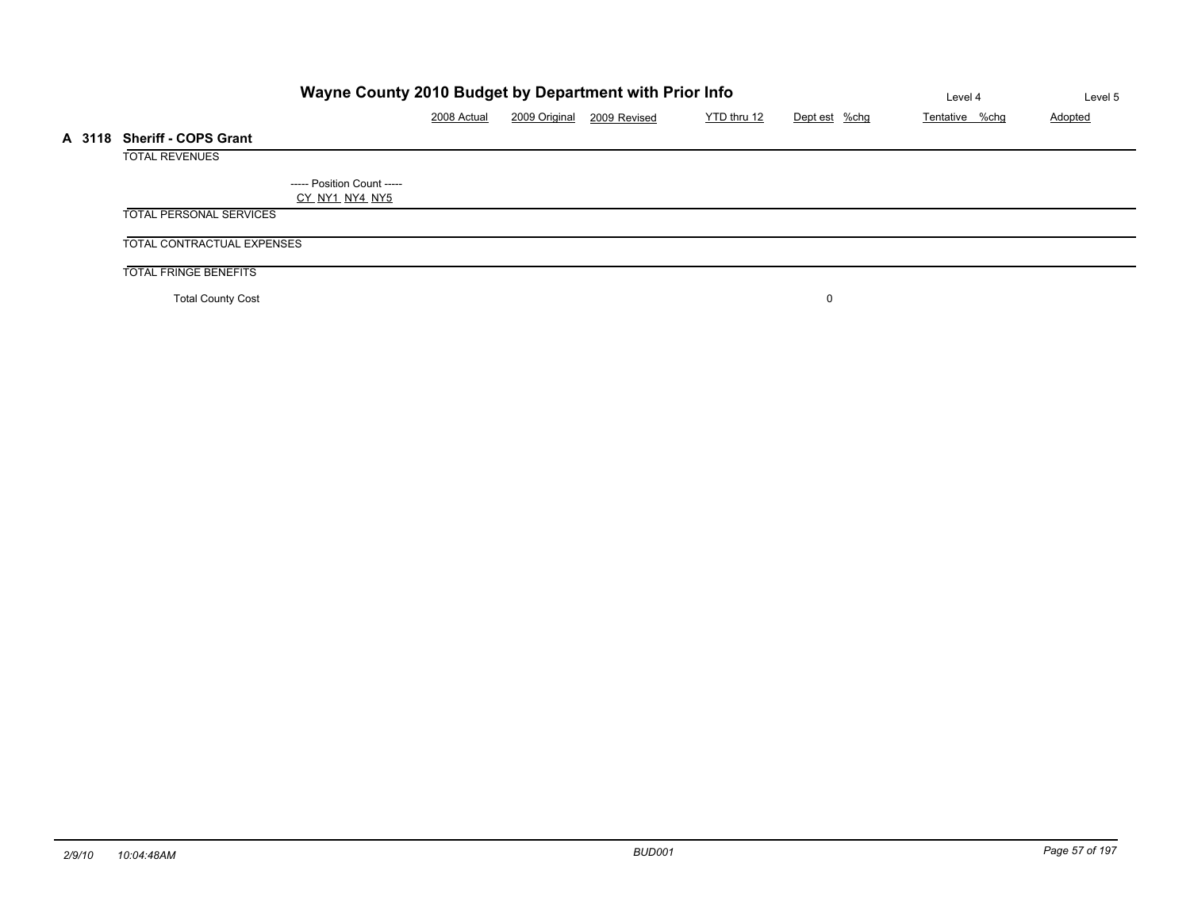## Wayne County 2010 Budget by Department with Prior Info

### A 3118 Sheriff - COPS Grant

| | 2008 Actual | 2009 Original | 2009 Revised | YTD thru 12 | Dept est | %chg | Level 4 Tentative | %chg | Level 5 Adopted |
|---|---|---|---|---|---|---|---|---|---|
| TOTAL REVENUES | | | | | | | | | |
| ----- Position Count ----- CY NY1 NY4 NY5 | | | | | | | | | |
| TOTAL PERSONAL SERVICES | | | | | | | | | |
| TOTAL CONTRACTUAL EXPENSES | | | | | | | | | |
| TOTAL FRINGE BENEFITS | | | | | | | | | |
| Total County Cost | | | | | 0 | | | | |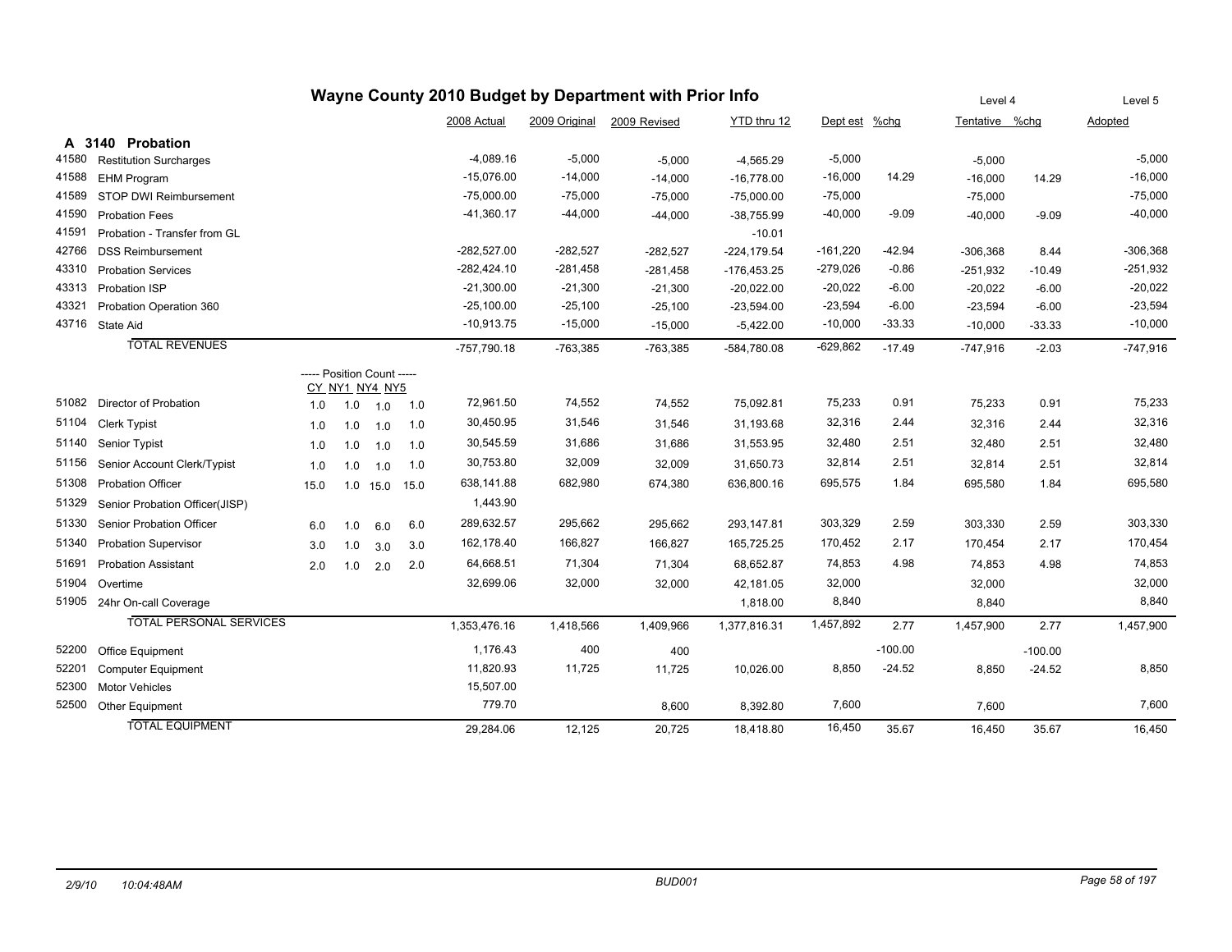# Wayne County 2010 Budget by Department with Prior Info

## A 3140 Probation

| Code | Description | 2008 Actual | 2009 Original | 2009 Revised | YTD thru 12 | Dept est | %chg | Level 4 Tentative | %chg | Level 5 Adopted |
|---|---|---|---|---|---|---|---|---|---|---|
| 41580 | Restitution Surcharges | -4,089.16 | -5,000 | -5,000 | -4,565.29 | -5,000 | | -5,000 | | -5,000 |
| 41588 | EHM Program | -15,076.00 | -14,000 | -14,000 | -16,778.00 | -16,000 | 14.29 | -16,000 | 14.29 | -16,000 |
| 41589 | STOP DWI Reimbursement | -75,000.00 | -75,000 | -75,000 | -75,000.00 | -75,000 | | -75,000 | | -75,000 |
| 41590 | Probation Fees | -41,360.17 | -44,000 | -44,000 | -38,755.99 | -40,000 | -9.09 | -40,000 | -9.09 | -40,000 |
| 41591 | Probation - Transfer from GL | | | | -10.01 | | | | | |
| 42766 | DSS Reimbursement | -282,527.00 | -282,527 | -282,527 | -224,179.54 | -161,220 | -42.94 | -306,368 | 8.44 | -306,368 |
| 43310 | Probation Services | -282,424.10 | -281,458 | -281,458 | -176,453.25 | -279,026 | -0.86 | -251,932 | -10.49 | -251,932 |
| 43313 | Probation ISP | -21,300.00 | -21,300 | -21,300 | -20,022.00 | -20,022 | -6.00 | -20,022 | -6.00 | -20,022 |
| 43321 | Probation Operation 360 | -25,100.00 | -25,100 | -25,100 | -23,594.00 | -23,594 | -6.00 | -23,594 | -6.00 | -23,594 |
| 43716 | State Aid | -10,913.75 | -15,000 | -15,000 | -5,422.00 | -10,000 | -33.33 | -10,000 | -33.33 | -10,000 |
| | TOTAL REVENUES | -757,790.18 | -763,385 | -763,385 | -584,780.08 | -629,862 | -17.49 | -747,916 | -2.03 | -747,916 |

| Code | Description | CY | NY1 | NY4 | NY5 | 2008 Actual | 2009 Original | 2009 Revised | YTD thru 12 | Dept est | %chg | Level 4 Tentative | %chg | Level 5 Adopted |
|---|---|---|---|---|---|---|---|---|---|---|---|---|---|---|
| | | ----- Position Count ----- | | | | | | | | | | | | |
| 51082 | Director of Probation | 1.0 | 1.0 | 1.0 | 1.0 | 72,961.50 | 74,552 | 74,552 | 75,092.81 | 75,233 | 0.91 | 75,233 | 0.91 | 75,233 |
| 51104 | Clerk Typist | 1.0 | 1.0 | 1.0 | 1.0 | 30,450.95 | 31,546 | 31,546 | 31,193.68 | 32,316 | 2.44 | 32,316 | 2.44 | 32,316 |
| 51140 | Senior Typist | 1.0 | 1.0 | 1.0 | 1.0 | 30,545.59 | 31,686 | 31,686 | 31,553.95 | 32,480 | 2.51 | 32,480 | 2.51 | 32,480 |
| 51156 | Senior Account Clerk/Typist | 1.0 | 1.0 | 1.0 | 1.0 | 30,753.80 | 32,009 | 32,009 | 31,650.73 | 32,814 | 2.51 | 32,814 | 2.51 | 32,814 |
| 51308 | Probation Officer | 15.0 | 1.0 | 15.0 | 15.0 | 638,141.88 | 682,980 | 674,380 | 636,800.16 | 695,575 | 1.84 | 695,580 | 1.84 | 695,580 |
| 51329 | Senior Probation Officer(JISP) | | | | | 1,443.90 | | | | | | | | |
| 51330 | Senior Probation Officer | 6.0 | 1.0 | 6.0 | 6.0 | 289,632.57 | 295,662 | 295,662 | 293,147.81 | 303,329 | 2.59 | 303,330 | 2.59 | 303,330 |
| 51340 | Probation Supervisor | 3.0 | 1.0 | 3.0 | 3.0 | 162,178.40 | 166,827 | 166,827 | 165,725.25 | 170,452 | 2.17 | 170,454 | 2.17 | 170,454 |
| 51691 | Probation Assistant | 2.0 | 1.0 | 2.0 | 2.0 | 64,668.51 | 71,304 | 71,304 | 68,652.87 | 74,853 | 4.98 | 74,853 | 4.98 | 74,853 |
| 51904 | Overtime | | | | | 32,699.06 | 32,000 | 32,000 | 42,181.05 | 32,000 | | 32,000 | | 32,000 |
| 51905 | 24hr On-call Coverage | | | | | | | | 1,818.00 | 8,840 | | 8,840 | | 8,840 |
| | TOTAL PERSONAL SERVICES | | | | | 1,353,476.16 | 1,418,566 | 1,409,966 | 1,377,816.31 | 1,457,892 | 2.77 | 1,457,900 | 2.77 | 1,457,900 |
| 52200 | Office Equipment | | | | | 1,176.43 | 400 | 400 | | | -100.00 | | -100.00 | |
| 52201 | Computer Equipment | | | | | 11,820.93 | 11,725 | 11,725 | 10,026.00 | 8,850 | -24.52 | 8,850 | -24.52 | 8,850 |
| 52300 | Motor Vehicles | | | | | 15,507.00 | | | | | | | | |
| 52500 | Other Equipment | | | | | 779.70 | | 8,600 | 8,392.80 | 7,600 | | 7,600 | | 7,600 |
| | TOTAL EQUIPMENT | | | | | 29,284.06 | 12,125 | 20,725 | 18,418.80 | 16,450 | 35.67 | 16,450 | 35.67 | 16,450 |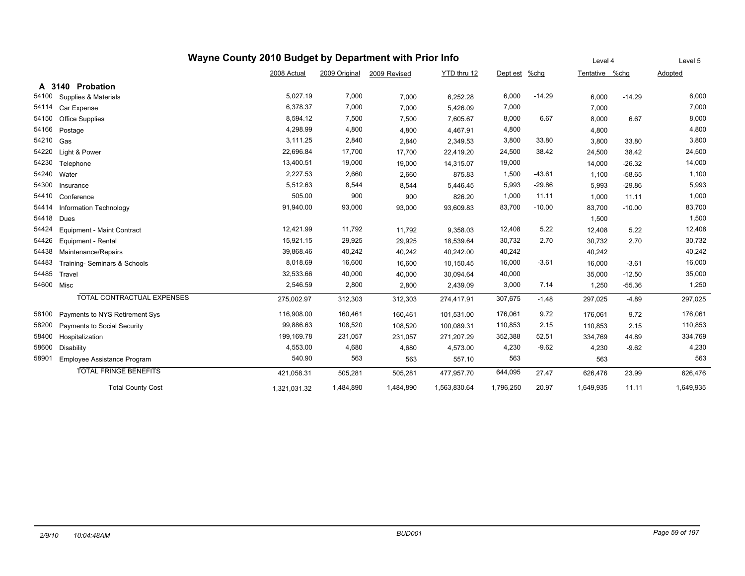# Wayne County 2010 Budget by Department with Prior Info

| | | 2008 Actual | 2009 Original | 2009 Revised | YTD thru 12 | Dept est | %chg | Level 4 Tentative | %chg | Level 5 Adopted |
|---|---|---|---|---|---|---|---|---|---|---|
| **A 3140** | **Probation** | | | | | | | | | |
| 54100 | Supplies & Materials | 5,027.19 | 7,000 | 7,000 | 6,252.28 | 6,000 | -14.29 | 6,000 | -14.29 | 6,000 |
| 54114 | Car Expense | 6,378.37 | 7,000 | 7,000 | 5,426.09 | 7,000 | | 7,000 | | 7,000 |
| 54150 | Office Supplies | 8,594.12 | 7,500 | 7,500 | 7,605.67 | 8,000 | 6.67 | 8,000 | 6.67 | 8,000 |
| 54166 | Postage | 4,298.99 | 4,800 | 4,800 | 4,467.91 | 4,800 | | 4,800 | | 4,800 |
| 54210 | Gas | 3,111.25 | 2,840 | 2,840 | 2,349.53 | 3,800 | 33.80 | 3,800 | 33.80 | 3,800 |
| 54220 | Light & Power | 22,696.84 | 17,700 | 17,700 | 22,419.20 | 24,500 | 38.42 | 24,500 | 38.42 | 24,500 |
| 54230 | Telephone | 13,400.51 | 19,000 | 19,000 | 14,315.07 | 19,000 | | 14,000 | -26.32 | 14,000 |
| 54240 | Water | 2,227.53 | 2,660 | 2,660 | 875.83 | 1,500 | -43.61 | 1,100 | -58.65 | 1,100 |
| 54300 | Insurance | 5,512.63 | 8,544 | 8,544 | 5,446.45 | 5,993 | -29.86 | 5,993 | -29.86 | 5,993 |
| 54410 | Conference | 505.00 | 900 | 900 | 826.20 | 1,000 | 11.11 | 1,000 | 11.11 | 1,000 |
| 54414 | Information Technology | 91,940.00 | 93,000 | 93,000 | 93,609.83 | 83,700 | -10.00 | 83,700 | -10.00 | 83,700 |
| 54418 | Dues | | | | | | | 1,500 | | 1,500 |
| 54424 | Equipment - Maint Contract | 12,421.99 | 11,792 | 11,792 | 9,358.03 | 12,408 | 5.22 | 12,408 | 5.22 | 12,408 |
| 54426 | Equipment - Rental | 15,921.15 | 29,925 | 29,925 | 18,539.64 | 30,732 | 2.70 | 30,732 | 2.70 | 30,732 |
| 54438 | Maintenance/Repairs | 39,868.46 | 40,242 | 40,242 | 40,242.00 | 40,242 | | 40,242 | | 40,242 |
| 54483 | Training- Seminars & Schools | 8,018.69 | 16,600 | 16,600 | 10,150.45 | 16,000 | -3.61 | 16,000 | -3.61 | 16,000 |
| 54485 | Travel | 32,533.66 | 40,000 | 40,000 | 30,094.64 | 40,000 | | 35,000 | -12.50 | 35,000 |
| 54600 | Misc | 2,546.59 | 2,800 | 2,800 | 2,439.09 | 3,000 | 7.14 | 1,250 | -55.36 | 1,250 |
| | TOTAL CONTRACTUAL EXPENSES | 275,002.97 | 312,303 | 312,303 | 274,417.91 | 307,675 | -1.48 | 297,025 | -4.89 | 297,025 |
| 58100 | Payments to NYS Retirement Sys | 116,908.00 | 160,461 | 160,461 | 101,531.00 | 176,061 | 9.72 | 176,061 | 9.72 | 176,061 |
| 58200 | Payments to Social Security | 99,886.63 | 108,520 | 108,520 | 100,089.31 | 110,853 | 2.15 | 110,853 | 2.15 | 110,853 |
| 58400 | Hospitalization | 199,169.78 | 231,057 | 231,057 | 271,207.29 | 352,388 | 52.51 | 334,769 | 44.89 | 334,769 |
| 58600 | Disability | 4,553.00 | 4,680 | 4,680 | 4,573.00 | 4,230 | -9.62 | 4,230 | -9.62 | 4,230 |
| 58901 | Employee Assistance Program | 540.90 | 563 | 563 | 557.10 | 563 | | 563 | | 563 |
| | TOTAL FRINGE BENEFITS | 421,058.31 | 505,281 | 505,281 | 477,957.70 | 644,095 | 27.47 | 626,476 | 23.99 | 626,476 |
| | Total County Cost | 1,321,031.32 | 1,484,890 | 1,484,890 | 1,563,830.64 | 1,796,250 | 20.97 | 1,649,935 | 11.11 | 1,649,935 |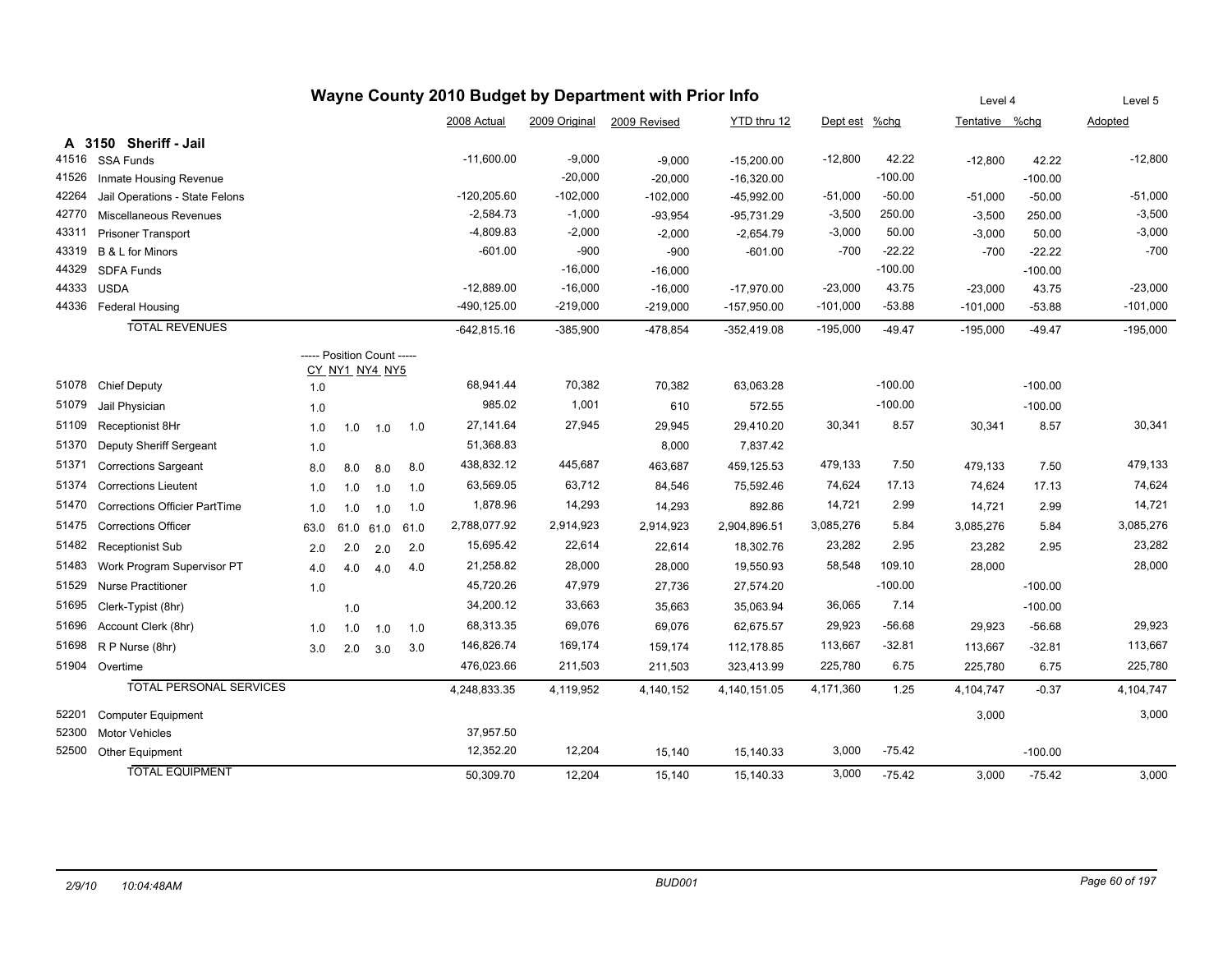# Wayne County 2010 Budget by Department with Prior Info

## A 3150 Sheriff - Jail

| Code | Description | CY | NY1 | NY4 | NY5 | 2008 Actual | 2009 Original | 2009 Revised | YTD thru 12 | Dept est | %chg | Tentative (Level 4) | %chg | Adopted (Level 5) |
|---|---|---|---|---|---|---|---|---|---|---|---|---|---|---|
| 41516 | SSA Funds | | | | | -11,600.00 | -9,000 | -9,000 | -15,200.00 | -12,800 | 42.22 | -12,800 | 42.22 | -12,800 |
| 41526 | Inmate Housing Revenue | | | | | | -20,000 | -20,000 | -16,320.00 | | -100.00 | | -100.00 | |
| 42264 | Jail Operations - State Felons | | | | | -120,205.60 | -102,000 | -102,000 | -45,992.00 | -51,000 | -50.00 | -51,000 | -50.00 | -51,000 |
| 42770 | Miscellaneous Revenues | | | | | -2,584.73 | -1,000 | -93,954 | -95,731.29 | -3,500 | 250.00 | -3,500 | 250.00 | -3,500 |
| 43311 | Prisoner Transport | | | | | -4,809.83 | -2,000 | -2,000 | -2,654.79 | -3,000 | 50.00 | -3,000 | 50.00 | -3,000 |
| 43319 | B & L for Minors | | | | | -601.00 | -900 | -900 | -601.00 | -700 | -22.22 | -700 | -22.22 | -700 |
| 44329 | SDFA Funds | | | | | | -16,000 | -16,000 | | | -100.00 | | -100.00 | |
| 44333 | USDA | | | | | -12,889.00 | -16,000 | -16,000 | -17,970.00 | -23,000 | 43.75 | -23,000 | 43.75 | -23,000 |
| 44336 | Federal Housing | | | | | -490,125.00 | -219,000 | -219,000 | -157,950.00 | -101,000 | -53.88 | -101,000 | -53.88 | -101,000 |
| | **TOTAL REVENUES** | | | | | -642,815.16 | -385,900 | -478,854 | -352,419.08 | -195,000 | -49.47 | -195,000 | -49.47 | -195,000 |
| 51078 | Chief Deputy | 1.0 | | | | 68,941.44 | 70,382 | 70,382 | 63,063.28 | | -100.00 | | -100.00 | |
| 51079 | Jail Physician | 1.0 | | | | 985.02 | 1,001 | 610 | 572.55 | | -100.00 | | -100.00 | |
| 51109 | Receptionist 8Hr | 1.0 | 1.0 | 1.0 | 1.0 | 27,141.64 | 27,945 | 29,945 | 29,410.20 | 30,341 | 8.57 | 30,341 | 8.57 | 30,341 |
| 51370 | Deputy Sheriff Sergeant | 1.0 | | | | 51,368.83 | | 8,000 | 7,837.42 | | | | | |
| 51371 | Corrections Sargeant | 8.0 | 8.0 | 8.0 | 8.0 | 438,832.12 | 445,687 | 463,687 | 459,125.53 | 479,133 | 7.50 | 479,133 | 7.50 | 479,133 |
| 51374 | Corrections Lieutent | 1.0 | 1.0 | 1.0 | 1.0 | 63,569.05 | 63,712 | 84,546 | 75,592.46 | 74,624 | 17.13 | 74,624 | 17.13 | 74,624 |
| 51470 | Corrections Officer PartTime | 1.0 | 1.0 | 1.0 | 1.0 | 1,878.96 | 14,293 | 14,293 | 892.86 | 14,721 | 2.99 | 14,721 | 2.99 | 14,721 |
| 51475 | Corrections Officer | 63.0 | 61.0 | 61.0 | 61.0 | 2,788,077.92 | 2,914,923 | 2,914,923 | 2,904,896.51 | 3,085,276 | 5.84 | 3,085,276 | 5.84 | 3,085,276 |
| 51482 | Receptionist Sub | 2.0 | 2.0 | 2.0 | 2.0 | 15,695.42 | 22,614 | 22,614 | 18,302.76 | 23,282 | 2.95 | 23,282 | 2.95 | 23,282 |
| 51483 | Work Program Supervisor PT | 4.0 | 4.0 | 4.0 | 4.0 | 21,258.82 | 28,000 | 28,000 | 19,550.93 | 58,548 | 109.10 | 28,000 | | 28,000 |
| 51529 | Nurse Practitioner | 1.0 | | | | 45,720.26 | 47,979 | 27,736 | 27,574.20 | | -100.00 | | -100.00 | |
| 51695 | Clerk-Typist (8hr) | | 1.0 | | | 34,200.12 | 33,663 | 35,663 | 35,063.94 | 36,065 | 7.14 | | -100.00 | |
| 51696 | Account Clerk (8hr) | 1.0 | 1.0 | 1.0 | 1.0 | 68,313.35 | 69,076 | 69,076 | 62,675.57 | 29,923 | -56.68 | 29,923 | -56.68 | 29,923 |
| 51698 | R P Nurse (8hr) | 3.0 | 2.0 | 3.0 | 3.0 | 146,826.74 | 169,174 | 159,174 | 112,178.85 | 113,667 | -32.81 | 113,667 | -32.81 | 113,667 |
| 51904 | Overtime | | | | | 476,023.66 | 211,503 | 211,503 | 323,413.99 | 225,780 | 6.75 | 225,780 | 6.75 | 225,780 |
| | **TOTAL PERSONAL SERVICES** | | | | | 4,248,833.35 | 4,119,952 | 4,140,152 | 4,140,151.05 | 4,171,360 | 1.25 | 4,104,747 | -0.37 | 4,104,747 |
| 52201 | Computer Equipment | | | | | | | | | | | 3,000 | | 3,000 |
| 52300 | Motor Vehicles | | | | | 37,957.50 | | | | | | | | |
| 52500 | Other Equipment | | | | | 12,352.20 | 12,204 | 15,140 | 15,140.33 | 3,000 | -75.42 | | -100.00 | |
| | **TOTAL EQUIPMENT** | | | | | 50,309.70 | 12,204 | 15,140 | 15,140.33 | 3,000 | -75.42 | 3,000 | -75.42 | 3,000 |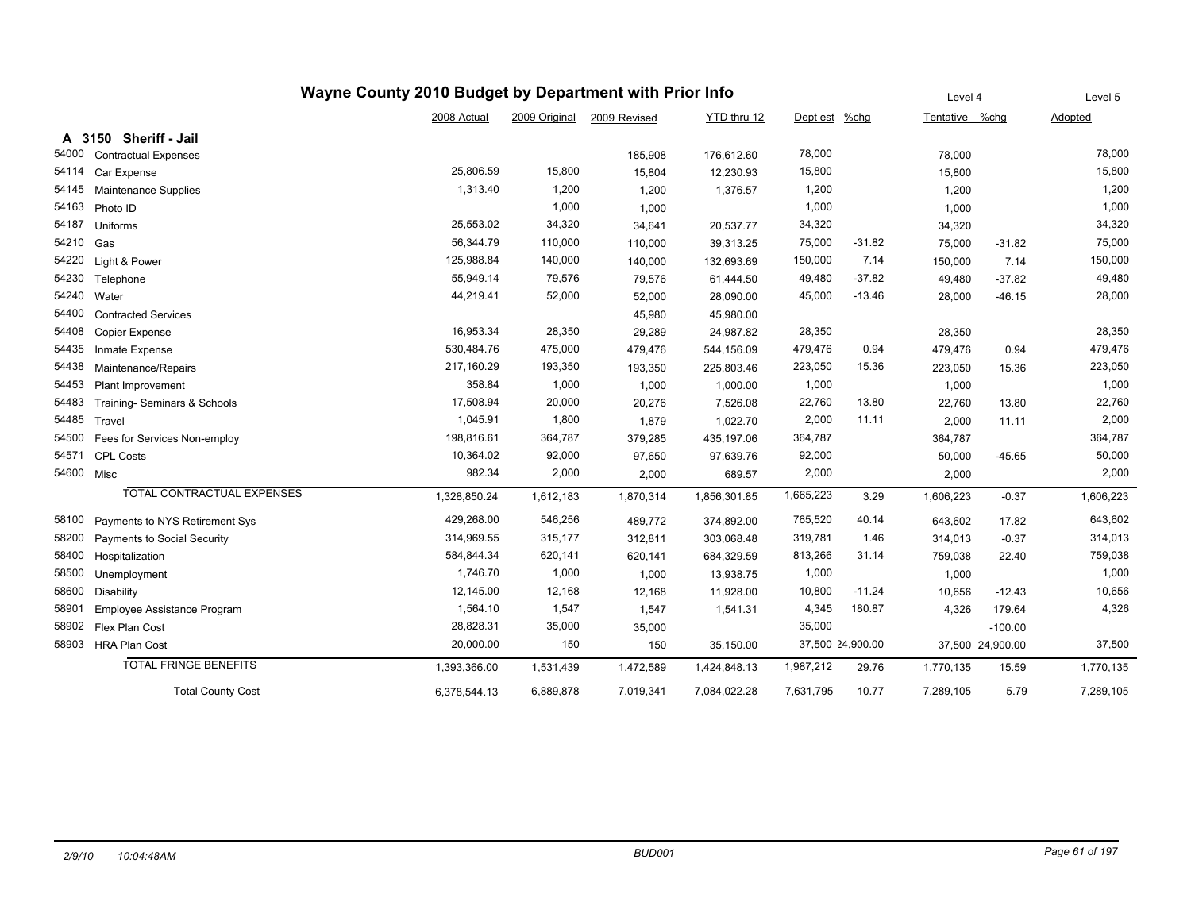# Wayne County 2010 Budget by Department with Prior Info

| | | 2008 Actual | 2009 Original | 2009 Revised | YTD thru 12 | Dept est | %chg | Level 4 Tentative | %chg | Level 5 Adopted |
|---|---|---|---|---|---|---|---|---|---|---|
| **A 3150** | **Sheriff - Jail** | | | | | | | | | |
| 54000 | Contractual Expenses | | | 185,908 | 176,612.60 | 78,000 | | 78,000 | | 78,000 |
| 54114 | Car Expense | 25,806.59 | 15,800 | 15,804 | 12,230.93 | 15,800 | | 15,800 | | 15,800 |
| 54145 | Maintenance Supplies | 1,313.40 | 1,200 | 1,200 | 1,376.57 | 1,200 | | 1,200 | | 1,200 |
| 54163 | Photo ID | | 1,000 | 1,000 | | 1,000 | | 1,000 | | 1,000 |
| 54187 | Uniforms | 25,553.02 | 34,320 | 34,641 | 20,537.77 | 34,320 | | 34,320 | | 34,320 |
| 54210 | Gas | 56,344.79 | 110,000 | 110,000 | 39,313.25 | 75,000 | -31.82 | 75,000 | -31.82 | 75,000 |
| 54220 | Light & Power | 125,988.84 | 140,000 | 140,000 | 132,693.69 | 150,000 | 7.14 | 150,000 | 7.14 | 150,000 |
| 54230 | Telephone | 55,949.14 | 79,576 | 79,576 | 61,444.50 | 49,480 | -37.82 | 49,480 | -37.82 | 49,480 |
| 54240 | Water | 44,219.41 | 52,000 | 52,000 | 28,090.00 | 45,000 | -13.46 | 28,000 | -46.15 | 28,000 |
| 54400 | Contracted Services | | | 45,980 | 45,980.00 | | | | | |
| 54408 | Copier Expense | 16,953.34 | 28,350 | 29,289 | 24,987.82 | 28,350 | | 28,350 | | 28,350 |
| 54435 | Inmate Expense | 530,484.76 | 475,000 | 479,476 | 544,156.09 | 479,476 | 0.94 | 479,476 | 0.94 | 479,476 |
| 54438 | Maintenance/Repairs | 217,160.29 | 193,350 | 193,350 | 225,803.46 | 223,050 | 15.36 | 223,050 | 15.36 | 223,050 |
| 54453 | Plant Improvement | 358.84 | 1,000 | 1,000 | 1,000.00 | 1,000 | | 1,000 | | 1,000 |
| 54483 | Training- Seminars & Schools | 17,508.94 | 20,000 | 20,276 | 7,526.08 | 22,760 | 13.80 | 22,760 | 13.80 | 22,760 |
| 54485 | Travel | 1,045.91 | 1,800 | 1,879 | 1,022.70 | 2,000 | 11.11 | 2,000 | 11.11 | 2,000 |
| 54500 | Fees for Services Non-employ | 198,816.61 | 364,787 | 379,285 | 435,197.06 | 364,787 | | 364,787 | | 364,787 |
| 54571 | CPL Costs | 10,364.02 | 92,000 | 97,650 | 97,639.76 | 92,000 | | 50,000 | -45.65 | 50,000 |
| 54600 | Misc | 982.34 | 2,000 | 2,000 | 689.57 | 2,000 | | 2,000 | | 2,000 |
| | TOTAL CONTRACTUAL EXPENSES | 1,328,850.24 | 1,612,183 | 1,870,314 | 1,856,301.85 | 1,665,223 | 3.29 | 1,606,223 | -0.37 | 1,606,223 |
| 58100 | Payments to NYS Retirement Sys | 429,268.00 | 546,256 | 489,772 | 374,892.00 | 765,520 | 40.14 | 643,602 | 17.82 | 643,602 |
| 58200 | Payments to Social Security | 314,969.55 | 315,177 | 312,811 | 303,068.48 | 319,781 | 1.46 | 314,013 | -0.37 | 314,013 |
| 58400 | Hospitalization | 584,844.34 | 620,141 | 620,141 | 684,329.59 | 813,266 | 31.14 | 759,038 | 22.40 | 759,038 |
| 58500 | Unemployment | 1,746.70 | 1,000 | 1,000 | 13,938.75 | 1,000 | | 1,000 | | 1,000 |
| 58600 | Disability | 12,145.00 | 12,168 | 12,168 | 11,928.00 | 10,800 | -11.24 | 10,656 | -12.43 | 10,656 |
| 58901 | Employee Assistance Program | 1,564.10 | 1,547 | 1,547 | 1,541.31 | 4,345 | 180.87 | 4,326 | 179.64 | 4,326 |
| 58902 | Flex Plan Cost | 28,828.31 | 35,000 | 35,000 | | 35,000 | | | -100.00 | |
| 58903 | HRA Plan Cost | 20,000.00 | 150 | 150 | 35,150.00 | 37,500 | 24,900.00 | 37,500 | 24,900.00 | 37,500 |
| | TOTAL FRINGE BENEFITS | 1,393,366.00 | 1,531,439 | 1,472,589 | 1,424,848.13 | 1,987,212 | 29.76 | 1,770,135 | 15.59 | 1,770,135 |
| | Total County Cost | 6,378,544.13 | 6,889,878 | 7,019,341 | 7,084,022.28 | 7,631,795 | 10.77 | 7,289,105 | 5.79 | 7,289,105 |

2/9/10 10:04:48AM BUD001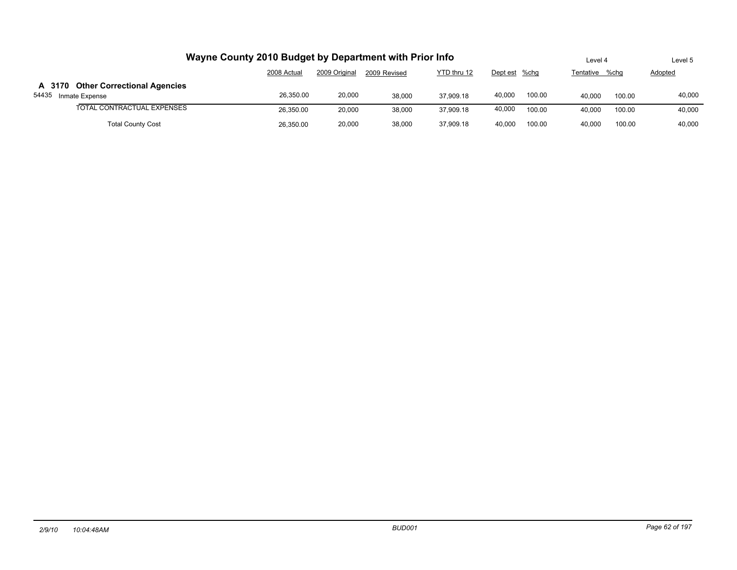# Wayne County 2010 Budget by Department with Prior Info

| | 2008 Actual | 2009 Original | 2009 Revised | YTD thru 12 | Dept est | %chg | Level 4 Tentative | %chg | Level 5 Adopted |
|---|---|---|---|---|---|---|---|---|---|
| **A 3170 Other Correctional Agencies** | | | | | | | | | |
| 54435 Inmate Expense | 26,350.00 | 20,000 | 38,000 | 37,909.18 | 40,000 | 100.00 | 40,000 | 100.00 | 40,000 |
| TOTAL CONTRACTUAL EXPENSES | 26,350.00 | 20,000 | 38,000 | 37,909.18 | 40,000 | 100.00 | 40,000 | 100.00 | 40,000 |
| Total County Cost | 26,350.00 | 20,000 | 38,000 | 37,909.18 | 40,000 | 100.00 | 40,000 | 100.00 | 40,000 |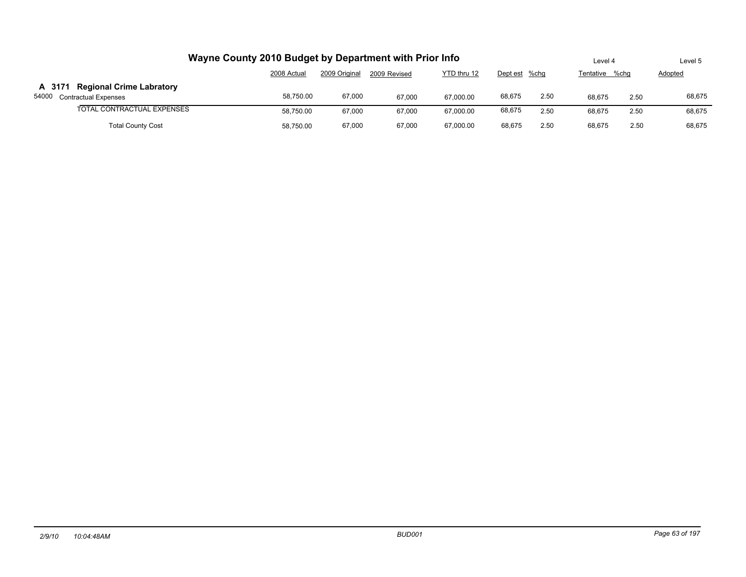# Wayne County 2010 Budget by Department with Prior Info

| | 2008 Actual | 2009 Original | 2009 Revised | YTD thru 12 | Dept est | %chg | Level 4 Tentative | %chg | Level 5 Adopted |
|---|---|---|---|---|---|---|---|---|---|
| **A 3171 Regional Crime Labratory** | | | | | | | | | |
| 54000 Contractual Expenses | 58,750.00 | 67,000 | 67,000 | 67,000.00 | 68,675 | 2.50 | 68,675 | 2.50 | 68,675 |
| TOTAL CONTRACTUAL EXPENSES | 58,750.00 | 67,000 | 67,000 | 67,000.00 | 68,675 | 2.50 | 68,675 | 2.50 | 68,675 |
| Total County Cost | 58,750.00 | 67,000 | 67,000 | 67,000.00 | 68,675 | 2.50 | 68,675 | 2.50 | 68,675 |

*2/9/10 10:04:48AM* *BUD001*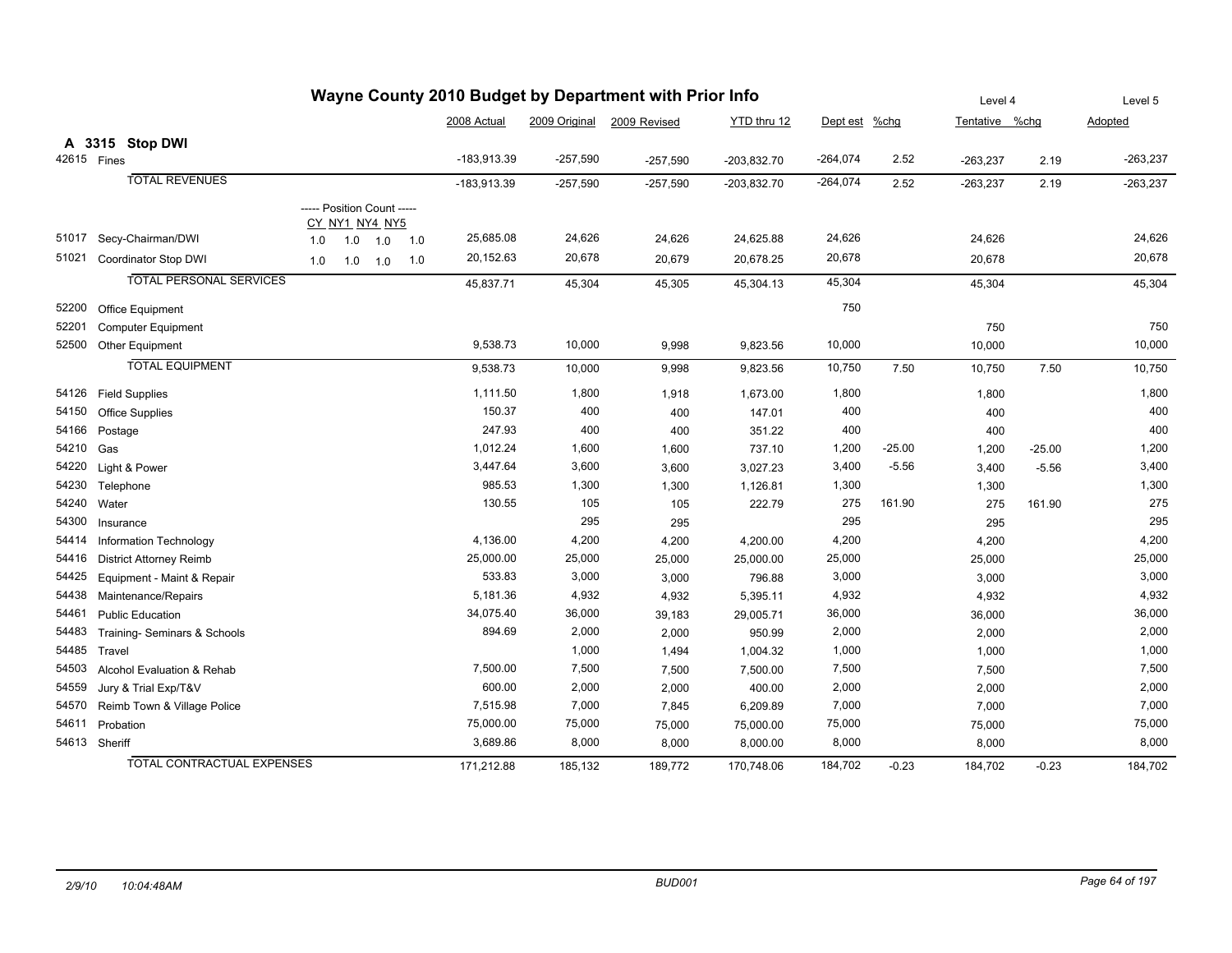# Wayne County 2010 Budget by Department with Prior Info

## A 3315 Stop DWI

| Code | Account | Position Count (CY NY1 NY4 NY5) | 2008 Actual | 2009 Original | 2009 Revised | YTD thru 12 | Dept est | %chg | Level 4 Tentative | %chg | Level 5 Adopted |
|---|---|---|---|---|---|---|---|---|---|---|---|
| 42615 | Fines | | -183,913.39 | -257,590 | -257,590 | -203,832.70 | -264,074 | 2.52 | -263,237 | 2.19 | -263,237 |
| | TOTAL REVENUES | | -183,913.39 | -257,590 | -257,590 | -203,832.70 | -264,074 | 2.52 | -263,237 | 2.19 | -263,237 |
| 51017 | Secy-Chairman/DWI | 1.0 1.0 1.0 1.0 | 25,685.08 | 24,626 | 24,626 | 24,625.88 | 24,626 | | 24,626 | | 24,626 |
| 51021 | Coordinator Stop DWI | 1.0 1.0 1.0 1.0 | 20,152.63 | 20,678 | 20,679 | 20,678.25 | 20,678 | | 20,678 | | 20,678 |
| | TOTAL PERSONAL SERVICES | | 45,837.71 | 45,304 | 45,305 | 45,304.13 | 45,304 | | 45,304 | | 45,304 |
| 52200 | Office Equipment | | | | | | 750 | | | | |
| 52201 | Computer Equipment | | | | | | | | 750 | | 750 |
| 52500 | Other Equipment | | 9,538.73 | 10,000 | 9,998 | 9,823.56 | 10,000 | | 10,000 | | 10,000 |
| | TOTAL EQUIPMENT | | 9,538.73 | 10,000 | 9,998 | 9,823.56 | 10,750 | 7.50 | 10,750 | 7.50 | 10,750 |
| 54126 | Field Supplies | | 1,111.50 | 1,800 | 1,918 | 1,673.00 | 1,800 | | 1,800 | | 1,800 |
| 54150 | Office Supplies | | 150.37 | 400 | 400 | 147.01 | 400 | | 400 | | 400 |
| 54166 | Postage | | 247.93 | 400 | 400 | 351.22 | 400 | | 400 | | 400 |
| 54210 | Gas | | 1,012.24 | 1,600 | 1,600 | 737.10 | 1,200 | -25.00 | 1,200 | -25.00 | 1,200 |
| 54220 | Light & Power | | 3,447.64 | 3,600 | 3,600 | 3,027.23 | 3,400 | -5.56 | 3,400 | -5.56 | 3,400 |
| 54230 | Telephone | | 985.53 | 1,300 | 1,300 | 1,126.81 | 1,300 | | 1,300 | | 1,300 |
| 54240 | Water | | 130.55 | 105 | 105 | 222.79 | 275 | 161.90 | 275 | 161.90 | 275 |
| 54300 | Insurance | | | 295 | 295 | | 295 | | 295 | | 295 |
| 54414 | Information Technology | | 4,136.00 | 4,200 | 4,200 | 4,200.00 | 4,200 | | 4,200 | | 4,200 |
| 54416 | District Attorney Reimb | | 25,000.00 | 25,000 | 25,000 | 25,000.00 | 25,000 | | 25,000 | | 25,000 |
| 54425 | Equipment - Maint & Repair | | 533.83 | 3,000 | 3,000 | 796.88 | 3,000 | | 3,000 | | 3,000 |
| 54438 | Maintenance/Repairs | | 5,181.36 | 4,932 | 4,932 | 5,395.11 | 4,932 | | 4,932 | | 4,932 |
| 54461 | Public Education | | 34,075.40 | 36,000 | 39,183 | 29,005.71 | 36,000 | | 36,000 | | 36,000 |
| 54483 | Training- Seminars & Schools | | 894.69 | 2,000 | 2,000 | 950.99 | 2,000 | | 2,000 | | 2,000 |
| 54485 | Travel | | | 1,000 | 1,494 | 1,004.32 | 1,000 | | 1,000 | | 1,000 |
| 54503 | Alcohol Evaluation & Rehab | | 7,500.00 | 7,500 | 7,500 | 7,500.00 | 7,500 | | 7,500 | | 7,500 |
| 54559 | Jury & Trial Exp/T&V | | 600.00 | 2,000 | 2,000 | 400.00 | 2,000 | | 2,000 | | 2,000 |
| 54570 | Reimb Town & Village Police | | 7,515.98 | 7,000 | 7,845 | 6,209.89 | 7,000 | | 7,000 | | 7,000 |
| 54611 | Probation | | 75,000.00 | 75,000 | 75,000 | 75,000.00 | 75,000 | | 75,000 | | 75,000 |
| 54613 | Sheriff | | 3,689.86 | 8,000 | 8,000 | 8,000.00 | 8,000 | | 8,000 | | 8,000 |
| | TOTAL CONTRACTUAL EXPENSES | | 171,212.88 | 185,132 | 189,772 | 170,748.06 | 184,702 | -0.23 | 184,702 | -0.23 | 184,702 |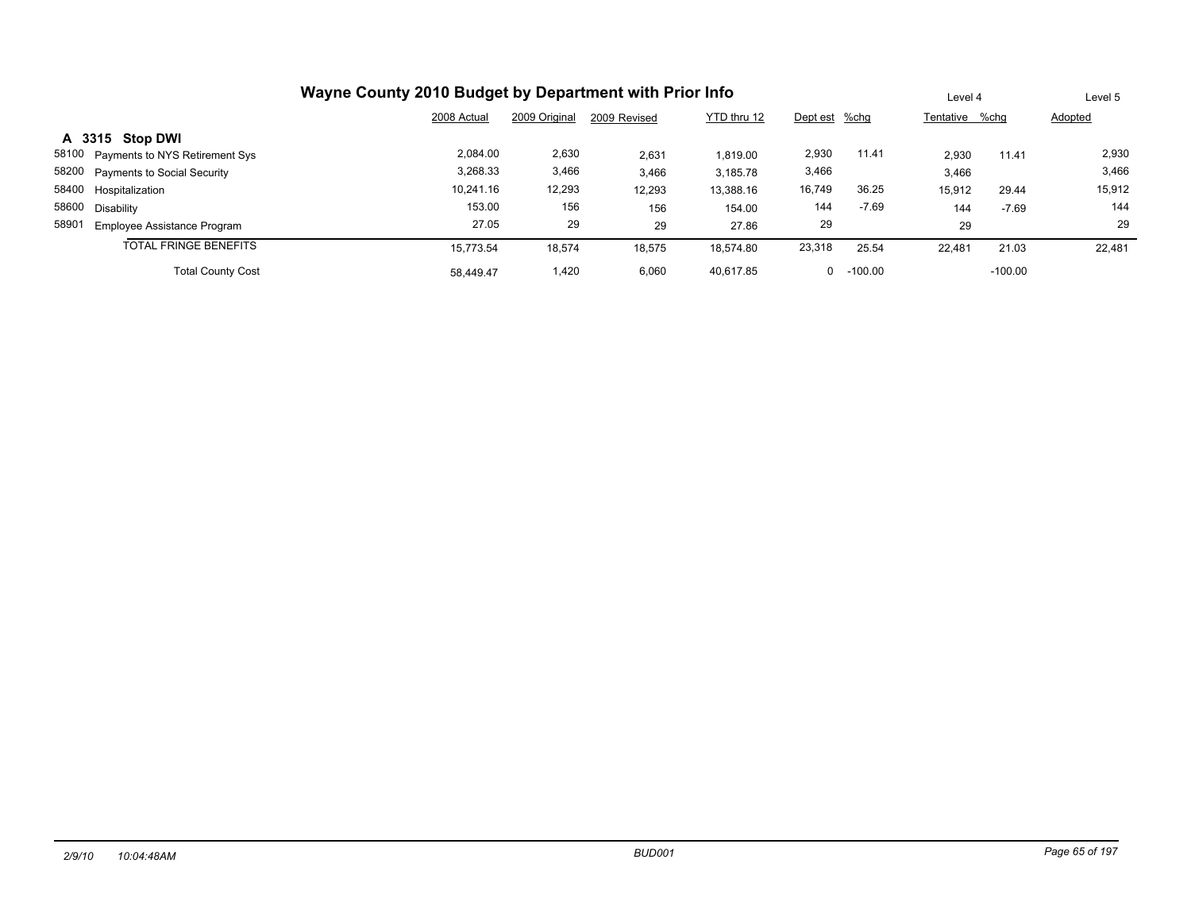# Wayne County 2010 Budget by Department with Prior Info

## A 3315 Stop DWI

| | | 2008 Actual | 2009 Original | 2009 Revised | YTD thru 12 | Dept est | %chg | Level 4 Tentative | %chg | Level 5 Adopted |
|---|---|---|---|---|---|---|---|---|---|---|
| 58100 | Payments to NYS Retirement Sys | 2,084.00 | 2,630 | 2,631 | 1,819.00 | 2,930 | 11.41 | 2,930 | 11.41 | 2,930 |
| 58200 | Payments to Social Security | 3,268.33 | 3,466 | 3,466 | 3,185.78 | 3,466 | | 3,466 | | 3,466 |
| 58400 | Hospitalization | 10,241.16 | 12,293 | 12,293 | 13,388.16 | 16,749 | 36.25 | 15,912 | 29.44 | 15,912 |
| 58600 | Disability | 153.00 | 156 | 156 | 154.00 | 144 | -7.69 | 144 | -7.69 | 144 |
| 58901 | Employee Assistance Program | 27.05 | 29 | 29 | 27.86 | 29 | | 29 | | 29 |
| | TOTAL FRINGE BENEFITS | 15,773.54 | 18,574 | 18,575 | 18,574.80 | 23,318 | 25.54 | 22,481 | 21.03 | 22,481 |
| | Total County Cost | 58,449.47 | 1,420 | 6,060 | 40,617.85 | 0 | -100.00 | | -100.00 | |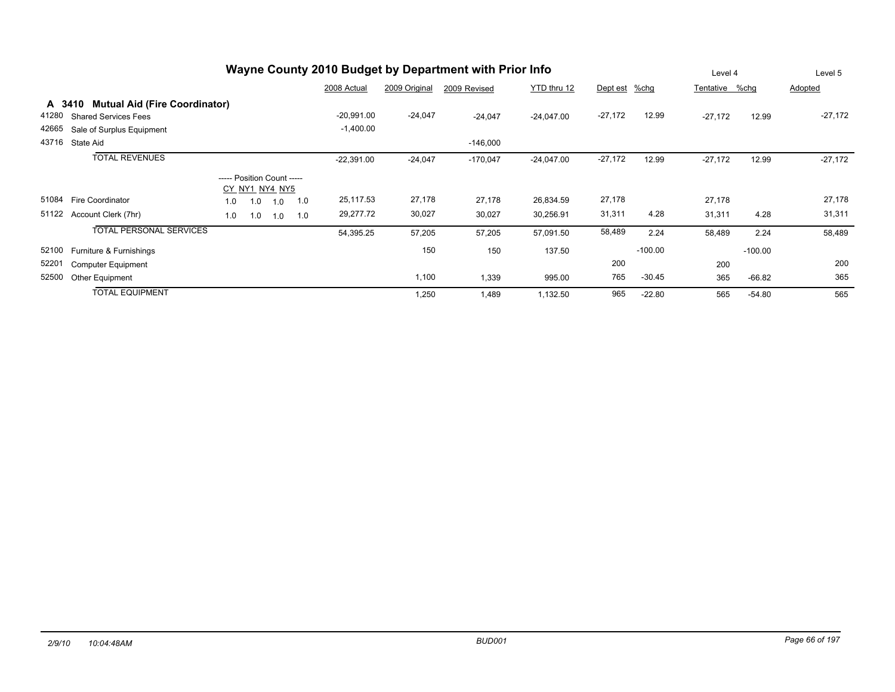# Wayne County 2010 Budget by Department with Prior Info

## A 3410 Mutual Aid (Fire Coordinator)

| Code | Description | CY | NY1 | NY4 | NY5 | 2008 Actual | 2009 Original | 2009 Revised | YTD thru 12 | Dept est | %chg | Level 4 Tentative | %chg | Level 5 Adopted |
|---|---|---|---|---|---|---|---|---|---|---|---|---|---|---|
| 41280 | Shared Services Fees | | | | | -20,991.00 | -24,047 | -24,047 | -24,047.00 | -27,172 | 12.99 | -27,172 | 12.99 | -27,172 |
| 42665 | Sale of Surplus Equipment | | | | | -1,400.00 | | | | | | | | |
| 43716 | State Aid | | | | | | | -146,000 | | | | | | |
| | **TOTAL REVENUES** | | | | | -22,391.00 | -24,047 | -170,047 | -24,047.00 | -27,172 | 12.99 | -27,172 | 12.99 | -27,172 |
| | ----- Position Count ----- | CY | NY1 | NY4 | NY5 | | | | | | | | | |
| 51084 | Fire Coordinator | 1.0 | 1.0 | 1.0 | 1.0 | 25,117.53 | 27,178 | 27,178 | 26,834.59 | 27,178 | | 27,178 | | 27,178 |
| 51122 | Account Clerk (7hr) | 1.0 | 1.0 | 1.0 | 1.0 | 29,277.72 | 30,027 | 30,027 | 30,256.91 | 31,311 | 4.28 | 31,311 | 4.28 | 31,311 |
| | **TOTAL PERSONAL SERVICES** | | | | | 54,395.25 | 57,205 | 57,205 | 57,091.50 | 58,489 | 2.24 | 58,489 | 2.24 | 58,489 |
| 52100 | Furniture & Furnishings | | | | | | 150 | 150 | 137.50 | | -100.00 | | -100.00 | |
| 52201 | Computer Equipment | | | | | | | | | 200 | | 200 | | 200 |
| 52500 | Other Equipment | | | | | | 1,100 | 1,339 | 995.00 | 765 | -30.45 | 365 | -66.82 | 365 |
| | **TOTAL EQUIPMENT** | | | | | | 1,250 | 1,489 | 1,132.50 | 965 | -22.80 | 565 | -54.80 | 565 |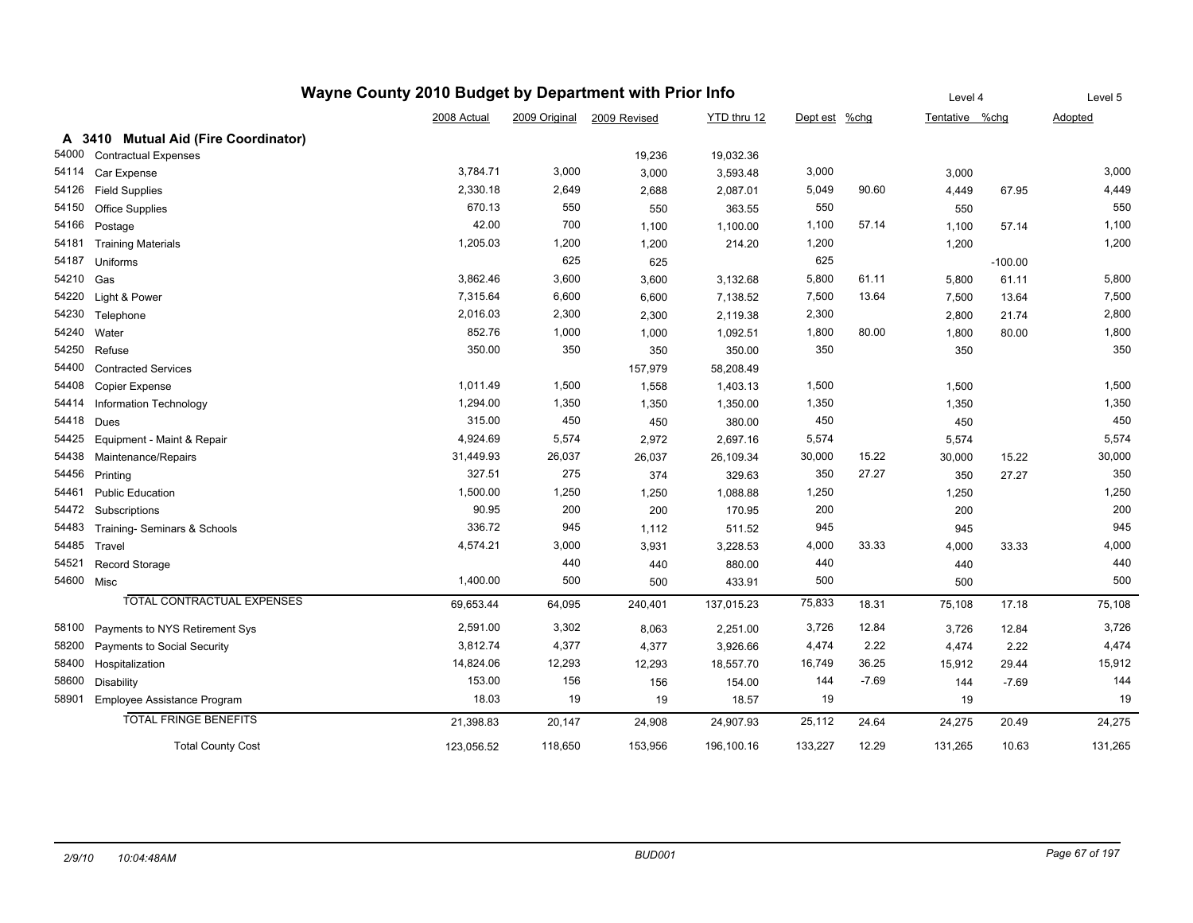# Wayne County 2010 Budget by Department with Prior Info

## A 3410 Mutual Aid (Fire Coordinator)

| | | 2008 Actual | 2009 Original | 2009 Revised | YTD thru 12 | Dept est | %chg | Level 4 Tentative | %chg | Level 5 Adopted |
|---|---|---|---|---|---|---|---|---|---|---|
| 54000 | Contractual Expenses | | | 19,236 | 19,032.36 | | | | | |
| 54114 | Car Expense | 3,784.71 | 3,000 | 3,000 | 3,593.48 | 3,000 | | 3,000 | | 3,000 |
| 54126 | Field Supplies | 2,330.18 | 2,649 | 2,688 | 2,087.01 | 5,049 | 90.60 | 4,449 | 67.95 | 4,449 |
| 54150 | Office Supplies | 670.13 | 550 | 550 | 363.55 | 550 | | 550 | | 550 |
| 54166 | Postage | 42.00 | 700 | 1,100 | 1,100.00 | 1,100 | 57.14 | 1,100 | 57.14 | 1,100 |
| 54181 | Training Materials | 1,205.03 | 1,200 | 1,200 | 214.20 | 1,200 | | 1,200 | | 1,200 |
| 54187 | Uniforms | | 625 | 625 | | 625 | | | -100.00 | |
| 54210 | Gas | 3,862.46 | 3,600 | 3,600 | 3,132.68 | 5,800 | 61.11 | 5,800 | 61.11 | 5,800 |
| 54220 | Light & Power | 7,315.64 | 6,600 | 6,600 | 7,138.52 | 7,500 | 13.64 | 7,500 | 13.64 | 7,500 |
| 54230 | Telephone | 2,016.03 | 2,300 | 2,300 | 2,119.38 | 2,300 | | 2,800 | 21.74 | 2,800 |
| 54240 | Water | 852.76 | 1,000 | 1,000 | 1,092.51 | 1,800 | 80.00 | 1,800 | 80.00 | 1,800 |
| 54250 | Refuse | 350.00 | 350 | 350 | 350.00 | 350 | | 350 | | 350 |
| 54400 | Contracted Services | | | 157,979 | 58,208.49 | | | | | |
| 54408 | Copier Expense | 1,011.49 | 1,500 | 1,558 | 1,403.13 | 1,500 | | 1,500 | | 1,500 |
| 54414 | Information Technology | 1,294.00 | 1,350 | 1,350 | 1,350.00 | 1,350 | | 1,350 | | 1,350 |
| 54418 | Dues | 315.00 | 450 | 450 | 380.00 | 450 | | 450 | | 450 |
| 54425 | Equipment - Maint & Repair | 4,924.69 | 5,574 | 2,972 | 2,697.16 | 5,574 | | 5,574 | | 5,574 |
| 54438 | Maintenance/Repairs | 31,449.93 | 26,037 | 26,037 | 26,109.34 | 30,000 | 15.22 | 30,000 | 15.22 | 30,000 |
| 54456 | Printing | 327.51 | 275 | 374 | 329.63 | 350 | 27.27 | 350 | 27.27 | 350 |
| 54461 | Public Education | 1,500.00 | 1,250 | 1,250 | 1,088.88 | 1,250 | | 1,250 | | 1,250 |
| 54472 | Subscriptions | 90.95 | 200 | 200 | 170.95 | 200 | | 200 | | 200 |
| 54483 | Training- Seminars & Schools | 336.72 | 945 | 1,112 | 511.52 | 945 | | 945 | | 945 |
| 54485 | Travel | 4,574.21 | 3,000 | 3,931 | 3,228.53 | 4,000 | 33.33 | 4,000 | 33.33 | 4,000 |
| 54521 | Record Storage | | 440 | 440 | 880.00 | 440 | | 440 | | 440 |
| 54600 | Misc | 1,400.00 | 500 | 500 | 433.91 | 500 | | 500 | | 500 |
| | TOTAL CONTRACTUAL EXPENSES | 69,653.44 | 64,095 | 240,401 | 137,015.23 | 75,833 | 18.31 | 75,108 | 17.18 | 75,108 |
| 58100 | Payments to NYS Retirement Sys | 2,591.00 | 3,302 | 8,063 | 2,251.00 | 3,726 | 12.84 | 3,726 | 12.84 | 3,726 |
| 58200 | Payments to Social Security | 3,812.74 | 4,377 | 4,377 | 3,926.66 | 4,474 | 2.22 | 4,474 | 2.22 | 4,474 |
| 58400 | Hospitalization | 14,824.06 | 12,293 | 12,293 | 18,557.70 | 16,749 | 36.25 | 15,912 | 29.44 | 15,912 |
| 58600 | Disability | 153.00 | 156 | 156 | 154.00 | 144 | -7.69 | 144 | -7.69 | 144 |
| 58901 | Employee Assistance Program | 18.03 | 19 | 19 | 18.57 | 19 | | 19 | | 19 |
| | TOTAL FRINGE BENEFITS | 21,398.83 | 20,147 | 24,908 | 24,907.93 | 25,112 | 24.64 | 24,275 | 20.49 | 24,275 |
| | Total County Cost | 123,056.52 | 118,650 | 153,956 | 196,100.16 | 133,227 | 12.29 | 131,265 | 10.63 | 131,265 |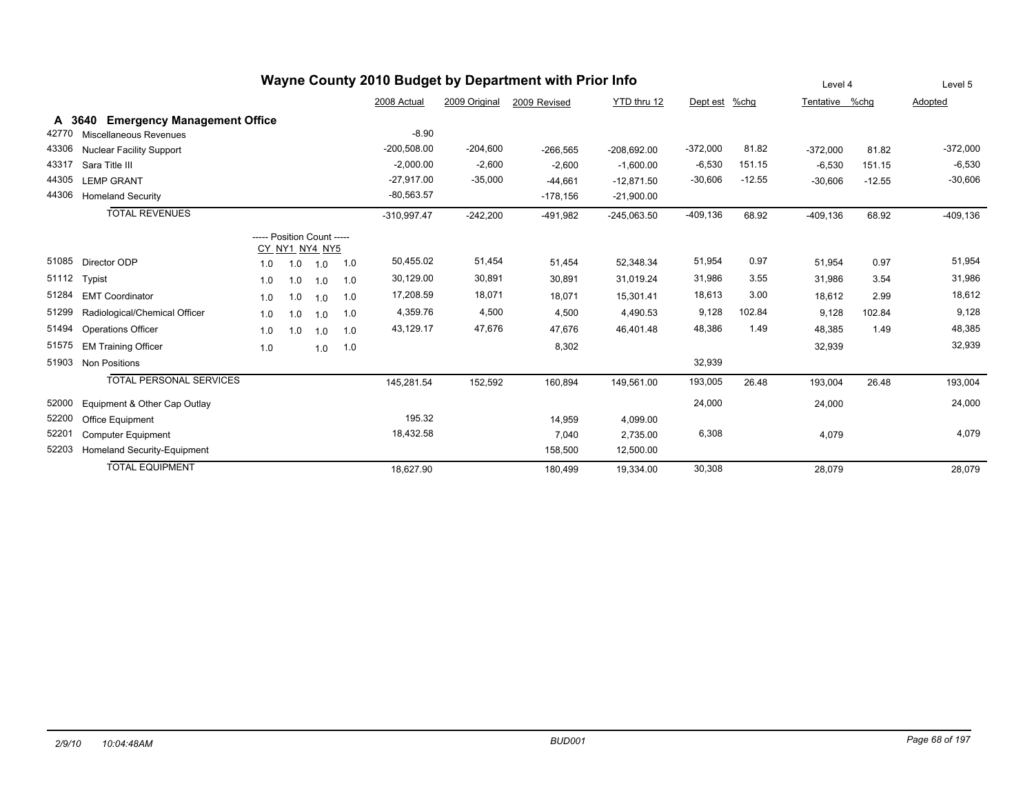# Wayne County 2010 Budget by Department with Prior Info

## A 3640 Emergency Management Office

| Code | Description | CY | NY1 | NY4 | NY5 | 2008 Actual | 2009 Original | 2009 Revised | YTD thru 12 | Dept est | %chg | Level 4 Tentative | %chg | Level 5 Adopted |
|---|---|---|---|---|---|---|---|---|---|---|---|---|---|---|
| 42770 | Miscellaneous Revenues | | | | | -8.90 | | | | | | | | |
| 43306 | Nuclear Facility Support | | | | | -200,508.00 | -204,600 | -266,565 | -208,692.00 | -372,000 | 81.82 | -372,000 | 81.82 | -372,000 |
| 43317 | Sara Title III | | | | | -2,000.00 | -2,600 | -2,600 | -1,600.00 | -6,530 | 151.15 | -6,530 | 151.15 | -6,530 |
| 44305 | LEMP GRANT | | | | | -27,917.00 | -35,000 | -44,661 | -12,871.50 | -30,606 | -12.55 | -30,606 | -12.55 | -30,606 |
| 44306 | Homeland Security | | | | | -80,563.57 | | -178,156 | -21,900.00 | | | | | |
| | TOTAL REVENUES | | | | | -310,997.47 | -242,200 | -491,982 | -245,063.50 | -409,136 | 68.92 | -409,136 | 68.92 | -409,136 |
| 51085 | Director ODP | 1.0 | 1.0 | 1.0 | 1.0 | 50,455.02 | 51,454 | 51,454 | 52,348.34 | 51,954 | 0.97 | 51,954 | 0.97 | 51,954 |
| 51112 | Typist | 1.0 | 1.0 | 1.0 | 1.0 | 30,129.00 | 30,891 | 30,891 | 31,019.24 | 31,986 | 3.55 | 31,986 | 3.54 | 31,986 |
| 51284 | EMT Coordinator | 1.0 | 1.0 | 1.0 | 1.0 | 17,208.59 | 18,071 | 18,071 | 15,301.41 | 18,613 | 3.00 | 18,612 | 2.99 | 18,612 |
| 51299 | Radiological/Chemical Officer | 1.0 | 1.0 | 1.0 | 1.0 | 4,359.76 | 4,500 | 4,500 | 4,490.53 | 9,128 | 102.84 | 9,128 | 102.84 | 9,128 |
| 51494 | Operations Officer | 1.0 | 1.0 | 1.0 | 1.0 | 43,129.17 | 47,676 | 47,676 | 46,401.48 | 48,386 | 1.49 | 48,385 | 1.49 | 48,385 |
| 51575 | EM Training Officer | 1.0 | | 1.0 | 1.0 | | | 8,302 | | | | 32,939 | | 32,939 |
| 51903 | Non Positions | | | | | | | | | 32,939 | | | | |
| | TOTAL PERSONAL SERVICES | | | | | 145,281.54 | 152,592 | 160,894 | 149,561.00 | 193,005 | 26.48 | 193,004 | 26.48 | 193,004 |
| 52000 | Equipment & Other Cap Outlay | | | | | | | | | 24,000 | | 24,000 | | 24,000 |
| 52200 | Office Equipment | | | | | 195.32 | | 14,959 | 4,099.00 | | | | | |
| 52201 | Computer Equipment | | | | | 18,432.58 | | 7,040 | 2,735.00 | 6,308 | | 4,079 | | 4,079 |
| 52203 | Homeland Security-Equipment | | | | | | | 158,500 | 12,500.00 | | | | | |
| | TOTAL EQUIPMENT | | | | | 18,627.90 | | 180,499 | 19,334.00 | 30,308 | | 28,079 | | 28,079 |

2/9/10 10:04:48AM BUD001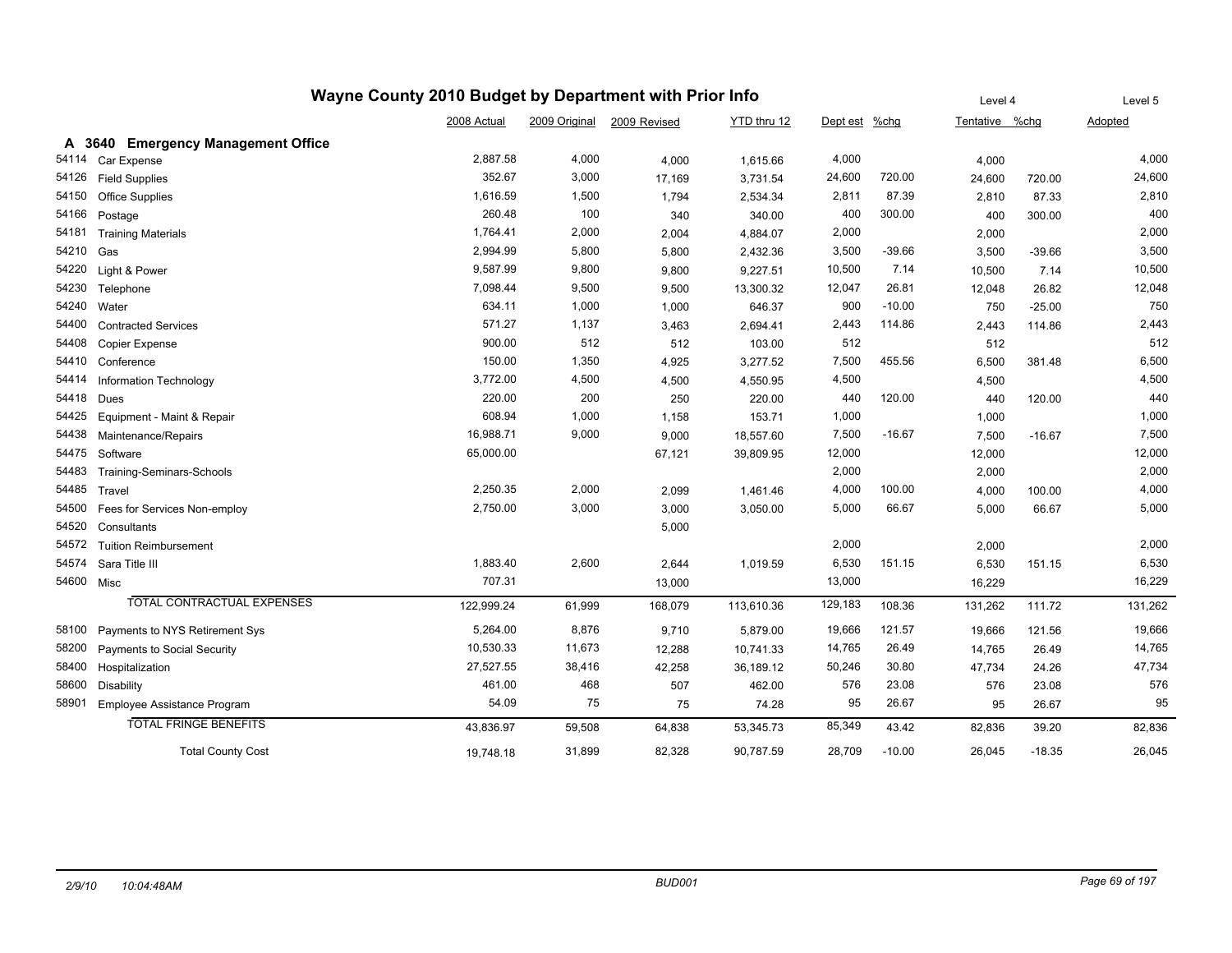# Wayne County 2010 Budget by Department with Prior Info

## A 3640 Emergency Management Office

| Code | Description | 2008 Actual | 2009 Original | 2009 Revised | YTD thru 12 | Dept est | %chg | Tentative (Level 4) | %chg | Adopted (Level 5) |
|---|---|---|---|---|---|---|---|---|---|---|
| 54114 | Car Expense | 2,887.58 | 4,000 | 4,000 | 1,615.66 | 4,000 | | 4,000 | | 4,000 |
| 54126 | Field Supplies | 352.67 | 3,000 | 17,169 | 3,731.54 | 24,600 | 720.00 | 24,600 | 720.00 | 24,600 |
| 54150 | Office Supplies | 1,616.59 | 1,500 | 1,794 | 2,534.34 | 2,811 | 87.39 | 2,810 | 87.33 | 2,810 |
| 54166 | Postage | 260.48 | 100 | 340 | 340.00 | 400 | 300.00 | 400 | 300.00 | 400 |
| 54181 | Training Materials | 1,764.41 | 2,000 | 2,004 | 4,884.07 | 2,000 | | 2,000 | | 2,000 |
| 54210 | Gas | 2,994.99 | 5,800 | 5,800 | 2,432.36 | 3,500 | -39.66 | 3,500 | -39.66 | 3,500 |
| 54220 | Light & Power | 9,587.99 | 9,800 | 9,800 | 9,227.51 | 10,500 | 7.14 | 10,500 | 7.14 | 10,500 |
| 54230 | Telephone | 7,098.44 | 9,500 | 9,500 | 13,300.32 | 12,047 | 26.81 | 12,048 | 26.82 | 12,048 |
| 54240 | Water | 634.11 | 1,000 | 1,000 | 646.37 | 900 | -10.00 | 750 | -25.00 | 750 |
| 54400 | Contracted Services | 571.27 | 1,137 | 3,463 | 2,694.41 | 2,443 | 114.86 | 2,443 | 114.86 | 2,443 |
| 54408 | Copier Expense | 900.00 | 512 | 512 | 103.00 | 512 | | 512 | | 512 |
| 54410 | Conference | 150.00 | 1,350 | 4,925 | 3,277.52 | 7,500 | 455.56 | 6,500 | 381.48 | 6,500 |
| 54414 | Information Technology | 3,772.00 | 4,500 | 4,500 | 4,550.95 | 4,500 | | 4,500 | | 4,500 |
| 54418 | Dues | 220.00 | 200 | 250 | 220.00 | 440 | 120.00 | 440 | 120.00 | 440 |
| 54425 | Equipment - Maint & Repair | 608.94 | 1,000 | 1,158 | 153.71 | 1,000 | | 1,000 | | 1,000 |
| 54438 | Maintenance/Repairs | 16,988.71 | 9,000 | 9,000 | 18,557.60 | 7,500 | -16.67 | 7,500 | -16.67 | 7,500 |
| 54475 | Software | 65,000.00 | | 67,121 | 39,809.95 | 12,000 | | 12,000 | | 12,000 |
| 54483 | Training-Seminars-Schools | | | | | 2,000 | | 2,000 | | 2,000 |
| 54485 | Travel | 2,250.35 | 2,000 | 2,099 | 1,461.46 | 4,000 | 100.00 | 4,000 | 100.00 | 4,000 |
| 54500 | Fees for Services Non-employ | 2,750.00 | 3,000 | 3,000 | 3,050.00 | 5,000 | 66.67 | 5,000 | 66.67 | 5,000 |
| 54520 | Consultants | | | 5,000 | | | | | | |
| 54572 | Tuition Reimbursement | | | | | 2,000 | | 2,000 | | 2,000 |
| 54574 | Sara Title III | 1,883.40 | 2,600 | 2,644 | 1,019.59 | 6,530 | 151.15 | 6,530 | 151.15 | 6,530 |
| 54600 | Misc | 707.31 | | 13,000 | | 13,000 | | 16,229 | | 16,229 |
| | TOTAL CONTRACTUAL EXPENSES | 122,999.24 | 61,999 | 168,079 | 113,610.36 | 129,183 | 108.36 | 131,262 | 111.72 | 131,262 |
| 58100 | Payments to NYS Retirement Sys | 5,264.00 | 8,876 | 9,710 | 5,879.00 | 19,666 | 121.57 | 19,666 | 121.56 | 19,666 |
| 58200 | Payments to Social Security | 10,530.33 | 11,673 | 12,288 | 10,741.33 | 14,765 | 26.49 | 14,765 | 26.49 | 14,765 |
| 58400 | Hospitalization | 27,527.55 | 38,416 | 42,258 | 36,189.12 | 50,246 | 30.80 | 47,734 | 24.26 | 47,734 |
| 58600 | Disability | 461.00 | 468 | 507 | 462.00 | 576 | 23.08 | 576 | 23.08 | 576 |
| 58901 | Employee Assistance Program | 54.09 | 75 | 75 | 74.28 | 95 | 26.67 | 95 | 26.67 | 95 |
| | TOTAL FRINGE BENEFITS | 43,836.97 | 59,508 | 64,838 | 53,345.73 | 85,349 | 43.42 | 82,836 | 39.20 | 82,836 |
| | Total County Cost | 19,748.18 | 31,899 | 82,328 | 90,787.59 | 28,709 | -10.00 | 26,045 | -18.35 | 26,045 |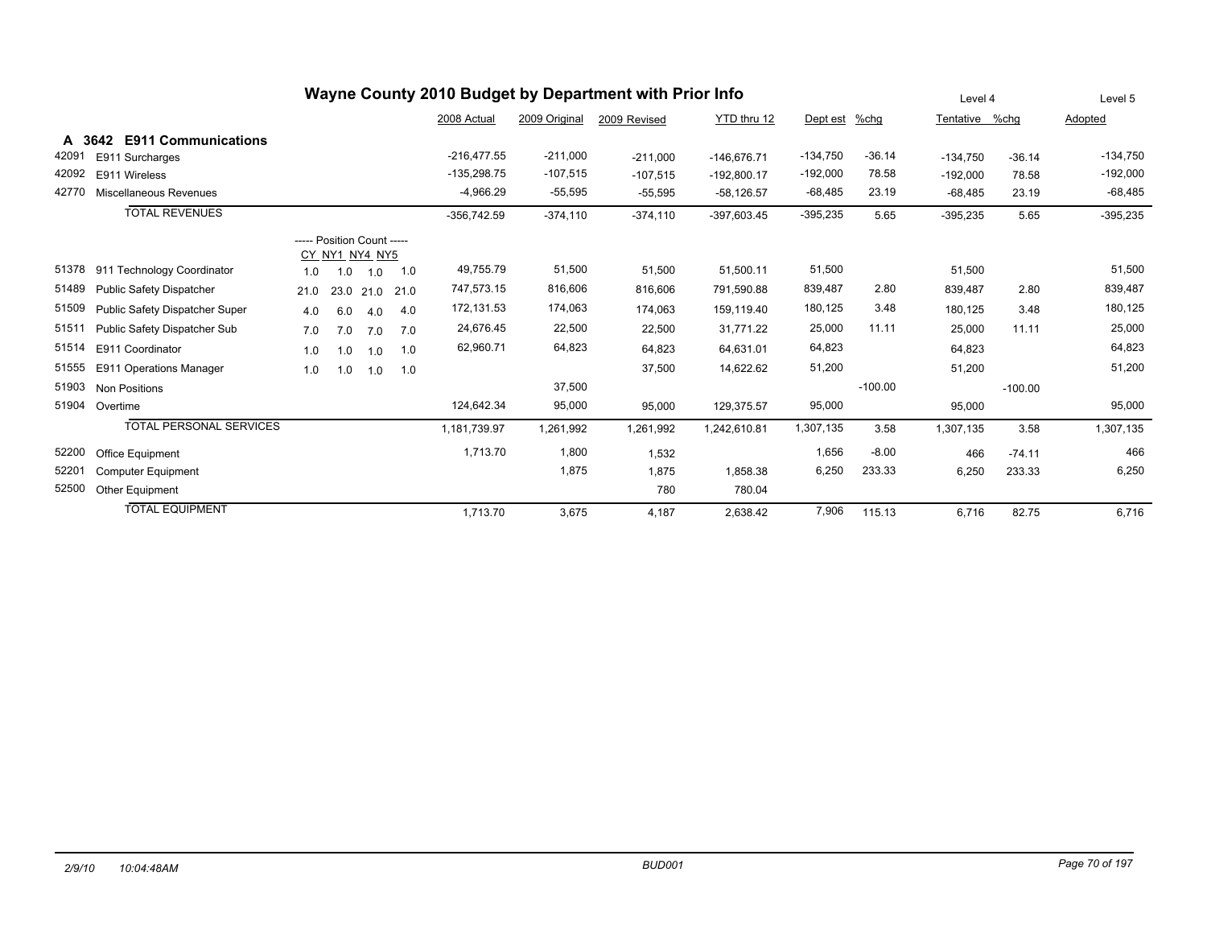# Wayne County 2010 Budget by Department with Prior Info

## A 3642 E911 Communications

| Code | Description | CY | NY1 | NY4 | NY5 | 2008 Actual | 2009 Original | 2009 Revised | YTD thru 12 | Dept est | %chg | Level 4 Tentative | %chg | Level 5 Adopted |
|---|---|---|---|---|---|---|---|---|---|---|---|---|---|---|
| 42091 | E911 Surcharges | | | | | -216,477.55 | -211,000 | -211,000 | -146,676.71 | -134,750 | -36.14 | -134,750 | -36.14 | -134,750 |
| 42092 | E911 Wireless | | | | | -135,298.75 | -107,515 | -107,515 | -192,800.17 | -192,000 | 78.58 | -192,000 | 78.58 | -192,000 |
| 42770 | Miscellaneous Revenues | | | | | -4,966.29 | -55,595 | -55,595 | -58,126.57 | -68,485 | 23.19 | -68,485 | 23.19 | -68,485 |
| | TOTAL REVENUES | | | | | -356,742.59 | -374,110 | -374,110 | -397,603.45 | -395,235 | 5.65 | -395,235 | 5.65 | -395,235 |
| | | ----- Position Count ----- | | | | | | | | | | | | |
| 51378 | 911 Technology Coordinator | 1.0 | 1.0 | 1.0 | 1.0 | 49,755.79 | 51,500 | 51,500 | 51,500.11 | 51,500 | | 51,500 | | 51,500 |
| 51489 | Public Safety Dispatcher | 21.0 | 23.0 | 21.0 | 21.0 | 747,573.15 | 816,606 | 816,606 | 791,590.88 | 839,487 | 2.80 | 839,487 | 2.80 | 839,487 |
| 51509 | Public Safety Dispatcher Super | 4.0 | 6.0 | 4.0 | 4.0 | 172,131.53 | 174,063 | 174,063 | 159,119.40 | 180,125 | 3.48 | 180,125 | 3.48 | 180,125 |
| 51511 | Public Safety Dispatcher Sub | 7.0 | 7.0 | 7.0 | 7.0 | 24,676.45 | 22,500 | 22,500 | 31,771.22 | 25,000 | 11.11 | 25,000 | 11.11 | 25,000 |
| 51514 | E911 Coordinator | 1.0 | 1.0 | 1.0 | 1.0 | 62,960.71 | 64,823 | 64,823 | 64,631.01 | 64,823 | | 64,823 | | 64,823 |
| 51555 | E911 Operations Manager | 1.0 | 1.0 | 1.0 | 1.0 | | | 37,500 | 14,622.62 | 51,200 | | 51,200 | | 51,200 |
| 51903 | Non Positions | | | | | | 37,500 | | | | -100.00 | | -100.00 | |
| 51904 | Overtime | | | | | 124,642.34 | 95,000 | 95,000 | 129,375.57 | 95,000 | | 95,000 | | 95,000 |
| | TOTAL PERSONAL SERVICES | | | | | 1,181,739.97 | 1,261,992 | 1,261,992 | 1,242,610.81 | 1,307,135 | 3.58 | 1,307,135 | 3.58 | 1,307,135 |
| 52200 | Office Equipment | | | | | 1,713.70 | 1,800 | 1,532 | | 1,656 | -8.00 | 466 | -74.11 | 466 |
| 52201 | Computer Equipment | | | | | | 1,875 | 1,875 | 1,858.38 | 6,250 | 233.33 | 6,250 | 233.33 | 6,250 |
| 52500 | Other Equipment | | | | | | | 780 | 780.04 | | | | | |
| | TOTAL EQUIPMENT | | | | | 1,713.70 | 3,675 | 4,187 | 2,638.42 | 7,906 | 115.13 | 6,716 | 82.75 | 6,716 |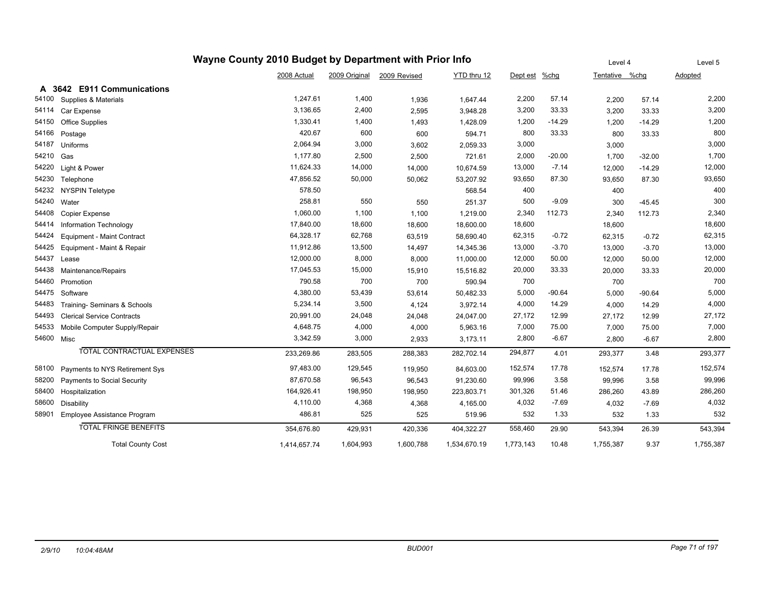# Wayne County 2010 Budget by Department with Prior Info

| | | 2008 Actual | 2009 Original | 2009 Revised | YTD thru 12 | Dept est | %chg | Level 4 Tentative | %chg | Level 5 Adopted |
|---|---|---|---|---|---|---|---|---|---|---|
| **A 3642** | **E911 Communications** | | | | | | | | | |
| 54100 | Supplies & Materials | 1,247.61 | 1,400 | 1,936 | 1,647.44 | 2,200 | 57.14 | 2,200 | 57.14 | 2,200 |
| 54114 | Car Expense | 3,136.65 | 2,400 | 2,595 | 3,948.28 | 3,200 | 33.33 | 3,200 | 33.33 | 3,200 |
| 54150 | Office Supplies | 1,330.41 | 1,400 | 1,493 | 1,428.09 | 1,200 | -14.29 | 1,200 | -14.29 | 1,200 |
| 54166 | Postage | 420.67 | 600 | 600 | 594.71 | 800 | 33.33 | 800 | 33.33 | 800 |
| 54187 | Uniforms | 2,064.94 | 3,000 | 3,602 | 2,059.33 | 3,000 | | 3,000 | | 3,000 |
| 54210 | Gas | 1,177.80 | 2,500 | 2,500 | 721.61 | 2,000 | -20.00 | 1,700 | -32.00 | 1,700 |
| 54220 | Light & Power | 11,624.33 | 14,000 | 14,000 | 10,674.59 | 13,000 | -7.14 | 12,000 | -14.29 | 12,000 |
| 54230 | Telephone | 47,856.52 | 50,000 | 50,062 | 53,207.92 | 93,650 | 87.30 | 93,650 | 87.30 | 93,650 |
| 54232 | NYSPIN Teletype | 578.50 | | | 568.54 | 400 | | 400 | | 400 |
| 54240 | Water | 258.81 | 550 | 550 | 251.37 | 500 | -9.09 | 300 | -45.45 | 300 |
| 54408 | Copier Expense | 1,060.00 | 1,100 | 1,100 | 1,219.00 | 2,340 | 112.73 | 2,340 | 112.73 | 2,340 |
| 54414 | Information Technology | 17,840.00 | 18,600 | 18,600 | 18,600.00 | 18,600 | | 18,600 | | 18,600 |
| 54424 | Equipment - Maint Contract | 64,328.17 | 62,768 | 63,519 | 58,690.40 | 62,315 | -0.72 | 62,315 | -0.72 | 62,315 |
| 54425 | Equipment - Maint & Repair | 11,912.86 | 13,500 | 14,497 | 14,345.36 | 13,000 | -3.70 | 13,000 | -3.70 | 13,000 |
| 54437 | Lease | 12,000.00 | 8,000 | 8,000 | 11,000.00 | 12,000 | 50.00 | 12,000 | 50.00 | 12,000 |
| 54438 | Maintenance/Repairs | 17,045.53 | 15,000 | 15,910 | 15,516.82 | 20,000 | 33.33 | 20,000 | 33.33 | 20,000 |
| 54460 | Promotion | 790.58 | 700 | 700 | 590.94 | 700 | | 700 | | 700 |
| 54475 | Software | 4,380.00 | 53,439 | 53,614 | 50,482.33 | 5,000 | -90.64 | 5,000 | -90.64 | 5,000 |
| 54483 | Training- Seminars & Schools | 5,234.14 | 3,500 | 4,124 | 3,972.14 | 4,000 | 14.29 | 4,000 | 14.29 | 4,000 |
| 54493 | Clerical Service Contracts | 20,991.00 | 24,048 | 24,048 | 24,047.00 | 27,172 | 12.99 | 27,172 | 12.99 | 27,172 |
| 54533 | Mobile Computer Supply/Repair | 4,648.75 | 4,000 | 4,000 | 5,963.16 | 7,000 | 75.00 | 7,000 | 75.00 | 7,000 |
| 54600 | Misc | 3,342.59 | 3,000 | 2,933 | 3,173.11 | 2,800 | -6.67 | 2,800 | -6.67 | 2,800 |
| | TOTAL CONTRACTUAL EXPENSES | 233,269.86 | 283,505 | 288,383 | 282,702.14 | 294,877 | 4.01 | 293,377 | 3.48 | 293,377 |
| 58100 | Payments to NYS Retirement Sys | 97,483.00 | 129,545 | 119,950 | 84,603.00 | 152,574 | 17.78 | 152,574 | 17.78 | 152,574 |
| 58200 | Payments to Social Security | 87,670.58 | 96,543 | 96,543 | 91,230.60 | 99,996 | 3.58 | 99,996 | 3.58 | 99,996 |
| 58400 | Hospitalization | 164,926.41 | 198,950 | 198,950 | 223,803.71 | 301,326 | 51.46 | 286,260 | 43.89 | 286,260 |
| 58600 | Disability | 4,110.00 | 4,368 | 4,368 | 4,165.00 | 4,032 | -7.69 | 4,032 | -7.69 | 4,032 |
| 58901 | Employee Assistance Program | 486.81 | 525 | 525 | 519.96 | 532 | 1.33 | 532 | 1.33 | 532 |
| | TOTAL FRINGE BENEFITS | 354,676.80 | 429,931 | 420,336 | 404,322.27 | 558,460 | 29.90 | 543,394 | 26.39 | 543,394 |
| | Total County Cost | 1,414,657.74 | 1,604,993 | 1,600,788 | 1,534,670.19 | 1,773,143 | 10.48 | 1,755,387 | 9.37 | 1,755,387 |

2/9/10 10:04:48AM BUD001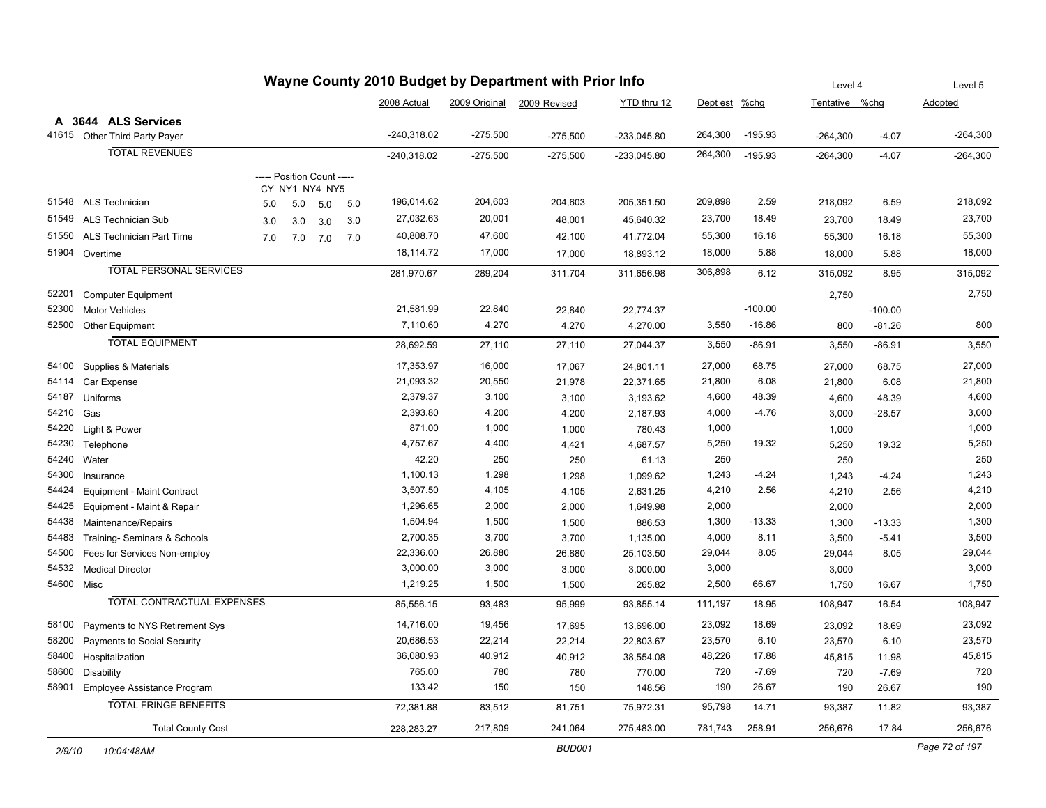# Wayne County 2010 Budget by Department with Prior Info

| | | 2008 Actual | 2009 Original | 2009 Revised | YTD thru 12 | Dept est | %chg | Level 4 Tentative | %chg | Level 5 Adopted |
|---|---|---|---|---|---|---|---|---|---|---|
| **A 3644** | **ALS Services** | | | | | | | | | |
| 41615 | Other Third Party Payer | -240,318.02 | -275,500 | -275,500 | -233,045.80 | 264,300 | -195.93 | -264,300 | -4.07 | -264,300 |
| | TOTAL REVENUES | -240,318.02 | -275,500 | -275,500 | -233,045.80 | 264,300 | -195.93 | -264,300 | -4.07 | -264,300 |
| | ----- Position Count ----- CY NY1 NY4 NY5 | | | | | | | | | |
| 51548 | ALS Technician 5.0 5.0 5.0 5.0 | 196,014.62 | 204,603 | 204,603 | 205,351.50 | 209,898 | 2.59 | 218,092 | 6.59 | 218,092 |
| 51549 | ALS Technician Sub 3.0 3.0 3.0 3.0 | 27,032.63 | 20,001 | 48,001 | 45,640.32 | 23,700 | 18.49 | 23,700 | 18.49 | 23,700 |
| 51550 | ALS Technician Part Time 7.0 7.0 7.0 7.0 | 40,808.70 | 47,600 | 42,100 | 41,772.04 | 55,300 | 16.18 | 55,300 | 16.18 | 55,300 |
| 51904 | Overtime | 18,114.72 | 17,000 | 17,000 | 18,893.12 | 18,000 | 5.88 | 18,000 | 5.88 | 18,000 |
| | TOTAL PERSONAL SERVICES | 281,970.67 | 289,204 | 311,704 | 311,656.98 | 306,898 | 6.12 | 315,092 | 8.95 | 315,092 |
| 52201 | Computer Equipment | | | | | | | 2,750 | | 2,750 |
| 52300 | Motor Vehicles | 21,581.99 | 22,840 | 22,840 | 22,774.37 | | -100.00 | | -100.00 | |
| 52500 | Other Equipment | 7,110.60 | 4,270 | 4,270 | 4,270.00 | 3,550 | -16.86 | 800 | -81.26 | 800 |
| | TOTAL EQUIPMENT | 28,692.59 | 27,110 | 27,110 | 27,044.37 | 3,550 | -86.91 | 3,550 | -86.91 | 3,550 |
| 54100 | Supplies & Materials | 17,353.97 | 16,000 | 17,067 | 24,801.11 | 27,000 | 68.75 | 27,000 | 68.75 | 27,000 |
| 54114 | Car Expense | 21,093.32 | 20,550 | 21,978 | 22,371.65 | 21,800 | 6.08 | 21,800 | 6.08 | 21,800 |
| 54187 | Uniforms | 2,379.37 | 3,100 | 3,100 | 3,193.62 | 4,600 | 48.39 | 4,600 | 48.39 | 4,600 |
| 54210 | Gas | 2,393.80 | 4,200 | 4,200 | 2,187.93 | 4,000 | -4.76 | 3,000 | -28.57 | 3,000 |
| 54220 | Light & Power | 871.00 | 1,000 | 1,000 | 780.43 | 1,000 | | 1,000 | | 1,000 |
| 54230 | Telephone | 4,757.67 | 4,400 | 4,421 | 4,687.57 | 5,250 | 19.32 | 5,250 | 19.32 | 5,250 |
| 54240 | Water | 42.20 | 250 | 250 | 61.13 | 250 | | 250 | | 250 |
| 54300 | Insurance | 1,100.13 | 1,298 | 1,298 | 1,099.62 | 1,243 | -4.24 | 1,243 | -4.24 | 1,243 |
| 54424 | Equipment - Maint Contract | 3,507.50 | 4,105 | 4,105 | 2,631.25 | 4,210 | 2.56 | 4,210 | 2.56 | 4,210 |
| 54425 | Equipment - Maint & Repair | 1,296.65 | 2,000 | 2,000 | 1,649.98 | 2,000 | | 2,000 | | 2,000 |
| 54438 | Maintenance/Repairs | 1,504.94 | 1,500 | 1,500 | 886.53 | 1,300 | -13.33 | 1,300 | -13.33 | 1,300 |
| 54483 | Training- Seminars & Schools | 2,700.35 | 3,700 | 3,700 | 1,135.00 | 4,000 | 8.11 | 3,500 | -5.41 | 3,500 |
| 54500 | Fees for Services Non-employ | 22,336.00 | 26,880 | 26,880 | 25,103.50 | 29,044 | 8.05 | 29,044 | 8.05 | 29,044 |
| 54532 | Medical Director | 3,000.00 | 3,000 | 3,000 | 3,000.00 | 3,000 | | 3,000 | | 3,000 |
| 54600 | Misc | 1,219.25 | 1,500 | 1,500 | 265.82 | 2,500 | 66.67 | 1,750 | 16.67 | 1,750 |
| | TOTAL CONTRACTUAL EXPENSES | 85,556.15 | 93,483 | 95,999 | 93,855.14 | 111,197 | 18.95 | 108,947 | 16.54 | 108,947 |
| 58100 | Payments to NYS Retirement Sys | 14,716.00 | 19,456 | 17,695 | 13,696.00 | 23,092 | 18.69 | 23,092 | 18.69 | 23,092 |
| 58200 | Payments to Social Security | 20,686.53 | 22,214 | 22,214 | 22,803.67 | 23,570 | 6.10 | 23,570 | 6.10 | 23,570 |
| 58400 | Hospitalization | 36,080.93 | 40,912 | 40,912 | 38,554.08 | 48,226 | 17.88 | 45,815 | 11.98 | 45,815 |
| 58600 | Disability | 765.00 | 780 | 780 | 770.00 | 720 | -7.69 | 720 | -7.69 | 720 |
| 58901 | Employee Assistance Program | 133.42 | 150 | 150 | 148.56 | 190 | 26.67 | 190 | 26.67 | 190 |
| | TOTAL FRINGE BENEFITS | 72,381.88 | 83,512 | 81,751 | 75,972.31 | 95,798 | 14.71 | 93,387 | 11.82 | 93,387 |
| | Total County Cost | 228,283.27 | 217,809 | 241,064 | 275,483.00 | 781,743 | 258.91 | 256,676 | 17.84 | 256,676 |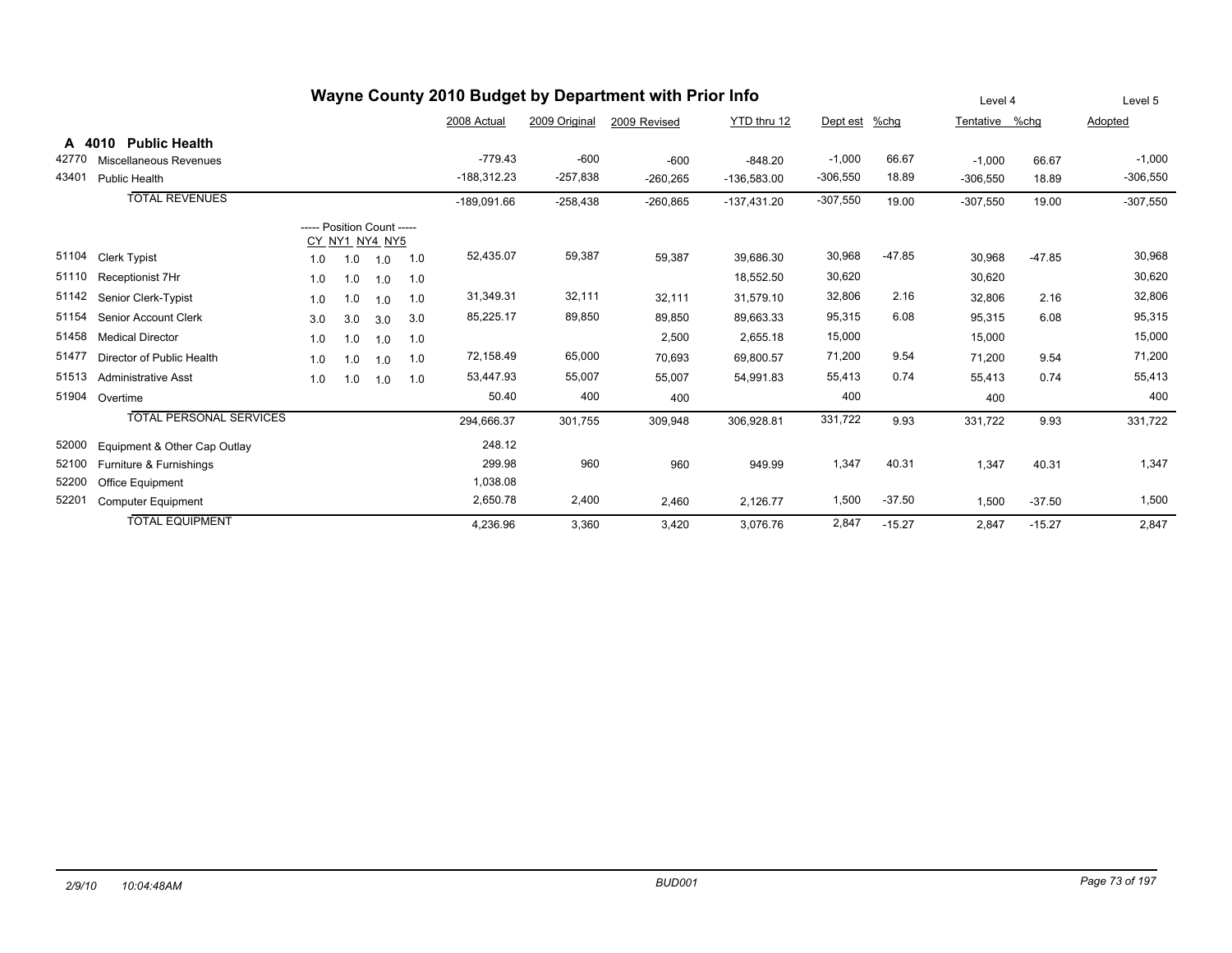# Wayne County 2010 Budget by Department with Prior Info

## A 4010 Public Health

| Code | Description | CY | NY1 | NY4 | NY5 | 2008 Actual | 2009 Original | 2009 Revised | YTD thru 12 | Dept est | %chg | Tentative (Level 4) | %chg | Adopted (Level 5) |
|---|---|---|---|---|---|---|---|---|---|---|---|---|---|---|
| 42770 | Miscellaneous Revenues | | | | | -779.43 | -600 | -600 | -848.20 | -1,000 | 66.67 | -1,000 | 66.67 | -1,000 |
| 43401 | Public Health | | | | | -188,312.23 | -257,838 | -260,265 | -136,583.00 | -306,550 | 18.89 | -306,550 | 18.89 | -306,550 |
| | TOTAL REVENUES | | | | | -189,091.66 | -258,438 | -260,865 | -137,431.20 | -307,550 | 19.00 | -307,550 | 19.00 | -307,550 |
| | ----- Position Count ----- | | | | | | | | | | | | | |
| 51104 | Clerk Typist | 1.0 | 1.0 | 1.0 | 1.0 | 52,435.07 | 59,387 | 59,387 | 39,686.30 | 30,968 | -47.85 | 30,968 | -47.85 | 30,968 |
| 51110 | Receptionist 7Hr | 1.0 | 1.0 | 1.0 | 1.0 | | | | 18,552.50 | 30,620 | | 30,620 | | 30,620 |
| 51142 | Senior Clerk-Typist | 1.0 | 1.0 | 1.0 | 1.0 | 31,349.31 | 32,111 | 32,111 | 31,579.10 | 32,806 | 2.16 | 32,806 | 2.16 | 32,806 |
| 51154 | Senior Account Clerk | 3.0 | 3.0 | 3.0 | 3.0 | 85,225.17 | 89,850 | 89,850 | 89,663.33 | 95,315 | 6.08 | 95,315 | 6.08 | 95,315 |
| 51458 | Medical Director | 1.0 | 1.0 | 1.0 | 1.0 | | | 2,500 | 2,655.18 | 15,000 | | 15,000 | | 15,000 |
| 51477 | Director of Public Health | 1.0 | 1.0 | 1.0 | 1.0 | 72,158.49 | 65,000 | 70,693 | 69,800.57 | 71,200 | 9.54 | 71,200 | 9.54 | 71,200 |
| 51513 | Administrative Asst | 1.0 | 1.0 | 1.0 | 1.0 | 53,447.93 | 55,007 | 55,007 | 54,991.83 | 55,413 | 0.74 | 55,413 | 0.74 | 55,413 |
| 51904 | Overtime | | | | | 50.40 | 400 | 400 | | 400 | | 400 | | 400 |
| | TOTAL PERSONAL SERVICES | | | | | 294,666.37 | 301,755 | 309,948 | 306,928.81 | 331,722 | 9.93 | 331,722 | 9.93 | 331,722 |
| 52000 | Equipment & Other Cap Outlay | | | | | 248.12 | | | | | | | | |
| 52100 | Furniture & Furnishings | | | | | 299.98 | 960 | 960 | 949.99 | 1,347 | 40.31 | 1,347 | 40.31 | 1,347 |
| 52200 | Office Equipment | | | | | 1,038.08 | | | | | | | | |
| 52201 | Computer Equipment | | | | | 2,650.78 | 2,400 | 2,460 | 2,126.77 | 1,500 | -37.50 | 1,500 | -37.50 | 1,500 |
| | TOTAL EQUIPMENT | | | | | 4,236.96 | 3,360 | 3,420 | 3,076.76 | 2,847 | -15.27 | 2,847 | -15.27 | 2,847 |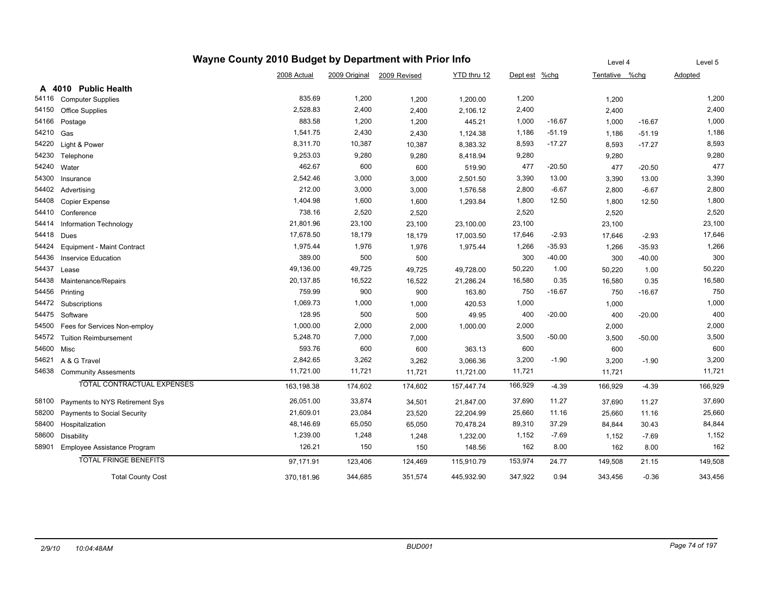# Wayne County 2010 Budget by Department with Prior Info

| | | 2008 Actual | 2009 Original | 2009 Revised | YTD thru 12 | Dept est | %chg | Tentative (Level 4) | %chg | Adopted (Level 5) |
|---|---|---|---|---|---|---|---|---|---|---|
| **A 4010** | **Public Health** | | | | | | | | | |
| 54116 | Computer Supplies | 835.69 | 1,200 | 1,200 | 1,200.00 | 1,200 | | 1,200 | | 1,200 |
| 54150 | Office Supplies | 2,528.83 | 2,400 | 2,400 | 2,106.12 | 2,400 | | 2,400 | | 2,400 |
| 54166 | Postage | 883.58 | 1,200 | 1,200 | 445.21 | 1,000 | -16.67 | 1,000 | -16.67 | 1,000 |
| 54210 | Gas | 1,541.75 | 2,430 | 2,430 | 1,124.38 | 1,186 | -51.19 | 1,186 | -51.19 | 1,186 |
| 54220 | Light & Power | 8,311.70 | 10,387 | 10,387 | 8,383.32 | 8,593 | -17.27 | 8,593 | -17.27 | 8,593 |
| 54230 | Telephone | 9,253.03 | 9,280 | 9,280 | 8,418.94 | 9,280 | | 9,280 | | 9,280 |
| 54240 | Water | 462.67 | 600 | 600 | 519.90 | 477 | -20.50 | 477 | -20.50 | 477 |
| 54300 | Insurance | 2,542.46 | 3,000 | 3,000 | 2,501.50 | 3,390 | 13.00 | 3,390 | 13.00 | 3,390 |
| 54402 | Advertising | 212.00 | 3,000 | 3,000 | 1,576.58 | 2,800 | -6.67 | 2,800 | -6.67 | 2,800 |
| 54408 | Copier Expense | 1,404.98 | 1,600 | 1,600 | 1,293.84 | 1,800 | 12.50 | 1,800 | 12.50 | 1,800 |
| 54410 | Conference | 738.16 | 2,520 | 2,520 | | 2,520 | | 2,520 | | 2,520 |
| 54414 | Information Technology | 21,801.96 | 23,100 | 23,100 | 23,100.00 | 23,100 | | 23,100 | | 23,100 |
| 54418 | Dues | 17,678.50 | 18,179 | 18,179 | 17,003.50 | 17,646 | -2.93 | 17,646 | -2.93 | 17,646 |
| 54424 | Equipment - Maint Contract | 1,975.44 | 1,976 | 1,976 | 1,975.44 | 1,266 | -35.93 | 1,266 | -35.93 | 1,266 |
| 54436 | Inservice Education | 389.00 | 500 | 500 | | 300 | -40.00 | 300 | -40.00 | 300 |
| 54437 | Lease | 49,136.00 | 49,725 | 49,725 | 49,728.00 | 50,220 | 1.00 | 50,220 | 1.00 | 50,220 |
| 54438 | Maintenance/Repairs | 20,137.85 | 16,522 | 16,522 | 21,286.24 | 16,580 | 0.35 | 16,580 | 0.35 | 16,580 |
| 54456 | Printing | 759.99 | 900 | 900 | 163.80 | 750 | -16.67 | 750 | -16.67 | 750 |
| 54472 | Subscriptions | 1,069.73 | 1,000 | 1,000 | 420.53 | 1,000 | | 1,000 | | 1,000 |
| 54475 | Software | 128.95 | 500 | 500 | 49.95 | 400 | -20.00 | 400 | -20.00 | 400 |
| 54500 | Fees for Services Non-employ | 1,000.00 | 2,000 | 2,000 | 1,000.00 | 2,000 | | 2,000 | | 2,000 |
| 54572 | Tuition Reimbursement | 5,248.70 | 7,000 | 7,000 | | 3,500 | -50.00 | 3,500 | -50.00 | 3,500 |
| 54600 | Misc | 593.76 | 600 | 600 | 363.13 | 600 | | 600 | | 600 |
| 54621 | A & G Travel | 2,842.65 | 3,262 | 3,262 | 3,066.36 | 3,200 | -1.90 | 3,200 | -1.90 | 3,200 |
| 54638 | Community Assesments | 11,721.00 | 11,721 | 11,721 | 11,721.00 | 11,721 | | 11,721 | | 11,721 |
| | TOTAL CONTRACTUAL EXPENSES | 163,198.38 | 174,602 | 174,602 | 157,447.74 | 166,929 | -4.39 | 166,929 | -4.39 | 166,929 |
| 58100 | Payments to NYS Retirement Sys | 26,051.00 | 33,874 | 34,501 | 21,847.00 | 37,690 | 11.27 | 37,690 | 11.27 | 37,690 |
| 58200 | Payments to Social Security | 21,609.01 | 23,084 | 23,520 | 22,204.99 | 25,660 | 11.16 | 25,660 | 11.16 | 25,660 |
| 58400 | Hospitalization | 48,146.69 | 65,050 | 65,050 | 70,478.24 | 89,310 | 37.29 | 84,844 | 30.43 | 84,844 |
| 58600 | Disability | 1,239.00 | 1,248 | 1,248 | 1,232.00 | 1,152 | -7.69 | 1,152 | -7.69 | 1,152 |
| 58901 | Employee Assistance Program | 126.21 | 150 | 150 | 148.56 | 162 | 8.00 | 162 | 8.00 | 162 |
| | TOTAL FRINGE BENEFITS | 97,171.91 | 123,406 | 124,469 | 115,910.79 | 153,974 | 24.77 | 149,508 | 21.15 | 149,508 |
| | Total County Cost | 370,181.96 | 344,685 | 351,574 | 445,932.90 | 347,922 | 0.94 | 343,456 | -0.36 | 343,456 |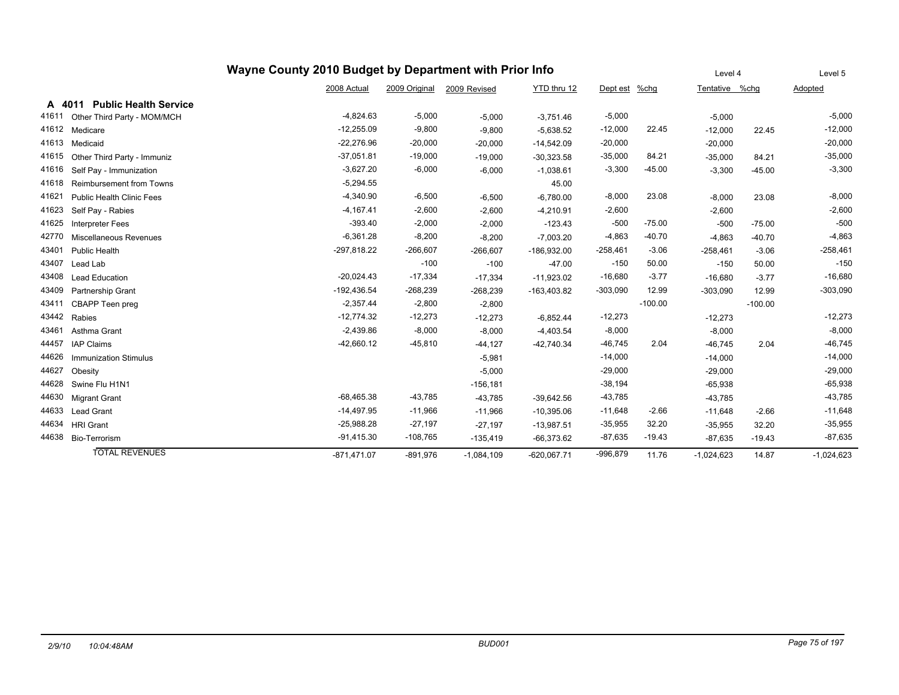# Wayne County 2010 Budget by Department with Prior Info

## A 4011 Public Health Service

| | | 2008 Actual | 2009 Original | 2009 Revised | YTD thru 12 | Dept est | %chg | Level 4 Tentative | %chg | Level 5 Adopted |
|---|---|---|---|---|---|---|---|---|---|---|
| 41611 | Other Third Party - MOM/MCH | -4,824.63 | -5,000 | -5,000 | -3,751.46 | -5,000 | | -5,000 | | -5,000 |
| 41612 | Medicare | -12,255.09 | -9,800 | -9,800 | -5,638.52 | -12,000 | 22.45 | -12,000 | 22.45 | -12,000 |
| 41613 | Medicaid | -22,276.96 | -20,000 | -20,000 | -14,542.09 | -20,000 | | -20,000 | | -20,000 |
| 41615 | Other Third Party - Immuniz | -37,051.81 | -19,000 | -19,000 | -30,323.58 | -35,000 | 84.21 | -35,000 | 84.21 | -35,000 |
| 41616 | Self Pay - Immunization | -3,627.20 | -6,000 | -6,000 | -1,038.61 | -3,300 | -45.00 | -3,300 | -45.00 | -3,300 |
| 41618 | Reimbursement from Towns | -5,294.55 | | | 45.00 | | | | | |
| 41621 | Public Health Clinic Fees | -4,340.90 | -6,500 | -6,500 | -6,780.00 | -8,000 | 23.08 | -8,000 | 23.08 | -8,000 |
| 41623 | Self Pay - Rabies | -4,167.41 | -2,600 | -2,600 | -4,210.91 | -2,600 | | -2,600 | | -2,600 |
| 41625 | Interpreter Fees | -393.40 | -2,000 | -2,000 | -123.43 | -500 | -75.00 | -500 | -75.00 | -500 |
| 42770 | Miscellaneous Revenues | -6,361.28 | -8,200 | -8,200 | -7,003.20 | -4,863 | -40.70 | -4,863 | -40.70 | -4,863 |
| 43401 | Public Health | -297,818.22 | -266,607 | -266,607 | -186,932.00 | -258,461 | -3.06 | -258,461 | -3.06 | -258,461 |
| 43407 | Lead Lab | | -100 | -100 | -47.00 | -150 | 50.00 | -150 | 50.00 | -150 |
| 43408 | Lead Education | -20,024.43 | -17,334 | -17,334 | -11,923.02 | -16,680 | -3.77 | -16,680 | -3.77 | -16,680 |
| 43409 | Partnership Grant | -192,436.54 | -268,239 | -268,239 | -163,403.82 | -303,090 | 12.99 | -303,090 | 12.99 | -303,090 |
| 43411 | CBAPP Teen preg | -2,357.44 | -2,800 | -2,800 | | | -100.00 | | -100.00 | |
| 43442 | Rabies | -12,774.32 | -12,273 | -12,273 | -6,852.44 | -12,273 | | -12,273 | | -12,273 |
| 43461 | Asthma Grant | -2,439.86 | -8,000 | -8,000 | -4,403.54 | -8,000 | | -8,000 | | -8,000 |
| 44457 | IAP Claims | -42,660.12 | -45,810 | -44,127 | -42,740.34 | -46,745 | 2.04 | -46,745 | 2.04 | -46,745 |
| 44626 | Immunization Stimulus | | | -5,981 | | -14,000 | | -14,000 | | -14,000 |
| 44627 | Obesity | | | -5,000 | | -29,000 | | -29,000 | | -29,000 |
| 44628 | Swine Flu H1N1 | | | -156,181 | | -38,194 | | -65,938 | | -65,938 |
| 44630 | Migrant Grant | -68,465.38 | -43,785 | -43,785 | -39,642.56 | -43,785 | | -43,785 | | -43,785 |
| 44633 | Lead Grant | -14,497.95 | -11,966 | -11,966 | -10,395.06 | -11,648 | -2.66 | -11,648 | -2.66 | -11,648 |
| 44634 | HRI Grant | -25,988.28 | -27,197 | -27,197 | -13,987.51 | -35,955 | 32.20 | -35,955 | 32.20 | -35,955 |
| 44638 | Bio-Terrorism | -91,415.30 | -108,765 | -135,419 | -66,373.62 | -87,635 | -19.43 | -87,635 | -19.43 | -87,635 |
| | TOTAL REVENUES | -871,471.07 | -891,976 | -1,084,109 | -620,067.71 | -996,879 | 11.76 | -1,024,623 | 14.87 | -1,024,623 |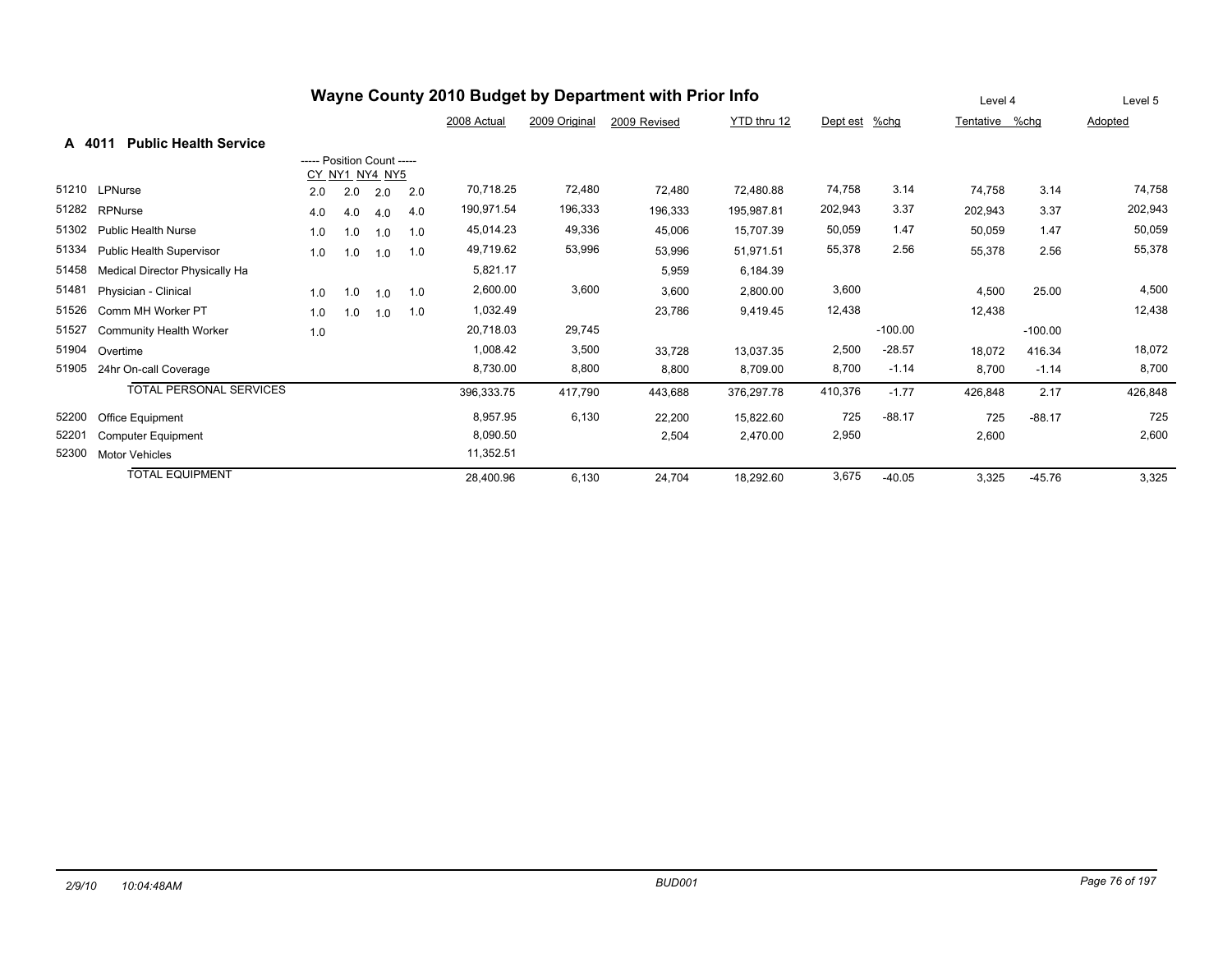# Wayne County 2010 Budget by Department with Prior Info

## A 4011 Public Health Service

| Code | Description | CY | NY1 | NY4 | NY5 | 2008 Actual | 2009 Original | 2009 Revised | YTD thru 12 | Dept est | %chg | Level 4 Tentative | %chg | Level 5 Adopted |
|---|---|---|---|---|---|---|---|---|---|---|---|---|---|---|
| | | ----- Position Count ----- | | | | | | | | | | | | |
| 51210 | LPNurse | 2.0 | 2.0 | 2.0 | 2.0 | 70,718.25 | 72,480 | 72,480 | 72,480.88 | 74,758 | 3.14 | 74,758 | 3.14 | 74,758 |
| 51282 | RPNurse | 4.0 | 4.0 | 4.0 | 4.0 | 190,971.54 | 196,333 | 196,333 | 195,987.81 | 202,943 | 3.37 | 202,943 | 3.37 | 202,943 |
| 51302 | Public Health Nurse | 1.0 | 1.0 | 1.0 | 1.0 | 45,014.23 | 49,336 | 45,006 | 15,707.39 | 50,059 | 1.47 | 50,059 | 1.47 | 50,059 |
| 51334 | Public Health Supervisor | 1.0 | 1.0 | 1.0 | 1.0 | 49,719.62 | 53,996 | 53,996 | 51,971.51 | 55,378 | 2.56 | 55,378 | 2.56 | 55,378 |
| 51458 | Medical Director Physically Ha | | | | | 5,821.17 | | 5,959 | 6,184.39 | | | | | |
| 51481 | Physician - Clinical | 1.0 | 1.0 | 1.0 | 1.0 | 2,600.00 | 3,600 | 3,600 | 2,800.00 | 3,600 | | 4,500 | 25.00 | 4,500 |
| 51526 | Comm MH Worker PT | 1.0 | 1.0 | 1.0 | 1.0 | 1,032.49 | | 23,786 | 9,419.45 | 12,438 | | 12,438 | | 12,438 |
| 51527 | Community Health Worker | 1.0 | | | | 20,718.03 | 29,745 | | | | -100.00 | | -100.00 | |
| 51904 | Overtime | | | | | 1,008.42 | 3,500 | 33,728 | 13,037.35 | 2,500 | -28.57 | 18,072 | 416.34 | 18,072 |
| 51905 | 24hr On-call Coverage | | | | | 8,730.00 | 8,800 | 8,800 | 8,709.00 | 8,700 | -1.14 | 8,700 | -1.14 | 8,700 |
| | TOTAL PERSONAL SERVICES | | | | | 396,333.75 | 417,790 | 443,688 | 376,297.78 | 410,376 | -1.77 | 426,848 | 2.17 | 426,848 |
| 52200 | Office Equipment | | | | | 8,957.95 | 6,130 | 22,200 | 15,822.60 | 725 | -88.17 | 725 | -88.17 | 725 |
| 52201 | Computer Equipment | | | | | 8,090.50 | | 2,504 | 2,470.00 | 2,950 | | 2,600 | | 2,600 |
| 52300 | Motor Vehicles | | | | | 11,352.51 | | | | | | | | |
| | TOTAL EQUIPMENT | | | | | 28,400.96 | 6,130 | 24,704 | 18,292.60 | 3,675 | -40.05 | 3,325 | -45.76 | 3,325 |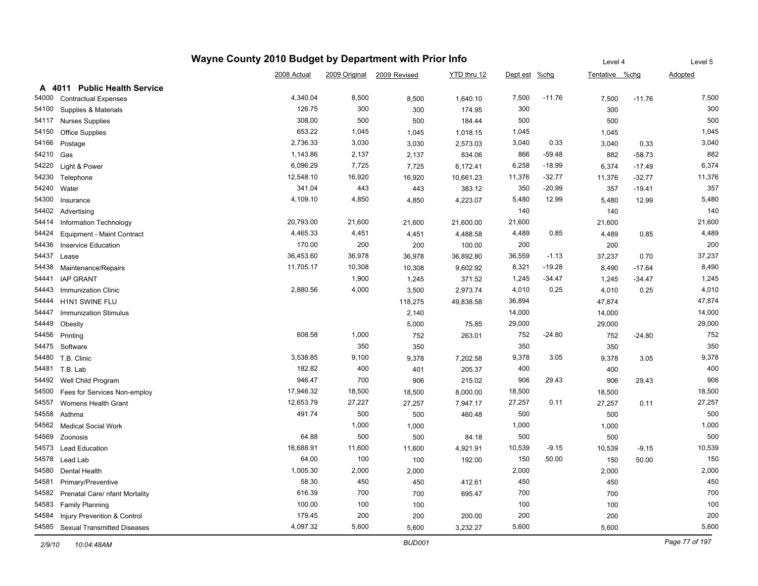# Wayne County 2010 Budget by Department with Prior Info

## A 4011 Public Health Service

| | | 2008 Actual | 2009 Original | 2009 Revised | YTD thru 12 | Dept est | %chg | Tentative (Level 4) | %chg | Adopted (Level 5) |
|---|---|---|---|---|---|---|---|---|---|---|
| 54000 | Contractual Expenses | 4,340.04 | 8,500 | 8,500 | 1,640.10 | 7,500 | -11.76 | 7,500 | -11.76 | 7,500 |
| 54100 | Supplies & Materials | 126.75 | 300 | 300 | 174.95 | 300 | | 300 | | 300 |
| 54117 | Nurses Supplies | 308.00 | 500 | 500 | 184.44 | 500 | | 500 | | 500 |
| 54150 | Office Supplies | 653.22 | 1,045 | 1,045 | 1,018.15 | 1,045 | | 1,045 | | 1,045 |
| 54166 | Postage | 2,736.33 | 3,030 | 3,030 | 2,573.03 | 3,040 | 0.33 | 3,040 | 0.33 | 3,040 |
| 54210 | Gas | 1,143.86 | 2,137 | 2,137 | 834.06 | 866 | -59.48 | 882 | -58.73 | 882 |
| 54220 | Light & Power | 6,096.29 | 7,725 | 7,725 | 6,172.41 | 6,258 | -18.99 | 6,374 | -17.49 | 6,374 |
| 54230 | Telephone | 12,548.10 | 16,920 | 16,920 | 10,661.23 | 11,376 | -32.77 | 11,376 | -32.77 | 11,376 |
| 54240 | Water | 341.04 | 443 | 443 | 383.12 | 350 | -20.99 | 357 | -19.41 | 357 |
| 54300 | Insurance | 4,109.10 | 4,850 | 4,850 | 4,223.07 | 5,480 | 12.99 | 5,480 | 12.99 | 5,480 |
| 54402 | Advertising | | | | | 140 | | 140 | | 140 |
| 54414 | Information Technology | 20,793.00 | 21,600 | 21,600 | 21,600.00 | 21,600 | | 21,600 | | 21,600 |
| 54424 | Equipment - Maint Contract | 4,465.33 | 4,451 | 4,451 | 4,488.58 | 4,489 | 0.85 | 4,489 | 0.85 | 4,489 |
| 54436 | Inservice Education | 170.00 | 200 | 200 | 100.00 | 200 | | 200 | | 200 |
| 54437 | Lease | 36,453.60 | 36,978 | 36,978 | 36,892.80 | 36,559 | -1.13 | 37,237 | 0.70 | 37,237 |
| 54438 | Maintenance/Repairs | 11,705.17 | 10,308 | 10,308 | 9,602.92 | 8,321 | -19.28 | 8,490 | -17.64 | 8,490 |
| 54441 | IAP GRANT | | 1,900 | 1,245 | 371.52 | 1,245 | -34.47 | 1,245 | -34.47 | 1,245 |
| 54443 | Immunization Clinic | 2,880.56 | 4,000 | 3,500 | 2,973.74 | 4,010 | 0.25 | 4,010 | 0.25 | 4,010 |
| 54444 | H1N1 SWINE FLU | | | 118,275 | 49,838.58 | 36,894 | | 47,874 | | 47,874 |
| 54447 | Immunization Stimulus | | | 2,140 | | 14,000 | | 14,000 | | 14,000 |
| 54449 | Obesity | | | 5,000 | 75.85 | 29,000 | | 29,000 | | 29,000 |
| 54456 | Printing | 608.58 | 1,000 | 752 | 263.01 | 752 | -24.80 | 752 | -24.80 | 752 |
| 54475 | Software | | 350 | 350 | | 350 | | 350 | | 350 |
| 54480 | T.B. Clinic | 3,538.85 | 9,100 | 9,378 | 7,202.58 | 9,378 | 3.05 | 9,378 | 3.05 | 9,378 |
| 54481 | T.B. Lab | 182.82 | 400 | 401 | 205.37 | 400 | | 400 | | 400 |
| 54492 | Well Child Program | 946.47 | 700 | 906 | 215.02 | 906 | 29.43 | 906 | 29.43 | 906 |
| 54500 | Fees for Services Non-employ | 17,946.32 | 18,500 | 18,500 | 8,000.00 | 18,500 | | 18,500 | | 18,500 |
| 54557 | Womens Health Grant | 12,653.79 | 27,227 | 27,257 | 7,947.17 | 27,257 | 0.11 | 27,257 | 0.11 | 27,257 |
| 54558 | Asthma | 491.74 | 500 | 500 | 460.48 | 500 | | 500 | | 500 |
| 54562 | Medical Social Work | | 1,000 | 1,000 | | 1,000 | | 1,000 | | 1,000 |
| 54569 | Zoonosis | 64.88 | 500 | 500 | 84.18 | 500 | | 500 | | 500 |
| 54573 | Lead Education | 16,688.91 | 11,600 | 11,600 | 4,921.91 | 10,539 | -9.15 | 10,539 | -9.15 | 10,539 |
| 54578 | Lead Lab | 64.00 | 100 | 100 | 192.00 | 150 | 50.00 | 150 | 50.00 | 150 |
| 54580 | Dental Health | 1,005.30 | 2,000 | 2,000 | | 2,000 | | 2,000 | | 2,000 |
| 54581 | Primary/Preventive | 58.30 | 450 | 450 | 412.61 | 450 | | 450 | | 450 |
| 54582 | Prenatal Care/ nfant Mortality | 616.39 | 700 | 700 | 695.47 | 700 | | 700 | | 700 |
| 54583 | Family Planning | 100.00 | 100 | 100 | | 100 | | 100 | | 100 |
| 54584 | Injury Prevention & Control | 179.45 | 200 | 200 | 200.00 | 200 | | 200 | | 200 |
| 54585 | Sexual Transmitted Diseases | 4,097.32 | 5,600 | 5,600 | 3,232.27 | 5,600 | | 5,600 | | 5,600 |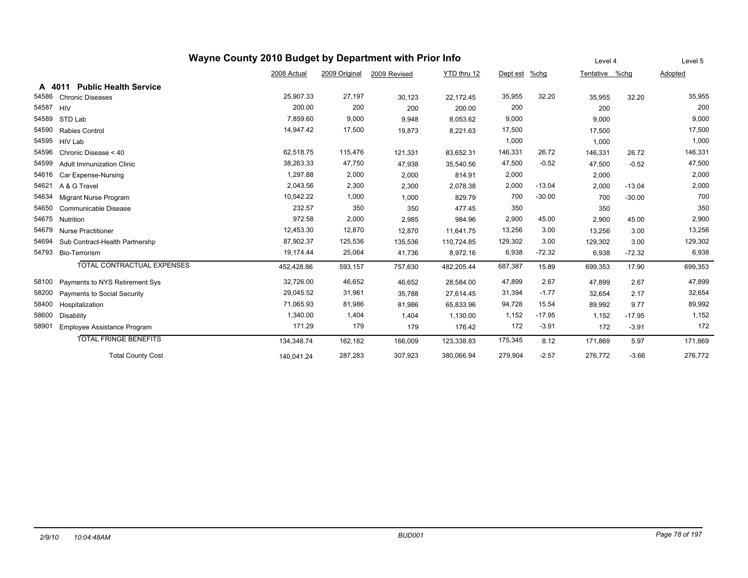# Wayne County 2010 Budget by Department with Prior Info

| | | 2008 Actual | 2009 Original | 2009 Revised | YTD thru 12 | Dept est | %chg | Tentative | %chg | Adopted |
|---|---|---|---|---|---|---|---|---|---|---|
| | | | | | | | | Level 4 | | Level 5 |
| **A 4011** | **Public Health Service** | | | | | | | | | |
| 54586 | Chronic Diseases | 25,907.33 | 27,197 | 30,123 | 22,172.45 | 35,955 | 32.20 | 35,955 | 32.20 | 35,955 |
| 54587 | HIV | 200.00 | 200 | 200 | 200.00 | 200 | | 200 | | 200 |
| 54589 | STD Lab | 7,859.60 | 9,000 | 9,948 | 8,053.62 | 9,000 | | 9,000 | | 9,000 |
| 54590 | Rabies Control | 14,947.42 | 17,500 | 19,873 | 8,221.63 | 17,500 | | 17,500 | | 17,500 |
| 54595 | HIV Lab | | | | | 1,000 | | 1,000 | | 1,000 |
| 54596 | Chronic Disease < 40 | 62,518.75 | 115,476 | 121,331 | 83,652.31 | 146,331 | 26.72 | 146,331 | 26.72 | 146,331 |
| 54599 | Adult Immunization Clinic | 38,263.33 | 47,750 | 47,938 | 35,540.56 | 47,500 | -0.52 | 47,500 | -0.52 | 47,500 |
| 54616 | Car Expense-Nursing | 1,297.88 | 2,000 | 2,000 | 814.91 | 2,000 | | 2,000 | | 2,000 |
| 54621 | A & G Travel | 2,043.56 | 2,300 | 2,300 | 2,078.38 | 2,000 | -13.04 | 2,000 | -13.04 | 2,000 |
| 54634 | Migrant Nurse Program | 10,542.22 | 1,000 | 1,000 | 829.79 | 700 | -30.00 | 700 | -30.00 | 700 |
| 54650 | Communicable Disease | 232.57 | 350 | 350 | 477.45 | 350 | | 350 | | 350 |
| 54675 | Nutrition | 972.58 | 2,000 | 2,985 | 984.96 | 2,900 | 45.00 | 2,900 | 45.00 | 2,900 |
| 54679 | Nurse Practitioner | 12,453.30 | 12,870 | 12,870 | 11,641.75 | 13,256 | 3.00 | 13,256 | 3.00 | 13,256 |
| 54694 | Sub Contract-Health Partnershp | 87,902.37 | 125,536 | 135,536 | 110,724.85 | 129,302 | 3.00 | 129,302 | 3.00 | 129,302 |
| 54793 | Bio-Terrorism | 19,174.44 | 25,064 | 41,736 | 8,972.16 | 6,938 | -72.32 | 6,938 | -72.32 | 6,938 |
| | TOTAL CONTRACTUAL EXPENSES | 452,428.86 | 593,157 | 757,630 | 482,205.44 | 687,387 | 15.89 | 699,353 | 17.90 | 699,353 |
| 58100 | Payments to NYS Retirement Sys | 32,726.00 | 46,652 | 46,652 | 28,584.00 | 47,899 | 2.67 | 47,899 | 2.67 | 47,899 |
| 58200 | Payments to Social Security | 29,045.52 | 31,961 | 35,788 | 27,614.45 | 31,394 | -1.77 | 32,654 | 2.17 | 32,654 |
| 58400 | Hospitalization | 71,065.93 | 81,986 | 81,986 | 65,833.96 | 94,728 | 15.54 | 89,992 | 9.77 | 89,992 |
| 58600 | Disability | 1,340.00 | 1,404 | 1,404 | 1,130.00 | 1,152 | -17.95 | 1,152 | -17.95 | 1,152 |
| 58901 | Employee Assistance Program | 171.29 | 179 | 179 | 176.42 | 172 | -3.91 | 172 | -3.91 | 172 |
| | TOTAL FRINGE BENEFITS | 134,348.74 | 162,182 | 166,009 | 123,338.83 | 175,345 | 8.12 | 171,869 | 5.97 | 171,869 |
| | Total County Cost | 140,041.24 | 287,283 | 307,923 | 380,066.94 | 279,904 | -2.57 | 276,772 | -3.66 | 276,772 |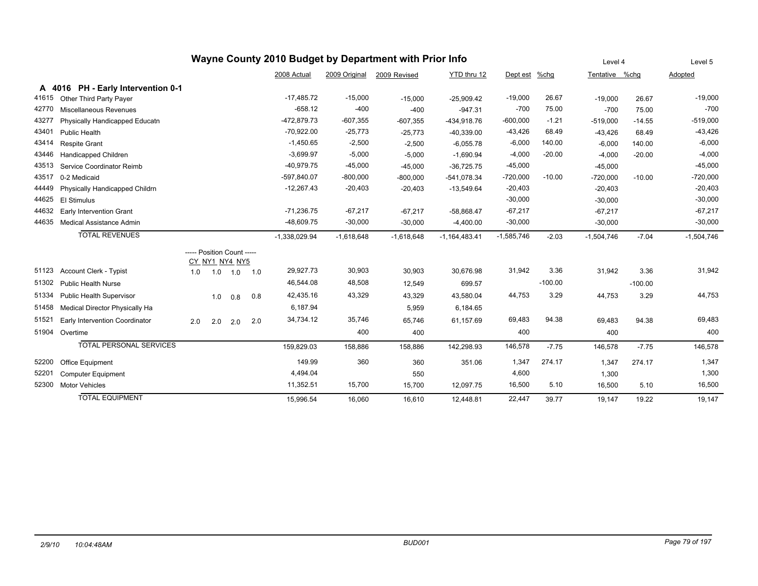# Wayne County 2010 Budget by Department with Prior Info

## A 4016 PH - Early Intervention 0-1

| Code | Description | CY | NY1 | NY4 | NY5 | 2008 Actual | 2009 Original | 2009 Revised | YTD thru 12 | Dept est | %chg | Level 4 Tentative | %chg | Level 5 Adopted |
|---|---|---|---|---|---|---|---|---|---|---|---|---|---|---|
| 41615 | Other Third Party Payer | | | | | -17,485.72 | -15,000 | -15,000 | -25,909.42 | -19,000 | 26.67 | -19,000 | 26.67 | -19,000 |
| 42770 | Miscellaneous Revenues | | | | | -658.12 | -400 | -400 | -947.31 | -700 | 75.00 | -700 | 75.00 | -700 |
| 43277 | Physically Handicapped Educatn | | | | | -472,879.73 | -607,355 | -607,355 | -434,918.76 | -600,000 | -1.21 | -519,000 | -14.55 | -519,000 |
| 43401 | Public Health | | | | | -70,922.00 | -25,773 | -25,773 | -40,339.00 | -43,426 | 68.49 | -43,426 | 68.49 | -43,426 |
| 43414 | Respite Grant | | | | | -1,450.65 | -2,500 | -2,500 | -6,055.78 | -6,000 | 140.00 | -6,000 | 140.00 | -6,000 |
| 43446 | Handicapped Children | | | | | -3,699.97 | -5,000 | -5,000 | -1,690.94 | -4,000 | -20.00 | -4,000 | -20.00 | -4,000 |
| 43513 | Service Coordinator Reimb | | | | | -40,979.75 | -45,000 | -45,000 | -36,725.75 | -45,000 | | -45,000 | | -45,000 |
| 43517 | 0-2 Medicaid | | | | | -597,840.07 | -800,000 | -800,000 | -541,078.34 | -720,000 | -10.00 | -720,000 | -10.00 | -720,000 |
| 44449 | Physically Handicapped Childrn | | | | | -12,267.43 | -20,403 | -20,403 | -13,549.64 | -20,403 | | -20,403 | | -20,403 |
| 44625 | EI Stimulus | | | | | | | | | -30,000 | | -30,000 | | -30,000 |
| 44632 | Early Intervention Grant | | | | | -71,236.75 | -67,217 | -67,217 | -58,868.47 | -67,217 | | -67,217 | | -67,217 |
| 44635 | Medical Assistance Admin | | | | | -48,609.75 | -30,000 | -30,000 | -4,400.00 | -30,000 | | -30,000 | | -30,000 |
| | **TOTAL REVENUES** | | | | | -1,338,029.94 | -1,618,648 | -1,618,648 | -1,164,483.41 | -1,585,746 | -2.03 | -1,504,746 | -7.04 | -1,504,746 |
| | | ----- Position Count ----- | | | | | | | | | | | | |
| | | CY | NY1 | NY4 | NY5 | | | | | | | | | |
| 51123 | Account Clerk - Typist | 1.0 | 1.0 | 1.0 | 1.0 | 29,927.73 | 30,903 | 30,903 | 30,676.98 | 31,942 | 3.36 | 31,942 | 3.36 | 31,942 |
| 51302 | Public Health Nurse | | | | | 46,544.08 | 48,508 | 12,549 | 699.57 | | -100.00 | | -100.00 | |
| 51334 | Public Health Supervisor | | 1.0 | 0.8 | 0.8 | 42,435.16 | 43,329 | 43,329 | 43,580.04 | 44,753 | 3.29 | 44,753 | 3.29 | 44,753 |
| 51458 | Medical Director Physically Ha | | | | | 6,187.94 | | 5,959 | 6,184.65 | | | | | |
| 51521 | Early Intervention Coordinator | 2.0 | 2.0 | 2.0 | 2.0 | 34,734.12 | 35,746 | 65,746 | 61,157.69 | 69,483 | 94.38 | 69,483 | 94.38 | 69,483 |
| 51904 | Overtime | | | | | | 400 | 400 | | 400 | | 400 | | 400 |
| | **TOTAL PERSONAL SERVICES** | | | | | 159,829.03 | 158,886 | 158,886 | 142,298.93 | 146,578 | -7.75 | 146,578 | -7.75 | 146,578 |
| 52200 | Office Equipment | | | | | 149.99 | 360 | 360 | 351.06 | 1,347 | 274.17 | 1,347 | 274.17 | 1,347 |
| 52201 | Computer Equipment | | | | | 4,494.04 | | 550 | | 4,600 | | 1,300 | | 1,300 |
| 52300 | Motor Vehicles | | | | | 11,352.51 | 15,700 | 15,700 | 12,097.75 | 16,500 | 5.10 | 16,500 | 5.10 | 16,500 |
| | **TOTAL EQUIPMENT** | | | | | 15,996.54 | 16,060 | 16,610 | 12,448.81 | 22,447 | 39.77 | 19,147 | 19.22 | 19,147 |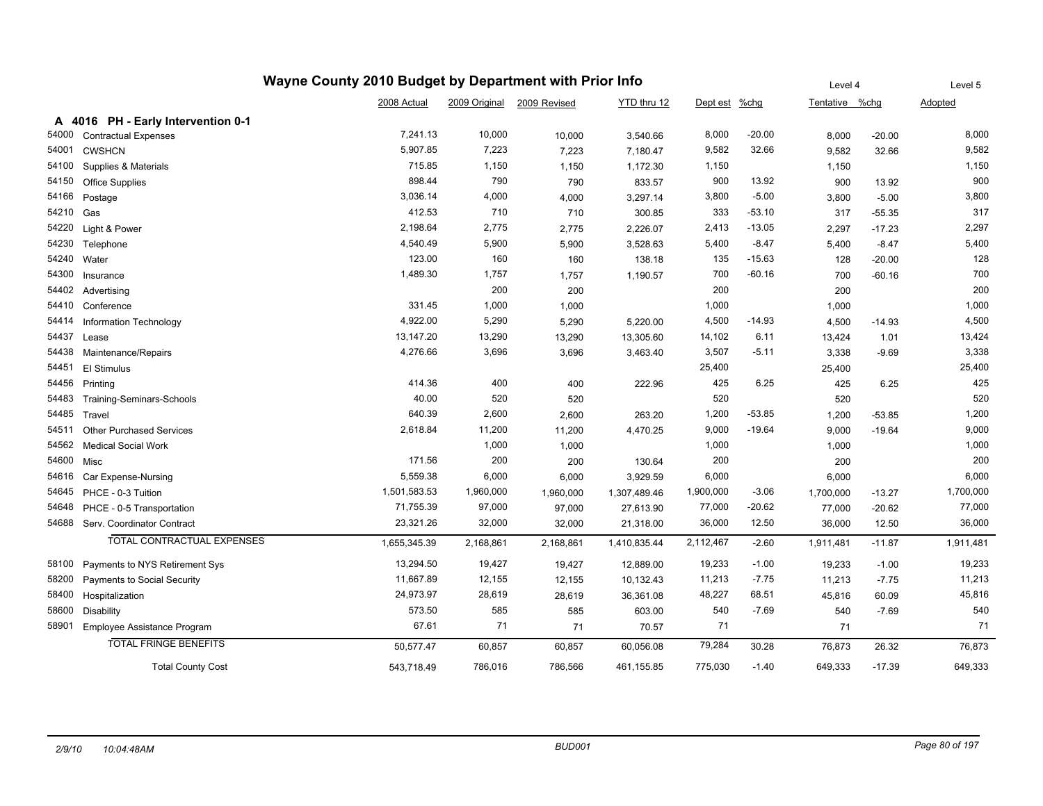# Wayne County 2010 Budget by Department with Prior Info

| | | 2008 Actual | 2009 Original | 2009 Revised | YTD thru 12 | Dept est | %chg | Level 4 Tentative | %chg | Level 5 Adopted |
|---|---|---|---|---|---|---|---|---|---|---|
| **A 4016 PH - Early Intervention 0-1** | | | | | | | | | | |
| 54000 | Contractual Expenses | 7,241.13 | 10,000 | 10,000 | 3,540.66 | 8,000 | -20.00 | 8,000 | -20.00 | 8,000 |
| 54001 | CWSHCN | 5,907.85 | 7,223 | 7,223 | 7,180.47 | 9,582 | 32.66 | 9,582 | 32.66 | 9,582 |
| 54100 | Supplies & Materials | 715.85 | 1,150 | 1,150 | 1,172.30 | 1,150 | | 1,150 | | 1,150 |
| 54150 | Office Supplies | 898.44 | 790 | 790 | 833.57 | 900 | 13.92 | 900 | 13.92 | 900 |
| 54166 | Postage | 3,036.14 | 4,000 | 4,000 | 3,297.14 | 3,800 | -5.00 | 3,800 | -5.00 | 3,800 |
| 54210 | Gas | 412.53 | 710 | 710 | 300.85 | 333 | -53.10 | 317 | -55.35 | 317 |
| 54220 | Light & Power | 2,198.64 | 2,775 | 2,775 | 2,226.07 | 2,413 | -13.05 | 2,297 | -17.23 | 2,297 |
| 54230 | Telephone | 4,540.49 | 5,900 | 5,900 | 3,528.63 | 5,400 | -8.47 | 5,400 | -8.47 | 5,400 |
| 54240 | Water | 123.00 | 160 | 160 | 138.18 | 135 | -15.63 | 128 | -20.00 | 128 |
| 54300 | Insurance | 1,489.30 | 1,757 | 1,757 | 1,190.57 | 700 | -60.16 | 700 | -60.16 | 700 |
| 54402 | Advertising | | 200 | 200 | | 200 | | 200 | | 200 |
| 54410 | Conference | 331.45 | 1,000 | 1,000 | | 1,000 | | 1,000 | | 1,000 |
| 54414 | Information Technology | 4,922.00 | 5,290 | 5,290 | 5,220.00 | 4,500 | -14.93 | 4,500 | -14.93 | 4,500 |
| 54437 | Lease | 13,147.20 | 13,290 | 13,290 | 13,305.60 | 14,102 | 6.11 | 13,424 | 1.01 | 13,424 |
| 54438 | Maintenance/Repairs | 4,276.66 | 3,696 | 3,696 | 3,463.40 | 3,507 | -5.11 | 3,338 | -9.69 | 3,338 |
| 54451 | EI Stimulus | | | | | 25,400 | | 25,400 | | 25,400 |
| 54456 | Printing | 414.36 | 400 | 400 | 222.96 | 425 | 6.25 | 425 | 6.25 | 425 |
| 54483 | Training-Seminars-Schools | 40.00 | 520 | 520 | | 520 | | 520 | | 520 |
| 54485 | Travel | 640.39 | 2,600 | 2,600 | 263.20 | 1,200 | -53.85 | 1,200 | -53.85 | 1,200 |
| 54511 | Other Purchased Services | 2,618.84 | 11,200 | 11,200 | 4,470.25 | 9,000 | -19.64 | 9,000 | -19.64 | 9,000 |
| 54562 | Medical Social Work | | 1,000 | 1,000 | | 1,000 | | 1,000 | | 1,000 |
| 54600 | Misc | 171.56 | 200 | 200 | 130.64 | 200 | | 200 | | 200 |
| 54616 | Car Expense-Nursing | 5,559.38 | 6,000 | 6,000 | 3,929.59 | 6,000 | | 6,000 | | 6,000 |
| 54645 | PHCE - 0-3 Tuition | 1,501,583.53 | 1,960,000 | 1,960,000 | 1,307,489.46 | 1,900,000 | -3.06 | 1,700,000 | -13.27 | 1,700,000 |
| 54648 | PHCE - 0-5 Transportation | 71,755.39 | 97,000 | 97,000 | 27,613.90 | 77,000 | -20.62 | 77,000 | -20.62 | 77,000 |
| 54688 | Serv. Coordinator Contract | 23,321.26 | 32,000 | 32,000 | 21,318.00 | 36,000 | 12.50 | 36,000 | 12.50 | 36,000 |
| | TOTAL CONTRACTUAL EXPENSES | 1,655,345.39 | 2,168,861 | 2,168,861 | 1,410,835.44 | 2,112,467 | -2.60 | 1,911,481 | -11.87 | 1,911,481 |
| 58100 | Payments to NYS Retirement Sys | 13,294.50 | 19,427 | 19,427 | 12,889.00 | 19,233 | -1.00 | 19,233 | -1.00 | 19,233 |
| 58200 | Payments to Social Security | 11,667.89 | 12,155 | 12,155 | 10,132.43 | 11,213 | -7.75 | 11,213 | -7.75 | 11,213 |
| 58400 | Hospitalization | 24,973.97 | 28,619 | 28,619 | 36,361.08 | 48,227 | 68.51 | 45,816 | 60.09 | 45,816 |
| 58600 | Disability | 573.50 | 585 | 585 | 603.00 | 540 | -7.69 | 540 | -7.69 | 540 |
| 58901 | Employee Assistance Program | 67.61 | 71 | 71 | 70.57 | 71 | | 71 | | 71 |
| | TOTAL FRINGE BENEFITS | 50,577.47 | 60,857 | 60,857 | 60,056.08 | 79,284 | 30.28 | 76,873 | 26.32 | 76,873 |
| | Total County Cost | 543,718.49 | 786,016 | 786,566 | 461,155.85 | 775,030 | -1.40 | 649,333 | -17.39 | 649,333 |

2/9/10 10:04:48AM BUD001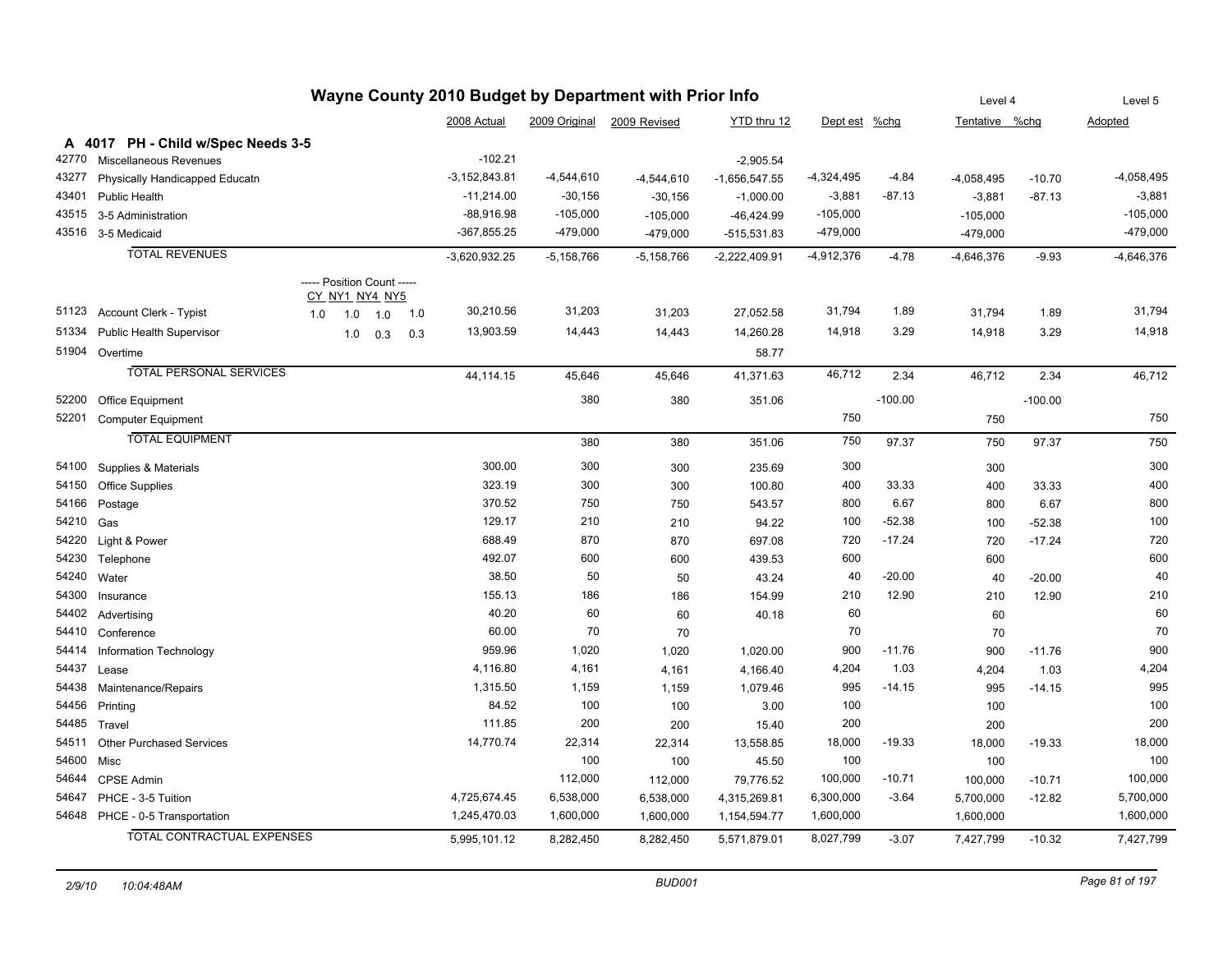# Wayne County 2010 Budget by Department with Prior Info

| | | | 2008 Actual | 2009 Original | 2009 Revised | YTD thru 12 | Dept est | %chg | Level 4 Tentative | %chg | Level 5 Adopted |
|---|---|---|---|---|---|---|---|---|---|---|---|
| **A 4017 PH - Child w/Spec Needs 3-5** | | | | | | | | | | | |
| 42770 | Miscellaneous Revenues | | -102.21 | | | -2,905.54 | | | | | |
| 43277 | Physically Handicapped Educatn | | -3,152,843.81 | -4,544,610 | -4,544,610 | -1,656,547.55 | -4,324,495 | -4.84 | -4,058,495 | -10.70 | -4,058,495 |
| 43401 | Public Health | | -11,214.00 | -30,156 | -30,156 | -1,000.00 | -3,881 | -87.13 | -3,881 | -87.13 | -3,881 |
| 43515 | 3-5 Administration | | -88,916.98 | -105,000 | -105,000 | -46,424.99 | -105,000 | | -105,000 | | -105,000 |
| 43516 | 3-5 Medicaid | | -367,855.25 | -479,000 | -479,000 | -515,531.83 | -479,000 | | -479,000 | | -479,000 |
| | TOTAL REVENUES | | -3,620,932.25 | -5,158,766 | -5,158,766 | -2,222,409.91 | -4,912,376 | -4.78 | -4,646,376 | -9.93 | -4,646,376 |
| | | ----- Position Count ----- CY NY1 NY4 NY5 | | | | | | | | | |
| 51123 | Account Clerk - Typist | 1.0 1.0 1.0 1.0 | 30,210.56 | 31,203 | 31,203 | 27,052.58 | 31,794 | 1.89 | 31,794 | 1.89 | 31,794 |
| 51334 | Public Health Supervisor | 1.0 0.3 0.3 | 13,903.59 | 14,443 | 14,443 | 14,260.28 | 14,918 | 3.29 | 14,918 | 3.29 | 14,918 |
| 51904 | Overtime | | | | | 58.77 | | | | | |
| | TOTAL PERSONAL SERVICES | | 44,114.15 | 45,646 | 45,646 | 41,371.63 | 46,712 | 2.34 | 46,712 | 2.34 | 46,712 |
| 52200 | Office Equipment | | | 380 | 380 | 351.06 | | -100.00 | | -100.00 | |
| 52201 | Computer Equipment | | | | | | 750 | | 750 | | 750 |
| | TOTAL EQUIPMENT | | | 380 | 380 | 351.06 | 750 | 97.37 | 750 | 97.37 | 750 |
| 54100 | Supplies & Materials | | 300.00 | 300 | 300 | 235.69 | 300 | | 300 | | 300 |
| 54150 | Office Supplies | | 323.19 | 300 | 300 | 100.80 | 400 | 33.33 | 400 | 33.33 | 400 |
| 54166 | Postage | | 370.52 | 750 | 750 | 543.57 | 800 | 6.67 | 800 | 6.67 | 800 |
| 54210 | Gas | | 129.17 | 210 | 210 | 94.22 | 100 | -52.38 | 100 | -52.38 | 100 |
| 54220 | Light & Power | | 688.49 | 870 | 870 | 697.08 | 720 | -17.24 | 720 | -17.24 | 720 |
| 54230 | Telephone | | 492.07 | 600 | 600 | 439.53 | 600 | | 600 | | 600 |
| 54240 | Water | | 38.50 | 50 | 50 | 43.24 | 40 | -20.00 | 40 | -20.00 | 40 |
| 54300 | Insurance | | 155.13 | 186 | 186 | 154.99 | 210 | 12.90 | 210 | 12.90 | 210 |
| 54402 | Advertising | | 40.20 | 60 | 60 | 40.18 | 60 | | 60 | | 60 |
| 54410 | Conference | | 60.00 | 70 | 70 | | 70 | | 70 | | 70 |
| 54414 | Information Technology | | 959.96 | 1,020 | 1,020 | 1,020.00 | 900 | -11.76 | 900 | -11.76 | 900 |
| 54437 | Lease | | 4,116.80 | 4,161 | 4,161 | 4,166.40 | 4,204 | 1.03 | 4,204 | 1.03 | 4,204 |
| 54438 | Maintenance/Repairs | | 1,315.50 | 1,159 | 1,159 | 1,079.46 | 995 | -14.15 | 995 | -14.15 | 995 |
| 54456 | Printing | | 84.52 | 100 | 100 | 3.00 | 100 | | 100 | | 100 |
| 54485 | Travel | | 111.85 | 200 | 200 | 15.40 | 200 | | 200 | | 200 |
| 54511 | Other Purchased Services | | 14,770.74 | 22,314 | 22,314 | 13,558.85 | 18,000 | -19.33 | 18,000 | -19.33 | 18,000 |
| 54600 | Misc | | | 100 | 100 | 45.50 | 100 | | 100 | | 100 |
| 54644 | CPSE Admin | | | 112,000 | 112,000 | 79,776.52 | 100,000 | -10.71 | 100,000 | -10.71 | 100,000 |
| 54647 | PHCE - 3-5 Tuition | | 4,725,674.45 | 6,538,000 | 6,538,000 | 4,315,269.81 | 6,300,000 | -3.64 | 5,700,000 | -12.82 | 5,700,000 |
| 54648 | PHCE - 0-5 Transportation | | 1,245,470.03 | 1,600,000 | 1,600,000 | 1,154,594.77 | 1,600,000 | | 1,600,000 | | 1,600,000 |
| | TOTAL CONTRACTUAL EXPENSES | | 5,995,101.12 | 8,282,450 | 8,282,450 | 5,571,879.01 | 8,027,799 | -3.07 | 7,427,799 | -10.32 | 7,427,799 |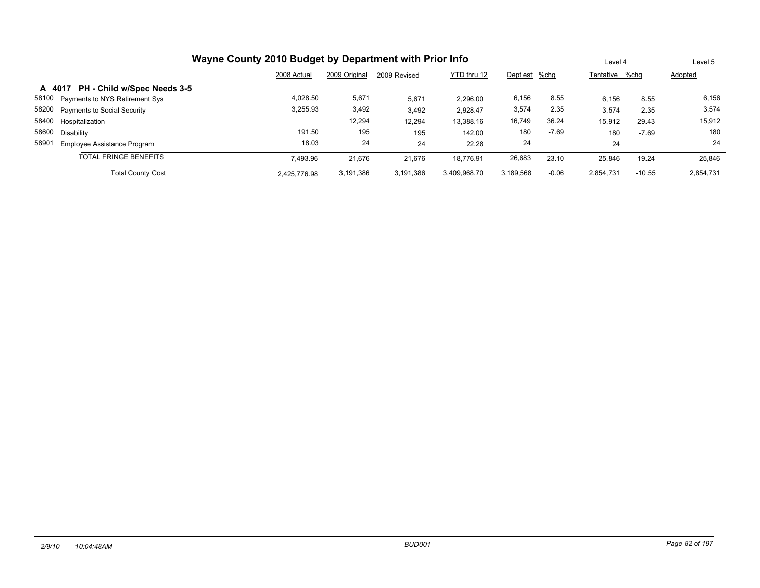# Wayne County 2010 Budget by Department with Prior Info

| | | 2008 Actual | 2009 Original | 2009 Revised | YTD thru 12 | Dept est | %chg | Level 4 Tentative | %chg | Level 5 Adopted |
|---|---|---|---|---|---|---|---|---|---|---|
| **A 4017** | **PH - Child w/Spec Needs 3-5** | | | | | | | | | |
| 58100 | Payments to NYS Retirement Sys | 4,028.50 | 5,671 | 5,671 | 2,296.00 | 6,156 | 8.55 | 6,156 | 8.55 | 6,156 |
| 58200 | Payments to Social Security | 3,255.93 | 3,492 | 3,492 | 2,928.47 | 3,574 | 2.35 | 3,574 | 2.35 | 3,574 |
| 58400 | Hospitalization | | 12,294 | 12,294 | 13,388.16 | 16,749 | 36.24 | 15,912 | 29.43 | 15,912 |
| 58600 | Disability | 191.50 | 195 | 195 | 142.00 | 180 | -7.69 | 180 | -7.69 | 180 |
| 58901 | Employee Assistance Program | 18.03 | 24 | 24 | 22.28 | 24 | | 24 | | 24 |
| | TOTAL FRINGE BENEFITS | 7,493.96 | 21,676 | 21,676 | 18,776.91 | 26,683 | 23.10 | 25,846 | 19.24 | 25,846 |
| | Total County Cost | 2,425,776.98 | 3,191,386 | 3,191,386 | 3,409,968.70 | 3,189,568 | -0.06 | 2,854,731 | -10.55 | 2,854,731 |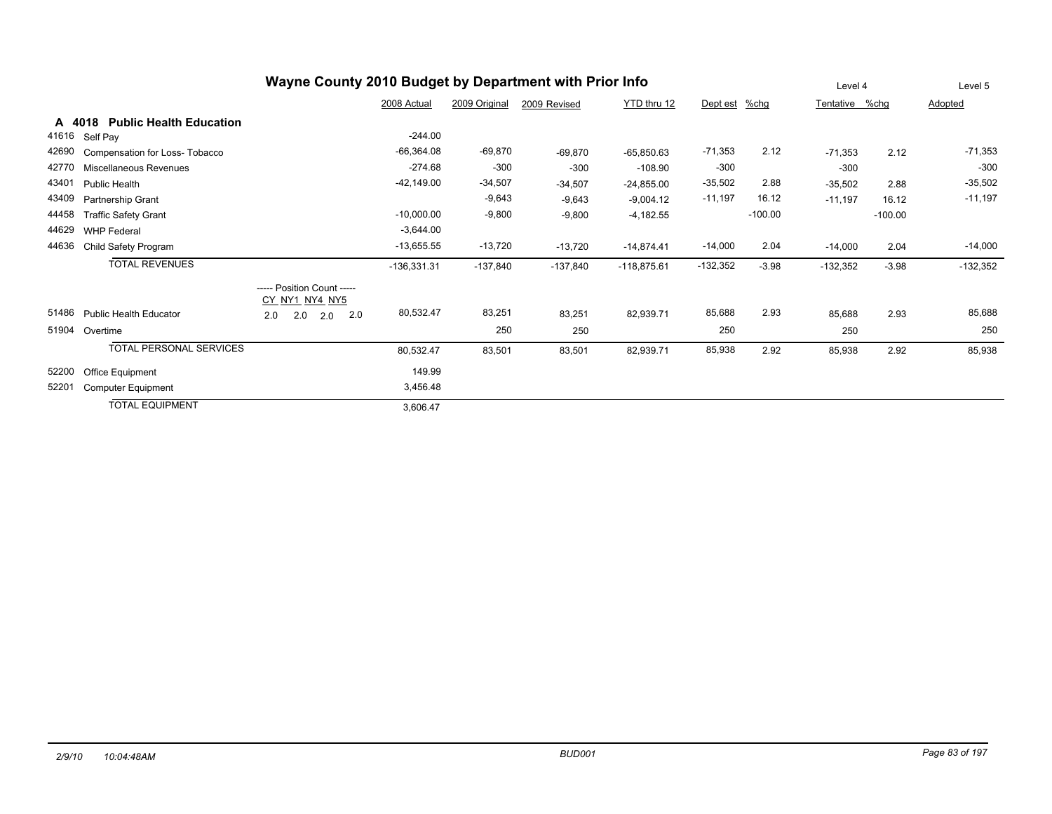# Wayne County 2010 Budget by Department with Prior Info

| | | | 2008 Actual | 2009 Original | 2009 Revised | YTD thru 12 | Dept est | %chg | Level 4 Tentative | %chg | Level 5 Adopted |
|---|---|---|---|---|---|---|---|---|---|---|---|
| **A 4018** | **Public Health Education** | | | | | | | | | | |
| 41616 | Self Pay | | -244.00 | | | | | | | | |
| 42690 | Compensation for Loss- Tobacco | | -66,364.08 | -69,870 | -69,870 | -65,850.63 | -71,353 | 2.12 | -71,353 | 2.12 | -71,353 |
| 42770 | Miscellaneous Revenues | | -274.68 | -300 | -300 | -108.90 | -300 | | -300 | | -300 |
| 43401 | Public Health | | -42,149.00 | -34,507 | -34,507 | -24,855.00 | -35,502 | 2.88 | -35,502 | 2.88 | -35,502 |
| 43409 | Partnership Grant | | | -9,643 | -9,643 | -9,004.12 | -11,197 | 16.12 | -11,197 | 16.12 | -11,197 |
| 44458 | Traffic Safety Grant | | -10,000.00 | -9,800 | -9,800 | -4,182.55 | | -100.00 | | -100.00 | |
| 44629 | WHP Federal | | -3,644.00 | | | | | | | | |
| 44636 | Child Safety Program | | -13,655.55 | -13,720 | -13,720 | -14,874.41 | -14,000 | 2.04 | -14,000 | 2.04 | -14,000 |
| | TOTAL REVENUES | | -136,331.31 | -137,840 | -137,840 | -118,875.61 | -132,352 | -3.98 | -132,352 | -3.98 | -132,352 |
| | | ----- Position Count ----- CY NY1 NY4 NY5 | | | | | | | | | |
| 51486 | Public Health Educator | 2.0 2.0 2.0 2.0 | 80,532.47 | 83,251 | 83,251 | 82,939.71 | 85,688 | 2.93 | 85,688 | 2.93 | 85,688 |
| 51904 | Overtime | | | 250 | 250 | | 250 | | 250 | | 250 |
| | TOTAL PERSONAL SERVICES | | 80,532.47 | 83,501 | 83,501 | 82,939.71 | 85,938 | 2.92 | 85,938 | 2.92 | 85,938 |
| 52200 | Office Equipment | | 149.99 | | | | | | | | |
| 52201 | Computer Equipment | | 3,456.48 | | | | | | | | |
| | TOTAL EQUIPMENT | | 3,606.47 | | | | | | | | |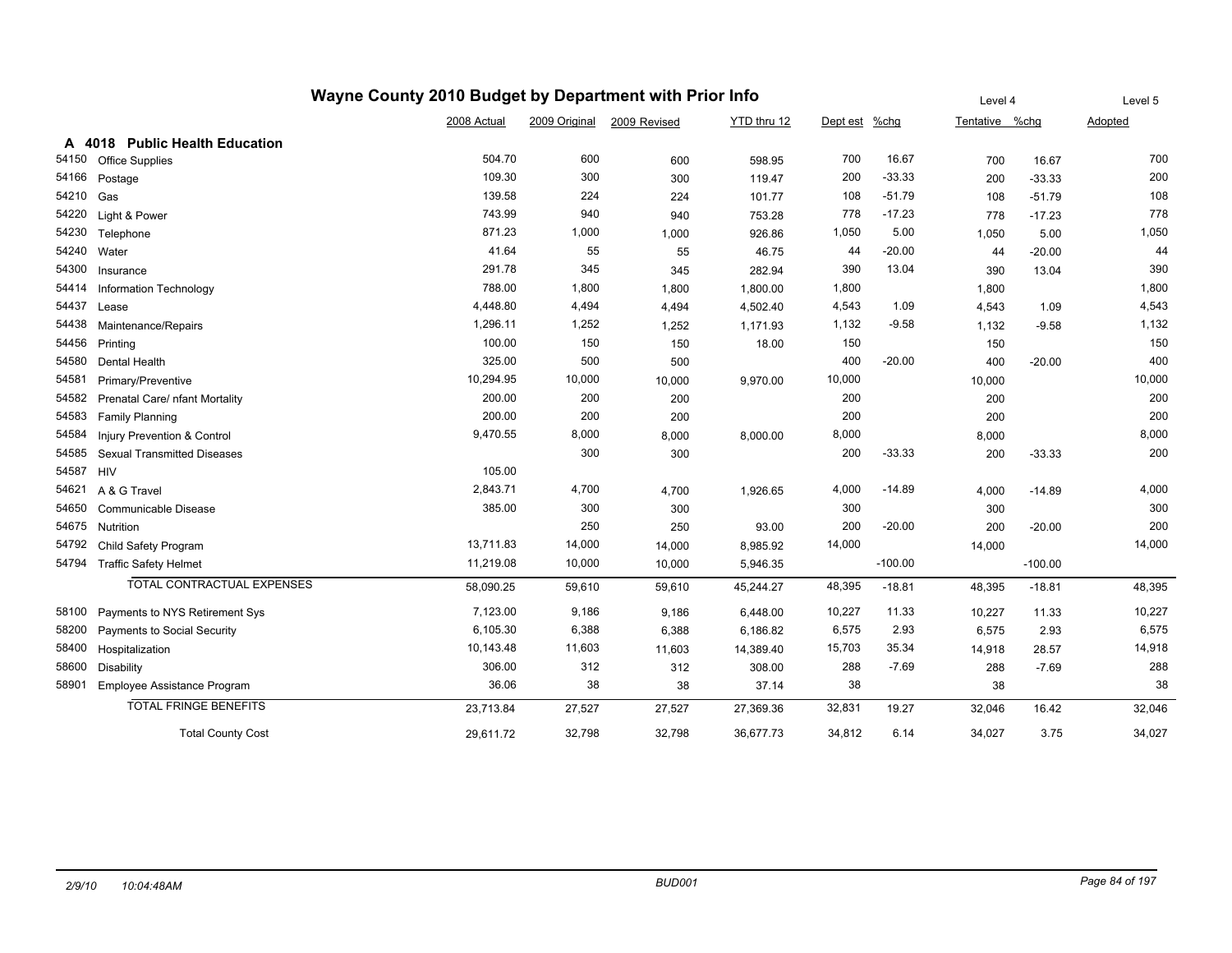# Wayne County 2010 Budget by Department with Prior Info

| | | 2008 Actual | 2009 Original | 2009 Revised | YTD thru 12 | Dept est | %chg | Tentative (Level 4) | %chg | Adopted (Level 5) |
|---|---|---|---|---|---|---|---|---|---|---|
| **A 4018** | **Public Health Education** | | | | | | | | | |
| 54150 | Office Supplies | 504.70 | 600 | 600 | 598.95 | 700 | 16.67 | 700 | 16.67 | 700 |
| 54166 | Postage | 109.30 | 300 | 300 | 119.47 | 200 | -33.33 | 200 | -33.33 | 200 |
| 54210 | Gas | 139.58 | 224 | 224 | 101.77 | 108 | -51.79 | 108 | -51.79 | 108 |
| 54220 | Light & Power | 743.99 | 940 | 940 | 753.28 | 778 | -17.23 | 778 | -17.23 | 778 |
| 54230 | Telephone | 871.23 | 1,000 | 1,000 | 926.86 | 1,050 | 5.00 | 1,050 | 5.00 | 1,050 |
| 54240 | Water | 41.64 | 55 | 55 | 46.75 | 44 | -20.00 | 44 | -20.00 | 44 |
| 54300 | Insurance | 291.78 | 345 | 345 | 282.94 | 390 | 13.04 | 390 | 13.04 | 390 |
| 54414 | Information Technology | 788.00 | 1,800 | 1,800 | 1,800.00 | 1,800 | | 1,800 | | 1,800 |
| 54437 | Lease | 4,448.80 | 4,494 | 4,494 | 4,502.40 | 4,543 | 1.09 | 4,543 | 1.09 | 4,543 |
| 54438 | Maintenance/Repairs | 1,296.11 | 1,252 | 1,252 | 1,171.93 | 1,132 | -9.58 | 1,132 | -9.58 | 1,132 |
| 54456 | Printing | 100.00 | 150 | 150 | 18.00 | 150 | | 150 | | 150 |
| 54580 | Dental Health | 325.00 | 500 | 500 | | 400 | -20.00 | 400 | -20.00 | 400 |
| 54581 | Primary/Preventive | 10,294.95 | 10,000 | 10,000 | 9,970.00 | 10,000 | | 10,000 | | 10,000 |
| 54582 | Prenatal Care/ nfant Mortality | 200.00 | 200 | 200 | | 200 | | 200 | | 200 |
| 54583 | Family Planning | 200.00 | 200 | 200 | | 200 | | 200 | | 200 |
| 54584 | Injury Prevention & Control | 9,470.55 | 8,000 | 8,000 | 8,000.00 | 8,000 | | 8,000 | | 8,000 |
| 54585 | Sexual Transmitted Diseases | | 300 | 300 | | 200 | -33.33 | 200 | -33.33 | 200 |
| 54587 | HIV | 105.00 | | | | | | | | |
| 54621 | A & G Travel | 2,843.71 | 4,700 | 4,700 | 1,926.65 | 4,000 | -14.89 | 4,000 | -14.89 | 4,000 |
| 54650 | Communicable Disease | 385.00 | 300 | 300 | | 300 | | 300 | | 300 |
| 54675 | Nutrition | | 250 | 250 | 93.00 | 200 | -20.00 | 200 | -20.00 | 200 |
| 54792 | Child Safety Program | 13,711.83 | 14,000 | 14,000 | 8,985.92 | 14,000 | | 14,000 | | 14,000 |
| 54794 | Traffic Safety Helmet | 11,219.08 | 10,000 | 10,000 | 5,946.35 | | -100.00 | | -100.00 | |
| | TOTAL CONTRACTUAL EXPENSES | 58,090.25 | 59,610 | 59,610 | 45,244.27 | 48,395 | -18.81 | 48,395 | -18.81 | 48,395 |
| 58100 | Payments to NYS Retirement Sys | 7,123.00 | 9,186 | 9,186 | 6,448.00 | 10,227 | 11.33 | 10,227 | 11.33 | 10,227 |
| 58200 | Payments to Social Security | 6,105.30 | 6,388 | 6,388 | 6,186.82 | 6,575 | 2.93 | 6,575 | 2.93 | 6,575 |
| 58400 | Hospitalization | 10,143.48 | 11,603 | 11,603 | 14,389.40 | 15,703 | 35.34 | 14,918 | 28.57 | 14,918 |
| 58600 | Disability | 306.00 | 312 | 312 | 308.00 | 288 | -7.69 | 288 | -7.69 | 288 |
| 58901 | Employee Assistance Program | 36.06 | 38 | 38 | 37.14 | 38 | | 38 | | 38 |
| | TOTAL FRINGE BENEFITS | 23,713.84 | 27,527 | 27,527 | 27,369.36 | 32,831 | 19.27 | 32,046 | 16.42 | 32,046 |
| | Total County Cost | 29,611.72 | 32,798 | 32,798 | 36,677.73 | 34,812 | 6.14 | 34,027 | 3.75 | 34,027 |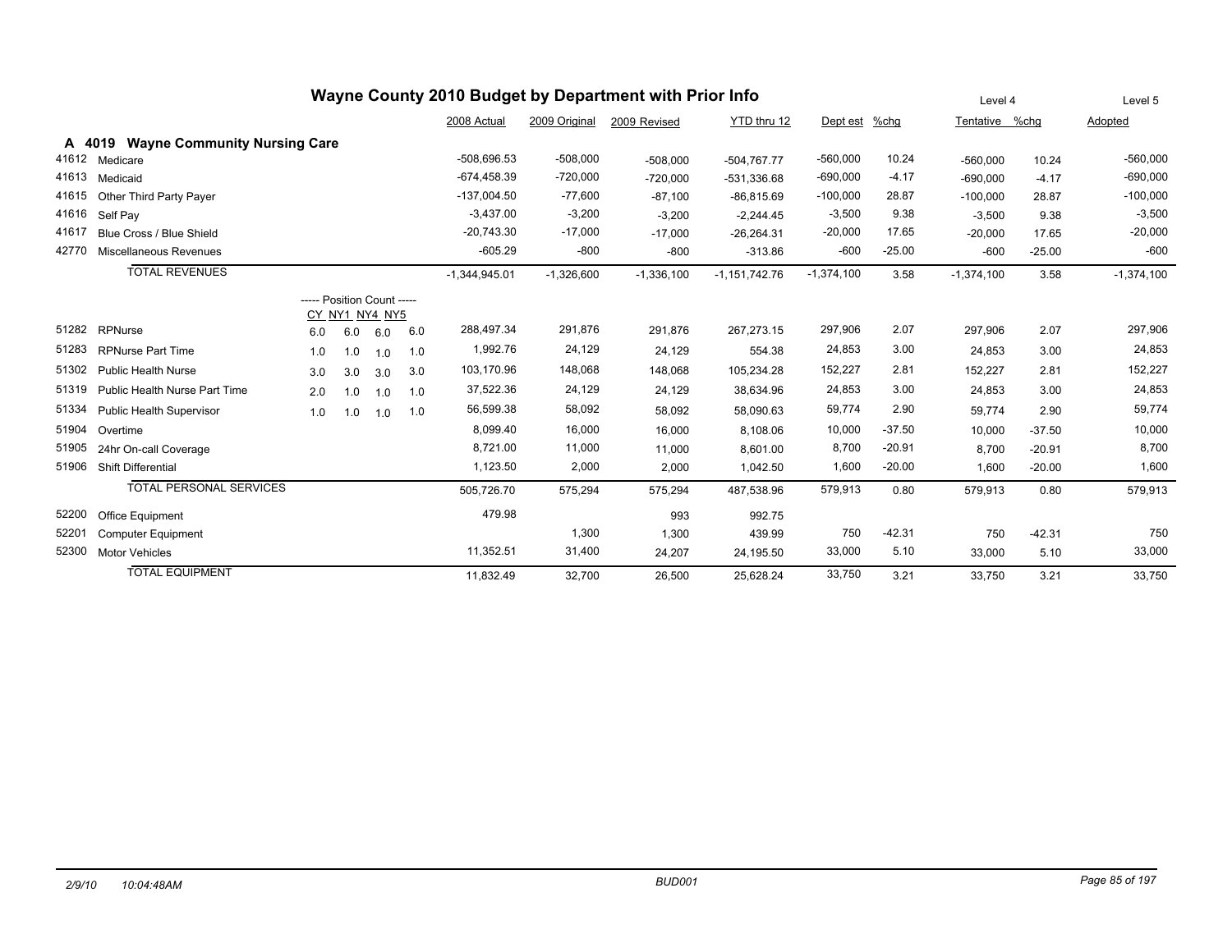# Wayne County 2010 Budget by Department with Prior Info

## A 4019 Wayne Community Nursing Care

| Code | Description | CY | NY1 | NY4 | NY5 | 2008 Actual | 2009 Original | 2009 Revised | YTD thru 12 | Dept est | %chg | Level 4 Tentative | %chg | Level 5 Adopted |
|---|---|---|---|---|---|---|---|---|---|---|---|---|---|---|
| 41612 | Medicare | | | | | -508,696.53 | -508,000 | -508,000 | -504,767.77 | -560,000 | 10.24 | -560,000 | 10.24 | -560,000 |
| 41613 | Medicaid | | | | | -674,458.39 | -720,000 | -720,000 | -531,336.68 | -690,000 | -4.17 | -690,000 | -4.17 | -690,000 |
| 41615 | Other Third Party Payer | | | | | -137,004.50 | -77,600 | -87,100 | -86,815.69 | -100,000 | 28.87 | -100,000 | 28.87 | -100,000 |
| 41616 | Self Pay | | | | | -3,437.00 | -3,200 | -3,200 | -2,244.45 | -3,500 | 9.38 | -3,500 | 9.38 | -3,500 |
| 41617 | Blue Cross / Blue Shield | | | | | -20,743.30 | -17,000 | -17,000 | -26,264.31 | -20,000 | 17.65 | -20,000 | 17.65 | -20,000 |
| 42770 | Miscellaneous Revenues | | | | | -605.29 | -800 | -800 | -313.86 | -600 | -25.00 | -600 | -25.00 | -600 |
| | TOTAL REVENUES | | | | | -1,344,945.01 | -1,326,600 | -1,336,100 | -1,151,742.76 | -1,374,100 | 3.58 | -1,374,100 | 3.58 | -1,374,100 |
| | | ----- Position Count ----- | | | | | | | | | | | | |
| 51282 | RPNurse | 6.0 | 6.0 | 6.0 | 6.0 | 288,497.34 | 291,876 | 291,876 | 267,273.15 | 297,906 | 2.07 | 297,906 | 2.07 | 297,906 |
| 51283 | RPNurse Part Time | 1.0 | 1.0 | 1.0 | 1.0 | 1,992.76 | 24,129 | 24,129 | 554.38 | 24,853 | 3.00 | 24,853 | 3.00 | 24,853 |
| 51302 | Public Health Nurse | 3.0 | 3.0 | 3.0 | 3.0 | 103,170.96 | 148,068 | 148,068 | 105,234.28 | 152,227 | 2.81 | 152,227 | 2.81 | 152,227 |
| 51319 | Public Health Nurse Part Time | 2.0 | 1.0 | 1.0 | 1.0 | 37,522.36 | 24,129 | 24,129 | 38,634.96 | 24,853 | 3.00 | 24,853 | 3.00 | 24,853 |
| 51334 | Public Health Supervisor | 1.0 | 1.0 | 1.0 | 1.0 | 56,599.38 | 58,092 | 58,092 | 58,090.63 | 59,774 | 2.90 | 59,774 | 2.90 | 59,774 |
| 51904 | Overtime | | | | | 8,099.40 | 16,000 | 16,000 | 8,108.06 | 10,000 | -37.50 | 10,000 | -37.50 | 10,000 |
| 51905 | 24hr On-call Coverage | | | | | 8,721.00 | 11,000 | 11,000 | 8,601.00 | 8,700 | -20.91 | 8,700 | -20.91 | 8,700 |
| 51906 | Shift Differential | | | | | 1,123.50 | 2,000 | 2,000 | 1,042.50 | 1,600 | -20.00 | 1,600 | -20.00 | 1,600 |
| | TOTAL PERSONAL SERVICES | | | | | 505,726.70 | 575,294 | 575,294 | 487,538.96 | 579,913 | 0.80 | 579,913 | 0.80 | 579,913 |
| 52200 | Office Equipment | | | | | 479.98 | | 993 | 992.75 | | | | | |
| 52201 | Computer Equipment | | | | | | 1,300 | 1,300 | 439.99 | 750 | -42.31 | 750 | -42.31 | 750 |
| 52300 | Motor Vehicles | | | | | 11,352.51 | 31,400 | 24,207 | 24,195.50 | 33,000 | 5.10 | 33,000 | 5.10 | 33,000 |
| | TOTAL EQUIPMENT | | | | | 11,832.49 | 32,700 | 26,500 | 25,628.24 | 33,750 | 3.21 | 33,750 | 3.21 | 33,750 |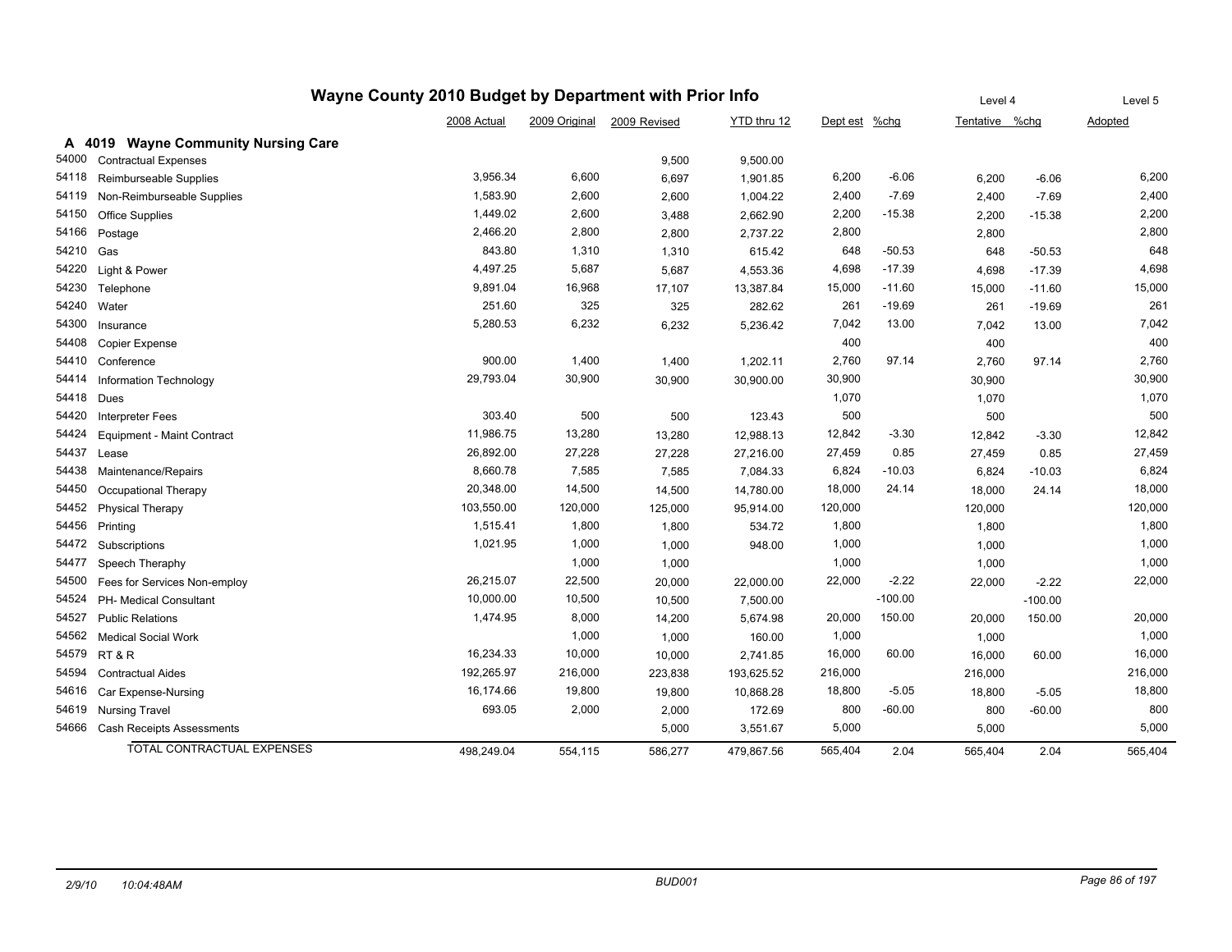# Wayne County 2010 Budget by Department with Prior Info

| | | 2008 Actual | 2009 Original | 2009 Revised | YTD thru 12 | Dept est | %chg | Tentative (Level 4) | %chg | Adopted (Level 5) |
|---|---|---|---|---|---|---|---|---|---|---|
| **A 4019** | **Wayne Community Nursing Care** | | | | | | | | | |
| 54000 | Contractual Expenses | | | 9,500 | 9,500.00 | | | | | |
| 54118 | Reimburseable Supplies | 3,956.34 | 6,600 | 6,697 | 1,901.85 | 6,200 | -6.06 | 6,200 | -6.06 | 6,200 |
| 54119 | Non-Reimburseable Supplies | 1,583.90 | 2,600 | 2,600 | 1,004.22 | 2,400 | -7.69 | 2,400 | -7.69 | 2,400 |
| 54150 | Office Supplies | 1,449.02 | 2,600 | 3,488 | 2,662.90 | 2,200 | -15.38 | 2,200 | -15.38 | 2,200 |
| 54166 | Postage | 2,466.20 | 2,800 | 2,800 | 2,737.22 | 2,800 | | 2,800 | | 2,800 |
| 54210 | Gas | 843.80 | 1,310 | 1,310 | 615.42 | 648 | -50.53 | 648 | -50.53 | 648 |
| 54220 | Light & Power | 4,497.25 | 5,687 | 5,687 | 4,553.36 | 4,698 | -17.39 | 4,698 | -17.39 | 4,698 |
| 54230 | Telephone | 9,891.04 | 16,968 | 17,107 | 13,387.84 | 15,000 | -11.60 | 15,000 | -11.60 | 15,000 |
| 54240 | Water | 251.60 | 325 | 325 | 282.62 | 261 | -19.69 | 261 | -19.69 | 261 |
| 54300 | Insurance | 5,280.53 | 6,232 | 6,232 | 5,236.42 | 7,042 | 13.00 | 7,042 | 13.00 | 7,042 |
| 54408 | Copier Expense | | | | | 400 | | 400 | | 400 |
| 54410 | Conference | 900.00 | 1,400 | 1,400 | 1,202.11 | 2,760 | 97.14 | 2,760 | 97.14 | 2,760 |
| 54414 | Information Technology | 29,793.04 | 30,900 | 30,900 | 30,900.00 | 30,900 | | 30,900 | | 30,900 |
| 54418 | Dues | | | | | 1,070 | | 1,070 | | 1,070 |
| 54420 | Interpreter Fees | 303.40 | 500 | 500 | 123.43 | 500 | | 500 | | 500 |
| 54424 | Equipment - Maint Contract | 11,986.75 | 13,280 | 13,280 | 12,988.13 | 12,842 | -3.30 | 12,842 | -3.30 | 12,842 |
| 54437 | Lease | 26,892.00 | 27,228 | 27,228 | 27,216.00 | 27,459 | 0.85 | 27,459 | 0.85 | 27,459 |
| 54438 | Maintenance/Repairs | 8,660.78 | 7,585 | 7,585 | 7,084.33 | 6,824 | -10.03 | 6,824 | -10.03 | 6,824 |
| 54450 | Occupational Therapy | 20,348.00 | 14,500 | 14,500 | 14,780.00 | 18,000 | 24.14 | 18,000 | 24.14 | 18,000 |
| 54452 | Physical Therapy | 103,550.00 | 120,000 | 125,000 | 95,914.00 | 120,000 | | 120,000 | | 120,000 |
| 54456 | Printing | 1,515.41 | 1,800 | 1,800 | 534.72 | 1,800 | | 1,800 | | 1,800 |
| 54472 | Subscriptions | 1,021.95 | 1,000 | 1,000 | 948.00 | 1,000 | | 1,000 | | 1,000 |
| 54477 | Speech Theraphy | | 1,000 | 1,000 | | 1,000 | | 1,000 | | 1,000 |
| 54500 | Fees for Services Non-employ | 26,215.07 | 22,500 | 20,000 | 22,000.00 | 22,000 | -2.22 | 22,000 | -2.22 | 22,000 |
| 54524 | PH- Medical Consultant | 10,000.00 | 10,500 | 10,500 | 7,500.00 | | -100.00 | | -100.00 | |
| 54527 | Public Relations | 1,474.95 | 8,000 | 14,200 | 5,674.98 | 20,000 | 150.00 | 20,000 | 150.00 | 20,000 |
| 54562 | Medical Social Work | | 1,000 | 1,000 | 160.00 | 1,000 | | 1,000 | | 1,000 |
| 54579 | RT & R | 16,234.33 | 10,000 | 10,000 | 2,741.85 | 16,000 | 60.00 | 16,000 | 60.00 | 16,000 |
| 54594 | Contractual Aides | 192,265.97 | 216,000 | 223,838 | 193,625.52 | 216,000 | | 216,000 | | 216,000 |
| 54616 | Car Expense-Nursing | 16,174.66 | 19,800 | 19,800 | 10,868.28 | 18,800 | -5.05 | 18,800 | -5.05 | 18,800 |
| 54619 | Nursing Travel | 693.05 | 2,000 | 2,000 | 172.69 | 800 | -60.00 | 800 | -60.00 | 800 |
| 54666 | Cash Receipts Assessments | | | 5,000 | 3,551.67 | 5,000 | | 5,000 | | 5,000 |
| | TOTAL CONTRACTUAL EXPENSES | 498,249.04 | 554,115 | 586,277 | 479,867.56 | 565,404 | 2.04 | 565,404 | 2.04 | 565,404 |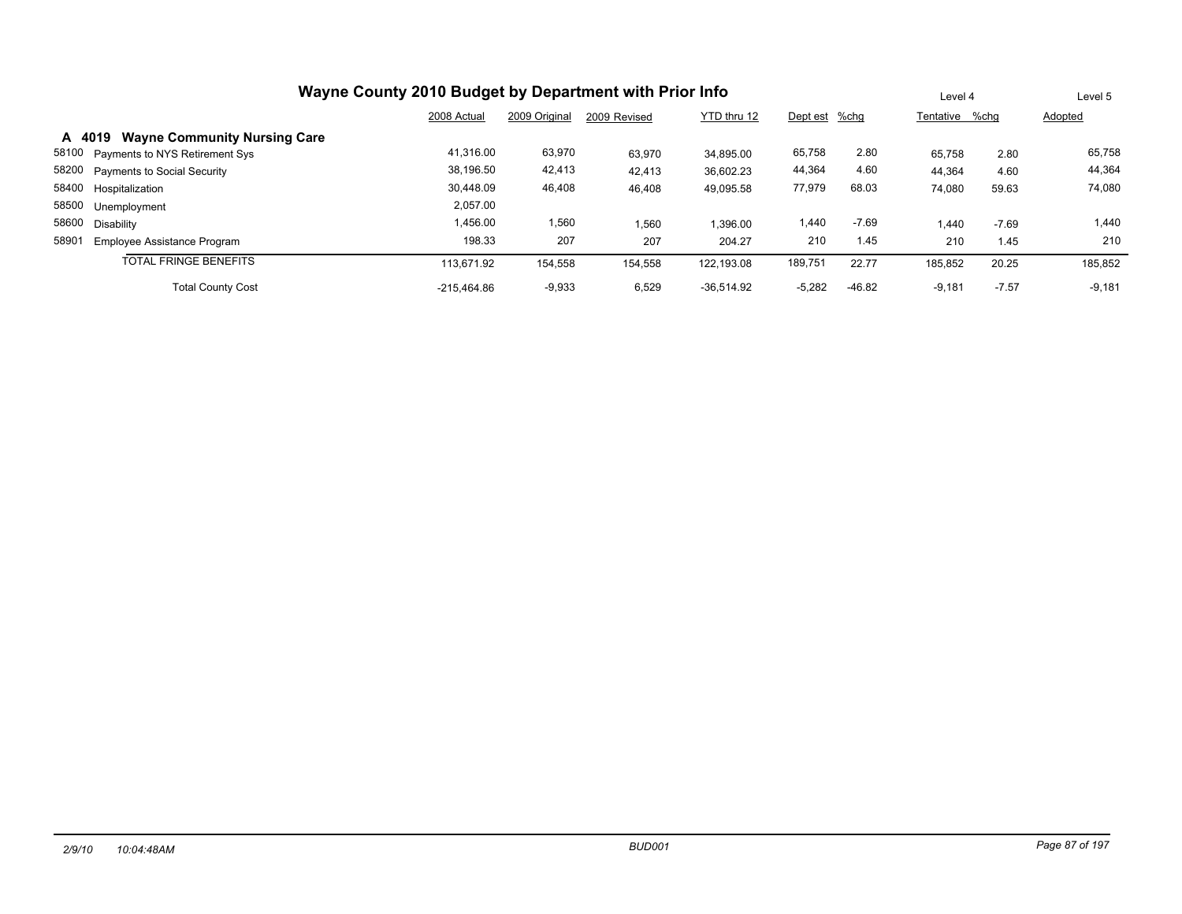# Wayne County 2010 Budget by Department with Prior Info

| | | 2008 Actual | 2009 Original | 2009 Revised | YTD thru 12 | Dept est | %chg | Level 4 Tentative | %chg | Level 5 Adopted |
|---|---|---|---|---|---|---|---|---|---|---|
| **A 4019** | **Wayne Community Nursing Care** | | | | | | | | | |
| 58100 | Payments to NYS Retirement Sys | 41,316.00 | 63,970 | 63,970 | 34,895.00 | 65,758 | 2.80 | 65,758 | 2.80 | 65,758 |
| 58200 | Payments to Social Security | 38,196.50 | 42,413 | 42,413 | 36,602.23 | 44,364 | 4.60 | 44,364 | 4.60 | 44,364 |
| 58400 | Hospitalization | 30,448.09 | 46,408 | 46,408 | 49,095.58 | 77,979 | 68.03 | 74,080 | 59.63 | 74,080 |
| 58500 | Unemployment | 2,057.00 | | | | | | | | |
| 58600 | Disability | 1,456.00 | 1,560 | 1,560 | 1,396.00 | 1,440 | -7.69 | 1,440 | -7.69 | 1,440 |
| 58901 | Employee Assistance Program | 198.33 | 207 | 207 | 204.27 | 210 | 1.45 | 210 | 1.45 | 210 |
| | TOTAL FRINGE BENEFITS | 113,671.92 | 154,558 | 154,558 | 122,193.08 | 189,751 | 22.77 | 185,852 | 20.25 | 185,852 |
| | Total County Cost | -215,464.86 | -9,933 | 6,529 | -36,514.92 | -5,282 | -46.82 | -9,181 | -7.57 | -9,181 |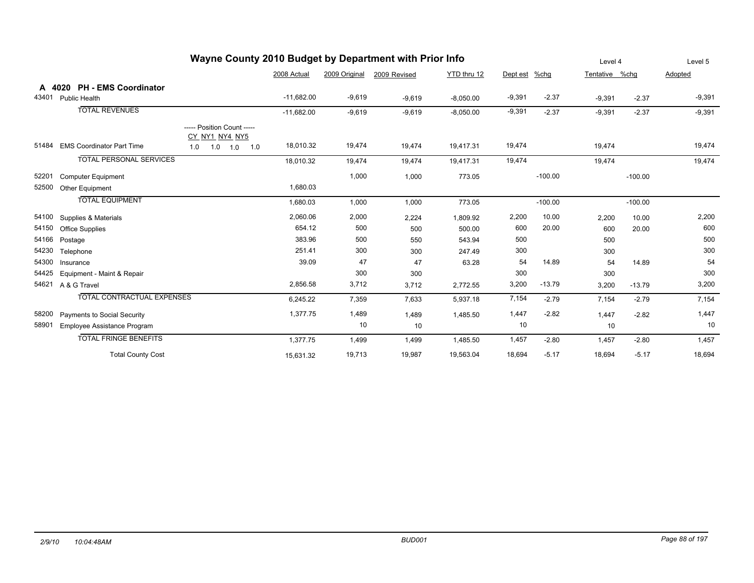# Wayne County 2010 Budget by Department with Prior Info

## A 4020 PH - EMS Coordinator

| Code | Account | Position Count (CY NY1 NY4 NY5) | 2008 Actual | 2009 Original | 2009 Revised | YTD thru 12 | Level 4 Dept est | %chg | Level 4 Tentative | %chg | Level 5 Adopted |
|---|---|---|---|---|---|---|---|---|---|---|---|
| 43401 | Public Health | | -11,682.00 | -9,619 | -9,619 | -8,050.00 | -9,391 | -2.37 | -9,391 | -2.37 | -9,391 |
| | TOTAL REVENUES | | -11,682.00 | -9,619 | -9,619 | -8,050.00 | -9,391 | -2.37 | -9,391 | -2.37 | -9,391 |
| 51484 | EMS Coordinator Part Time | 1.0 1.0 1.0 1.0 | 18,010.32 | 19,474 | 19,474 | 19,417.31 | 19,474 | | 19,474 | | 19,474 |
| | TOTAL PERSONAL SERVICES | | 18,010.32 | 19,474 | 19,474 | 19,417.31 | 19,474 | | 19,474 | | 19,474 |
| 52201 | Computer Equipment | | | 1,000 | 1,000 | 773.05 | | -100.00 | | -100.00 | |
| 52500 | Other Equipment | | 1,680.03 | | | | | | | | |
| | TOTAL EQUIPMENT | | 1,680.03 | 1,000 | 1,000 | 773.05 | | -100.00 | | -100.00 | |
| 54100 | Supplies & Materials | | 2,060.06 | 2,000 | 2,224 | 1,809.92 | 2,200 | 10.00 | 2,200 | 10.00 | 2,200 |
| 54150 | Office Supplies | | 654.12 | 500 | 500 | 500.00 | 600 | 20.00 | 600 | 20.00 | 600 |
| 54166 | Postage | | 383.96 | 500 | 550 | 543.94 | 500 | | 500 | | 500 |
| 54230 | Telephone | | 251.41 | 300 | 300 | 247.49 | 300 | | 300 | | 300 |
| 54300 | Insurance | | 39.09 | 47 | 47 | 63.28 | 54 | 14.89 | 54 | 14.89 | 54 |
| 54425 | Equipment - Maint & Repair | | | 300 | 300 | | 300 | | 300 | | 300 |
| 54621 | A & G Travel | | 2,856.58 | 3,712 | 3,712 | 2,772.55 | 3,200 | -13.79 | 3,200 | -13.79 | 3,200 |
| | TOTAL CONTRACTUAL EXPENSES | | 6,245.22 | 7,359 | 7,633 | 5,937.18 | 7,154 | -2.79 | 7,154 | -2.79 | 7,154 |
| 58200 | Payments to Social Security | | 1,377.75 | 1,489 | 1,489 | 1,485.50 | 1,447 | -2.82 | 1,447 | -2.82 | 1,447 |
| 58901 | Employee Assistance Program | | | 10 | 10 | | 10 | | 10 | | 10 |
| | TOTAL FRINGE BENEFITS | | 1,377.75 | 1,499 | 1,499 | 1,485.50 | 1,457 | -2.80 | 1,457 | -2.80 | 1,457 |
| | Total County Cost | | 15,631.32 | 19,713 | 19,987 | 19,563.04 | 18,694 | -5.17 | 18,694 | -5.17 | 18,694 |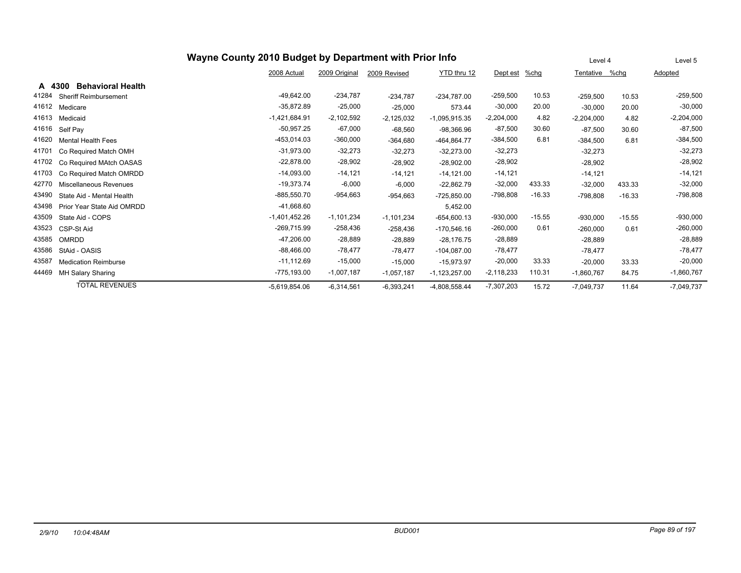# Wayne County 2010 Budget by Department with Prior Info

| | | 2008 Actual | 2009 Original | 2009 Revised | YTD thru 12 | Dept est | %chg | Level 4 Tentative | %chg | Level 5 Adopted |
|---|---|---|---|---|---|---|---|---|---|---|
| **A 4300** | **Behavioral Health** | | | | | | | | | |
| 41284 | Sheriff Reimbursement | -49,642.00 | -234,787 | -234,787 | -234,787.00 | -259,500 | 10.53 | -259,500 | 10.53 | -259,500 |
| 41612 | Medicare | -35,872.89 | -25,000 | -25,000 | 573.44 | -30,000 | 20.00 | -30,000 | 20.00 | -30,000 |
| 41613 | Medicaid | -1,421,684.91 | -2,102,592 | -2,125,032 | -1,095,915.35 | -2,204,000 | 4.82 | -2,204,000 | 4.82 | -2,204,000 |
| 41616 | Self Pay | -50,957.25 | -67,000 | -68,560 | -98,366.96 | -87,500 | 30.60 | -87,500 | 30.60 | -87,500 |
| 41620 | Mental Health Fees | -453,014.03 | -360,000 | -364,680 | -464,864.77 | -384,500 | 6.81 | -384,500 | 6.81 | -384,500 |
| 41701 | Co Required Match OMH | -31,973.00 | -32,273 | -32,273 | -32,273.00 | -32,273 | | -32,273 | | -32,273 |
| 41702 | Co Required MAtch OASAS | -22,878.00 | -28,902 | -28,902 | -28,902.00 | -28,902 | | -28,902 | | -28,902 |
| 41703 | Co Required Match OMRDD | -14,093.00 | -14,121 | -14,121 | -14,121.00 | -14,121 | | -14,121 | | -14,121 |
| 42770 | Miscellaneous Revenues | -19,373.74 | -6,000 | -6,000 | -22,862.79 | -32,000 | 433.33 | -32,000 | 433.33 | -32,000 |
| 43490 | State Aid - Mental Health | -885,550.70 | -954,663 | -954,663 | -725,850.00 | -798,808 | -16.33 | -798,808 | -16.33 | -798,808 |
| 43498 | Prior Year State Aid OMRDD | -41,668.60 | | | 5,452.00 | | | | | |
| 43509 | State Aid - COPS | -1,401,452.26 | -1,101,234 | -1,101,234 | -654,600.13 | -930,000 | -15.55 | -930,000 | -15.55 | -930,000 |
| 43523 | CSP-St Aid | -269,715.99 | -258,436 | -258,436 | -170,546.16 | -260,000 | 0.61 | -260,000 | 0.61 | -260,000 |
| 43585 | OMRDD | -47,206.00 | -28,889 | -28,889 | -28,176.75 | -28,889 | | -28,889 | | -28,889 |
| 43586 | StAid - OASIS | -88,466.00 | -78,477 | -78,477 | -104,087.00 | -78,477 | | -78,477 | | -78,477 |
| 43587 | Medication Reimburse | -11,112.69 | -15,000 | -15,000 | -15,973.97 | -20,000 | 33.33 | -20,000 | 33.33 | -20,000 |
| 44469 | MH Salary Sharing | -775,193.00 | -1,007,187 | -1,057,187 | -1,123,257.00 | -2,118,233 | 110.31 | -1,860,767 | 84.75 | -1,860,767 |
| | TOTAL REVENUES | -5,619,854.06 | -6,314,561 | -6,393,241 | -4,808,558.44 | -7,307,203 | 15.72 | -7,049,737 | 11.64 | -7,049,737 |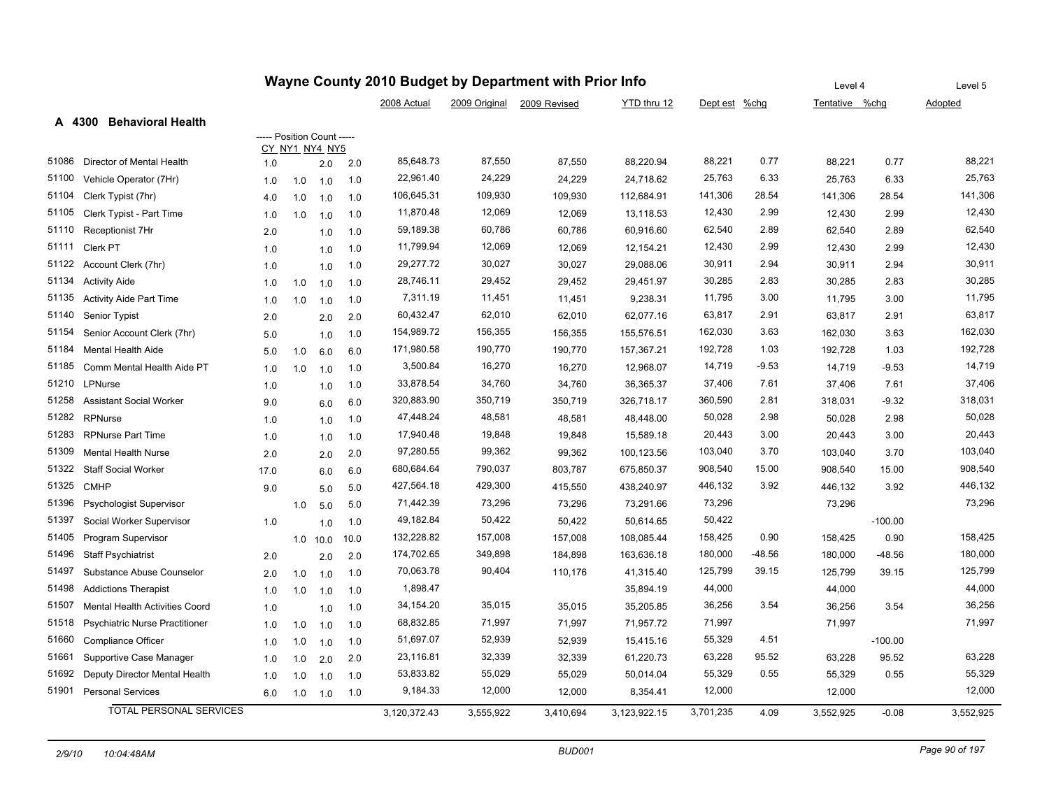# Wayne County 2010 Budget by Department with Prior Info

## A 4300 Behavioral Health

| Code | Description | CY | NY1 | NY4 | NY5 | 2008 Actual | 2009 Original | 2009 Revised | YTD thru 12 | Dept est | %chg | Level 4 Tentative | %chg | Level 5 Adopted |
|---|---|---|---|---|---|---|---|---|---|---|---|---|---|---|
| 51086 | Director of Mental Health | 1.0 | | 2.0 | 2.0 | 85,648.73 | 87,550 | 87,550 | 88,220.94 | 88,221 | 0.77 | 88,221 | 0.77 | 88,221 |
| 51100 | Vehicle Operator (7Hr) | 1.0 | 1.0 | 1.0 | 1.0 | 22,961.40 | 24,229 | 24,229 | 24,718.62 | 25,763 | 6.33 | 25,763 | 6.33 | 25,763 |
| 51104 | Clerk Typist (7hr) | 4.0 | 1.0 | 1.0 | 1.0 | 106,645.31 | 109,930 | 109,930 | 112,684.91 | 141,306 | 28.54 | 141,306 | 28.54 | 141,306 |
| 51105 | Clerk Typist - Part Time | 1.0 | 1.0 | 1.0 | 1.0 | 11,870.48 | 12,069 | 12,069 | 13,118.53 | 12,430 | 2.99 | 12,430 | 2.99 | 12,430 |
| 51110 | Receptionist 7Hr | 2.0 | | 1.0 | 1.0 | 59,189.38 | 60,786 | 60,786 | 60,916.60 | 62,540 | 2.89 | 62,540 | 2.89 | 62,540 |
| 51111 | Clerk PT | 1.0 | | 1.0 | 1.0 | 11,799.94 | 12,069 | 12,069 | 12,154.21 | 12,430 | 2.99 | 12,430 | 2.99 | 12,430 |
| 51122 | Account Clerk (7hr) | 1.0 | | 1.0 | 1.0 | 29,277.72 | 30,027 | 30,027 | 29,088.06 | 30,911 | 2.94 | 30,911 | 2.94 | 30,911 |
| 51134 | Activity Aide | 1.0 | 1.0 | 1.0 | 1.0 | 28,746.11 | 29,452 | 29,452 | 29,451.97 | 30,285 | 2.83 | 30,285 | 2.83 | 30,285 |
| 51135 | Activity Aide Part Time | 1.0 | 1.0 | 1.0 | 1.0 | 7,311.19 | 11,451 | 11,451 | 9,238.31 | 11,795 | 3.00 | 11,795 | 3.00 | 11,795 |
| 51140 | Senior Typist | 2.0 | | 2.0 | 2.0 | 60,432.47 | 62,010 | 62,010 | 62,077.16 | 63,817 | 2.91 | 63,817 | 2.91 | 63,817 |
| 51154 | Senior Account Clerk (7hr) | 5.0 | | 1.0 | 1.0 | 154,989.72 | 156,355 | 156,355 | 155,576.51 | 162,030 | 3.63 | 162,030 | 3.63 | 162,030 |
| 51184 | Mental Health Aide | 5.0 | 1.0 | 6.0 | 6.0 | 171,980.58 | 190,770 | 190,770 | 157,367.21 | 192,728 | 1.03 | 192,728 | 1.03 | 192,728 |
| 51185 | Comm Mental Health Aide PT | 1.0 | 1.0 | 1.0 | 1.0 | 3,500.84 | 16,270 | 16,270 | 12,968.07 | 14,719 | -9.53 | 14,719 | -9.53 | 14,719 |
| 51210 | LPNurse | 1.0 | | 1.0 | 1.0 | 33,878.54 | 34,760 | 34,760 | 36,365.37 | 37,406 | 7.61 | 37,406 | 7.61 | 37,406 |
| 51258 | Assistant Social Worker | 9.0 | | 6.0 | 6.0 | 320,883.90 | 350,719 | 350,719 | 326,718.17 | 360,590 | 2.81 | 318,031 | -9.32 | 318,031 |
| 51282 | RPNurse | 1.0 | | 1.0 | 1.0 | 47,448.24 | 48,581 | 48,581 | 48,448.00 | 50,028 | 2.98 | 50,028 | 2.98 | 50,028 |
| 51283 | RPNurse Part Time | 1.0 | | 1.0 | 1.0 | 17,940.48 | 19,848 | 19,848 | 15,589.18 | 20,443 | 3.00 | 20,443 | 3.00 | 20,443 |
| 51309 | Mental Health Nurse | 2.0 | | 2.0 | 2.0 | 97,280.55 | 99,362 | 99,362 | 100,123.56 | 103,040 | 3.70 | 103,040 | 3.70 | 103,040 |
| 51322 | Staff Social Worker | 17.0 | | 6.0 | 6.0 | 680,684.64 | 790,037 | 803,787 | 675,850.37 | 908,540 | 15.00 | 908,540 | 15.00 | 908,540 |
| 51325 | CMHP | 9.0 | | 5.0 | 5.0 | 427,564.18 | 429,300 | 415,550 | 438,240.97 | 446,132 | 3.92 | 446,132 | 3.92 | 446,132 |
| 51396 | Psychologist Supervisor | | 1.0 | 5.0 | 5.0 | 71,442.39 | 73,296 | 73,296 | 73,291.66 | 73,296 | | 73,296 | | 73,296 |
| 51397 | Social Worker Supervisor | 1.0 | | 1.0 | 1.0 | 49,182.84 | 50,422 | 50,422 | 50,614.65 | 50,422 | | | -100.00 | |
| 51405 | Program Supervisor | | 1.0 | 10.0 | 10.0 | 132,228.82 | 157,008 | 157,008 | 108,085.44 | 158,425 | 0.90 | 158,425 | 0.90 | 158,425 |
| 51496 | Staff Psychiatrist | 2.0 | | 2.0 | 2.0 | 174,702.65 | 349,898 | 184,898 | 163,636.18 | 180,000 | -48.56 | 180,000 | -48.56 | 180,000 |
| 51497 | Substance Abuse Counselor | 2.0 | 1.0 | 1.0 | 1.0 | 70,063.78 | 90,404 | 110,176 | 41,315.40 | 125,799 | 39.15 | 125,799 | 39.15 | 125,799 |
| 51498 | Addictions Therapist | 1.0 | 1.0 | 1.0 | 1.0 | 1,898.47 | | | 35,894.19 | 44,000 | | 44,000 | | 44,000 |
| 51507 | Mental Health Activities Coord | 1.0 | | 1.0 | 1.0 | 34,154.20 | 35,015 | 35,015 | 35,205.85 | 36,256 | 3.54 | 36,256 | 3.54 | 36,256 |
| 51518 | Psychiatric Nurse Practitioner | 1.0 | 1.0 | 1.0 | 1.0 | 68,832.85 | 71,997 | 71,997 | 71,957.72 | 71,997 | | 71,997 | | 71,997 |
| 51660 | Compliance Officer | 1.0 | 1.0 | 1.0 | 1.0 | 51,697.07 | 52,939 | 52,939 | 15,415.16 | 55,329 | 4.51 | | -100.00 | |
| 51661 | Supportive Case Manager | 1.0 | 1.0 | 2.0 | 2.0 | 23,116.81 | 32,339 | 32,339 | 61,220.73 | 63,228 | 95.52 | 63,228 | 95.52 | 63,228 |
| 51692 | Deputy Director Mental Health | 1.0 | 1.0 | 1.0 | 1.0 | 53,833.82 | 55,029 | 55,029 | 50,014.04 | 55,329 | 0.55 | 55,329 | 0.55 | 55,329 |
| 51901 | Personal Services | 6.0 | 1.0 | 1.0 | 1.0 | 9,184.33 | 12,000 | 12,000 | 8,354.41 | 12,000 | | 12,000 | | 12,000 |
| | TOTAL PERSONAL SERVICES | | | | | 3,120,372.43 | 3,555,922 | 3,410,694 | 3,123,922.15 | 3,701,235 | 4.09 | 3,552,925 | -0.08 | 3,552,925 |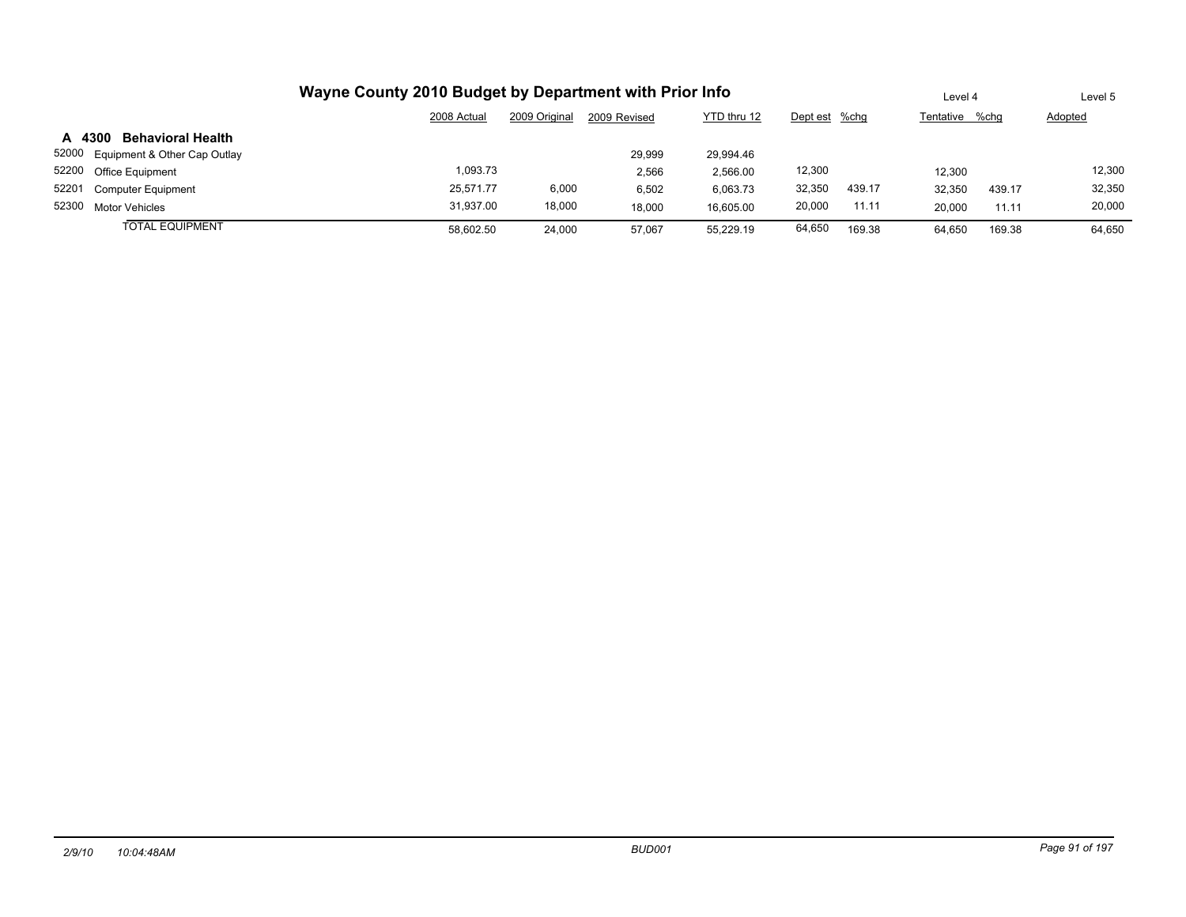# Wayne County 2010 Budget by Department with Prior Info

| | | 2008 Actual | 2009 Original | 2009 Revised | YTD thru 12 | Level 4 Dept est | %chg | Tentative | %chg | Level 5 Adopted |
|---|---|---|---|---|---|---|---|---|---|---|
| **A 4300** | **Behavioral Health** | | | | | | | | | |
| 52000 | Equipment & Other Cap Outlay | | | 29,999 | 29,994.46 | | | | | |
| 52200 | Office Equipment | 1,093.73 | | 2,566 | 2,566.00 | 12,300 | | 12,300 | | 12,300 |
| 52201 | Computer Equipment | 25,571.77 | 6,000 | 6,502 | 6,063.73 | 32,350 | 439.17 | 32,350 | 439.17 | 32,350 |
| 52300 | Motor Vehicles | 31,937.00 | 18,000 | 18,000 | 16,605.00 | 20,000 | 11.11 | 20,000 | 11.11 | 20,000 |
| | TOTAL EQUIPMENT | 58,602.50 | 24,000 | 57,067 | 55,229.19 | 64,650 | 169.38 | 64,650 | 169.38 | 64,650 |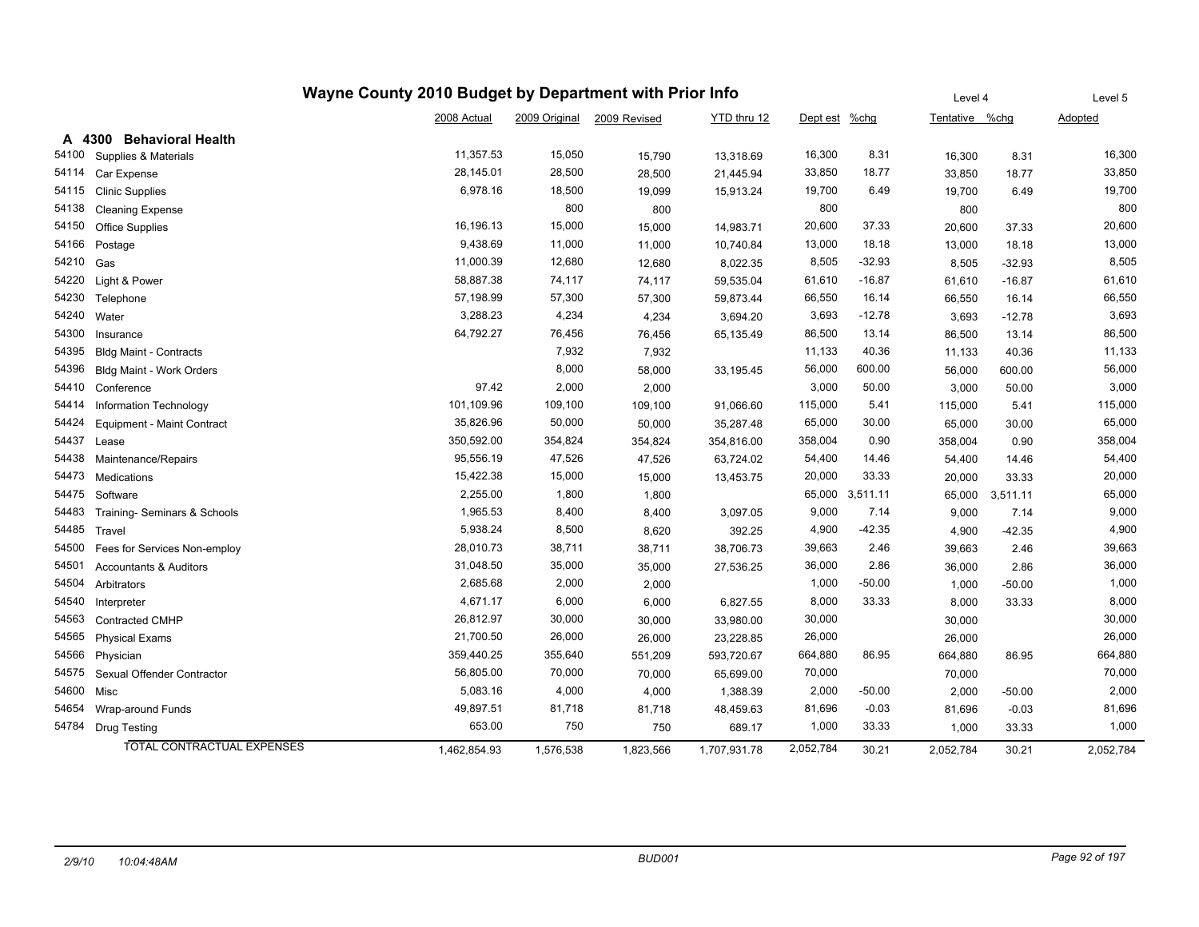# Wayne County 2010 Budget by Department with Prior Info

## A 4300 Behavioral Health

| Code | Account | 2008 Actual | 2009 Original | 2009 Revised | YTD thru 12 | Dept est | %chg | Level 4 Tentative | %chg | Level 5 Adopted |
|---|---|---|---|---|---|---|---|---|---|---|
| 54100 | Supplies & Materials | 11,357.53 | 15,050 | 15,790 | 13,318.69 | 16,300 | 8.31 | 16,300 | 8.31 | 16,300 |
| 54114 | Car Expense | 28,145.01 | 28,500 | 28,500 | 21,445.94 | 33,850 | 18.77 | 33,850 | 18.77 | 33,850 |
| 54115 | Clinic Supplies | 6,978.16 | 18,500 | 19,099 | 15,913.24 | 19,700 | 6.49 | 19,700 | 6.49 | 19,700 |
| 54138 | Cleaning Expense | | 800 | 800 | | 800 | | 800 | | 800 |
| 54150 | Office Supplies | 16,196.13 | 15,000 | 15,000 | 14,983.71 | 20,600 | 37.33 | 20,600 | 37.33 | 20,600 |
| 54166 | Postage | 9,438.69 | 11,000 | 11,000 | 10,740.84 | 13,000 | 18.18 | 13,000 | 18.18 | 13,000 |
| 54210 | Gas | 11,000.39 | 12,680 | 12,680 | 8,022.35 | 8,505 | -32.93 | 8,505 | -32.93 | 8,505 |
| 54220 | Light & Power | 58,887.38 | 74,117 | 74,117 | 59,535.04 | 61,610 | -16.87 | 61,610 | -16.87 | 61,610 |
| 54230 | Telephone | 57,198.99 | 57,300 | 57,300 | 59,873.44 | 66,550 | 16.14 | 66,550 | 16.14 | 66,550 |
| 54240 | Water | 3,288.23 | 4,234 | 4,234 | 3,694.20 | 3,693 | -12.78 | 3,693 | -12.78 | 3,693 |
| 54300 | Insurance | 64,792.27 | 76,456 | 76,456 | 65,135.49 | 86,500 | 13.14 | 86,500 | 13.14 | 86,500 |
| 54395 | Bldg Maint - Contracts | | 7,932 | 7,932 | | 11,133 | 40.36 | 11,133 | 40.36 | 11,133 |
| 54396 | Bldg Maint - Work Orders | | 8,000 | 58,000 | 33,195.45 | 56,000 | 600.00 | 56,000 | 600.00 | 56,000 |
| 54410 | Conference | 97.42 | 2,000 | 2,000 | | 3,000 | 50.00 | 3,000 | 50.00 | 3,000 |
| 54414 | Information Technology | 101,109.96 | 109,100 | 109,100 | 91,066.60 | 115,000 | 5.41 | 115,000 | 5.41 | 115,000 |
| 54424 | Equipment - Maint Contract | 35,826.96 | 50,000 | 50,000 | 35,287.48 | 65,000 | 30.00 | 65,000 | 30.00 | 65,000 |
| 54437 | Lease | 350,592.00 | 354,824 | 354,824 | 354,816.00 | 358,004 | 0.90 | 358,004 | 0.90 | 358,004 |
| 54438 | Maintenance/Repairs | 95,556.19 | 47,526 | 47,526 | 63,724.02 | 54,400 | 14.46 | 54,400 | 14.46 | 54,400 |
| 54473 | Medications | 15,422.38 | 15,000 | 15,000 | 13,453.75 | 20,000 | 33.33 | 20,000 | 33.33 | 20,000 |
| 54475 | Software | 2,255.00 | 1,800 | 1,800 | | 65,000 | 3,511.11 | 65,000 | 3,511.11 | 65,000 |
| 54483 | Training- Seminars & Schools | 1,965.53 | 8,400 | 8,400 | 3,097.05 | 9,000 | 7.14 | 9,000 | 7.14 | 9,000 |
| 54485 | Travel | 5,938.24 | 8,500 | 8,620 | 392.25 | 4,900 | -42.35 | 4,900 | -42.35 | 4,900 |
| 54500 | Fees for Services Non-employ | 28,010.73 | 38,711 | 38,711 | 38,706.73 | 39,663 | 2.46 | 39,663 | 2.46 | 39,663 |
| 54501 | Accountants & Auditors | 31,048.50 | 35,000 | 35,000 | 27,536.25 | 36,000 | 2.86 | 36,000 | 2.86 | 36,000 |
| 54504 | Arbitrators | 2,685.68 | 2,000 | 2,000 | | 1,000 | -50.00 | 1,000 | -50.00 | 1,000 |
| 54540 | Interpreter | 4,671.17 | 6,000 | 6,000 | 6,827.55 | 8,000 | 33.33 | 8,000 | 33.33 | 8,000 |
| 54563 | Contracted CMHP | 26,812.97 | 30,000 | 30,000 | 33,980.00 | 30,000 | | 30,000 | | 30,000 |
| 54565 | Physical Exams | 21,700.50 | 26,000 | 26,000 | 23,228.85 | 26,000 | | 26,000 | | 26,000 |
| 54566 | Physician | 359,440.25 | 355,640 | 551,209 | 593,720.67 | 664,880 | 86.95 | 664,880 | 86.95 | 664,880 |
| 54575 | Sexual Offender Contractor | 56,805.00 | 70,000 | 70,000 | 65,699.00 | 70,000 | | 70,000 | | 70,000 |
| 54600 | Misc | 5,083.16 | 4,000 | 4,000 | 1,388.39 | 2,000 | -50.00 | 2,000 | -50.00 | 2,000 |
| 54654 | Wrap-around Funds | 49,897.51 | 81,718 | 81,718 | 48,459.63 | 81,696 | -0.03 | 81,696 | -0.03 | 81,696 |
| 54784 | Drug Testing | 653.00 | 750 | 750 | 689.17 | 1,000 | 33.33 | 1,000 | 33.33 | 1,000 |
| | TOTAL CONTRACTUAL EXPENSES | 1,462,854.93 | 1,576,538 | 1,823,566 | 1,707,931.78 | 2,052,784 | 30.21 | 2,052,784 | 30.21 | 2,052,784 |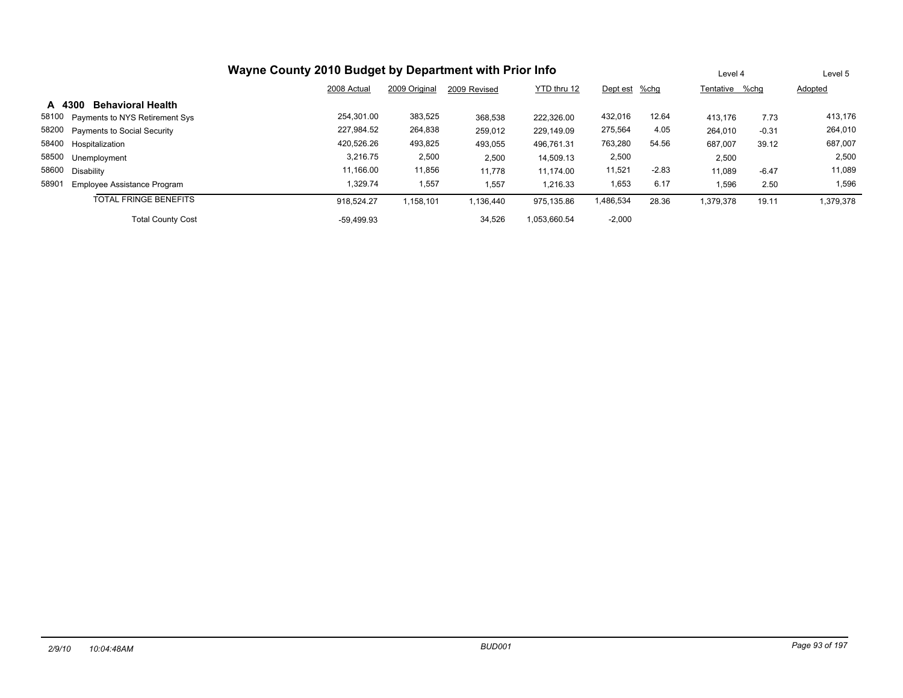# Wayne County 2010 Budget by Department with Prior Info

## A 4300 Behavioral Health

| Code | Description | 2008 Actual | 2009 Original | 2009 Revised | YTD thru 12 | Dept est | %chg | Level 4 Tentative | %chg | Level 5 Adopted |
|---|---|---|---|---|---|---|---|---|---|---|
| 58100 | Payments to NYS Retirement Sys | 254,301.00 | 383,525 | 368,538 | 222,326.00 | 432,016 | 12.64 | 413,176 | 7.73 | 413,176 |
| 58200 | Payments to Social Security | 227,984.52 | 264,838 | 259,012 | 229,149.09 | 275,564 | 4.05 | 264,010 | -0.31 | 264,010 |
| 58400 | Hospitalization | 420,526.26 | 493,825 | 493,055 | 496,761.31 | 763,280 | 54.56 | 687,007 | 39.12 | 687,007 |
| 58500 | Unemployment | 3,216.75 | 2,500 | 2,500 | 14,509.13 | 2,500 | | 2,500 | | 2,500 |
| 58600 | Disability | 11,166.00 | 11,856 | 11,778 | 11,174.00 | 11,521 | -2.83 | 11,089 | -6.47 | 11,089 |
| 58901 | Employee Assistance Program | 1,329.74 | 1,557 | 1,557 | 1,216.33 | 1,653 | 6.17 | 1,596 | 2.50 | 1,596 |
| | TOTAL FRINGE BENEFITS | 918,524.27 | 1,158,101 | 1,136,440 | 975,135.86 | 1,486,534 | 28.36 | 1,379,378 | 19.11 | 1,379,378 |
| | Total County Cost | -59,499.93 | | 34,526 | 1,053,660.54 | -2,000 | | | | |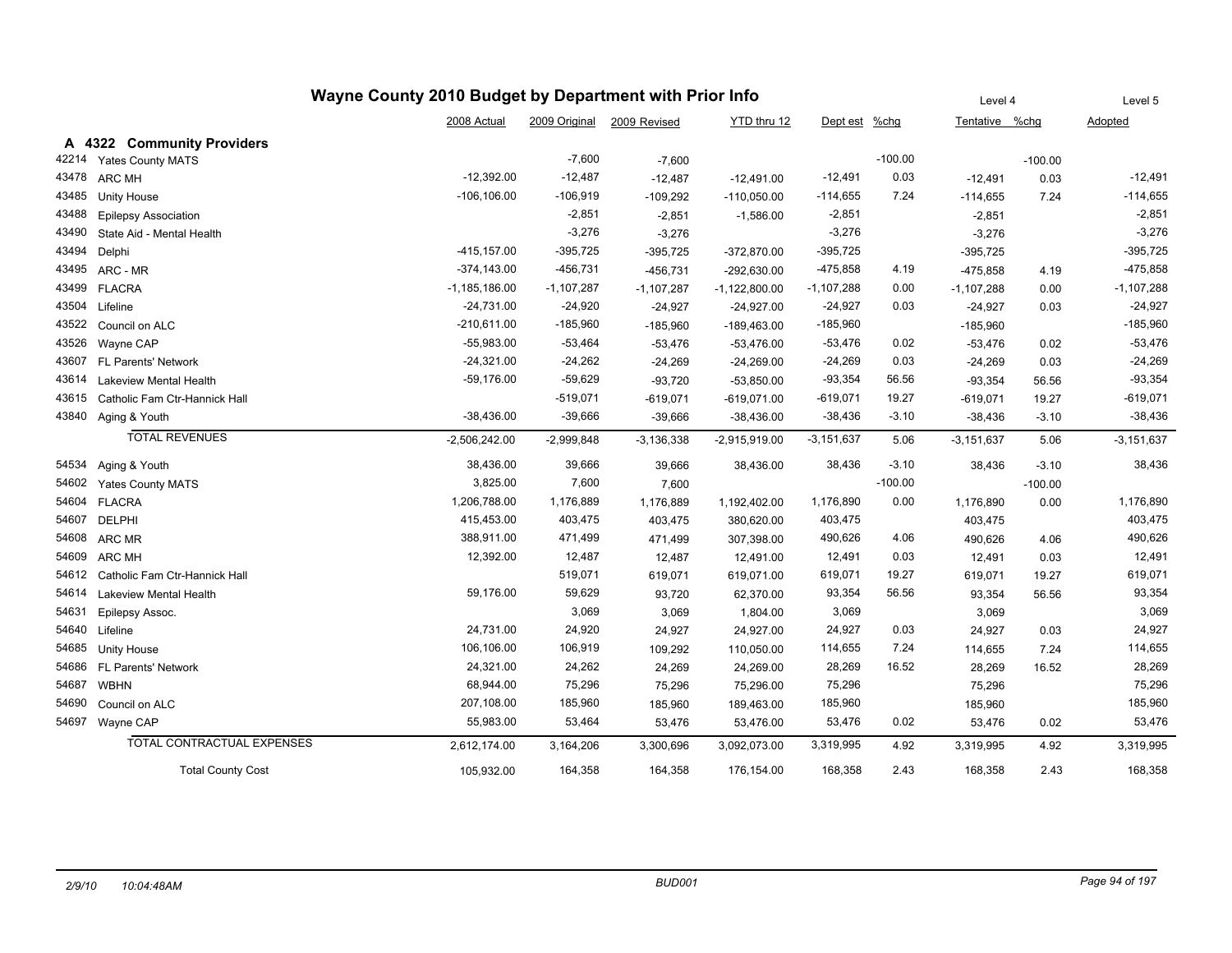# Wayne County 2010 Budget by Department with Prior Info

## A 4322 Community Providers

| | | 2008 Actual | 2009 Original | 2009 Revised | YTD thru 12 | Dept est | %chg | Level 4 Tentative | %chg | Level 5 Adopted |
|---|---|---|---|---|---|---|---|---|---|---|
| 42214 | Yates County MATS | | -7,600 | -7,600 | | | -100.00 | | -100.00 | |
| 43478 | ARC MH | -12,392.00 | -12,487 | -12,487 | -12,491.00 | -12,491 | 0.03 | -12,491 | 0.03 | -12,491 |
| 43485 | Unity House | -106,106.00 | -106,919 | -109,292 | -110,050.00 | -114,655 | 7.24 | -114,655 | 7.24 | -114,655 |
| 43488 | Epilepsy Association | | -2,851 | -2,851 | -1,586.00 | -2,851 | | -2,851 | | -2,851 |
| 43490 | State Aid - Mental Health | | -3,276 | -3,276 | | -3,276 | | -3,276 | | -3,276 |
| 43494 | Delphi | -415,157.00 | -395,725 | -395,725 | -372,870.00 | -395,725 | | -395,725 | | -395,725 |
| 43495 | ARC - MR | -374,143.00 | -456,731 | -456,731 | -292,630.00 | -475,858 | 4.19 | -475,858 | 4.19 | -475,858 |
| 43499 | FLACRA | -1,185,186.00 | -1,107,287 | -1,107,287 | -1,122,800.00 | -1,107,288 | 0.00 | -1,107,288 | 0.00 | -1,107,288 |
| 43504 | Lifeline | -24,731.00 | -24,920 | -24,927 | -24,927.00 | -24,927 | 0.03 | -24,927 | 0.03 | -24,927 |
| 43522 | Council on ALC | -210,611.00 | -185,960 | -185,960 | -189,463.00 | -185,960 | | -185,960 | | -185,960 |
| 43526 | Wayne CAP | -55,983.00 | -53,464 | -53,476 | -53,476.00 | -53,476 | 0.02 | -53,476 | 0.02 | -53,476 |
| 43607 | FL Parents' Network | -24,321.00 | -24,262 | -24,269 | -24,269.00 | -24,269 | 0.03 | -24,269 | 0.03 | -24,269 |
| 43614 | Lakeview Mental Health | -59,176.00 | -59,629 | -93,720 | -53,850.00 | -93,354 | 56.56 | -93,354 | 56.56 | -93,354 |
| 43615 | Catholic Fam Ctr-Hannick Hall | | -519,071 | -619,071 | -619,071.00 | -619,071 | 19.27 | -619,071 | 19.27 | -619,071 |
| 43840 | Aging & Youth | -38,436.00 | -39,666 | -39,666 | -38,436.00 | -38,436 | -3.10 | -38,436 | -3.10 | -38,436 |
| | TOTAL REVENUES | -2,506,242.00 | -2,999,848 | -3,136,338 | -2,915,919.00 | -3,151,637 | 5.06 | -3,151,637 | 5.06 | -3,151,637 |
| 54534 | Aging & Youth | 38,436.00 | 39,666 | 39,666 | 38,436.00 | 38,436 | -3.10 | 38,436 | -3.10 | 38,436 |
| 54602 | Yates County MATS | 3,825.00 | 7,600 | 7,600 | | | -100.00 | | -100.00 | |
| 54604 | FLACRA | 1,206,788.00 | 1,176,889 | 1,176,889 | 1,192,402.00 | 1,176,890 | 0.00 | 1,176,890 | 0.00 | 1,176,890 |
| 54607 | DELPHI | 415,453.00 | 403,475 | 403,475 | 380,620.00 | 403,475 | | 403,475 | | 403,475 |
| 54608 | ARC MR | 388,911.00 | 471,499 | 471,499 | 307,398.00 | 490,626 | 4.06 | 490,626 | 4.06 | 490,626 |
| 54609 | ARC MH | 12,392.00 | 12,487 | 12,487 | 12,491.00 | 12,491 | 0.03 | 12,491 | 0.03 | 12,491 |
| 54612 | Catholic Fam Ctr-Hannick Hall | | 519,071 | 619,071 | 619,071.00 | 619,071 | 19.27 | 619,071 | 19.27 | 619,071 |
| 54614 | Lakeview Mental Health | 59,176.00 | 59,629 | 93,720 | 62,370.00 | 93,354 | 56.56 | 93,354 | 56.56 | 93,354 |
| 54631 | Epilepsy Assoc. | | 3,069 | 3,069 | 1,804.00 | 3,069 | | 3,069 | | 3,069 |
| 54640 | Lifeline | 24,731.00 | 24,920 | 24,927 | 24,927.00 | 24,927 | 0.03 | 24,927 | 0.03 | 24,927 |
| 54685 | Unity House | 106,106.00 | 106,919 | 109,292 | 110,050.00 | 114,655 | 7.24 | 114,655 | 7.24 | 114,655 |
| 54686 | FL Parents' Network | 24,321.00 | 24,262 | 24,269 | 24,269.00 | 28,269 | 16.52 | 28,269 | 16.52 | 28,269 |
| 54687 | WBHN | 68,944.00 | 75,296 | 75,296 | 75,296.00 | 75,296 | | 75,296 | | 75,296 |
| 54690 | Council on ALC | 207,108.00 | 185,960 | 185,960 | 189,463.00 | 185,960 | | 185,960 | | 185,960 |
| 54697 | Wayne CAP | 55,983.00 | 53,464 | 53,476 | 53,476.00 | 53,476 | 0.02 | 53,476 | 0.02 | 53,476 |
| | TOTAL CONTRACTUAL EXPENSES | 2,612,174.00 | 3,164,206 | 3,300,696 | 3,092,073.00 | 3,319,995 | 4.92 | 3,319,995 | 4.92 | 3,319,995 |
| | Total County Cost | 105,932.00 | 164,358 | 164,358 | 176,154.00 | 168,358 | 2.43 | 168,358 | 2.43 | 168,358 |

2/9/10 10:04:48AM BUD001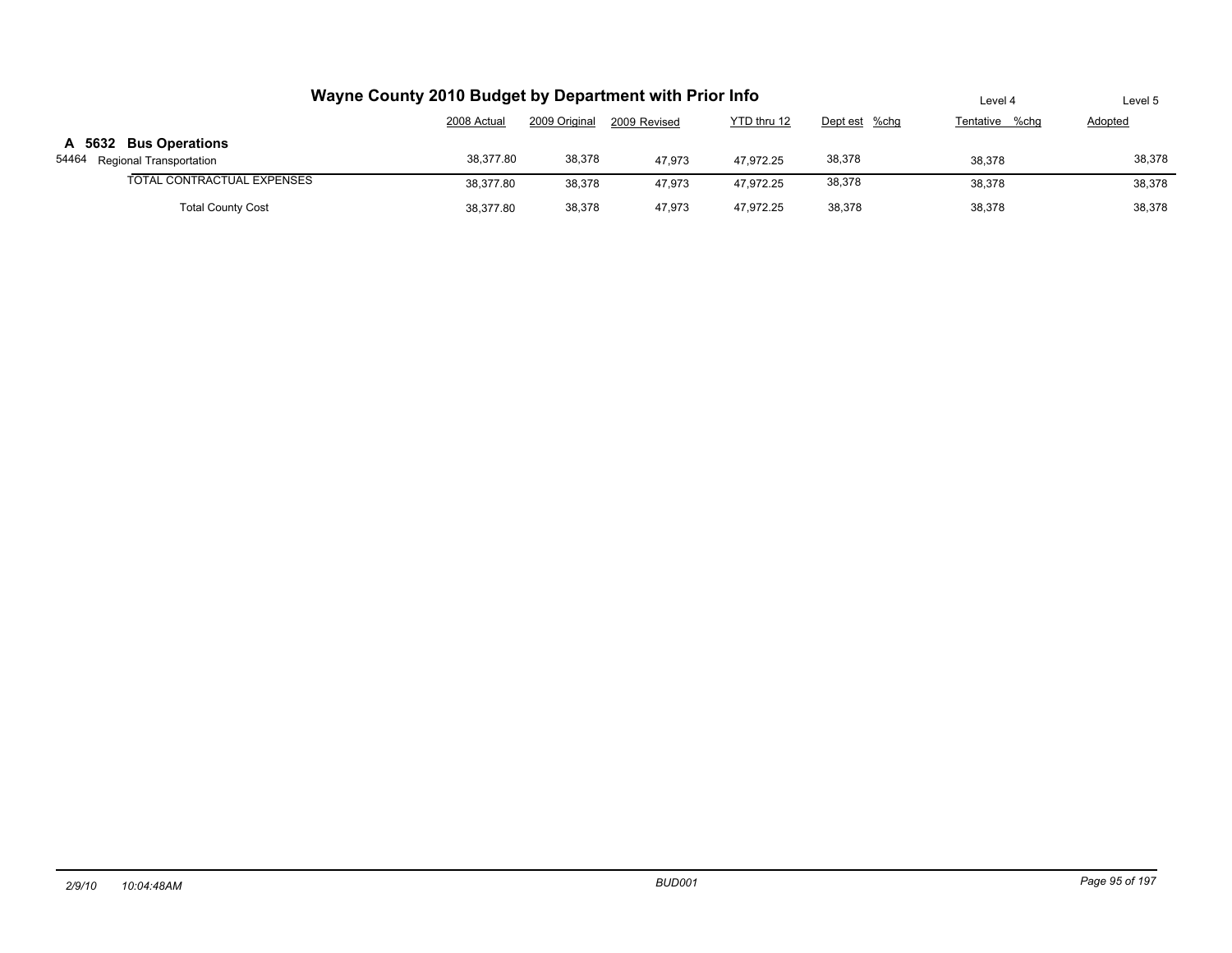# Wayne County 2010 Budget by Department with Prior Info

| | 2008 Actual | 2009 Original | 2009 Revised | YTD thru 12 | Dept est | %chg | Level 4 Tentative | %chg | Level 5 Adopted |
|---|---|---|---|---|---|---|---|---|---|
| **A 5632 Bus Operations** | | | | | | | | | |
| 54464 Regional Transportation | 38,377.80 | 38,378 | 47,973 | 47,972.25 | 38,378 | | 38,378 | | 38,378 |
| TOTAL CONTRACTUAL EXPENSES | 38,377.80 | 38,378 | 47,973 | 47,972.25 | 38,378 | | 38,378 | | 38,378 |
| Total County Cost | 38,377.80 | 38,378 | 47,973 | 47,972.25 | 38,378 | | 38,378 | | 38,378 |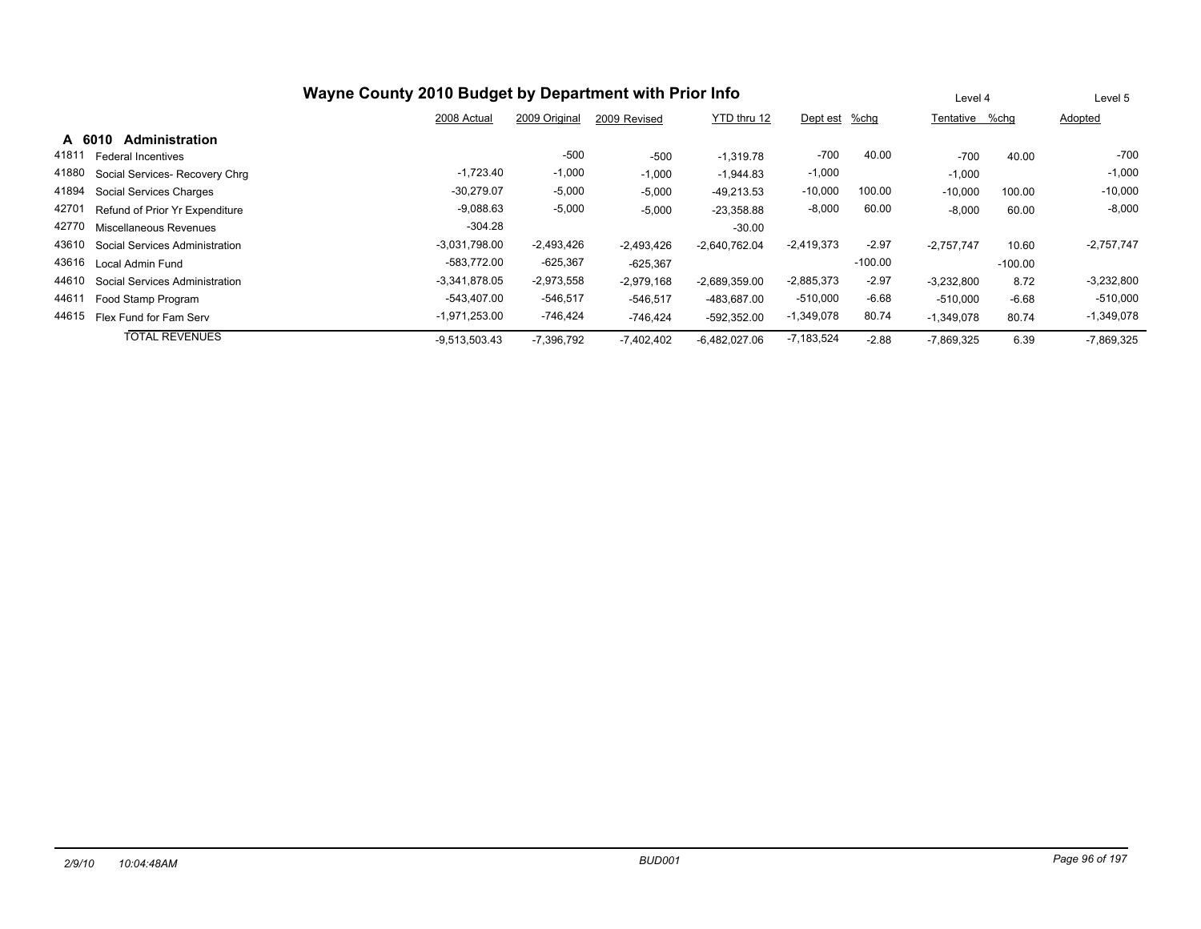# Wayne County 2010 Budget by Department with Prior Info

| | | 2008 Actual | 2009 Original | 2009 Revised | YTD thru 12 | Dept est | %chg | Level 4 Tentative | %chg | Level 5 Adopted |
|---|---|---|---|---|---|---|---|---|---|---|
| **A 6010** | **Administration** | | | | | | | | | |
| 41811 | Federal Incentives | | -500 | -500 | -1,319.78 | -700 | 40.00 | -700 | 40.00 | -700 |
| 41880 | Social Services- Recovery Chrg | -1,723.40 | -1,000 | -1,000 | -1,944.83 | -1,000 | | -1,000 | | -1,000 |
| 41894 | Social Services Charges | -30,279.07 | -5,000 | -5,000 | -49,213.53 | -10,000 | 100.00 | -10,000 | 100.00 | -10,000 |
| 42701 | Refund of Prior Yr Expenditure | -9,088.63 | -5,000 | -5,000 | -23,358.88 | -8,000 | 60.00 | -8,000 | 60.00 | -8,000 |
| 42770 | Miscellaneous Revenues | -304.28 | | | -30.00 | | | | | |
| 43610 | Social Services Administration | -3,031,798.00 | -2,493,426 | -2,493,426 | -2,640,762.04 | -2,419,373 | -2.97 | -2,757,747 | 10.60 | -2,757,747 |
| 43616 | Local Admin Fund | -583,772.00 | -625,367 | -625,367 | | | -100.00 | | -100.00 | |
| 44610 | Social Services Administration | -3,341,878.05 | -2,973,558 | -2,979,168 | -2,689,359.00 | -2,885,373 | -2.97 | -3,232,800 | 8.72 | -3,232,800 |
| 44611 | Food Stamp Program | -543,407.00 | -546,517 | -546,517 | -483,687.00 | -510,000 | -6.68 | -510,000 | -6.68 | -510,000 |
| 44615 | Flex Fund for Fam Serv | -1,971,253.00 | -746,424 | -746,424 | -592,352.00 | -1,349,078 | 80.74 | -1,349,078 | 80.74 | -1,349,078 |
| | TOTAL REVENUES | -9,513,503.43 | -7,396,792 | -7,402,402 | -6,482,027.06 | -7,183,524 | -2.88 | -7,869,325 | 6.39 | -7,869,325 |

2/9/10 10:04:48AM BUD001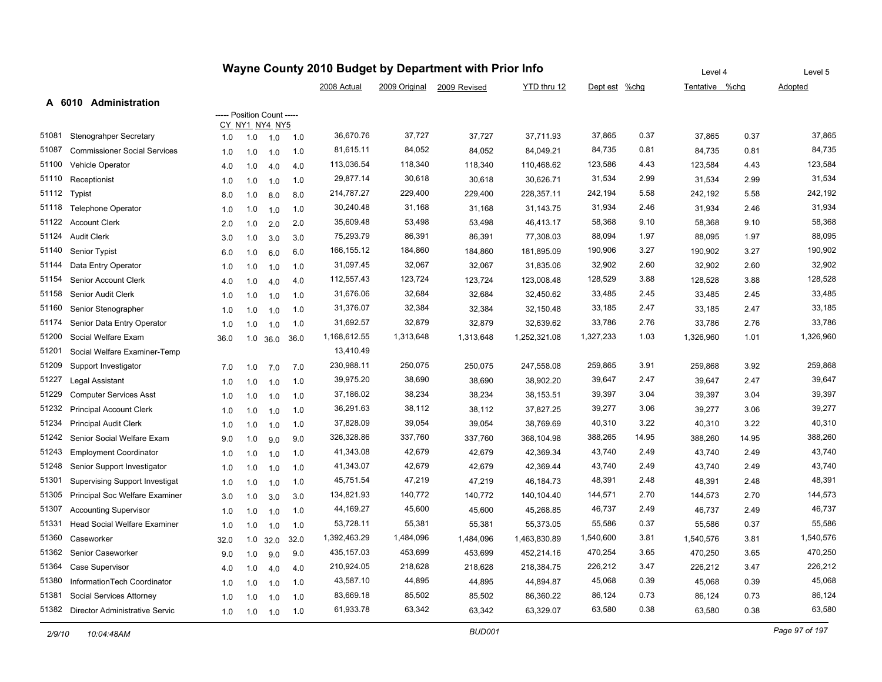# Wayne County 2010 Budget by Department with Prior Info

## A 6010 Administration

| Code | Position | CY | NY1 | NY4 | NY5 | 2008 Actual | 2009 Original | 2009 Revised | YTD thru 12 | Dept est | %chg | Level 4 Tentative | %chg | Level 5 Adopted |
|---|---|---|---|---|---|---|---|---|---|---|---|---|---|---|
| 51081 | Stenograhper Secretary | 1.0 | 1.0 | 1.0 | 1.0 | 36,670.76 | 37,727 | 37,727 | 37,711.93 | 37,865 | 0.37 | 37,865 | 0.37 | 37,865 |
| 51087 | Commissioner Social Services | 1.0 | 1.0 | 1.0 | 1.0 | 81,615.11 | 84,052 | 84,052 | 84,049.21 | 84,735 | 0.81 | 84,735 | 0.81 | 84,735 |
| 51100 | Vehicle Operator | 4.0 | 1.0 | 4.0 | 4.0 | 113,036.54 | 118,340 | 118,340 | 110,468.62 | 123,586 | 4.43 | 123,584 | 4.43 | 123,584 |
| 51110 | Receptionist | 1.0 | 1.0 | 1.0 | 1.0 | 29,877.14 | 30,618 | 30,618 | 30,626.71 | 31,534 | 2.99 | 31,534 | 2.99 | 31,534 |
| 51112 | Typist | 8.0 | 1.0 | 8.0 | 8.0 | 214,787.27 | 229,400 | 229,400 | 228,357.11 | 242,194 | 5.58 | 242,192 | 5.58 | 242,192 |
| 51118 | Telephone Operator | 1.0 | 1.0 | 1.0 | 1.0 | 30,240.48 | 31,168 | 31,168 | 31,143.75 | 31,934 | 2.46 | 31,934 | 2.46 | 31,934 |
| 51122 | Account Clerk | 2.0 | 1.0 | 2.0 | 2.0 | 35,609.48 | 53,498 | 53,498 | 46,413.17 | 58,368 | 9.10 | 58,368 | 9.10 | 58,368 |
| 51124 | Audit Clerk | 3.0 | 1.0 | 3.0 | 3.0 | 75,293.79 | 86,391 | 86,391 | 77,308.03 | 88,094 | 1.97 | 88,095 | 1.97 | 88,095 |
| 51140 | Senior Typist | 6.0 | 1.0 | 6.0 | 6.0 | 166,155.12 | 184,860 | 184,860 | 181,895.09 | 190,906 | 3.27 | 190,902 | 3.27 | 190,902 |
| 51144 | Data Entry Operator | 1.0 | 1.0 | 1.0 | 1.0 | 31,097.45 | 32,067 | 32,067 | 31,835.06 | 32,902 | 2.60 | 32,902 | 2.60 | 32,902 |
| 51154 | Senior Account Clerk | 4.0 | 1.0 | 4.0 | 4.0 | 112,557.43 | 123,724 | 123,724 | 123,008.48 | 128,529 | 3.88 | 128,528 | 3.88 | 128,528 |
| 51158 | Senior Audit Clerk | 1.0 | 1.0 | 1.0 | 1.0 | 31,676.06 | 32,684 | 32,684 | 32,450.62 | 33,485 | 2.45 | 33,485 | 2.45 | 33,485 |
| 51160 | Senior Stenographer | 1.0 | 1.0 | 1.0 | 1.0 | 31,376.07 | 32,384 | 32,384 | 32,150.48 | 33,185 | 2.47 | 33,185 | 2.47 | 33,185 |
| 51174 | Senior Data Entry Operator | 1.0 | 1.0 | 1.0 | 1.0 | 31,692.57 | 32,879 | 32,879 | 32,639.62 | 33,786 | 2.76 | 33,786 | 2.76 | 33,786 |
| 51200 | Social Welfare Exam | 36.0 | 1.0 | 36.0 | 36.0 | 1,168,612.55 | 1,313,648 | 1,313,648 | 1,252,321.08 | 1,327,233 | 1.03 | 1,326,960 | 1.01 | 1,326,960 |
| 51201 | Social Welfare Examiner-Temp | | | | | 13,410.49 | | | | | | | | |
| 51209 | Support Investigator | 7.0 | 1.0 | 7.0 | 7.0 | 230,988.11 | 250,075 | 250,075 | 247,558.08 | 259,865 | 3.91 | 259,868 | 3.92 | 259,868 |
| 51227 | Legal Assistant | 1.0 | 1.0 | 1.0 | 1.0 | 39,975.20 | 38,690 | 38,690 | 38,902.20 | 39,647 | 2.47 | 39,647 | 2.47 | 39,647 |
| 51229 | Computer Services Asst | 1.0 | 1.0 | 1.0 | 1.0 | 37,186.02 | 38,234 | 38,234 | 38,153.51 | 39,397 | 3.04 | 39,397 | 3.04 | 39,397 |
| 51232 | Principal Account Clerk | 1.0 | 1.0 | 1.0 | 1.0 | 36,291.63 | 38,112 | 38,112 | 37,827.25 | 39,277 | 3.06 | 39,277 | 3.06 | 39,277 |
| 51234 | Principal Audit Clerk | 1.0 | 1.0 | 1.0 | 1.0 | 37,828.09 | 39,054 | 39,054 | 38,769.69 | 40,310 | 3.22 | 40,310 | 3.22 | 40,310 |
| 51242 | Senior Social Welfare Exam | 9.0 | 1.0 | 9.0 | 9.0 | 326,328.86 | 337,760 | 337,760 | 368,104.98 | 388,265 | 14.95 | 388,260 | 14.95 | 388,260 |
| 51243 | Employment Coordinator | 1.0 | 1.0 | 1.0 | 1.0 | 41,343.08 | 42,679 | 42,679 | 42,369.34 | 43,740 | 2.49 | 43,740 | 2.49 | 43,740 |
| 51248 | Senior Support Investigator | 1.0 | 1.0 | 1.0 | 1.0 | 41,343.07 | 42,679 | 42,679 | 42,369.44 | 43,740 | 2.49 | 43,740 | 2.49 | 43,740 |
| 51301 | Supervising Support Investigat | 1.0 | 1.0 | 1.0 | 1.0 | 45,751.54 | 47,219 | 47,219 | 46,184.73 | 48,391 | 2.48 | 48,391 | 2.48 | 48,391 |
| 51305 | Principal Soc Welfare Examiner | 3.0 | 1.0 | 3.0 | 3.0 | 134,821.93 | 140,772 | 140,772 | 140,104.40 | 144,571 | 2.70 | 144,573 | 2.70 | 144,573 |
| 51307 | Accounting Supervisor | 1.0 | 1.0 | 1.0 | 1.0 | 44,169.27 | 45,600 | 45,600 | 45,268.85 | 46,737 | 2.49 | 46,737 | 2.49 | 46,737 |
| 51331 | Head Social Welfare Examiner | 1.0 | 1.0 | 1.0 | 1.0 | 53,728.11 | 55,381 | 55,381 | 55,373.05 | 55,586 | 0.37 | 55,586 | 0.37 | 55,586 |
| 51360 | Caseworker | 32.0 | 1.0 | 32.0 | 32.0 | 1,392,463.29 | 1,484,096 | 1,484,096 | 1,463,830.89 | 1,540,600 | 3.81 | 1,540,576 | 3.81 | 1,540,576 |
| 51362 | Senior Caseworker | 9.0 | 1.0 | 9.0 | 9.0 | 435,157.03 | 453,699 | 453,699 | 452,214.16 | 470,254 | 3.65 | 470,250 | 3.65 | 470,250 |
| 51364 | Case Supervisor | 4.0 | 1.0 | 4.0 | 4.0 | 210,924.05 | 218,628 | 218,628 | 218,384.75 | 226,212 | 3.47 | 226,212 | 3.47 | 226,212 |
| 51380 | InformationTech Coordinator | 1.0 | 1.0 | 1.0 | 1.0 | 43,587.10 | 44,895 | 44,895 | 44,894.87 | 45,068 | 0.39 | 45,068 | 0.39 | 45,068 |
| 51381 | Social Services Attorney | 1.0 | 1.0 | 1.0 | 1.0 | 83,669.18 | 85,502 | 85,502 | 86,360.22 | 86,124 | 0.73 | 86,124 | 0.73 | 86,124 |
| 51382 | Director Administrative Servic | 1.0 | 1.0 | 1.0 | 1.0 | 61,933.78 | 63,342 | 63,342 | 63,329.07 | 63,580 | 0.38 | 63,580 | 0.38 | 63,580 |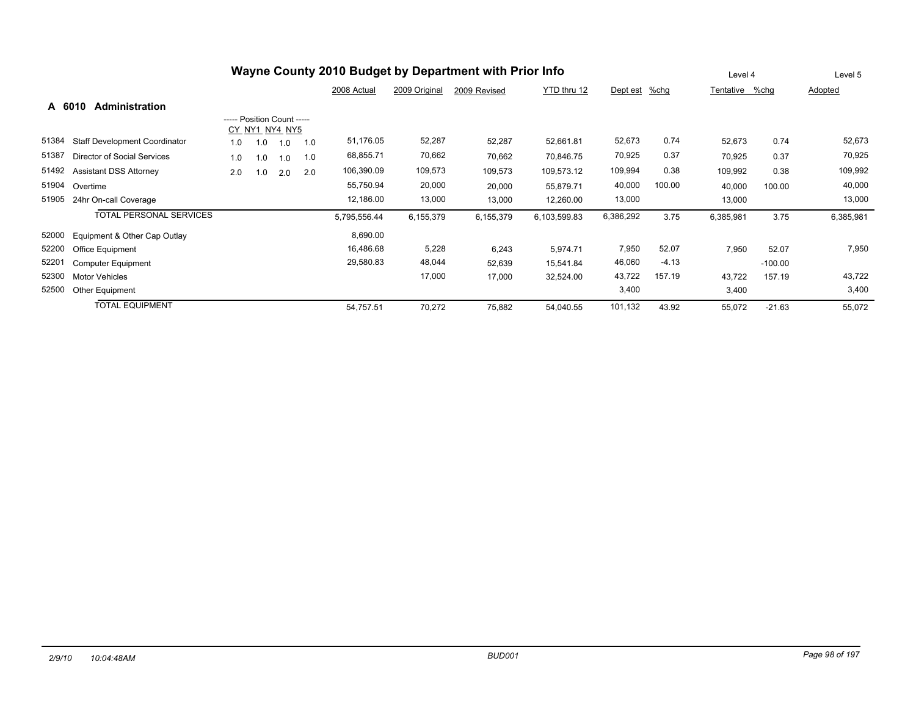# Wayne County 2010 Budget by Department with Prior Info

## A 6010 Administration

| Code | Description | CY | NY1 | NY4 | NY5 | 2008 Actual | 2009 Original | 2009 Revised | YTD thru 12 | Dept est | %chg | Level 4 Tentative | %chg | Level 5 Adopted |
|---|---|---|---|---|---|---|---|---|---|---|---|---|---|---|
| 51384 | Staff Development Coordinator | 1.0 | 1.0 | 1.0 | 1.0 | 51,176.05 | 52,287 | 52,287 | 52,661.81 | 52,673 | 0.74 | 52,673 | 0.74 | 52,673 |
| 51387 | Director of Social Services | 1.0 | 1.0 | 1.0 | 1.0 | 68,855.71 | 70,662 | 70,662 | 70,846.75 | 70,925 | 0.37 | 70,925 | 0.37 | 70,925 |
| 51492 | Assistant DSS Attorney | 2.0 | 1.0 | 2.0 | 2.0 | 106,390.09 | 109,573 | 109,573 | 109,573.12 | 109,994 | 0.38 | 109,992 | 0.38 | 109,992 |
| 51904 | Overtime | | | | | 55,750.94 | 20,000 | 20,000 | 55,879.71 | 40,000 | 100.00 | 40,000 | 100.00 | 40,000 |
| 51905 | 24hr On-call Coverage | | | | | 12,186.00 | 13,000 | 13,000 | 12,260.00 | 13,000 | | 13,000 | | 13,000 |
| | TOTAL PERSONAL SERVICES | | | | | 5,795,556.44 | 6,155,379 | 6,155,379 | 6,103,599.83 | 6,386,292 | 3.75 | 6,385,981 | 3.75 | 6,385,981 |
| 52000 | Equipment & Other Cap Outlay | | | | | 8,690.00 | | | | | | | | |
| 52200 | Office Equipment | | | | | 16,486.68 | 5,228 | 6,243 | 5,974.71 | 7,950 | 52.07 | 7,950 | 52.07 | 7,950 |
| 52201 | Computer Equipment | | | | | 29,580.83 | 48,044 | 52,639 | 15,541.84 | 46,060 | -4.13 | | -100.00 | |
| 52300 | Motor Vehicles | | | | | | 17,000 | 17,000 | 32,524.00 | 43,722 | 157.19 | 43,722 | 157.19 | 43,722 |
| 52500 | Other Equipment | | | | | | | | | 3,400 | | 3,400 | | 3,400 |
| | TOTAL EQUIPMENT | | | | | 54,757.51 | 70,272 | 75,882 | 54,040.55 | 101,132 | 43.92 | 55,072 | -21.63 | 55,072 |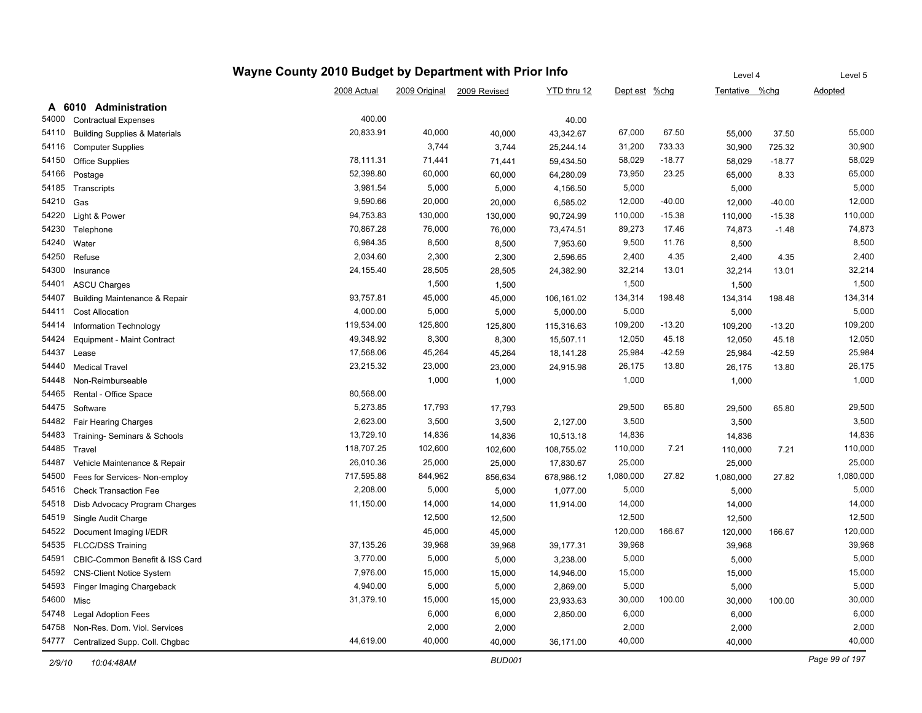# Wayne County 2010 Budget by Department with Prior Info

## A 6010 Administration

| Code | Description | 2008 Actual | 2009 Original | 2009 Revised | YTD thru 12 | Dept est | %chg | Tentative (Level 4) | %chg | Adopted (Level 5) |
|---|---|---|---|---|---|---|---|---|---|---|
| 54000 | Contractual Expenses | 400.00 | | | 40.00 | | | | | |
| 54110 | Building Supplies & Materials | 20,833.91 | 40,000 | 40,000 | 43,342.67 | 67,000 | 67.50 | 55,000 | 37.50 | 55,000 |
| 54116 | Computer Supplies | | 3,744 | 3,744 | 25,244.14 | 31,200 | 733.33 | 30,900 | 725.32 | 30,900 |
| 54150 | Office Supplies | 78,111.31 | 71,441 | 71,441 | 59,434.50 | 58,029 | -18.77 | 58,029 | -18.77 | 58,029 |
| 54166 | Postage | 52,398.80 | 60,000 | 60,000 | 64,280.09 | 73,950 | 23.25 | 65,000 | 8.33 | 65,000 |
| 54185 | Transcripts | 3,981.54 | 5,000 | 5,000 | 4,156.50 | 5,000 | | 5,000 | | 5,000 |
| 54210 | Gas | 9,590.66 | 20,000 | 20,000 | 6,585.02 | 12,000 | -40.00 | 12,000 | -40.00 | 12,000 |
| 54220 | Light & Power | 94,753.83 | 130,000 | 130,000 | 90,724.99 | 110,000 | -15.38 | 110,000 | -15.38 | 110,000 |
| 54230 | Telephone | 70,867.28 | 76,000 | 76,000 | 73,474.51 | 89,273 | 17.46 | 74,873 | -1.48 | 74,873 |
| 54240 | Water | 6,984.35 | 8,500 | 8,500 | 7,953.60 | 9,500 | 11.76 | 8,500 | | 8,500 |
| 54250 | Refuse | 2,034.60 | 2,300 | 2,300 | 2,596.65 | 2,400 | 4.35 | 2,400 | 4.35 | 2,400 |
| 54300 | Insurance | 24,155.40 | 28,505 | 28,505 | 24,382.90 | 32,214 | 13.01 | 32,214 | 13.01 | 32,214 |
| 54401 | ASCU Charges | | 1,500 | 1,500 | | 1,500 | | 1,500 | | 1,500 |
| 54407 | Building Maintenance & Repair | 93,757.81 | 45,000 | 45,000 | 106,161.02 | 134,314 | 198.48 | 134,314 | 198.48 | 134,314 |
| 54411 | Cost Allocation | 4,000.00 | 5,000 | 5,000 | 5,000.00 | 5,000 | | 5,000 | | 5,000 |
| 54414 | Information Technology | 119,534.00 | 125,800 | 125,800 | 115,316.63 | 109,200 | -13.20 | 109,200 | -13.20 | 109,200 |
| 54424 | Equipment - Maint Contract | 49,348.92 | 8,300 | 8,300 | 15,507.11 | 12,050 | 45.18 | 12,050 | 45.18 | 12,050 |
| 54437 | Lease | 17,568.06 | 45,264 | 45,264 | 18,141.28 | 25,984 | -42.59 | 25,984 | -42.59 | 25,984 |
| 54440 | Medical Travel | 23,215.32 | 23,000 | 23,000 | 24,915.98 | 26,175 | 13.80 | 26,175 | 13.80 | 26,175 |
| 54448 | Non-Reimburseable | | 1,000 | 1,000 | | 1,000 | | 1,000 | | 1,000 |
| 54465 | Rental - Office Space | 80,568.00 | | | | | | | | |
| 54475 | Software | 5,273.85 | 17,793 | 17,793 | | 29,500 | 65.80 | 29,500 | 65.80 | 29,500 |
| 54482 | Fair Hearing Charges | 2,623.00 | 3,500 | 3,500 | 2,127.00 | 3,500 | | 3,500 | | 3,500 |
| 54483 | Training- Seminars & Schools | 13,729.10 | 14,836 | 14,836 | 10,513.18 | 14,836 | | 14,836 | | 14,836 |
| 54485 | Travel | 118,707.25 | 102,600 | 102,600 | 108,755.02 | 110,000 | 7.21 | 110,000 | 7.21 | 110,000 |
| 54487 | Vehicle Maintenance & Repair | 26,010.36 | 25,000 | 25,000 | 17,830.67 | 25,000 | | 25,000 | | 25,000 |
| 54500 | Fees for Services- Non-employ | 717,595.88 | 844,962 | 856,634 | 678,986.12 | 1,080,000 | 27.82 | 1,080,000 | 27.82 | 1,080,000 |
| 54516 | Check Transaction Fee | 2,208.00 | 5,000 | 5,000 | 1,077.00 | 5,000 | | 5,000 | | 5,000 |
| 54518 | Disb Advocacy Program Charges | 11,150.00 | 14,000 | 14,000 | 11,914.00 | 14,000 | | 14,000 | | 14,000 |
| 54519 | Single Audit Charge | | 12,500 | 12,500 | | 12,500 | | 12,500 | | 12,500 |
| 54522 | Document Imaging I/EDR | | 45,000 | 45,000 | | 120,000 | 166.67 | 120,000 | 166.67 | 120,000 |
| 54535 | FLCC/DSS Training | 37,135.26 | 39,968 | 39,968 | 39,177.31 | 39,968 | | 39,968 | | 39,968 |
| 54591 | CBIC-Common Benefit & ISS Card | 3,770.00 | 5,000 | 5,000 | 3,238.00 | 5,000 | | 5,000 | | 5,000 |
| 54592 | CNS-Client Notice System | 7,976.00 | 15,000 | 15,000 | 14,946.00 | 15,000 | | 15,000 | | 15,000 |
| 54593 | Finger Imaging Chargeback | 4,940.00 | 5,000 | 5,000 | 2,869.00 | 5,000 | | 5,000 | | 5,000 |
| 54600 | Misc | 31,379.10 | 15,000 | 15,000 | 23,933.63 | 30,000 | 100.00 | 30,000 | 100.00 | 30,000 |
| 54748 | Legal Adoption Fees | | 6,000 | 6,000 | 2,850.00 | 6,000 | | 6,000 | | 6,000 |
| 54758 | Non-Res. Dom. Viol. Services | | 2,000 | 2,000 | | 2,000 | | 2,000 | | 2,000 |
| 54777 | Centralized Supp. Coll. Chgbac | 44,619.00 | 40,000 | 40,000 | 36,171.00 | 40,000 | | 40,000 | | 40,000 |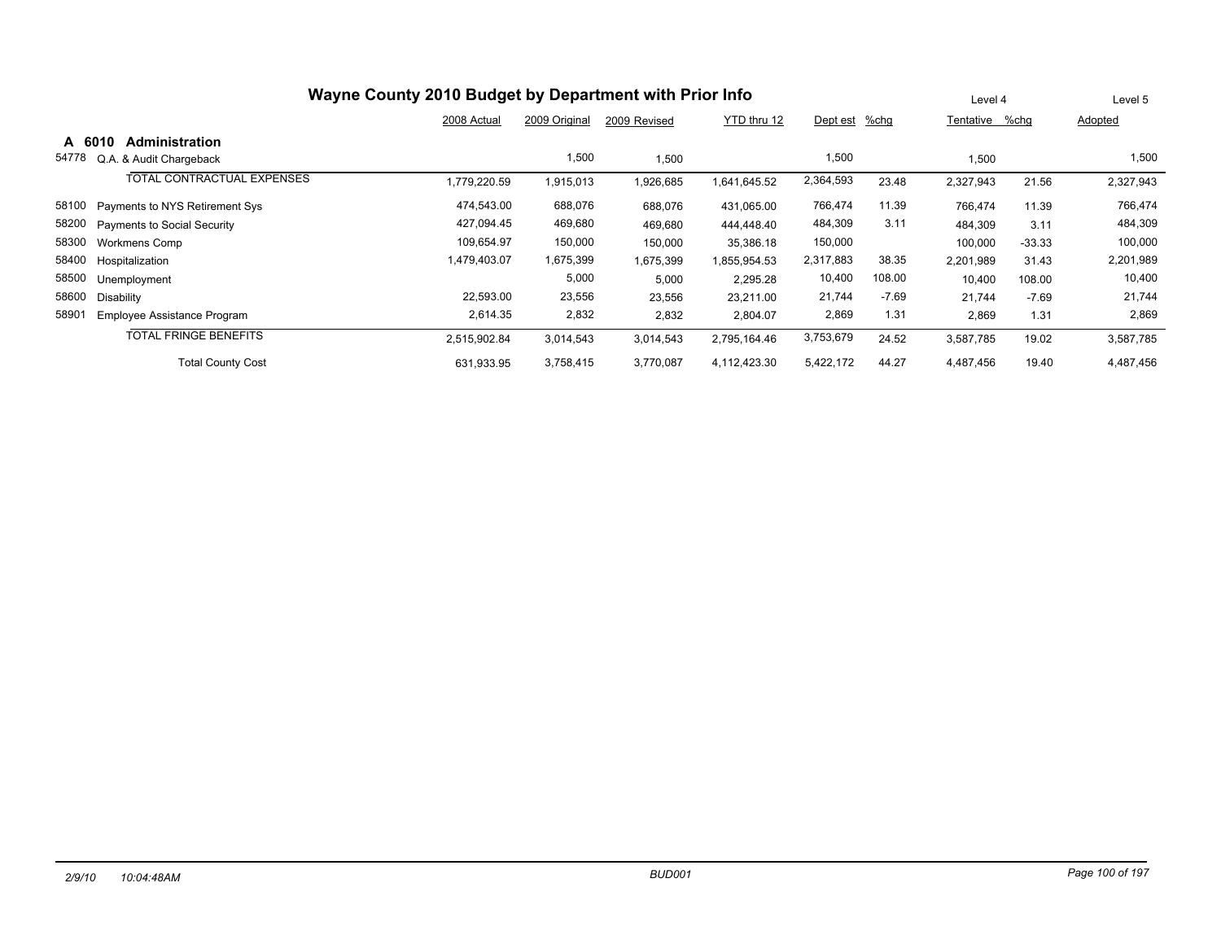# Wayne County 2010 Budget by Department with Prior Info

## A 6010 Administration

| | | 2008 Actual | 2009 Original | 2009 Revised | YTD thru 12 | Dept est | %chg | Level 4 Tentative | %chg | Level 5 Adopted |
|---|---|---|---|---|---|---|---|---|---|---|
| 54778 | Q.A. & Audit Chargeback | | 1,500 | 1,500 | | 1,500 | | 1,500 | | 1,500 |
| | TOTAL CONTRACTUAL EXPENSES | 1,779,220.59 | 1,915,013 | 1,926,685 | 1,641,645.52 | 2,364,593 | 23.48 | 2,327,943 | 21.56 | 2,327,943 |
| 58100 | Payments to NYS Retirement Sys | 474,543.00 | 688,076 | 688,076 | 431,065.00 | 766,474 | 11.39 | 766,474 | 11.39 | 766,474 |
| 58200 | Payments to Social Security | 427,094.45 | 469,680 | 469,680 | 444,448.40 | 484,309 | 3.11 | 484,309 | 3.11 | 484,309 |
| 58300 | Workmens Comp | 109,654.97 | 150,000 | 150,000 | 35,386.18 | 150,000 | | 100,000 | -33.33 | 100,000 |
| 58400 | Hospitalization | 1,479,403.07 | 1,675,399 | 1,675,399 | 1,855,954.53 | 2,317,883 | 38.35 | 2,201,989 | 31.43 | 2,201,989 |
| 58500 | Unemployment | | 5,000 | 5,000 | 2,295.28 | 10,400 | 108.00 | 10,400 | 108.00 | 10,400 |
| 58600 | Disability | 22,593.00 | 23,556 | 23,556 | 23,211.00 | 21,744 | -7.69 | 21,744 | -7.69 | 21,744 |
| 58901 | Employee Assistance Program | 2,614.35 | 2,832 | 2,832 | 2,804.07 | 2,869 | 1.31 | 2,869 | 1.31 | 2,869 |
| | TOTAL FRINGE BENEFITS | 2,515,902.84 | 3,014,543 | 3,014,543 | 2,795,164.46 | 3,753,679 | 24.52 | 3,587,785 | 19.02 | 3,587,785 |
| | Total County Cost | 631,933.95 | 3,758,415 | 3,770,087 | 4,112,423.30 | 5,422,172 | 44.27 | 4,487,456 | 19.40 | 4,487,456 |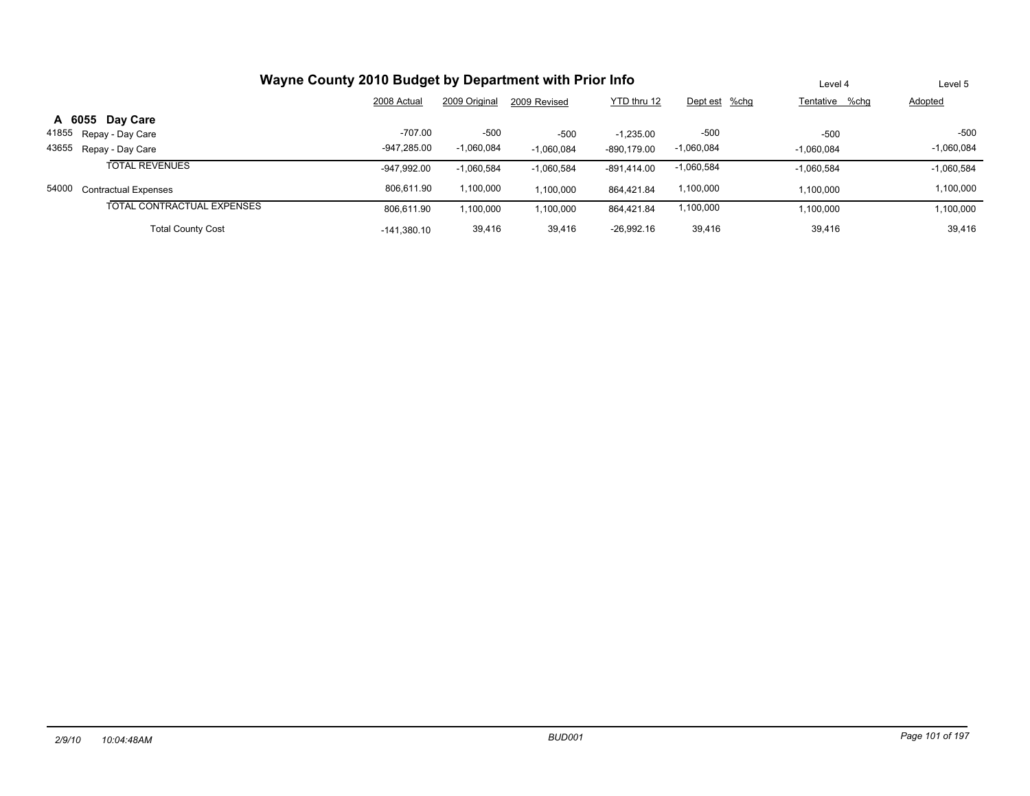# Wayne County 2010 Budget by Department with Prior Info

| | | 2008 Actual | 2009 Original | 2009 Revised | YTD thru 12 | Dept est | %chg | Level 4 Tentative | %chg | Level 5 Adopted |
|---|---|---|---|---|---|---|---|---|---|---|
| **A 6055** | **Day Care** | | | | | | | | | |
| 41855 | Repay - Day Care | -707.00 | -500 | -500 | -1,235.00 | -500 | | -500 | | -500 |
| 43655 | Repay - Day Care | -947,285.00 | -1,060,084 | -1,060,084 | -890,179.00 | -1,060,084 | | -1,060,084 | | -1,060,084 |
| | TOTAL REVENUES | -947,992.00 | -1,060,584 | -1,060,584 | -891,414.00 | -1,060,584 | | -1,060,584 | | -1,060,584 |
| 54000 | Contractual Expenses | 806,611.90 | 1,100,000 | 1,100,000 | 864,421.84 | 1,100,000 | | 1,100,000 | | 1,100,000 |
| | TOTAL CONTRACTUAL EXPENSES | 806,611.90 | 1,100,000 | 1,100,000 | 864,421.84 | 1,100,000 | | 1,100,000 | | 1,100,000 |
| | Total County Cost | -141,380.10 | 39,416 | 39,416 | -26,992.16 | 39,416 | | 39,416 | | 39,416 |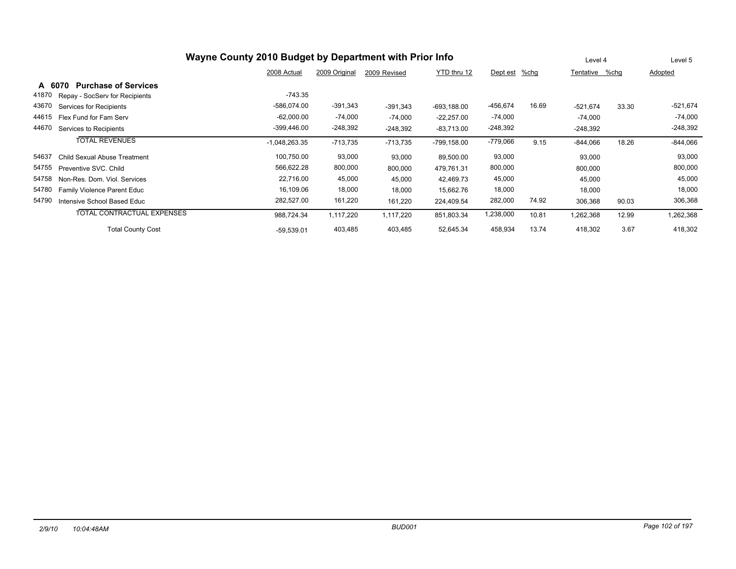# Wayne County 2010 Budget by Department with Prior Info

| | | 2008 Actual | 2009 Original | 2009 Revised | YTD thru 12 | Dept est | %chg | Tentative (Level 4) | %chg | Adopted (Level 5) |
|---|---|---|---|---|---|---|---|---|---|---|
| **A 6070** | **Purchase of Services** | | | | | | | | | |
| 41870 | Repay - SocServ for Recipients | -743.35 | | | | | | | | |
| 43670 | Services for Recipients | -586,074.00 | -391,343 | -391,343 | -693,188.00 | -456,674 | 16.69 | -521,674 | 33.30 | -521,674 |
| 44615 | Flex Fund for Fam Serv | -62,000.00 | -74,000 | -74,000 | -22,257.00 | -74,000 | | -74,000 | | -74,000 |
| 44670 | Services to Recipients | -399,446.00 | -248,392 | -248,392 | -83,713.00 | -248,392 | | -248,392 | | -248,392 |
| | TOTAL REVENUES | -1,048,263.35 | -713,735 | -713,735 | -799,158.00 | -779,066 | 9.15 | -844,066 | 18.26 | -844,066 |
| 54637 | Child Sexual Abuse Treatment | 100,750.00 | 93,000 | 93,000 | 89,500.00 | 93,000 | | 93,000 | | 93,000 |
| 54755 | Preventive SVC. Child | 566,622.28 | 800,000 | 800,000 | 479,761.31 | 800,000 | | 800,000 | | 800,000 |
| 54758 | Non-Res. Dom. Viol. Services | 22,716.00 | 45,000 | 45,000 | 42,469.73 | 45,000 | | 45,000 | | 45,000 |
| 54780 | Family Violence Parent Educ | 16,109.06 | 18,000 | 18,000 | 15,662.76 | 18,000 | | 18,000 | | 18,000 |
| 54790 | Intensive School Based Educ | 282,527.00 | 161,220 | 161,220 | 224,409.54 | 282,000 | 74.92 | 306,368 | 90.03 | 306,368 |
| | TOTAL CONTRACTUAL EXPENSES | 988,724.34 | 1,117,220 | 1,117,220 | 851,803.34 | 1,238,000 | 10.81 | 1,262,368 | 12.99 | 1,262,368 |
| | Total County Cost | -59,539.01 | 403,485 | 403,485 | 52,645.34 | 458,934 | 13.74 | 418,302 | 3.67 | 418,302 |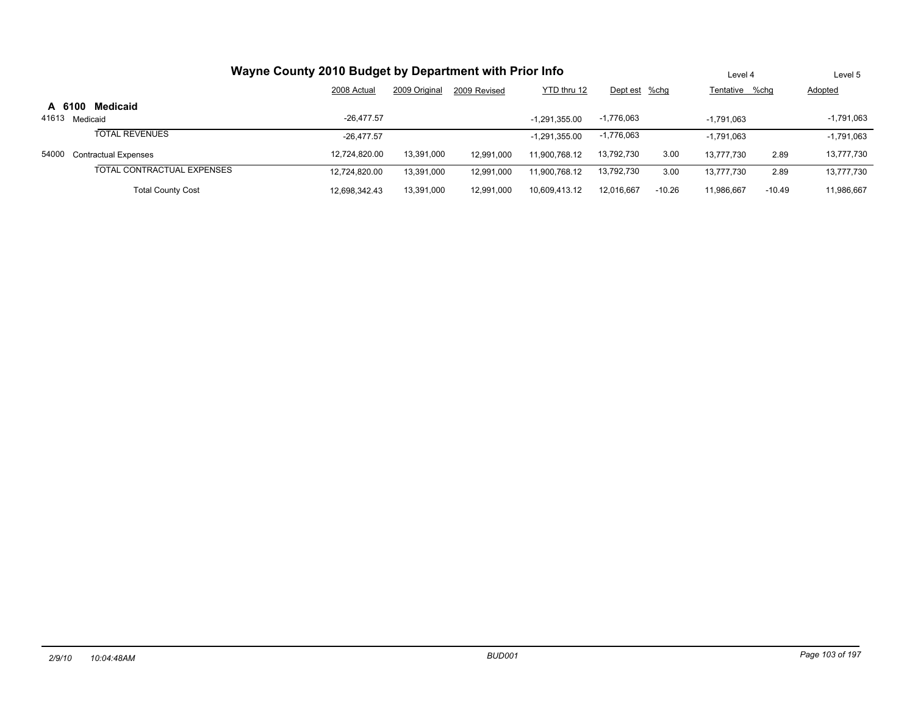# Wayne County 2010 Budget by Department with Prior Info

| | 2008 Actual | 2009 Original | 2009 Revised | YTD thru 12 | Dept est | %chg | Level 4 Tentative | %chg | Level 5 Adopted |
|---|---|---|---|---|---|---|---|---|---|
| **A 6100 Medicaid** | | | | | | | | | |
| 41613 Medicaid | -26,477.57 | | | -1,291,355.00 | -1,776,063 | | -1,791,063 | | -1,791,063 |
| TOTAL REVENUES | -26,477.57 | | | -1,291,355.00 | -1,776,063 | | -1,791,063 | | -1,791,063 |
| 54000 Contractual Expenses | 12,724,820.00 | 13,391,000 | 12,991,000 | 11,900,768.12 | 13,792,730 | 3.00 | 13,777,730 | 2.89 | 13,777,730 |
| TOTAL CONTRACTUAL EXPENSES | 12,724,820.00 | 13,391,000 | 12,991,000 | 11,900,768.12 | 13,792,730 | 3.00 | 13,777,730 | 2.89 | 13,777,730 |
| Total County Cost | 12,698,342.43 | 13,391,000 | 12,991,000 | 10,609,413.12 | 12,016,667 | -10.26 | 11,986,667 | -10.49 | 11,986,667 |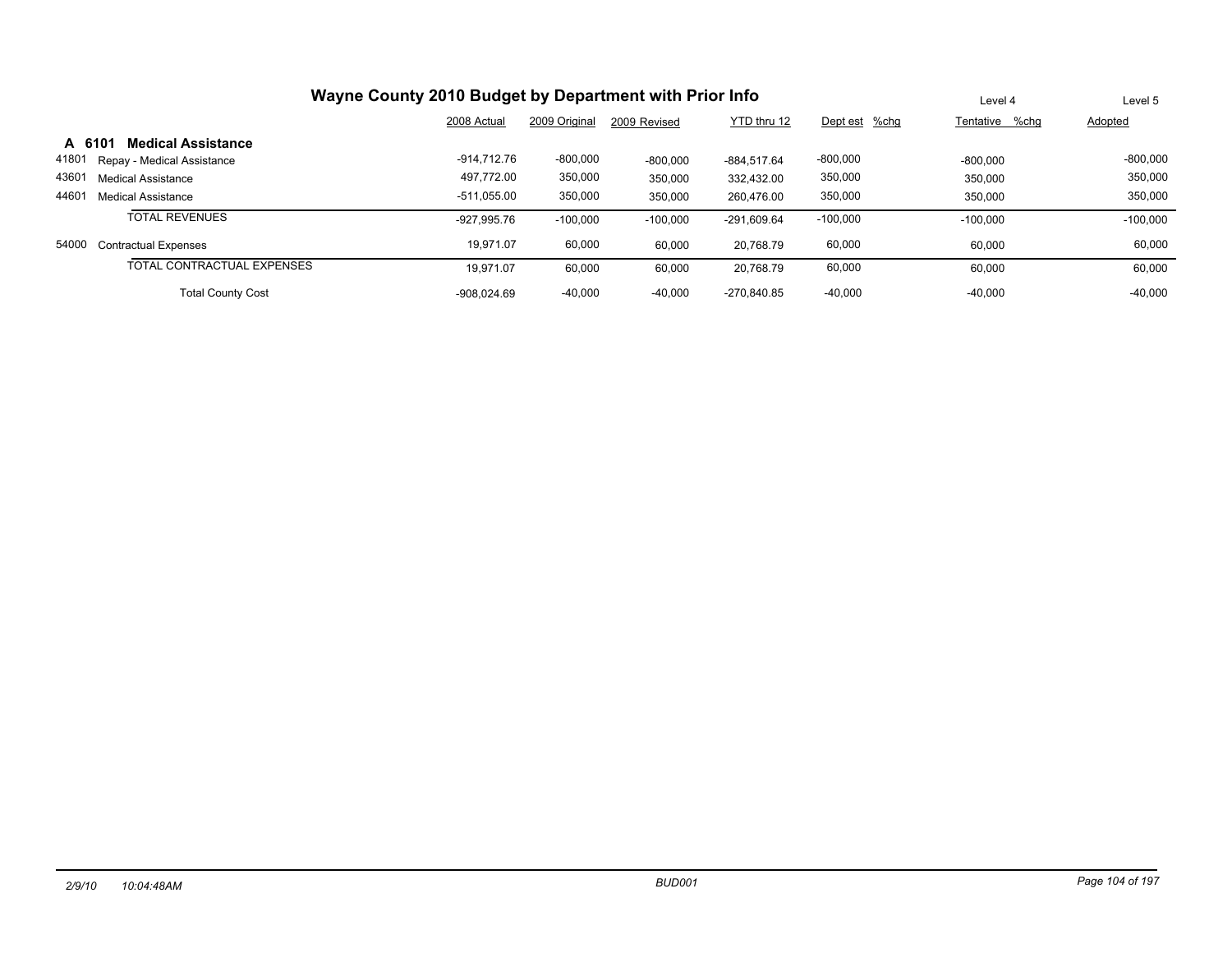# Wayne County 2010 Budget by Department with Prior Info

| | | 2008 Actual | 2009 Original | 2009 Revised | YTD thru 12 | Dept est | %chg | Level 4 Tentative | %chg | Level 5 Adopted |
|---|---|---|---|---|---|---|---|---|---|---|
| **A 6101** | **Medical Assistance** | | | | | | | | | |
| 41801 | Repay - Medical Assistance | -914,712.76 | -800,000 | -800,000 | -884,517.64 | -800,000 | | -800,000 | | -800,000 |
| 43601 | Medical Assistance | 497,772.00 | 350,000 | 350,000 | 332,432.00 | 350,000 | | 350,000 | | 350,000 |
| 44601 | Medical Assistance | -511,055.00 | 350,000 | 350,000 | 260,476.00 | 350,000 | | 350,000 | | 350,000 |
| | TOTAL REVENUES | -927,995.76 | -100,000 | -100,000 | -291,609.64 | -100,000 | | -100,000 | | -100,000 |
| 54000 | Contractual Expenses | 19,971.07 | 60,000 | 60,000 | 20,768.79 | 60,000 | | 60,000 | | 60,000 |
| | TOTAL CONTRACTUAL EXPENSES | 19,971.07 | 60,000 | 60,000 | 20,768.79 | 60,000 | | 60,000 | | 60,000 |
| | Total County Cost | -908,024.69 | -40,000 | -40,000 | -270,840.85 | -40,000 | | -40,000 | | -40,000 |

2/9/10 10:04:48AM BUD001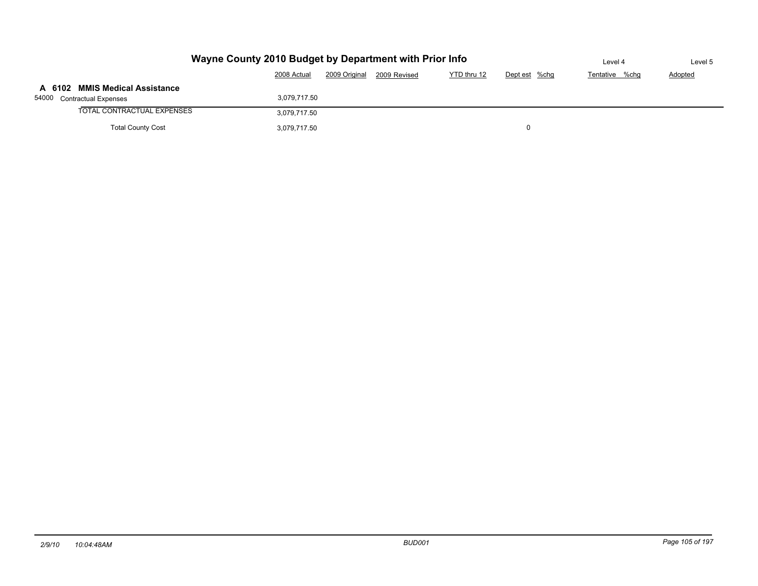# Wayne County 2010 Budget by Department with Prior Info

| | 2008 Actual | 2009 Original | 2009 Revised | YTD thru 12 | Dept est | %chg | Level 4 Tentative | %chg | Level 5 Adopted |
|---|---|---|---|---|---|---|---|---|---|
| **A 6102 MMIS Medical Assistance** | | | | | | | | | |
| 54000 Contractual Expenses | 3,079,717.50 | | | | | | | | |
| TOTAL CONTRACTUAL EXPENSES | 3,079,717.50 | | | | | | | | |
| Total County Cost | 3,079,717.50 | | | | 0 | | | | |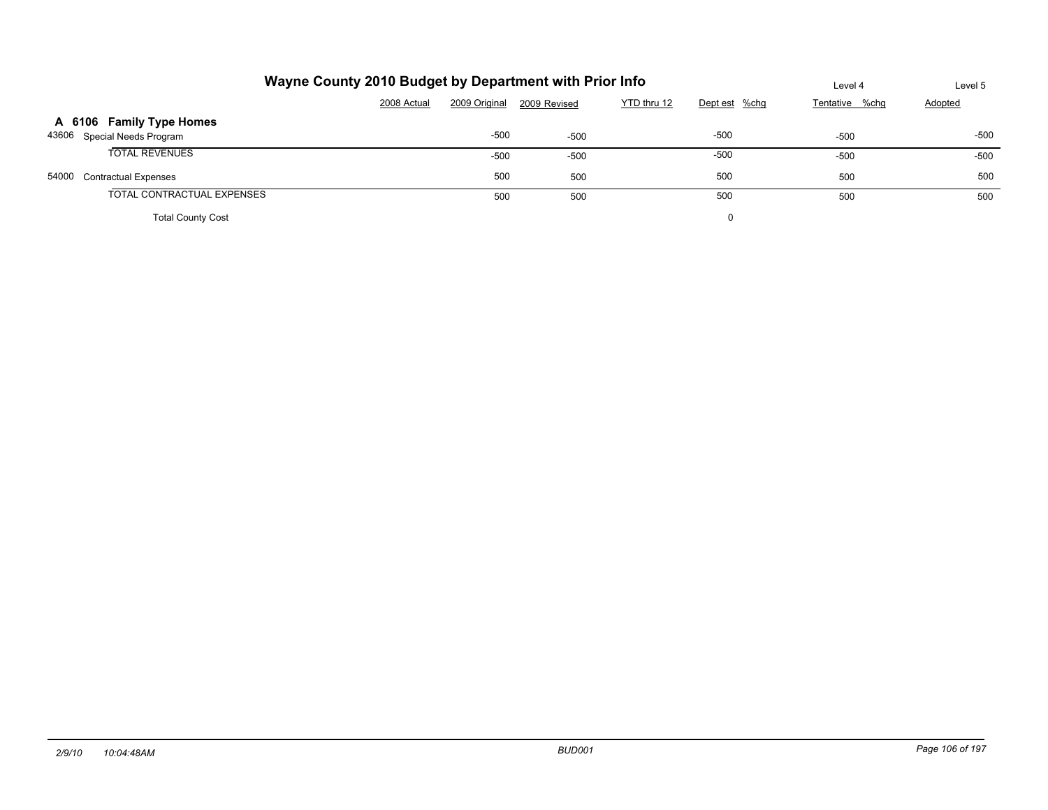# Wayne County 2010 Budget by Department with Prior Info

| | 2008 Actual | 2009 Original | 2009 Revised | YTD thru 12 | Dept est | %chg | Level 4 Tentative | %chg | Level 5 Adopted |
|---|---|---|---|---|---|---|---|---|---|
| **A 6106 Family Type Homes** | | | | | | | | | |
| 43606 Special Needs Program | | -500 | -500 | | -500 | | -500 | | -500 |
| TOTAL REVENUES | | -500 | -500 | | -500 | | -500 | | -500 |
| 54000 Contractual Expenses | | 500 | 500 | | 500 | | 500 | | 500 |
| TOTAL CONTRACTUAL EXPENSES | | 500 | 500 | | 500 | | 500 | | 500 |
| Total County Cost | | | | | 0 | | | | |

2/9/10 10:04:48AM BUD001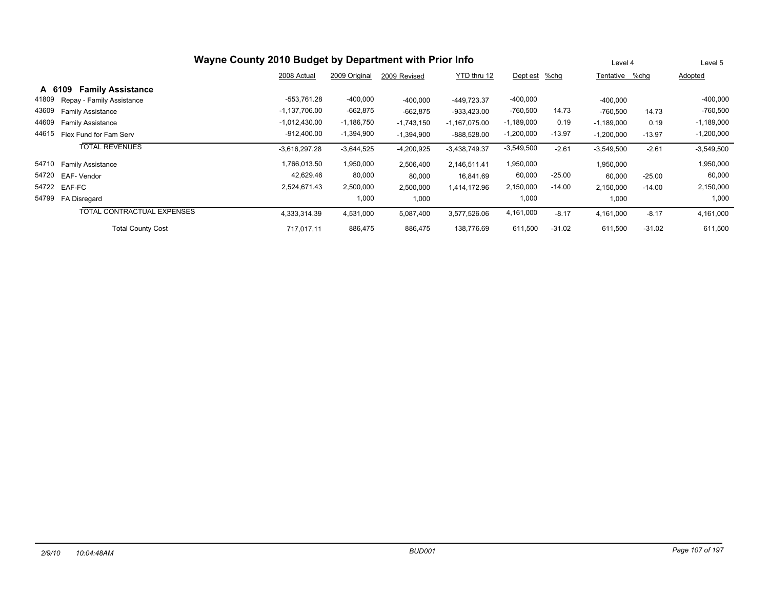# Wayne County 2010 Budget by Department with Prior Info

## A 6109 Family Assistance

| | | 2008 Actual | 2009 Original | 2009 Revised | YTD thru 12 | Dept est | %chg | Level 4 Tentative | %chg | Level 5 Adopted |
|---|---|---|---|---|---|---|---|---|---|---|
| 41809 | Repay - Family Assistance | -553,761.28 | -400,000 | -400,000 | -449,723.37 | -400,000 | | -400,000 | | -400,000 |
| 43609 | Family Assistance | -1,137,706.00 | -662,875 | -662,875 | -933,423.00 | -760,500 | 14.73 | -760,500 | 14.73 | -760,500 |
| 44609 | Family Assistance | -1,012,430.00 | -1,186,750 | -1,743,150 | -1,167,075.00 | -1,189,000 | 0.19 | -1,189,000 | 0.19 | -1,189,000 |
| 44615 | Flex Fund for Fam Serv | -912,400.00 | -1,394,900 | -1,394,900 | -888,528.00 | -1,200,000 | -13.97 | -1,200,000 | -13.97 | -1,200,000 |
| | TOTAL REVENUES | -3,616,297.28 | -3,644,525 | -4,200,925 | -3,438,749.37 | -3,549,500 | -2.61 | -3,549,500 | -2.61 | -3,549,500 |
| 54710 | Family Assistance | 1,766,013.50 | 1,950,000 | 2,506,400 | 2,146,511.41 | 1,950,000 | | 1,950,000 | | 1,950,000 |
| 54720 | EAF- Vendor | 42,629.46 | 80,000 | 80,000 | 16,841.69 | 60,000 | -25.00 | 60,000 | -25.00 | 60,000 |
| 54722 | EAF-FC | 2,524,671.43 | 2,500,000 | 2,500,000 | 1,414,172.96 | 2,150,000 | -14.00 | 2,150,000 | -14.00 | 2,150,000 |
| 54799 | FA Disregard | | 1,000 | 1,000 | | 1,000 | | 1,000 | | 1,000 |
| | TOTAL CONTRACTUAL EXPENSES | 4,333,314.39 | 4,531,000 | 5,087,400 | 3,577,526.06 | 4,161,000 | -8.17 | 4,161,000 | -8.17 | 4,161,000 |
| | Total County Cost | 717,017.11 | 886,475 | 886,475 | 138,776.69 | 611,500 | -31.02 | 611,500 | -31.02 | 611,500 |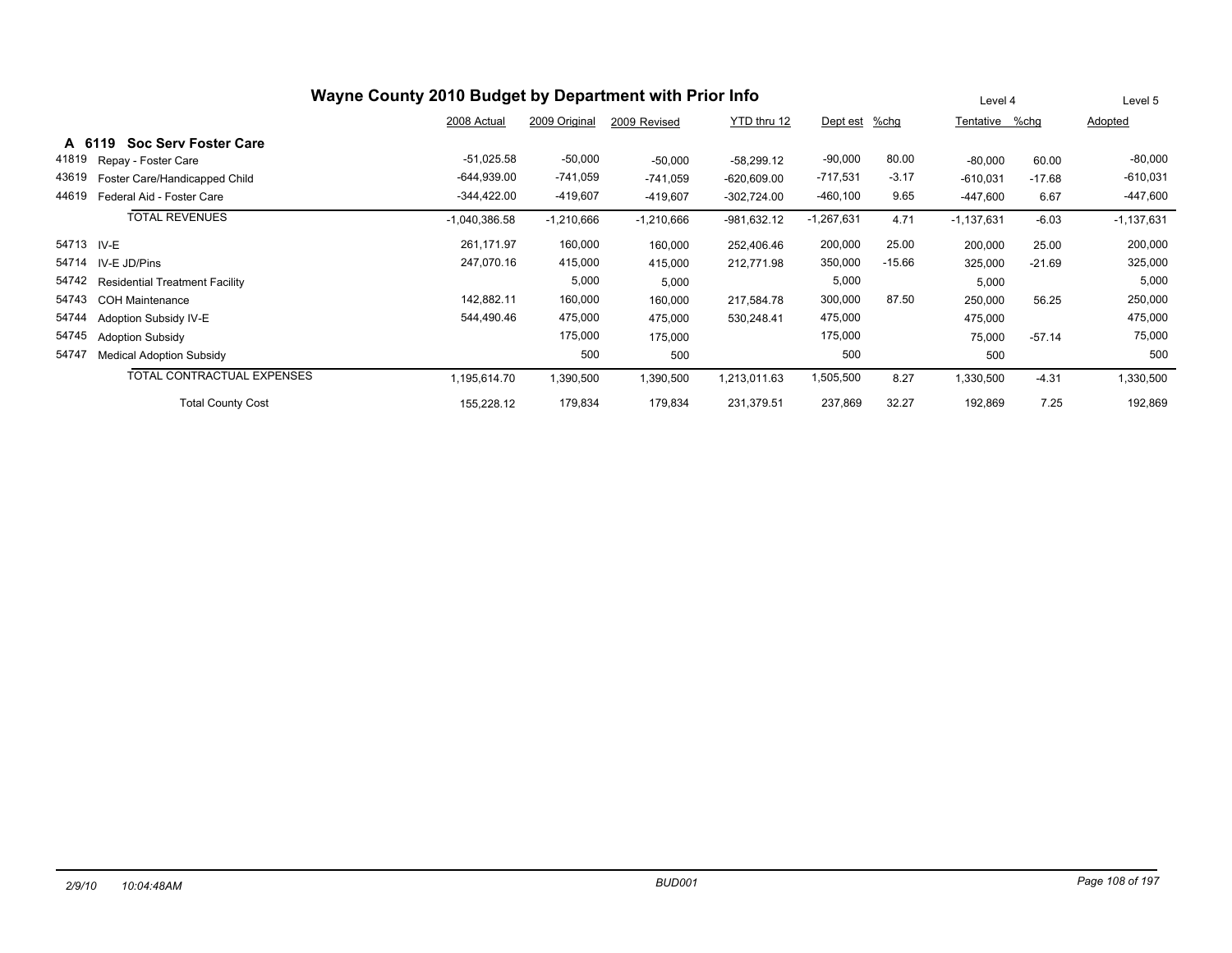# Wayne County 2010 Budget by Department with Prior Info

| | | 2008 Actual | 2009 Original | 2009 Revised | YTD thru 12 | Dept est | %chg | Level 4 Tentative | %chg | Level 5 Adopted |
|---|---|---|---|---|---|---|---|---|---|---|
| **A 6119** | **Soc Serv Foster Care** | | | | | | | | | |
| 41819 | Repay - Foster Care | -51,025.58 | -50,000 | -50,000 | -58,299.12 | -90,000 | 80.00 | -80,000 | 60.00 | -80,000 |
| 43619 | Foster Care/Handicapped Child | -644,939.00 | -741,059 | -741,059 | -620,609.00 | -717,531 | -3.17 | -610,031 | -17.68 | -610,031 |
| 44619 | Federal Aid - Foster Care | -344,422.00 | -419,607 | -419,607 | -302,724.00 | -460,100 | 9.65 | -447,600 | 6.67 | -447,600 |
| | TOTAL REVENUES | -1,040,386.58 | -1,210,666 | -1,210,666 | -981,632.12 | -1,267,631 | 4.71 | -1,137,631 | -6.03 | -1,137,631 |
| 54713 | IV-E | 261,171.97 | 160,000 | 160,000 | 252,406.46 | 200,000 | 25.00 | 200,000 | 25.00 | 200,000 |
| 54714 | IV-E JD/Pins | 247,070.16 | 415,000 | 415,000 | 212,771.98 | 350,000 | -15.66 | 325,000 | -21.69 | 325,000 |
| 54742 | Residential Treatment Facility | | 5,000 | 5,000 | | 5,000 | | 5,000 | | 5,000 |
| 54743 | COH Maintenance | 142,882.11 | 160,000 | 160,000 | 217,584.78 | 300,000 | 87.50 | 250,000 | 56.25 | 250,000 |
| 54744 | Adoption Subsidy IV-E | 544,490.46 | 475,000 | 475,000 | 530,248.41 | 475,000 | | 475,000 | | 475,000 |
| 54745 | Adoption Subsidy | | 175,000 | 175,000 | | 175,000 | | 75,000 | -57.14 | 75,000 |
| 54747 | Medical Adoption Subsidy | | 500 | 500 | | 500 | | 500 | | 500 |
| | TOTAL CONTRACTUAL EXPENSES | 1,195,614.70 | 1,390,500 | 1,390,500 | 1,213,011.63 | 1,505,500 | 8.27 | 1,330,500 | -4.31 | 1,330,500 |
| | Total County Cost | 155,228.12 | 179,834 | 179,834 | 231,379.51 | 237,869 | 32.27 | 192,869 | 7.25 | 192,869 |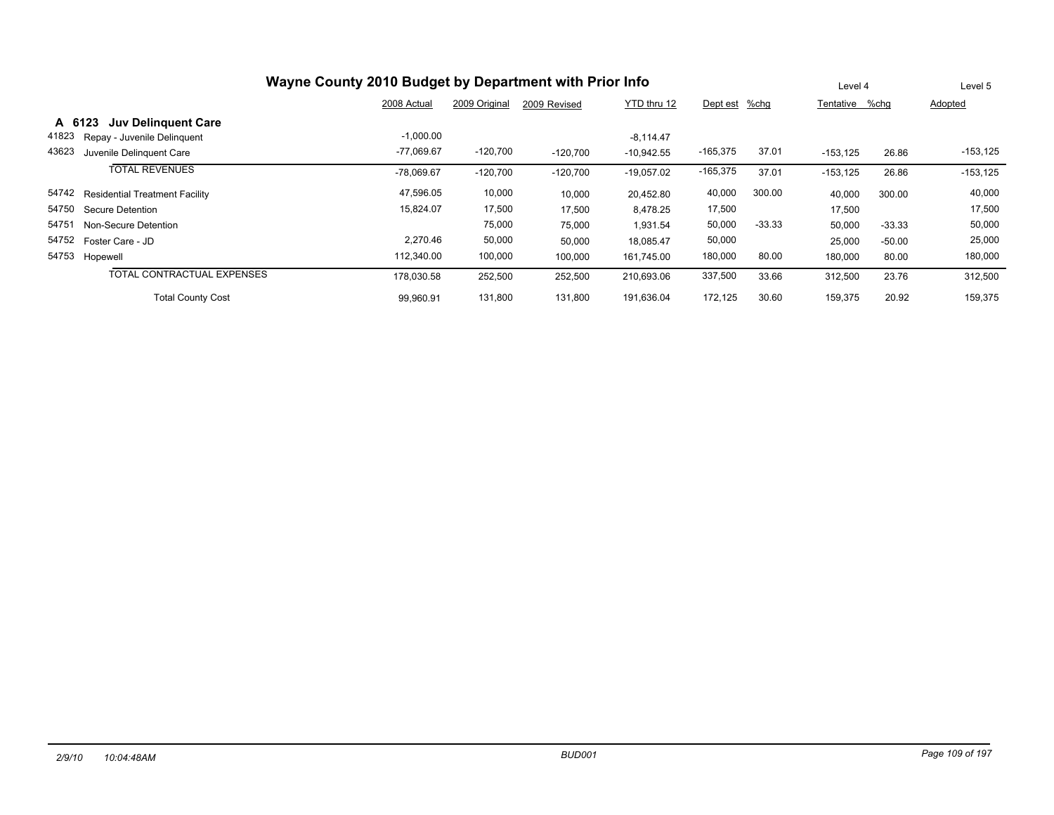# Wayne County 2010 Budget by Department with Prior Info

|  |  | 2008 Actual | 2009 Original | 2009 Revised | YTD thru 12 | Dept est | %chg | Level 4 Tentative | %chg | Level 5 Adopted |
|---|---|---|---|---|---|---|---|---|---|---|
| **A 6123** | **Juv Delinquent Care** |  |  |  |  |  |  |  |  |  |
| 41823 | Repay - Juvenile Delinquent | -1,000.00 |  |  | -8,114.47 |  |  |  |  |  |
| 43623 | Juvenile Delinquent Care | -77,069.67 | -120,700 | -120,700 | -10,942.55 | -165,375 | 37.01 | -153,125 | 26.86 | -153,125 |
|  | TOTAL REVENUES | -78,069.67 | -120,700 | -120,700 | -19,057.02 | -165,375 | 37.01 | -153,125 | 26.86 | -153,125 |
| 54742 | Residential Treatment Facility | 47,596.05 | 10,000 | 10,000 | 20,452.80 | 40,000 | 300.00 | 40,000 | 300.00 | 40,000 |
| 54750 | Secure Detention | 15,824.07 | 17,500 | 17,500 | 8,478.25 | 17,500 |  | 17,500 |  | 17,500 |
| 54751 | Non-Secure Detention |  | 75,000 | 75,000 | 1,931.54 | 50,000 | -33.33 | 50,000 | -33.33 | 50,000 |
| 54752 | Foster Care - JD | 2,270.46 | 50,000 | 50,000 | 18,085.47 | 50,000 |  | 25,000 | -50.00 | 25,000 |
| 54753 | Hopewell | 112,340.00 | 100,000 | 100,000 | 161,745.00 | 180,000 | 80.00 | 180,000 | 80.00 | 180,000 |
|  | TOTAL CONTRACTUAL EXPENSES | 178,030.58 | 252,500 | 252,500 | 210,693.06 | 337,500 | 33.66 | 312,500 | 23.76 | 312,500 |
|  | Total County Cost | 99,960.91 | 131,800 | 131,800 | 191,636.04 | 172,125 | 30.60 | 159,375 | 20.92 | 159,375 |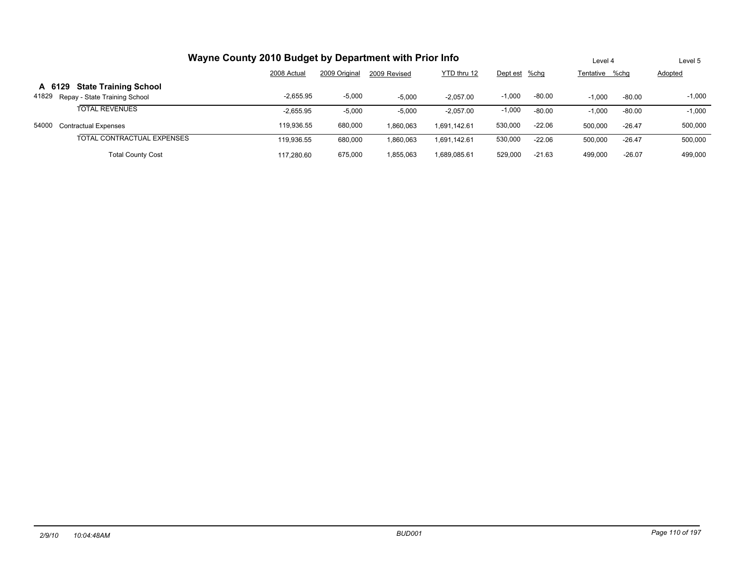# Wayne County 2010 Budget by Department with Prior Info

## A 6129 State Training School

| | | 2008 Actual | 2009 Original | 2009 Revised | YTD thru 12 | Level 4 Dept est | %chg | Level 4 Tentative | %chg | Level 5 Adopted |
|---|---|---|---|---|---|---|---|---|---|---|
| 41829 | Repay - State Training School | -2,655.95 | -5,000 | -5,000 | -2,057.00 | -1,000 | -80.00 | -1,000 | -80.00 | -1,000 |
| | TOTAL REVENUES | -2,655.95 | -5,000 | -5,000 | -2,057.00 | -1,000 | -80.00 | -1,000 | -80.00 | -1,000 |
| 54000 | Contractual Expenses | 119,936.55 | 680,000 | 1,860,063 | 1,691,142.61 | 530,000 | -22.06 | 500,000 | -26.47 | 500,000 |
| | TOTAL CONTRACTUAL EXPENSES | 119,936.55 | 680,000 | 1,860,063 | 1,691,142.61 | 530,000 | -22.06 | 500,000 | -26.47 | 500,000 |
| | Total County Cost | 117,280.60 | 675,000 | 1,855,063 | 1,689,085.61 | 529,000 | -21.63 | 499,000 | -26.07 | 499,000 |

2/9/10 10:04:48AM BUD001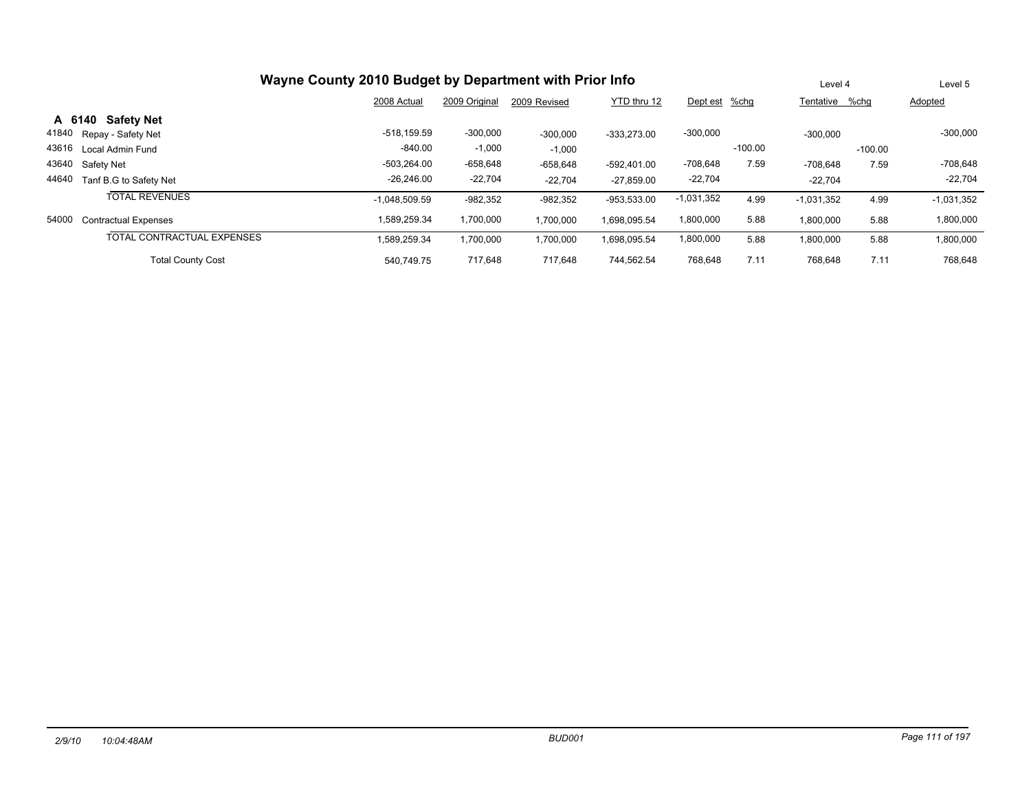# Wayne County 2010 Budget by Department with Prior Info

| | | 2008 Actual | 2009 Original | 2009 Revised | YTD thru 12 | Dept est | %chg | Level 4 Tentative | %chg | Level 5 Adopted |
|---|---|---|---|---|---|---|---|---|---|---|
| **A 6140** | **Safety Net** | | | | | | | | | |
| 41840 | Repay - Safety Net | -518,159.59 | -300,000 | -300,000 | -333,273.00 | -300,000 | | -300,000 | | -300,000 |
| 43616 | Local Admin Fund | -840.00 | -1,000 | -1,000 | | | -100.00 | | -100.00 | |
| 43640 | Safety Net | -503,264.00 | -658,648 | -658,648 | -592,401.00 | -708,648 | 7.59 | -708,648 | 7.59 | -708,648 |
| 44640 | Tanf B.G to Safety Net | -26,246.00 | -22,704 | -22,704 | -27,859.00 | -22,704 | | -22,704 | | -22,704 |
| | TOTAL REVENUES | -1,048,509.59 | -982,352 | -982,352 | -953,533.00 | -1,031,352 | 4.99 | -1,031,352 | 4.99 | -1,031,352 |
| 54000 | Contractual Expenses | 1,589,259.34 | 1,700,000 | 1,700,000 | 1,698,095.54 | 1,800,000 | 5.88 | 1,800,000 | 5.88 | 1,800,000 |
| | TOTAL CONTRACTUAL EXPENSES | 1,589,259.34 | 1,700,000 | 1,700,000 | 1,698,095.54 | 1,800,000 | 5.88 | 1,800,000 | 5.88 | 1,800,000 |
| | Total County Cost | 540,749.75 | 717,648 | 717,648 | 744,562.54 | 768,648 | 7.11 | 768,648 | 7.11 | 768,648 |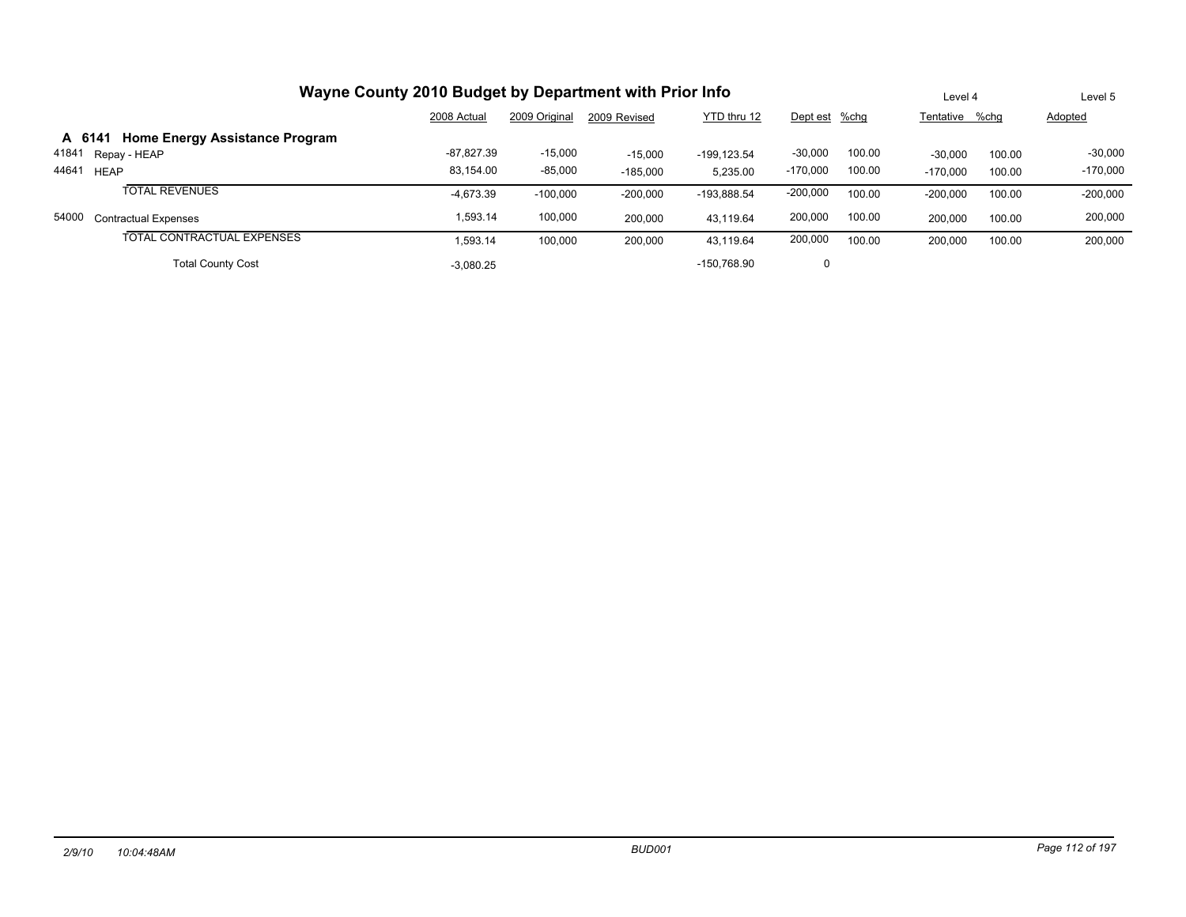# Wayne County 2010 Budget by Department with Prior Info

| | | 2008 Actual | 2009 Original | 2009 Revised | YTD thru 12 | Dept est | %chg | Level 4 Tentative | %chg | Level 5 Adopted |
|---|---|---|---|---|---|---|---|---|---|---|
| **A 6141** | **Home Energy Assistance Program** | | | | | | | | | |
| 41841 | Repay - HEAP | -87,827.39 | -15,000 | -15,000 | -199,123.54 | -30,000 | 100.00 | -30,000 | 100.00 | -30,000 |
| 44641 | HEAP | 83,154.00 | -85,000 | -185,000 | 5,235.00 | -170,000 | 100.00 | -170,000 | 100.00 | -170,000 |
| | TOTAL REVENUES | -4,673.39 | -100,000 | -200,000 | -193,888.54 | -200,000 | 100.00 | -200,000 | 100.00 | -200,000 |
| 54000 | Contractual Expenses | 1,593.14 | 100,000 | 200,000 | 43,119.64 | 200,000 | 100.00 | 200,000 | 100.00 | 200,000 |
| | TOTAL CONTRACTUAL EXPENSES | 1,593.14 | 100,000 | 200,000 | 43,119.64 | 200,000 | 100.00 | 200,000 | 100.00 | 200,000 |
| | Total County Cost | -3,080.25 | | | -150,768.90 | 0 | | | | |

2/9/10 10:04:48AM BUD001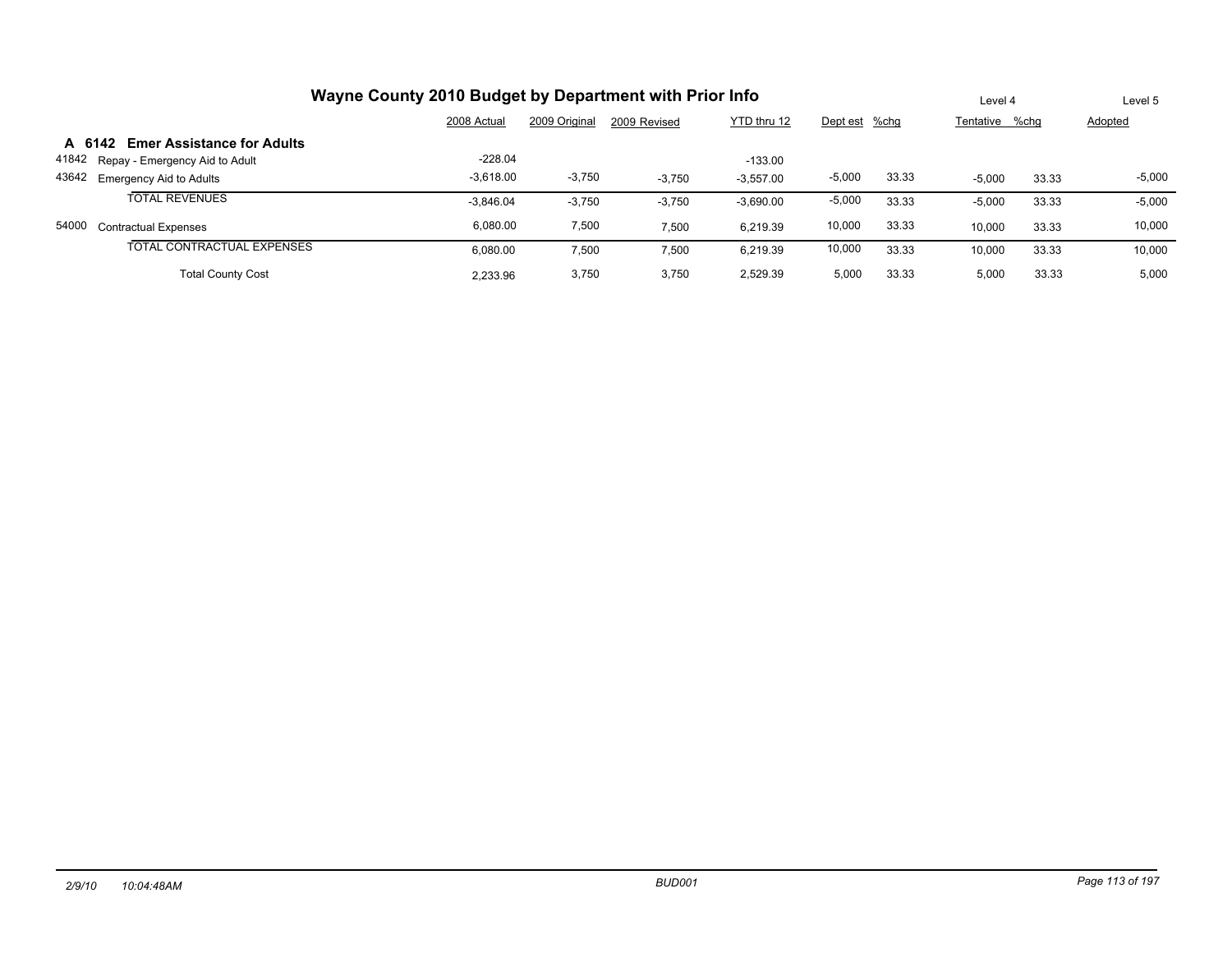# Wayne County 2010 Budget by Department with Prior Info

| | | 2008 Actual | 2009 Original | 2009 Revised | YTD thru 12 | Dept est | %chg | Tentative | %chg | Adopted |
|---|---|---|---|---|---|---|---|---|---|---|
| | | | | | | | | Level 4 | | Level 5 |
| **A 6142** | **Emer Assistance for Adults** | | | | | | | | | |
| 41842 | Repay - Emergency Aid to Adult | -228.04 | | | -133.00 | | | | | |
| 43642 | Emergency Aid to Adults | -3,618.00 | -3,750 | -3,750 | -3,557.00 | -5,000 | 33.33 | -5,000 | 33.33 | -5,000 |
| | TOTAL REVENUES | -3,846.04 | -3,750 | -3,750 | -3,690.00 | -5,000 | 33.33 | -5,000 | 33.33 | -5,000 |
| 54000 | Contractual Expenses | 6,080.00 | 7,500 | 7,500 | 6,219.39 | 10,000 | 33.33 | 10,000 | 33.33 | 10,000 |
| | TOTAL CONTRACTUAL EXPENSES | 6,080.00 | 7,500 | 7,500 | 6,219.39 | 10,000 | 33.33 | 10,000 | 33.33 | 10,000 |
| | Total County Cost | 2,233.96 | 3,750 | 3,750 | 2,529.39 | 5,000 | 33.33 | 5,000 | 33.33 | 5,000 |

*2/9/10 10:04:48AM* *BUD001*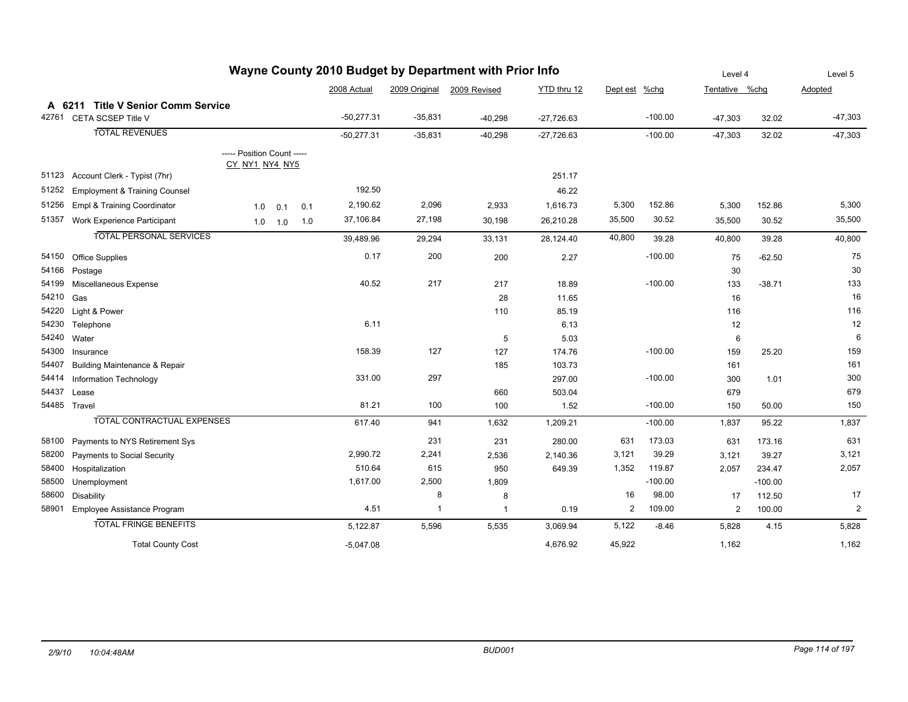# Wayne County 2010 Budget by Department with Prior Info

## A 6211 Title V Senior Comm Service

| Code | Description | CY | NY1 | NY4/NY5 | 2008 Actual | 2009 Original | 2009 Revised | YTD thru 12 | Dept est | %chg | Level 4 Tentative | %chg | Level 5 Adopted |
|---|---|---|---|---|---|---|---|---|---|---|---|---|---|
| 42761 | CETA SCSEP Title V | | | | -50,277.31 | -35,831 | -40,298 | -27,726.63 | | -100.00 | -47,303 | 32.02 | -47,303 |
| | TOTAL REVENUES | | | | -50,277.31 | -35,831 | -40,298 | -27,726.63 | | -100.00 | -47,303 | 32.02 | -47,303 |
| | ----- Position Count ----- | | | | | | | | | | | | |
| 51123 | Account Clerk - Typist (7hr) | | | | | | | 251.17 | | | | | |
| 51252 | Employment & Training Counsel | | | | 192.50 | | | 46.22 | | | | | |
| 51256 | Empl & Training Coordinator | 1.0 | 0.1 | 0.1 | 2,190.62 | 2,096 | 2,933 | 1,616.73 | 5,300 | 152.86 | 5,300 | 152.86 | 5,300 |
| 51357 | Work Experience Participant | 1.0 | 1.0 | 1.0 | 37,106.84 | 27,198 | 30,198 | 26,210.28 | 35,500 | 30.52 | 35,500 | 30.52 | 35,500 |
| | TOTAL PERSONAL SERVICES | | | | 39,489.96 | 29,294 | 33,131 | 28,124.40 | 40,800 | 39.28 | 40,800 | 39.28 | 40,800 |
| 54150 | Office Supplies | | | | 0.17 | 200 | 200 | 2.27 | | -100.00 | 75 | -62.50 | 75 |
| 54166 | Postage | | | | | | | | | | 30 | | 30 |
| 54199 | Miscellaneous Expense | | | | 40.52 | 217 | 217 | 18.89 | | -100.00 | 133 | -38.71 | 133 |
| 54210 | Gas | | | | | | 28 | 11.65 | | | 16 | | 16 |
| 54220 | Light & Power | | | | | | 110 | 85.19 | | | 116 | | 116 |
| 54230 | Telephone | | | | 6.11 | | | 6.13 | | | 12 | | 12 |
| 54240 | Water | | | | | | 5 | 5.03 | | | 6 | | 6 |
| 54300 | Insurance | | | | 158.39 | 127 | 127 | 174.76 | | -100.00 | 159 | 25.20 | 159 |
| 54407 | Building Maintenance & Repair | | | | | | 185 | 103.73 | | | 161 | | 161 |
| 54414 | Information Technology | | | | 331.00 | 297 | | 297.00 | | -100.00 | 300 | 1.01 | 300 |
| 54437 | Lease | | | | | | 660 | 503.04 | | | 679 | | 679 |
| 54485 | Travel | | | | 81.21 | 100 | 100 | 1.52 | | -100.00 | 150 | 50.00 | 150 |
| | TOTAL CONTRACTUAL EXPENSES | | | | 617.40 | 941 | 1,632 | 1,209.21 | | -100.00 | 1,837 | 95.22 | 1,837 |
| 58100 | Payments to NYS Retirement Sys | | | | | 231 | 231 | 280.00 | 631 | 173.03 | 631 | 173.16 | 631 |
| 58200 | Payments to Social Security | | | | 2,990.72 | 2,241 | 2,536 | 2,140.36 | 3,121 | 39.29 | 3,121 | 39.27 | 3,121 |
| 58400 | Hospitalization | | | | 510.64 | 615 | 950 | 649.39 | 1,352 | 119.87 | 2,057 | 234.47 | 2,057 |
| 58500 | Unemployment | | | | 1,617.00 | 2,500 | 1,809 | | | -100.00 | | -100.00 | |
| 58600 | Disability | | | | | 8 | 8 | | 16 | 98.00 | 17 | 112.50 | 17 |
| 58901 | Employee Assistance Program | | | | 4.51 | 1 | 1 | 0.19 | 2 | 109.00 | 2 | 100.00 | 2 |
| | TOTAL FRINGE BENEFITS | | | | 5,122.87 | 5,596 | 5,535 | 3,069.94 | 5,122 | -8.46 | 5,828 | 4.15 | 5,828 |
| | Total County Cost | | | | -5,047.08 | | | 4,676.92 | 45,922 | | 1,162 | | 1,162 |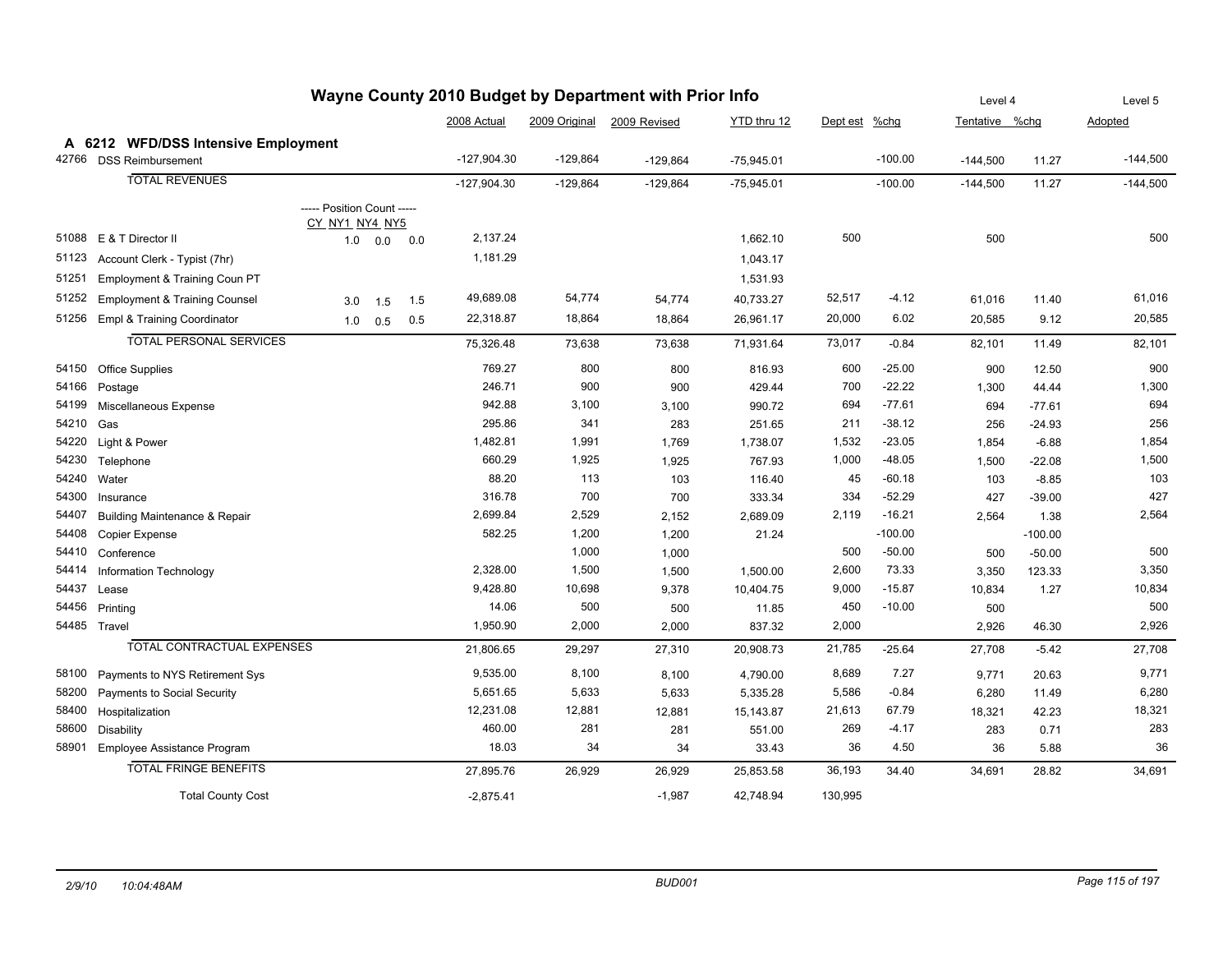# Wayne County 2010 Budget by Department with Prior Info

## A 6212 WFD/DSS Intensive Employment

| Code | Description | CY | NY1 NY4 | NY5 | 2008 Actual | 2009 Original | 2009 Revised | YTD thru 12 | Dept est | %chg | Tentative (Level 4) | %chg | Adopted (Level 5) |
|---|---|---|---|---|---|---|---|---|---|---|---|---|---|
| 42766 | DSS Reimbursement | | | | -127,904.30 | -129,864 | -129,864 | -75,945.01 | | -100.00 | -144,500 | 11.27 | -144,500 |
| | TOTAL REVENUES | | | | -127,904.30 | -129,864 | -129,864 | -75,945.01 | | -100.00 | -144,500 | 11.27 | -144,500 |
| | ----- Position Count ----- | CY | NY1 NY4 | NY5 | | | | | | | | | |
| 51088 | E & T Director II | 1.0 | 0.0 | 0.0 | 2,137.24 | | | 1,662.10 | 500 | | 500 | | 500 |
| 51123 | Account Clerk - Typist (7hr) | | | | 1,181.29 | | | 1,043.17 | | | | | |
| 51251 | Employment & Training Coun PT | | | | | | | 1,531.93 | | | | | |
| 51252 | Employment & Training Counsel | 3.0 | 1.5 | 1.5 | 49,689.08 | 54,774 | 54,774 | 40,733.27 | 52,517 | -4.12 | 61,016 | 11.40 | 61,016 |
| 51256 | Empl & Training Coordinator | 1.0 | 0.5 | 0.5 | 22,318.87 | 18,864 | 18,864 | 26,961.17 | 20,000 | 6.02 | 20,585 | 9.12 | 20,585 |
| | TOTAL PERSONAL SERVICES | | | | 75,326.48 | 73,638 | 73,638 | 71,931.64 | 73,017 | -0.84 | 82,101 | 11.49 | 82,101 |
| 54150 | Office Supplies | | | | 769.27 | 800 | 800 | 816.93 | 600 | -25.00 | 900 | 12.50 | 900 |
| 54166 | Postage | | | | 246.71 | 900 | 900 | 429.44 | 700 | -22.22 | 1,300 | 44.44 | 1,300 |
| 54199 | Miscellaneous Expense | | | | 942.88 | 3,100 | 3,100 | 990.72 | 694 | -77.61 | 694 | -77.61 | 694 |
| 54210 | Gas | | | | 295.86 | 341 | 283 | 251.65 | 211 | -38.12 | 256 | -24.93 | 256 |
| 54220 | Light & Power | | | | 1,482.81 | 1,991 | 1,769 | 1,738.07 | 1,532 | -23.05 | 1,854 | -6.88 | 1,854 |
| 54230 | Telephone | | | | 660.29 | 1,925 | 1,925 | 767.93 | 1,000 | -48.05 | 1,500 | -22.08 | 1,500 |
| 54240 | Water | | | | 88.20 | 113 | 103 | 116.40 | 45 | -60.18 | 103 | -8.85 | 103 |
| 54300 | Insurance | | | | 316.78 | 700 | 700 | 333.34 | 334 | -52.29 | 427 | -39.00 | 427 |
| 54407 | Building Maintenance & Repair | | | | 2,699.84 | 2,529 | 2,152 | 2,689.09 | 2,119 | -16.21 | 2,564 | 1.38 | 2,564 |
| 54408 | Copier Expense | | | | 582.25 | 1,200 | 1,200 | 21.24 | | -100.00 | | -100.00 | |
| 54410 | Conference | | | | | 1,000 | 1,000 | | 500 | -50.00 | 500 | -50.00 | 500 |
| 54414 | Information Technology | | | | 2,328.00 | 1,500 | 1,500 | 1,500.00 | 2,600 | 73.33 | 3,350 | 123.33 | 3,350 |
| 54437 | Lease | | | | 9,428.80 | 10,698 | 9,378 | 10,404.75 | 9,000 | -15.87 | 10,834 | 1.27 | 10,834 |
| 54456 | Printing | | | | 14.06 | 500 | 500 | 11.85 | 450 | -10.00 | 500 | | 500 |
| 54485 | Travel | | | | 1,950.90 | 2,000 | 2,000 | 837.32 | 2,000 | | 2,926 | 46.30 | 2,926 |
| | TOTAL CONTRACTUAL EXPENSES | | | | 21,806.65 | 29,297 | 27,310 | 20,908.73 | 21,785 | -25.64 | 27,708 | -5.42 | 27,708 |
| 58100 | Payments to NYS Retirement Sys | | | | 9,535.00 | 8,100 | 8,100 | 4,790.00 | 8,689 | 7.27 | 9,771 | 20.63 | 9,771 |
| 58200 | Payments to Social Security | | | | 5,651.65 | 5,633 | 5,633 | 5,335.28 | 5,586 | -0.84 | 6,280 | 11.49 | 6,280 |
| 58400 | Hospitalization | | | | 12,231.08 | 12,881 | 12,881 | 15,143.87 | 21,613 | 67.79 | 18,321 | 42.23 | 18,321 |
| 58600 | Disability | | | | 460.00 | 281 | 281 | 551.00 | 269 | -4.17 | 283 | 0.71 | 283 |
| 58901 | Employee Assistance Program | | | | 18.03 | 34 | 34 | 33.43 | 36 | 4.50 | 36 | 5.88 | 36 |
| | TOTAL FRINGE BENEFITS | | | | 27,895.76 | 26,929 | 26,929 | 25,853.58 | 36,193 | 34.40 | 34,691 | 28.82 | 34,691 |
| | Total County Cost | | | | -2,875.41 | | -1,987 | 42,748.94 | 130,995 | | | | |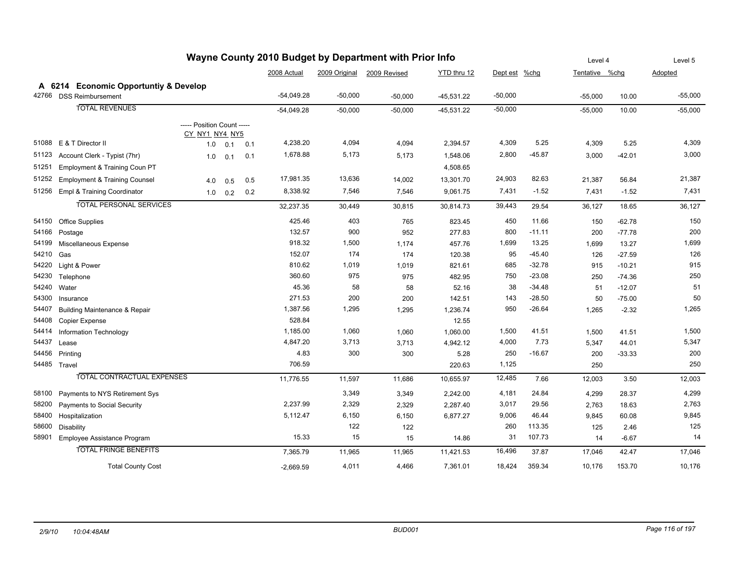# Wayne County 2010 Budget by Department with Prior Info

## A 6214 Economic Opportuntiy & Develop

| | | CY | NY1 | NY4 | NY5 | 2008 Actual | 2009 Original | 2009 Revised | YTD thru 12 | Dept est | %chg | Level 4 Tentative | %chg | Level 5 Adopted |
|---|---|---|---|---|---|---|---|---|---|---|---|---|---|---|
| 42766 | DSS Reimbursement | | | | | -54,049.28 | -50,000 | -50,000 | -45,531.22 | -50,000 | | -55,000 | 10.00 | -55,000 |
| | **TOTAL REVENUES** | | | | | -54,049.28 | -50,000 | -50,000 | -45,531.22 | -50,000 | | -55,000 | 10.00 | -55,000 |
| 51088 | E & T Director II | 1.0 | 0.1 | 0.1 | | 4,238.20 | 4,094 | 4,094 | 2,394.57 | 4,309 | 5.25 | 4,309 | 5.25 | 4,309 |
| 51123 | Account Clerk - Typist (7hr) | 1.0 | 0.1 | 0.1 | | 1,678.88 | 5,173 | 5,173 | 1,548.06 | 2,800 | -45.87 | 3,000 | -42.01 | 3,000 |
| 51251 | Employment & Training Coun PT | | | | | | | | 4,508.65 | | | | | |
| 51252 | Employment & Training Counsel | 4.0 | 0.5 | 0.5 | | 17,981.35 | 13,636 | 14,002 | 13,301.70 | 24,903 | 82.63 | 21,387 | 56.84 | 21,387 |
| 51256 | Empl & Training Coordinator | 1.0 | 0.2 | 0.2 | | 8,338.92 | 7,546 | 7,546 | 9,061.75 | 7,431 | -1.52 | 7,431 | -1.52 | 7,431 |
| | **TOTAL PERSONAL SERVICES** | | | | | 32,237.35 | 30,449 | 30,815 | 30,814.73 | 39,443 | 29.54 | 36,127 | 18.65 | 36,127 |
| 54150 | Office Supplies | | | | | 425.46 | 403 | 765 | 823.45 | 450 | 11.66 | 150 | -62.78 | 150 |
| 54166 | Postage | | | | | 132.57 | 900 | 952 | 277.83 | 800 | -11.11 | 200 | -77.78 | 200 |
| 54199 | Miscellaneous Expense | | | | | 918.32 | 1,500 | 1,174 | 457.76 | 1,699 | 13.25 | 1,699 | 13.27 | 1,699 |
| 54210 | Gas | | | | | 152.07 | 174 | 174 | 120.38 | 95 | -45.40 | 126 | -27.59 | 126 |
| 54220 | Light & Power | | | | | 810.62 | 1,019 | 1,019 | 821.61 | 685 | -32.78 | 915 | -10.21 | 915 |
| 54230 | Telephone | | | | | 360.60 | 975 | 975 | 482.95 | 750 | -23.08 | 250 | -74.36 | 250 |
| 54240 | Water | | | | | 45.36 | 58 | 58 | 52.16 | 38 | -34.48 | 51 | -12.07 | 51 |
| 54300 | Insurance | | | | | 271.53 | 200 | 200 | 142.51 | 143 | -28.50 | 50 | -75.00 | 50 |
| 54407 | Building Maintenance & Repair | | | | | 1,387.56 | 1,295 | 1,295 | 1,236.74 | 950 | -26.64 | 1,265 | -2.32 | 1,265 |
| 54408 | Copier Expense | | | | | 528.84 | | | 12.55 | | | | | |
| 54414 | Information Technology | | | | | 1,185.00 | 1,060 | 1,060 | 1,060.00 | 1,500 | 41.51 | 1,500 | 41.51 | 1,500 |
| 54437 | Lease | | | | | 4,847.20 | 3,713 | 3,713 | 4,942.12 | 4,000 | 7.73 | 5,347 | 44.01 | 5,347 |
| 54456 | Printing | | | | | 4.83 | 300 | 300 | 5.28 | 250 | -16.67 | 200 | -33.33 | 200 |
| 54485 | Travel | | | | | 706.59 | | | 220.63 | 1,125 | | 250 | | 250 |
| | **TOTAL CONTRACTUAL EXPENSES** | | | | | 11,776.55 | 11,597 | 11,686 | 10,655.97 | 12,485 | 7.66 | 12,003 | 3.50 | 12,003 |
| 58100 | Payments to NYS Retirement Sys | | | | | | 3,349 | 3,349 | 2,242.00 | 4,181 | 24.84 | 4,299 | 28.37 | 4,299 |
| 58200 | Payments to Social Security | | | | | 2,237.99 | 2,329 | 2,329 | 2,287.40 | 3,017 | 29.56 | 2,763 | 18.63 | 2,763 |
| 58400 | Hospitalization | | | | | 5,112.47 | 6,150 | 6,150 | 6,877.27 | 9,006 | 46.44 | 9,845 | 60.08 | 9,845 |
| 58600 | Disability | | | | | | 122 | 122 | | 260 | 113.35 | 125 | 2.46 | 125 |
| 58901 | Employee Assistance Program | | | | | 15.33 | 15 | 15 | 14.86 | 31 | 107.73 | 14 | -6.67 | 14 |
| | **TOTAL FRINGE BENEFITS** | | | | | 7,365.79 | 11,965 | 11,965 | 11,421.53 | 16,496 | 37.87 | 17,046 | 42.47 | 17,046 |
| | **Total County Cost** | | | | | -2,669.59 | 4,011 | 4,466 | 7,361.01 | 18,424 | 359.34 | 10,176 | 153.70 | 10,176 |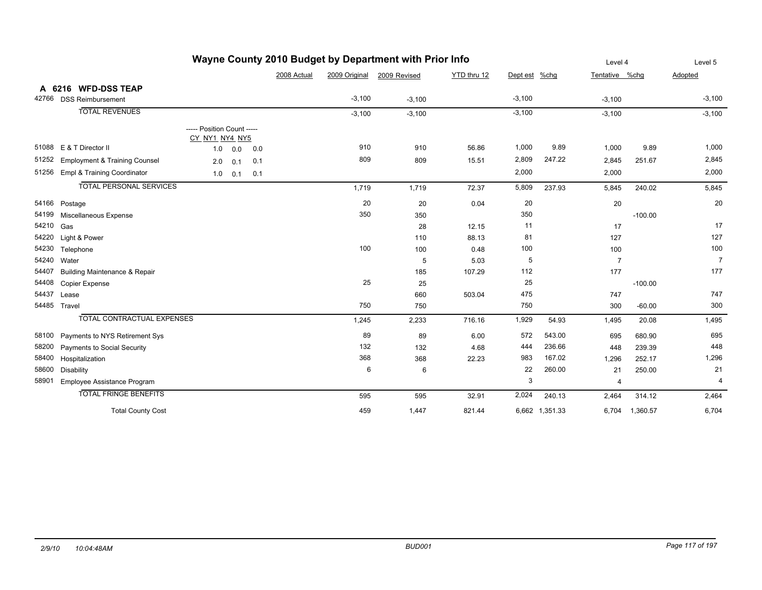# Wayne County 2010 Budget by Department with Prior Info

## A 6216 WFD-DSS TEAP

| Code | Description | Position Count CY | NY1 | NY4 | NY5 | 2008 Actual | 2009 Original | 2009 Revised | YTD thru 12 | Dept est | %chg | Level 4 Tentative | %chg | Level 5 Adopted |
|---|---|---|---|---|---|---|---|---|---|---|---|---|---|---|
| 42766 | DSS Reimbursement | | | | | | -3,100 | -3,100 | | -3,100 | | -3,100 | | -3,100 |
| | TOTAL REVENUES | | | | | | -3,100 | -3,100 | | -3,100 | | -3,100 | | -3,100 |
| 51088 | E & T Director II | 1.0 | 0.0 | 0.0 | | | 910 | 910 | 56.86 | 1,000 | 9.89 | 1,000 | 9.89 | 1,000 |
| 51252 | Employment & Training Counsel | 2.0 | 0.1 | 0.1 | | | 809 | 809 | 15.51 | 2,809 | 247.22 | 2,845 | 251.67 | 2,845 |
| 51256 | Empl & Training Coordinator | 1.0 | 0.1 | 0.1 | | | | | | 2,000 | | 2,000 | | 2,000 |
| | TOTAL PERSONAL SERVICES | | | | | | 1,719 | 1,719 | 72.37 | 5,809 | 237.93 | 5,845 | 240.02 | 5,845 |
| 54166 | Postage | | | | | | 20 | 20 | 0.04 | 20 | | 20 | | 20 |
| 54199 | Miscellaneous Expense | | | | | | 350 | 350 | | 350 | | | -100.00 | |
| 54210 | Gas | | | | | | | 28 | 12.15 | 11 | | 17 | | 17 |
| 54220 | Light & Power | | | | | | | 110 | 88.13 | 81 | | 127 | | 127 |
| 54230 | Telephone | | | | | | 100 | 100 | 0.48 | 100 | | 100 | | 100 |
| 54240 | Water | | | | | | | 5 | 5.03 | 5 | | 7 | | 7 |
| 54407 | Building Maintenance & Repair | | | | | | | 185 | 107.29 | 112 | | 177 | | 177 |
| 54408 | Copier Expense | | | | | | 25 | 25 | | 25 | | | -100.00 | |
| 54437 | Lease | | | | | | | 660 | 503.04 | 475 | | 747 | | 747 |
| 54485 | Travel | | | | | | 750 | 750 | | 750 | | 300 | -60.00 | 300 |
| | TOTAL CONTRACTUAL EXPENSES | | | | | | 1,245 | 2,233 | 716.16 | 1,929 | 54.93 | 1,495 | 20.08 | 1,495 |
| 58100 | Payments to NYS Retirement Sys | | | | | | 89 | 89 | 6.00 | 572 | 543.00 | 695 | 680.90 | 695 |
| 58200 | Payments to Social Security | | | | | | 132 | 132 | 4.68 | 444 | 236.66 | 448 | 239.39 | 448 |
| 58400 | Hospitalization | | | | | | 368 | 368 | 22.23 | 983 | 167.02 | 1,296 | 252.17 | 1,296 |
| 58600 | Disability | | | | | | 6 | 6 | | 22 | 260.00 | 21 | 250.00 | 21 |
| 58901 | Employee Assistance Program | | | | | | | | | 3 | | 4 | | 4 |
| | TOTAL FRINGE BENEFITS | | | | | | 595 | 595 | 32.91 | 2,024 | 240.13 | 2,464 | 314.12 | 2,464 |
| | Total County Cost | | | | | | 459 | 1,447 | 821.44 | 6,662 | 1,351.33 | 6,704 | 1,360.57 | 6,704 |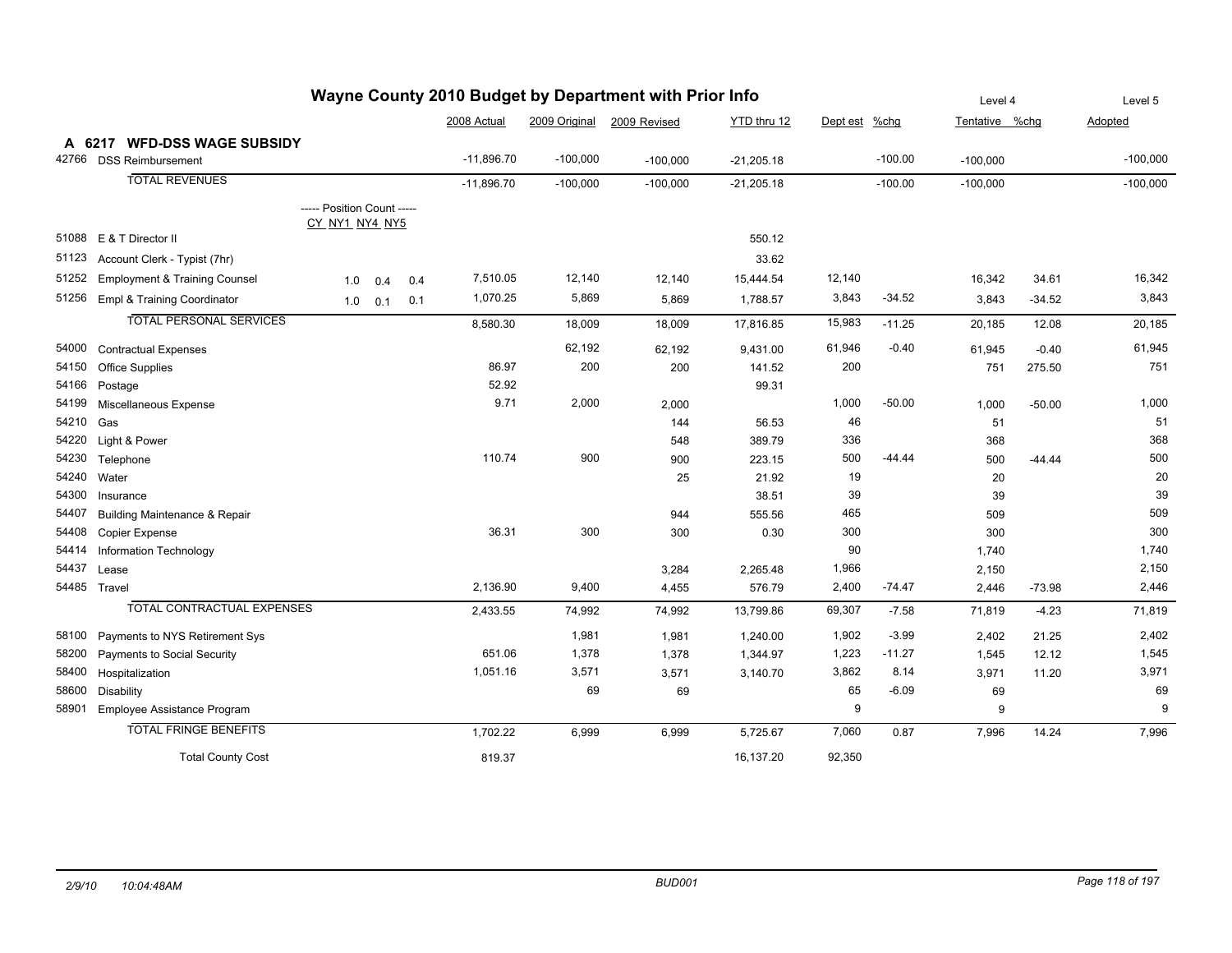# Wayne County 2010 Budget by Department with Prior Info

## A 6217 WFD-DSS WAGE SUBSIDY

| Code | Description | CY | NY1 | NY4 | NY5 | 2008 Actual | 2009 Original | 2009 Revised | YTD thru 12 | Dept est | %chg | Level 4 Tentative | %chg | Level 5 Adopted |
|---|---|---|---|---|---|---|---|---|---|---|---|---|---|---|
| 42766 | DSS Reimbursement | | | | | -11,896.70 | -100,000 | -100,000 | -21,205.18 | | -100.00 | -100,000 | | -100,000 |
| | TOTAL REVENUES | | | | | -11,896.70 | -100,000 | -100,000 | -21,205.18 | | -100.00 | -100,000 | | -100,000 |
| 51088 | E & T Director II | | | | | | | | 550.12 | | | | | |
| 51123 | Account Clerk - Typist (7hr) | | | | | | | | 33.62 | | | | | |
| 51252 | Employment & Training Counsel | 1.0 | 0.4 | 0.4 | | 7,510.05 | 12,140 | 12,140 | 15,444.54 | 12,140 | | 16,342 | 34.61 | 16,342 |
| 51256 | Empl & Training Coordinator | 1.0 | 0.1 | 0.1 | | 1,070.25 | 5,869 | 5,869 | 1,788.57 | 3,843 | -34.52 | 3,843 | -34.52 | 3,843 |
| | TOTAL PERSONAL SERVICES | | | | | 8,580.30 | 18,009 | 18,009 | 17,816.85 | 15,983 | -11.25 | 20,185 | 12.08 | 20,185 |
| 54000 | Contractual Expenses | | | | | | 62,192 | 62,192 | 9,431.00 | 61,946 | -0.40 | 61,945 | -0.40 | 61,945 |
| 54150 | Office Supplies | | | | | 86.97 | 200 | 200 | 141.52 | 200 | | 751 | 275.50 | 751 |
| 54166 | Postage | | | | | 52.92 | | | 99.31 | | | | | |
| 54199 | Miscellaneous Expense | | | | | 9.71 | 2,000 | 2,000 | | 1,000 | -50.00 | 1,000 | -50.00 | 1,000 |
| 54210 | Gas | | | | | | | 144 | 56.53 | 46 | | 51 | | 51 |
| 54220 | Light & Power | | | | | | | 548 | 389.79 | 336 | | 368 | | 368 |
| 54230 | Telephone | | | | | 110.74 | 900 | 900 | 223.15 | 500 | -44.44 | 500 | -44.44 | 500 |
| 54240 | Water | | | | | | | 25 | 21.92 | 19 | | 20 | | 20 |
| 54300 | Insurance | | | | | | | | 38.51 | 39 | | 39 | | 39 |
| 54407 | Building Maintenance & Repair | | | | | | | 944 | 555.56 | 465 | | 509 | | 509 |
| 54408 | Copier Expense | | | | | 36.31 | 300 | 300 | 0.30 | 300 | | 300 | | 300 |
| 54414 | Information Technology | | | | | | | | | 90 | | 1,740 | | 1,740 |
| 54437 | Lease | | | | | | | 3,284 | 2,265.48 | 1,966 | | 2,150 | | 2,150 |
| 54485 | Travel | | | | | 2,136.90 | 9,400 | 4,455 | 576.79 | 2,400 | -74.47 | 2,446 | -73.98 | 2,446 |
| | TOTAL CONTRACTUAL EXPENSES | | | | | 2,433.55 | 74,992 | 74,992 | 13,799.86 | 69,307 | -7.58 | 71,819 | -4.23 | 71,819 |
| 58100 | Payments to NYS Retirement Sys | | | | | | 1,981 | 1,981 | 1,240.00 | 1,902 | -3.99 | 2,402 | 21.25 | 2,402 |
| 58200 | Payments to Social Security | | | | | 651.06 | 1,378 | 1,378 | 1,344.97 | 1,223 | -11.27 | 1,545 | 12.12 | 1,545 |
| 58400 | Hospitalization | | | | | 1,051.16 | 3,571 | 3,571 | 3,140.70 | 3,862 | 8.14 | 3,971 | 11.20 | 3,971 |
| 58600 | Disability | | | | | | 69 | 69 | | 65 | -6.09 | 69 | | 69 |
| 58901 | Employee Assistance Program | | | | | | | | | 9 | | 9 | | 9 |
| | TOTAL FRINGE BENEFITS | | | | | 1,702.22 | 6,999 | 6,999 | 5,725.67 | 7,060 | 0.87 | 7,996 | 14.24 | 7,996 |
| | Total County Cost | | | | | 819.37 | | | 16,137.20 | 92,350 | | | | |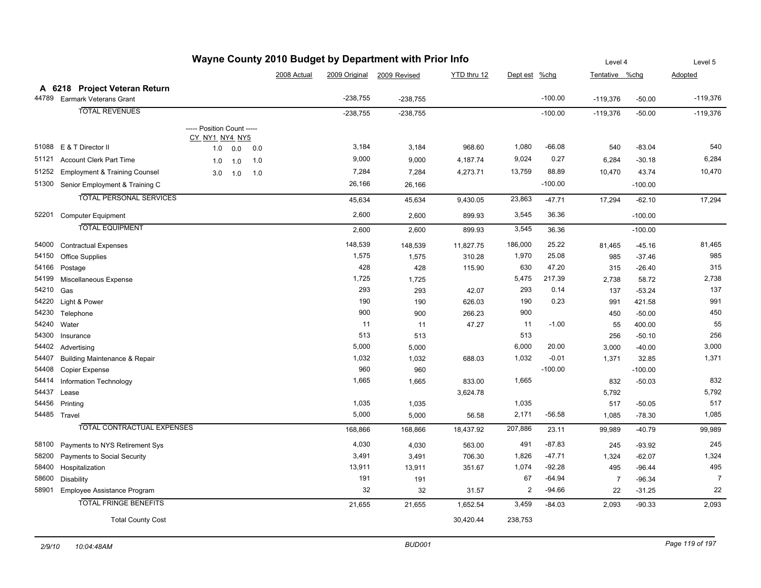# Wayne County 2010 Budget by Department with Prior Info

## A 6218 Project Veteran Return

| Code | Description | Position Count CY | NY1 | NY4 | NY5 | 2008 Actual | 2009 Original | 2009 Revised | YTD thru 12 | Dept est | %chg | Level 4 Tentative | %chg | Level 5 Adopted |
|---|---|---|---|---|---|---|---|---|---|---|---|---|---|---|
| 44789 | Earmark Veterans Grant | | | | | | -238,755 | -238,755 | | | -100.00 | -119,376 | -50.00 | -119,376 |
| | TOTAL REVENUES | | | | | | -238,755 | -238,755 | | | -100.00 | -119,376 | -50.00 | -119,376 |
| 51088 | E & T Director II | 1.0 | 0.0 | 0.0 | | | 3,184 | 3,184 | 968.60 | 1,080 | -66.08 | 540 | -83.04 | 540 |
| 51121 | Account Clerk Part Time | 1.0 | 1.0 | 1.0 | | | 9,000 | 9,000 | 4,187.74 | 9,024 | 0.27 | 6,284 | -30.18 | 6,284 |
| 51252 | Employment & Training Counsel | 3.0 | 1.0 | 1.0 | | | 7,284 | 7,284 | 4,273.71 | 13,759 | 88.89 | 10,470 | 43.74 | 10,470 |
| 51300 | Senior Employment & Training C | | | | | | 26,166 | 26,166 | | | -100.00 | | -100.00 | |
| | TOTAL PERSONAL SERVICES | | | | | | 45,634 | 45,634 | 9,430.05 | 23,863 | -47.71 | 17,294 | -62.10 | 17,294 |
| 52201 | Computer Equipment | | | | | | 2,600 | 2,600 | 899.93 | 3,545 | 36.36 | | -100.00 | |
| | TOTAL EQUIPMENT | | | | | | 2,600 | 2,600 | 899.93 | 3,545 | 36.36 | | -100.00 | |
| 54000 | Contractual Expenses | | | | | | 148,539 | 148,539 | 11,827.75 | 186,000 | 25.22 | 81,465 | -45.16 | 81,465 |
| 54150 | Office Supplies | | | | | | 1,575 | 1,575 | 310.28 | 1,970 | 25.08 | 985 | -37.46 | 985 |
| 54166 | Postage | | | | | | 428 | 428 | 115.90 | 630 | 47.20 | 315 | -26.40 | 315 |
| 54199 | Miscellaneous Expense | | | | | | 1,725 | 1,725 | | 5,475 | 217.39 | 2,738 | 58.72 | 2,738 |
| 54210 | Gas | | | | | | 293 | 293 | 42.07 | 293 | 0.14 | 137 | -53.24 | 137 |
| 54220 | Light & Power | | | | | | 190 | 190 | 626.03 | 190 | 0.23 | 991 | 421.58 | 991 |
| 54230 | Telephone | | | | | | 900 | 900 | 266.23 | 900 | | 450 | -50.00 | 450 |
| 54240 | Water | | | | | | 11 | 11 | 47.27 | 11 | -1.00 | 55 | 400.00 | 55 |
| 54300 | Insurance | | | | | | 513 | 513 | | 513 | | 256 | -50.10 | 256 |
| 54402 | Advertising | | | | | | 5,000 | 5,000 | | 6,000 | 20.00 | 3,000 | -40.00 | 3,000 |
| 54407 | Building Maintenance & Repair | | | | | | 1,032 | 1,032 | 688.03 | 1,032 | -0.01 | 1,371 | 32.85 | 1,371 |
| 54408 | Copier Expense | | | | | | 960 | 960 | | | -100.00 | | -100.00 | |
| 54414 | Information Technology | | | | | | 1,665 | 1,665 | 833.00 | 1,665 | | 832 | -50.03 | 832 |
| 54437 | Lease | | | | | | | | 3,624.78 | | | 5,792 | | 5,792 |
| 54456 | Printing | | | | | | 1,035 | 1,035 | | 1,035 | | 517 | -50.05 | 517 |
| 54485 | Travel | | | | | | 5,000 | 5,000 | 56.58 | 2,171 | -56.58 | 1,085 | -78.30 | 1,085 |
| | TOTAL CONTRACTUAL EXPENSES | | | | | | 168,866 | 168,866 | 18,437.92 | 207,886 | 23.11 | 99,989 | -40.79 | 99,989 |
| 58100 | Payments to NYS Retirement Sys | | | | | | 4,030 | 4,030 | 563.00 | 491 | -87.83 | 245 | -93.92 | 245 |
| 58200 | Payments to Social Security | | | | | | 3,491 | 3,491 | 706.30 | 1,826 | -47.71 | 1,324 | -62.07 | 1,324 |
| 58400 | Hospitalization | | | | | | 13,911 | 13,911 | 351.67 | 1,074 | -92.28 | 495 | -96.44 | 495 |
| 58600 | Disability | | | | | | 191 | 191 | | 67 | -64.94 | 7 | -96.34 | 7 |
| 58901 | Employee Assistance Program | | | | | | 32 | 32 | 31.57 | 2 | -94.66 | 22 | -31.25 | 22 |
| | TOTAL FRINGE BENEFITS | | | | | | 21,655 | 21,655 | 1,652.54 | 3,459 | -84.03 | 2,093 | -90.33 | 2,093 |
| | Total County Cost | | | | | | | | 30,420.44 | 238,753 | | | | |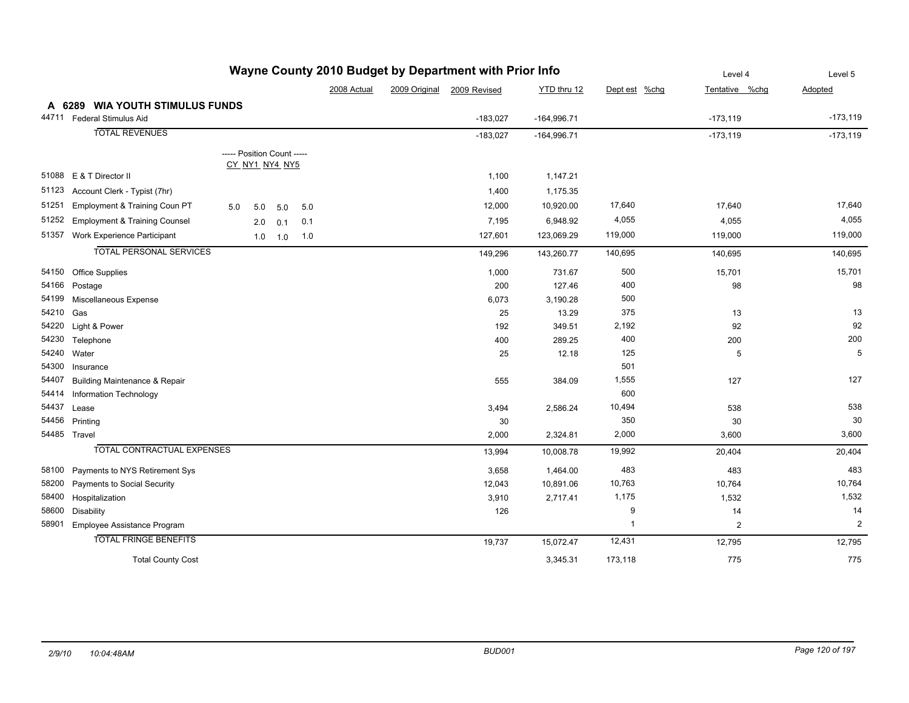# Wayne County 2010 Budget by Department with Prior Info

## A 6289 WIA YOUTH STIMULUS FUNDS

| Account | Description | CY | NY1 | NY4 | NY5 | 2008 Actual | 2009 Original | 2009 Revised | YTD thru 12 | Dept est | %chg | Level 4 Tentative | %chg | Level 5 Adopted |
|---|---|---|---|---|---|---|---|---|---|---|---|---|---|---|
| 44711 | Federal Stimulus Aid | | | | | | | -183,027 | -164,996.71 | | | -173,119 | | -173,119 |
| | TOTAL REVENUES | | | | | | | -183,027 | -164,996.71 | | | -173,119 | | -173,119 |
| | ----- Position Count ----- | | | | | | | | | | | | | |
| 51088 | E & T Director II | | | | | | | 1,100 | 1,147.21 | | | | | |
| 51123 | Account Clerk - Typist (7hr) | | | | | | | 1,400 | 1,175.35 | | | | | |
| 51251 | Employment & Training Coun PT | 5.0 | 5.0 | 5.0 | 5.0 | | | 12,000 | 10,920.00 | 17,640 | | 17,640 | | 17,640 |
| 51252 | Employment & Training Counsel | | 2.0 | 0.1 | 0.1 | | | 7,195 | 6,948.92 | 4,055 | | 4,055 | | 4,055 |
| 51357 | Work Experience Participant | | 1.0 | 1.0 | 1.0 | | | 127,601 | 123,069.29 | 119,000 | | 119,000 | | 119,000 |
| | TOTAL PERSONAL SERVICES | | | | | | | 149,296 | 143,260.77 | 140,695 | | 140,695 | | 140,695 |
| 54150 | Office Supplies | | | | | | | 1,000 | 731.67 | 500 | | 15,701 | | 15,701 |
| 54166 | Postage | | | | | | | 200 | 127.46 | 400 | | 98 | | 98 |
| 54199 | Miscellaneous Expense | | | | | | | 6,073 | 3,190.28 | 500 | | | | |
| 54210 | Gas | | | | | | | 25 | 13.29 | 375 | | 13 | | 13 |
| 54220 | Light & Power | | | | | | | 192 | 349.51 | 2,192 | | 92 | | 92 |
| 54230 | Telephone | | | | | | | 400 | 289.25 | 400 | | 200 | | 200 |
| 54240 | Water | | | | | | | 25 | 12.18 | 125 | | 5 | | 5 |
| 54300 | Insurance | | | | | | | | | 501 | | | | |
| 54407 | Building Maintenance & Repair | | | | | | | 555 | 384.09 | 1,555 | | 127 | | 127 |
| 54414 | Information Technology | | | | | | | | | 600 | | | | |
| 54437 | Lease | | | | | | | 3,494 | 2,586.24 | 10,494 | | 538 | | 538 |
| 54456 | Printing | | | | | | | 30 | | 350 | | 30 | | 30 |
| 54485 | Travel | | | | | | | 2,000 | 2,324.81 | 2,000 | | 3,600 | | 3,600 |
| | TOTAL CONTRACTUAL EXPENSES | | | | | | | 13,994 | 10,008.78 | 19,992 | | 20,404 | | 20,404 |
| 58100 | Payments to NYS Retirement Sys | | | | | | | 3,658 | 1,464.00 | 483 | | 483 | | 483 |
| 58200 | Payments to Social Security | | | | | | | 12,043 | 10,891.06 | 10,763 | | 10,764 | | 10,764 |
| 58400 | Hospitalization | | | | | | | 3,910 | 2,717.41 | 1,175 | | 1,532 | | 1,532 |
| 58600 | Disability | | | | | | | 126 | | 9 | | 14 | | 14 |
| 58901 | Employee Assistance Program | | | | | | | | | 1 | | 2 | | 2 |
| | TOTAL FRINGE BENEFITS | | | | | | | 19,737 | 15,072.47 | 12,431 | | 12,795 | | 12,795 |
| | Total County Cost | | | | | | | | 3,345.31 | 173,118 | | 775 | | 775 |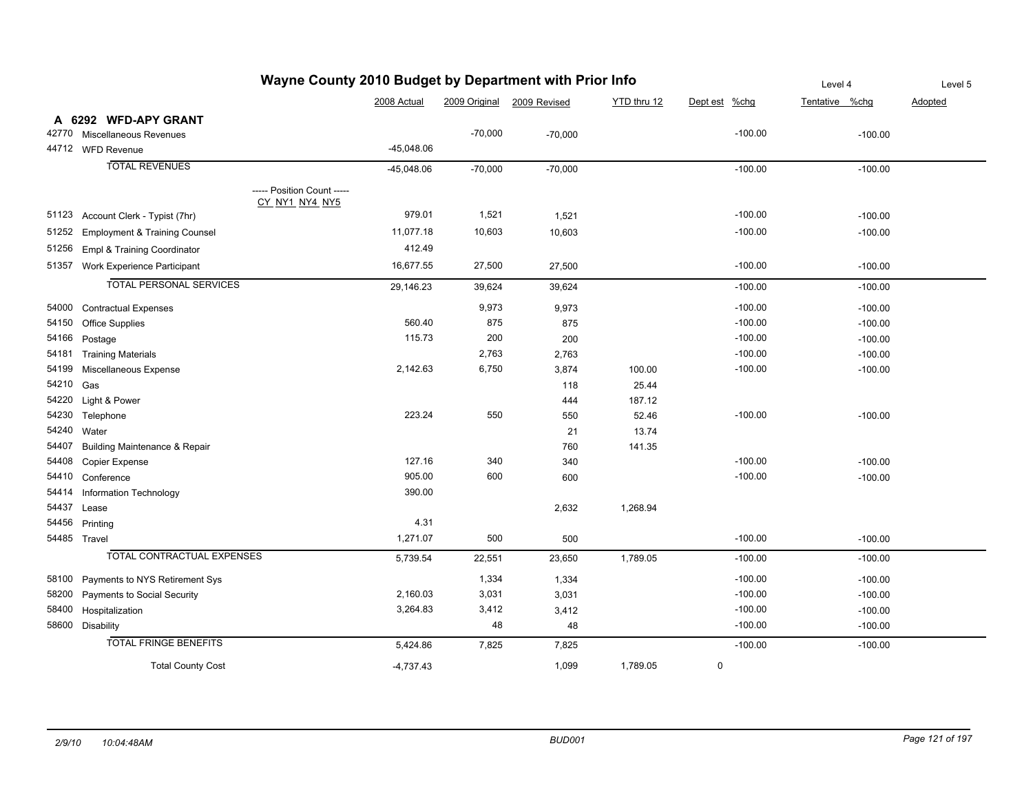# Wayne County 2010 Budget by Department with Prior Info

| | | 2008 Actual | 2009 Original | 2009 Revised | YTD thru 12 | Dept est | %chg | Level 4 Tentative | %chg | Level 5 Adopted |
|---|---|---|---|---|---|---|---|---|---|---|
| **A 6292** | **WFD-APY GRANT** | | | | | | | | | |
| 42770 | Miscellaneous Revenues | | -70,000 | -70,000 | | | -100.00 | | -100.00 | |
| 44712 | WFD Revenue | -45,048.06 | | | | | | | | |
| | TOTAL REVENUES | -45,048.06 | -70,000 | -70,000 | | | -100.00 | | -100.00 | |
| | ----- Position Count ----- CY NY1 NY4 NY5 | | | | | | | | | |
| 51123 | Account Clerk - Typist (7hr) | 979.01 | 1,521 | 1,521 | | | -100.00 | | -100.00 | |
| 51252 | Employment & Training Counsel | 11,077.18 | 10,603 | 10,603 | | | -100.00 | | -100.00 | |
| 51256 | Empl & Training Coordinator | 412.49 | | | | | | | | |
| 51357 | Work Experience Participant | 16,677.55 | 27,500 | 27,500 | | | -100.00 | | -100.00 | |
| | TOTAL PERSONAL SERVICES | 29,146.23 | 39,624 | 39,624 | | | -100.00 | | -100.00 | |
| 54000 | Contractual Expenses | | 9,973 | 9,973 | | | -100.00 | | -100.00 | |
| 54150 | Office Supplies | 560.40 | 875 | 875 | | | -100.00 | | -100.00 | |
| 54166 | Postage | 115.73 | 200 | 200 | | | -100.00 | | -100.00 | |
| 54181 | Training Materials | | 2,763 | 2,763 | | | -100.00 | | -100.00 | |
| 54199 | Miscellaneous Expense | 2,142.63 | 6,750 | 3,874 | 100.00 | | -100.00 | | -100.00 | |
| 54210 | Gas | | | 118 | 25.44 | | | | | |
| 54220 | Light & Power | | | 444 | 187.12 | | | | | |
| 54230 | Telephone | 223.24 | 550 | 550 | 52.46 | | -100.00 | | -100.00 | |
| 54240 | Water | | | 21 | 13.74 | | | | | |
| 54407 | Building Maintenance & Repair | | | 760 | 141.35 | | | | | |
| 54408 | Copier Expense | 127.16 | 340 | 340 | | | -100.00 | | -100.00 | |
| 54410 | Conference | 905.00 | 600 | 600 | | | -100.00 | | -100.00 | |
| 54414 | Information Technology | 390.00 | | | | | | | | |
| 54437 | Lease | | | 2,632 | 1,268.94 | | | | | |
| 54456 | Printing | 4.31 | | | | | | | | |
| 54485 | Travel | 1,271.07 | 500 | 500 | | | -100.00 | | -100.00 | |
| | TOTAL CONTRACTUAL EXPENSES | 5,739.54 | 22,551 | 23,650 | 1,789.05 | | -100.00 | | -100.00 | |
| 58100 | Payments to NYS Retirement Sys | | 1,334 | 1,334 | | | -100.00 | | -100.00 | |
| 58200 | Payments to Social Security | 2,160.03 | 3,031 | 3,031 | | | -100.00 | | -100.00 | |
| 58400 | Hospitalization | 3,264.83 | 3,412 | 3,412 | | | -100.00 | | -100.00 | |
| 58600 | Disability | | 48 | 48 | | | -100.00 | | -100.00 | |
| | TOTAL FRINGE BENEFITS | 5,424.86 | 7,825 | 7,825 | | | -100.00 | | -100.00 | |
| | Total County Cost | -4,737.43 | | 1,099 | 1,789.05 | 0 | | | | |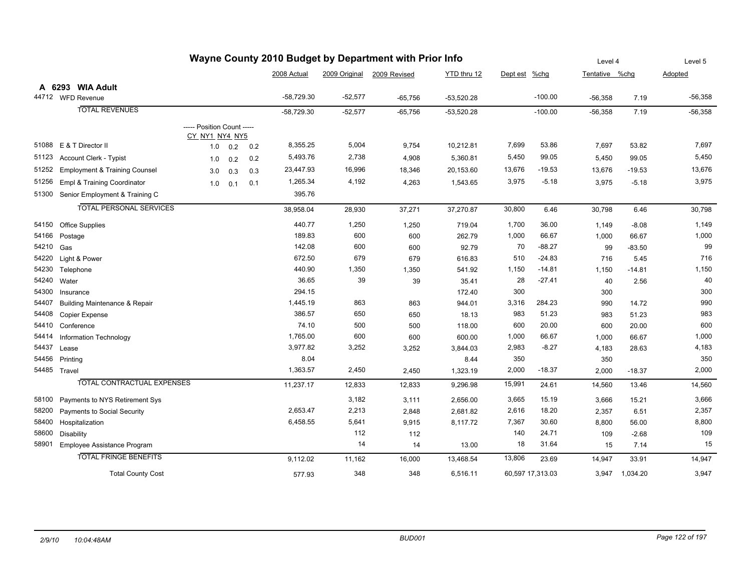# Wayne County 2010 Budget by Department with Prior Info

## A 6293 WIA Adult

| Code | Account | CY | NY1 NY4 | NY5 | 2008 Actual | 2009 Original | 2009 Revised | YTD thru 12 | Dept est | %chg | Level 4 Tentative | %chg | Level 5 Adopted |
|---|---|---|---|---|---|---|---|---|---|---|---|---|---|
| 44712 | WFD Revenue | | | | -58,729.30 | -52,577 | -65,756 | -53,520.28 | | -100.00 | -56,358 | 7.19 | -56,358 |
| | TOTAL REVENUES | | | | -58,729.30 | -52,577 | -65,756 | -53,520.28 | | -100.00 | -56,358 | 7.19 | -56,358 |
| | ----- Position Count ----- | CY | NY1 NY4 | NY5 | | | | | | | | | |
| 51088 | E & T Director II | 1.0 | 0.2 | 0.2 | 8,355.25 | 5,004 | 9,754 | 10,212.81 | 7,699 | 53.86 | 7,697 | 53.82 | 7,697 |
| 51123 | Account Clerk - Typist | 1.0 | 0.2 | 0.2 | 5,493.76 | 2,738 | 4,908 | 5,360.81 | 5,450 | 99.05 | 5,450 | 99.05 | 5,450 |
| 51252 | Employment & Training Counsel | 3.0 | 0.3 | 0.3 | 23,447.93 | 16,996 | 18,346 | 20,153.60 | 13,676 | -19.53 | 13,676 | -19.53 | 13,676 |
| 51256 | Empl & Training Coordinator | 1.0 | 0.1 | 0.1 | 1,265.34 | 4,192 | 4,263 | 1,543.65 | 3,975 | -5.18 | 3,975 | -5.18 | 3,975 |
| 51300 | Senior Employment & Training C | | | | 395.76 | | | | | | | | |
| | TOTAL PERSONAL SERVICES | | | | 38,958.04 | 28,930 | 37,271 | 37,270.87 | 30,800 | 6.46 | 30,798 | 6.46 | 30,798 |
| 54150 | Office Supplies | | | | 440.77 | 1,250 | 1,250 | 719.04 | 1,700 | 36.00 | 1,149 | -8.08 | 1,149 |
| 54166 | Postage | | | | 189.83 | 600 | 600 | 262.79 | 1,000 | 66.67 | 1,000 | 66.67 | 1,000 |
| 54210 | Gas | | | | 142.08 | 600 | 600 | 92.79 | 70 | -88.27 | 99 | -83.50 | 99 |
| 54220 | Light & Power | | | | 672.50 | 679 | 679 | 616.83 | 510 | -24.83 | 716 | 5.45 | 716 |
| 54230 | Telephone | | | | 440.90 | 1,350 | 1,350 | 541.92 | 1,150 | -14.81 | 1,150 | -14.81 | 1,150 |
| 54240 | Water | | | | 36.65 | 39 | 39 | 35.41 | 28 | -27.41 | 40 | 2.56 | 40 |
| 54300 | Insurance | | | | 294.15 | | | 172.40 | 300 | | 300 | | 300 |
| 54407 | Building Maintenance & Repair | | | | 1,445.19 | 863 | 863 | 944.01 | 3,316 | 284.23 | 990 | 14.72 | 990 |
| 54408 | Copier Expense | | | | 386.57 | 650 | 650 | 18.13 | 983 | 51.23 | 983 | 51.23 | 983 |
| 54410 | Conference | | | | 74.10 | 500 | 500 | 118.00 | 600 | 20.00 | 600 | 20.00 | 600 |
| 54414 | Information Technology | | | | 1,765.00 | 600 | 600 | 600.00 | 1,000 | 66.67 | 1,000 | 66.67 | 1,000 |
| 54437 | Lease | | | | 3,977.82 | 3,252 | 3,252 | 3,844.03 | 2,983 | -8.27 | 4,183 | 28.63 | 4,183 |
| 54456 | Printing | | | | 8.04 | | | 8.44 | 350 | | 350 | | 350 |
| 54485 | Travel | | | | 1,363.57 | 2,450 | 2,450 | 1,323.19 | 2,000 | -18.37 | 2,000 | -18.37 | 2,000 |
| | TOTAL CONTRACTUAL EXPENSES | | | | 11,237.17 | 12,833 | 12,833 | 9,296.98 | 15,991 | 24.61 | 14,560 | 13.46 | 14,560 |
| 58100 | Payments to NYS Retirement Sys | | | | | 3,182 | 3,111 | 2,656.00 | 3,665 | 15.19 | 3,666 | 15.21 | 3,666 |
| 58200 | Payments to Social Security | | | | 2,653.47 | 2,213 | 2,848 | 2,681.82 | 2,616 | 18.20 | 2,357 | 6.51 | 2,357 |
| 58400 | Hospitalization | | | | 6,458.55 | 5,641 | 9,915 | 8,117.72 | 7,367 | 30.60 | 8,800 | 56.00 | 8,800 |
| 58600 | Disability | | | | | 112 | 112 | | 140 | 24.71 | 109 | -2.68 | 109 |
| 58901 | Employee Assistance Program | | | | | 14 | 14 | 13.00 | 18 | 31.64 | 15 | 7.14 | 15 |
| | TOTAL FRINGE BENEFITS | | | | 9,112.02 | 11,162 | 16,000 | 13,468.54 | 13,806 | 23.69 | 14,947 | 33.91 | 14,947 |
| | Total County Cost | | | | 577.93 | 348 | 348 | 6,516.11 | 60,597 | 17,313.03 | 3,947 | 1,034.20 | 3,947 |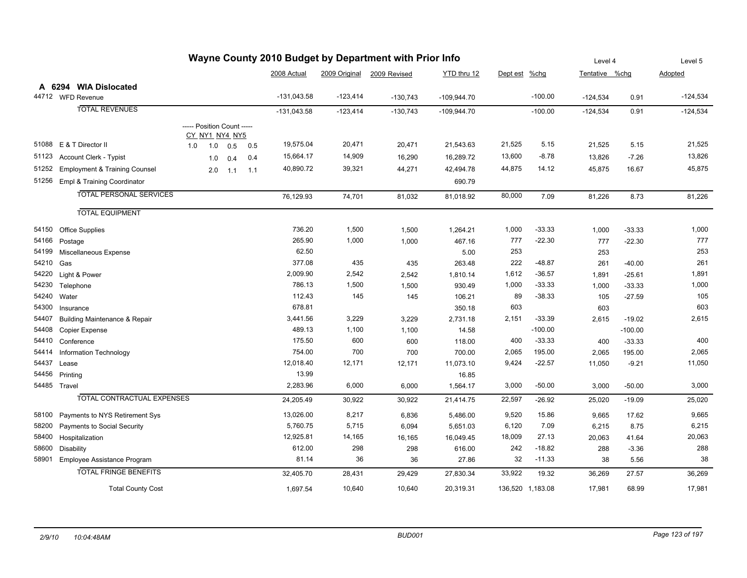# Wayne County 2010 Budget by Department with Prior Info

## A 6294 WIA Dislocated

| Code | Description | Position Count CY | NY1 | NY4 | NY5 | 2008 Actual | 2009 Original | 2009 Revised | YTD thru 12 | Dept est | %chg | Level 4 Tentative | %chg | Level 5 Adopted |
|---|---|---|---|---|---|---|---|---|---|---|---|---|---|---|
| 44712 | WFD Revenue | | | | | -131,043.58 | -123,414 | -130,743 | -109,944.70 | | -100.00 | -124,534 | 0.91 | -124,534 |
| | TOTAL REVENUES | | | | | -131,043.58 | -123,414 | -130,743 | -109,944.70 | | -100.00 | -124,534 | 0.91 | -124,534 |
| 51088 | E & T Director II | 1.0 | 1.0 | 0.5 | 0.5 | 19,575.04 | 20,471 | 20,471 | 21,543.63 | 21,525 | 5.15 | 21,525 | 5.15 | 21,525 |
| 51123 | Account Clerk - Typist | | 1.0 | 0.4 | 0.4 | 15,664.17 | 14,909 | 16,290 | 16,289.72 | 13,600 | -8.78 | 13,826 | -7.26 | 13,826 |
| 51252 | Employment & Training Counsel | | 2.0 | 1.1 | 1.1 | 40,890.72 | 39,321 | 44,271 | 42,494.78 | 44,875 | 14.12 | 45,875 | 16.67 | 45,875 |
| 51256 | Empl & Training Coordinator | | | | | | | | 690.79 | | | | | |
| | TOTAL PERSONAL SERVICES | | | | | 76,129.93 | 74,701 | 81,032 | 81,018.92 | 80,000 | 7.09 | 81,226 | 8.73 | 81,226 |
| | TOTAL EQUIPMENT | | | | | | | | | | | | | |
| 54150 | Office Supplies | | | | | 736.20 | 1,500 | 1,500 | 1,264.21 | 1,000 | -33.33 | 1,000 | -33.33 | 1,000 |
| 54166 | Postage | | | | | 265.90 | 1,000 | 1,000 | 467.16 | 777 | -22.30 | 777 | -22.30 | 777 |
| 54199 | Miscellaneous Expense | | | | | 62.50 | | | 5.00 | 253 | | 253 | | 253 |
| 54210 | Gas | | | | | 377.08 | 435 | 435 | 263.48 | 222 | -48.87 | 261 | -40.00 | 261 |
| 54220 | Light & Power | | | | | 2,009.90 | 2,542 | 2,542 | 1,810.14 | 1,612 | -36.57 | 1,891 | -25.61 | 1,891 |
| 54230 | Telephone | | | | | 786.13 | 1,500 | 1,500 | 930.49 | 1,000 | -33.33 | 1,000 | -33.33 | 1,000 |
| 54240 | Water | | | | | 112.43 | 145 | 145 | 106.21 | 89 | -38.33 | 105 | -27.59 | 105 |
| 54300 | Insurance | | | | | 678.81 | | | 350.18 | 603 | | 603 | | 603 |
| 54407 | Building Maintenance & Repair | | | | | 3,441.56 | 3,229 | 3,229 | 2,731.18 | 2,151 | -33.39 | 2,615 | -19.02 | 2,615 |
| 54408 | Copier Expense | | | | | 489.13 | 1,100 | 1,100 | 14.58 | | -100.00 | | -100.00 | |
| 54410 | Conference | | | | | 175.50 | 600 | 600 | 118.00 | 400 | -33.33 | 400 | -33.33 | 400 |
| 54414 | Information Technology | | | | | 754.00 | 700 | 700 | 700.00 | 2,065 | 195.00 | 2,065 | 195.00 | 2,065 |
| 54437 | Lease | | | | | 12,018.40 | 12,171 | 12,171 | 11,073.10 | 9,424 | -22.57 | 11,050 | -9.21 | 11,050 |
| 54456 | Printing | | | | | 13.99 | | | 16.85 | | | | | |
| 54485 | Travel | | | | | 2,283.96 | 6,000 | 6,000 | 1,564.17 | 3,000 | -50.00 | 3,000 | -50.00 | 3,000 |
| | TOTAL CONTRACTUAL EXPENSES | | | | | 24,205.49 | 30,922 | 30,922 | 21,414.75 | 22,597 | -26.92 | 25,020 | -19.09 | 25,020 |
| 58100 | Payments to NYS Retirement Sys | | | | | 13,026.00 | 8,217 | 6,836 | 5,486.00 | 9,520 | 15.86 | 9,665 | 17.62 | 9,665 |
| 58200 | Payments to Social Security | | | | | 5,760.75 | 5,715 | 6,094 | 5,651.03 | 6,120 | 7.09 | 6,215 | 8.75 | 6,215 |
| 58400 | Hospitalization | | | | | 12,925.81 | 14,165 | 16,165 | 16,049.45 | 18,009 | 27.13 | 20,063 | 41.64 | 20,063 |
| 58600 | Disability | | | | | 612.00 | 298 | 298 | 616.00 | 242 | -18.82 | 288 | -3.36 | 288 |
| 58901 | Employee Assistance Program | | | | | 81.14 | 36 | 36 | 27.86 | 32 | -11.33 | 38 | 5.56 | 38 |
| | TOTAL FRINGE BENEFITS | | | | | 32,405.70 | 28,431 | 29,429 | 27,830.34 | 33,922 | 19.32 | 36,269 | 27.57 | 36,269 |
| | Total County Cost | | | | | 1,697.54 | 10,640 | 10,640 | 20,319.31 | 136,520 | 1,183.08 | 17,981 | 68.99 | 17,981 |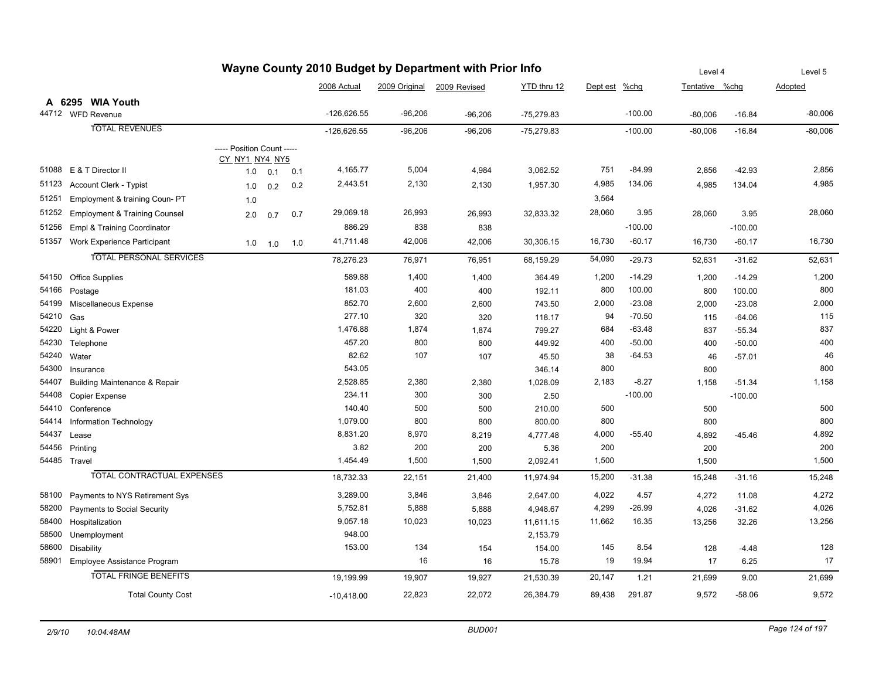# Wayne County 2010 Budget by Department with Prior Info

## A 6295 WIA Youth

| Code | Description | CY | NY1 | NY4 | NY5 | 2008 Actual | 2009 Original | 2009 Revised | YTD thru 12 | Dept est | %chg | Level 4 Tentative | %chg | Level 5 Adopted |
|---|---|---|---|---|---|---|---|---|---|---|---|---|---|---|
| 44712 | WFD Revenue | | | | | -126,626.55 | -96,206 | -96,206 | -75,279.83 | | -100.00 | -80,006 | -16.84 | -80,006 |
| | TOTAL REVENUES | | | | | -126,626.55 | -96,206 | -96,206 | -75,279.83 | | -100.00 | -80,006 | -16.84 | -80,006 |
| | ----- Position Count ----- | | | | | | | | | | | | | |
| 51088 | E & T Director II | 1.0 | 0.1 | 0.1 | | 4,165.77 | 5,004 | 4,984 | 3,062.52 | 751 | -84.99 | 2,856 | -42.93 | 2,856 |
| 51123 | Account Clerk - Typist | 1.0 | 0.2 | 0.2 | | 2,443.51 | 2,130 | 2,130 | 1,957.30 | 4,985 | 134.06 | 4,985 | 134.04 | 4,985 |
| 51251 | Employment & training Coun- PT | 1.0 | | | | | | | | 3,564 | | | | |
| 51252 | Employment & Training Counsel | 2.0 | 0.7 | 0.7 | | 29,069.18 | 26,993 | 26,993 | 32,833.32 | 28,060 | 3.95 | 28,060 | 3.95 | 28,060 |
| 51256 | Empl & Training Coordinator | | | | | 886.29 | 838 | 838 | | | -100.00 | | -100.00 | |
| 51357 | Work Experience Participant | 1.0 | 1.0 | 1.0 | | 41,711.48 | 42,006 | 42,006 | 30,306.15 | 16,730 | -60.17 | 16,730 | -60.17 | 16,730 |
| | TOTAL PERSONAL SERVICES | | | | | 78,276.23 | 76,971 | 76,951 | 68,159.29 | 54,090 | -29.73 | 52,631 | -31.62 | 52,631 |
| 54150 | Office Supplies | | | | | 589.88 | 1,400 | 1,400 | 364.49 | 1,200 | -14.29 | 1,200 | -14.29 | 1,200 |
| 54166 | Postage | | | | | 181.03 | 400 | 400 | 192.11 | 800 | 100.00 | 800 | 100.00 | 800 |
| 54199 | Miscellaneous Expense | | | | | 852.70 | 2,600 | 2,600 | 743.50 | 2,000 | -23.08 | 2,000 | -23.08 | 2,000 |
| 54210 | Gas | | | | | 277.10 | 320 | 320 | 118.17 | 94 | -70.50 | 115 | -64.06 | 115 |
| 54220 | Light & Power | | | | | 1,476.88 | 1,874 | 1,874 | 799.27 | 684 | -63.48 | 837 | -55.34 | 837 |
| 54230 | Telephone | | | | | 457.20 | 800 | 800 | 449.92 | 400 | -50.00 | 400 | -50.00 | 400 |
| 54240 | Water | | | | | 82.62 | 107 | 107 | 45.50 | 38 | -64.53 | 46 | -57.01 | 46 |
| 54300 | Insurance | | | | | 543.05 | | | 346.14 | 800 | | 800 | | 800 |
| 54407 | Building Maintenance & Repair | | | | | 2,528.85 | 2,380 | 2,380 | 1,028.09 | 2,183 | -8.27 | 1,158 | -51.34 | 1,158 |
| 54408 | Copier Expense | | | | | 234.11 | 300 | 300 | 2.50 | | -100.00 | | -100.00 | |
| 54410 | Conference | | | | | 140.40 | 500 | 500 | 210.00 | 500 | | 500 | | 500 |
| 54414 | Information Technology | | | | | 1,079.00 | 800 | 800 | 800.00 | 800 | | 800 | | 800 |
| 54437 | Lease | | | | | 8,831.20 | 8,970 | 8,219 | 4,777.48 | 4,000 | -55.40 | 4,892 | -45.46 | 4,892 |
| 54456 | Printing | | | | | 3.82 | 200 | 200 | 5.36 | 200 | | 200 | | 200 |
| 54485 | Travel | | | | | 1,454.49 | 1,500 | 1,500 | 2,092.41 | 1,500 | | 1,500 | | 1,500 |
| | TOTAL CONTRACTUAL EXPENSES | | | | | 18,732.33 | 22,151 | 21,400 | 11,974.94 | 15,200 | -31.38 | 15,248 | -31.16 | 15,248 |
| 58100 | Payments to NYS Retirement Sys | | | | | 3,289.00 | 3,846 | 3,846 | 2,647.00 | 4,022 | 4.57 | 4,272 | 11.08 | 4,272 |
| 58200 | Payments to Social Security | | | | | 5,752.81 | 5,888 | 5,888 | 4,948.67 | 4,299 | -26.99 | 4,026 | -31.62 | 4,026 |
| 58400 | Hospitalization | | | | | 9,057.18 | 10,023 | 10,023 | 11,611.15 | 11,662 | 16.35 | 13,256 | 32.26 | 13,256 |
| 58500 | Unemployment | | | | | 948.00 | | | 2,153.79 | | | | | |
| 58600 | Disability | | | | | 153.00 | 134 | 154 | 154.00 | 145 | 8.54 | 128 | -4.48 | 128 |
| 58901 | Employee Assistance Program | | | | | | 16 | 16 | 15.78 | 19 | 19.94 | 17 | 6.25 | 17 |
| | TOTAL FRINGE BENEFITS | | | | | 19,199.99 | 19,907 | 19,927 | 21,530.39 | 20,147 | 1.21 | 21,699 | 9.00 | 21,699 |
| | Total County Cost | | | | | -10,418.00 | 22,823 | 22,072 | 26,384.79 | 89,438 | 291.87 | 9,572 | -58.06 | 9,572 |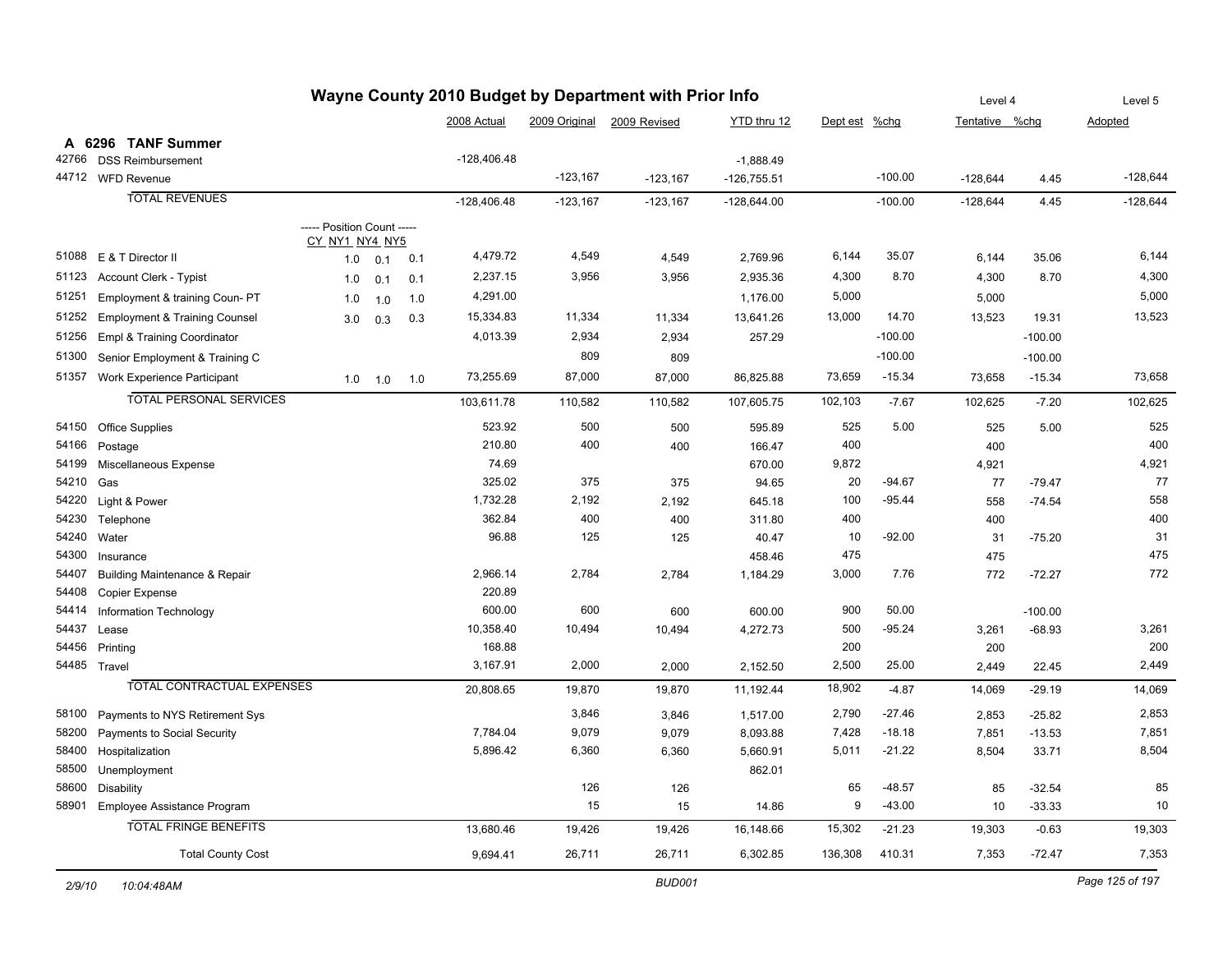# Wayne County 2010 Budget by Department with Prior Info

## A 6296 TANF Summer

| Code | Description | CY | NY1 | NY4 NY5 | 2008 Actual | 2009 Original | 2009 Revised | YTD thru 12 | Dept est | %chg | Level 4 Tentative | %chg | Level 5 Adopted |
|---|---|---|---|---|---|---|---|---|---|---|---|---|---|
| 42766 | DSS Reimbursement | | | | -128,406.48 | | | -1,888.49 | | | | | |
| 44712 | WFD Revenue | | | | | -123,167 | -123,167 | -126,755.51 | | -100.00 | -128,644 | 4.45 | -128,644 |
| | TOTAL REVENUES | | | | -128,406.48 | -123,167 | -123,167 | -128,644.00 | | -100.00 | -128,644 | 4.45 | -128,644 |
| | ----- Position Count ----- | | | | | | | | | | | | |
| 51088 | E & T Director II | 1.0 | 0.1 | 0.1 | 4,479.72 | 4,549 | 4,549 | 2,769.96 | 6,144 | 35.07 | 6,144 | 35.06 | 6,144 |
| 51123 | Account Clerk - Typist | 1.0 | 0.1 | 0.1 | 2,237.15 | 3,956 | 3,956 | 2,935.36 | 4,300 | 8.70 | 4,300 | 8.70 | 4,300 |
| 51251 | Employment & training Coun- PT | 1.0 | 1.0 | 1.0 | 4,291.00 | | | 1,176.00 | 5,000 | | 5,000 | | 5,000 |
| 51252 | Employment & Training Counsel | 3.0 | 0.3 | 0.3 | 15,334.83 | 11,334 | 11,334 | 13,641.26 | 13,000 | 14.70 | 13,523 | 19.31 | 13,523 |
| 51256 | Empl & Training Coordinator | | | | 4,013.39 | 2,934 | 2,934 | 257.29 | | -100.00 | | -100.00 | |
| 51300 | Senior Employment & Training C | | | | | 809 | 809 | | | -100.00 | | -100.00 | |
| 51357 | Work Experience Participant | 1.0 | 1.0 | 1.0 | 73,255.69 | 87,000 | 87,000 | 86,825.88 | 73,659 | -15.34 | 73,658 | -15.34 | 73,658 |
| | TOTAL PERSONAL SERVICES | | | | 103,611.78 | 110,582 | 110,582 | 107,605.75 | 102,103 | -7.67 | 102,625 | -7.20 | 102,625 |
| 54150 | Office Supplies | | | | 523.92 | 500 | 500 | 595.89 | 525 | 5.00 | 525 | 5.00 | 525 |
| 54166 | Postage | | | | 210.80 | 400 | 400 | 166.47 | 400 | | 400 | | 400 |
| 54199 | Miscellaneous Expense | | | | 74.69 | | | 670.00 | 9,872 | | 4,921 | | 4,921 |
| 54210 | Gas | | | | 325.02 | 375 | 375 | 94.65 | 20 | -94.67 | 77 | -79.47 | 77 |
| 54220 | Light & Power | | | | 1,732.28 | 2,192 | 2,192 | 645.18 | 100 | -95.44 | 558 | -74.54 | 558 |
| 54230 | Telephone | | | | 362.84 | 400 | 400 | 311.80 | 400 | | 400 | | 400 |
| 54240 | Water | | | | 96.88 | 125 | 125 | 40.47 | 10 | -92.00 | 31 | -75.20 | 31 |
| 54300 | Insurance | | | | | | | 458.46 | 475 | | 475 | | 475 |
| 54407 | Building Maintenance & Repair | | | | 2,966.14 | 2,784 | 2,784 | 1,184.29 | 3,000 | 7.76 | 772 | -72.27 | 772 |
| 54408 | Copier Expense | | | | 220.89 | | | | | | | | |
| 54414 | Information Technology | | | | 600.00 | 600 | 600 | 600.00 | 900 | 50.00 | | -100.00 | |
| 54437 | Lease | | | | 10,358.40 | 10,494 | 10,494 | 4,272.73 | 500 | -95.24 | 3,261 | -68.93 | 3,261 |
| 54456 | Printing | | | | 168.88 | | | | 200 | | 200 | | 200 |
| 54485 | Travel | | | | 3,167.91 | 2,000 | 2,000 | 2,152.50 | 2,500 | 25.00 | 2,449 | 22.45 | 2,449 |
| | TOTAL CONTRACTUAL EXPENSES | | | | 20,808.65 | 19,870 | 19,870 | 11,192.44 | 18,902 | -4.87 | 14,069 | -29.19 | 14,069 |
| 58100 | Payments to NYS Retirement Sys | | | | | 3,846 | 3,846 | 1,517.00 | 2,790 | -27.46 | 2,853 | -25.82 | 2,853 |
| 58200 | Payments to Social Security | | | | 7,784.04 | 9,079 | 9,079 | 8,093.88 | 7,428 | -18.18 | 7,851 | -13.53 | 7,851 |
| 58400 | Hospitalization | | | | 5,896.42 | 6,360 | 6,360 | 5,660.91 | 5,011 | -21.22 | 8,504 | 33.71 | 8,504 |
| 58500 | Unemployment | | | | | | | 862.01 | | | | | |
| 58600 | Disability | | | | | 126 | 126 | | 65 | -48.57 | 85 | -32.54 | 85 |
| 58901 | Employee Assistance Program | | | | | 15 | 15 | 14.86 | 9 | -43.00 | 10 | -33.33 | 10 |
| | TOTAL FRINGE BENEFITS | | | | 13,680.46 | 19,426 | 19,426 | 16,148.66 | 15,302 | -21.23 | 19,303 | -0.63 | 19,303 |
| | Total County Cost | | | | 9,694.41 | 26,711 | 26,711 | 6,302.85 | 136,308 | 410.31 | 7,353 | -72.47 | 7,353 |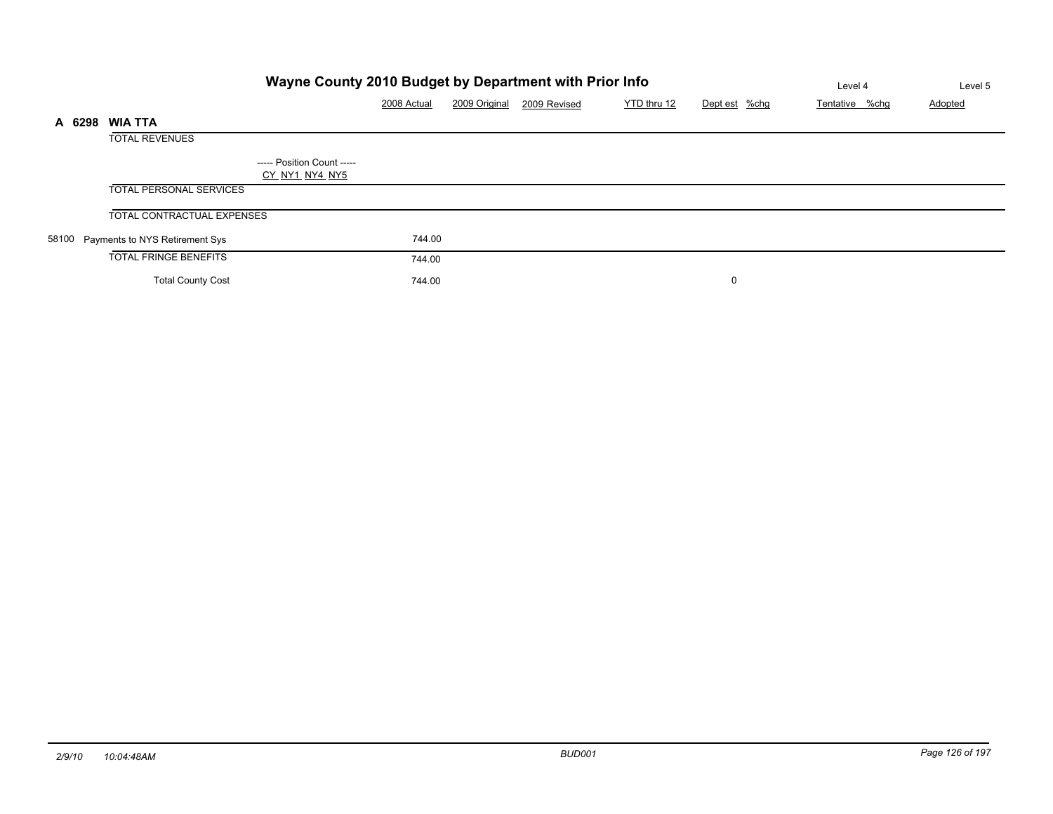# Wayne County 2010 Budget by Department with Prior Info

| | 2008 Actual | 2009 Original | 2009 Revised | YTD thru 12 | Dept est | %chg | Level 4 Tentative | %chg | Level 5 Adopted |
|---|---|---|---|---|---|---|---|---|---|
| **A 6298 WIA TTA** | | | | | | | | | |
| TOTAL REVENUES | | | | | | | | | |
| ----- Position Count ----- CY NY1 NY4 NY5 | | | | | | | | | |
| TOTAL PERSONAL SERVICES | | | | | | | | | |
| TOTAL CONTRACTUAL EXPENSES | | | | | | | | | |
| 58100 Payments to NYS Retirement Sys | 744.00 | | | | | | | | |
| TOTAL FRINGE BENEFITS | 744.00 | | | | | | | | |
| Total County Cost | 744.00 | | | | 0 | | | | |

2/9/10 10:04:48AM BUD001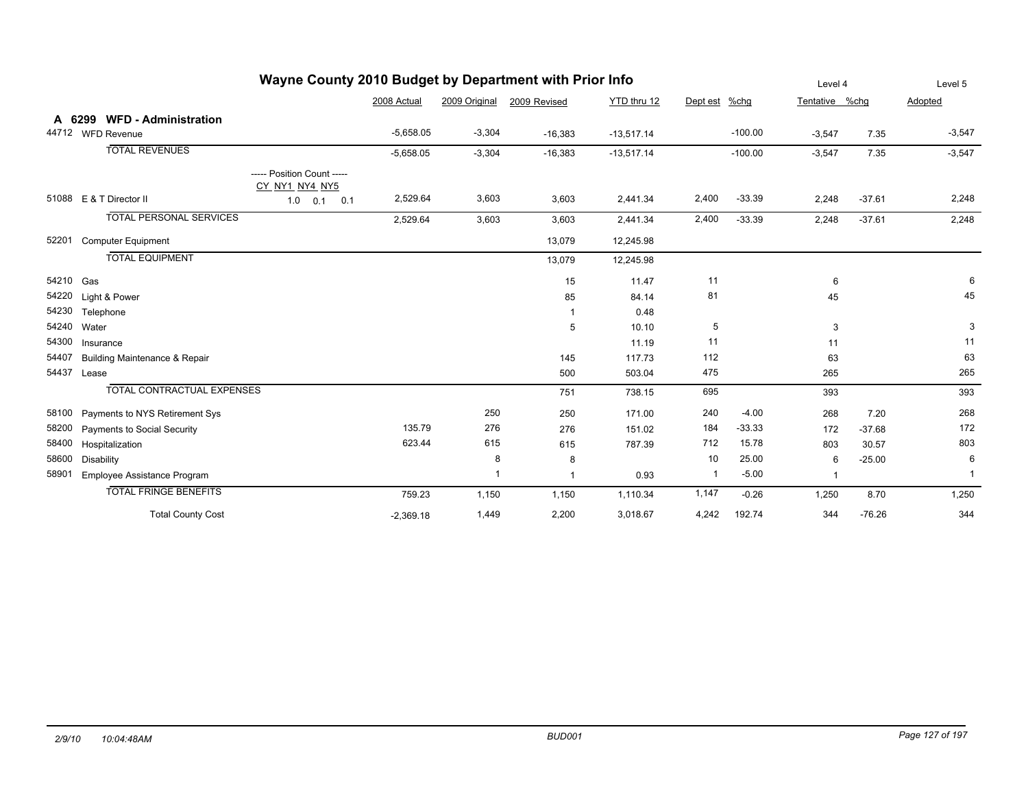# Wayne County 2010 Budget by Department with Prior Info

## A 6299 WFD - Administration

| Code | Description | Position Count | 2008 Actual | 2009 Original | 2009 Revised | YTD thru 12 | Dept est | %chg | Level 4 Tentative | %chg | Level 5 Adopted |
|---|---|---|---|---|---|---|---|---|---|---|---|
| 44712 | WFD Revenue | | -5,658.05 | -3,304 | -16,383 | -13,517.14 | | -100.00 | -3,547 | 7.35 | -3,547 |
| | TOTAL REVENUES | | -5,658.05 | -3,304 | -16,383 | -13,517.14 | | -100.00 | -3,547 | 7.35 | -3,547 |
| | | ----- Position Count ----- CY NY1 NY4 NY5 | | | | | | | | | |
| 51088 | E & T Director II | 1.0 0.1 0.1 | 2,529.64 | 3,603 | 3,603 | 2,441.34 | 2,400 | -33.39 | 2,248 | -37.61 | 2,248 |
| | TOTAL PERSONAL SERVICES | | 2,529.64 | 3,603 | 3,603 | 2,441.34 | 2,400 | -33.39 | 2,248 | -37.61 | 2,248 |
| 52201 | Computer Equipment | | | | 13,079 | 12,245.98 | | | | | |
| | TOTAL EQUIPMENT | | | | 13,079 | 12,245.98 | | | | | |
| 54210 | Gas | | | | 15 | 11.47 | 11 | | 6 | | 6 |
| 54220 | Light & Power | | | | 85 | 84.14 | 81 | | 45 | | 45 |
| 54230 | Telephone | | | | 1 | 0.48 | | | | | |
| 54240 | Water | | | | 5 | 10.10 | 5 | | 3 | | 3 |
| 54300 | Insurance | | | | | 11.19 | 11 | | 11 | | 11 |
| 54407 | Building Maintenance & Repair | | | | 145 | 117.73 | 112 | | 63 | | 63 |
| 54437 | Lease | | | | 500 | 503.04 | 475 | | 265 | | 265 |
| | TOTAL CONTRACTUAL EXPENSES | | | | 751 | 738.15 | 695 | | 393 | | 393 |
| 58100 | Payments to NYS Retirement Sys | | | 250 | 250 | 171.00 | 240 | -4.00 | 268 | 7.20 | 268 |
| 58200 | Payments to Social Security | | 135.79 | 276 | 276 | 151.02 | 184 | -33.33 | 172 | -37.68 | 172 |
| 58400 | Hospitalization | | 623.44 | 615 | 615 | 787.39 | 712 | 15.78 | 803 | 30.57 | 803 |
| 58600 | Disability | | | 8 | 8 | | 10 | 25.00 | 6 | -25.00 | 6 |
| 58901 | Employee Assistance Program | | | 1 | 1 | 0.93 | 1 | -5.00 | 1 | | 1 |
| | TOTAL FRINGE BENEFITS | | 759.23 | 1,150 | 1,150 | 1,110.34 | 1,147 | -0.26 | 1,250 | 8.70 | 1,250 |
| | Total County Cost | | -2,369.18 | 1,449 | 2,200 | 3,018.67 | 4,242 | 192.74 | 344 | -76.26 | 344 |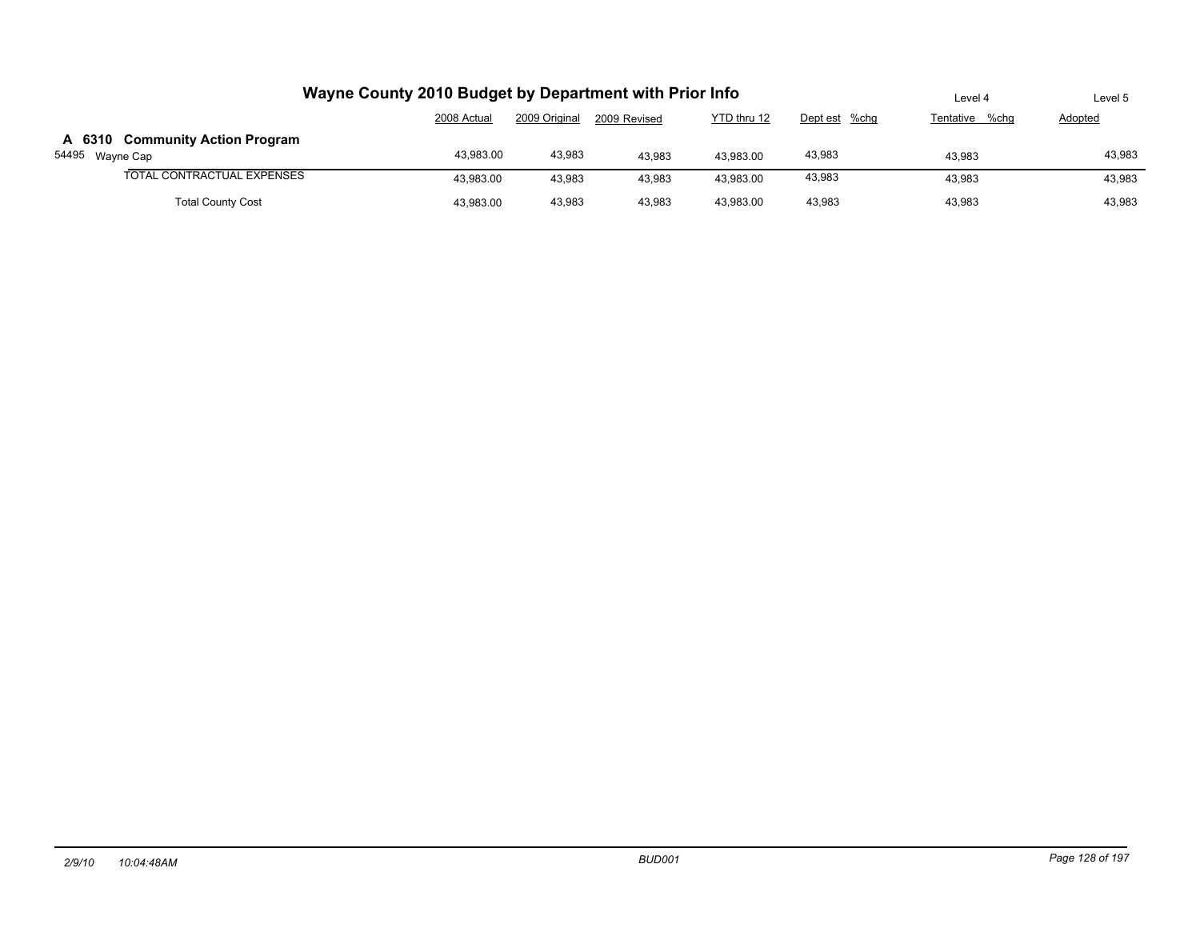# Wayne County 2010 Budget by Department with Prior Info

| | 2008 Actual | 2009 Original | 2009 Revised | YTD thru 12 | Dept est | %chg | Level 4 Tentative | %chg | Level 5 Adopted |
|---|---|---|---|---|---|---|---|---|---|
| **A 6310 Community Action Program** | | | | | | | | | |
| 54495 Wayne Cap | 43,983.00 | 43,983 | 43,983 | 43,983.00 | 43,983 | | 43,983 | | 43,983 |
| TOTAL CONTRACTUAL EXPENSES | 43,983.00 | 43,983 | 43,983 | 43,983.00 | 43,983 | | 43,983 | | 43,983 |
| Total County Cost | 43,983.00 | 43,983 | 43,983 | 43,983.00 | 43,983 | | 43,983 | | 43,983 |

2/9/10 10:04:48AM BUD001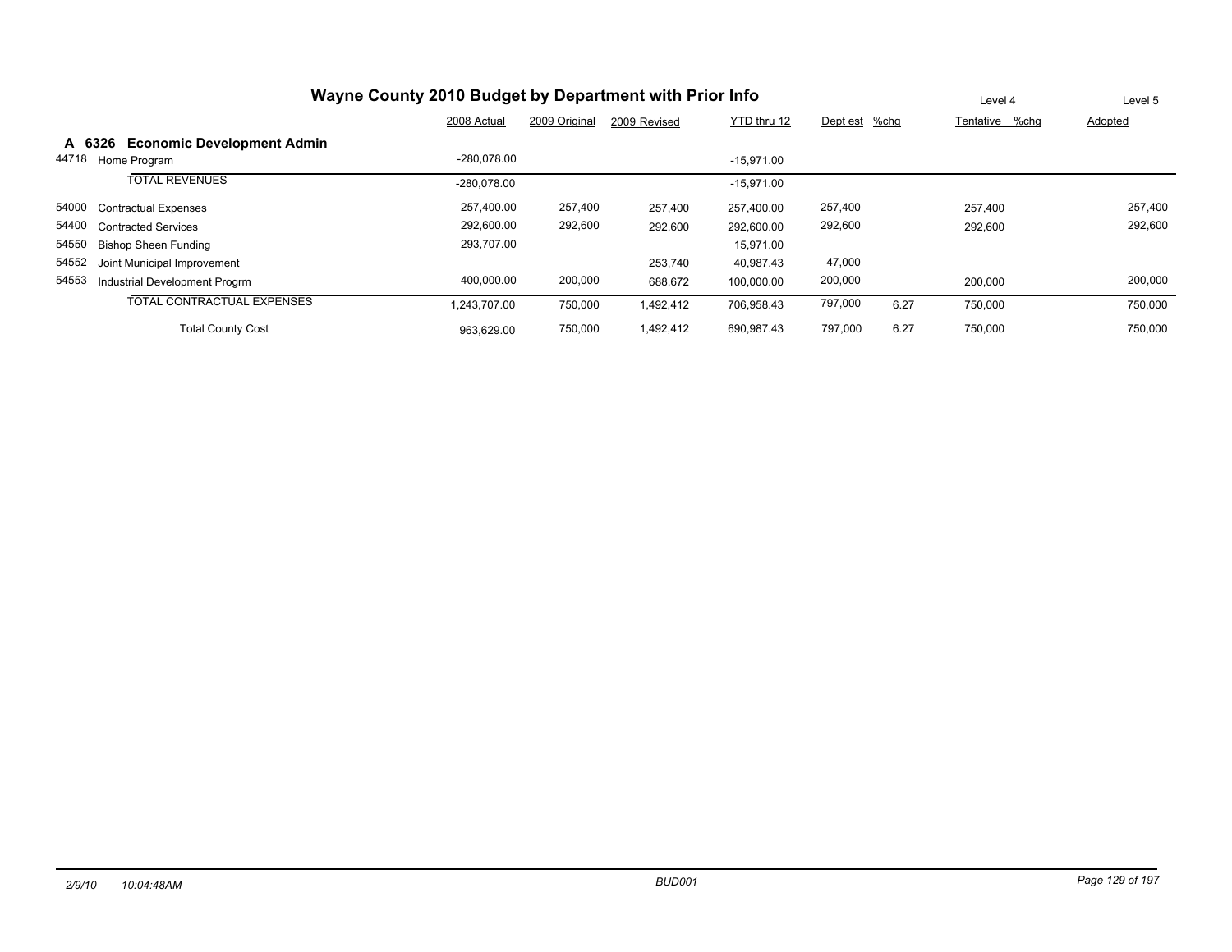# Wayne County 2010 Budget by Department with Prior Info

| | | 2008 Actual | 2009 Original | 2009 Revised | YTD thru 12 | Dept est | %chg | Level 4 Tentative | %chg | Level 5 Adopted |
|---|---|---|---|---|---|---|---|---|---|---|
| **A 6326** | **Economic Development Admin** | | | | | | | | | |
| 44718 | Home Program | -280,078.00 | | | -15,971.00 | | | | | |
| | TOTAL REVENUES | -280,078.00 | | | -15,971.00 | | | | | |
| 54000 | Contractual Expenses | 257,400.00 | 257,400 | 257,400 | 257,400.00 | 257,400 | | 257,400 | | 257,400 |
| 54400 | Contracted Services | 292,600.00 | 292,600 | 292,600 | 292,600.00 | 292,600 | | 292,600 | | 292,600 |
| 54550 | Bishop Sheen Funding | 293,707.00 | | | 15,971.00 | | | | | |
| 54552 | Joint Municipal Improvement | | | 253,740 | 40,987.43 | 47,000 | | | | |
| 54553 | Industrial Development Progrm | 400,000.00 | 200,000 | 688,672 | 100,000.00 | 200,000 | | 200,000 | | 200,000 |
| | TOTAL CONTRACTUAL EXPENSES | 1,243,707.00 | 750,000 | 1,492,412 | 706,958.43 | 797,000 | 6.27 | 750,000 | | 750,000 |
| | Total County Cost | 963,629.00 | 750,000 | 1,492,412 | 690,987.43 | 797,000 | 6.27 | 750,000 | | 750,000 |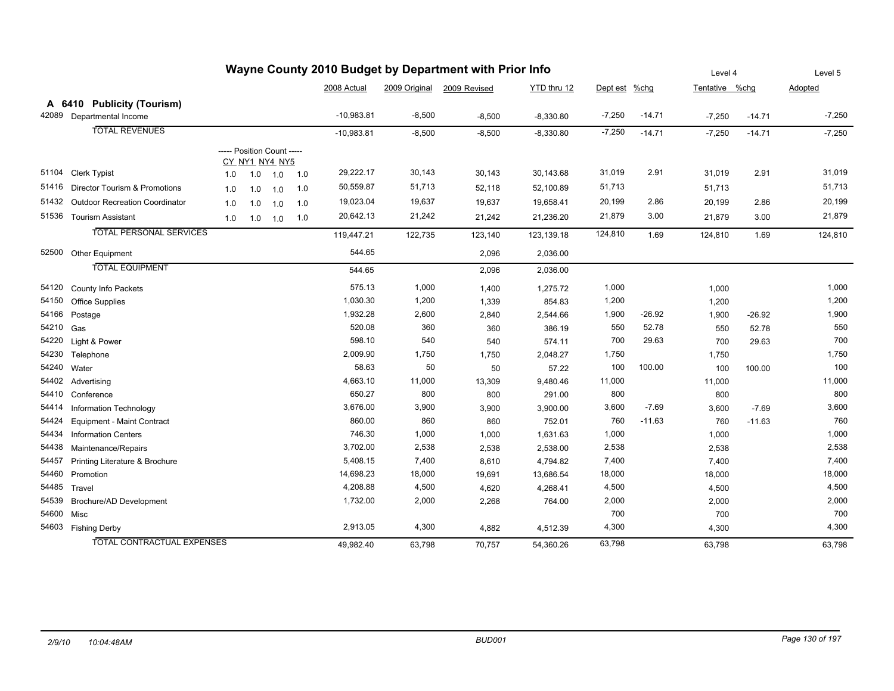# Wayne County 2010 Budget by Department with Prior Info

| | | | | | | 2008 Actual | 2009 Original | 2009 Revised | YTD thru 12 | Dept est | %chg | Level 4 Tentative | %chg | Level 5 Adopted |
|---|---|---|---|---|---|---|---|---|---|---|---|---|---|---|
| **A 6410** | **Publicity (Tourism)** | | | | | | | | | | | | | |
| 42089 | Departmental Income | | | | | -10,983.81 | -8,500 | -8,500 | -8,330.80 | -7,250 | -14.71 | -7,250 | -14.71 | -7,250 |
| | TOTAL REVENUES | | | | | -10,983.81 | -8,500 | -8,500 | -8,330.80 | -7,250 | -14.71 | -7,250 | -14.71 | -7,250 |
| | | ----- Position Count ----- | | | | | | | | | | | | |
| | | CY | NY1 | NY4 | NY5 | | | | | | | | | |
| 51104 | Clerk Typist | 1.0 | 1.0 | 1.0 | 1.0 | 29,222.17 | 30,143 | 30,143 | 30,143.68 | 31,019 | 2.91 | 31,019 | 2.91 | 31,019 |
| 51416 | Director Tourism & Promotions | 1.0 | 1.0 | 1.0 | 1.0 | 50,559.87 | 51,713 | 52,118 | 52,100.89 | 51,713 | | 51,713 | | 51,713 |
| 51432 | Outdoor Recreation Coordinator | 1.0 | 1.0 | 1.0 | 1.0 | 19,023.04 | 19,637 | 19,637 | 19,658.41 | 20,199 | 2.86 | 20,199 | 2.86 | 20,199 |
| 51536 | Tourism Assistant | 1.0 | 1.0 | 1.0 | 1.0 | 20,642.13 | 21,242 | 21,242 | 21,236.20 | 21,879 | 3.00 | 21,879 | 3.00 | 21,879 |
| | TOTAL PERSONAL SERVICES | | | | | 119,447.21 | 122,735 | 123,140 | 123,139.18 | 124,810 | 1.69 | 124,810 | 1.69 | 124,810 |
| 52500 | Other Equipment | | | | | 544.65 | | 2,096 | 2,036.00 | | | | | |
| | TOTAL EQUIPMENT | | | | | 544.65 | | 2,096 | 2,036.00 | | | | | |
| 54120 | County Info Packets | | | | | 575.13 | 1,000 | 1,400 | 1,275.72 | 1,000 | | 1,000 | | 1,000 |
| 54150 | Office Supplies | | | | | 1,030.30 | 1,200 | 1,339 | 854.83 | 1,200 | | 1,200 | | 1,200 |
| 54166 | Postage | | | | | 1,932.28 | 2,600 | 2,840 | 2,544.66 | 1,900 | -26.92 | 1,900 | -26.92 | 1,900 |
| 54210 | Gas | | | | | 520.08 | 360 | 360 | 386.19 | 550 | 52.78 | 550 | 52.78 | 550 |
| 54220 | Light & Power | | | | | 598.10 | 540 | 540 | 574.11 | 700 | 29.63 | 700 | 29.63 | 700 |
| 54230 | Telephone | | | | | 2,009.90 | 1,750 | 1,750 | 2,048.27 | 1,750 | | 1,750 | | 1,750 |
| 54240 | Water | | | | | 58.63 | 50 | 50 | 57.22 | 100 | 100.00 | 100 | 100.00 | 100 |
| 54402 | Advertising | | | | | 4,663.10 | 11,000 | 13,309 | 9,480.46 | 11,000 | | 11,000 | | 11,000 |
| 54410 | Conference | | | | | 650.27 | 800 | 800 | 291.00 | 800 | | 800 | | 800 |
| 54414 | Information Technology | | | | | 3,676.00 | 3,900 | 3,900 | 3,900.00 | 3,600 | -7.69 | 3,600 | -7.69 | 3,600 |
| 54424 | Equipment - Maint Contract | | | | | 860.00 | 860 | 860 | 752.01 | 760 | -11.63 | 760 | -11.63 | 760 |
| 54434 | Information Centers | | | | | 746.30 | 1,000 | 1,000 | 1,631.63 | 1,000 | | 1,000 | | 1,000 |
| 54438 | Maintenance/Repairs | | | | | 3,702.00 | 2,538 | 2,538 | 2,538.00 | 2,538 | | 2,538 | | 2,538 |
| 54457 | Printing Literature & Brochure | | | | | 5,408.15 | 7,400 | 8,610 | 4,794.82 | 7,400 | | 7,400 | | 7,400 |
| 54460 | Promotion | | | | | 14,698.23 | 18,000 | 19,691 | 13,686.54 | 18,000 | | 18,000 | | 18,000 |
| 54485 | Travel | | | | | 4,208.88 | 4,500 | 4,620 | 4,268.41 | 4,500 | | 4,500 | | 4,500 |
| 54539 | Brochure/AD Development | | | | | 1,732.00 | 2,000 | 2,268 | 764.00 | 2,000 | | 2,000 | | 2,000 |
| 54600 | Misc | | | | | | | | | 700 | | 700 | | 700 |
| 54603 | Fishing Derby | | | | | 2,913.05 | 4,300 | 4,882 | 4,512.39 | 4,300 | | 4,300 | | 4,300 |
| | TOTAL CONTRACTUAL EXPENSES | | | | | 49,982.40 | 63,798 | 70,757 | 54,360.26 | 63,798 | | 63,798 | | 63,798 |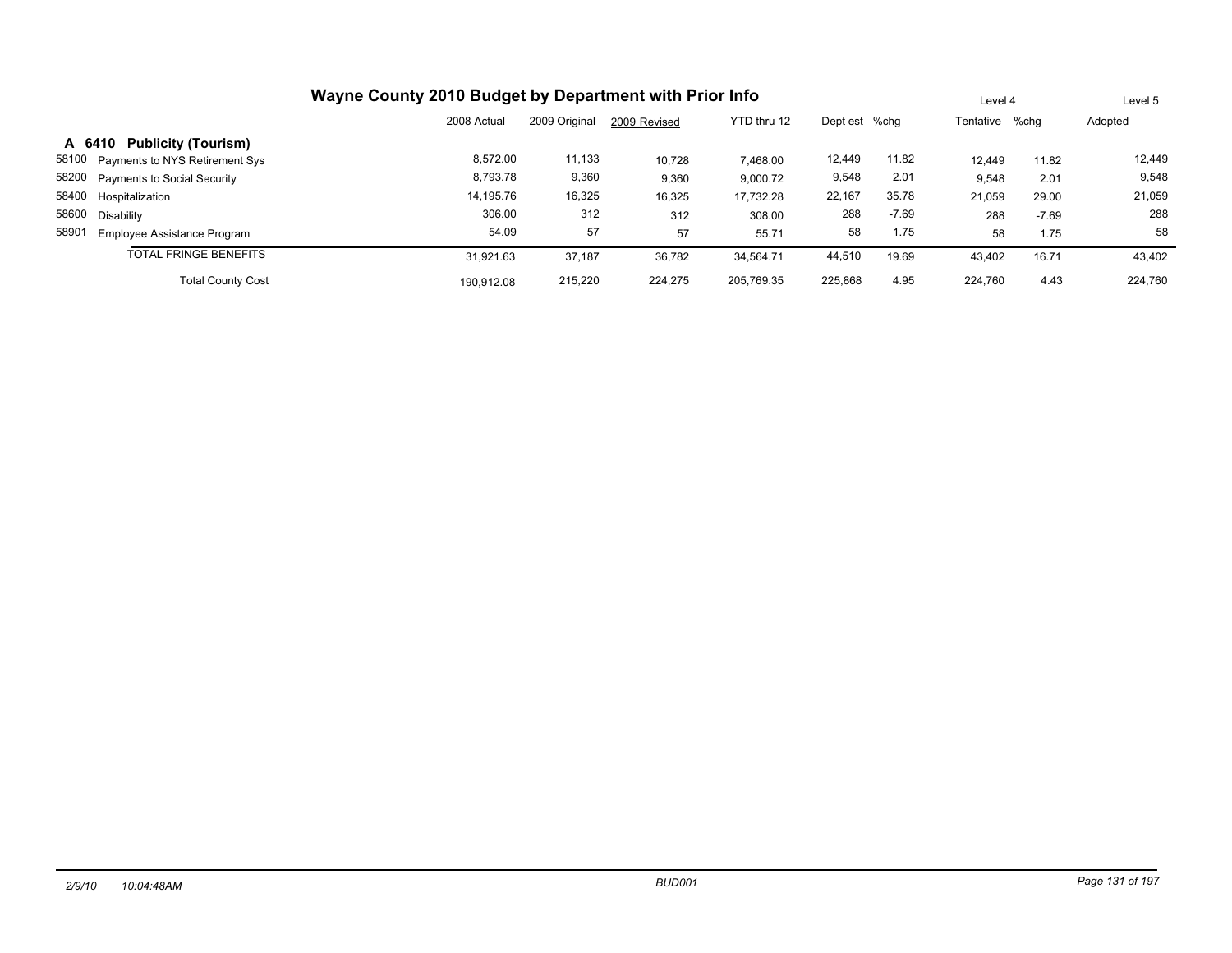## Wayne County 2010 Budget by Department with Prior Info

|  |  | 2008 Actual | 2009 Original | 2009 Revised | YTD thru 12 | Level 4 Dept est | %chg | Tentative | %chg | Level 5 Adopted |
|---|---|---|---|---|---|---|---|---|---|---|
| **A 6410** | **Publicity (Tourism)** |  |  |  |  |  |  |  |  |  |
| 58100 | Payments to NYS Retirement Sys | 8,572.00 | 11,133 | 10,728 | 7,468.00 | 12,449 | 11.82 | 12,449 | 11.82 | 12,449 |
| 58200 | Payments to Social Security | 8,793.78 | 9,360 | 9,360 | 9,000.72 | 9,548 | 2.01 | 9,548 | 2.01 | 9,548 |
| 58400 | Hospitalization | 14,195.76 | 16,325 | 16,325 | 17,732.28 | 22,167 | 35.78 | 21,059 | 29.00 | 21,059 |
| 58600 | Disability | 306.00 | 312 | 312 | 308.00 | 288 | -7.69 | 288 | -7.69 | 288 |
| 58901 | Employee Assistance Program | 54.09 | 57 | 57 | 55.71 | 58 | 1.75 | 58 | 1.75 | 58 |
|  | TOTAL FRINGE BENEFITS | 31,921.63 | 37,187 | 36,782 | 34,564.71 | 44,510 | 19.69 | 43,402 | 16.71 | 43,402 |
|  | Total County Cost | 190,912.08 | 215,220 | 224,275 | 205,769.35 | 225,868 | 4.95 | 224,760 | 4.43 | 224,760 |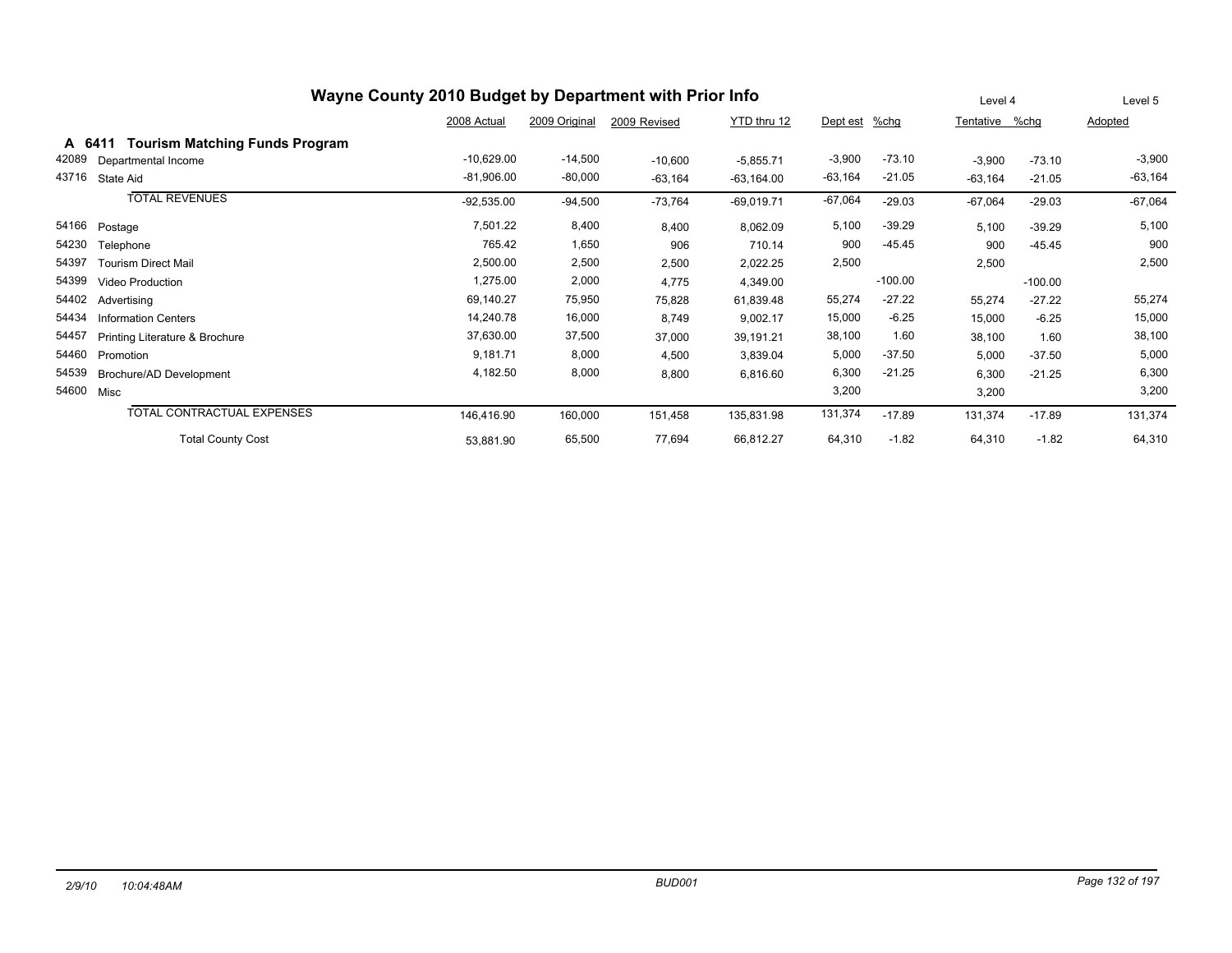# Wayne County 2010 Budget by Department with Prior Info

## A 6411 Tourism Matching Funds Program

| | | 2008 Actual | 2009 Original | 2009 Revised | YTD thru 12 | Dept est | %chg | Tentative | %chg | Adopted |
|---|---|---|---|---|---|---|---|---|---|---|
| | | | | | | | | Level 4 | | Level 5 |
| 42089 | Departmental Income | -10,629.00 | -14,500 | -10,600 | -5,855.71 | -3,900 | -73.10 | -3,900 | -73.10 | -3,900 |
| 43716 | State Aid | -81,906.00 | -80,000 | -63,164 | -63,164.00 | -63,164 | -21.05 | -63,164 | -21.05 | -63,164 |
| | TOTAL REVENUES | -92,535.00 | -94,500 | -73,764 | -69,019.71 | -67,064 | -29.03 | -67,064 | -29.03 | -67,064 |
| 54166 | Postage | 7,501.22 | 8,400 | 8,400 | 8,062.09 | 5,100 | -39.29 | 5,100 | -39.29 | 5,100 |
| 54230 | Telephone | 765.42 | 1,650 | 906 | 710.14 | 900 | -45.45 | 900 | -45.45 | 900 |
| 54397 | Tourism Direct Mail | 2,500.00 | 2,500 | 2,500 | 2,022.25 | 2,500 | | 2,500 | | 2,500 |
| 54399 | Video Production | 1,275.00 | 2,000 | 4,775 | 4,349.00 | | -100.00 | | -100.00 | |
| 54402 | Advertising | 69,140.27 | 75,950 | 75,828 | 61,839.48 | 55,274 | -27.22 | 55,274 | -27.22 | 55,274 |
| 54434 | Information Centers | 14,240.78 | 16,000 | 8,749 | 9,002.17 | 15,000 | -6.25 | 15,000 | -6.25 | 15,000 |
| 54457 | Printing Literature & Brochure | 37,630.00 | 37,500 | 37,000 | 39,191.21 | 38,100 | 1.60 | 38,100 | 1.60 | 38,100 |
| 54460 | Promotion | 9,181.71 | 8,000 | 4,500 | 3,839.04 | 5,000 | -37.50 | 5,000 | -37.50 | 5,000 |
| 54539 | Brochure/AD Development | 4,182.50 | 8,000 | 8,800 | 6,816.60 | 6,300 | -21.25 | 6,300 | -21.25 | 6,300 |
| 54600 | Misc | | | | | 3,200 | | 3,200 | | 3,200 |
| | TOTAL CONTRACTUAL EXPENSES | 146,416.90 | 160,000 | 151,458 | 135,831.98 | 131,374 | -17.89 | 131,374 | -17.89 | 131,374 |
| | Total County Cost | 53,881.90 | 65,500 | 77,694 | 66,812.27 | 64,310 | -1.82 | 64,310 | -1.82 | 64,310 |

2/9/10 10:04:48AM BUD001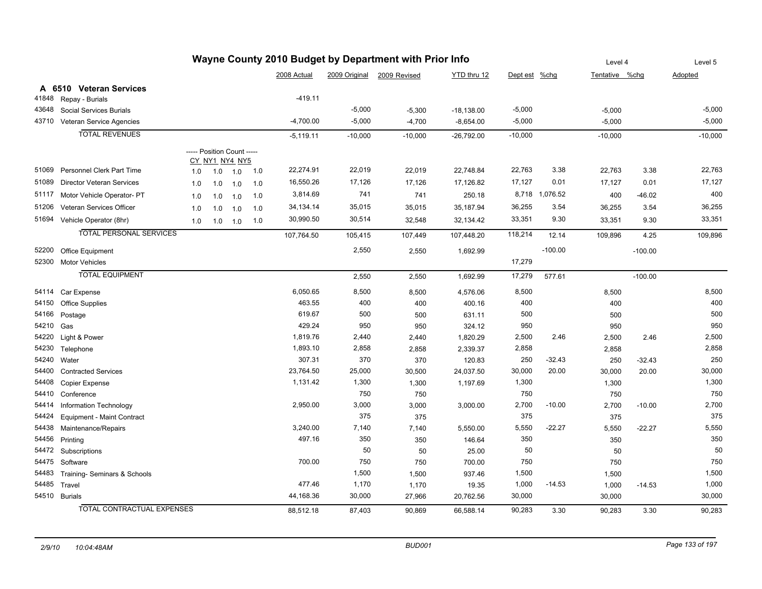# Wayne County 2010 Budget by Department with Prior Info

## A 6510 Veteran Services

| Code | Description | CY | NY1 | NY4 | NY5 | 2008 Actual | 2009 Original | 2009 Revised | YTD thru 12 | Dept est | %chg | Level 4 Tentative | %chg | Level 5 Adopted |
|---|---|---|---|---|---|---|---|---|---|---|---|---|---|---|
| 41848 | Repay - Burials | | | | | -419.11 | | | | | | | | |
| 43648 | Social Services Burials | | | | | | -5,000 | -5,300 | -18,138.00 | -5,000 | | -5,000 | | -5,000 |
| 43710 | Veteran Service Agencies | | | | | -4,700.00 | -5,000 | -4,700 | -8,654.00 | -5,000 | | -5,000 | | -5,000 |
| | TOTAL REVENUES | | | | | -5,119.11 | -10,000 | -10,000 | -26,792.00 | -10,000 | | -10,000 | | -10,000 |
| | ----- Position Count ----- | | | | | | | | | | | | | |
| 51069 | Personnel Clerk Part Time | 1.0 | 1.0 | 1.0 | 1.0 | 22,274.91 | 22,019 | 22,019 | 22,748.84 | 22,763 | 3.38 | 22,763 | 3.38 | 22,763 |
| 51089 | Director Veteran Services | 1.0 | 1.0 | 1.0 | 1.0 | 16,550.26 | 17,126 | 17,126 | 17,126.82 | 17,127 | 0.01 | 17,127 | 0.01 | 17,127 |
| 51117 | Motor Vehicle Operator- PT | 1.0 | 1.0 | 1.0 | 1.0 | 3,814.69 | 741 | 741 | 250.18 | 8,718 | 1,076.52 | 400 | -46.02 | 400 |
| 51206 | Veteran Services Officer | 1.0 | 1.0 | 1.0 | 1.0 | 34,134.14 | 35,015 | 35,015 | 35,187.94 | 36,255 | 3.54 | 36,255 | 3.54 | 36,255 |
| 51694 | Vehicle Operator (8hr) | 1.0 | 1.0 | 1.0 | 1.0 | 30,990.50 | 30,514 | 32,548 | 32,134.42 | 33,351 | 9.30 | 33,351 | 9.30 | 33,351 |
| | TOTAL PERSONAL SERVICES | | | | | 107,764.50 | 105,415 | 107,449 | 107,448.20 | 118,214 | 12.14 | 109,896 | 4.25 | 109,896 |
| 52200 | Office Equipment | | | | | | 2,550 | 2,550 | 1,692.99 | | -100.00 | | -100.00 | |
| 52300 | Motor Vehicles | | | | | | | | | 17,279 | | | | |
| | TOTAL EQUIPMENT | | | | | | 2,550 | 2,550 | 1,692.99 | 17,279 | 577.61 | | -100.00 | |
| 54114 | Car Expense | | | | | 6,050.65 | 8,500 | 8,500 | 4,576.06 | 8,500 | | 8,500 | | 8,500 |
| 54150 | Office Supplies | | | | | 463.55 | 400 | 400 | 400.16 | 400 | | 400 | | 400 |
| 54166 | Postage | | | | | 619.67 | 500 | 500 | 631.11 | 500 | | 500 | | 500 |
| 54210 | Gas | | | | | 429.24 | 950 | 950 | 324.12 | 950 | | 950 | | 950 |
| 54220 | Light & Power | | | | | 1,819.76 | 2,440 | 2,440 | 1,820.29 | 2,500 | 2.46 | 2,500 | 2.46 | 2,500 |
| 54230 | Telephone | | | | | 1,893.10 | 2,858 | 2,858 | 2,339.37 | 2,858 | | 2,858 | | 2,858 |
| 54240 | Water | | | | | 307.31 | 370 | 370 | 120.83 | 250 | -32.43 | 250 | -32.43 | 250 |
| 54400 | Contracted Services | | | | | 23,764.50 | 25,000 | 30,500 | 24,037.50 | 30,000 | 20.00 | 30,000 | 20.00 | 30,000 |
| 54408 | Copier Expense | | | | | 1,131.42 | 1,300 | 1,300 | 1,197.69 | 1,300 | | 1,300 | | 1,300 |
| 54410 | Conference | | | | | | 750 | 750 | | 750 | | 750 | | 750 |
| 54414 | Information Technology | | | | | 2,950.00 | 3,000 | 3,000 | 3,000.00 | 2,700 | -10.00 | 2,700 | -10.00 | 2,700 |
| 54424 | Equipment - Maint Contract | | | | | | 375 | 375 | | 375 | | 375 | | 375 |
| 54438 | Maintenance/Repairs | | | | | 3,240.00 | 7,140 | 7,140 | 5,550.00 | 5,550 | -22.27 | 5,550 | -22.27 | 5,550 |
| 54456 | Printing | | | | | 497.16 | 350 | 350 | 146.64 | 350 | | 350 | | 350 |
| 54472 | Subscriptions | | | | | | 50 | 50 | 25.00 | 50 | | 50 | | 50 |
| 54475 | Software | | | | | 700.00 | 750 | 750 | 700.00 | 750 | | 750 | | 750 |
| 54483 | Training- Seminars & Schools | | | | | | 1,500 | 1,500 | 937.46 | 1,500 | | 1,500 | | 1,500 |
| 54485 | Travel | | | | | 477.46 | 1,170 | 1,170 | 19.35 | 1,000 | -14.53 | 1,000 | -14.53 | 1,000 |
| 54510 | Burials | | | | | 44,168.36 | 30,000 | 27,966 | 20,762.56 | 30,000 | | 30,000 | | 30,000 |
| | TOTAL CONTRACTUAL EXPENSES | | | | | 88,512.18 | 87,403 | 90,869 | 66,588.14 | 90,283 | 3.30 | 90,283 | 3.30 | 90,283 |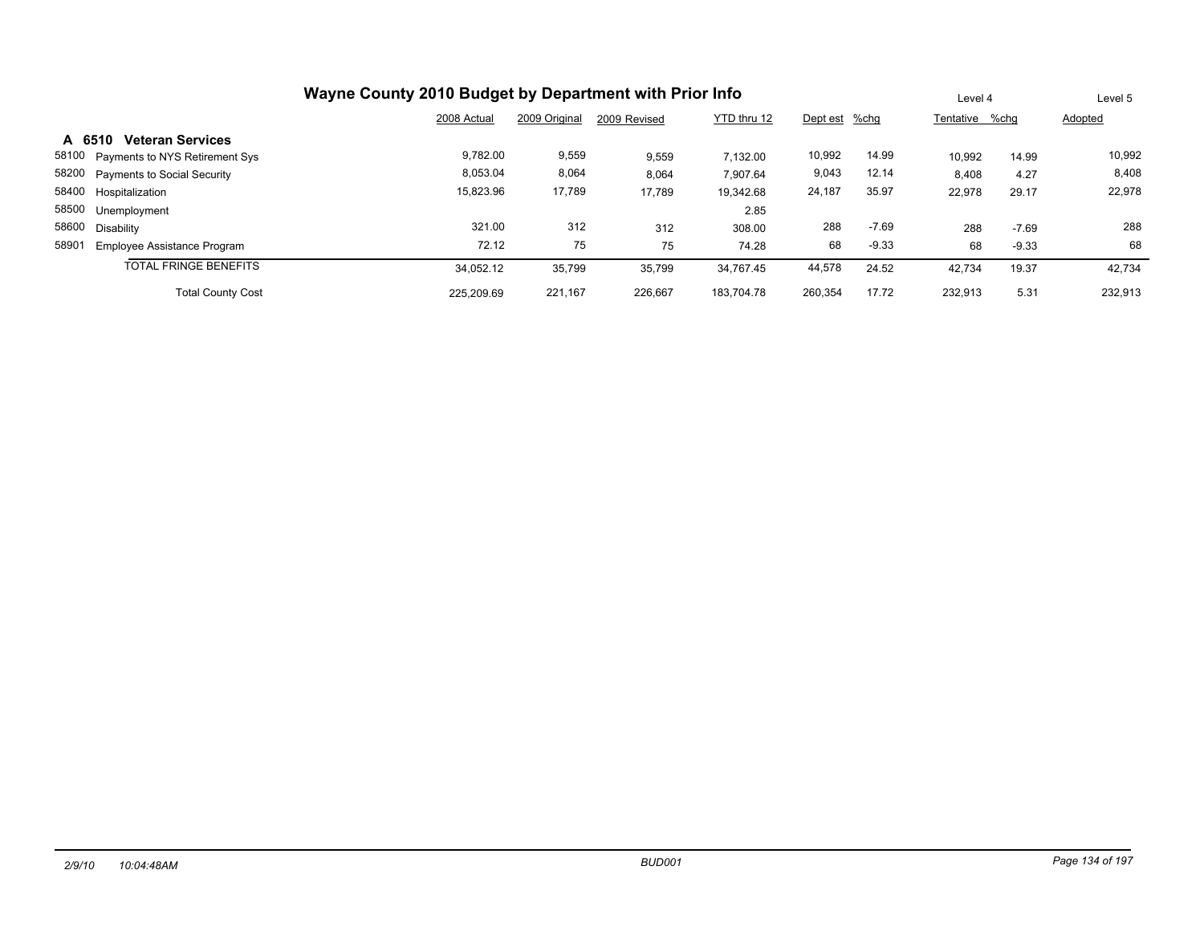# Wayne County 2010 Budget by Department with Prior Info

| | | 2008 Actual | 2009 Original | 2009 Revised | YTD thru 12 | Dept est | %chg | Level 4 Tentative | %chg | Level 5 Adopted |
|---|---|---|---|---|---|---|---|---|---|---|
| **A 6510** | **Veteran Services** | | | | | | | | | |
| 58100 | Payments to NYS Retirement Sys | 9,782.00 | 9,559 | 9,559 | 7,132.00 | 10,992 | 14.99 | 10,992 | 14.99 | 10,992 |
| 58200 | Payments to Social Security | 8,053.04 | 8,064 | 8,064 | 7,907.64 | 9,043 | 12.14 | 8,408 | 4.27 | 8,408 |
| 58400 | Hospitalization | 15,823.96 | 17,789 | 17,789 | 19,342.68 | 24,187 | 35.97 | 22,978 | 29.17 | 22,978 |
| 58500 | Unemployment | | | | 2.85 | | | | | |
| 58600 | Disability | 321.00 | 312 | 312 | 308.00 | 288 | -7.69 | 288 | -7.69 | 288 |
| 58901 | Employee Assistance Program | 72.12 | 75 | 75 | 74.28 | 68 | -9.33 | 68 | -9.33 | 68 |
| | TOTAL FRINGE BENEFITS | 34,052.12 | 35,799 | 35,799 | 34,767.45 | 44,578 | 24.52 | 42,734 | 19.37 | 42,734 |
| | Total County Cost | 225,209.69 | 221,167 | 226,667 | 183,704.78 | 260,354 | 17.72 | 232,913 | 5.31 | 232,913 |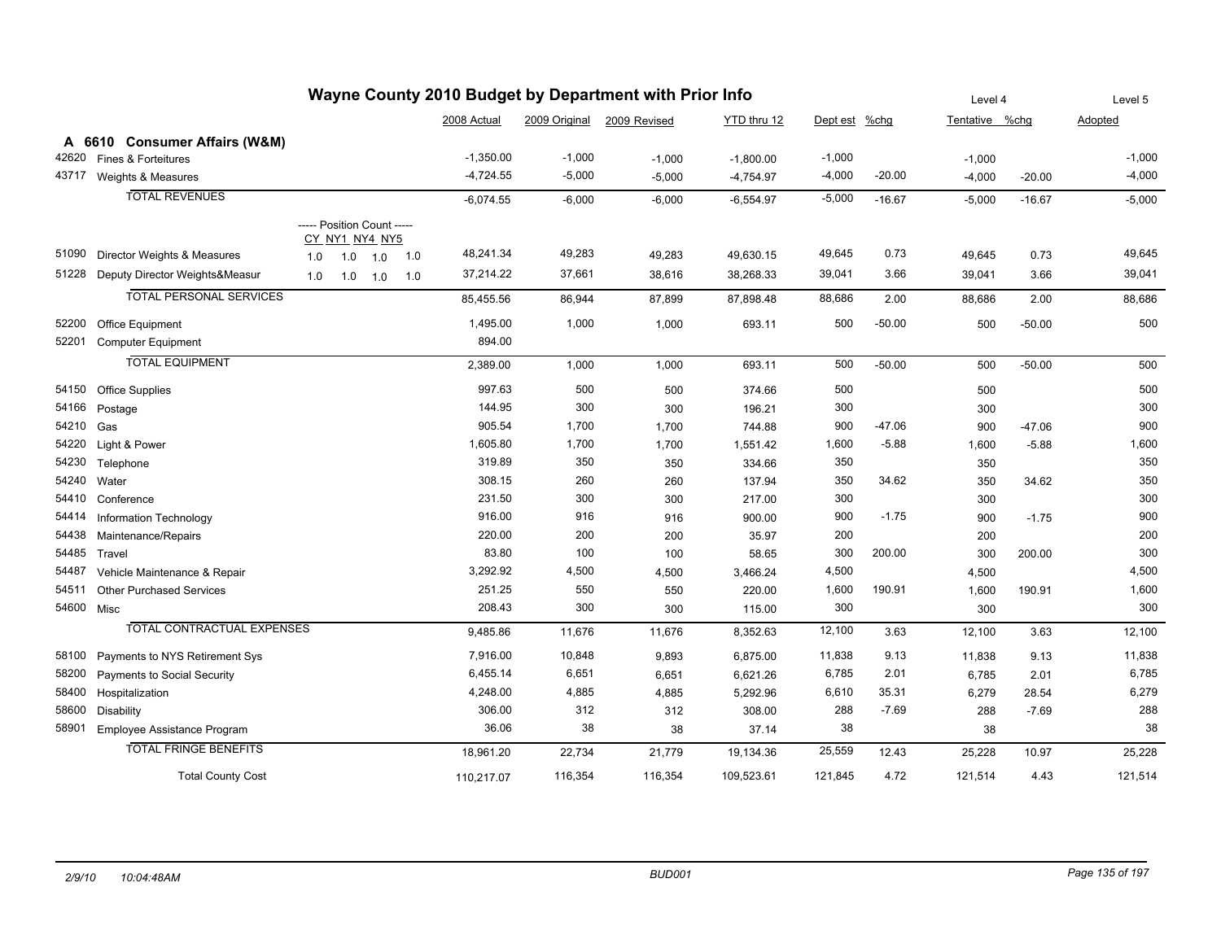# Wayne County 2010 Budget by Department with Prior Info

| | | | 2008 Actual | 2009 Original | 2009 Revised | YTD thru 12 | Dept est | %chg | Level 4 Tentative | %chg | Level 5 Adopted |
|---|---|---|---|---|---|---|---|---|---|---|---|
| **A 6610** | **Consumer Affairs (W&M)** | | | | | | | | | | |
| 42620 | Fines & Forteitures | | -1,350.00 | -1,000 | -1,000 | -1,800.00 | -1,000 | | -1,000 | | -1,000 |
| 43717 | Weights & Measures | | -4,724.55 | -5,000 | -5,000 | -4,754.97 | -4,000 | -20.00 | -4,000 | -20.00 | -4,000 |
| | TOTAL REVENUES | | -6,074.55 | -6,000 | -6,000 | -6,554.97 | -5,000 | -16.67 | -5,000 | -16.67 | -5,000 |
| | | ----- Position Count ----- CY NY1 NY4 NY5 | | | | | | | | | |
| 51090 | Director Weights & Measures | 1.0 1.0 1.0 1.0 | 48,241.34 | 49,283 | 49,283 | 49,630.15 | 49,645 | 0.73 | 49,645 | 0.73 | 49,645 |
| 51228 | Deputy Director Weights&Measur | 1.0 1.0 1.0 1.0 | 37,214.22 | 37,661 | 38,616 | 38,268.33 | 39,041 | 3.66 | 39,041 | 3.66 | 39,041 |
| | TOTAL PERSONAL SERVICES | | 85,455.56 | 86,944 | 87,899 | 87,898.48 | 88,686 | 2.00 | 88,686 | 2.00 | 88,686 |
| 52200 | Office Equipment | | 1,495.00 | 1,000 | 1,000 | 693.11 | 500 | -50.00 | 500 | -50.00 | 500 |
| 52201 | Computer Equipment | | 894.00 | | | | | | | | |
| | TOTAL EQUIPMENT | | 2,389.00 | 1,000 | 1,000 | 693.11 | 500 | -50.00 | 500 | -50.00 | 500 |
| 54150 | Office Supplies | | 997.63 | 500 | 500 | 374.66 | 500 | | 500 | | 500 |
| 54166 | Postage | | 144.95 | 300 | 300 | 196.21 | 300 | | 300 | | 300 |
| 54210 | Gas | | 905.54 | 1,700 | 1,700 | 744.88 | 900 | -47.06 | 900 | -47.06 | 900 |
| 54220 | Light & Power | | 1,605.80 | 1,700 | 1,700 | 1,551.42 | 1,600 | -5.88 | 1,600 | -5.88 | 1,600 |
| 54230 | Telephone | | 319.89 | 350 | 350 | 334.66 | 350 | | 350 | | 350 |
| 54240 | Water | | 308.15 | 260 | 260 | 137.94 | 350 | 34.62 | 350 | 34.62 | 350 |
| 54410 | Conference | | 231.50 | 300 | 300 | 217.00 | 300 | | 300 | | 300 |
| 54414 | Information Technology | | 916.00 | 916 | 916 | 900.00 | 900 | -1.75 | 900 | -1.75 | 900 |
| 54438 | Maintenance/Repairs | | 220.00 | 200 | 200 | 35.97 | 200 | | 200 | | 200 |
| 54485 | Travel | | 83.80 | 100 | 100 | 58.65 | 300 | 200.00 | 300 | 200.00 | 300 |
| 54487 | Vehicle Maintenance & Repair | | 3,292.92 | 4,500 | 4,500 | 3,466.24 | 4,500 | | 4,500 | | 4,500 |
| 54511 | Other Purchased Services | | 251.25 | 550 | 550 | 220.00 | 1,600 | 190.91 | 1,600 | 190.91 | 1,600 |
| 54600 | Misc | | 208.43 | 300 | 300 | 115.00 | 300 | | 300 | | 300 |
| | TOTAL CONTRACTUAL EXPENSES | | 9,485.86 | 11,676 | 11,676 | 8,352.63 | 12,100 | 3.63 | 12,100 | 3.63 | 12,100 |
| 58100 | Payments to NYS Retirement Sys | | 7,916.00 | 10,848 | 9,893 | 6,875.00 | 11,838 | 9.13 | 11,838 | 9.13 | 11,838 |
| 58200 | Payments to Social Security | | 6,455.14 | 6,651 | 6,651 | 6,621.26 | 6,785 | 2.01 | 6,785 | 2.01 | 6,785 |
| 58400 | Hospitalization | | 4,248.00 | 4,885 | 4,885 | 5,292.96 | 6,610 | 35.31 | 6,279 | 28.54 | 6,279 |
| 58600 | Disability | | 306.00 | 312 | 312 | 308.00 | 288 | -7.69 | 288 | -7.69 | 288 |
| 58901 | Employee Assistance Program | | 36.06 | 38 | 38 | 37.14 | 38 | | 38 | | 38 |
| | TOTAL FRINGE BENEFITS | | 18,961.20 | 22,734 | 21,779 | 19,134.36 | 25,559 | 12.43 | 25,228 | 10.97 | 25,228 |
| | Total County Cost | | 110,217.07 | 116,354 | 116,354 | 109,523.61 | 121,845 | 4.72 | 121,514 | 4.43 | 121,514 |

2/9/10 10:04:48AM BUD001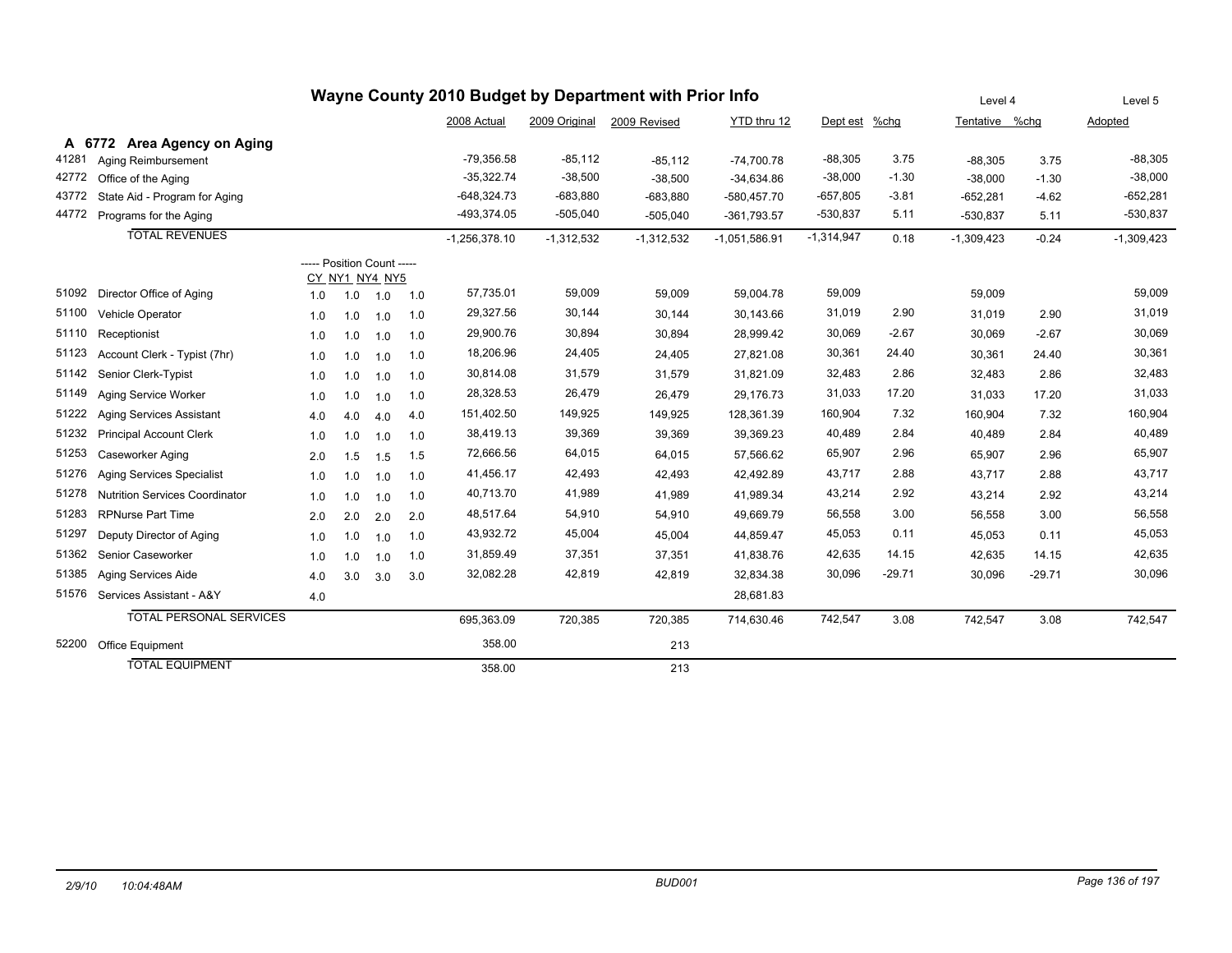# Wayne County 2010 Budget by Department with Prior Info

## A 6772 Area Agency on Aging

| Account | Description | CY | NY1 | NY4 | NY5 | 2008 Actual | 2009 Original | 2009 Revised | YTD thru 12 | Dept est | %chg | Level 4 Tentative | %chg | Level 5 Adopted |
|---|---|---|---|---|---|---|---|---|---|---|---|---|---|---|
| 41281 | Aging Reimbursement | | | | | -79,356.58 | -85,112 | -85,112 | -74,700.78 | -88,305 | 3.75 | -88,305 | 3.75 | -88,305 |
| 42772 | Office of the Aging | | | | | -35,322.74 | -38,500 | -38,500 | -34,634.86 | -38,000 | -1.30 | -38,000 | -1.30 | -38,000 |
| 43772 | State Aid - Program for Aging | | | | | -648,324.73 | -683,880 | -683,880 | -580,457.70 | -657,805 | -3.81 | -652,281 | -4.62 | -652,281 |
| 44772 | Programs for the Aging | | | | | -493,374.05 | -505,040 | -505,040 | -361,793.57 | -530,837 | 5.11 | -530,837 | 5.11 | -530,837 |
| | TOTAL REVENUES | | | | | -1,256,378.10 | -1,312,532 | -1,312,532 | -1,051,586.91 | -1,314,947 | 0.18 | -1,309,423 | -0.24 | -1,309,423 |
| | | ----- Position Count ----- | | | | | | | | | | | | |
| 51092 | Director Office of Aging | 1.0 | 1.0 | 1.0 | 1.0 | 57,735.01 | 59,009 | 59,009 | 59,004.78 | 59,009 | | 59,009 | | 59,009 |
| 51100 | Vehicle Operator | 1.0 | 1.0 | 1.0 | 1.0 | 29,327.56 | 30,144 | 30,144 | 30,143.66 | 31,019 | 2.90 | 31,019 | 2.90 | 31,019 |
| 51110 | Receptionist | 1.0 | 1.0 | 1.0 | 1.0 | 29,900.76 | 30,894 | 30,894 | 28,999.42 | 30,069 | -2.67 | 30,069 | -2.67 | 30,069 |
| 51123 | Account Clerk - Typist (7hr) | 1.0 | 1.0 | 1.0 | 1.0 | 18,206.96 | 24,405 | 24,405 | 27,821.08 | 30,361 | 24.40 | 30,361 | 24.40 | 30,361 |
| 51142 | Senior Clerk-Typist | 1.0 | 1.0 | 1.0 | 1.0 | 30,814.08 | 31,579 | 31,579 | 31,821.09 | 32,483 | 2.86 | 32,483 | 2.86 | 32,483 |
| 51149 | Aging Service Worker | 1.0 | 1.0 | 1.0 | 1.0 | 28,328.53 | 26,479 | 26,479 | 29,176.73 | 31,033 | 17.20 | 31,033 | 17.20 | 31,033 |
| 51222 | Aging Services Assistant | 4.0 | 4.0 | 4.0 | 4.0 | 151,402.50 | 149,925 | 149,925 | 128,361.39 | 160,904 | 7.32 | 160,904 | 7.32 | 160,904 |
| 51232 | Principal Account Clerk | 1.0 | 1.0 | 1.0 | 1.0 | 38,419.13 | 39,369 | 39,369 | 39,369.23 | 40,489 | 2.84 | 40,489 | 2.84 | 40,489 |
| 51253 | Caseworker Aging | 2.0 | 1.5 | 1.5 | 1.5 | 72,666.56 | 64,015 | 64,015 | 57,566.62 | 65,907 | 2.96 | 65,907 | 2.96 | 65,907 |
| 51276 | Aging Services Specialist | 1.0 | 1.0 | 1.0 | 1.0 | 41,456.17 | 42,493 | 42,493 | 42,492.89 | 43,717 | 2.88 | 43,717 | 2.88 | 43,717 |
| 51278 | Nutrition Services Coordinator | 1.0 | 1.0 | 1.0 | 1.0 | 40,713.70 | 41,989 | 41,989 | 41,989.34 | 43,214 | 2.92 | 43,214 | 2.92 | 43,214 |
| 51283 | RPNurse Part Time | 2.0 | 2.0 | 2.0 | 2.0 | 48,517.64 | 54,910 | 54,910 | 49,669.79 | 56,558 | 3.00 | 56,558 | 3.00 | 56,558 |
| 51297 | Deputy Director of Aging | 1.0 | 1.0 | 1.0 | 1.0 | 43,932.72 | 45,004 | 45,004 | 44,859.47 | 45,053 | 0.11 | 45,053 | 0.11 | 45,053 |
| 51362 | Senior Caseworker | 1.0 | 1.0 | 1.0 | 1.0 | 31,859.49 | 37,351 | 37,351 | 41,838.76 | 42,635 | 14.15 | 42,635 | 14.15 | 42,635 |
| 51385 | Aging Services Aide | 4.0 | 3.0 | 3.0 | 3.0 | 32,082.28 | 42,819 | 42,819 | 32,834.38 | 30,096 | -29.71 | 30,096 | -29.71 | 30,096 |
| 51576 | Services Assistant - A&Y | 4.0 | | | | | | | 28,681.83 | | | | | |
| | TOTAL PERSONAL SERVICES | | | | | 695,363.09 | 720,385 | 720,385 | 714,630.46 | 742,547 | 3.08 | 742,547 | 3.08 | 742,547 |
| 52200 | Office Equipment | | | | | 358.00 | | 213 | | | | | | |
| | TOTAL EQUIPMENT | | | | | 358.00 | | 213 | | | | | | |

2/9/10 10:04:48AM BUD001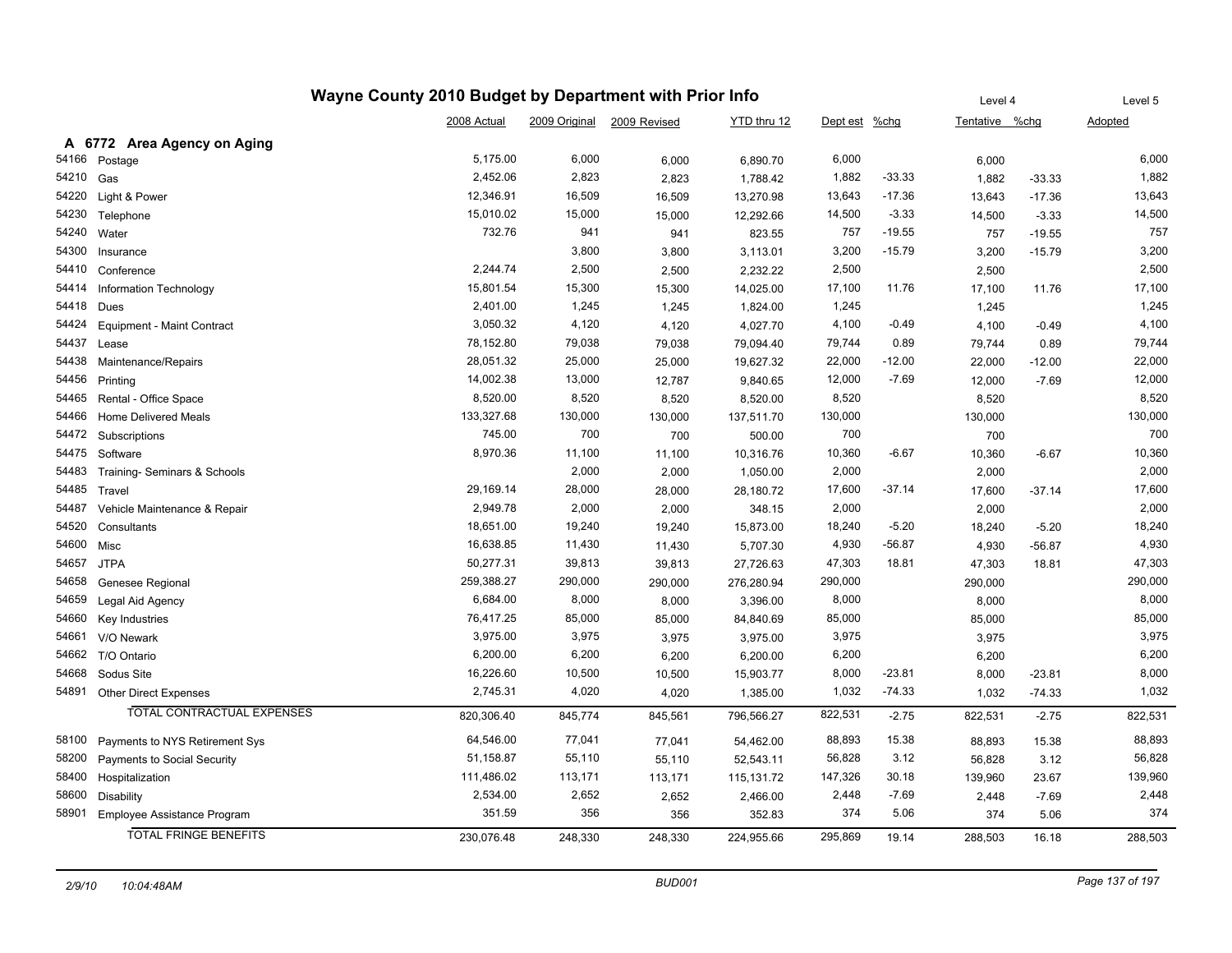# Wayne County 2010 Budget by Department with Prior Info

| | | 2008 Actual | 2009 Original | 2009 Revised | YTD thru 12 | Dept est | %chg | Tentative (Level 4) | %chg | Adopted (Level 5) |
|---|---|---|---|---|---|---|---|---|---|---|
| **A 6772** | **Area Agency on Aging** | | | | | | | | | |
| 54166 | Postage | 5,175.00 | 6,000 | 6,000 | 6,890.70 | 6,000 | | 6,000 | | 6,000 |
| 54210 | Gas | 2,452.06 | 2,823 | 2,823 | 1,788.42 | 1,882 | -33.33 | 1,882 | -33.33 | 1,882 |
| 54220 | Light & Power | 12,346.91 | 16,509 | 16,509 | 13,270.98 | 13,643 | -17.36 | 13,643 | -17.36 | 13,643 |
| 54230 | Telephone | 15,010.02 | 15,000 | 15,000 | 12,292.66 | 14,500 | -3.33 | 14,500 | -3.33 | 14,500 |
| 54240 | Water | 732.76 | 941 | 941 | 823.55 | 757 | -19.55 | 757 | -19.55 | 757 |
| 54300 | Insurance | | 3,800 | 3,800 | 3,113.01 | 3,200 | -15.79 | 3,200 | -15.79 | 3,200 |
| 54410 | Conference | 2,244.74 | 2,500 | 2,500 | 2,232.22 | 2,500 | | 2,500 | | 2,500 |
| 54414 | Information Technology | 15,801.54 | 15,300 | 15,300 | 14,025.00 | 17,100 | 11.76 | 17,100 | 11.76 | 17,100 |
| 54418 | Dues | 2,401.00 | 1,245 | 1,245 | 1,824.00 | 1,245 | | 1,245 | | 1,245 |
| 54424 | Equipment - Maint Contract | 3,050.32 | 4,120 | 4,120 | 4,027.70 | 4,100 | -0.49 | 4,100 | -0.49 | 4,100 |
| 54437 | Lease | 78,152.80 | 79,038 | 79,038 | 79,094.40 | 79,744 | 0.89 | 79,744 | 0.89 | 79,744 |
| 54438 | Maintenance/Repairs | 28,051.32 | 25,000 | 25,000 | 19,627.32 | 22,000 | -12.00 | 22,000 | -12.00 | 22,000 |
| 54456 | Printing | 14,002.38 | 13,000 | 12,787 | 9,840.65 | 12,000 | -7.69 | 12,000 | -7.69 | 12,000 |
| 54465 | Rental - Office Space | 8,520.00 | 8,520 | 8,520 | 8,520.00 | 8,520 | | 8,520 | | 8,520 |
| 54466 | Home Delivered Meals | 133,327.68 | 130,000 | 130,000 | 137,511.70 | 130,000 | | 130,000 | | 130,000 |
| 54472 | Subscriptions | 745.00 | 700 | 700 | 500.00 | 700 | | 700 | | 700 |
| 54475 | Software | 8,970.36 | 11,100 | 11,100 | 10,316.76 | 10,360 | -6.67 | 10,360 | -6.67 | 10,360 |
| 54483 | Training- Seminars & Schools | | 2,000 | 2,000 | 1,050.00 | 2,000 | | 2,000 | | 2,000 |
| 54485 | Travel | 29,169.14 | 28,000 | 28,000 | 28,180.72 | 17,600 | -37.14 | 17,600 | -37.14 | 17,600 |
| 54487 | Vehicle Maintenance & Repair | 2,949.78 | 2,000 | 2,000 | 348.15 | 2,000 | | 2,000 | | 2,000 |
| 54520 | Consultants | 18,651.00 | 19,240 | 19,240 | 15,873.00 | 18,240 | -5.20 | 18,240 | -5.20 | 18,240 |
| 54600 | Misc | 16,638.85 | 11,430 | 11,430 | 5,707.30 | 4,930 | -56.87 | 4,930 | -56.87 | 4,930 |
| 54657 | JTPA | 50,277.31 | 39,813 | 39,813 | 27,726.63 | 47,303 | 18.81 | 47,303 | 18.81 | 47,303 |
| 54658 | Genesee Regional | 259,388.27 | 290,000 | 290,000 | 276,280.94 | 290,000 | | 290,000 | | 290,000 |
| 54659 | Legal Aid Agency | 6,684.00 | 8,000 | 8,000 | 3,396.00 | 8,000 | | 8,000 | | 8,000 |
| 54660 | Key Industries | 76,417.25 | 85,000 | 85,000 | 84,840.69 | 85,000 | | 85,000 | | 85,000 |
| 54661 | V/O Newark | 3,975.00 | 3,975 | 3,975 | 3,975.00 | 3,975 | | 3,975 | | 3,975 |
| 54662 | T/O Ontario | 6,200.00 | 6,200 | 6,200 | 6,200.00 | 6,200 | | 6,200 | | 6,200 |
| 54668 | Sodus Site | 16,226.60 | 10,500 | 10,500 | 15,903.77 | 8,000 | -23.81 | 8,000 | -23.81 | 8,000 |
| 54891 | Other Direct Expenses | 2,745.31 | 4,020 | 4,020 | 1,385.00 | 1,032 | -74.33 | 1,032 | -74.33 | 1,032 |
| | TOTAL CONTRACTUAL EXPENSES | 820,306.40 | 845,774 | 845,561 | 796,566.27 | 822,531 | -2.75 | 822,531 | -2.75 | 822,531 |
| 58100 | Payments to NYS Retirement Sys | 64,546.00 | 77,041 | 77,041 | 54,462.00 | 88,893 | 15.38 | 88,893 | 15.38 | 88,893 |
| 58200 | Payments to Social Security | 51,158.87 | 55,110 | 55,110 | 52,543.11 | 56,828 | 3.12 | 56,828 | 3.12 | 56,828 |
| 58400 | Hospitalization | 111,486.02 | 113,171 | 113,171 | 115,131.72 | 147,326 | 30.18 | 139,960 | 23.67 | 139,960 |
| 58600 | Disability | 2,534.00 | 2,652 | 2,652 | 2,466.00 | 2,448 | -7.69 | 2,448 | -7.69 | 2,448 |
| 58901 | Employee Assistance Program | 351.59 | 356 | 356 | 352.83 | 374 | 5.06 | 374 | 5.06 | 374 |
| | TOTAL FRINGE BENEFITS | 230,076.48 | 248,330 | 248,330 | 224,955.66 | 295,869 | 19.14 | 288,503 | 16.18 | 288,503 |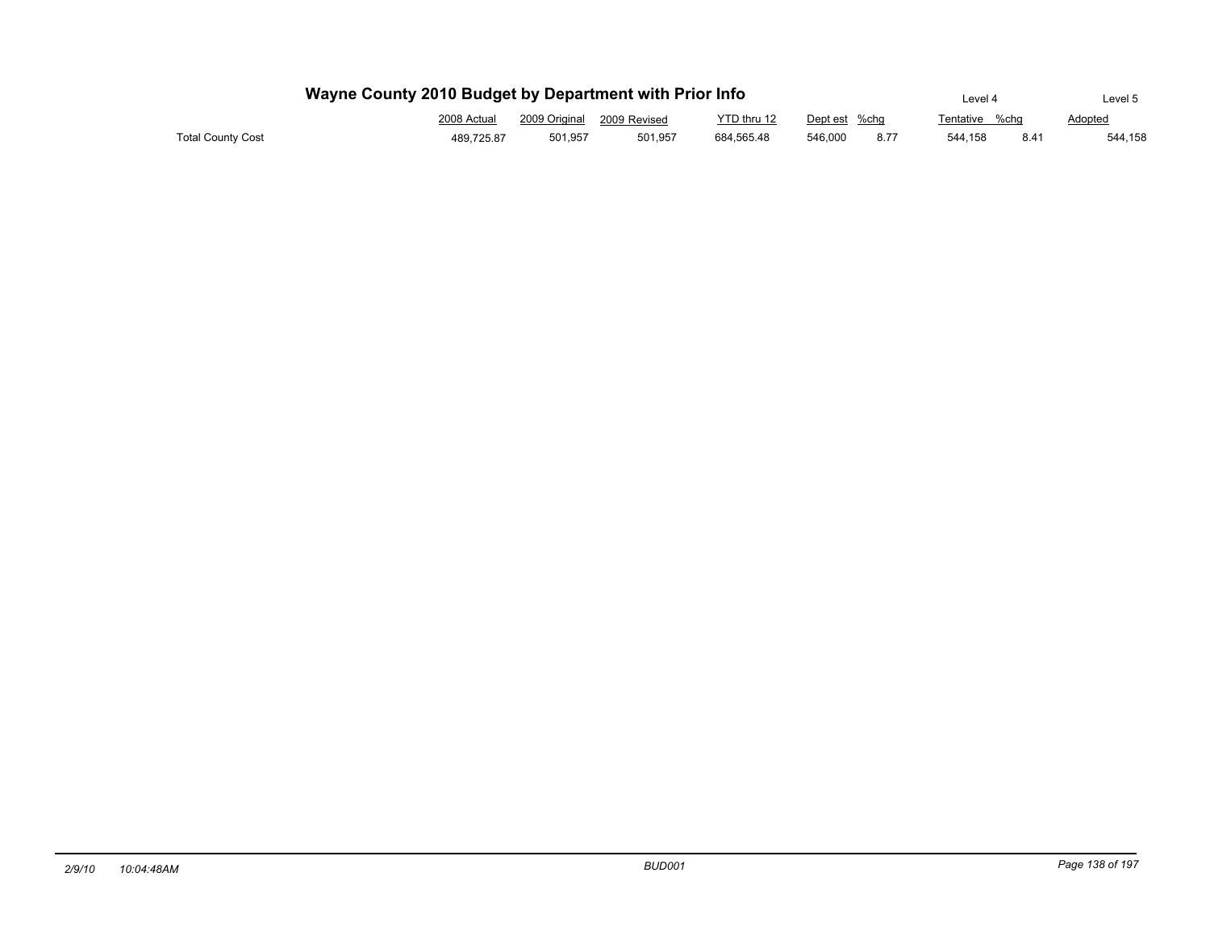# Wayne County 2010 Budget by Department with Prior Info

| | 2008 Actual | 2009 Original | 2009 Revised | YTD thru 12 | Dept est | %chg | Tentative (Level 4) | %chg | Adopted (Level 5) |
|---|---|---|---|---|---|---|---|---|---|
| Total County Cost | 489,725.87 | 501,957 | 501,957 | 684,565.48 | 546,000 | 8.77 | 544,158 | 8.41 | 544,158 |

2/9/10 10:04:48AM BUD001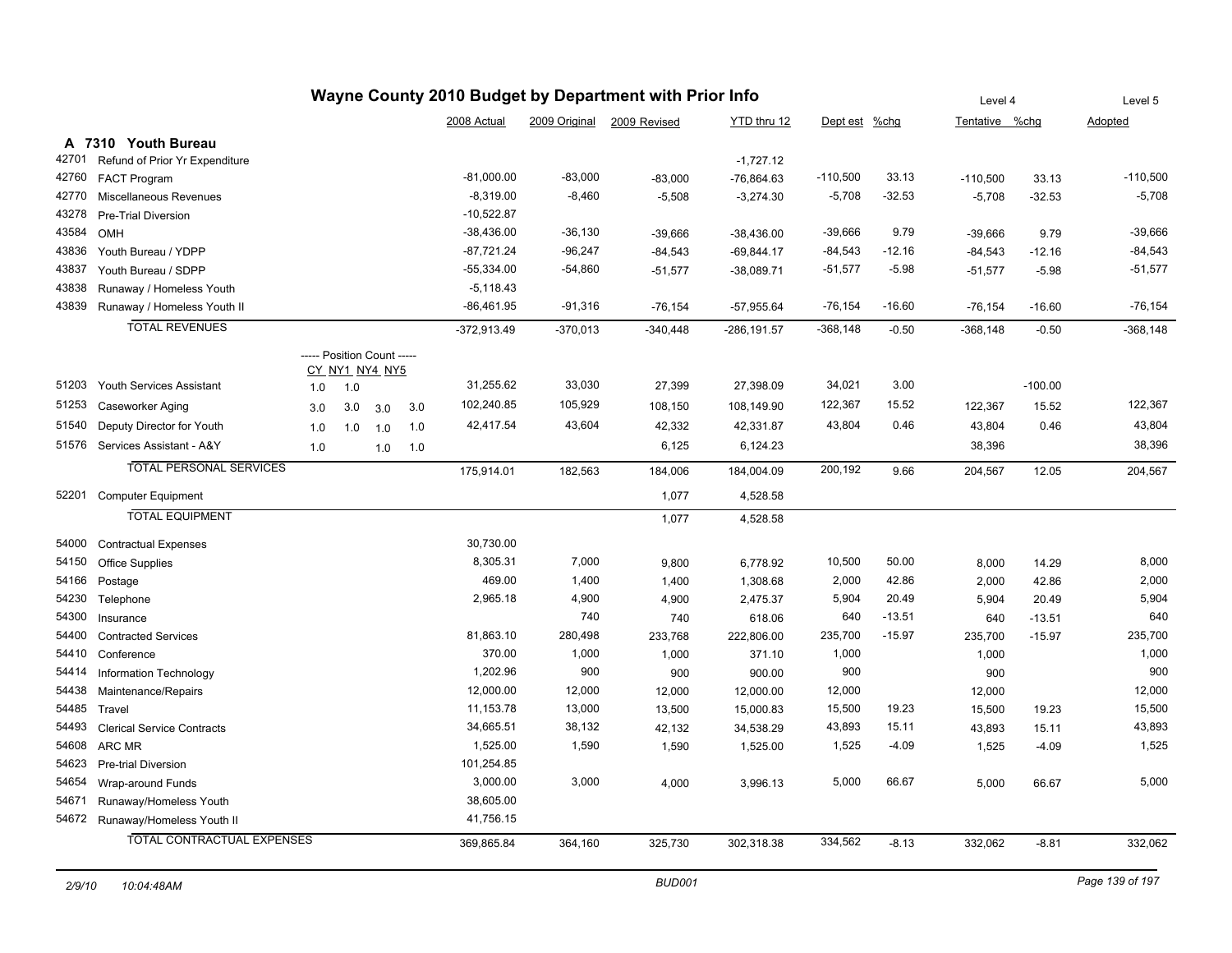# Wayne County 2010 Budget by Department with Prior Info

## A 7310 Youth Bureau

| Code | Description | CY | NY1 | NY4 | NY5 | 2008 Actual | 2009 Original | 2009 Revised | YTD thru 12 | Dept est | %chg | Level 4 Tentative | %chg | Level 5 Adopted |
|---|---|---|---|---|---|---|---|---|---|---|---|---|---|---|
| 42701 | Refund of Prior Yr Expenditure | | | | | | | | -1,727.12 | | | | | |
| 42760 | FACT Program | | | | | -81,000.00 | -83,000 | -83,000 | -76,864.63 | -110,500 | 33.13 | -110,500 | 33.13 | -110,500 |
| 42770 | Miscellaneous Revenues | | | | | -8,319.00 | -8,460 | -5,508 | -3,274.30 | -5,708 | -32.53 | -5,708 | -32.53 | -5,708 |
| 43278 | Pre-Trial Diversion | | | | | -10,522.87 | | | | | | | | |
| 43584 | OMH | | | | | -38,436.00 | -36,130 | -39,666 | -38,436.00 | -39,666 | 9.79 | -39,666 | 9.79 | -39,666 |
| 43836 | Youth Bureau / YDPP | | | | | -87,721.24 | -96,247 | -84,543 | -69,844.17 | -84,543 | -12.16 | -84,543 | -12.16 | -84,543 |
| 43837 | Youth Bureau / SDPP | | | | | -55,334.00 | -54,860 | -51,577 | -38,089.71 | -51,577 | -5.98 | -51,577 | -5.98 | -51,577 |
| 43838 | Runaway / Homeless Youth | | | | | -5,118.43 | | | | | | | | |
| 43839 | Runaway / Homeless Youth II | | | | | -86,461.95 | -91,316 | -76,154 | -57,955.64 | -76,154 | -16.60 | -76,154 | -16.60 | -76,154 |
| | **TOTAL REVENUES** | | | | | -372,913.49 | -370,013 | -340,448 | -286,191.57 | -368,148 | -0.50 | -368,148 | -0.50 | -368,148 |
| | | ----- Position Count ----- | | | | | | | | | | | | |
| | | CY | NY1 | NY4 | NY5 | | | | | | | | | |
| 51203 | Youth Services Assistant | 1.0 | 1.0 | | | 31,255.62 | 33,030 | 27,399 | 27,398.09 | 34,021 | 3.00 | | -100.00 | |
| 51253 | Caseworker Aging | 3.0 | 3.0 | 3.0 | 3.0 | 102,240.85 | 105,929 | 108,150 | 108,149.90 | 122,367 | 15.52 | 122,367 | 15.52 | 122,367 |
| 51540 | Deputy Director for Youth | 1.0 | 1.0 | 1.0 | 1.0 | 42,417.54 | 43,604 | 42,332 | 42,331.87 | 43,804 | 0.46 | 43,804 | 0.46 | 43,804 |
| 51576 | Services Assistant - A&Y | 1.0 | | 1.0 | 1.0 | | | 6,125 | 6,124.23 | | | 38,396 | | 38,396 |
| | **TOTAL PERSONAL SERVICES** | | | | | 175,914.01 | 182,563 | 184,006 | 184,004.09 | 200,192 | 9.66 | 204,567 | 12.05 | 204,567 |
| 52201 | Computer Equipment | | | | | | | 1,077 | 4,528.58 | | | | | |
| | **TOTAL EQUIPMENT** | | | | | | | 1,077 | 4,528.58 | | | | | |
| 54000 | Contractual Expenses | | | | | 30,730.00 | | | | | | | | |
| 54150 | Office Supplies | | | | | 8,305.31 | 7,000 | 9,800 | 6,778.92 | 10,500 | 50.00 | 8,000 | 14.29 | 8,000 |
| 54166 | Postage | | | | | 469.00 | 1,400 | 1,400 | 1,308.68 | 2,000 | 42.86 | 2,000 | 42.86 | 2,000 |
| 54230 | Telephone | | | | | 2,965.18 | 4,900 | 4,900 | 2,475.37 | 5,904 | 20.49 | 5,904 | 20.49 | 5,904 |
| 54300 | Insurance | | | | | | 740 | 740 | 618.06 | 640 | -13.51 | 640 | -13.51 | 640 |
| 54400 | Contracted Services | | | | | 81,863.10 | 280,498 | 233,768 | 222,806.00 | 235,700 | -15.97 | 235,700 | -15.97 | 235,700 |
| 54410 | Conference | | | | | 370.00 | 1,000 | 1,000 | 371.10 | 1,000 | | 1,000 | | 1,000 |
| 54414 | Information Technology | | | | | 1,202.96 | 900 | 900 | 900.00 | 900 | | 900 | | 900 |
| 54438 | Maintenance/Repairs | | | | | 12,000.00 | 12,000 | 12,000 | 12,000.00 | 12,000 | | 12,000 | | 12,000 |
| 54485 | Travel | | | | | 11,153.78 | 13,000 | 13,500 | 15,000.83 | 15,500 | 19.23 | 15,500 | 19.23 | 15,500 |
| 54493 | Clerical Service Contracts | | | | | 34,665.51 | 38,132 | 42,132 | 34,538.29 | 43,893 | 15.11 | 43,893 | 15.11 | 43,893 |
| 54608 | ARC MR | | | | | 1,525.00 | 1,590 | 1,590 | 1,525.00 | 1,525 | -4.09 | 1,525 | -4.09 | 1,525 |
| 54623 | Pre-trial Diversion | | | | | 101,254.85 | | | | | | | | |
| 54654 | Wrap-around Funds | | | | | 3,000.00 | 3,000 | 4,000 | 3,996.13 | 5,000 | 66.67 | 5,000 | 66.67 | 5,000 |
| 54671 | Runaway/Homeless Youth | | | | | 38,605.00 | | | | | | | | |
| 54672 | Runaway/Homeless Youth II | | | | | 41,756.15 | | | | | | | | |
| | **TOTAL CONTRACTUAL EXPENSES** | | | | | 369,865.84 | 364,160 | 325,730 | 302,318.38 | 334,562 | -8.13 | 332,062 | -8.81 | 332,062 |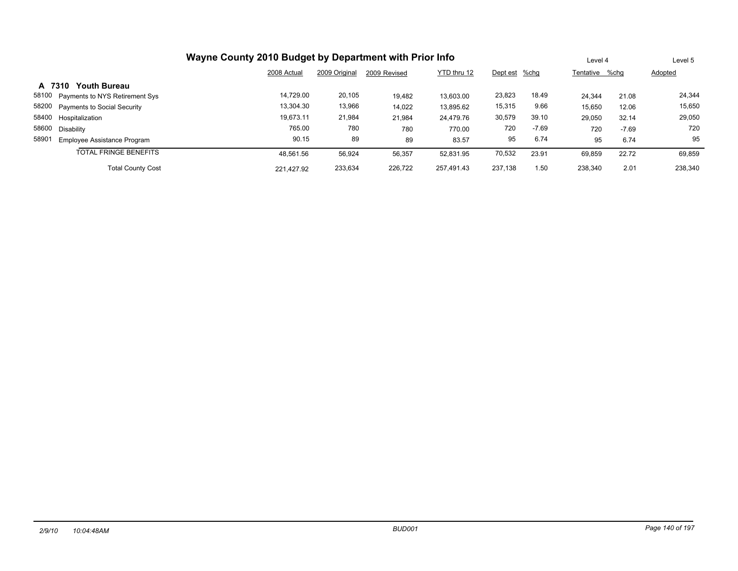# Wayne County 2010 Budget by Department with Prior Info

| | | 2008 Actual | 2009 Original | 2009 Revised | YTD thru 12 | Dept est | %chg | Level 4 Tentative | %chg | Level 5 Adopted |
|---|---|---|---|---|---|---|---|---|---|---|
| **A 7310** | **Youth Bureau** | | | | | | | | | |
| 58100 | Payments to NYS Retirement Sys | 14,729.00 | 20,105 | 19,482 | 13,603.00 | 23,823 | 18.49 | 24,344 | 21.08 | 24,344 |
| 58200 | Payments to Social Security | 13,304.30 | 13,966 | 14,022 | 13,895.62 | 15,315 | 9.66 | 15,650 | 12.06 | 15,650 |
| 58400 | Hospitalization | 19,673.11 | 21,984 | 21,984 | 24,479.76 | 30,579 | 39.10 | 29,050 | 32.14 | 29,050 |
| 58600 | Disability | 765.00 | 780 | 780 | 770.00 | 720 | -7.69 | 720 | -7.69 | 720 |
| 58901 | Employee Assistance Program | 90.15 | 89 | 89 | 83.57 | 95 | 6.74 | 95 | 6.74 | 95 |
| | TOTAL FRINGE BENEFITS | 48,561.56 | 56,924 | 56,357 | 52,831.95 | 70,532 | 23.91 | 69,859 | 22.72 | 69,859 |
| | Total County Cost | 221,427.92 | 233,634 | 226,722 | 257,491.43 | 237,138 | 1.50 | 238,340 | 2.01 | 238,340 |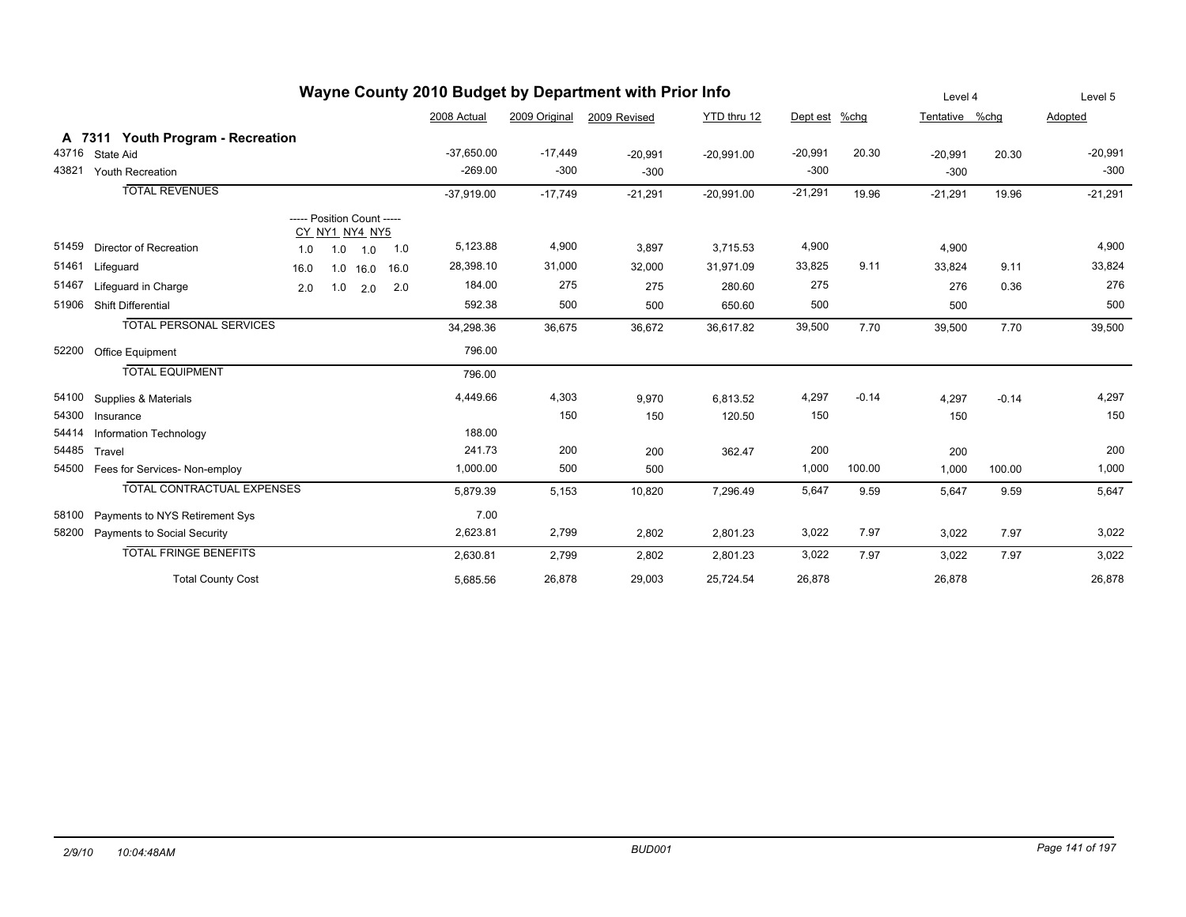# Wayne County 2010 Budget by Department with Prior Info

## A 7311 Youth Program - Recreation

| Code | Description | CY | NY1 | NY4 | NY5 | 2008 Actual | 2009 Original | 2009 Revised | YTD thru 12 | Dept est | %chg | Level 4 Tentative | %chg | Level 5 Adopted |
|---|---|---|---|---|---|---|---|---|---|---|---|---|---|---|
| 43716 | State Aid | | | | | -37,650.00 | -17,449 | -20,991 | -20,991.00 | -20,991 | 20.30 | -20,991 | 20.30 | -20,991 |
| 43821 | Youth Recreation | | | | | -269.00 | -300 | -300 | | -300 | | -300 | | -300 |
| | TOTAL REVENUES | | | | | -37,919.00 | -17,749 | -21,291 | -20,991.00 | -21,291 | 19.96 | -21,291 | 19.96 | -21,291 |
| | | ----- Position Count ----- | | | | | | | | | | | | |
| 51459 | Director of Recreation | 1.0 | 1.0 | 1.0 | 1.0 | 5,123.88 | 4,900 | 3,897 | 3,715.53 | 4,900 | | 4,900 | | 4,900 |
| 51461 | Lifeguard | 16.0 | 1.0 | 16.0 | 16.0 | 28,398.10 | 31,000 | 32,000 | 31,971.09 | 33,825 | 9.11 | 33,824 | 9.11 | 33,824 |
| 51467 | Lifeguard in Charge | 2.0 | 1.0 | 2.0 | 2.0 | 184.00 | 275 | 275 | 280.60 | 275 | | 276 | 0.36 | 276 |
| 51906 | Shift Differential | | | | | 592.38 | 500 | 500 | 650.60 | 500 | | 500 | | 500 |
| | TOTAL PERSONAL SERVICES | | | | | 34,298.36 | 36,675 | 36,672 | 36,617.82 | 39,500 | 7.70 | 39,500 | 7.70 | 39,500 |
| 52200 | Office Equipment | | | | | 796.00 | | | | | | | | |
| | TOTAL EQUIPMENT | | | | | 796.00 | | | | | | | | |
| 54100 | Supplies & Materials | | | | | 4,449.66 | 4,303 | 9,970 | 6,813.52 | 4,297 | -0.14 | 4,297 | -0.14 | 4,297 |
| 54300 | Insurance | | | | | | 150 | 150 | 120.50 | 150 | | 150 | | 150 |
| 54414 | Information Technology | | | | | 188.00 | | | | | | | | |
| 54485 | Travel | | | | | 241.73 | 200 | 200 | 362.47 | 200 | | 200 | | 200 |
| 54500 | Fees for Services- Non-employ | | | | | 1,000.00 | 500 | 500 | | 1,000 | 100.00 | 1,000 | 100.00 | 1,000 |
| | TOTAL CONTRACTUAL EXPENSES | | | | | 5,879.39 | 5,153 | 10,820 | 7,296.49 | 5,647 | 9.59 | 5,647 | 9.59 | 5,647 |
| 58100 | Payments to NYS Retirement Sys | | | | | 7.00 | | | | | | | | |
| 58200 | Payments to Social Security | | | | | 2,623.81 | 2,799 | 2,802 | 2,801.23 | 3,022 | 7.97 | 3,022 | 7.97 | 3,022 |
| | TOTAL FRINGE BENEFITS | | | | | 2,630.81 | 2,799 | 2,802 | 2,801.23 | 3,022 | 7.97 | 3,022 | 7.97 | 3,022 |
| | Total County Cost | | | | | 5,685.56 | 26,878 | 29,003 | 25,724.54 | 26,878 | | 26,878 | | 26,878 |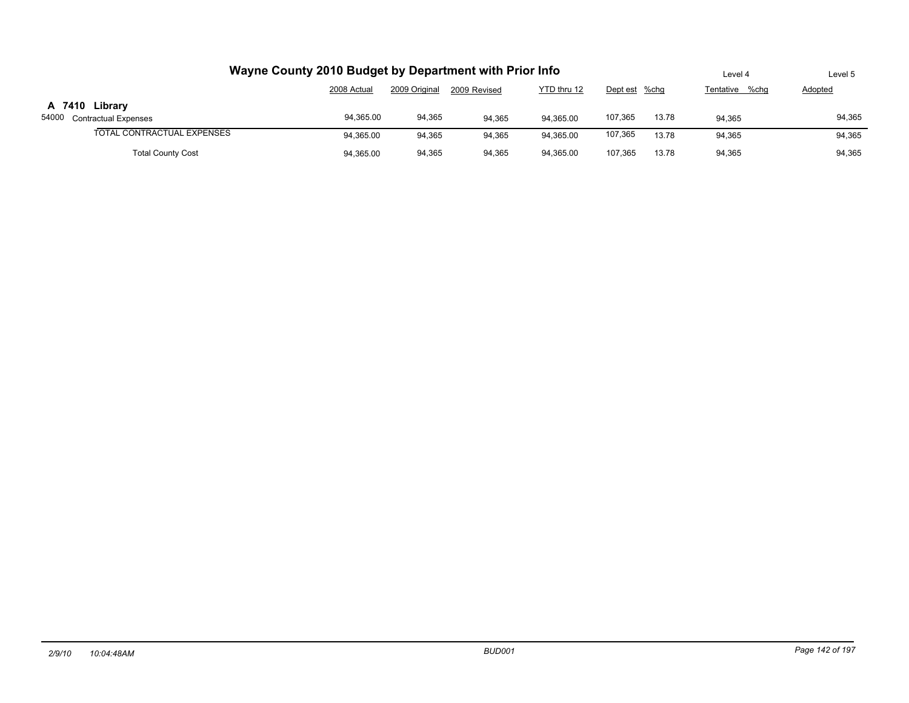# Wayne County 2010 Budget by Department with Prior Info

| | 2008 Actual | 2009 Original | 2009 Revised | YTD thru 12 | Dept est | %chg | Level 4 Tentative | %chg | Level 5 Adopted |
|---|---|---|---|---|---|---|---|---|---|
| **A 7410 Library** | | | | | | | | | |
| 54000 Contractual Expenses | 94,365.00 | 94,365 | 94,365 | 94,365.00 | 107,365 | 13.78 | 94,365 | | 94,365 |
| TOTAL CONTRACTUAL EXPENSES | 94,365.00 | 94,365 | 94,365 | 94,365.00 | 107,365 | 13.78 | 94,365 | | 94,365 |
| Total County Cost | 94,365.00 | 94,365 | 94,365 | 94,365.00 | 107,365 | 13.78 | 94,365 | | 94,365 |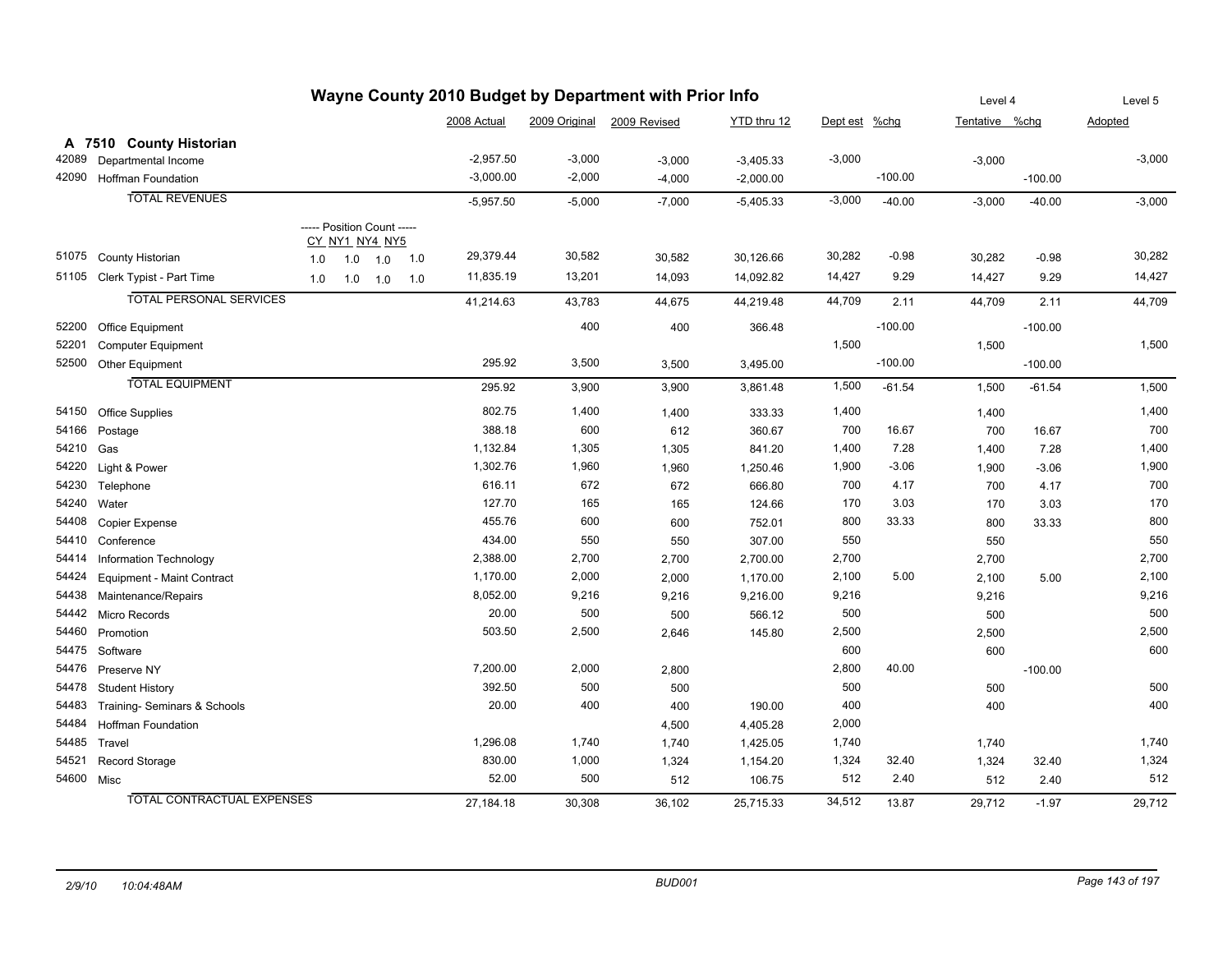# Wayne County 2010 Budget by Department with Prior Info

## A 7510 County Historian

| Code | Description | Position Count CY NY1 NY4 NY5 | 2008 Actual | 2009 Original | 2009 Revised | YTD thru 12 | Dept est | %chg | Tentative (Level 4) | %chg | Adopted (Level 5) |
|---|---|---|---|---|---|---|---|---|---|---|---|
| 42089 | Departmental Income | | -2,957.50 | -3,000 | -3,000 | -3,405.33 | -3,000 | | -3,000 | | -3,000 |
| 42090 | Hoffman Foundation | | -3,000.00 | -2,000 | -4,000 | -2,000.00 | | -100.00 | | -100.00 | |
| | TOTAL REVENUES | | -5,957.50 | -5,000 | -7,000 | -5,405.33 | -3,000 | -40.00 | -3,000 | -40.00 | -3,000 |
| 51075 | County Historian | 1.0 1.0 1.0 1.0 | 29,379.44 | 30,582 | 30,582 | 30,126.66 | 30,282 | -0.98 | 30,282 | -0.98 | 30,282 |
| 51105 | Clerk Typist - Part Time | 1.0 1.0 1.0 1.0 | 11,835.19 | 13,201 | 14,093 | 14,092.82 | 14,427 | 9.29 | 14,427 | 9.29 | 14,427 |
| | TOTAL PERSONAL SERVICES | | 41,214.63 | 43,783 | 44,675 | 44,219.48 | 44,709 | 2.11 | 44,709 | 2.11 | 44,709 |
| 52200 | Office Equipment | | | 400 | 400 | 366.48 | | -100.00 | | -100.00 | |
| 52201 | Computer Equipment | | | | | | 1,500 | | 1,500 | | 1,500 |
| 52500 | Other Equipment | | 295.92 | 3,500 | 3,500 | 3,495.00 | | -100.00 | | -100.00 | |
| | TOTAL EQUIPMENT | | 295.92 | 3,900 | 3,900 | 3,861.48 | 1,500 | -61.54 | 1,500 | -61.54 | 1,500 |
| 54150 | Office Supplies | | 802.75 | 1,400 | 1,400 | 333.33 | 1,400 | | 1,400 | | 1,400 |
| 54166 | Postage | | 388.18 | 600 | 612 | 360.67 | 700 | 16.67 | 700 | 16.67 | 700 |
| 54210 | Gas | | 1,132.84 | 1,305 | 1,305 | 841.20 | 1,400 | 7.28 | 1,400 | 7.28 | 1,400 |
| 54220 | Light & Power | | 1,302.76 | 1,960 | 1,960 | 1,250.46 | 1,900 | -3.06 | 1,900 | -3.06 | 1,900 |
| 54230 | Telephone | | 616.11 | 672 | 672 | 666.80 | 700 | 4.17 | 700 | 4.17 | 700 |
| 54240 | Water | | 127.70 | 165 | 165 | 124.66 | 170 | 3.03 | 170 | 3.03 | 170 |
| 54408 | Copier Expense | | 455.76 | 600 | 600 | 752.01 | 800 | 33.33 | 800 | 33.33 | 800 |
| 54410 | Conference | | 434.00 | 550 | 550 | 307.00 | 550 | | 550 | | 550 |
| 54414 | Information Technology | | 2,388.00 | 2,700 | 2,700 | 2,700.00 | 2,700 | | 2,700 | | 2,700 |
| 54424 | Equipment - Maint Contract | | 1,170.00 | 2,000 | 2,000 | 1,170.00 | 2,100 | 5.00 | 2,100 | 5.00 | 2,100 |
| 54438 | Maintenance/Repairs | | 8,052.00 | 9,216 | 9,216 | 9,216.00 | 9,216 | | 9,216 | | 9,216 |
| 54442 | Micro Records | | 20.00 | 500 | 500 | 566.12 | 500 | | 500 | | 500 |
| 54460 | Promotion | | 503.50 | 2,500 | 2,646 | 145.80 | 2,500 | | 2,500 | | 2,500 |
| 54475 | Software | | | | | | 600 | | 600 | | 600 |
| 54476 | Preserve NY | | 7,200.00 | 2,000 | 2,800 | | 2,800 | 40.00 | | -100.00 | |
| 54478 | Student History | | 392.50 | 500 | 500 | | 500 | | 500 | | 500 |
| 54483 | Training- Seminars & Schools | | 20.00 | 400 | 400 | 190.00 | 400 | | 400 | | 400 |
| 54484 | Hoffman Foundation | | | | 4,500 | 4,405.28 | 2,000 | | | | |
| 54485 | Travel | | 1,296.08 | 1,740 | 1,740 | 1,425.05 | 1,740 | | 1,740 | | 1,740 |
| 54521 | Record Storage | | 830.00 | 1,000 | 1,324 | 1,154.20 | 1,324 | 32.40 | 1,324 | 32.40 | 1,324 |
| 54600 | Misc | | 52.00 | 500 | 512 | 106.75 | 512 | 2.40 | 512 | 2.40 | 512 |
| | TOTAL CONTRACTUAL EXPENSES | | 27,184.18 | 30,308 | 36,102 | 25,715.33 | 34,512 | 13.87 | 29,712 | -1.97 | 29,712 |

2/9/10 10:04:48AM BUD001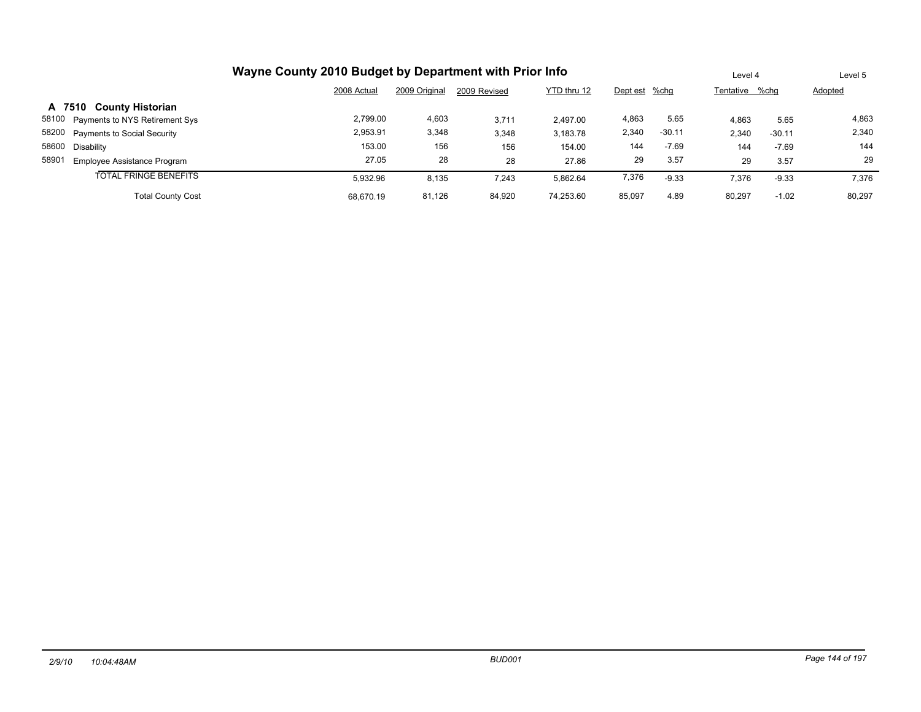# Wayne County 2010 Budget by Department with Prior Info

| | | 2008 Actual | 2009 Original | 2009 Revised | YTD thru 12 | Dept est | %chg | Level 4 Tentative | %chg | Level 5 Adopted |
|---|---|---|---|---|---|---|---|---|---|---|
| **A 7510** | **County Historian** | | | | | | | | | |
| 58100 | Payments to NYS Retirement Sys | 2,799.00 | 4,603 | 3,711 | 2,497.00 | 4,863 | 5.65 | 4,863 | 5.65 | 4,863 |
| 58200 | Payments to Social Security | 2,953.91 | 3,348 | 3,348 | 3,183.78 | 2,340 | -30.11 | 2,340 | -30.11 | 2,340 |
| 58600 | Disability | 153.00 | 156 | 156 | 154.00 | 144 | -7.69 | 144 | -7.69 | 144 |
| 58901 | Employee Assistance Program | 27.05 | 28 | 28 | 27.86 | 29 | 3.57 | 29 | 3.57 | 29 |
| | TOTAL FRINGE BENEFITS | 5,932.96 | 8,135 | 7,243 | 5,862.64 | 7,376 | -9.33 | 7,376 | -9.33 | 7,376 |
| | Total County Cost | 68,670.19 | 81,126 | 84,920 | 74,253.60 | 85,097 | 4.89 | 80,297 | -1.02 | 80,297 |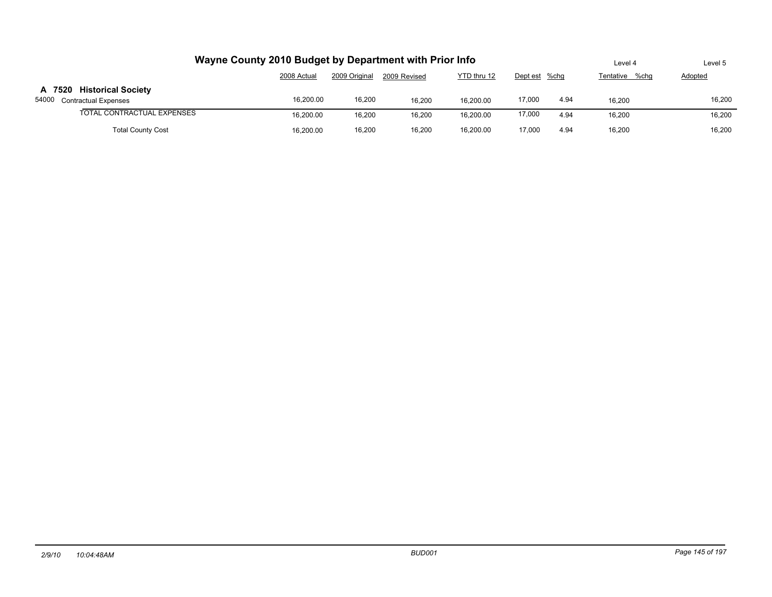# Wayne County 2010 Budget by Department with Prior Info

| | 2008 Actual | 2009 Original | 2009 Revised | YTD thru 12 | Dept est | %chg | Level 4 Tentative | %chg | Level 5 Adopted |
|---|---|---|---|---|---|---|---|---|---|
| **A 7520 Historical Society** | | | | | | | | | |
| 54000 Contractual Expenses | 16,200.00 | 16,200 | 16,200 | 16,200.00 | 17,000 | 4.94 | 16,200 | | 16,200 |
| TOTAL CONTRACTUAL EXPENSES | 16,200.00 | 16,200 | 16,200 | 16,200.00 | 17,000 | 4.94 | 16,200 | | 16,200 |
| Total County Cost | 16,200.00 | 16,200 | 16,200 | 16,200.00 | 17,000 | 4.94 | 16,200 | | 16,200 |

2/9/10 10:04:48AM BUD001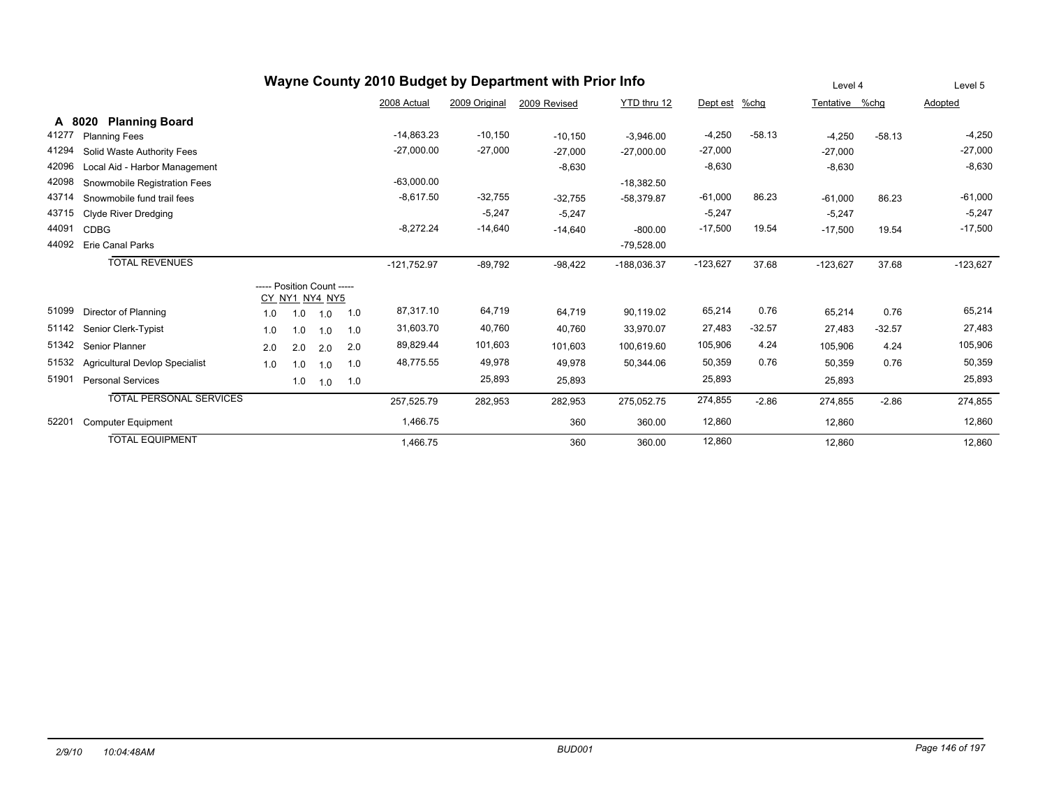# Wayne County 2010 Budget by Department with Prior Info

## A 8020 Planning Board

| Code | Description | 2008 Actual | 2009 Original | 2009 Revised | YTD thru 12 | Dept est | %chg | Level 4 Tentative | %chg | Level 5 Adopted |
|---|---|---|---|---|---|---|---|---|---|---|
| 41277 | Planning Fees | -14,863.23 | -10,150 | -10,150 | -3,946.00 | -4,250 | -58.13 | -4,250 | -58.13 | -4,250 |
| 41294 | Solid Waste Authority Fees | -27,000.00 | -27,000 | -27,000 | -27,000.00 | -27,000 | | -27,000 | | -27,000 |
| 42096 | Local Aid - Harbor Management | | | -8,630 | | -8,630 | | -8,630 | | -8,630 |
| 42098 | Snowmobile Registration Fees | -63,000.00 | | | -18,382.50 | | | | | |
| 43714 | Snowmobile fund trail fees | -8,617.50 | -32,755 | -32,755 | -58,379.87 | -61,000 | 86.23 | -61,000 | 86.23 | -61,000 |
| 43715 | Clyde River Dredging | | -5,247 | -5,247 | | -5,247 | | -5,247 | | -5,247 |
| 44091 | CDBG | -8,272.24 | -14,640 | -14,640 | -800.00 | -17,500 | 19.54 | -17,500 | 19.54 | -17,500 |
| 44092 | Erie Canal Parks | | | | -79,528.00 | | | | | |
| | TOTAL REVENUES | -121,752.97 | -89,792 | -98,422 | -188,036.37 | -123,627 | 37.68 | -123,627 | 37.68 | -123,627 |

| Code | Description | CY | NY1 | NY4 | NY5 | 2008 Actual | 2009 Original | 2009 Revised | YTD thru 12 | Dept est | %chg | Level 4 Tentative | %chg | Level 5 Adopted |
|---|---|---|---|---|---|---|---|---|---|---|---|---|---|---|
| | | ----- Position Count ----- | | | | | | | | | | | | |
| 51099 | Director of Planning | 1.0 | 1.0 | 1.0 | 1.0 | 87,317.10 | 64,719 | 64,719 | 90,119.02 | 65,214 | 0.76 | 65,214 | 0.76 | 65,214 |
| 51142 | Senior Clerk-Typist | 1.0 | 1.0 | 1.0 | 1.0 | 31,603.70 | 40,760 | 40,760 | 33,970.07 | 27,483 | -32.57 | 27,483 | -32.57 | 27,483 |
| 51342 | Senior Planner | 2.0 | 2.0 | 2.0 | 2.0 | 89,829.44 | 101,603 | 101,603 | 100,619.60 | 105,906 | 4.24 | 105,906 | 4.24 | 105,906 |
| 51532 | Agricultural Devlop Specialist | 1.0 | 1.0 | 1.0 | 1.0 | 48,775.55 | 49,978 | 49,978 | 50,344.06 | 50,359 | 0.76 | 50,359 | 0.76 | 50,359 |
| 51901 | Personal Services | | 1.0 | 1.0 | 1.0 | | 25,893 | 25,893 | | 25,893 | | 25,893 | | 25,893 |
| | TOTAL PERSONAL SERVICES | | | | | 257,525.79 | 282,953 | 282,953 | 275,052.75 | 274,855 | -2.86 | 274,855 | -2.86 | 274,855 |
| 52201 | Computer Equipment | | | | | 1,466.75 | | 360 | 360.00 | 12,860 | | 12,860 | | 12,860 |
| | TOTAL EQUIPMENT | | | | | 1,466.75 | | 360 | 360.00 | 12,860 | | 12,860 | | 12,860 |

2/9/10 10:04:48AM BUD001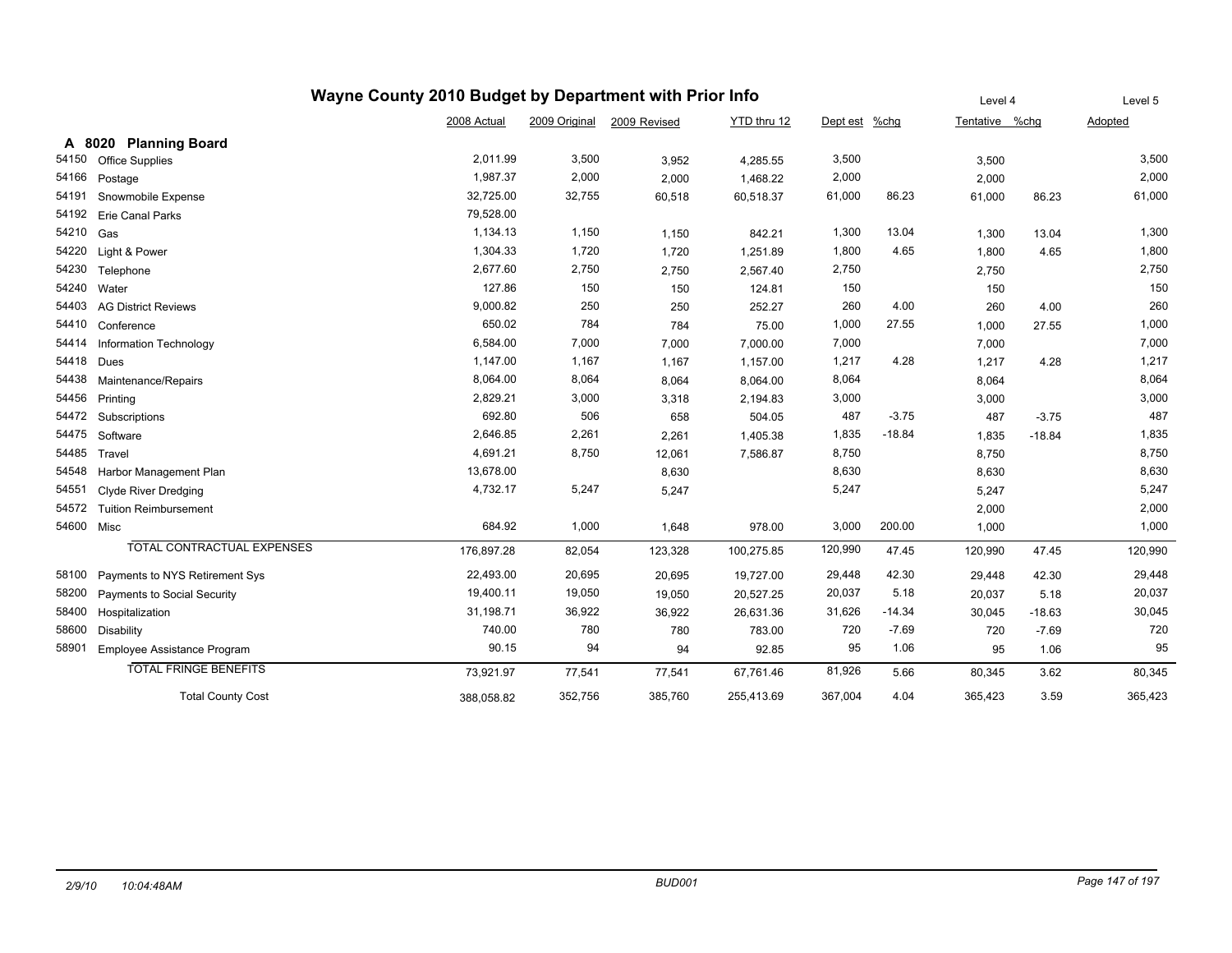# Wayne County 2010 Budget by Department with Prior Info

## A 8020 Planning Board

| Code | Description | 2008 Actual | 2009 Original | 2009 Revised | YTD thru 12 | Dept est | %chg | Level 4 Tentative | %chg | Level 5 Adopted |
|---|---|---|---|---|---|---|---|---|---|---|
| 54150 | Office Supplies | 2,011.99 | 3,500 | 3,952 | 4,285.55 | 3,500 | | 3,500 | | 3,500 |
| 54166 | Postage | 1,987.37 | 2,000 | 2,000 | 1,468.22 | 2,000 | | 2,000 | | 2,000 |
| 54191 | Snowmobile Expense | 32,725.00 | 32,755 | 60,518 | 60,518.37 | 61,000 | 86.23 | 61,000 | 86.23 | 61,000 |
| 54192 | Erie Canal Parks | 79,528.00 | | | | | | | | |
| 54210 | Gas | 1,134.13 | 1,150 | 1,150 | 842.21 | 1,300 | 13.04 | 1,300 | 13.04 | 1,300 |
| 54220 | Light & Power | 1,304.33 | 1,720 | 1,720 | 1,251.89 | 1,800 | 4.65 | 1,800 | 4.65 | 1,800 |
| 54230 | Telephone | 2,677.60 | 2,750 | 2,750 | 2,567.40 | 2,750 | | 2,750 | | 2,750 |
| 54240 | Water | 127.86 | 150 | 150 | 124.81 | 150 | | 150 | | 150 |
| 54403 | AG District Reviews | 9,000.82 | 250 | 250 | 252.27 | 260 | 4.00 | 260 | 4.00 | 260 |
| 54410 | Conference | 650.02 | 784 | 784 | 75.00 | 1,000 | 27.55 | 1,000 | 27.55 | 1,000 |
| 54414 | Information Technology | 6,584.00 | 7,000 | 7,000 | 7,000.00 | 7,000 | | 7,000 | | 7,000 |
| 54418 | Dues | 1,147.00 | 1,167 | 1,167 | 1,157.00 | 1,217 | 4.28 | 1,217 | 4.28 | 1,217 |
| 54438 | Maintenance/Repairs | 8,064.00 | 8,064 | 8,064 | 8,064.00 | 8,064 | | 8,064 | | 8,064 |
| 54456 | Printing | 2,829.21 | 3,000 | 3,318 | 2,194.83 | 3,000 | | 3,000 | | 3,000 |
| 54472 | Subscriptions | 692.80 | 506 | 658 | 504.05 | 487 | -3.75 | 487 | -3.75 | 487 |
| 54475 | Software | 2,646.85 | 2,261 | 2,261 | 1,405.38 | 1,835 | -18.84 | 1,835 | -18.84 | 1,835 |
| 54485 | Travel | 4,691.21 | 8,750 | 12,061 | 7,586.87 | 8,750 | | 8,750 | | 8,750 |
| 54548 | Harbor Management Plan | 13,678.00 | | 8,630 | | 8,630 | | 8,630 | | 8,630 |
| 54551 | Clyde River Dredging | 4,732.17 | 5,247 | 5,247 | | 5,247 | | 5,247 | | 5,247 |
| 54572 | Tuition Reimbursement | | | | | | | 2,000 | | 2,000 |
| 54600 | Misc | 684.92 | 1,000 | 1,648 | 978.00 | 3,000 | 200.00 | 1,000 | | 1,000 |
| | TOTAL CONTRACTUAL EXPENSES | 176,897.28 | 82,054 | 123,328 | 100,275.85 | 120,990 | 47.45 | 120,990 | 47.45 | 120,990 |
| 58100 | Payments to NYS Retirement Sys | 22,493.00 | 20,695 | 20,695 | 19,727.00 | 29,448 | 42.30 | 29,448 | 42.30 | 29,448 |
| 58200 | Payments to Social Security | 19,400.11 | 19,050 | 19,050 | 20,527.25 | 20,037 | 5.18 | 20,037 | 5.18 | 20,037 |
| 58400 | Hospitalization | 31,198.71 | 36,922 | 36,922 | 26,631.36 | 31,626 | -14.34 | 30,045 | -18.63 | 30,045 |
| 58600 | Disability | 740.00 | 780 | 780 | 783.00 | 720 | -7.69 | 720 | -7.69 | 720 |
| 58901 | Employee Assistance Program | 90.15 | 94 | 94 | 92.85 | 95 | 1.06 | 95 | 1.06 | 95 |
| | TOTAL FRINGE BENEFITS | 73,921.97 | 77,541 | 77,541 | 67,761.46 | 81,926 | 5.66 | 80,345 | 3.62 | 80,345 |
| | Total County Cost | 388,058.82 | 352,756 | 385,760 | 255,413.69 | 367,004 | 4.04 | 365,423 | 3.59 | 365,423 |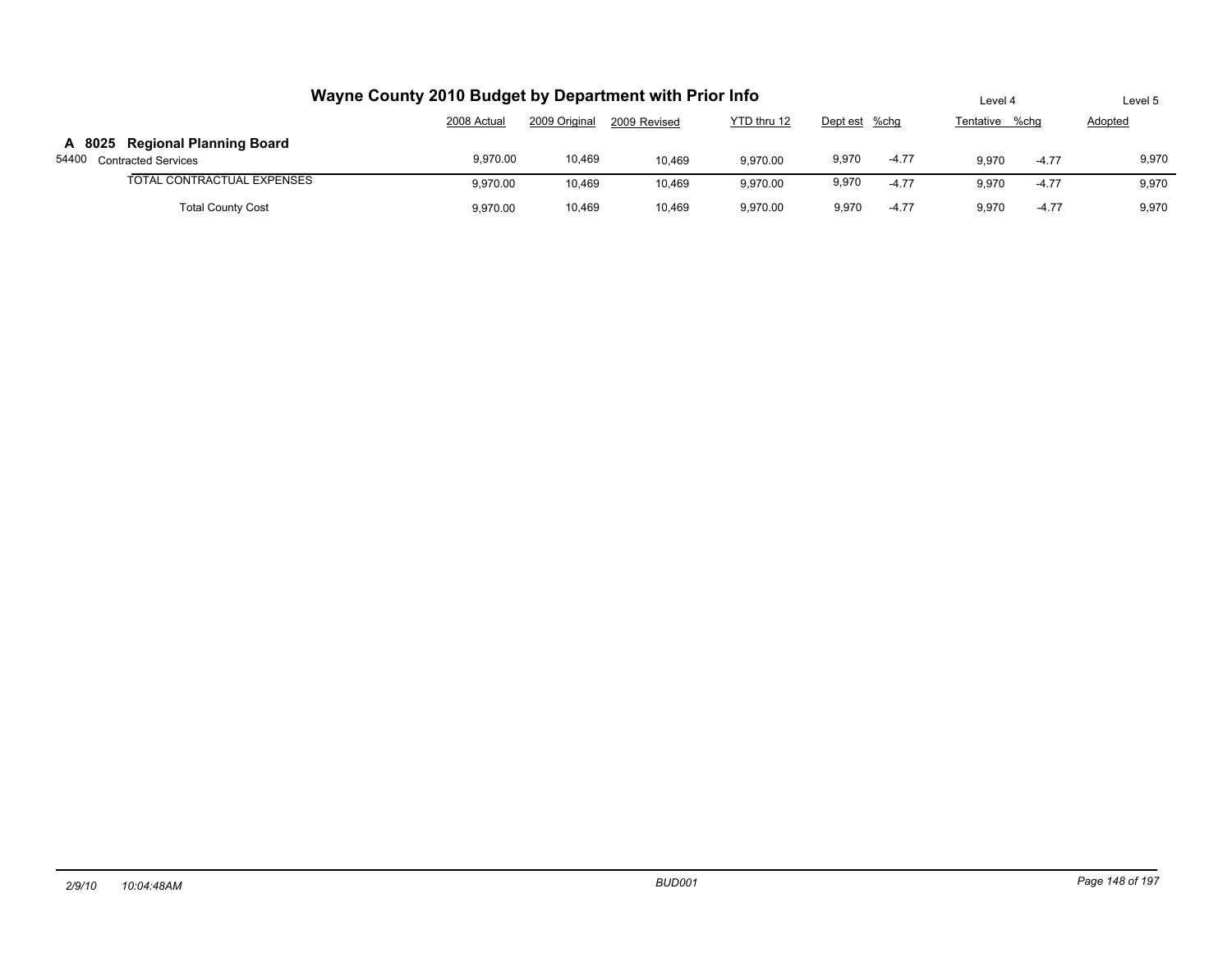# Wayne County 2010 Budget by Department with Prior Info

| | 2008 Actual | 2009 Original | 2009 Revised | YTD thru 12 | Level 4 Dept est | %chg | Tentative | %chg | Level 5 Adopted |
|---|---|---|---|---|---|---|---|---|---|
| **A 8025 Regional Planning Board** | | | | | | | | | |
| 54400 Contracted Services | 9,970.00 | 10,469 | 10,469 | 9,970.00 | 9,970 | -4.77 | 9,970 | -4.77 | 9,970 |
| TOTAL CONTRACTUAL EXPENSES | 9,970.00 | 10,469 | 10,469 | 9,970.00 | 9,970 | -4.77 | 9,970 | -4.77 | 9,970 |
| Total County Cost | 9,970.00 | 10,469 | 10,469 | 9,970.00 | 9,970 | -4.77 | 9,970 | -4.77 | 9,970 |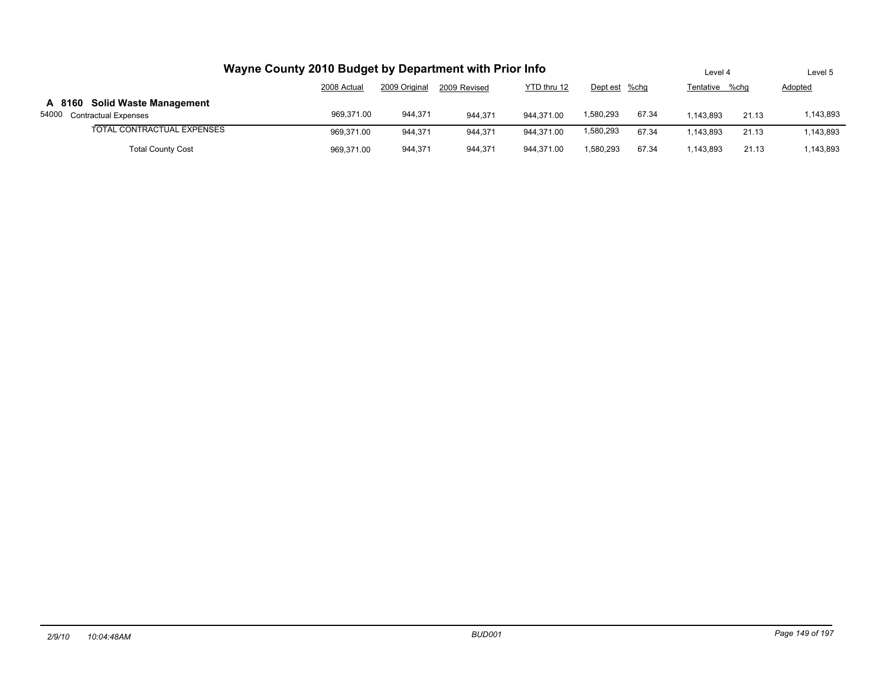# Wayne County 2010 Budget by Department with Prior Info

| | 2008 Actual | 2009 Original | 2009 Revised | YTD thru 12 | Dept est | %chg | Level 4 Tentative | %chg | Level 5 Adopted |
|---|---|---|---|---|---|---|---|---|---|
| **A 8160 Solid Waste Management** | | | | | | | | | |
| 54000 Contractual Expenses | 969,371.00 | 944,371 | 944,371 | 944,371.00 | 1,580,293 | 67.34 | 1,143,893 | 21.13 | 1,143,893 |
| TOTAL CONTRACTUAL EXPENSES | 969,371.00 | 944,371 | 944,371 | 944,371.00 | 1,580,293 | 67.34 | 1,143,893 | 21.13 | 1,143,893 |
| Total County Cost | 969,371.00 | 944,371 | 944,371 | 944,371.00 | 1,580,293 | 67.34 | 1,143,893 | 21.13 | 1,143,893 |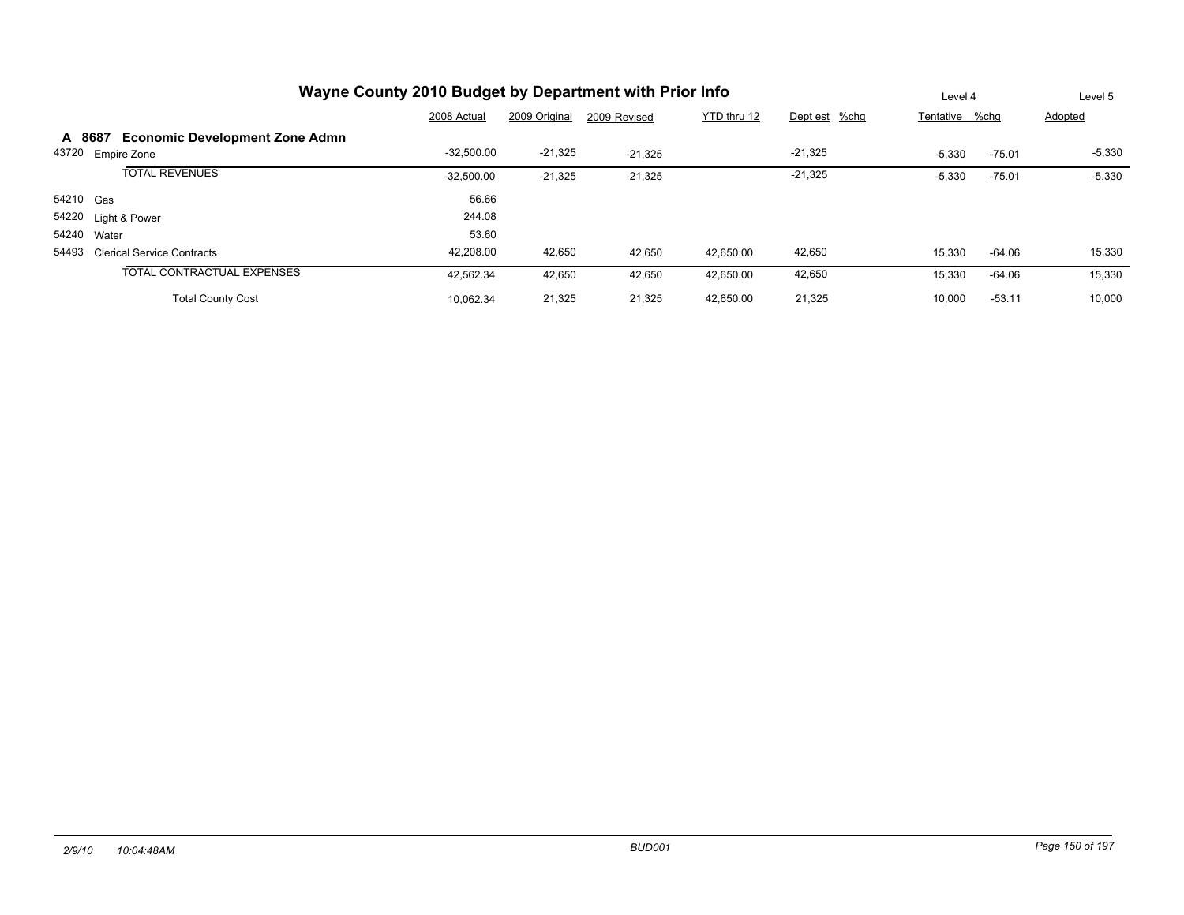# Wayne County 2010 Budget by Department with Prior Info

| | | 2008 Actual | 2009 Original | 2009 Revised | YTD thru 12 | Dept est | %chg | Level 4 Tentative | %chg | Level 5 Adopted |
|---|---|---|---|---|---|---|---|---|---|---|
| **A 8687** | **Economic Development Zone Admn** | | | | | | | | | |
| 43720 | Empire Zone | -32,500.00 | -21,325 | -21,325 | | -21,325 | | -5,330 | -75.01 | -5,330 |
| | TOTAL REVENUES | -32,500.00 | -21,325 | -21,325 | | -21,325 | | -5,330 | -75.01 | -5,330 |
| 54210 | Gas | 56.66 | | | | | | | | |
| 54220 | Light & Power | 244.08 | | | | | | | | |
| 54240 | Water | 53.60 | | | | | | | | |
| 54493 | Clerical Service Contracts | 42,208.00 | 42,650 | 42,650 | 42,650.00 | 42,650 | | 15,330 | -64.06 | 15,330 |
| | TOTAL CONTRACTUAL EXPENSES | 42,562.34 | 42,650 | 42,650 | 42,650.00 | 42,650 | | 15,330 | -64.06 | 15,330 |
| | Total County Cost | 10,062.34 | 21,325 | 21,325 | 42,650.00 | 21,325 | | 10,000 | -53.11 | 10,000 |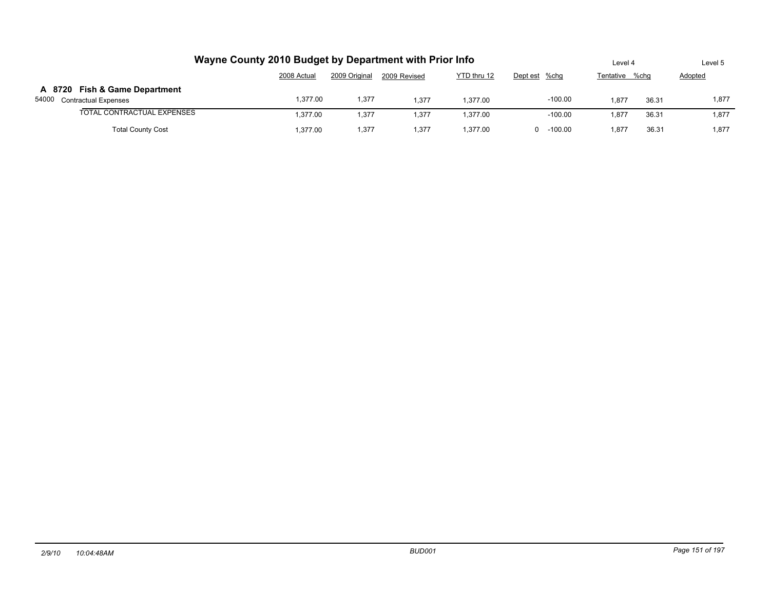# Wayne County 2010 Budget by Department with Prior Info

| | 2008 Actual | 2009 Original | 2009 Revised | YTD thru 12 | Dept est | %chg | Level 4 Tentative | %chg | Level 5 Adopted |
|---|---|---|---|---|---|---|---|---|---|
| **A 8720 Fish & Game Department** | | | | | | | | | |
| 54000 Contractual Expenses | 1,377.00 | 1,377 | 1,377 | 1,377.00 | | -100.00 | 1,877 | 36.31 | 1,877 |
| TOTAL CONTRACTUAL EXPENSES | 1,377.00 | 1,377 | 1,377 | 1,377.00 | | -100.00 | 1,877 | 36.31 | 1,877 |
| Total County Cost | 1,377.00 | 1,377 | 1,377 | 1,377.00 | 0 | -100.00 | 1,877 | 36.31 | 1,877 |

*2/9/10 10:04:48AM* *BUD001*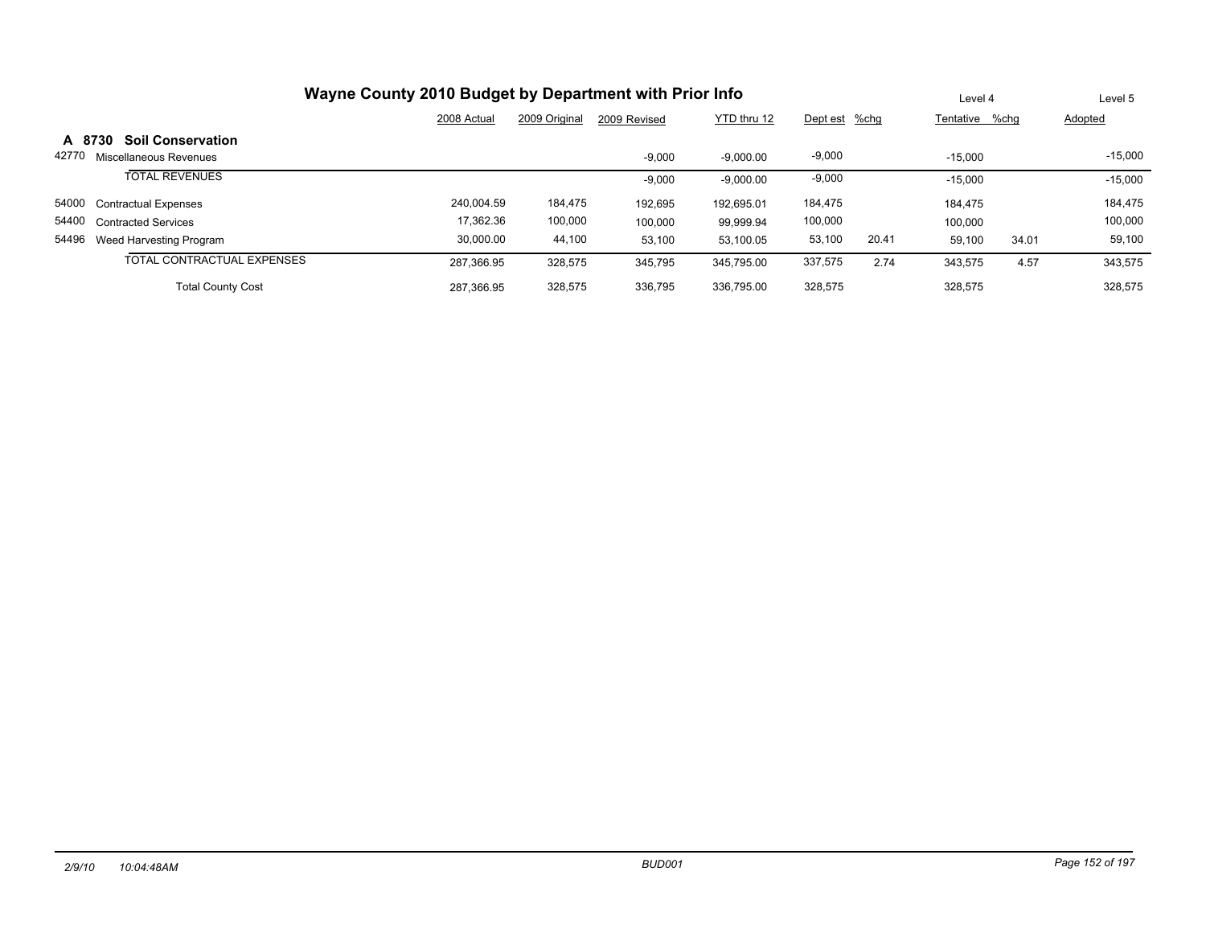# Wayne County 2010 Budget by Department with Prior Info

| | | 2008 Actual | 2009 Original | 2009 Revised | YTD thru 12 | Dept est | %chg | Level 4 Tentative | %chg | Level 5 Adopted |
|---|---|---|---|---|---|---|---|---|---|---|
| **A 8730** | **Soil Conservation** | | | | | | | | | |
| 42770 | Miscellaneous Revenues | | | -9,000 | -9,000.00 | -9,000 | | -15,000 | | -15,000 |
| | TOTAL REVENUES | | | -9,000 | -9,000.00 | -9,000 | | -15,000 | | -15,000 |
| 54000 | Contractual Expenses | 240,004.59 | 184,475 | 192,695 | 192,695.01 | 184,475 | | 184,475 | | 184,475 |
| 54400 | Contracted Services | 17,362.36 | 100,000 | 100,000 | 99,999.94 | 100,000 | | 100,000 | | 100,000 |
| 54496 | Weed Harvesting Program | 30,000.00 | 44,100 | 53,100 | 53,100.05 | 53,100 | 20.41 | 59,100 | 34.01 | 59,100 |
| | TOTAL CONTRACTUAL EXPENSES | 287,366.95 | 328,575 | 345,795 | 345,795.00 | 337,575 | 2.74 | 343,575 | 4.57 | 343,575 |
| | Total County Cost | 287,366.95 | 328,575 | 336,795 | 336,795.00 | 328,575 | | 328,575 | | 328,575 |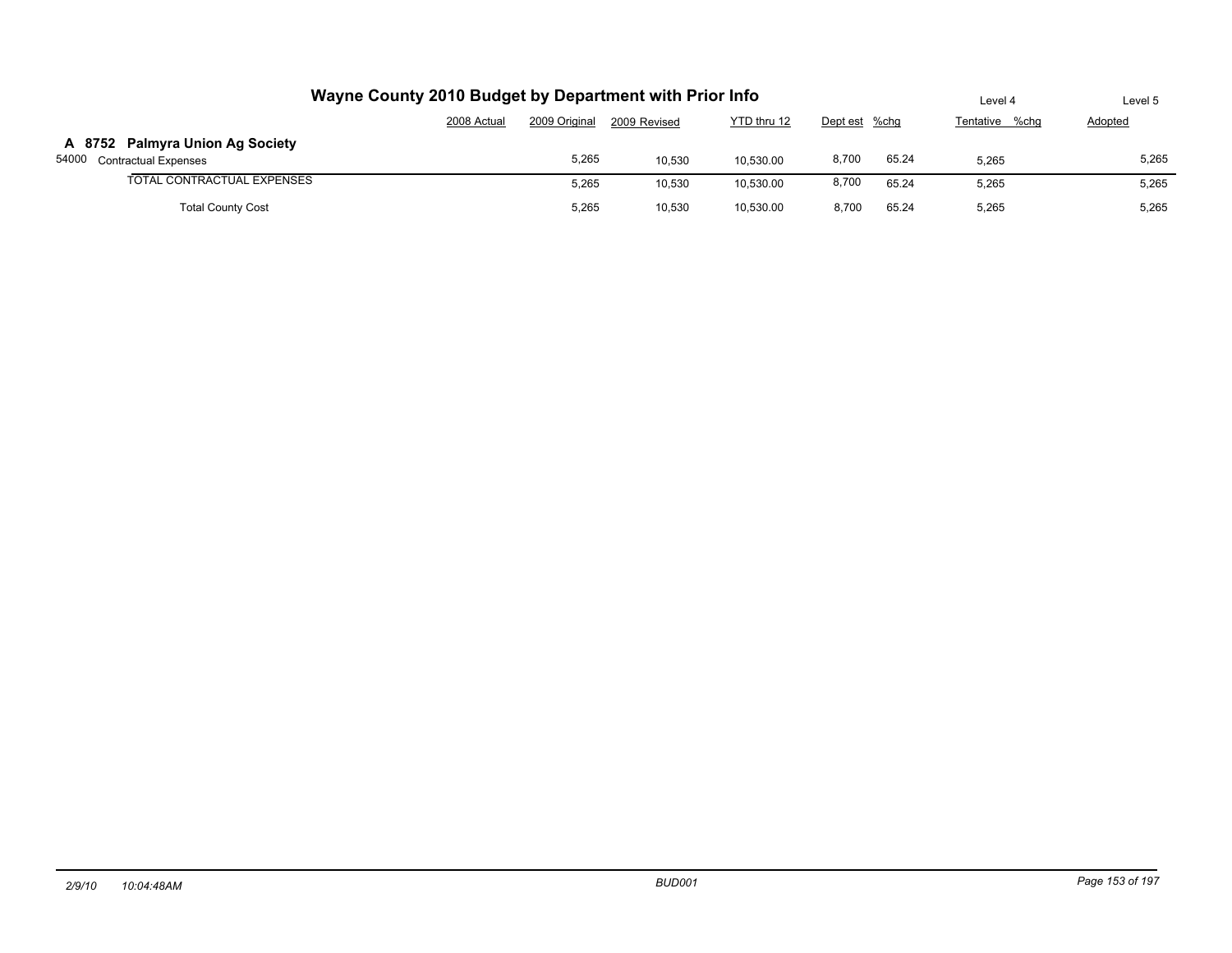# Wayne County 2010 Budget by Department with Prior Info

| | 2008 Actual | 2009 Original | 2009 Revised | YTD thru 12 | Dept est | %chg | Level 4 Tentative | %chg | Level 5 Adopted |
|---|---|---|---|---|---|---|---|---|---|
| **A 8752 Palmyra Union Ag Society** | | | | | | | | | |
| 54000 Contractual Expenses | | 5,265 | 10,530 | 10,530.00 | 8,700 | 65.24 | 5,265 | | 5,265 |
| TOTAL CONTRACTUAL EXPENSES | | 5,265 | 10,530 | 10,530.00 | 8,700 | 65.24 | 5,265 | | 5,265 |
| Total County Cost | | 5,265 | 10,530 | 10,530.00 | 8,700 | 65.24 | 5,265 | | 5,265 |

2/9/10 10:04:48AM BUD001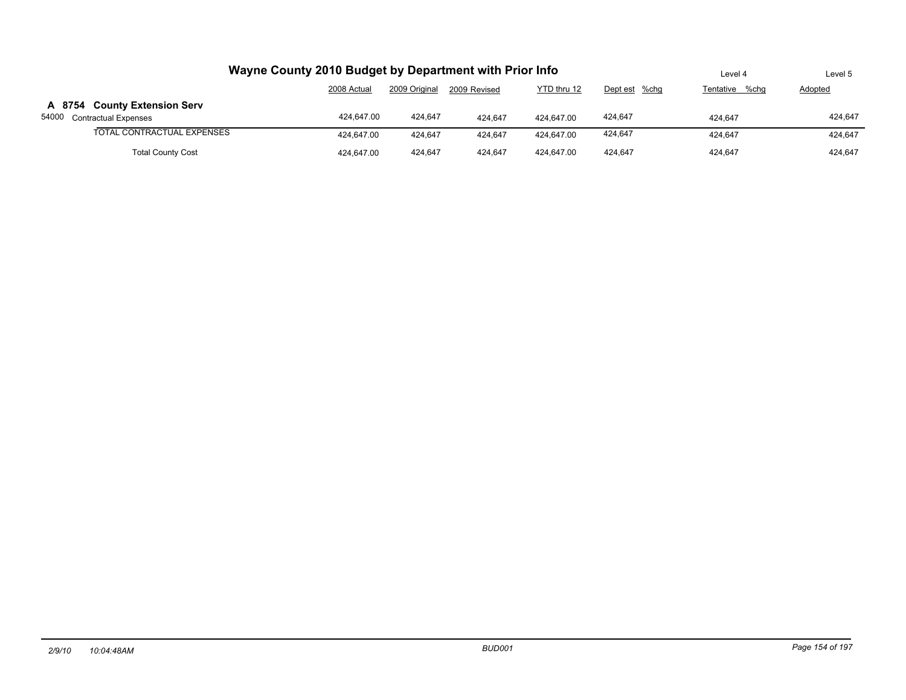# Wayne County 2010 Budget by Department with Prior Info

| | 2008 Actual | 2009 Original | 2009 Revised | YTD thru 12 | Dept est %chg | Level 4 Tentative %chg | Level 5 Adopted |
|---|---|---|---|---|---|---|---|
| **A 8754 County Extension Serv** | | | | | | | |
| 54000 Contractual Expenses | 424,647.00 | 424,647 | 424,647 | 424,647.00 | 424,647 | 424,647 | 424,647 |
| TOTAL CONTRACTUAL EXPENSES | 424,647.00 | 424,647 | 424,647 | 424,647.00 | 424,647 | 424,647 | 424,647 |
| Total County Cost | 424,647.00 | 424,647 | 424,647 | 424,647.00 | 424,647 | 424,647 | 424,647 |

2/9/10 10:04:48AM BUD001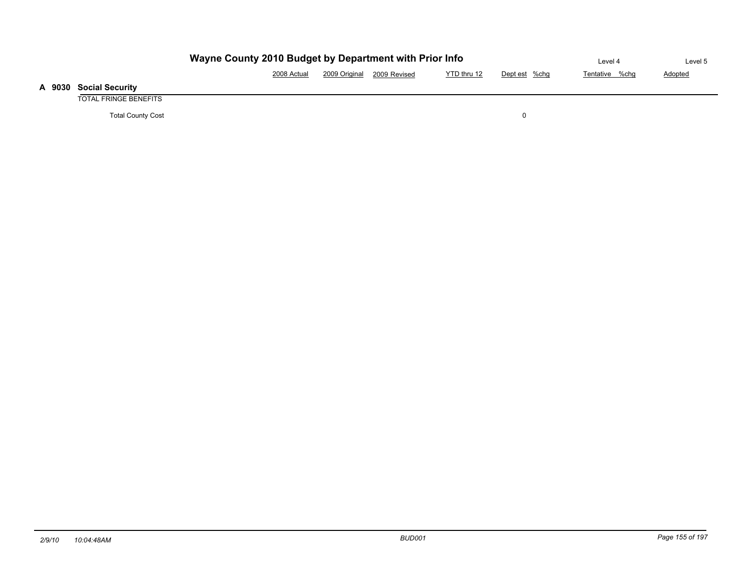# Wayne County 2010 Budget by Department with Prior Info

## A 9030 Social Security

| | 2008 Actual | 2009 Original | 2009 Revised | YTD thru 12 | Dept est | %chg | Level 4 Tentative | %chg | Level 5 Adopted |
|---|---|---|---|---|---|---|---|---|---|
| TOTAL FRINGE BENEFITS | | | | | | | | | |
| Total County Cost | | | | | 0 | | | | |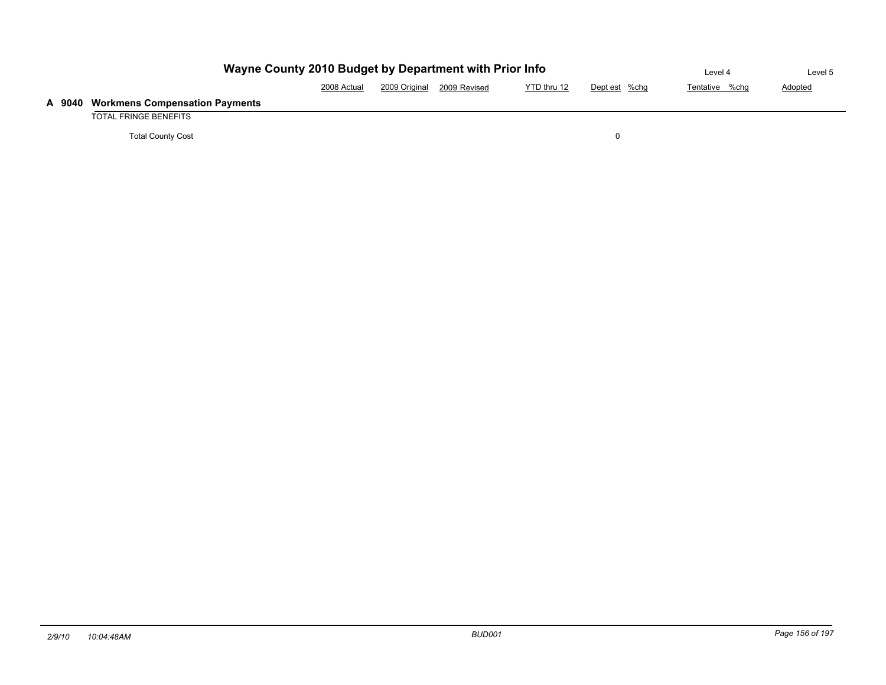# Wayne County 2010 Budget by Department with Prior Info

## A 9040 Workmens Compensation Payments

| | 2008 Actual | 2009 Original | 2009 Revised | YTD thru 12 | Dept est | %chg | Level 4 Tentative | %chg | Level 5 Adopted |
|---|---|---|---|---|---|---|---|---|---|
| TOTAL FRINGE BENEFITS | | | | | | | | | |
| Total County Cost | | | | | 0 | | | | |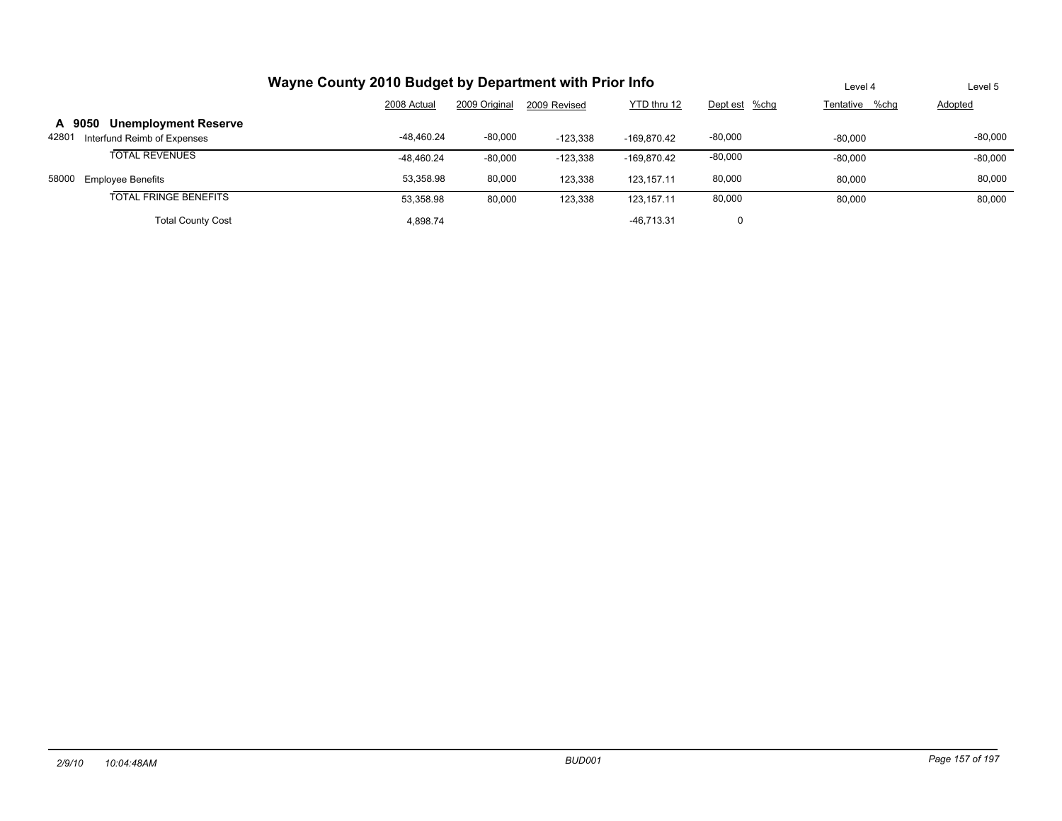## Wayne County 2010 Budget by Department with Prior Info

| | 2008 Actual | 2009 Original | 2009 Revised | YTD thru 12 | Dept est | %chg | Level 4 Tentative | %chg | Level 5 Adopted |
|---|---|---|---|---|---|---|---|---|---|
| **A 9050 Unemployment Reserve** | | | | | | | | | |
| 42801 Interfund Reimb of Expenses | -48,460.24 | -80,000 | -123,338 | -169,870.42 | -80,000 | | -80,000 | | -80,000 |
| TOTAL REVENUES | -48,460.24 | -80,000 | -123,338 | -169,870.42 | -80,000 | | -80,000 | | -80,000 |
| 58000 Employee Benefits | 53,358.98 | 80,000 | 123,338 | 123,157.11 | 80,000 | | 80,000 | | 80,000 |
| TOTAL FRINGE BENEFITS | 53,358.98 | 80,000 | 123,338 | 123,157.11 | 80,000 | | 80,000 | | 80,000 |
| Total County Cost | 4,898.74 | | | -46,713.31 | 0 | | | | |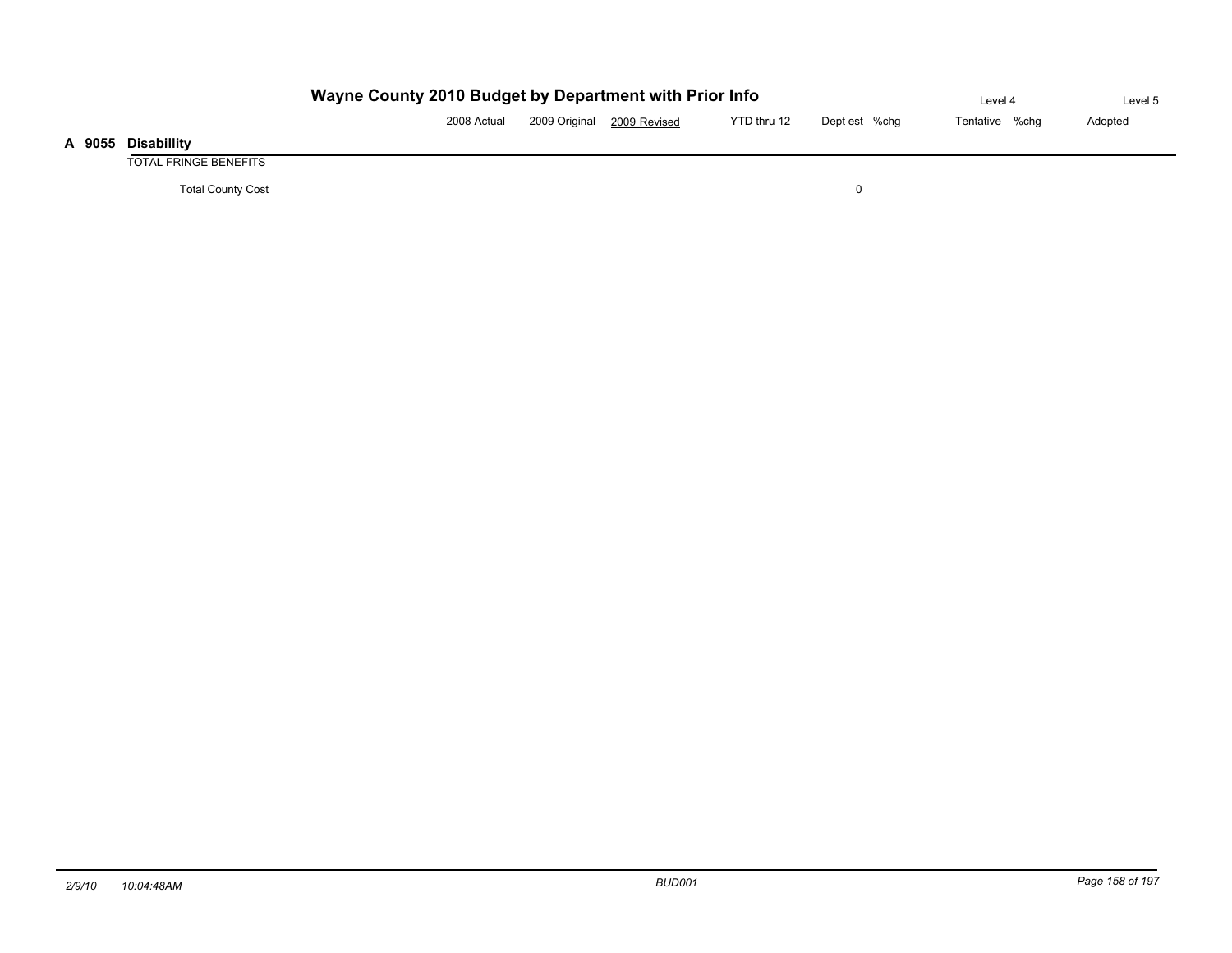# Wayne County 2010 Budget by Department with Prior Info

## A 9055 Disabillity

| | 2008 Actual | 2009 Original | 2009 Revised | YTD thru 12 | Dept est | %chg | Level 4 Tentative | %chg | Level 5 Adopted |
|---|---|---|---|---|---|---|---|---|---|
| TOTAL FRINGE BENEFITS | | | | | | | | | |
| Total County Cost | | | | | 0 | | | | |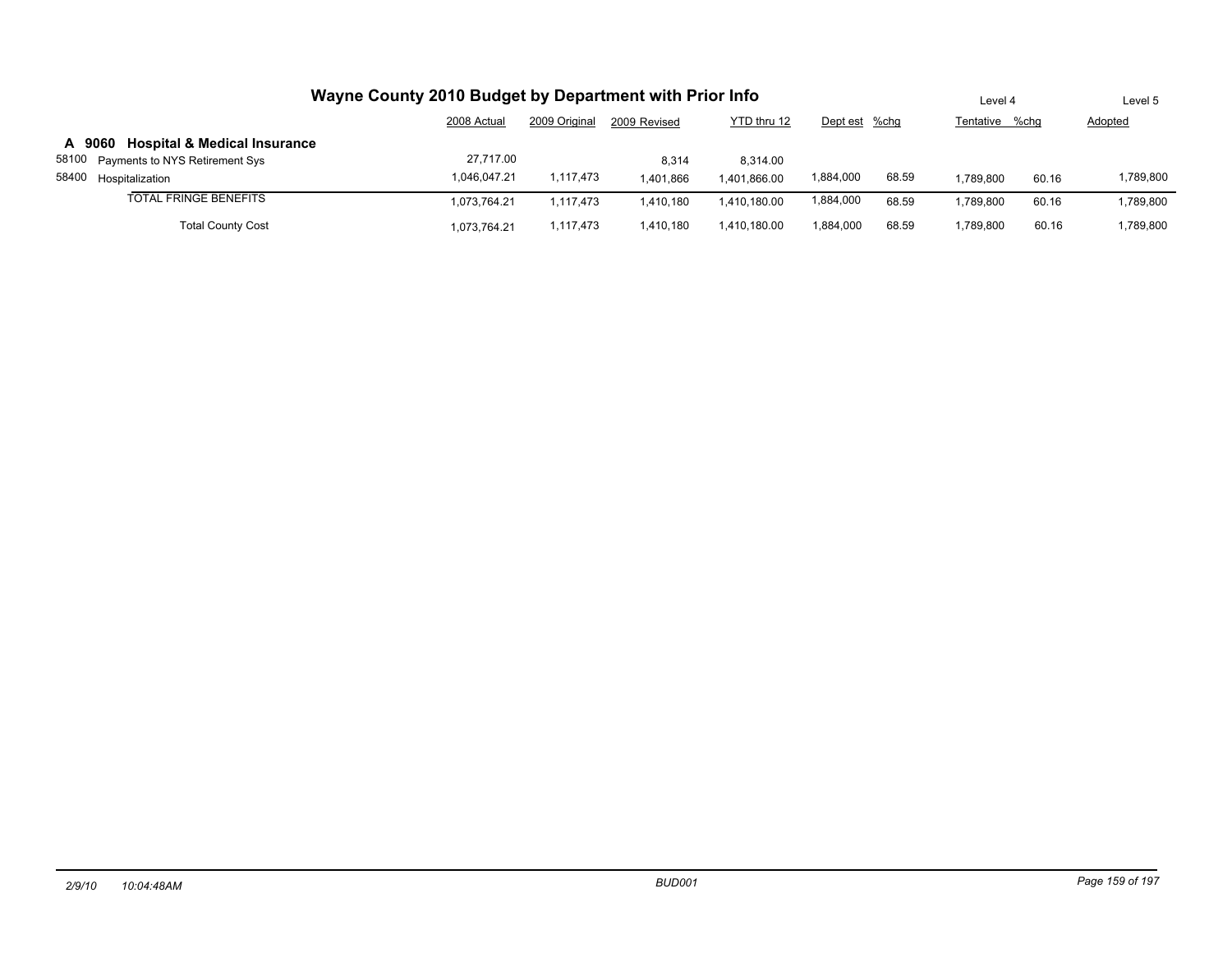# Wayne County 2010 Budget by Department with Prior Info

| | 2008 Actual | 2009 Original | 2009 Revised | YTD thru 12 | Dept est | %chg | Level 4 Tentative | %chg | Level 5 Adopted |
|---|---|---|---|---|---|---|---|---|---|
| **A 9060 Hospital & Medical Insurance** | | | | | | | | | |
| 58100 Payments to NYS Retirement Sys | 27,717.00 | | 8,314 | 8,314.00 | | | | | |
| 58400 Hospitalization | 1,046,047.21 | 1,117,473 | 1,401,866 | 1,401,866.00 | 1,884,000 | 68.59 | 1,789,800 | 60.16 | 1,789,800 |
| TOTAL FRINGE BENEFITS | 1,073,764.21 | 1,117,473 | 1,410,180 | 1,410,180.00 | 1,884,000 | 68.59 | 1,789,800 | 60.16 | 1,789,800 |
| Total County Cost | 1,073,764.21 | 1,117,473 | 1,410,180 | 1,410,180.00 | 1,884,000 | 68.59 | 1,789,800 | 60.16 | 1,789,800 |

2/9/10 10:04:48AM BUD001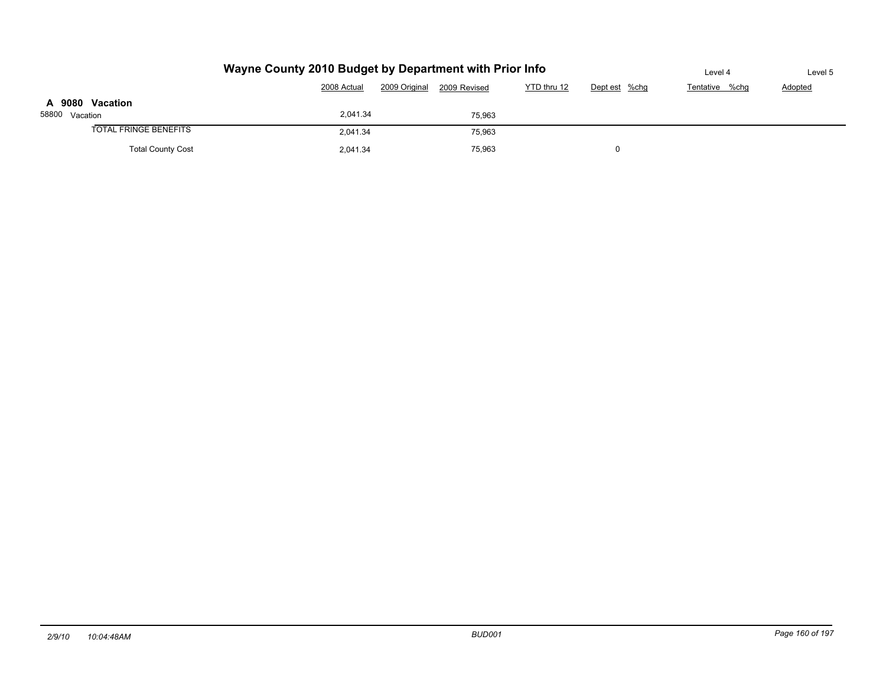# Wayne County 2010 Budget by Department with Prior Info

| | 2008 Actual | 2009 Original | 2009 Revised | YTD thru 12 | Dept est | %chg | Level 4 Tentative | %chg | Level 5 Adopted |
|---|---|---|---|---|---|---|---|---|---|
| **A 9080 Vacation** | | | | | | | | | |
| 58800 Vacation | 2,041.34 | | 75,963 | | | | | | |
| TOTAL FRINGE BENEFITS | 2,041.34 | | 75,963 | | | | | | |
| Total County Cost | 2,041.34 | | 75,963 | | 0 | | | | |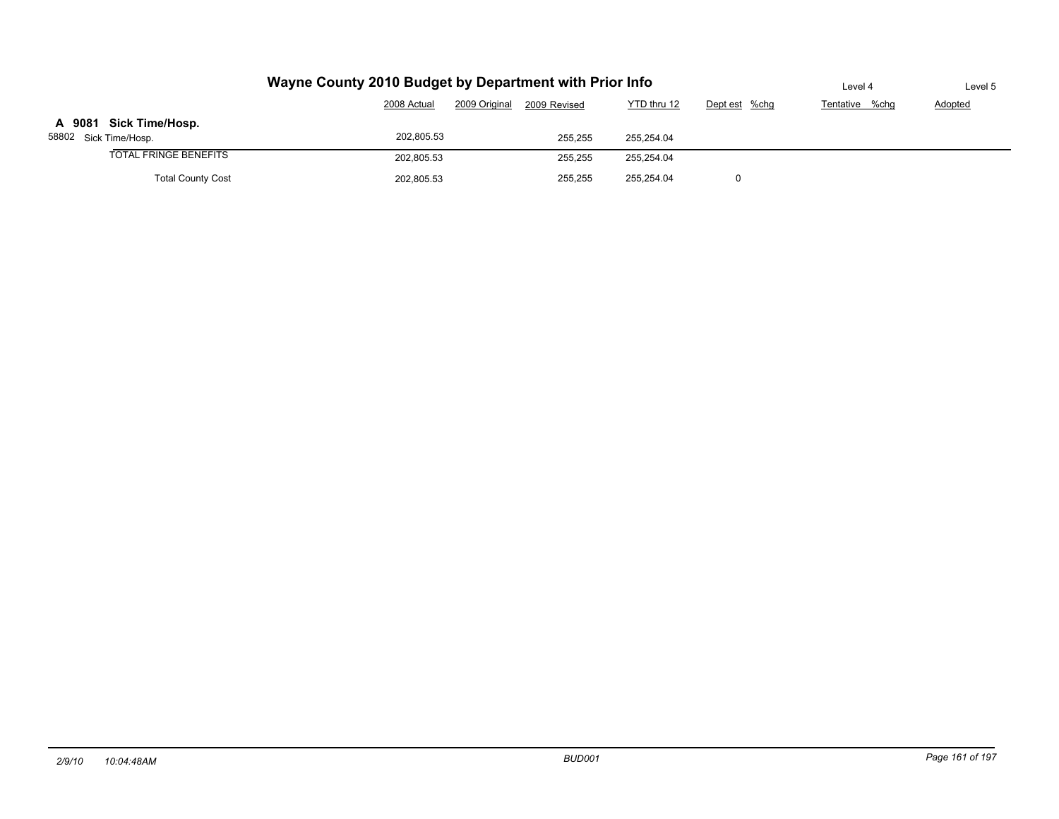# Wayne County 2010 Budget by Department with Prior Info

| | 2008 Actual | 2009 Original | 2009 Revised | YTD thru 12 | Dept est | %chg | Tentative (Level 4) | %chg | Adopted (Level 5) |
|---|---|---|---|---|---|---|---|---|---|
| **A 9081 Sick Time/Hosp.** | | | | | | | | | |
| 58802 Sick Time/Hosp. | 202,805.53 | | 255,255 | 255,254.04 | | | | | |
| TOTAL FRINGE BENEFITS | 202,805.53 | | 255,255 | 255,254.04 | | | | | |
| Total County Cost | 202,805.53 | | 255,255 | 255,254.04 | 0 | | | | |

2/9/10 10:04:48AM BUD001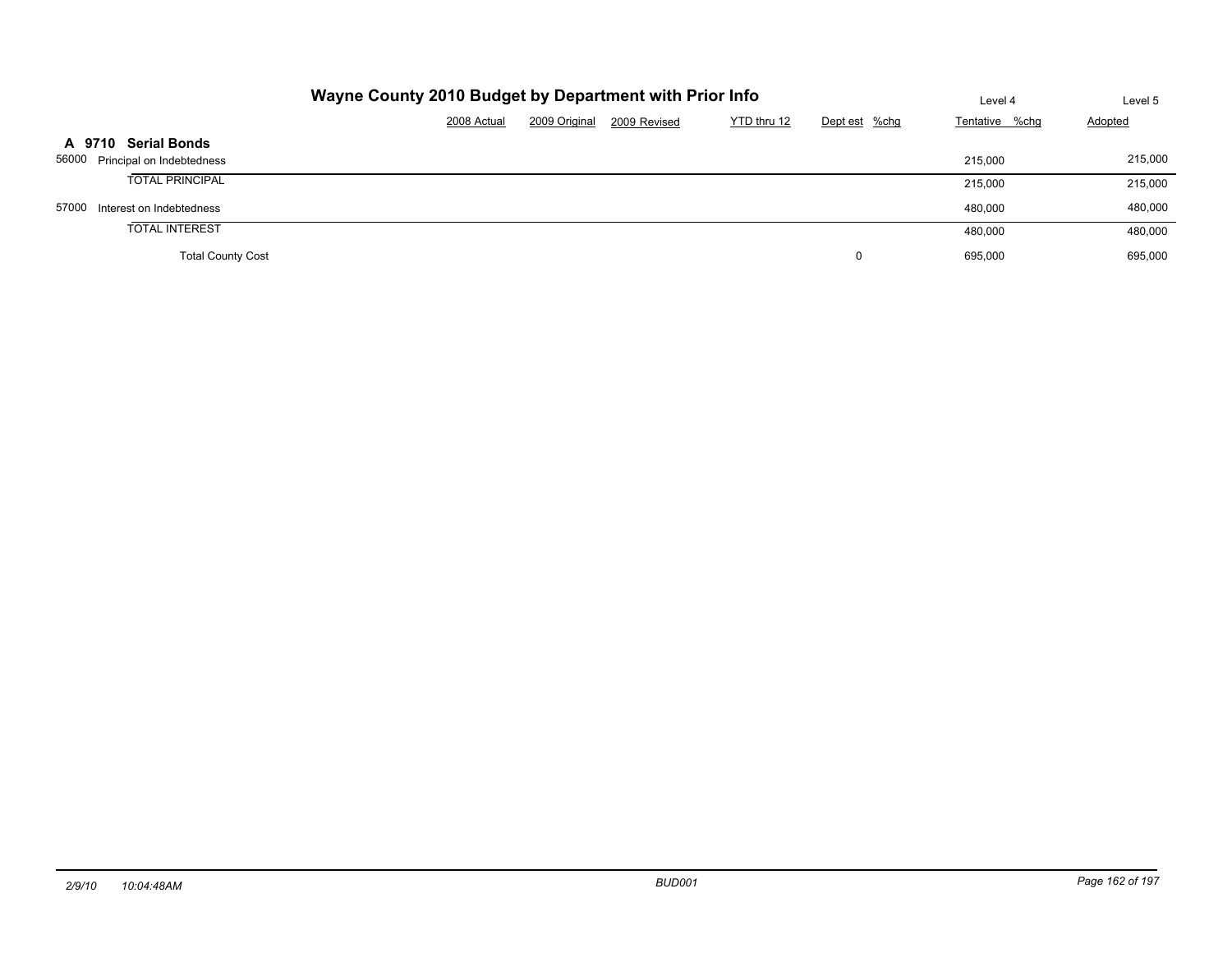# Wayne County 2010 Budget by Department with Prior Info

| | 2008 Actual | 2009 Original | 2009 Revised | YTD thru 12 | Dept est | %chg | Level 4 Tentative | %chg | Level 5 Adopted |
|---|---|---|---|---|---|---|---|---|---|
| **A 9710 Serial Bonds** | | | | | | | | | |
| 56000 Principal on Indebtedness | | | | | | | 215,000 | | 215,000 |
| TOTAL PRINCIPAL | | | | | | | 215,000 | | 215,000 |
| 57000 Interest on Indebtedness | | | | | | | 480,000 | | 480,000 |
| TOTAL INTEREST | | | | | | | 480,000 | | 480,000 |
| Total County Cost | | | | | 0 | | 695,000 | | 695,000 |

2/9/10 10:04:48AM BUD001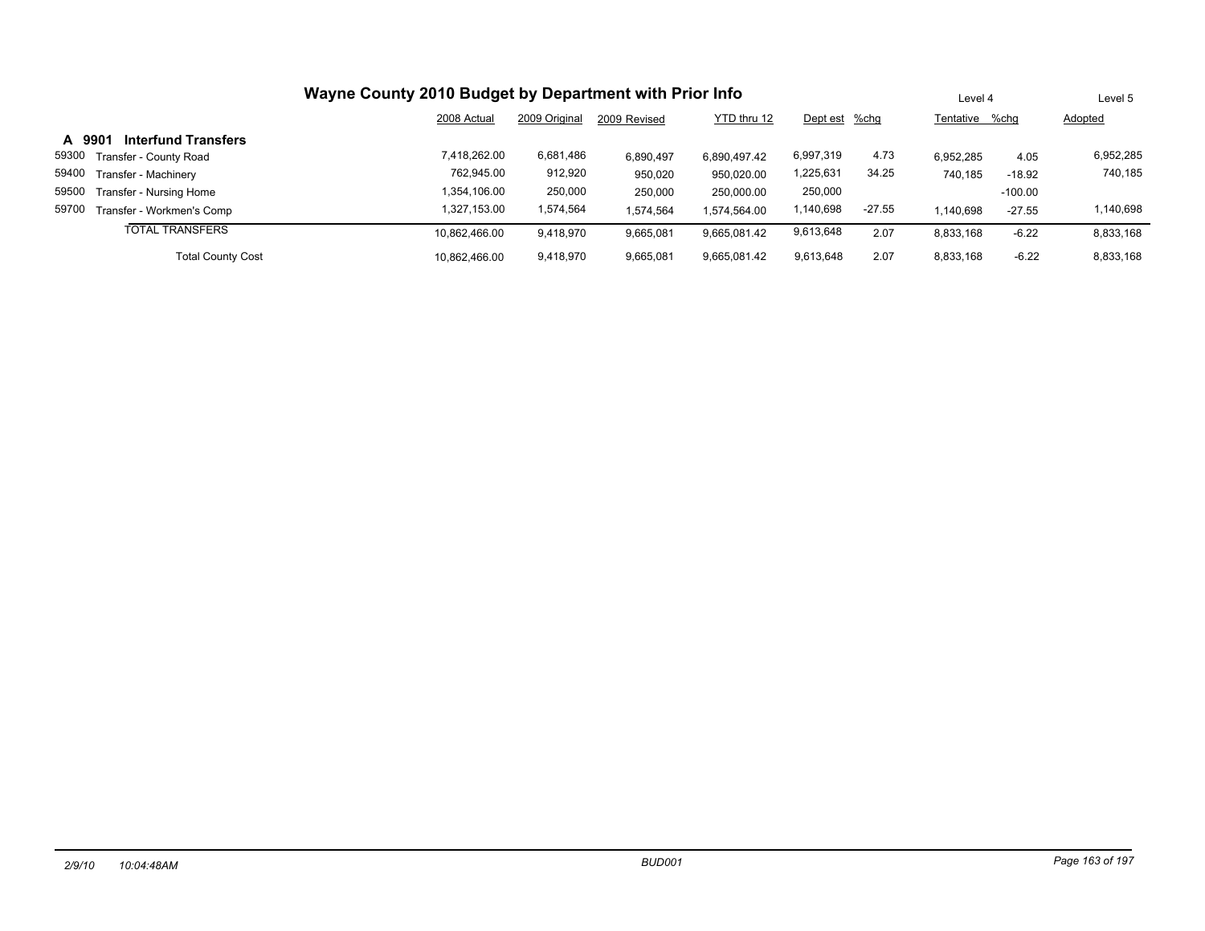# Wayne County 2010 Budget by Department with Prior Info

| | | 2008 Actual | 2009 Original | 2009 Revised | YTD thru 12 | Dept est | %chg | Level 4 Tentative | %chg | Level 5 Adopted |
|---|---|---|---|---|---|---|---|---|---|---|
| **A 9901** | **Interfund Transfers** | | | | | | | | | |
| 59300 | Transfer - County Road | 7,418,262.00 | 6,681,486 | 6,890,497 | 6,890,497.42 | 6,997,319 | 4.73 | 6,952,285 | 4.05 | 6,952,285 |
| 59400 | Transfer - Machinery | 762,945.00 | 912,920 | 950,020 | 950,020.00 | 1,225,631 | 34.25 | 740,185 | -18.92 | 740,185 |
| 59500 | Transfer - Nursing Home | 1,354,106.00 | 250,000 | 250,000 | 250,000.00 | 250,000 | | | -100.00 | |
| 59700 | Transfer - Workmen's Comp | 1,327,153.00 | 1,574,564 | 1,574,564 | 1,574,564.00 | 1,140,698 | -27.55 | 1,140,698 | -27.55 | 1,140,698 |
| | TOTAL TRANSFERS | 10,862,466.00 | 9,418,970 | 9,665,081 | 9,665,081.42 | 9,613,648 | 2.07 | 8,833,168 | -6.22 | 8,833,168 |
| | Total County Cost | 10,862,466.00 | 9,418,970 | 9,665,081 | 9,665,081.42 | 9,613,648 | 2.07 | 8,833,168 | -6.22 | 8,833,168 |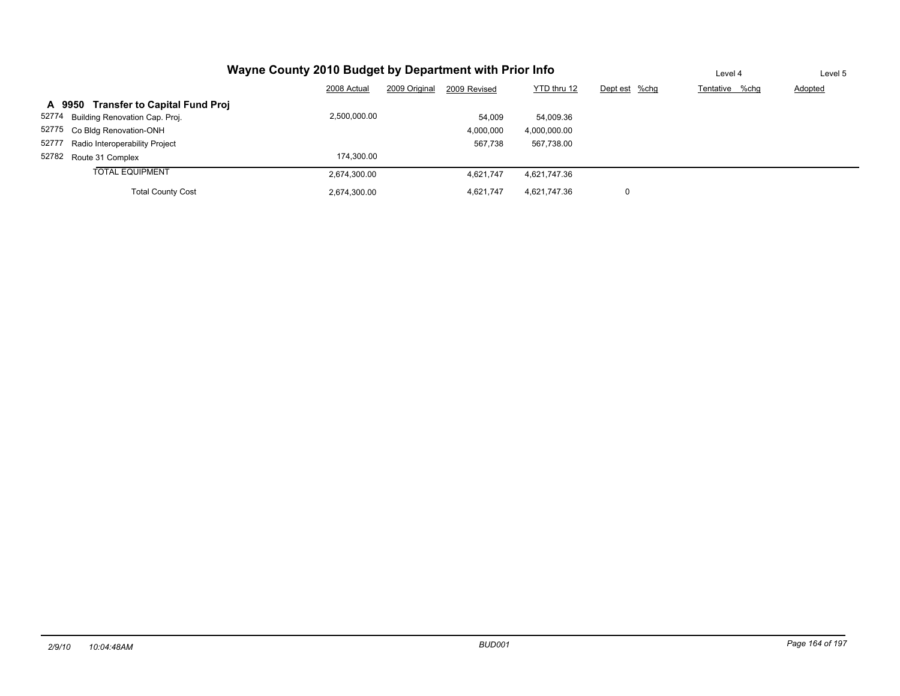# Wayne County 2010 Budget by Department with Prior Info

| | | 2008 Actual | 2009 Original | 2009 Revised | YTD thru 12 | Dept est | %chg | Level 4 Tentative | %chg | Level 5 Adopted |
|---|---|---|---|---|---|---|---|---|---|---|
| **A 9950** | **Transfer to Capital Fund Proj** | | | | | | | | | |
| 52774 | Building Renovation Cap. Proj. | 2,500,000.00 | | 54,009 | 54,009.36 | | | | | |
| 52775 | Co Bldg Renovation-ONH | | | 4,000,000 | 4,000,000.00 | | | | | |
| 52777 | Radio Interoperability Project | | | 567,738 | 567,738.00 | | | | | |
| 52782 | Route 31 Complex | 174,300.00 | | | | | | | | |
| | TOTAL EQUIPMENT | 2,674,300.00 | | 4,621,747 | 4,621,747.36 | | | | | |
| | Total County Cost | 2,674,300.00 | | 4,621,747 | 4,621,747.36 | 0 | | | | |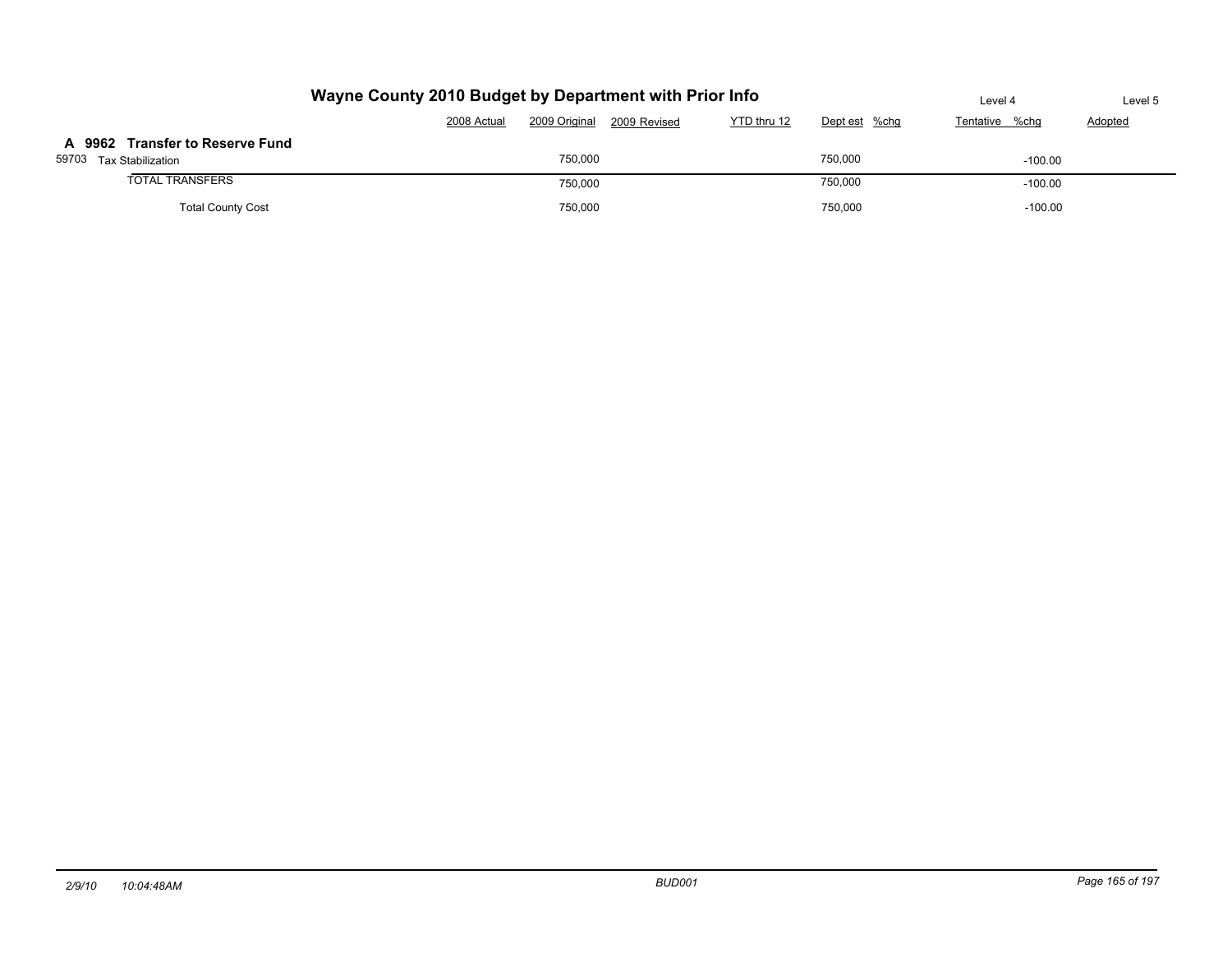# Wayne County 2010 Budget by Department with Prior Info

## A 9962 Transfer to Reserve Fund

| | 2008 Actual | 2009 Original | 2009 Revised | YTD thru 12 | Dept est | %chg | Level 4 Tentative | %chg | Level 5 Adopted |
|---|---|---|---|---|---|---|---|---|---|
| 59703 Tax Stabilization | | 750,000 | | | 750,000 | | | -100.00 | |
| TOTAL TRANSFERS | | 750,000 | | | 750,000 | | | -100.00 | |
| Total County Cost | | 750,000 | | | 750,000 | | | -100.00 | |

*2/9/10 10:04:48AM* *BUD001*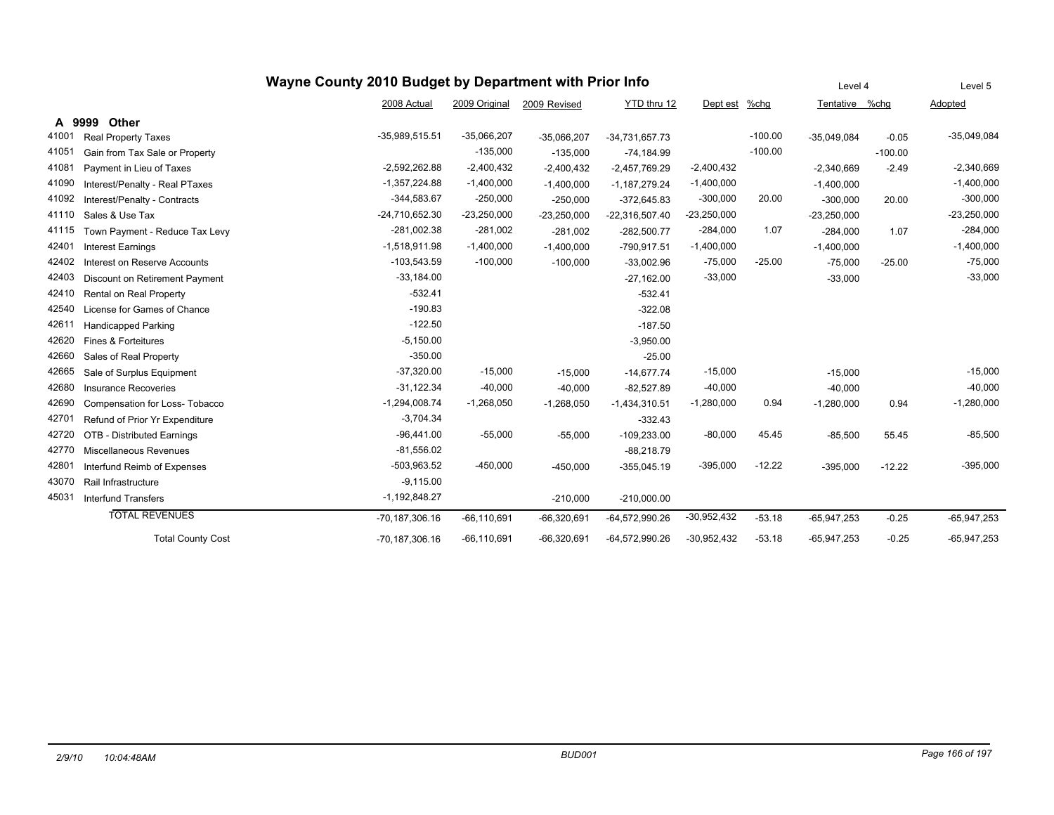# Wayne County 2010 Budget by Department with Prior Info

| | | 2008 Actual | 2009 Original | 2009 Revised | YTD thru 12 | Dept est | %chg | Level 4 Tentative | %chg | Level 5 Adopted |
|---|---|---|---|---|---|---|---|---|---|---|
| **A 9999** | **Other** | | | | | | | | | |
| 41001 | Real Property Taxes | -35,989,515.51 | -35,066,207 | -35,066,207 | -34,731,657.73 | | -100.00 | -35,049,084 | -0.05 | -35,049,084 |
| 41051 | Gain from Tax Sale or Property | | -135,000 | -135,000 | -74,184.99 | | -100.00 | | -100.00 | |
| 41081 | Payment in Lieu of Taxes | -2,592,262.88 | -2,400,432 | -2,400,432 | -2,457,769.29 | -2,400,432 | | -2,340,669 | -2.49 | -2,340,669 |
| 41090 | Interest/Penalty - Real PTaxes | -1,357,224.88 | -1,400,000 | -1,400,000 | -1,187,279.24 | -1,400,000 | | -1,400,000 | | -1,400,000 |
| 41092 | Interest/Penalty - Contracts | -344,583.67 | -250,000 | -250,000 | -372,645.83 | -300,000 | 20.00 | -300,000 | 20.00 | -300,000 |
| 41110 | Sales & Use Tax | -24,710,652.30 | -23,250,000 | -23,250,000 | -22,316,507.40 | -23,250,000 | | -23,250,000 | | -23,250,000 |
| 41115 | Town Payment - Reduce Tax Levy | -281,002.38 | -281,002 | -281,002 | -282,500.77 | -284,000 | 1.07 | -284,000 | 1.07 | -284,000 |
| 42401 | Interest Earnings | -1,518,911.98 | -1,400,000 | -1,400,000 | -790,917.51 | -1,400,000 | | -1,400,000 | | -1,400,000 |
| 42402 | Interest on Reserve Accounts | -103,543.59 | -100,000 | -100,000 | -33,002.96 | -75,000 | -25.00 | -75,000 | -25.00 | -75,000 |
| 42403 | Discount on Retirement Payment | -33,184.00 | | | -27,162.00 | -33,000 | | -33,000 | | -33,000 |
| 42410 | Rental on Real Property | -532.41 | | | -532.41 | | | | | |
| 42540 | License for Games of Chance | -190.83 | | | -322.08 | | | | | |
| 42611 | Handicapped Parking | -122.50 | | | -187.50 | | | | | |
| 42620 | Fines & Forteitures | -5,150.00 | | | -3,950.00 | | | | | |
| 42660 | Sales of Real Property | -350.00 | | | -25.00 | | | | | |
| 42665 | Sale of Surplus Equipment | -37,320.00 | -15,000 | -15,000 | -14,677.74 | -15,000 | | -15,000 | | -15,000 |
| 42680 | Insurance Recoveries | -31,122.34 | -40,000 | -40,000 | -82,527.89 | -40,000 | | -40,000 | | -40,000 |
| 42690 | Compensation for Loss- Tobacco | -1,294,008.74 | -1,268,050 | -1,268,050 | -1,434,310.51 | -1,280,000 | 0.94 | -1,280,000 | 0.94 | -1,280,000 |
| 42701 | Refund of Prior Yr Expenditure | -3,704.34 | | | -332.43 | | | | | |
| 42720 | OTB - Distributed Earnings | -96,441.00 | -55,000 | -55,000 | -109,233.00 | -80,000 | 45.45 | -85,500 | 55.45 | -85,500 |
| 42770 | Miscellaneous Revenues | -81,556.02 | | | -88,218.79 | | | | | |
| 42801 | Interfund Reimb of Expenses | -503,963.52 | -450,000 | -450,000 | -355,045.19 | -395,000 | -12.22 | -395,000 | -12.22 | -395,000 |
| 43070 | Rail Infrastructure | -9,115.00 | | | | | | | | |
| 45031 | Interfund Transfers | -1,192,848.27 | | -210,000 | -210,000.00 | | | | | |
| | TOTAL REVENUES | -70,187,306.16 | -66,110,691 | -66,320,691 | -64,572,990.26 | -30,952,432 | -53.18 | -65,947,253 | -0.25 | -65,947,253 |
| | Total County Cost | -70,187,306.16 | -66,110,691 | -66,320,691 | -64,572,990.26 | -30,952,432 | -53.18 | -65,947,253 | -0.25 | -65,947,253 |

2/9/10 10:04:48AM BUD001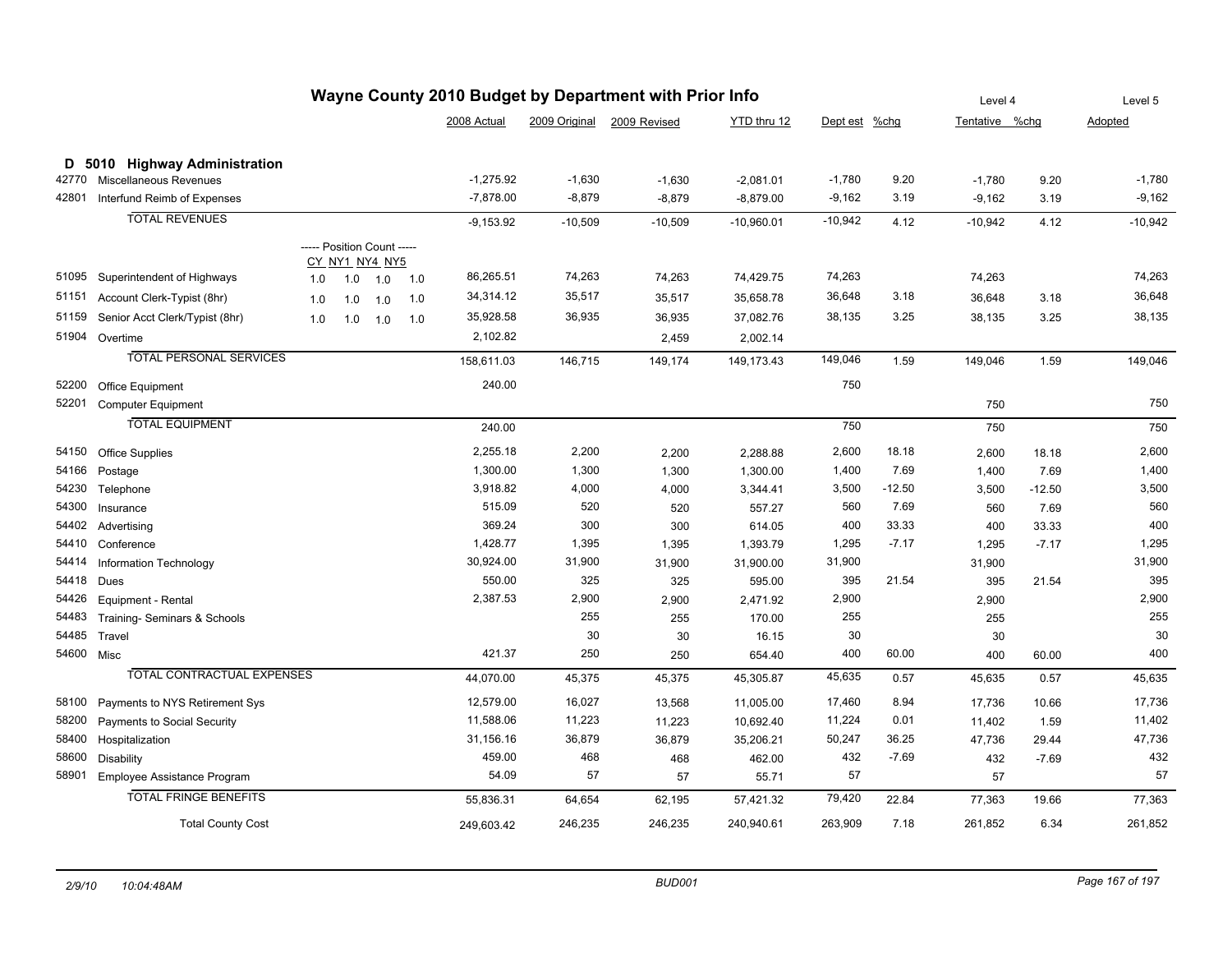# Wayne County 2010 Budget by Department with Prior Info

## D 5010 Highway Administration

| Code | Description | CY | NY1 | NY4 | NY5 | 2008 Actual | 2009 Original | 2009 Revised | YTD thru 12 | Dept est | %chg | Level 4 Tentative | %chg | Level 5 Adopted |
|---|---|---|---|---|---|---|---|---|---|---|---|---|---|---|
| 42770 | Miscellaneous Revenues | | | | | -1,275.92 | -1,630 | -1,630 | -2,081.01 | -1,780 | 9.20 | -1,780 | 9.20 | -1,780 |
| 42801 | Interfund Reimb of Expenses | | | | | -7,878.00 | -8,879 | -8,879 | -8,879.00 | -9,162 | 3.19 | -9,162 | 3.19 | -9,162 |
| | TOTAL REVENUES | | | | | -9,153.92 | -10,509 | -10,509 | -10,960.01 | -10,942 | 4.12 | -10,942 | 4.12 | -10,942 |
| | | ----- Position Count ----- | | | | | | | | | | | | |
| 51095 | Superintendent of Highways | 1.0 | 1.0 | 1.0 | 1.0 | 86,265.51 | 74,263 | 74,263 | 74,429.75 | 74,263 | | 74,263 | | 74,263 |
| 51151 | Account Clerk-Typist (8hr) | 1.0 | 1.0 | 1.0 | 1.0 | 34,314.12 | 35,517 | 35,517 | 35,658.78 | 36,648 | 3.18 | 36,648 | 3.18 | 36,648 |
| 51159 | Senior Acct Clerk/Typist (8hr) | 1.0 | 1.0 | 1.0 | 1.0 | 35,928.58 | 36,935 | 36,935 | 37,082.76 | 38,135 | 3.25 | 38,135 | 3.25 | 38,135 |
| 51904 | Overtime | | | | | 2,102.82 | | 2,459 | 2,002.14 | | | | | |
| | TOTAL PERSONAL SERVICES | | | | | 158,611.03 | 146,715 | 149,174 | 149,173.43 | 149,046 | 1.59 | 149,046 | 1.59 | 149,046 |
| 52200 | Office Equipment | | | | | 240.00 | | | | 750 | | | | |
| 52201 | Computer Equipment | | | | | | | | | | | 750 | | 750 |
| | TOTAL EQUIPMENT | | | | | 240.00 | | | | 750 | | 750 | | 750 |
| 54150 | Office Supplies | | | | | 2,255.18 | 2,200 | 2,200 | 2,288.88 | 2,600 | 18.18 | 2,600 | 18.18 | 2,600 |
| 54166 | Postage | | | | | 1,300.00 | 1,300 | 1,300 | 1,300.00 | 1,400 | 7.69 | 1,400 | 7.69 | 1,400 |
| 54230 | Telephone | | | | | 3,918.82 | 4,000 | 4,000 | 3,344.41 | 3,500 | -12.50 | 3,500 | -12.50 | 3,500 |
| 54300 | Insurance | | | | | 515.09 | 520 | 520 | 557.27 | 560 | 7.69 | 560 | 7.69 | 560 |
| 54402 | Advertising | | | | | 369.24 | 300 | 300 | 614.05 | 400 | 33.33 | 400 | 33.33 | 400 |
| 54410 | Conference | | | | | 1,428.77 | 1,395 | 1,395 | 1,393.79 | 1,295 | -7.17 | 1,295 | -7.17 | 1,295 |
| 54414 | Information Technology | | | | | 30,924.00 | 31,900 | 31,900 | 31,900.00 | 31,900 | | 31,900 | | 31,900 |
| 54418 | Dues | | | | | 550.00 | 325 | 325 | 595.00 | 395 | 21.54 | 395 | 21.54 | 395 |
| 54426 | Equipment - Rental | | | | | 2,387.53 | 2,900 | 2,900 | 2,471.92 | 2,900 | | 2,900 | | 2,900 |
| 54483 | Training- Seminars & Schools | | | | | | 255 | 255 | 170.00 | 255 | | 255 | | 255 |
| 54485 | Travel | | | | | | 30 | 30 | 16.15 | 30 | | 30 | | 30 |
| 54600 | Misc | | | | | 421.37 | 250 | 250 | 654.40 | 400 | 60.00 | 400 | 60.00 | 400 |
| | TOTAL CONTRACTUAL EXPENSES | | | | | 44,070.00 | 45,375 | 45,375 | 45,305.87 | 45,635 | 0.57 | 45,635 | 0.57 | 45,635 |
| 58100 | Payments to NYS Retirement Sys | | | | | 12,579.00 | 16,027 | 13,568 | 11,005.00 | 17,460 | 8.94 | 17,736 | 10.66 | 17,736 |
| 58200 | Payments to Social Security | | | | | 11,588.06 | 11,223 | 11,223 | 10,692.40 | 11,224 | 0.01 | 11,402 | 1.59 | 11,402 |
| 58400 | Hospitalization | | | | | 31,156.16 | 36,879 | 36,879 | 35,206.21 | 50,247 | 36.25 | 47,736 | 29.44 | 47,736 |
| 58600 | Disability | | | | | 459.00 | 468 | 468 | 462.00 | 432 | -7.69 | 432 | -7.69 | 432 |
| 58901 | Employee Assistance Program | | | | | 54.09 | 57 | 57 | 55.71 | 57 | | 57 | | 57 |
| | TOTAL FRINGE BENEFITS | | | | | 55,836.31 | 64,654 | 62,195 | 57,421.32 | 79,420 | 22.84 | 77,363 | 19.66 | 77,363 |
| | Total County Cost | | | | | 249,603.42 | 246,235 | 246,235 | 240,940.61 | 263,909 | 7.18 | 261,852 | 6.34 | 261,852 |

2/9/10 10:04:48AM BUD001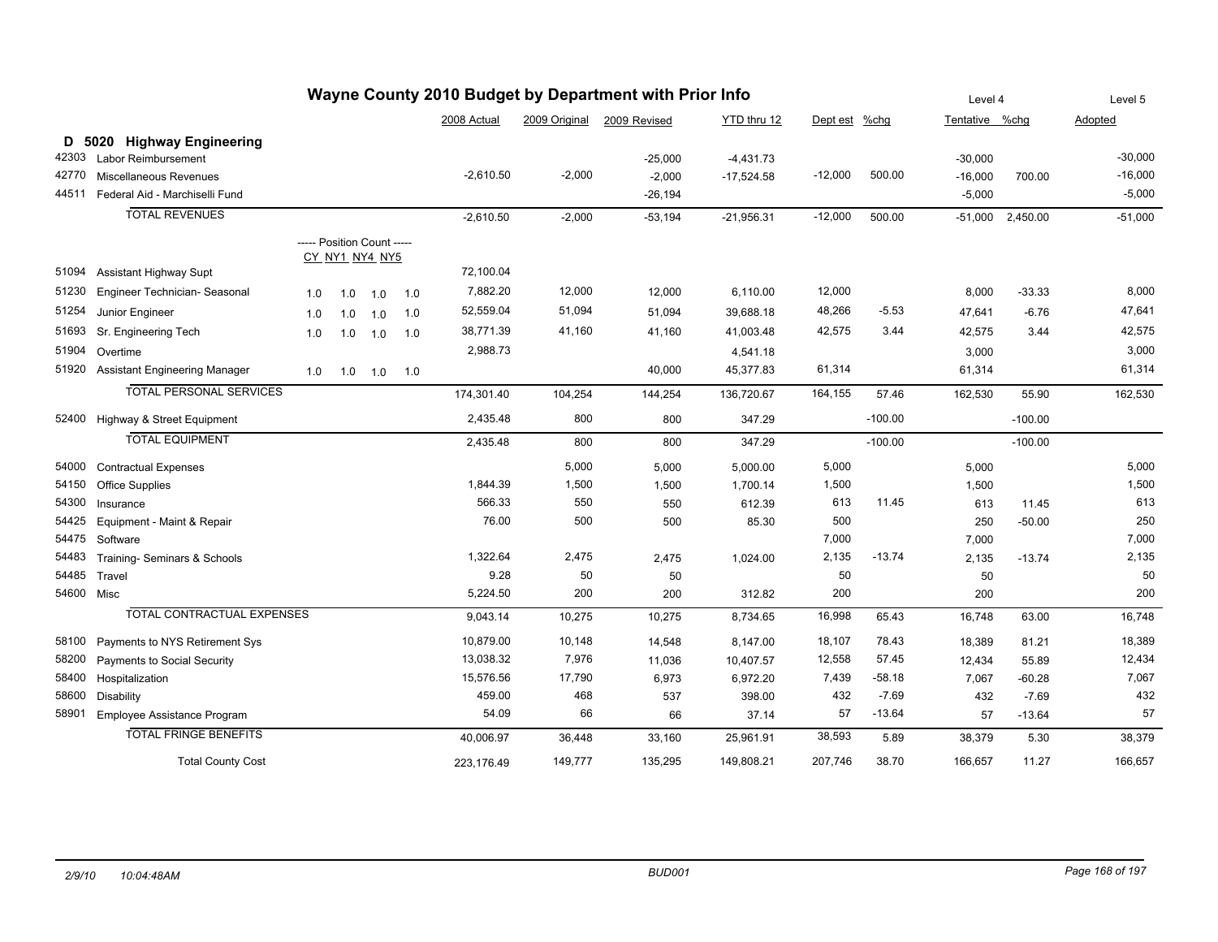# Wayne County 2010 Budget by Department with Prior Info

## D 5020 Highway Engineering

| Code | Description | CY | NY1 | NY4 | NY5 | 2008 Actual | 2009 Original | 2009 Revised | YTD thru 12 | Dept est | %chg | Level 4 Tentative | %chg | Level 5 Adopted |
|---|---|---|---|---|---|---|---|---|---|---|---|---|---|---|
| 42303 | Labor Reimbursement | | | | | | | -25,000 | -4,431.73 | | | -30,000 | | -30,000 |
| 42770 | Miscellaneous Revenues | | | | | -2,610.50 | -2,000 | -2,000 | -17,524.58 | -12,000 | 500.00 | -16,000 | 700.00 | -16,000 |
| 44511 | Federal Aid - Marchiselli Fund | | | | | | | -26,194 | | | | -5,000 | | -5,000 |
| | **TOTAL REVENUES** | | | | | -2,610.50 | -2,000 | -53,194 | -21,956.31 | -12,000 | 500.00 | -51,000 | 2,450.00 | -51,000 |
| | ----- Position Count ----- | CY | NY1 | NY4 | NY5 | | | | | | | | | |
| 51094 | Assistant Highway Supt | | | | | 72,100.04 | | | | | | | | |
| 51230 | Engineer Technician- Seasonal | 1.0 | 1.0 | 1.0 | 1.0 | 7,882.20 | 12,000 | 12,000 | 6,110.00 | 12,000 | | 8,000 | -33.33 | 8,000 |
| 51254 | Junior Engineer | 1.0 | 1.0 | 1.0 | 1.0 | 52,559.04 | 51,094 | 51,094 | 39,688.18 | 48,266 | -5.53 | 47,641 | -6.76 | 47,641 |
| 51693 | Sr. Engineering Tech | 1.0 | 1.0 | 1.0 | 1.0 | 38,771.39 | 41,160 | 41,160 | 41,003.48 | 42,575 | 3.44 | 42,575 | 3.44 | 42,575 |
| 51904 | Overtime | | | | | 2,988.73 | | | 4,541.18 | | | 3,000 | | 3,000 |
| 51920 | Assistant Engineering Manager | 1.0 | 1.0 | 1.0 | 1.0 | | | 40,000 | 45,377.83 | 61,314 | | 61,314 | | 61,314 |
| | **TOTAL PERSONAL SERVICES** | | | | | 174,301.40 | 104,254 | 144,254 | 136,720.67 | 164,155 | 57.46 | 162,530 | 55.90 | 162,530 |
| 52400 | Highway & Street Equipment | | | | | 2,435.48 | 800 | 800 | 347.29 | | -100.00 | | -100.00 | |
| | **TOTAL EQUIPMENT** | | | | | 2,435.48 | 800 | 800 | 347.29 | | -100.00 | | -100.00 | |
| 54000 | Contractual Expenses | | | | | | 5,000 | 5,000 | 5,000.00 | 5,000 | | 5,000 | | 5,000 |
| 54150 | Office Supplies | | | | | 1,844.39 | 1,500 | 1,500 | 1,700.14 | 1,500 | | 1,500 | | 1,500 |
| 54300 | Insurance | | | | | 566.33 | 550 | 550 | 612.39 | 613 | 11.45 | 613 | 11.45 | 613 |
| 54425 | Equipment - Maint & Repair | | | | | 76.00 | 500 | 500 | 85.30 | 500 | | 250 | -50.00 | 250 |
| 54475 | Software | | | | | | | | | 7,000 | | 7,000 | | 7,000 |
| 54483 | Training- Seminars & Schools | | | | | 1,322.64 | 2,475 | 2,475 | 1,024.00 | 2,135 | -13.74 | 2,135 | -13.74 | 2,135 |
| 54485 | Travel | | | | | 9.28 | 50 | 50 | | 50 | | 50 | | 50 |
| 54600 | Misc | | | | | 5,224.50 | 200 | 200 | 312.82 | 200 | | 200 | | 200 |
| | **TOTAL CONTRACTUAL EXPENSES** | | | | | 9,043.14 | 10,275 | 10,275 | 8,734.65 | 16,998 | 65.43 | 16,748 | 63.00 | 16,748 |
| 58100 | Payments to NYS Retirement Sys | | | | | 10,879.00 | 10,148 | 14,548 | 8,147.00 | 18,107 | 78.43 | 18,389 | 81.21 | 18,389 |
| 58200 | Payments to Social Security | | | | | 13,038.32 | 7,976 | 11,036 | 10,407.57 | 12,558 | 57.45 | 12,434 | 55.89 | 12,434 |
| 58400 | Hospitalization | | | | | 15,576.56 | 17,790 | 6,973 | 6,972.20 | 7,439 | -58.18 | 7,067 | -60.28 | 7,067 |
| 58600 | Disability | | | | | 459.00 | 468 | 537 | 398.00 | 432 | -7.69 | 432 | -7.69 | 432 |
| 58901 | Employee Assistance Program | | | | | 54.09 | 66 | 66 | 37.14 | 57 | -13.64 | 57 | -13.64 | 57 |
| | **TOTAL FRINGE BENEFITS** | | | | | 40,006.97 | 36,448 | 33,160 | 25,961.91 | 38,593 | 5.89 | 38,379 | 5.30 | 38,379 |
| | **Total County Cost** | | | | | 223,176.49 | 149,777 | 135,295 | 149,808.21 | 207,746 | 38.70 | 166,657 | 11.27 | 166,657 |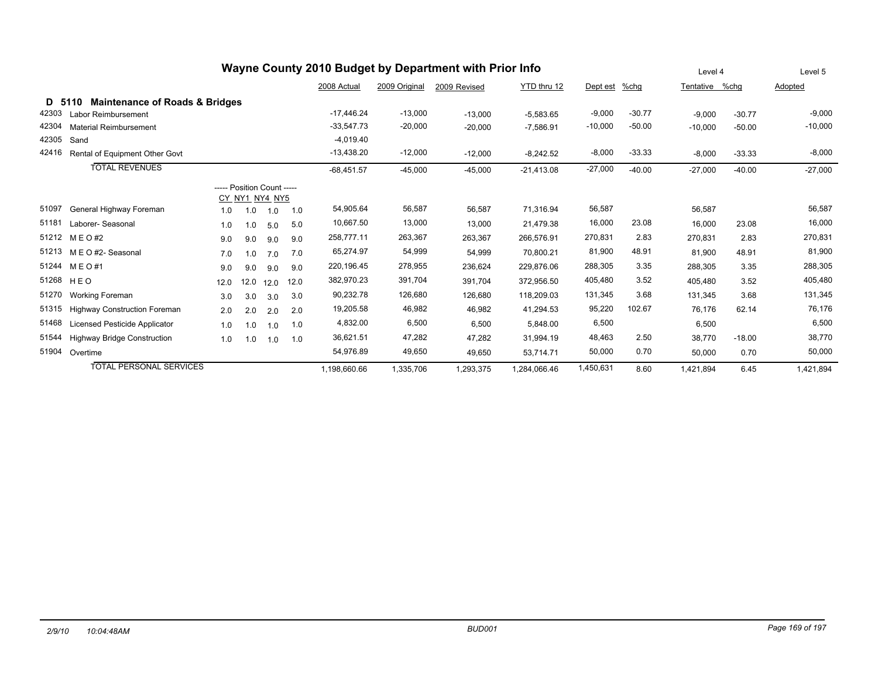# Wayne County 2010 Budget by Department with Prior Info

## D 5110 Maintenance of Roads & Bridges

| Code | Description | CY | NY1 | NY4 | NY5 | 2008 Actual | 2009 Original | 2009 Revised | YTD thru 12 | Dept est | %chg | Level 4 Tentative | %chg | Level 5 Adopted |
|---|---|---|---|---|---|---|---|---|---|---|---|---|---|---|
| 42303 | Labor Reimbursement | | | | | -17,446.24 | -13,000 | -13,000 | -5,583.65 | -9,000 | -30.77 | -9,000 | -30.77 | -9,000 |
| 42304 | Material Reimbursement | | | | | -33,547.73 | -20,000 | -20,000 | -7,586.91 | -10,000 | -50.00 | -10,000 | -50.00 | -10,000 |
| 42305 | Sand | | | | | -4,019.40 | | | | | | | | |
| 42416 | Rental of Equipment Other Govt | | | | | -13,438.20 | -12,000 | -12,000 | -8,242.52 | -8,000 | -33.33 | -8,000 | -33.33 | -8,000 |
| | TOTAL REVENUES | | | | | -68,451.57 | -45,000 | -45,000 | -21,413.08 | -27,000 | -40.00 | -27,000 | -40.00 | -27,000 |
| | | ----- Position Count ----- | | | | | | | | | | | | |
| 51097 | General Highway Foreman | 1.0 | 1.0 | 1.0 | 1.0 | 54,905.64 | 56,587 | 56,587 | 71,316.94 | 56,587 | | 56,587 | | 56,587 |
| 51181 | Laborer- Seasonal | 1.0 | 1.0 | 5.0 | 5.0 | 10,667.50 | 13,000 | 13,000 | 21,479.38 | 16,000 | 23.08 | 16,000 | 23.08 | 16,000 |
| 51212 | M E O #2 | 9.0 | 9.0 | 9.0 | 9.0 | 258,777.11 | 263,367 | 263,367 | 266,576.91 | 270,831 | 2.83 | 270,831 | 2.83 | 270,831 |
| 51213 | M E O #2- Seasonal | 7.0 | 1.0 | 7.0 | 7.0 | 65,274.97 | 54,999 | 54,999 | 70,800.21 | 81,900 | 48.91 | 81,900 | 48.91 | 81,900 |
| 51244 | M E O #1 | 9.0 | 9.0 | 9.0 | 9.0 | 220,196.45 | 278,955 | 236,624 | 229,876.06 | 288,305 | 3.35 | 288,305 | 3.35 | 288,305 |
| 51268 | H E O | 12.0 | 12.0 | 12.0 | 12.0 | 382,970.23 | 391,704 | 391,704 | 372,956.50 | 405,480 | 3.52 | 405,480 | 3.52 | 405,480 |
| 51270 | Working Foreman | 3.0 | 3.0 | 3.0 | 3.0 | 90,232.78 | 126,680 | 126,680 | 118,209.03 | 131,345 | 3.68 | 131,345 | 3.68 | 131,345 |
| 51315 | Highway Construction Foreman | 2.0 | 2.0 | 2.0 | 2.0 | 19,205.58 | 46,982 | 46,982 | 41,294.53 | 95,220 | 102.67 | 76,176 | 62.14 | 76,176 |
| 51468 | Licensed Pesticide Applicator | 1.0 | 1.0 | 1.0 | 1.0 | 4,832.00 | 6,500 | 6,500 | 5,848.00 | 6,500 | | 6,500 | | 6,500 |
| 51544 | Highway Bridge Construction | 1.0 | 1.0 | 1.0 | 1.0 | 36,621.51 | 47,282 | 47,282 | 31,994.19 | 48,463 | 2.50 | 38,770 | -18.00 | 38,770 |
| 51904 | Overtime | | | | | 54,976.89 | 49,650 | 49,650 | 53,714.71 | 50,000 | 0.70 | 50,000 | 0.70 | 50,000 |
| | TOTAL PERSONAL SERVICES | | | | | 1,198,660.66 | 1,335,706 | 1,293,375 | 1,284,066.46 | 1,450,631 | 8.60 | 1,421,894 | 6.45 | 1,421,894 |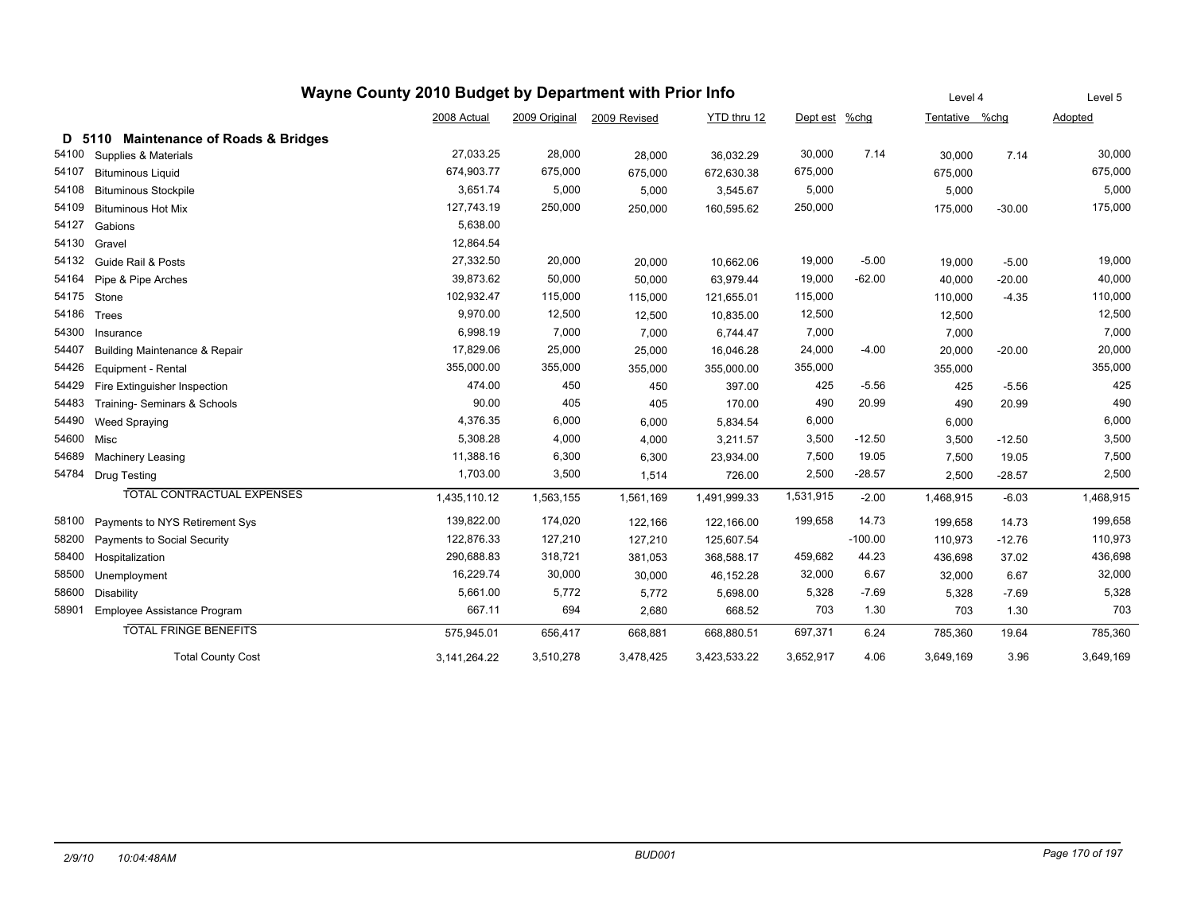# Wayne County 2010 Budget by Department with Prior Info

| | | 2008 Actual | 2009 Original | 2009 Revised | YTD thru 12 | Dept est | %chg | Level 4 Tentative | %chg | Level 5 Adopted |
|---|---|---|---|---|---|---|---|---|---|---|
| **D 5110** | **Maintenance of Roads & Bridges** | | | | | | | | | |
| 54100 | Supplies & Materials | 27,033.25 | 28,000 | 28,000 | 36,032.29 | 30,000 | 7.14 | 30,000 | 7.14 | 30,000 |
| 54107 | Bituminous Liquid | 674,903.77 | 675,000 | 675,000 | 672,630.38 | 675,000 | | 675,000 | | 675,000 |
| 54108 | Bituminous Stockpile | 3,651.74 | 5,000 | 5,000 | 3,545.67 | 5,000 | | 5,000 | | 5,000 |
| 54109 | Bituminous Hot Mix | 127,743.19 | 250,000 | 250,000 | 160,595.62 | 250,000 | | 175,000 | -30.00 | 175,000 |
| 54127 | Gabions | 5,638.00 | | | | | | | | |
| 54130 | Gravel | 12,864.54 | | | | | | | | |
| 54132 | Guide Rail & Posts | 27,332.50 | 20,000 | 20,000 | 10,662.06 | 19,000 | -5.00 | 19,000 | -5.00 | 19,000 |
| 54164 | Pipe & Pipe Arches | 39,873.62 | 50,000 | 50,000 | 63,979.44 | 19,000 | -62.00 | 40,000 | -20.00 | 40,000 |
| 54175 | Stone | 102,932.47 | 115,000 | 115,000 | 121,655.01 | 115,000 | | 110,000 | -4.35 | 110,000 |
| 54186 | Trees | 9,970.00 | 12,500 | 12,500 | 10,835.00 | 12,500 | | 12,500 | | 12,500 |
| 54300 | Insurance | 6,998.19 | 7,000 | 7,000 | 6,744.47 | 7,000 | | 7,000 | | 7,000 |
| 54407 | Building Maintenance & Repair | 17,829.06 | 25,000 | 25,000 | 16,046.28 | 24,000 | -4.00 | 20,000 | -20.00 | 20,000 |
| 54426 | Equipment - Rental | 355,000.00 | 355,000 | 355,000 | 355,000.00 | 355,000 | | 355,000 | | 355,000 |
| 54429 | Fire Extinguisher Inspection | 474.00 | 450 | 450 | 397.00 | 425 | -5.56 | 425 | -5.56 | 425 |
| 54483 | Training- Seminars & Schools | 90.00 | 405 | 405 | 170.00 | 490 | 20.99 | 490 | 20.99 | 490 |
| 54490 | Weed Spraying | 4,376.35 | 6,000 | 6,000 | 5,834.54 | 6,000 | | 6,000 | | 6,000 |
| 54600 | Misc | 5,308.28 | 4,000 | 4,000 | 3,211.57 | 3,500 | -12.50 | 3,500 | -12.50 | 3,500 |
| 54689 | Machinery Leasing | 11,388.16 | 6,300 | 6,300 | 23,934.00 | 7,500 | 19.05 | 7,500 | 19.05 | 7,500 |
| 54784 | Drug Testing | 1,703.00 | 3,500 | 1,514 | 726.00 | 2,500 | -28.57 | 2,500 | -28.57 | 2,500 |
| | TOTAL CONTRACTUAL EXPENSES | 1,435,110.12 | 1,563,155 | 1,561,169 | 1,491,999.33 | 1,531,915 | -2.00 | 1,468,915 | -6.03 | 1,468,915 |
| 58100 | Payments to NYS Retirement Sys | 139,822.00 | 174,020 | 122,166 | 122,166.00 | 199,658 | 14.73 | 199,658 | 14.73 | 199,658 |
| 58200 | Payments to Social Security | 122,876.33 | 127,210 | 127,210 | 125,607.54 | | -100.00 | 110,973 | -12.76 | 110,973 |
| 58400 | Hospitalization | 290,688.83 | 318,721 | 381,053 | 368,588.17 | 459,682 | 44.23 | 436,698 | 37.02 | 436,698 |
| 58500 | Unemployment | 16,229.74 | 30,000 | 30,000 | 46,152.28 | 32,000 | 6.67 | 32,000 | 6.67 | 32,000 |
| 58600 | Disability | 5,661.00 | 5,772 | 5,772 | 5,698.00 | 5,328 | -7.69 | 5,328 | -7.69 | 5,328 |
| 58901 | Employee Assistance Program | 667.11 | 694 | 2,680 | 668.52 | 703 | 1.30 | 703 | 1.30 | 703 |
| | TOTAL FRINGE BENEFITS | 575,945.01 | 656,417 | 668,881 | 668,880.51 | 697,371 | 6.24 | 785,360 | 19.64 | 785,360 |
| | Total County Cost | 3,141,264.22 | 3,510,278 | 3,478,425 | 3,423,533.22 | 3,652,917 | 4.06 | 3,649,169 | 3.96 | 3,649,169 |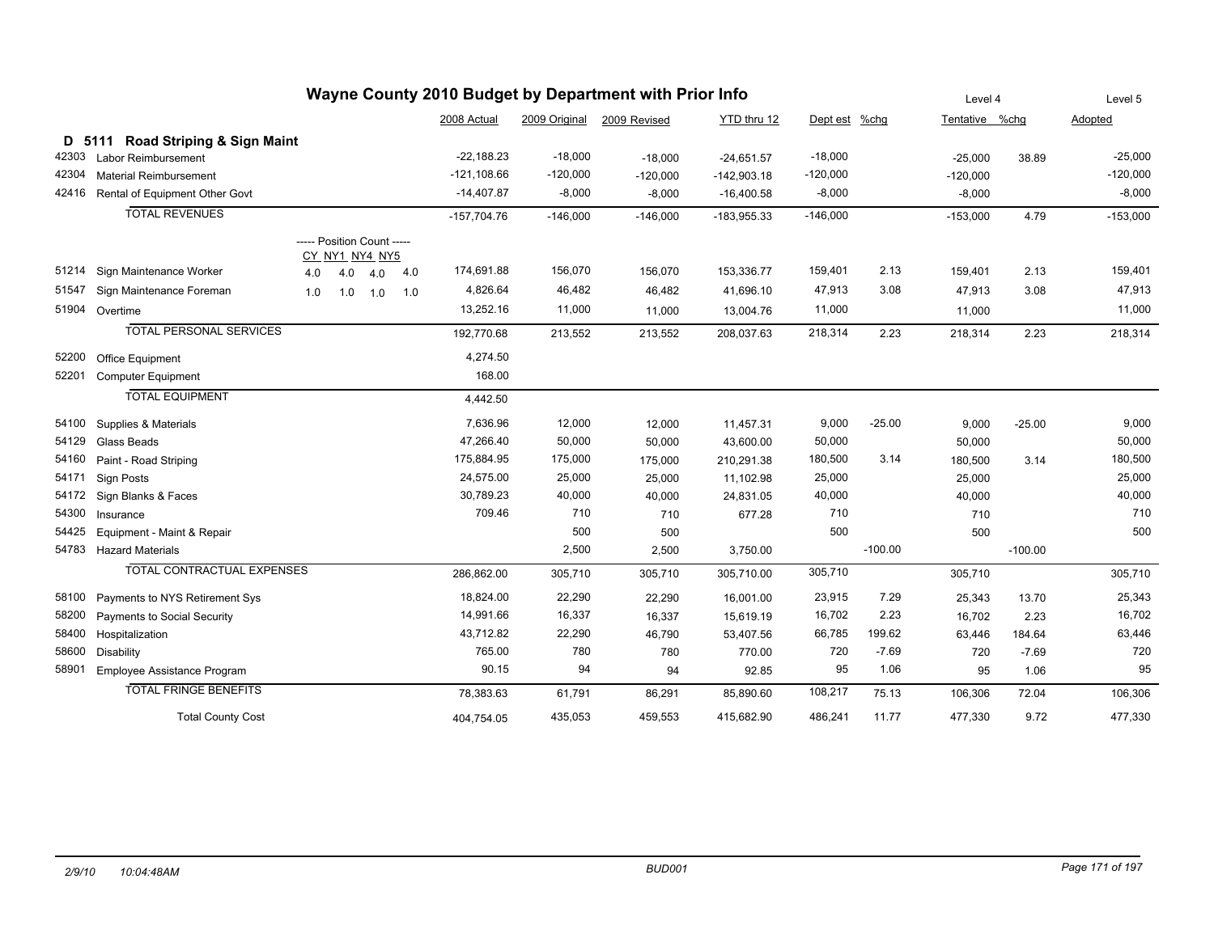# Wayne County 2010 Budget by Department with Prior Info

| | | Position Count CY | NY1 | NY4 | NY5 | 2008 Actual | 2009 Original | 2009 Revised | YTD thru 12 | Dept est | %chg | Level 4 Tentative | %chg | Level 5 Adopted |
|---|---|---|---|---|---|---|---|---|---|---|---|---|---|---|
| **D 5111** | **Road Striping & Sign Maint** | | | | | | | | | | | | | |
| 42303 | Labor Reimbursement | | | | | -22,188.23 | -18,000 | -18,000 | -24,651.57 | -18,000 | | -25,000 | 38.89 | -25,000 |
| 42304 | Material Reimbursement | | | | | -121,108.66 | -120,000 | -120,000 | -142,903.18 | -120,000 | | -120,000 | | -120,000 |
| 42416 | Rental of Equipment Other Govt | | | | | -14,407.87 | -8,000 | -8,000 | -16,400.58 | -8,000 | | -8,000 | | -8,000 |
| | TOTAL REVENUES | | | | | -157,704.76 | -146,000 | -146,000 | -183,955.33 | -146,000 | | -153,000 | 4.79 | -153,000 |
| 51214 | Sign Maintenance Worker | 4.0 | 4.0 | 4.0 | 4.0 | 174,691.88 | 156,070 | 156,070 | 153,336.77 | 159,401 | 2.13 | 159,401 | 2.13 | 159,401 |
| 51547 | Sign Maintenance Foreman | 1.0 | 1.0 | 1.0 | 1.0 | 4,826.64 | 46,482 | 46,482 | 41,696.10 | 47,913 | 3.08 | 47,913 | 3.08 | 47,913 |
| 51904 | Overtime | | | | | 13,252.16 | 11,000 | 11,000 | 13,004.76 | 11,000 | | 11,000 | | 11,000 |
| | TOTAL PERSONAL SERVICES | | | | | 192,770.68 | 213,552 | 213,552 | 208,037.63 | 218,314 | 2.23 | 218,314 | 2.23 | 218,314 |
| 52200 | Office Equipment | | | | | 4,274.50 | | | | | | | | |
| 52201 | Computer Equipment | | | | | 168.00 | | | | | | | | |
| | TOTAL EQUIPMENT | | | | | 4,442.50 | | | | | | | | |
| 54100 | Supplies & Materials | | | | | 7,636.96 | 12,000 | 12,000 | 11,457.31 | 9,000 | -25.00 | 9,000 | -25.00 | 9,000 |
| 54129 | Glass Beads | | | | | 47,266.40 | 50,000 | 50,000 | 43,600.00 | 50,000 | | 50,000 | | 50,000 |
| 54160 | Paint - Road Striping | | | | | 175,884.95 | 175,000 | 175,000 | 210,291.38 | 180,500 | 3.14 | 180,500 | 3.14 | 180,500 |
| 54171 | Sign Posts | | | | | 24,575.00 | 25,000 | 25,000 | 11,102.98 | 25,000 | | 25,000 | | 25,000 |
| 54172 | Sign Blanks & Faces | | | | | 30,789.23 | 40,000 | 40,000 | 24,831.05 | 40,000 | | 40,000 | | 40,000 |
| 54300 | Insurance | | | | | 709.46 | 710 | 710 | 677.28 | 710 | | 710 | | 710 |
| 54425 | Equipment - Maint & Repair | | | | | | 500 | 500 | | 500 | | 500 | | 500 |
| 54783 | Hazard Materials | | | | | | 2,500 | 2,500 | 3,750.00 | | -100.00 | | -100.00 | |
| | TOTAL CONTRACTUAL EXPENSES | | | | | 286,862.00 | 305,710 | 305,710 | 305,710.00 | 305,710 | | 305,710 | | 305,710 |
| 58100 | Payments to NYS Retirement Sys | | | | | 18,824.00 | 22,290 | 22,290 | 16,001.00 | 23,915 | 7.29 | 25,343 | 13.70 | 25,343 |
| 58200 | Payments to Social Security | | | | | 14,991.66 | 16,337 | 16,337 | 15,619.19 | 16,702 | 2.23 | 16,702 | 2.23 | 16,702 |
| 58400 | Hospitalization | | | | | 43,712.82 | 22,290 | 46,790 | 53,407.56 | 66,785 | 199.62 | 63,446 | 184.64 | 63,446 |
| 58600 | Disability | | | | | 765.00 | 780 | 780 | 770.00 | 720 | -7.69 | 720 | -7.69 | 720 |
| 58901 | Employee Assistance Program | | | | | 90.15 | 94 | 94 | 92.85 | 95 | 1.06 | 95 | 1.06 | 95 |
| | TOTAL FRINGE BENEFITS | | | | | 78,383.63 | 61,791 | 86,291 | 85,890.60 | 108,217 | 75.13 | 106,306 | 72.04 | 106,306 |
| | Total County Cost | | | | | 404,754.05 | 435,053 | 459,553 | 415,682.90 | 486,241 | 11.77 | 477,330 | 9.72 | 477,330 |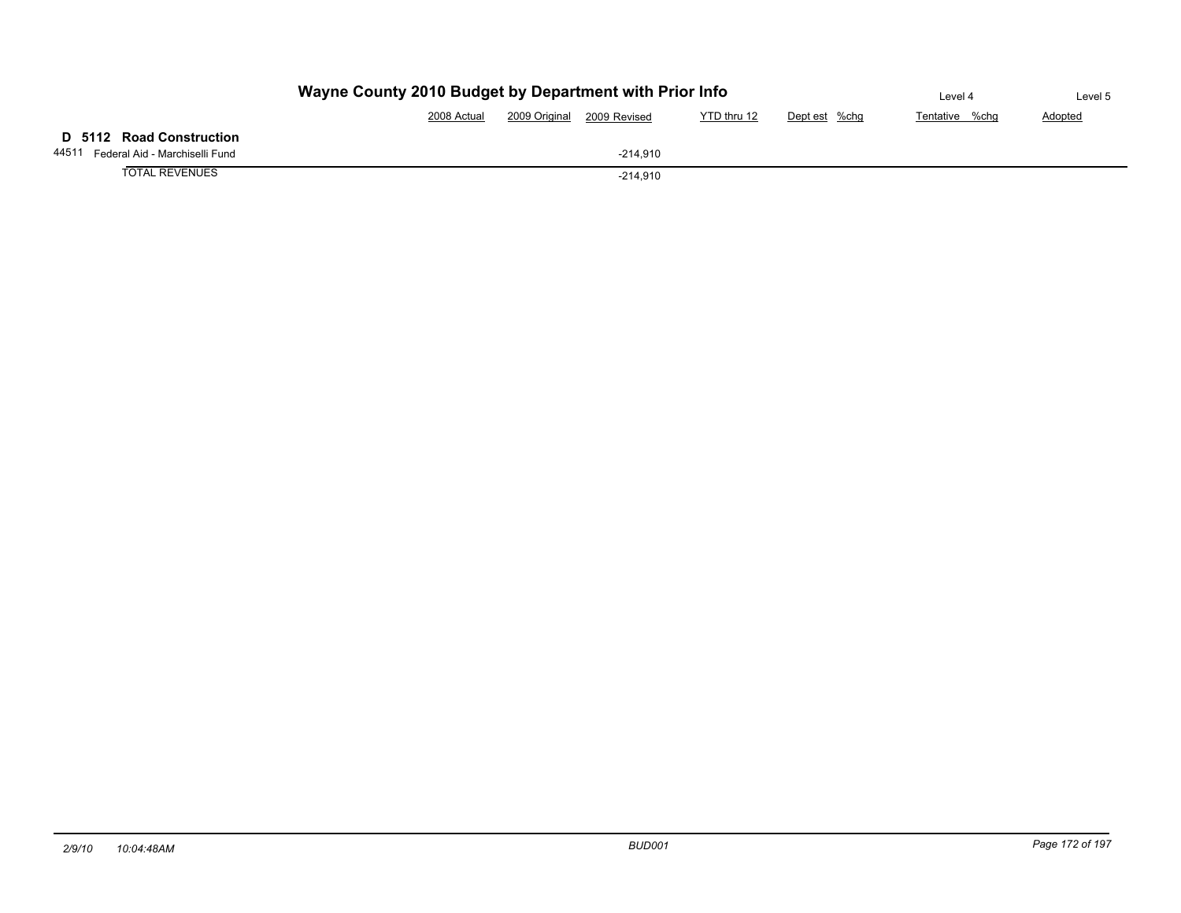# Wayne County 2010 Budget by Department with Prior Info

| | 2008 Actual | 2009 Original | 2009 Revised | YTD thru 12 | Dept est | %chg | Level 4 Tentative | %chg | Level 5 Adopted |
|---|---|---|---|---|---|---|---|---|---|
| **D 5112 Road Construction** | | | | | | | | | |
| 44511 Federal Aid - Marchiselli Fund | | | -214,910 | | | | | | |
| TOTAL REVENUES | | | -214,910 | | | | | | |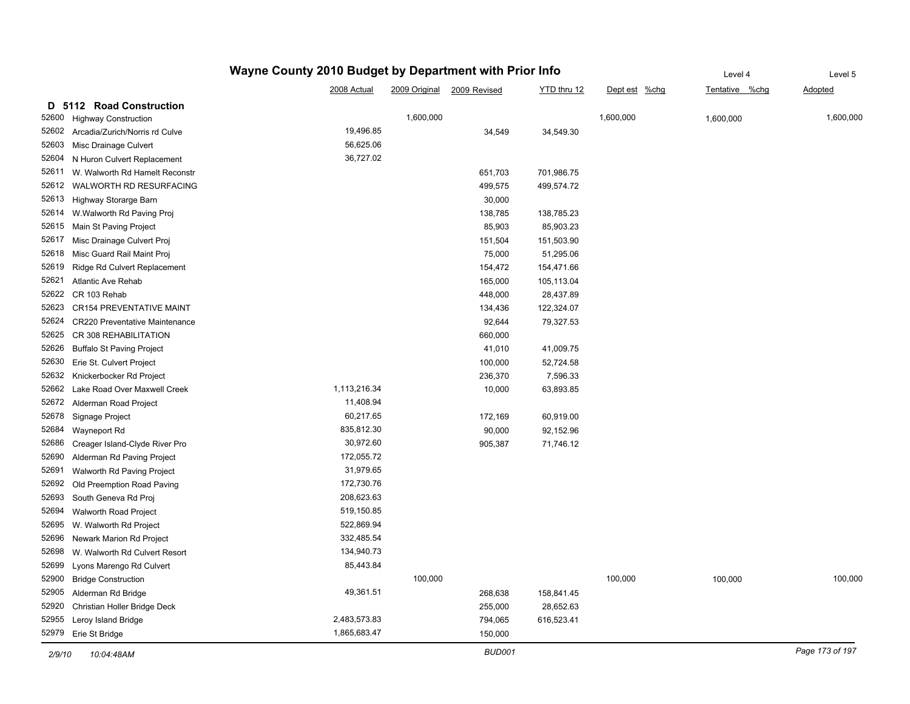# Wayne County 2010 Budget by Department with Prior Info

| | | 2008 Actual | 2009 Original | 2009 Revised | YTD thru 12 | Dept est | %chg | Level 4 Tentative | %chg | Level 5 Adopted |
|---|---|---|---|---|---|---|---|---|---|---|
| **D 5112** | **Road Construction** | | | | | | | | | |
| 52600 | Highway Construction | | 1,600,000 | | | 1,600,000 | | 1,600,000 | | 1,600,000 |
| 52602 | Arcadia/Zurich/Norris rd Culve | 19,496.85 | | 34,549 | 34,549.30 | | | | | |
| 52603 | Misc Drainage Culvert | 56,625.06 | | | | | | | | |
| 52604 | N Huron Culvert Replacement | 36,727.02 | | | | | | | | |
| 52611 | W. Walworth Rd Hamelt Reconstr | | | 651,703 | 701,986.75 | | | | | |
| 52612 | WALWORTH RD RESURFACING | | | 499,575 | 499,574.72 | | | | | |
| 52613 | Highway Storarge Barn | | | 30,000 | | | | | | |
| 52614 | W.Walworth Rd Paving Proj | | | 138,785 | 138,785.23 | | | | | |
| 52615 | Main St Paving Project | | | 85,903 | 85,903.23 | | | | | |
| 52617 | Misc Drainage Culvert Proj | | | 151,504 | 151,503.90 | | | | | |
| 52618 | Misc Guard Rail Maint Proj | | | 75,000 | 51,295.06 | | | | | |
| 52619 | Ridge Rd Culvert Replacement | | | 154,472 | 154,471.66 | | | | | |
| 52621 | Atlantic Ave Rehab | | | 165,000 | 105,113.04 | | | | | |
| 52622 | CR 103 Rehab | | | 448,000 | 28,437.89 | | | | | |
| 52623 | CR154 PREVENTATIVE MAINT | | | 134,436 | 122,324.07 | | | | | |
| 52624 | CR220 Preventative Maintenance | | | 92,644 | 79,327.53 | | | | | |
| 52625 | CR 308 REHABILITATION | | | 660,000 | | | | | | |
| 52626 | Buffalo St Paving Project | | | 41,010 | 41,009.75 | | | | | |
| 52630 | Erie St. Culvert Project | | | 100,000 | 52,724.58 | | | | | |
| 52632 | Knickerbocker Rd Project | | | 236,370 | 7,596.33 | | | | | |
| 52662 | Lake Road Over Maxwell Creek | 1,113,216.34 | | 10,000 | 63,893.85 | | | | | |
| 52672 | Alderman Road Project | 11,408.94 | | | | | | | | |
| 52678 | Signage Project | 60,217.65 | | 172,169 | 60,919.00 | | | | | |
| 52684 | Wayneport Rd | 835,812.30 | | 90,000 | 92,152.96 | | | | | |
| 52686 | Creager Island-Clyde River Pro | 30,972.60 | | 905,387 | 71,746.12 | | | | | |
| 52690 | Alderman Rd Paving Project | 172,055.72 | | | | | | | | |
| 52691 | Walworth Rd Paving Project | 31,979.65 | | | | | | | | |
| 52692 | Old Preemption Road Paving | 172,730.76 | | | | | | | | |
| 52693 | South Geneva Rd Proj | 208,623.63 | | | | | | | | |
| 52694 | Walworth Road Project | 519,150.85 | | | | | | | | |
| 52695 | W. Walworth Rd Project | 522,869.94 | | | | | | | | |
| 52696 | Newark Marion Rd Project | 332,485.54 | | | | | | | | |
| 52698 | W. Walworth Rd Culvert Resort | 134,940.73 | | | | | | | | |
| 52699 | Lyons Marengo Rd Culvert | 85,443.84 | | | | | | | | |
| 52900 | Bridge Construction | | 100,000 | | | 100,000 | | 100,000 | | 100,000 |
| 52905 | Alderman Rd Bridge | 49,361.51 | | 268,638 | 158,841.45 | | | | | |
| 52920 | Christian Holler Bridge Deck | | | 255,000 | 28,652.63 | | | | | |
| 52955 | Leroy Island Bridge | 2,483,573.83 | | 794,065 | 616,523.41 | | | | | |
| 52979 | Erie St Bridge | 1,865,683.47 | | 150,000 | | | | | | |

2/9/10 10:04:48AM BUD001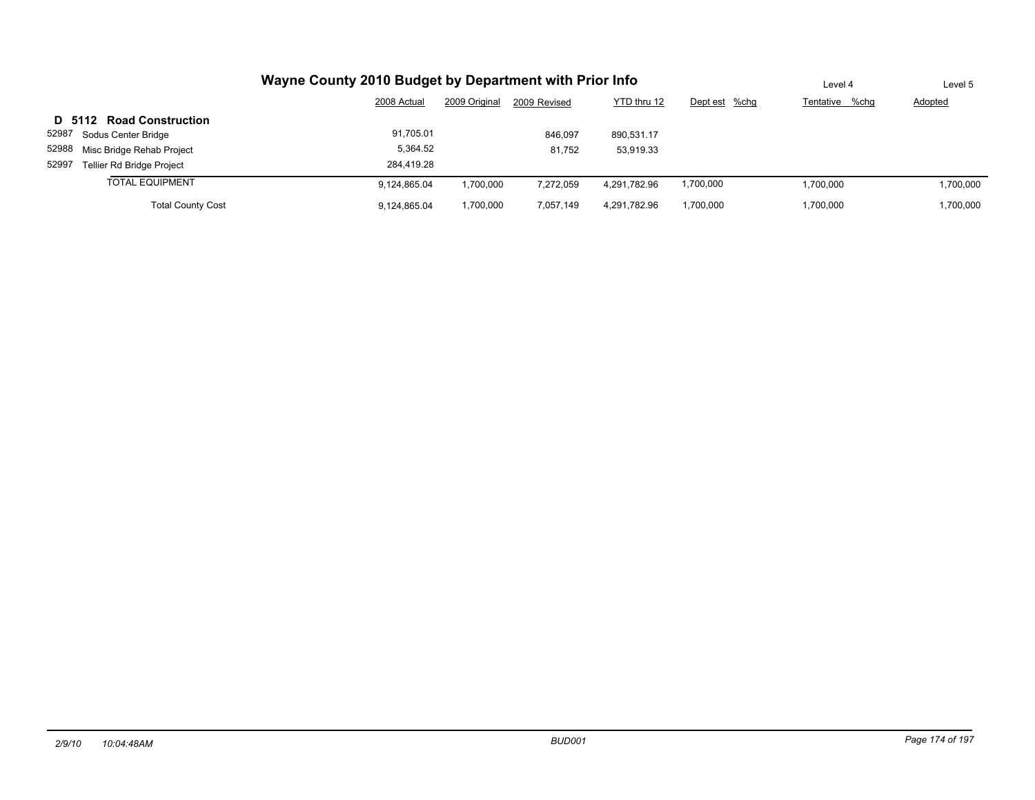## Wayne County 2010 Budget by Department with Prior Info

| | | 2008 Actual | 2009 Original | 2009 Revised | YTD thru 12 | Dept est | %chg | Level 4 Tentative | %chg | Level 5 Adopted |
|---|---|---|---|---|---|---|---|---|---|---|
| **D 5112** | **Road Construction** | | | | | | | | | |
| 52987 | Sodus Center Bridge | 91,705.01 | | 846,097 | 890,531.17 | | | | | |
| 52988 | Misc Bridge Rehab Project | 5,364.52 | | 81,752 | 53,919.33 | | | | | |
| 52997 | Tellier Rd Bridge Project | 284,419.28 | | | | | | | | |
| | TOTAL EQUIPMENT | 9,124,865.04 | 1,700,000 | 7,272,059 | 4,291,782.96 | 1,700,000 | | 1,700,000 | | 1,700,000 |
| | Total County Cost | 9,124,865.04 | 1,700,000 | 7,057,149 | 4,291,782.96 | 1,700,000 | | 1,700,000 | | 1,700,000 |

*2/9/10 10:04:48AM* *BUD001*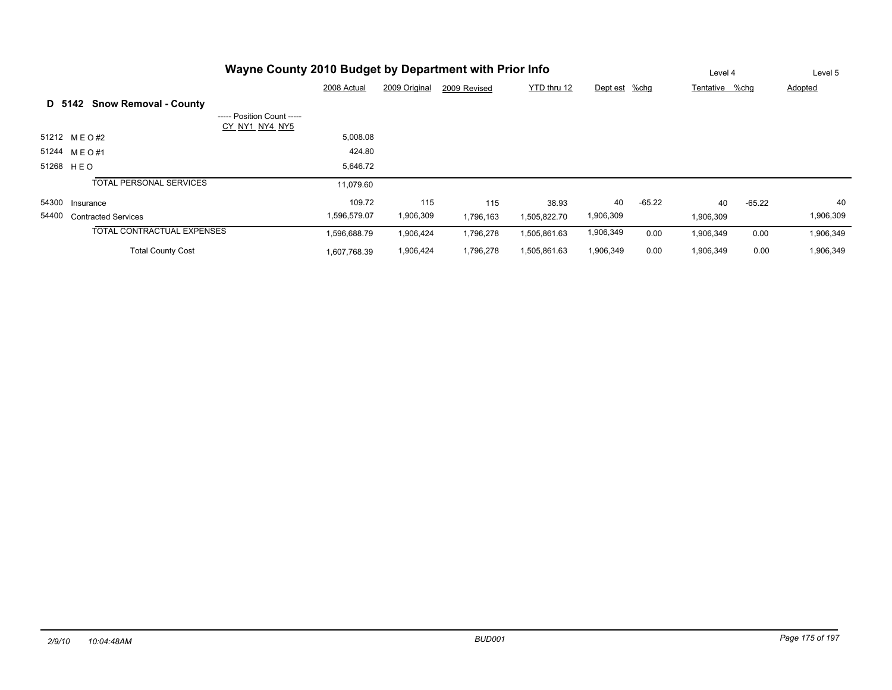# Wayne County 2010 Budget by Department with Prior Info

## D 5142 Snow Removal - County

| | | 2008 Actual | 2009 Original | 2009 Revised | YTD thru 12 | Dept est | %chg | Tentative (Level 4) | %chg | Adopted (Level 5) |
|---|---|---|---|---|---|---|---|---|---|---|
| | ----- Position Count ----- CY NY1 NY4 NY5 | | | | | | | | | |
| 51212 | M E O #2 | 5,008.08 | | | | | | | | |
| 51244 | M E O #1 | 424.80 | | | | | | | | |
| 51268 | H E O | 5,646.72 | | | | | | | | |
| | TOTAL PERSONAL SERVICES | 11,079.60 | | | | | | | | |
| 54300 | Insurance | 109.72 | 115 | 115 | 38.93 | 40 | -65.22 | 40 | -65.22 | 40 |
| 54400 | Contracted Services | 1,596,579.07 | 1,906,309 | 1,796,163 | 1,505,822.70 | 1,906,309 | | 1,906,309 | | 1,906,309 |
| | TOTAL CONTRACTUAL EXPENSES | 1,596,688.79 | 1,906,424 | 1,796,278 | 1,505,861.63 | 1,906,349 | 0.00 | 1,906,349 | 0.00 | 1,906,349 |
| | Total County Cost | 1,607,768.39 | 1,906,424 | 1,796,278 | 1,505,861.63 | 1,906,349 | 0.00 | 1,906,349 | 0.00 | 1,906,349 |

2/9/10 10:04:48AM BUD001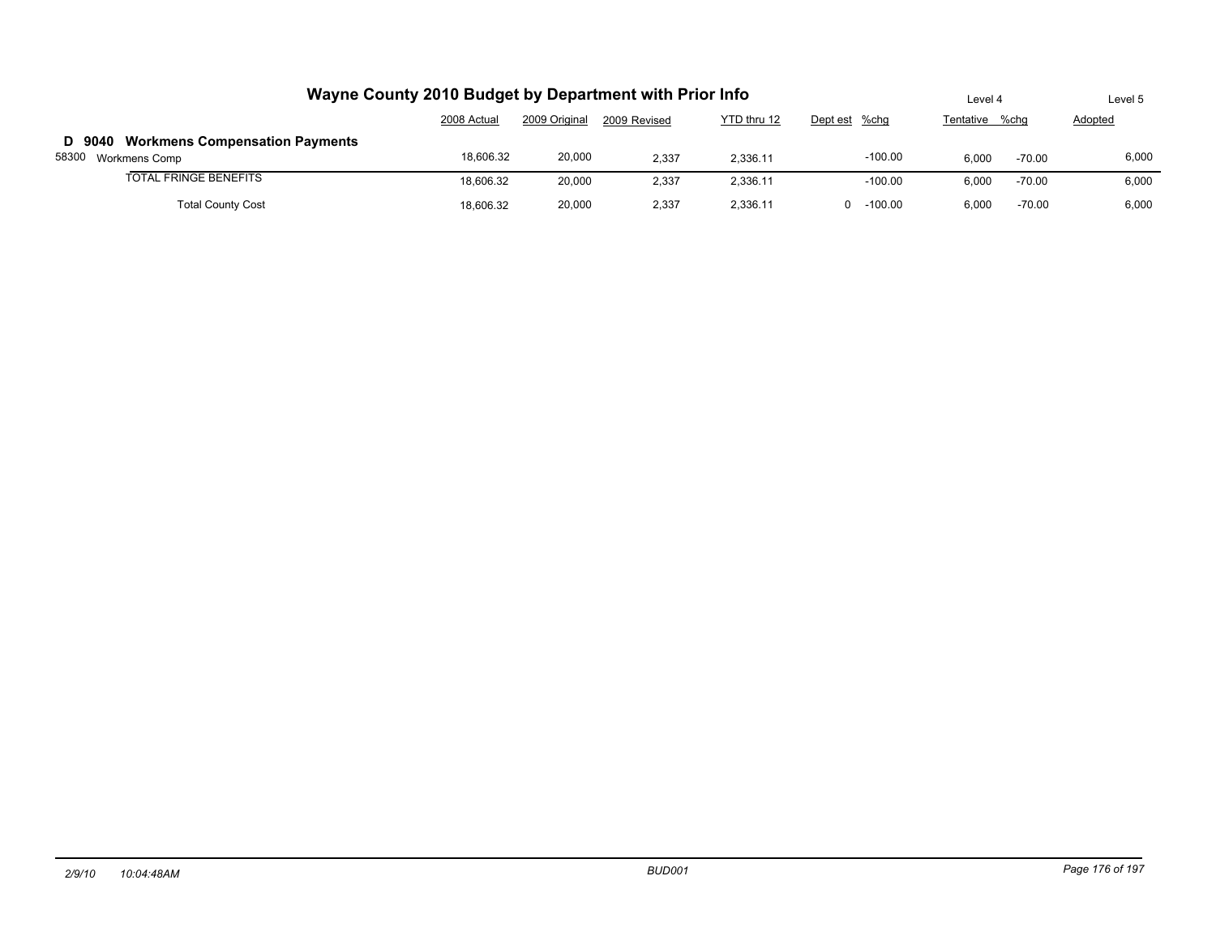# Wayne County 2010 Budget by Department with Prior Info

## D 9040 Workmens Compensation Payments

| | 2008 Actual | 2009 Original | 2009 Revised | YTD thru 12 | Dept est | %chg | Level 4 Tentative | %chg | Level 5 Adopted |
|---|---|---|---|---|---|---|---|---|---|
| 58300 Workmens Comp | 18,606.32 | 20,000 | 2,337 | 2,336.11 | | -100.00 | 6,000 | -70.00 | 6,000 |
| TOTAL FRINGE BENEFITS | 18,606.32 | 20,000 | 2,337 | 2,336.11 | | -100.00 | 6,000 | -70.00 | 6,000 |
| Total County Cost | 18,606.32 | 20,000 | 2,337 | 2,336.11 | 0 | -100.00 | 6,000 | -70.00 | 6,000 |

2/9/10 10:04:48AM BUD001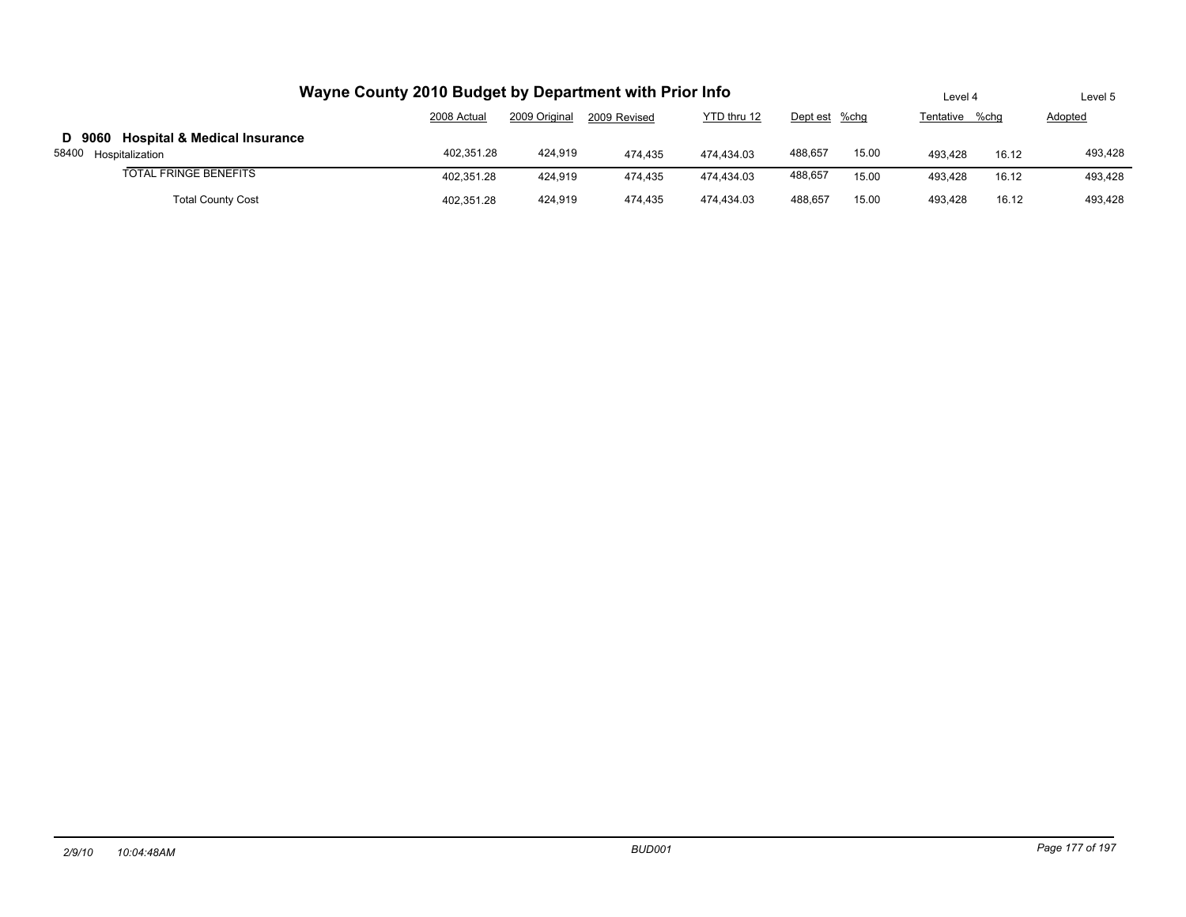# Wayne County 2010 Budget by Department with Prior Info

| | 2008 Actual | 2009 Original | 2009 Revised | YTD thru 12 | Dept est | %chg | Level 4 Tentative | %chg | Level 5 Adopted |
|---|---|---|---|---|---|---|---|---|---|
| **D 9060 Hospital & Medical Insurance** | | | | | | | | | |
| 58400 Hospitalization | 402,351.28 | 424,919 | 474,435 | 474,434.03 | 488,657 | 15.00 | 493,428 | 16.12 | 493,428 |
| TOTAL FRINGE BENEFITS | 402,351.28 | 424,919 | 474,435 | 474,434.03 | 488,657 | 15.00 | 493,428 | 16.12 | 493,428 |
| Total County Cost | 402,351.28 | 424,919 | 474,435 | 474,434.03 | 488,657 | 15.00 | 493,428 | 16.12 | 493,428 |

*2/9/10 10:04:48AM* *BUD001*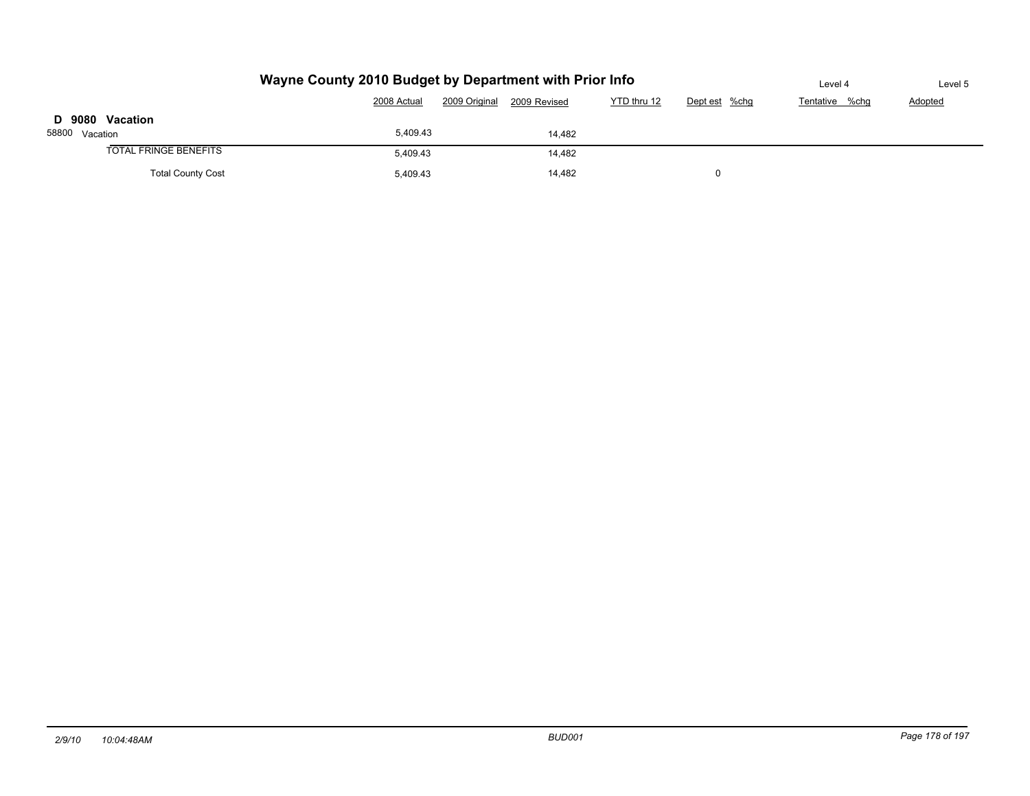# Wayne County 2010 Budget by Department with Prior Info

| | 2008 Actual | 2009 Original | 2009 Revised | YTD thru 12 | Dept est | %chg | Level 4 Tentative | %chg | Level 5 Adopted |
|---|---|---|---|---|---|---|---|---|---|
| **D 9080 Vacation** | | | | | | | | | |
| 58800 Vacation | 5,409.43 | | 14,482 | | | | | | |
| TOTAL FRINGE BENEFITS | 5,409.43 | | 14,482 | | | | | | |
| Total County Cost | 5,409.43 | | 14,482 | | 0 | | | | |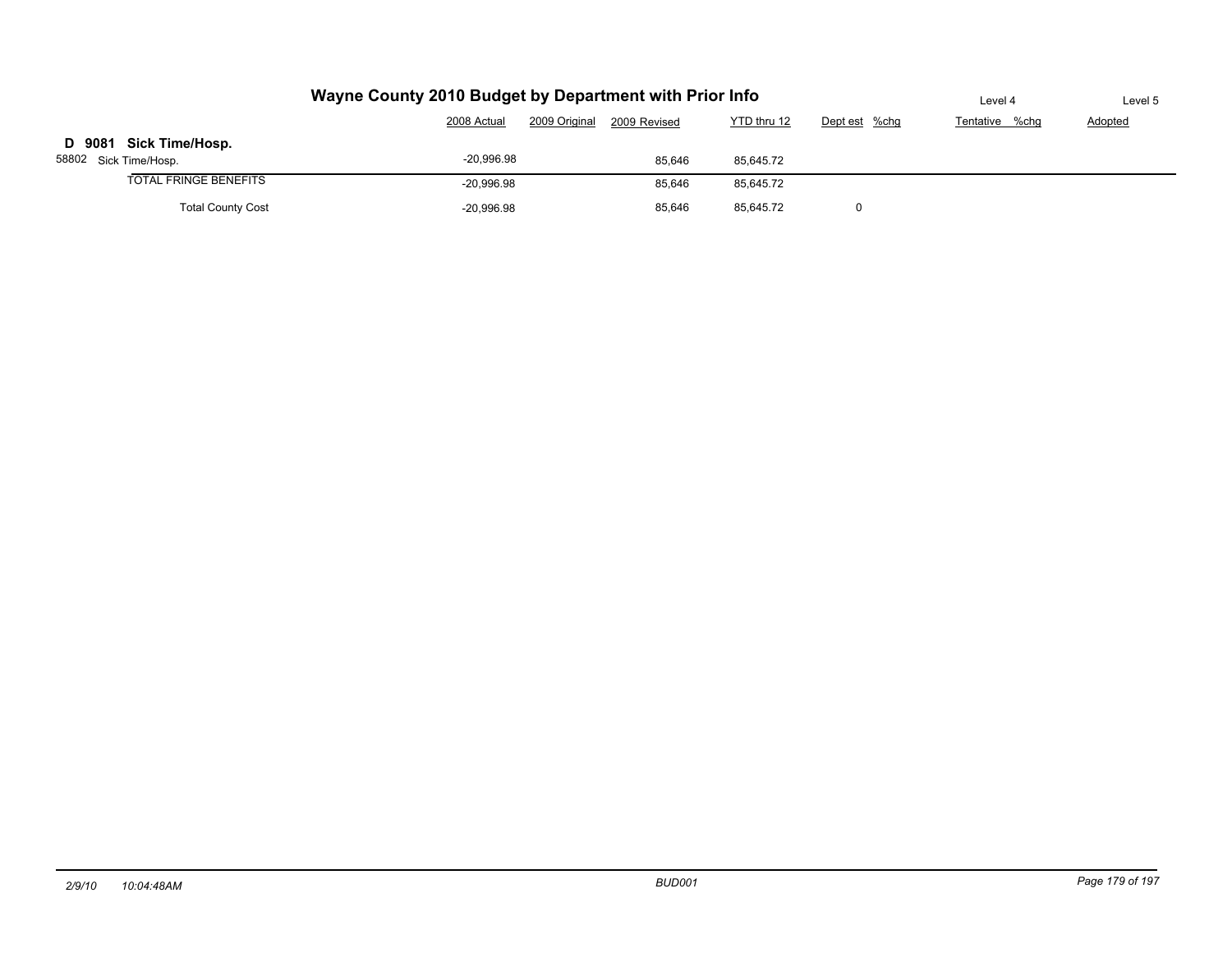# Wayne County 2010 Budget by Department with Prior Info

| | 2008 Actual | 2009 Original | 2009 Revised | YTD thru 12 | Dept est | %chg | Level 4 Tentative | %chg | Level 5 Adopted |
|---|---|---|---|---|---|---|---|---|---|
| **D 9081 Sick Time/Hosp.** | | | | | | | | | |
| 58802 Sick Time/Hosp. | -20,996.98 | | 85,646 | 85,645.72 | | | | | |
| TOTAL FRINGE BENEFITS | -20,996.98 | | 85,646 | 85,645.72 | | | | | |
| Total County Cost | -20,996.98 | | 85,646 | 85,645.72 | 0 | | | | |

2/9/10 10:04:48AM BUD001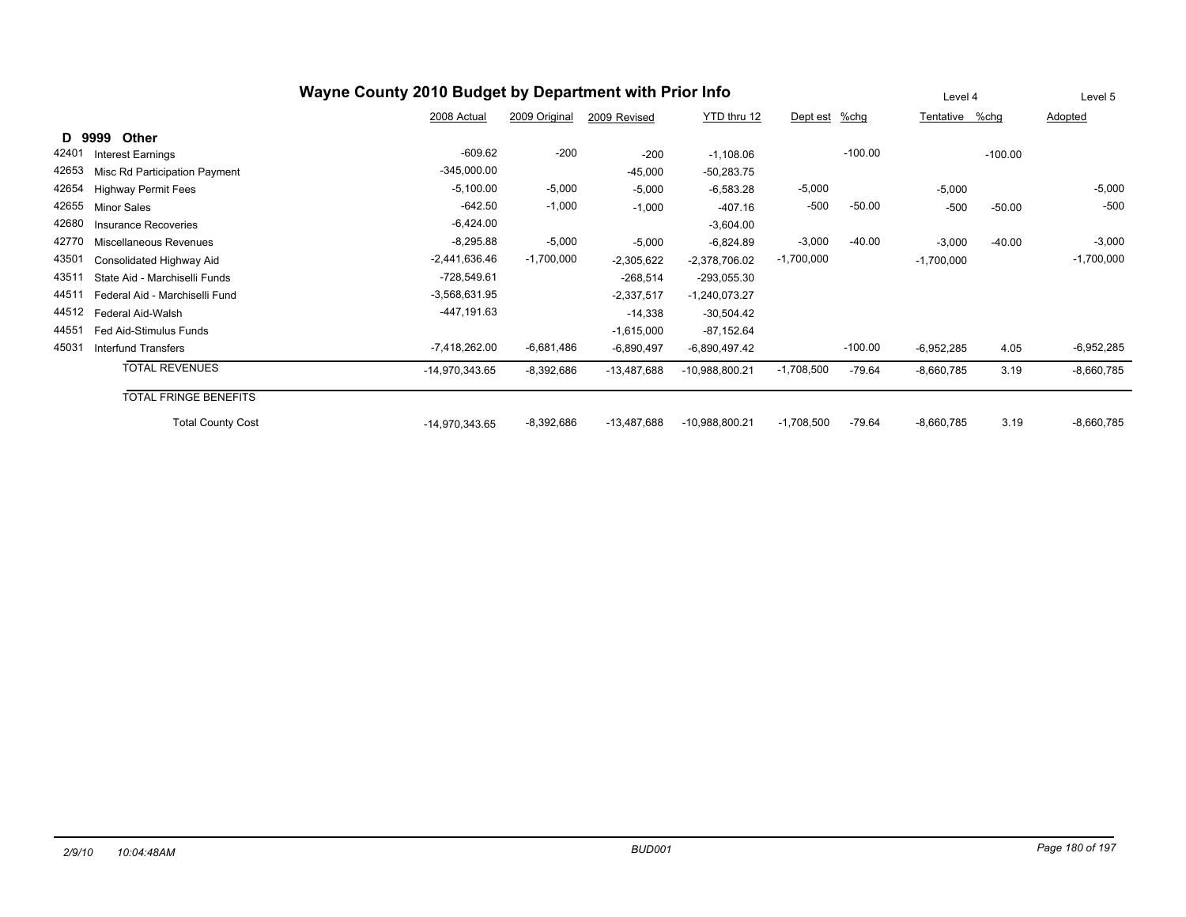# Wayne County 2010 Budget by Department with Prior Info

## D 9999 Other

| | | 2008 Actual | 2009 Original | 2009 Revised | YTD thru 12 | Dept est | %chg | Level 4 Tentative | %chg | Level 5 Adopted |
|---|---|---|---|---|---|---|---|---|---|---|
| 42401 | Interest Earnings | -609.62 | -200 | -200 | -1,108.06 | | -100.00 | | -100.00 | |
| 42653 | Misc Rd Participation Payment | -345,000.00 | | -45,000 | -50,283.75 | | | | | |
| 42654 | Highway Permit Fees | -5,100.00 | -5,000 | -5,000 | -6,583.28 | -5,000 | | -5,000 | | -5,000 |
| 42655 | Minor Sales | -642.50 | -1,000 | -1,000 | -407.16 | -500 | -50.00 | -500 | -50.00 | -500 |
| 42680 | Insurance Recoveries | -6,424.00 | | | -3,604.00 | | | | | |
| 42770 | Miscellaneous Revenues | -8,295.88 | -5,000 | -5,000 | -6,824.89 | -3,000 | -40.00 | -3,000 | -40.00 | -3,000 |
| 43501 | Consolidated Highway Aid | -2,441,636.46 | -1,700,000 | -2,305,622 | -2,378,706.02 | -1,700,000 | | -1,700,000 | | -1,700,000 |
| 43511 | State Aid - Marchiselli Funds | -728,549.61 | | -268,514 | -293,055.30 | | | | | |
| 44511 | Federal Aid - Marchiselli Fund | -3,568,631.95 | | -2,337,517 | -1,240,073.27 | | | | | |
| 44512 | Federal Aid-Walsh | -447,191.63 | | -14,338 | -30,504.42 | | | | | |
| 44551 | Fed Aid-Stimulus Funds | | | -1,615,000 | -87,152.64 | | | | | |
| 45031 | Interfund Transfers | -7,418,262.00 | -6,681,486 | -6,890,497 | -6,890,497.42 | | -100.00 | -6,952,285 | 4.05 | -6,952,285 |
| | TOTAL REVENUES | -14,970,343.65 | -8,392,686 | -13,487,688 | -10,988,800.21 | -1,708,500 | -79.64 | -8,660,785 | 3.19 | -8,660,785 |
| | TOTAL FRINGE BENEFITS | | | | | | | | | |
| | Total County Cost | -14,970,343.65 | -8,392,686 | -13,487,688 | -10,988,800.21 | -1,708,500 | -79.64 | -8,660,785 | 3.19 | -8,660,785 |

2/9/10 10:04:48AM BUD001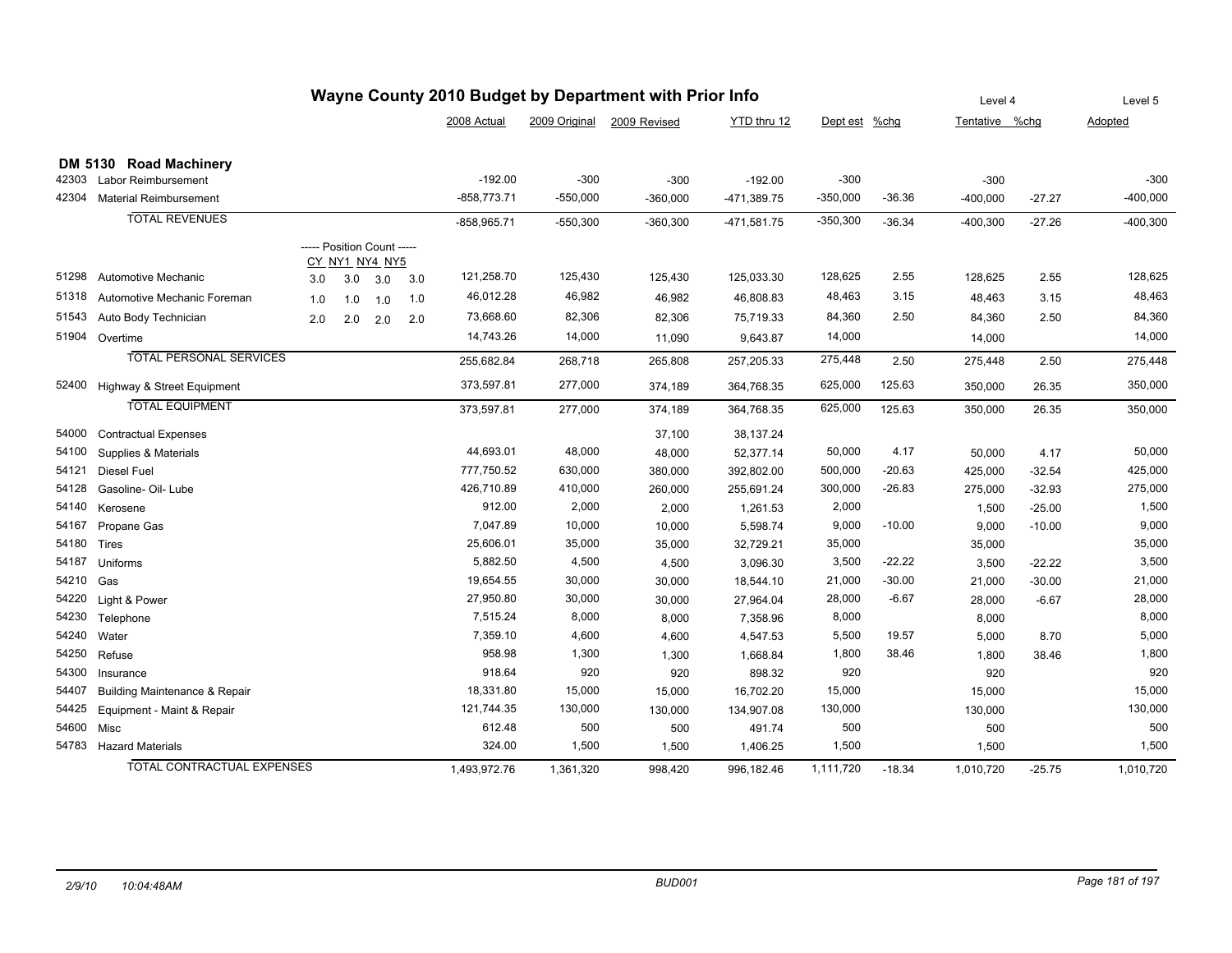## Wayne County 2010 Budget by Department with Prior Info

### DM 5130 Road Machinery

| | | CY | NY1 | NY4 | NY5 | 2008 Actual | 2009 Original | 2009 Revised | YTD thru 12 | Dept est | %chg | Level 4 Tentative | %chg | Level 5 Adopted |
|---|---|---|---|---|---|---|---|---|---|---|---|---|---|---|
| 42303 | Labor Reimbursement | | | | | -192.00 | -300 | -300 | -192.00 | -300 | | -300 | | -300 |
| 42304 | Material Reimbursement | | | | | -858,773.71 | -550,000 | -360,000 | -471,389.75 | -350,000 | -36.36 | -400,000 | -27.27 | -400,000 |
| | TOTAL REVENUES | | | | | -858,965.71 | -550,300 | -360,300 | -471,581.75 | -350,300 | -36.34 | -400,300 | -27.26 | -400,300 |
| | | ----- Position Count ----- | | | | | | | | | | | | |
| 51298 | Automotive Mechanic | 3.0 | 3.0 | 3.0 | 3.0 | 121,258.70 | 125,430 | 125,430 | 125,033.30 | 128,625 | 2.55 | 128,625 | 2.55 | 128,625 |
| 51318 | Automotive Mechanic Foreman | 1.0 | 1.0 | 1.0 | 1.0 | 46,012.28 | 46,982 | 46,982 | 46,808.83 | 48,463 | 3.15 | 48,463 | 3.15 | 48,463 |
| 51543 | Auto Body Technician | 2.0 | 2.0 | 2.0 | 2.0 | 73,668.60 | 82,306 | 82,306 | 75,719.33 | 84,360 | 2.50 | 84,360 | 2.50 | 84,360 |
| 51904 | Overtime | | | | | 14,743.26 | 14,000 | 11,090 | 9,643.87 | 14,000 | | 14,000 | | 14,000 |
| | TOTAL PERSONAL SERVICES | | | | | 255,682.84 | 268,718 | 265,808 | 257,205.33 | 275,448 | 2.50 | 275,448 | 2.50 | 275,448 |
| 52400 | Highway & Street Equipment | | | | | 373,597.81 | 277,000 | 374,189 | 364,768.35 | 625,000 | 125.63 | 350,000 | 26.35 | 350,000 |
| | TOTAL EQUIPMENT | | | | | 373,597.81 | 277,000 | 374,189 | 364,768.35 | 625,000 | 125.63 | 350,000 | 26.35 | 350,000 |
| 54000 | Contractual Expenses | | | | | | | 37,100 | 38,137.24 | | | | | |
| 54100 | Supplies & Materials | | | | | 44,693.01 | 48,000 | 48,000 | 52,377.14 | 50,000 | 4.17 | 50,000 | 4.17 | 50,000 |
| 54121 | Diesel Fuel | | | | | 777,750.52 | 630,000 | 380,000 | 392,802.00 | 500,000 | -20.63 | 425,000 | -32.54 | 425,000 |
| 54128 | Gasoline- Oil- Lube | | | | | 426,710.89 | 410,000 | 260,000 | 255,691.24 | 300,000 | -26.83 | 275,000 | -32.93 | 275,000 |
| 54140 | Kerosene | | | | | 912.00 | 2,000 | 2,000 | 1,261.53 | 2,000 | | 1,500 | -25.00 | 1,500 |
| 54167 | Propane Gas | | | | | 7,047.89 | 10,000 | 10,000 | 5,598.74 | 9,000 | -10.00 | 9,000 | -10.00 | 9,000 |
| 54180 | Tires | | | | | 25,606.01 | 35,000 | 35,000 | 32,729.21 | 35,000 | | 35,000 | | 35,000 |
| 54187 | Uniforms | | | | | 5,882.50 | 4,500 | 4,500 | 3,096.30 | 3,500 | -22.22 | 3,500 | -22.22 | 3,500 |
| 54210 | Gas | | | | | 19,654.55 | 30,000 | 30,000 | 18,544.10 | 21,000 | -30.00 | 21,000 | -30.00 | 21,000 |
| 54220 | Light & Power | | | | | 27,950.80 | 30,000 | 30,000 | 27,964.04 | 28,000 | -6.67 | 28,000 | -6.67 | 28,000 |
| 54230 | Telephone | | | | | 7,515.24 | 8,000 | 8,000 | 7,358.96 | 8,000 | | 8,000 | | 8,000 |
| 54240 | Water | | | | | 7,359.10 | 4,600 | 4,600 | 4,547.53 | 5,500 | 19.57 | 5,000 | 8.70 | 5,000 |
| 54250 | Refuse | | | | | 958.98 | 1,300 | 1,300 | 1,668.84 | 1,800 | 38.46 | 1,800 | 38.46 | 1,800 |
| 54300 | Insurance | | | | | 918.64 | 920 | 920 | 898.32 | 920 | | 920 | | 920 |
| 54407 | Building Maintenance & Repair | | | | | 18,331.80 | 15,000 | 15,000 | 16,702.20 | 15,000 | | 15,000 | | 15,000 |
| 54425 | Equipment - Maint & Repair | | | | | 121,744.35 | 130,000 | 130,000 | 134,907.08 | 130,000 | | 130,000 | | 130,000 |
| 54600 | Misc | | | | | 612.48 | 500 | 500 | 491.74 | 500 | | 500 | | 500 |
| 54783 | Hazard Materials | | | | | 324.00 | 1,500 | 1,500 | 1,406.25 | 1,500 | | 1,500 | | 1,500 |
| | TOTAL CONTRACTUAL EXPENSES | | | | | 1,493,972.76 | 1,361,320 | 998,420 | 996,182.46 | 1,111,720 | -18.34 | 1,010,720 | -25.75 | 1,010,720 |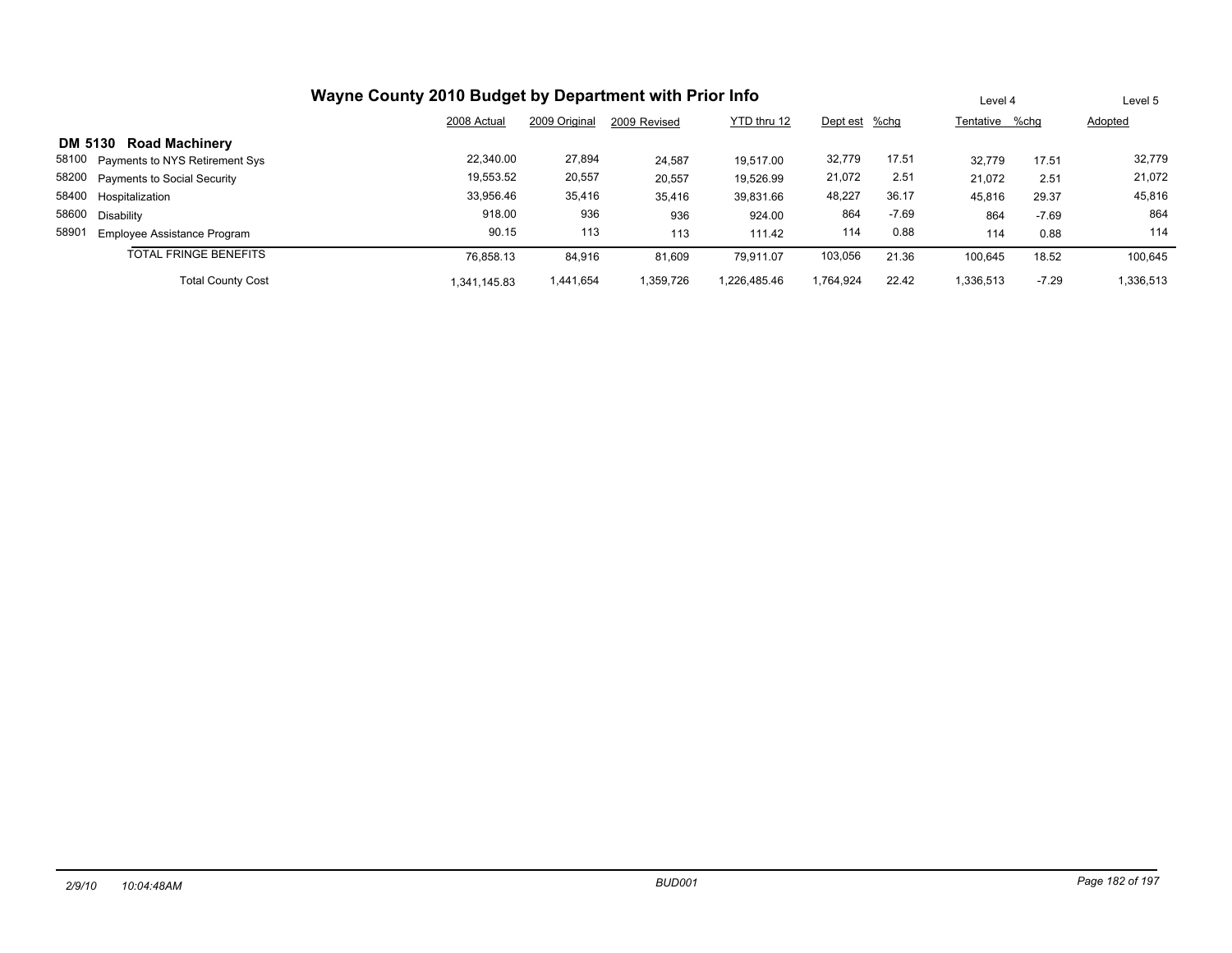# Wayne County 2010 Budget by Department with Prior Info

| | | 2008 Actual | 2009 Original | 2009 Revised | YTD thru 12 | Dept est | %chg | Level 4 Tentative | %chg | Level 5 Adopted |
|---|---|---|---|---|---|---|---|---|---|---|
| **DM 5130** | **Road Machinery** | | | | | | | | | |
| 58100 | Payments to NYS Retirement Sys | 22,340.00 | 27,894 | 24,587 | 19,517.00 | 32,779 | 17.51 | 32,779 | 17.51 | 32,779 |
| 58200 | Payments to Social Security | 19,553.52 | 20,557 | 20,557 | 19,526.99 | 21,072 | 2.51 | 21,072 | 2.51 | 21,072 |
| 58400 | Hospitalization | 33,956.46 | 35,416 | 35,416 | 39,831.66 | 48,227 | 36.17 | 45,816 | 29.37 | 45,816 |
| 58600 | Disability | 918.00 | 936 | 936 | 924.00 | 864 | -7.69 | 864 | -7.69 | 864 |
| 58901 | Employee Assistance Program | 90.15 | 113 | 113 | 111.42 | 114 | 0.88 | 114 | 0.88 | 114 |
| | TOTAL FRINGE BENEFITS | 76,858.13 | 84,916 | 81,609 | 79,911.07 | 103,056 | 21.36 | 100,645 | 18.52 | 100,645 |
| | Total County Cost | 1,341,145.83 | 1,441,654 | 1,359,726 | 1,226,485.46 | 1,764,924 | 22.42 | 1,336,513 | -7.29 | 1,336,513 |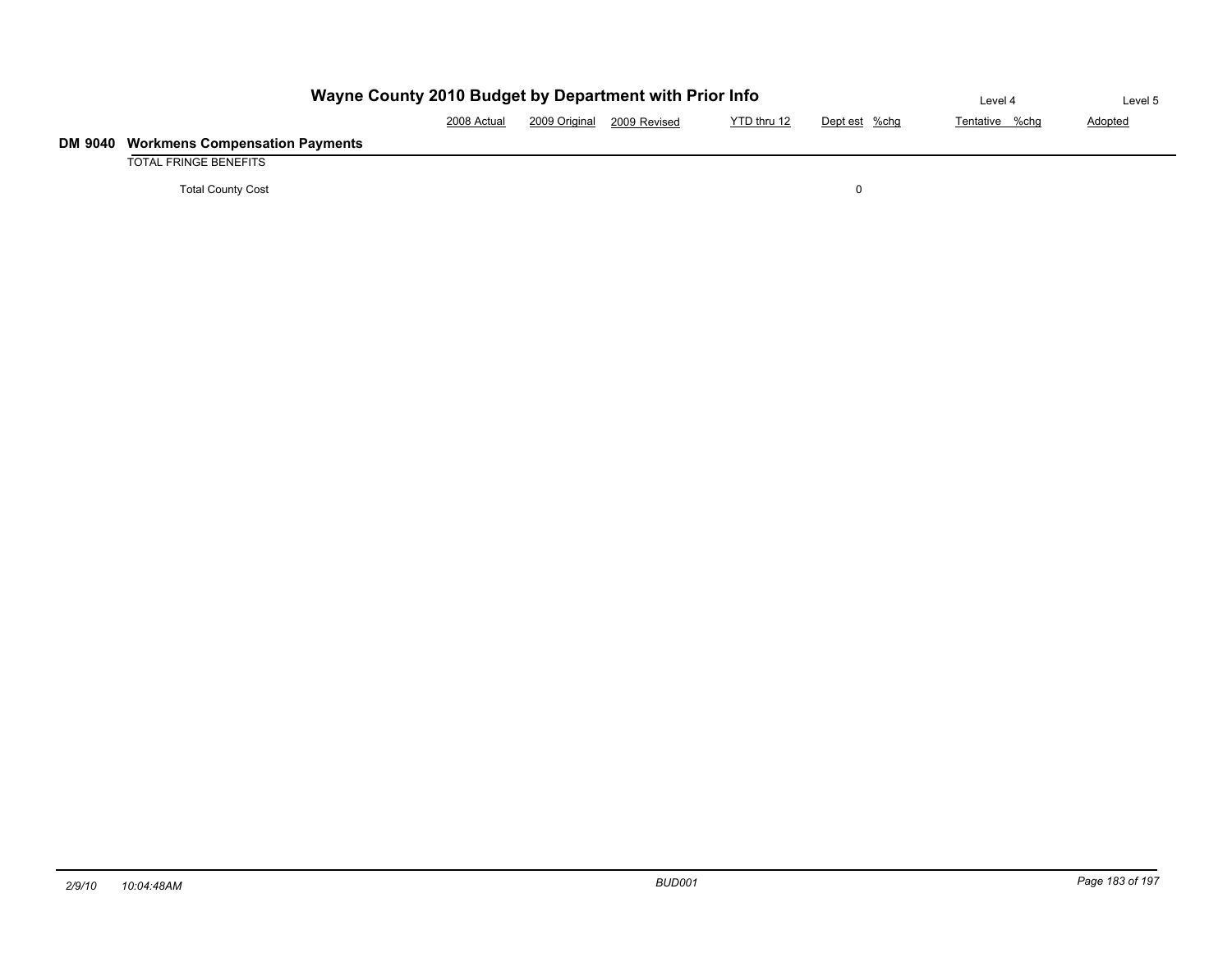# Wayne County 2010 Budget by Department with Prior Info

## DM 9040 Workmens Compensation Payments

| | 2008 Actual | 2009 Original | 2009 Revised | YTD thru 12 | Dept est | %chg | Level 4 Tentative | %chg | Level 5 Adopted |
|---|---|---|---|---|---|---|---|---|---|
| TOTAL FRINGE BENEFITS | | | | | | | | | |
| Total County Cost | | | | | 0 | | | | |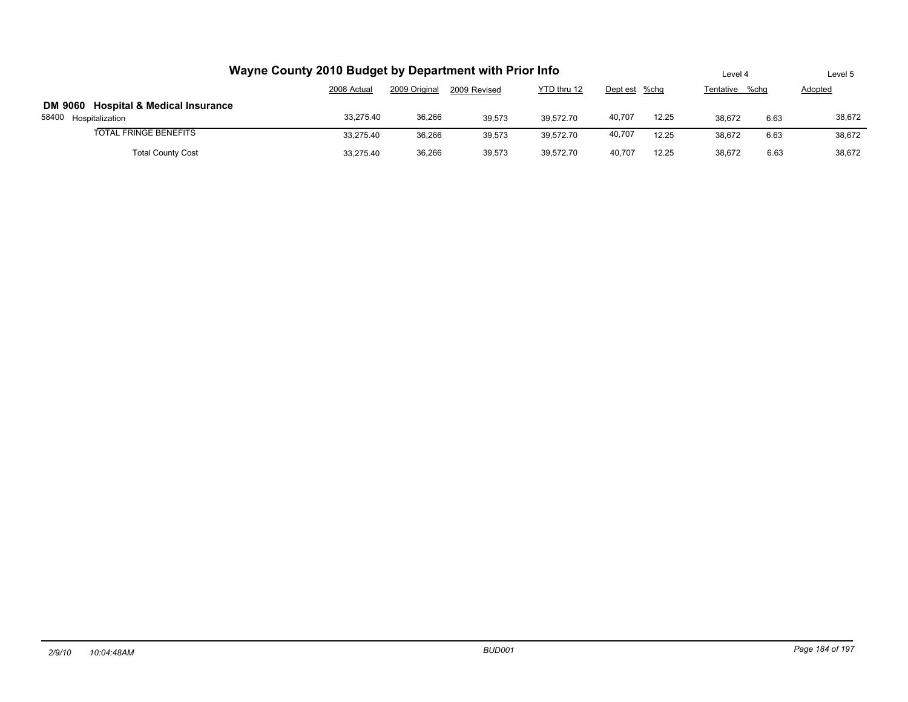# Wayne County 2010 Budget by Department with Prior Info

| | 2008 Actual | 2009 Original | 2009 Revised | YTD thru 12 | Dept est | %chg | Level 4 Tentative | %chg | Level 5 Adopted |
|---|---|---|---|---|---|---|---|---|---|
| **DM 9060 Hospital & Medical Insurance** | | | | | | | | | |
| 58400 Hospitalization | 33,275.40 | 36,266 | 39,573 | 39,572.70 | 40,707 | 12.25 | 38,672 | 6.63 | 38,672 |
| TOTAL FRINGE BENEFITS | 33,275.40 | 36,266 | 39,573 | 39,572.70 | 40,707 | 12.25 | 38,672 | 6.63 | 38,672 |
| Total County Cost | 33,275.40 | 36,266 | 39,573 | 39,572.70 | 40,707 | 12.25 | 38,672 | 6.63 | 38,672 |

2/9/10 10:04:48AM BUD001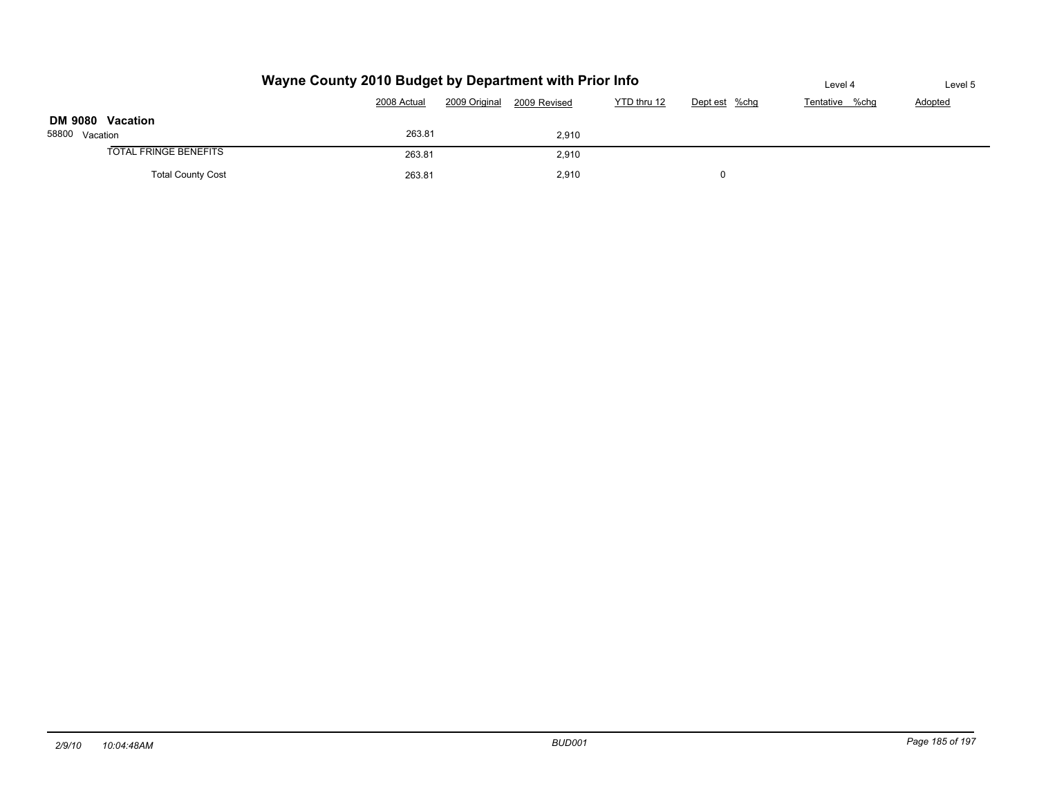# Wayne County 2010 Budget by Department with Prior Info

| | 2008 Actual | 2009 Original | 2009 Revised | YTD thru 12 | Dept est | %chg | Level 4 Tentative | %chg | Level 5 Adopted |
|---|---|---|---|---|---|---|---|---|---|
| **DM 9080 Vacation** | | | | | | | | | |
| 58800 Vacation | 263.81 | | 2,910 | | | | | | |
| TOTAL FRINGE BENEFITS | 263.81 | | 2,910 | | | | | | |
| Total County Cost | 263.81 | | 2,910 | | 0 | | | | |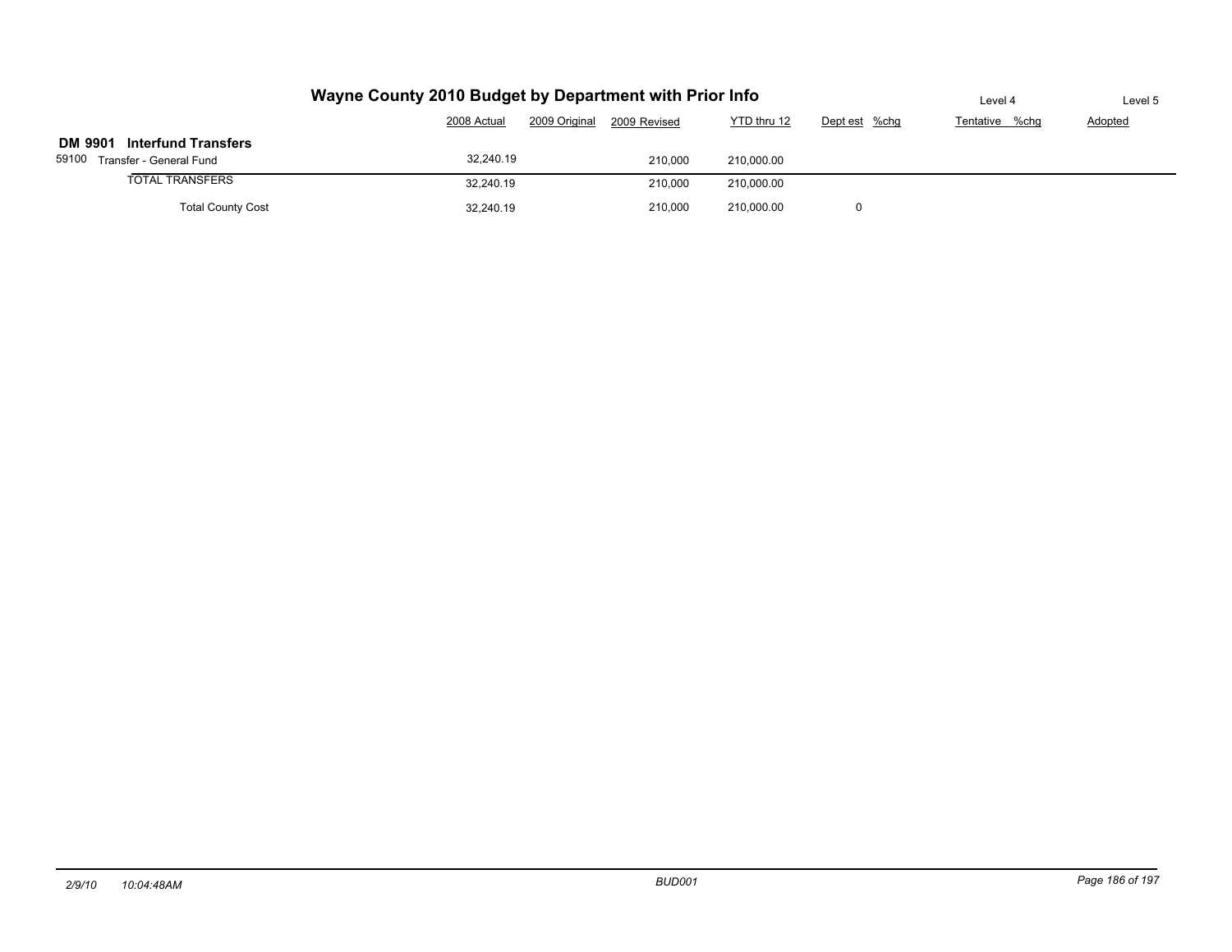# Wayne County 2010 Budget by Department with Prior Info

| | 2008 Actual | 2009 Original | 2009 Revised | YTD thru 12 | Dept est | %chg | Level 4 Tentative | %chg | Level 5 Adopted |
|---|---|---|---|---|---|---|---|---|---|
| **DM 9901 Interfund Transfers** | | | | | | | | | |
| 59100 Transfer - General Fund | 32,240.19 | | 210,000 | 210,000.00 | | | | | |
| TOTAL TRANSFERS | 32,240.19 | | 210,000 | 210,000.00 | | | | | |
| Total County Cost | 32,240.19 | | 210,000 | 210,000.00 | 0 | | | | |

*2/9/10 10:04:48AM* *BUD001*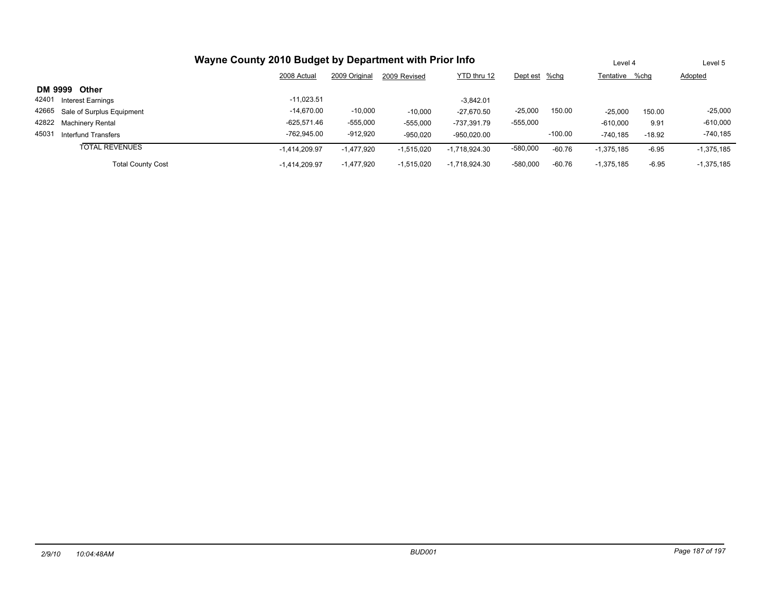# Wayne County 2010 Budget by Department with Prior Info

| | | 2008 Actual | 2009 Original | 2009 Revised | YTD thru 12 | Dept est | %chg | Level 4 Tentative | %chg | Level 5 Adopted |
|---|---|---|---|---|---|---|---|---|---|---|
| **DM 9999** | **Other** | | | | | | | | | |
| 42401 | Interest Earnings | -11,023.51 | | | -3,842.01 | | | | | |
| 42665 | Sale of Surplus Equipment | -14,670.00 | -10,000 | -10,000 | -27,670.50 | -25,000 | 150.00 | -25,000 | 150.00 | -25,000 |
| 42822 | Machinery Rental | -625,571.46 | -555,000 | -555,000 | -737,391.79 | -555,000 | | -610,000 | 9.91 | -610,000 |
| 45031 | Interfund Transfers | -762,945.00 | -912,920 | -950,020 | -950,020.00 | | -100.00 | -740,185 | -18.92 | -740,185 |
| | TOTAL REVENUES | -1,414,209.97 | -1,477,920 | -1,515,020 | -1,718,924.30 | -580,000 | -60.76 | -1,375,185 | -6.95 | -1,375,185 |
| | Total County Cost | -1,414,209.97 | -1,477,920 | -1,515,020 | -1,718,924.30 | -580,000 | -60.76 | -1,375,185 | -6.95 | -1,375,185 |

2/9/10 10:04:48AM BUD001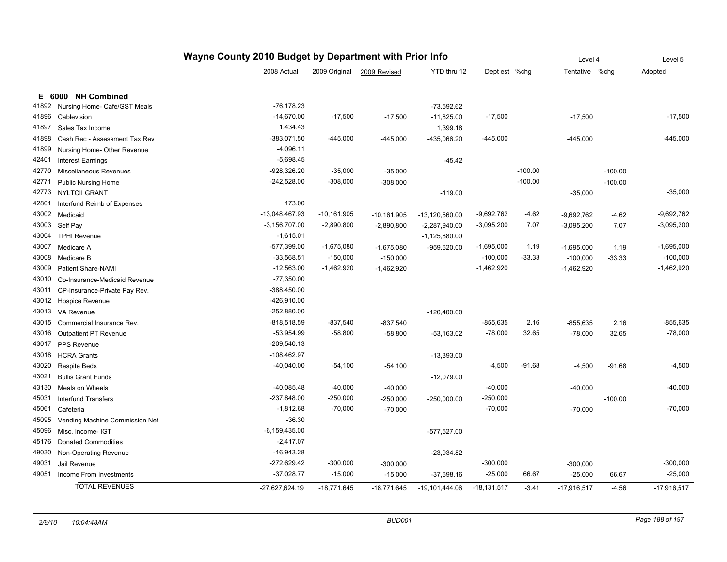# Wayne County 2010 Budget by Department with Prior Info

## E 6000 NH Combined

| | | 2008 Actual | 2009 Original | 2009 Revised | YTD thru 12 | Dept est | %chg | Level 4 Tentative | %chg | Level 5 Adopted |
|---|---|---|---|---|---|---|---|---|---|---|
| 41892 | Nursing Home- Cafe/GST Meals | -76,178.23 | | | -73,592.62 | | | | | |
| 41896 | Cablevision | -14,670.00 | -17,500 | -17,500 | -11,825.00 | -17,500 | | -17,500 | | -17,500 |
| 41897 | Sales Tax Income | 1,434.43 | | | 1,399.18 | | | | | |
| 41898 | Cash Rec - Assessment Tax Rev | -383,071.50 | -445,000 | -445,000 | -435,066.20 | -445,000 | | -445,000 | | -445,000 |
| 41899 | Nursing Home- Other Revenue | -4,096.11 | | | | | | | | |
| 42401 | Interest Earnings | -5,698.45 | | | -45.42 | | | | | |
| 42770 | Miscellaneous Revenues | -928,326.20 | -35,000 | -35,000 | | | -100.00 | | -100.00 | |
| 42771 | Public Nursing Home | -242,528.00 | -308,000 | -308,000 | | | -100.00 | | -100.00 | |
| 42773 | NYLTCII GRANT | | | | -119.00 | | | -35,000 | | -35,000 |
| 42801 | Interfund Reimb of Expenses | 173.00 | | | | | | | | |
| 43002 | Medicaid | -13,048,467.93 | -10,161,905 | -10,161,905 | -13,120,560.00 | -9,692,762 | -4.62 | -9,692,762 | -4.62 | -9,692,762 |
| 43003 | Self Pay | -3,156,707.00 | -2,890,800 | -2,890,800 | -2,287,940.00 | -3,095,200 | 7.07 | -3,095,200 | 7.07 | -3,095,200 |
| 43004 | TPHI Revenue | -1,615.01 | | | -1,125,880.00 | | | | | |
| 43007 | Medicare A | -577,399.00 | -1,675,080 | -1,675,080 | -959,620.00 | -1,695,000 | 1.19 | -1,695,000 | 1.19 | -1,695,000 |
| 43008 | Medicare B | -33,568.51 | -150,000 | -150,000 | | -100,000 | -33.33 | -100,000 | -33.33 | -100,000 |
| 43009 | Patient Share-NAMI | -12,563.00 | -1,462,920 | -1,462,920 | | -1,462,920 | | -1,462,920 | | -1,462,920 |
| 43010 | Co-Insurance-Medicaid Revenue | -77,350.00 | | | | | | | | |
| 43011 | CP-Insurance-Private Pay Rev. | -388,450.00 | | | | | | | | |
| 43012 | Hospice Revenue | -426,910.00 | | | | | | | | |
| 43013 | VA Revenue | -252,880.00 | | | -120,400.00 | | | | | |
| 43015 | Commercial Insurance Rev. | -818,518.59 | -837,540 | -837,540 | | -855,635 | 2.16 | -855,635 | 2.16 | -855,635 |
| 43016 | Outpatient PT Revenue | -53,954.99 | -58,800 | -58,800 | -53,163.02 | -78,000 | 32.65 | -78,000 | 32.65 | -78,000 |
| 43017 | PPS Revenue | -209,540.13 | | | | | | | | |
| 43018 | HCRA Grants | -108,462.97 | | | -13,393.00 | | | | | |
| 43020 | Respite Beds | -40,040.00 | -54,100 | -54,100 | | -4,500 | -91.68 | -4,500 | -91.68 | -4,500 |
| 43021 | Bullis Grant Funds | | | | -12,079.00 | | | | | |
| 43130 | Meals on Wheels | -40,085.48 | -40,000 | -40,000 | | -40,000 | | -40,000 | | -40,000 |
| 45031 | Interfund Transfers | -237,848.00 | -250,000 | -250,000 | -250,000.00 | -250,000 | | | -100.00 | |
| 45061 | Cafeteria | -1,812.68 | -70,000 | -70,000 | | -70,000 | | -70,000 | | -70,000 |
| 45095 | Vending Machine Commission Net | -36.30 | | | | | | | | |
| 45096 | Misc. Income- IGT | -6,159,435.00 | | | -577,527.00 | | | | | |
| 45176 | Donated Commodities | -2,417.07 | | | | | | | | |
| 49030 | Non-Operating Revenue | -16,943.28 | | | -23,934.82 | | | | | |
| 49031 | Jail Revenue | -272,629.42 | -300,000 | -300,000 | | -300,000 | | -300,000 | | -300,000 |
| 49051 | Income From Investments | -37,028.77 | -15,000 | -15,000 | -37,698.16 | -25,000 | 66.67 | -25,000 | 66.67 | -25,000 |
| | TOTAL REVENUES | -27,627,624.19 | -18,771,645 | -18,771,645 | -19,101,444.06 | -18,131,517 | -3.41 | -17,916,517 | -4.56 | -17,916,517 |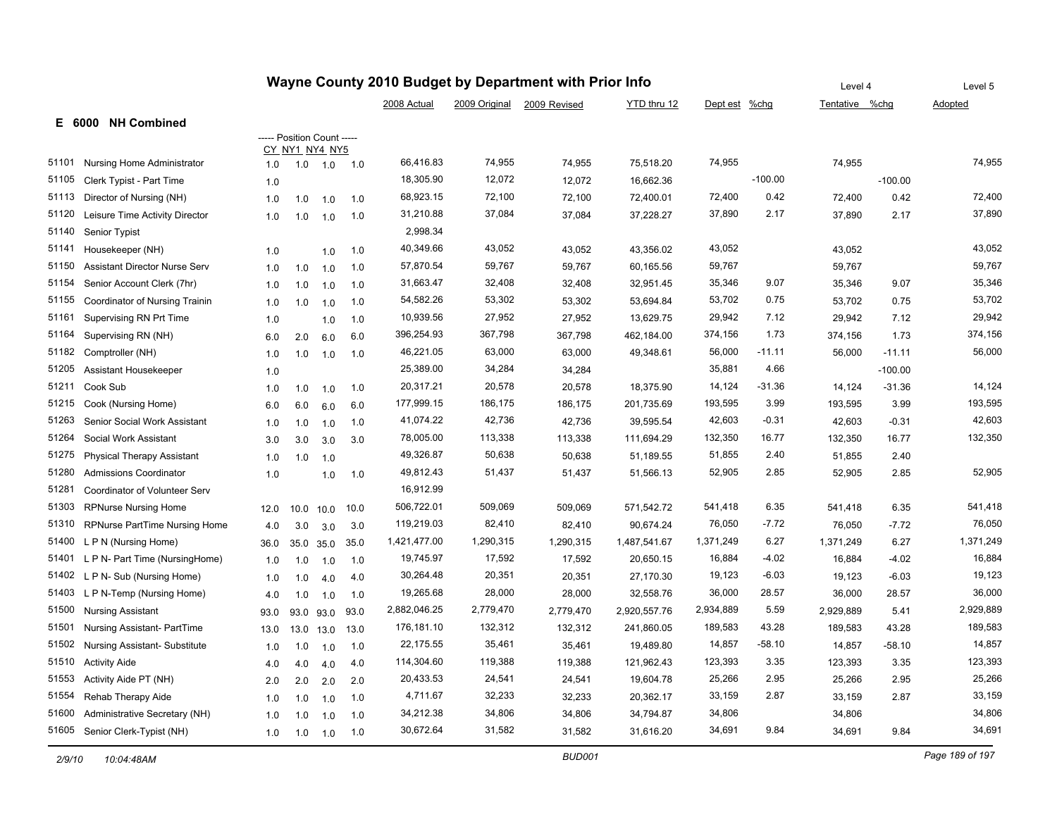# Wayne County 2010 Budget by Department with Prior Info

## E 6000 NH Combined

| Code | Title | CY | NY1 | NY4 | NY5 | 2008 Actual | 2009 Original | 2009 Revised | YTD thru 12 | Dept est | %chg | Level 4 Tentative | %chg | Level 5 Adopted |
|---|---|---|---|---|---|---|---|---|---|---|---|---|---|---|
| 51101 | Nursing Home Administrator | 1.0 | 1.0 | 1.0 | 1.0 | 66,416.83 | 74,955 | 74,955 | 75,518.20 | 74,955 | | 74,955 | | 74,955 |
| 51105 | Clerk Typist - Part Time | 1.0 | | | | 18,305.90 | 12,072 | 12,072 | 16,662.36 | | -100.00 | | -100.00 | |
| 51113 | Director of Nursing (NH) | 1.0 | 1.0 | 1.0 | 1.0 | 68,923.15 | 72,100 | 72,100 | 72,400.01 | 72,400 | 0.42 | 72,400 | 0.42 | 72,400 |
| 51120 | Leisure Time Activity Director | 1.0 | 1.0 | 1.0 | 1.0 | 31,210.88 | 37,084 | 37,084 | 37,228.27 | 37,890 | 2.17 | 37,890 | 2.17 | 37,890 |
| 51140 | Senior Typist | | | | | 2,998.34 | | | | | | | | |
| 51141 | Housekeeper (NH) | 1.0 | | 1.0 | 1.0 | 40,349.66 | 43,052 | 43,052 | 43,356.02 | 43,052 | | 43,052 | | 43,052 |
| 51150 | Assistant Director Nurse Serv | 1.0 | 1.0 | 1.0 | 1.0 | 57,870.54 | 59,767 | 59,767 | 60,165.56 | 59,767 | | 59,767 | | 59,767 |
| 51154 | Senior Account Clerk (7hr) | 1.0 | 1.0 | 1.0 | 1.0 | 31,663.47 | 32,408 | 32,408 | 32,951.45 | 35,346 | 9.07 | 35,346 | 9.07 | 35,346 |
| 51155 | Coordinator of Nursing Trainin | 1.0 | 1.0 | 1.0 | 1.0 | 54,582.26 | 53,302 | 53,302 | 53,694.84 | 53,702 | 0.75 | 53,702 | 0.75 | 53,702 |
| 51161 | Supervising RN Prt Time | 1.0 | | 1.0 | 1.0 | 10,939.56 | 27,952 | 27,952 | 13,629.75 | 29,942 | 7.12 | 29,942 | 7.12 | 29,942 |
| 51164 | Supervising RN (NH) | 6.0 | 2.0 | 6.0 | 6.0 | 396,254.93 | 367,798 | 367,798 | 462,184.00 | 374,156 | 1.73 | 374,156 | 1.73 | 374,156 |
| 51182 | Comptroller (NH) | 1.0 | 1.0 | 1.0 | 1.0 | 46,221.05 | 63,000 | 63,000 | 49,348.61 | 56,000 | -11.11 | 56,000 | -11.11 | 56,000 |
| 51205 | Assistant Housekeeper | 1.0 | | | | 25,389.00 | 34,284 | 34,284 | | 35,881 | 4.66 | | -100.00 | |
| 51211 | Cook Sub | 1.0 | 1.0 | 1.0 | 1.0 | 20,317.21 | 20,578 | 20,578 | 18,375.90 | 14,124 | -31.36 | 14,124 | -31.36 | 14,124 |
| 51215 | Cook (Nursing Home) | 6.0 | 6.0 | 6.0 | 6.0 | 177,999.15 | 186,175 | 186,175 | 201,735.69 | 193,595 | 3.99 | 193,595 | 3.99 | 193,595 |
| 51263 | Senior Social Work Assistant | 1.0 | 1.0 | 1.0 | 1.0 | 41,074.22 | 42,736 | 42,736 | 39,595.54 | 42,603 | -0.31 | 42,603 | -0.31 | 42,603 |
| 51264 | Social Work Assistant | 3.0 | 3.0 | 3.0 | 3.0 | 78,005.00 | 113,338 | 113,338 | 111,694.29 | 132,350 | 16.77 | 132,350 | 16.77 | 132,350 |
| 51275 | Physical Therapy Assistant | 1.0 | 1.0 | 1.0 | | 49,326.87 | 50,638 | 50,638 | 51,189.55 | 51,855 | 2.40 | 51,855 | 2.40 | |
| 51280 | Admissions Coordinator | 1.0 | | 1.0 | 1.0 | 49,812.43 | 51,437 | 51,437 | 51,566.13 | 52,905 | 2.85 | 52,905 | 2.85 | 52,905 |
| 51281 | Coordinator of Volunteer Serv | | | | | 16,912.99 | | | | | | | | |
| 51303 | RPNurse Nursing Home | 12.0 | 10.0 | 10.0 | 10.0 | 506,722.01 | 509,069 | 509,069 | 571,542.72 | 541,418 | 6.35 | 541,418 | 6.35 | 541,418 |
| 51310 | RPNurse PartTime Nursing Home | 4.0 | 3.0 | 3.0 | 3.0 | 119,219.03 | 82,410 | 82,410 | 90,674.24 | 76,050 | -7.72 | 76,050 | -7.72 | 76,050 |
| 51400 | L P N (Nursing Home) | 36.0 | 35.0 | 35.0 | 35.0 | 1,421,477.00 | 1,290,315 | 1,290,315 | 1,487,541.67 | 1,371,249 | 6.27 | 1,371,249 | 6.27 | 1,371,249 |
| 51401 | L P N- Part Time (NursingHome) | 1.0 | 1.0 | 1.0 | 1.0 | 19,745.97 | 17,592 | 17,592 | 20,650.15 | 16,884 | -4.02 | 16,884 | -4.02 | 16,884 |
| 51402 | L P N- Sub (Nursing Home) | 1.0 | 1.0 | 4.0 | 4.0 | 30,264.48 | 20,351 | 20,351 | 27,170.30 | 19,123 | -6.03 | 19,123 | -6.03 | 19,123 |
| 51403 | L P N-Temp (Nursing Home) | 4.0 | 1.0 | 1.0 | 1.0 | 19,265.68 | 28,000 | 28,000 | 32,558.76 | 36,000 | 28.57 | 36,000 | 28.57 | 36,000 |
| 51500 | Nursing Assistant | 93.0 | 93.0 | 93.0 | 93.0 | 2,882,046.25 | 2,779,470 | 2,779,470 | 2,920,557.76 | 2,934,889 | 5.59 | 2,929,889 | 5.41 | 2,929,889 |
| 51501 | Nursing Assistant- PartTime | 13.0 | 13.0 | 13.0 | 13.0 | 176,181.10 | 132,312 | 132,312 | 241,860.05 | 189,583 | 43.28 | 189,583 | 43.28 | 189,583 |
| 51502 | Nursing Assistant- Substitute | 1.0 | 1.0 | 1.0 | 1.0 | 22,175.55 | 35,461 | 35,461 | 19,489.80 | 14,857 | -58.10 | 14,857 | -58.10 | 14,857 |
| 51510 | Activity Aide | 4.0 | 4.0 | 4.0 | 4.0 | 114,304.60 | 119,388 | 119,388 | 121,962.43 | 123,393 | 3.35 | 123,393 | 3.35 | 123,393 |
| 51553 | Activity Aide PT (NH) | 2.0 | 2.0 | 2.0 | 2.0 | 20,433.53 | 24,541 | 24,541 | 19,604.78 | 25,266 | 2.95 | 25,266 | 2.95 | 25,266 |
| 51554 | Rehab Therapy Aide | 1.0 | 1.0 | 1.0 | 1.0 | 4,711.67 | 32,233 | 32,233 | 20,362.17 | 33,159 | 2.87 | 33,159 | 2.87 | 33,159 |
| 51600 | Administrative Secretary (NH) | 1.0 | 1.0 | 1.0 | 1.0 | 34,212.38 | 34,806 | 34,806 | 34,794.87 | 34,806 | | 34,806 | | 34,806 |
| 51605 | Senior Clerk-Typist (NH) | 1.0 | 1.0 | 1.0 | 1.0 | 30,672.64 | 31,582 | 31,582 | 31,616.20 | 34,691 | 9.84 | 34,691 | 9.84 | 34,691 |

(CY, NY1, NY4, NY5 = Position Count)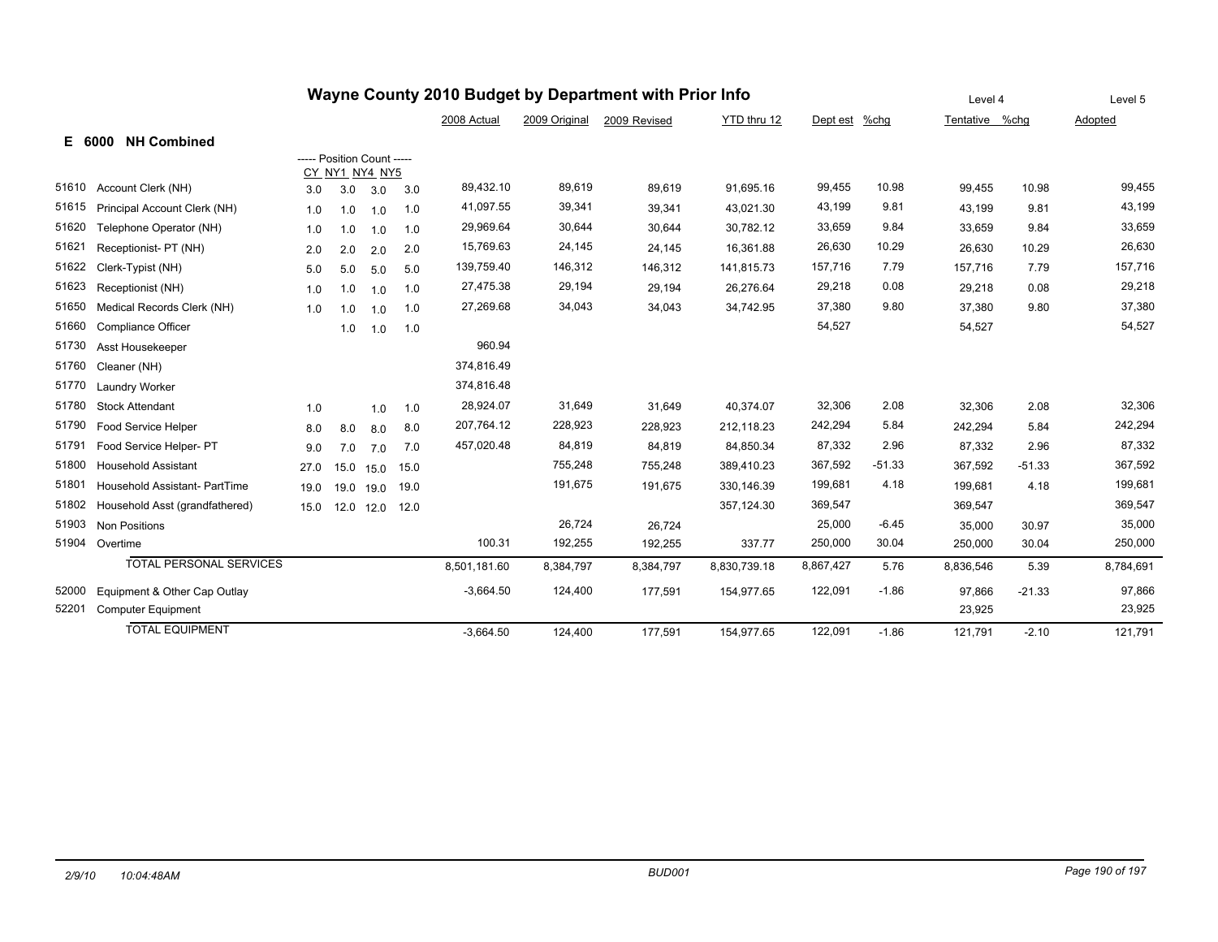# Wayne County 2010 Budget by Department with Prior Info

## E 6000 NH Combined

| Code | Description | CY | NY1 | NY4 | NY5 | 2008 Actual | 2009 Original | 2009 Revised | YTD thru 12 | Dept est | %chg | Level 4 Tentative | %chg | Level 5 Adopted |
|---|---|---|---|---|---|---|---|---|---|---|---|---|---|---|
| 51610 | Account Clerk (NH) | 3.0 | 3.0 | 3.0 | 3.0 | 89,432.10 | 89,619 | 89,619 | 91,695.16 | 99,455 | 10.98 | 99,455 | 10.98 | 99,455 |
| 51615 | Principal Account Clerk (NH) | 1.0 | 1.0 | 1.0 | 1.0 | 41,097.55 | 39,341 | 39,341 | 43,021.30 | 43,199 | 9.81 | 43,199 | 9.81 | 43,199 |
| 51620 | Telephone Operator (NH) | 1.0 | 1.0 | 1.0 | 1.0 | 29,969.64 | 30,644 | 30,644 | 30,782.12 | 33,659 | 9.84 | 33,659 | 9.84 | 33,659 |
| 51621 | Receptionist- PT (NH) | 2.0 | 2.0 | 2.0 | 2.0 | 15,769.63 | 24,145 | 24,145 | 16,361.88 | 26,630 | 10.29 | 26,630 | 10.29 | 26,630 |
| 51622 | Clerk-Typist (NH) | 5.0 | 5.0 | 5.0 | 5.0 | 139,759.40 | 146,312 | 146,312 | 141,815.73 | 157,716 | 7.79 | 157,716 | 7.79 | 157,716 |
| 51623 | Receptionist (NH) | 1.0 | 1.0 | 1.0 | 1.0 | 27,475.38 | 29,194 | 29,194 | 26,276.64 | 29,218 | 0.08 | 29,218 | 0.08 | 29,218 |
| 51650 | Medical Records Clerk (NH) | 1.0 | 1.0 | 1.0 | 1.0 | 27,269.68 | 34,043 | 34,043 | 34,742.95 | 37,380 | 9.80 | 37,380 | 9.80 | 37,380 |
| 51660 | Compliance Officer | | 1.0 | 1.0 | 1.0 | | | | | 54,527 | | 54,527 | | 54,527 |
| 51730 | Asst Housekeeper | | | | | 960.94 | | | | | | | | |
| 51760 | Cleaner (NH) | | | | | 374,816.49 | | | | | | | | |
| 51770 | Laundry Worker | | | | | 374,816.48 | | | | | | | | |
| 51780 | Stock Attendant | 1.0 | | 1.0 | 1.0 | 28,924.07 | 31,649 | 31,649 | 40,374.07 | 32,306 | 2.08 | 32,306 | 2.08 | 32,306 |
| 51790 | Food Service Helper | 8.0 | 8.0 | 8.0 | 8.0 | 207,764.12 | 228,923 | 228,923 | 212,118.23 | 242,294 | 5.84 | 242,294 | 5.84 | 242,294 |
| 51791 | Food Service Helper- PT | 9.0 | 7.0 | 7.0 | 7.0 | 457,020.48 | 84,819 | 84,819 | 84,850.34 | 87,332 | 2.96 | 87,332 | 2.96 | 87,332 |
| 51800 | Household Assistant | 27.0 | 15.0 | 15.0 | 15.0 | | 755,248 | 755,248 | 389,410.23 | 367,592 | -51.33 | 367,592 | -51.33 | 367,592 |
| 51801 | Household Assistant- PartTime | 19.0 | 19.0 | 19.0 | 19.0 | | 191,675 | 191,675 | 330,146.39 | 199,681 | 4.18 | 199,681 | 4.18 | 199,681 |
| 51802 | Household Asst (grandfathered) | 15.0 | 12.0 | 12.0 | 12.0 | | | | 357,124.30 | 369,547 | | 369,547 | | 369,547 |
| 51903 | Non Positions | | | | | | 26,724 | 26,724 | | 25,000 | -6.45 | 35,000 | 30.97 | 35,000 |
| 51904 | Overtime | | | | | 100.31 | 192,255 | 192,255 | 337.77 | 250,000 | 30.04 | 250,000 | 30.04 | 250,000 |
| | TOTAL PERSONAL SERVICES | | | | | 8,501,181.60 | 8,384,797 | 8,384,797 | 8,830,739.18 | 8,867,427 | 5.76 | 8,836,546 | 5.39 | 8,784,691 |
| 52000 | Equipment & Other Cap Outlay | | | | | -3,664.50 | 124,400 | 177,591 | 154,977.65 | 122,091 | -1.86 | 97,866 | -21.33 | 97,866 |
| 52201 | Computer Equipment | | | | | | | | | | | 23,925 | | 23,925 |
| | TOTAL EQUIPMENT | | | | | -3,664.50 | 124,400 | 177,591 | 154,977.65 | 122,091 | -1.86 | 121,791 | -2.10 | 121,791 |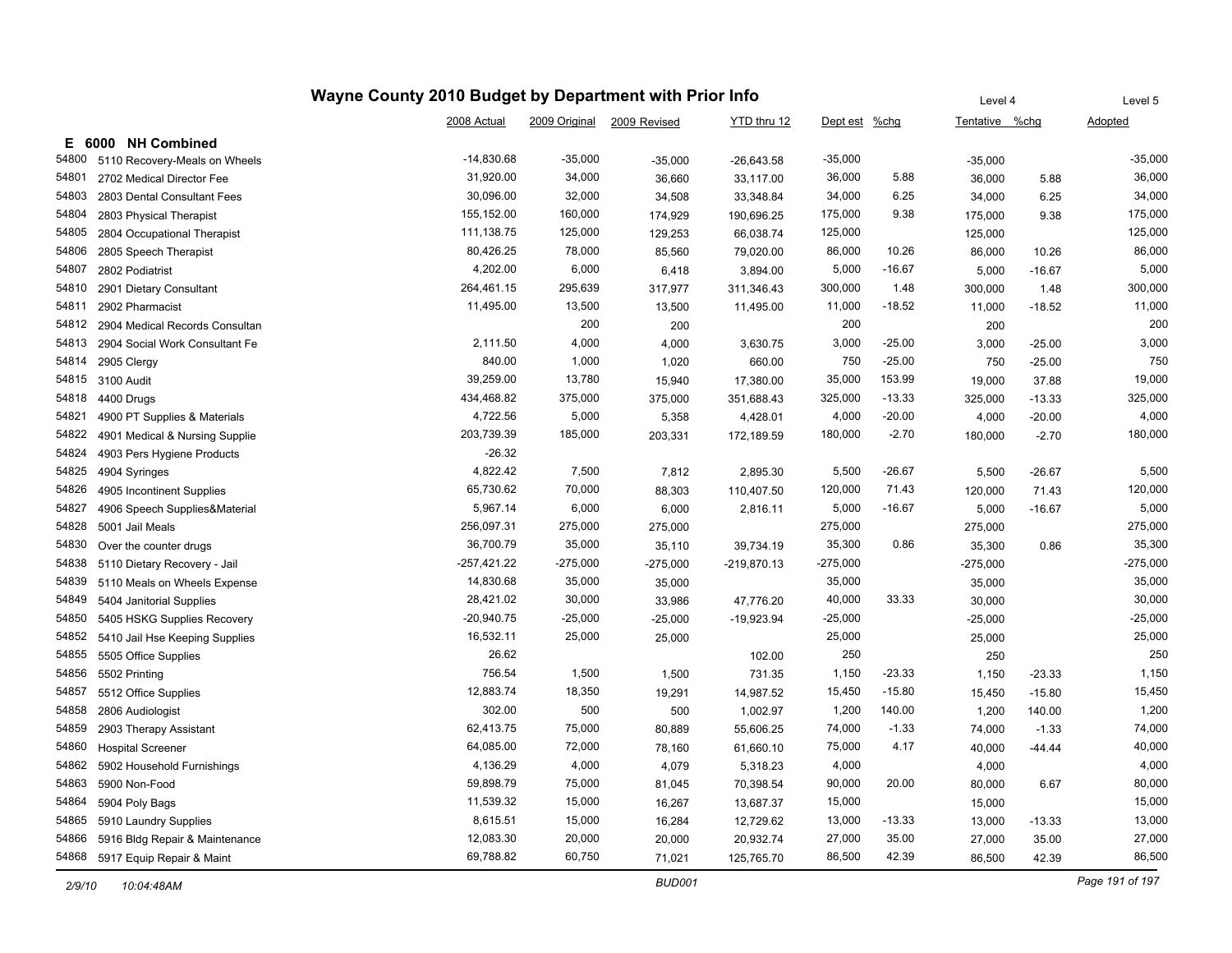# Wayne County 2010 Budget by Department with Prior Info

| | | 2008 Actual | 2009 Original | 2009 Revised | YTD thru 12 | Dept est | %chg | Level 4 Tentative | %chg | Level 5 Adopted |
|---|---|---|---|---|---|---|---|---|---|---|
| **E 6000** | **NH Combined** | | | | | | | | | |
| 54800 | 5110 Recovery-Meals on Wheels | -14,830.68 | -35,000 | -35,000 | -26,643.58 | -35,000 | | -35,000 | | -35,000 |
| 54801 | 2702 Medical Director Fee | 31,920.00 | 34,000 | 36,660 | 33,117.00 | 36,000 | 5.88 | 36,000 | 5.88 | 36,000 |
| 54803 | 2803 Dental Consultant Fees | 30,096.00 | 32,000 | 34,508 | 33,348.84 | 34,000 | 6.25 | 34,000 | 6.25 | 34,000 |
| 54804 | 2803 Physical Therapist | 155,152.00 | 160,000 | 174,929 | 190,696.25 | 175,000 | 9.38 | 175,000 | 9.38 | 175,000 |
| 54805 | 2804 Occupational Therapist | 111,138.75 | 125,000 | 129,253 | 66,038.74 | 125,000 | | 125,000 | | 125,000 |
| 54806 | 2805 Speech Therapist | 80,426.25 | 78,000 | 85,560 | 79,020.00 | 86,000 | 10.26 | 86,000 | 10.26 | 86,000 |
| 54807 | 2802 Podiatrist | 4,202.00 | 6,000 | 6,418 | 3,894.00 | 5,000 | -16.67 | 5,000 | -16.67 | 5,000 |
| 54810 | 2901 Dietary Consultant | 264,461.15 | 295,639 | 317,977 | 311,346.43 | 300,000 | 1.48 | 300,000 | 1.48 | 300,000 |
| 54811 | 2902 Pharmacist | 11,495.00 | 13,500 | 13,500 | 11,495.00 | 11,000 | -18.52 | 11,000 | -18.52 | 11,000 |
| 54812 | 2904 Medical Records Consultan | | 200 | 200 | | 200 | | 200 | | 200 |
| 54813 | 2904 Social Work Consultant Fe | 2,111.50 | 4,000 | 4,000 | 3,630.75 | 3,000 | -25.00 | 3,000 | -25.00 | 3,000 |
| 54814 | 2905 Clergy | 840.00 | 1,000 | 1,020 | 660.00 | 750 | -25.00 | 750 | -25.00 | 750 |
| 54815 | 3100 Audit | 39,259.00 | 13,780 | 15,940 | 17,380.00 | 35,000 | 153.99 | 19,000 | 37.88 | 19,000 |
| 54818 | 4400 Drugs | 434,468.82 | 375,000 | 375,000 | 351,688.43 | 325,000 | -13.33 | 325,000 | -13.33 | 325,000 |
| 54821 | 4900 PT Supplies & Materials | 4,722.56 | 5,000 | 5,358 | 4,428.01 | 4,000 | -20.00 | 4,000 | -20.00 | 4,000 |
| 54822 | 4901 Medical & Nursing Supplie | 203,739.39 | 185,000 | 203,331 | 172,189.59 | 180,000 | -2.70 | 180,000 | -2.70 | 180,000 |
| 54824 | 4903 Pers Hygiene Products | -26.32 | | | | | | | | |
| 54825 | 4904 Syringes | 4,822.42 | 7,500 | 7,812 | 2,895.30 | 5,500 | -26.67 | 5,500 | -26.67 | 5,500 |
| 54826 | 4905 Incontinent Supplies | 65,730.62 | 70,000 | 88,303 | 110,407.50 | 120,000 | 71.43 | 120,000 | 71.43 | 120,000 |
| 54827 | 4906 Speech Supplies&Material | 5,967.14 | 6,000 | 6,000 | 2,816.11 | 5,000 | -16.67 | 5,000 | -16.67 | 5,000 |
| 54828 | 5001 Jail Meals | 256,097.31 | 275,000 | 275,000 | | 275,000 | | 275,000 | | 275,000 |
| 54830 | Over the counter drugs | 36,700.79 | 35,000 | 35,110 | 39,734.19 | 35,300 | 0.86 | 35,300 | 0.86 | 35,300 |
| 54838 | 5110 Dietary Recovery - Jail | -257,421.22 | -275,000 | -275,000 | -219,870.13 | -275,000 | | -275,000 | | -275,000 |
| 54839 | 5110 Meals on Wheels Expense | 14,830.68 | 35,000 | 35,000 | | 35,000 | | 35,000 | | 35,000 |
| 54849 | 5404 Janitorial Supplies | 28,421.02 | 30,000 | 33,986 | 47,776.20 | 40,000 | 33.33 | 30,000 | | 30,000 |
| 54850 | 5405 HSKG Supplies Recovery | -20,940.75 | -25,000 | -25,000 | -19,923.94 | -25,000 | | -25,000 | | -25,000 |
| 54852 | 5410 Jail Hse Keeping Supplies | 16,532.11 | 25,000 | 25,000 | | 25,000 | | 25,000 | | 25,000 |
| 54855 | 5505 Office Supplies | 26.62 | | | 102.00 | 250 | | 250 | | 250 |
| 54856 | 5502 Printing | 756.54 | 1,500 | 1,500 | 731.35 | 1,150 | -23.33 | 1,150 | -23.33 | 1,150 |
| 54857 | 5512 Office Supplies | 12,883.74 | 18,350 | 19,291 | 14,987.52 | 15,450 | -15.80 | 15,450 | -15.80 | 15,450 |
| 54858 | 2806 Audiologist | 302.00 | 500 | 500 | 1,002.97 | 1,200 | 140.00 | 1,200 | 140.00 | 1,200 |
| 54859 | 2903 Therapy Assistant | 62,413.75 | 75,000 | 80,889 | 55,606.25 | 74,000 | -1.33 | 74,000 | -1.33 | 74,000 |
| 54860 | Hospital Screener | 64,085.00 | 72,000 | 78,160 | 61,660.10 | 75,000 | 4.17 | 40,000 | -44.44 | 40,000 |
| 54862 | 5902 Household Furnishings | 4,136.29 | 4,000 | 4,079 | 5,318.23 | 4,000 | | 4,000 | | 4,000 |
| 54863 | 5900 Non-Food | 59,898.79 | 75,000 | 81,045 | 70,398.54 | 90,000 | 20.00 | 80,000 | 6.67 | 80,000 |
| 54864 | 5904 Poly Bags | 11,539.32 | 15,000 | 16,267 | 13,687.37 | 15,000 | | 15,000 | | 15,000 |
| 54865 | 5910 Laundry Supplies | 8,615.51 | 15,000 | 16,284 | 12,729.62 | 13,000 | -13.33 | 13,000 | -13.33 | 13,000 |
| 54866 | 5916 Bldg Repair & Maintenance | 12,083.30 | 20,000 | 20,000 | 20,932.74 | 27,000 | 35.00 | 27,000 | 35.00 | 27,000 |
| 54868 | 5917 Equip Repair & Maint | 69,788.82 | 60,750 | 71,021 | 125,765.70 | 86,500 | 42.39 | 86,500 | 42.39 | 86,500 |

2/9/10 10:04:48AM BUD001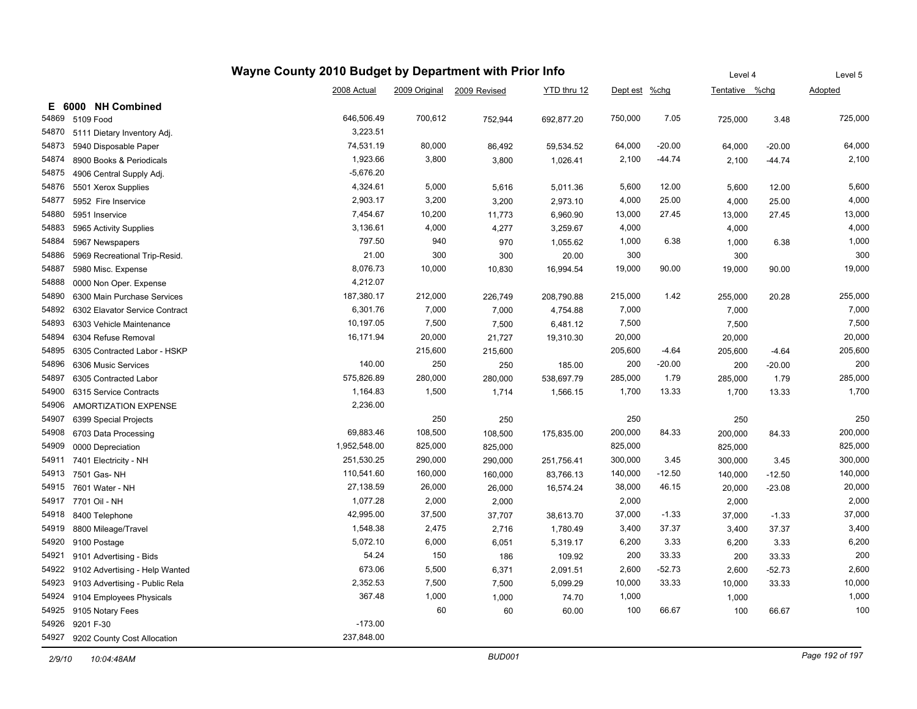# Wayne County 2010 Budget by Department with Prior Info

## E 6000 NH Combined

| | | 2008 Actual | 2009 Original | 2009 Revised | YTD thru 12 | Dept est | %chg | Level 4 Tentative | %chg | Level 5 Adopted |
|---|---|---|---|---|---|---|---|---|---|---|
| 54869 | 5109 Food | 646,506.49 | 700,612 | 752,944 | 692,877.20 | 750,000 | 7.05 | 725,000 | 3.48 | 725,000 |
| 54870 | 5111 Dietary Inventory Adj. | 3,223.51 | | | | | | | | |
| 54873 | 5940 Disposable Paper | 74,531.19 | 80,000 | 86,492 | 59,534.52 | 64,000 | -20.00 | 64,000 | -20.00 | 64,000 |
| 54874 | 8900 Books & Periodicals | 1,923.66 | 3,800 | 3,800 | 1,026.41 | 2,100 | -44.74 | 2,100 | -44.74 | 2,100 |
| 54875 | 4906 Central Supply Adj. | -5,676.20 | | | | | | | | |
| 54876 | 5501 Xerox Supplies | 4,324.61 | 5,000 | 5,616 | 5,011.36 | 5,600 | 12.00 | 5,600 | 12.00 | 5,600 |
| 54877 | 5952 Fire Inservice | 2,903.17 | 3,200 | 3,200 | 2,973.10 | 4,000 | 25.00 | 4,000 | 25.00 | 4,000 |
| 54880 | 5951 Inservice | 7,454.67 | 10,200 | 11,773 | 6,960.90 | 13,000 | 27.45 | 13,000 | 27.45 | 13,000 |
| 54883 | 5965 Activity Supplies | 3,136.61 | 4,000 | 4,277 | 3,259.67 | 4,000 | | 4,000 | | 4,000 |
| 54884 | 5967 Newspapers | 797.50 | 940 | 970 | 1,055.62 | 1,000 | 6.38 | 1,000 | 6.38 | 1,000 |
| 54886 | 5969 Recreational Trip-Resid. | 21.00 | 300 | 300 | 20.00 | 300 | | 300 | | 300 |
| 54887 | 5980 Misc. Expense | 8,076.73 | 10,000 | 10,830 | 16,994.54 | 19,000 | 90.00 | 19,000 | 90.00 | 19,000 |
| 54888 | 0000 Non Oper. Expense | 4,212.07 | | | | | | | | |
| 54890 | 6300 Main Purchase Services | 187,380.17 | 212,000 | 226,749 | 208,790.88 | 215,000 | 1.42 | 255,000 | 20.28 | 255,000 |
| 54892 | 6302 Elavator Service Contract | 6,301.76 | 7,000 | 7,000 | 4,754.88 | 7,000 | | 7,000 | | 7,000 |
| 54893 | 6303 Vehicle Maintenance | 10,197.05 | 7,500 | 7,500 | 6,481.12 | 7,500 | | 7,500 | | 7,500 |
| 54894 | 6304 Refuse Removal | 16,171.94 | 20,000 | 21,727 | 19,310.30 | 20,000 | | 20,000 | | 20,000 |
| 54895 | 6305 Contracted Labor - HSKP | | 215,600 | 215,600 | | 205,600 | -4.64 | 205,600 | -4.64 | 205,600 |
| 54896 | 6306 Music Services | 140.00 | 250 | 250 | 185.00 | 200 | -20.00 | 200 | -20.00 | 200 |
| 54897 | 6305 Contracted Labor | 575,826.89 | 280,000 | 280,000 | 538,697.79 | 285,000 | 1.79 | 285,000 | 1.79 | 285,000 |
| 54900 | 6315 Service Contracts | 1,164.83 | 1,500 | 1,714 | 1,566.15 | 1,700 | 13.33 | 1,700 | 13.33 | 1,700 |
| 54906 | AMORTIZATION EXPENSE | 2,236.00 | | | | | | | | |
| 54907 | 6399 Special Projects | | 250 | 250 | | 250 | | 250 | | 250 |
| 54908 | 6703 Data Processing | 69,883.46 | 108,500 | 108,500 | 175,835.00 | 200,000 | 84.33 | 200,000 | 84.33 | 200,000 |
| 54909 | 0000 Depreciation | 1,952,548.00 | 825,000 | 825,000 | | 825,000 | | 825,000 | | 825,000 |
| 54911 | 7401 Electricity - NH | 251,530.25 | 290,000 | 290,000 | 251,756.41 | 300,000 | 3.45 | 300,000 | 3.45 | 300,000 |
| 54913 | 7501 Gas- NH | 110,541.60 | 160,000 | 160,000 | 83,766.13 | 140,000 | -12.50 | 140,000 | -12.50 | 140,000 |
| 54915 | 7601 Water - NH | 27,138.59 | 26,000 | 26,000 | 16,574.24 | 38,000 | 46.15 | 20,000 | -23.08 | 20,000 |
| 54917 | 7701 Oil - NH | 1,077.28 | 2,000 | 2,000 | | 2,000 | | 2,000 | | 2,000 |
| 54918 | 8400 Telephone | 42,995.00 | 37,500 | 37,707 | 38,613.70 | 37,000 | -1.33 | 37,000 | -1.33 | 37,000 |
| 54919 | 8800 Mileage/Travel | 1,548.38 | 2,475 | 2,716 | 1,780.49 | 3,400 | 37.37 | 3,400 | 37.37 | 3,400 |
| 54920 | 9100 Postage | 5,072.10 | 6,000 | 6,051 | 5,319.17 | 6,200 | 3.33 | 6,200 | 3.33 | 6,200 |
| 54921 | 9101 Advertising - Bids | 54.24 | 150 | 186 | 109.92 | 200 | 33.33 | 200 | 33.33 | 200 |
| 54922 | 9102 Advertising - Help Wanted | 673.06 | 5,500 | 6,371 | 2,091.51 | 2,600 | -52.73 | 2,600 | -52.73 | 2,600 |
| 54923 | 9103 Advertising - Public Rela | 2,352.53 | 7,500 | 7,500 | 5,099.29 | 10,000 | 33.33 | 10,000 | 33.33 | 10,000 |
| 54924 | 9104 Employees Physicals | 367.48 | 1,000 | 1,000 | 74.70 | 1,000 | | 1,000 | | 1,000 |
| 54925 | 9105 Notary Fees | | 60 | 60 | 60.00 | 100 | 66.67 | 100 | 66.67 | 100 |
| 54926 | 9201 F-30 | -173.00 | | | | | | | | |
| 54927 | 9202 County Cost Allocation | 237,848.00 | | | | | | | | |

2/9/10 10:04:48AM BUD001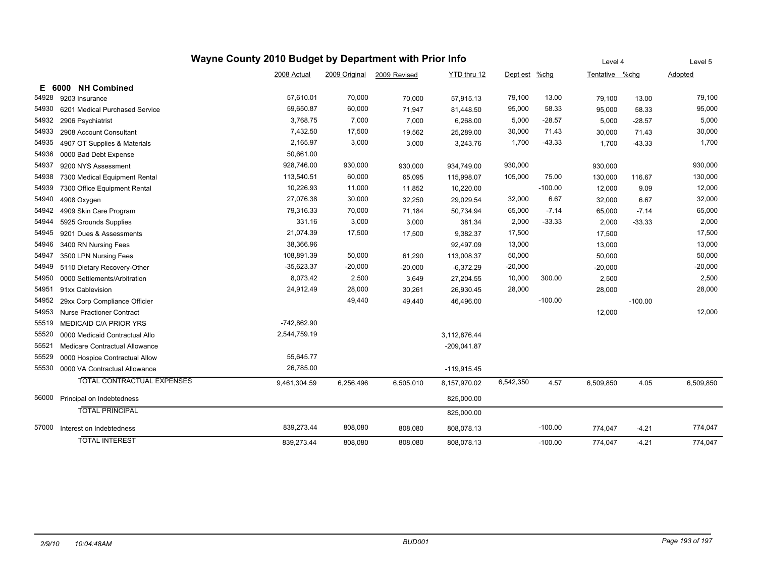# Wayne County 2010 Budget by Department with Prior Info

## E 6000 NH Combined

| Account | Description | 2008 Actual | 2009 Original | 2009 Revised | YTD thru 12 | Level 4 Dept est | %chg | Level 4 Tentative | %chg | Level 5 Adopted |
|---|---|---|---|---|---|---|---|---|---|---|
| 54928 | 9203 Insurance | 57,610.01 | 70,000 | 70,000 | 57,915.13 | 79,100 | 13.00 | 79,100 | 13.00 | 79,100 |
| 54930 | 6201 Medical Purchased Service | 59,650.87 | 60,000 | 71,947 | 81,448.50 | 95,000 | 58.33 | 95,000 | 58.33 | 95,000 |
| 54932 | 2906 Psychiatrist | 3,768.75 | 7,000 | 7,000 | 6,268.00 | 5,000 | -28.57 | 5,000 | -28.57 | 5,000 |
| 54933 | 2908 Account Consultant | 7,432.50 | 17,500 | 19,562 | 25,289.00 | 30,000 | 71.43 | 30,000 | 71.43 | 30,000 |
| 54935 | 4907 OT Supplies & Materials | 2,165.97 | 3,000 | 3,000 | 3,243.76 | 1,700 | -43.33 | 1,700 | -43.33 | 1,700 |
| 54936 | 0000 Bad Debt Expense | 50,661.00 | | | | | | | | |
| 54937 | 9200 NYS Assessment | 928,746.00 | 930,000 | 930,000 | 934,749.00 | 930,000 | | 930,000 | | 930,000 |
| 54938 | 7300 Medical Equipment Rental | 113,540.51 | 60,000 | 65,095 | 115,998.07 | 105,000 | 75.00 | 130,000 | 116.67 | 130,000 |
| 54939 | 7300 Office Equipment Rental | 10,226.93 | 11,000 | 11,852 | 10,220.00 | | -100.00 | 12,000 | 9.09 | 12,000 |
| 54940 | 4908 Oxygen | 27,076.38 | 30,000 | 32,250 | 29,029.54 | 32,000 | 6.67 | 32,000 | 6.67 | 32,000 |
| 54942 | 4909 Skin Care Program | 79,316.33 | 70,000 | 71,184 | 50,734.94 | 65,000 | -7.14 | 65,000 | -7.14 | 65,000 |
| 54944 | 5925 Grounds Supplies | 331.16 | 3,000 | 3,000 | 381.34 | 2,000 | -33.33 | 2,000 | -33.33 | 2,000 |
| 54945 | 9201 Dues & Assessments | 21,074.39 | 17,500 | 17,500 | 9,382.37 | 17,500 | | 17,500 | | 17,500 |
| 54946 | 3400 RN Nursing Fees | 38,366.96 | | | 92,497.09 | 13,000 | | 13,000 | | 13,000 |
| 54947 | 3500 LPN Nursing Fees | 108,891.39 | 50,000 | 61,290 | 113,008.37 | 50,000 | | 50,000 | | 50,000 |
| 54949 | 5110 Dietary Recovery-Other | -35,623.37 | -20,000 | -20,000 | -6,372.29 | -20,000 | | -20,000 | | -20,000 |
| 54950 | 0000 Settlements/Arbitration | 8,073.42 | 2,500 | 3,649 | 27,204.55 | 10,000 | 300.00 | 2,500 | | 2,500 |
| 54951 | 91xx Cablevision | 24,912.49 | 28,000 | 30,261 | 26,930.45 | 28,000 | | 28,000 | | 28,000 |
| 54952 | 29xx Corp Compliance Officier | | 49,440 | 49,440 | 46,496.00 | | -100.00 | | -100.00 | |
| 54953 | Nurse Practioner Contract | | | | | | | 12,000 | | 12,000 |
| 55519 | MEDICAID C/A PRIOR YRS | -742,862.90 | | | | | | | | |
| 55520 | 0000 Medicaid Contractual Allo | 2,544,759.19 | | | 3,112,876.44 | | | | | |
| 55521 | Medicare Contractual Allowance | | | | -209,041.87 | | | | | |
| 55529 | 0000 Hospice Contractual Allow | 55,645.77 | | | | | | | | |
| 55530 | 0000 VA Contractual Allowance | 26,785.00 | | | -119,915.45 | | | | | |
| | TOTAL CONTRACTUAL EXPENSES | 9,461,304.59 | 6,256,496 | 6,505,010 | 8,157,970.02 | 6,542,350 | 4.57 | 6,509,850 | 4.05 | 6,509,850 |
| 56000 | Principal on Indebtedness | | | | 825,000.00 | | | | | |
| | TOTAL PRINCIPAL | | | | 825,000.00 | | | | | |
| 57000 | Interest on Indebtedness | 839,273.44 | 808,080 | 808,080 | 808,078.13 | | -100.00 | 774,047 | -4.21 | 774,047 |
| | TOTAL INTEREST | 839,273.44 | 808,080 | 808,080 | 808,078.13 | | -100.00 | 774,047 | -4.21 | 774,047 |

2/9/10 10:04:48AM BUD001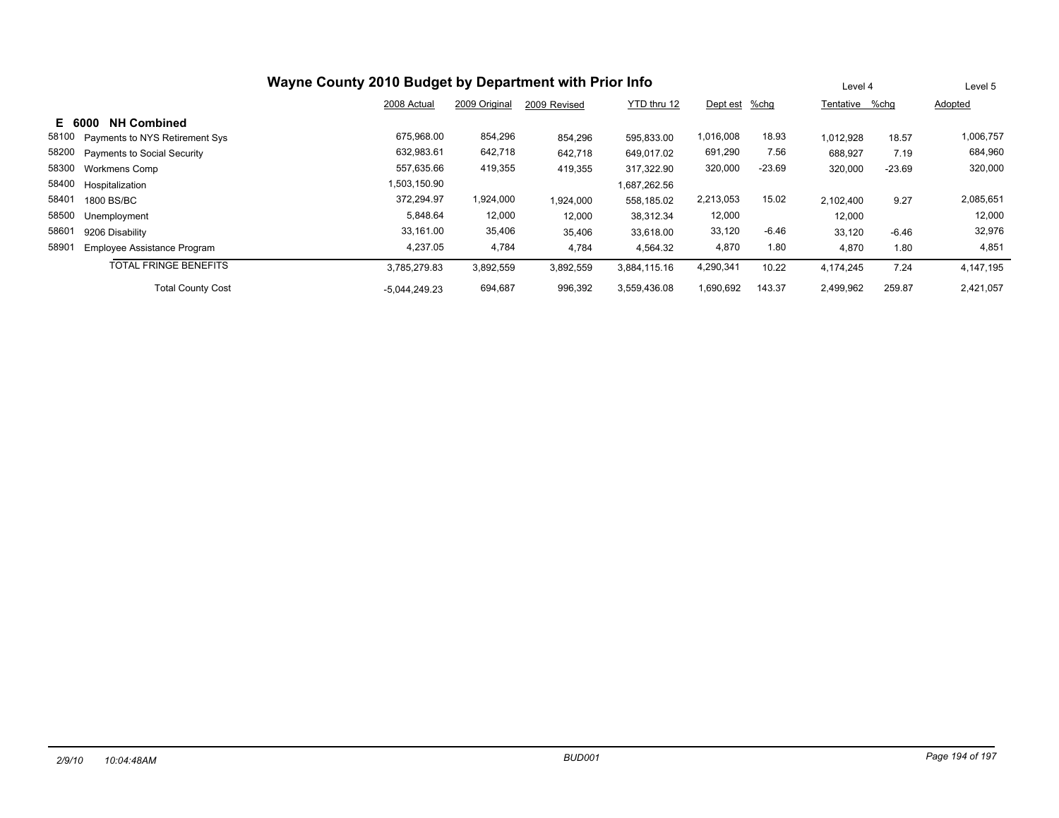# Wayne County 2010 Budget by Department with Prior Info

| | | 2008 Actual | 2009 Original | 2009 Revised | YTD thru 12 | Dept est | %chg | Tentative | %chg | Adopted |
|---|---|---|---|---|---|---|---|---|---|---|
| | | | | | | Level 4 | | | | Level 5 |
| **E 6000** | **NH Combined** | | | | | | | | | |
| 58100 | Payments to NYS Retirement Sys | 675,968.00 | 854,296 | 854,296 | 595,833.00 | 1,016,008 | 18.93 | 1,012,928 | 18.57 | 1,006,757 |
| 58200 | Payments to Social Security | 632,983.61 | 642,718 | 642,718 | 649,017.02 | 691,290 | 7.56 | 688,927 | 7.19 | 684,960 |
| 58300 | Workmens Comp | 557,635.66 | 419,355 | 419,355 | 317,322.90 | 320,000 | -23.69 | 320,000 | -23.69 | 320,000 |
| 58400 | Hospitalization | 1,503,150.90 | | | 1,687,262.56 | | | | | |
| 58401 | 1800 BS/BC | 372,294.97 | 1,924,000 | 1,924,000 | 558,185.02 | 2,213,053 | 15.02 | 2,102,400 | 9.27 | 2,085,651 |
| 58500 | Unemployment | 5,848.64 | 12,000 | 12,000 | 38,312.34 | 12,000 | | 12,000 | | 12,000 |
| 58601 | 9206 Disability | 33,161.00 | 35,406 | 35,406 | 33,618.00 | 33,120 | -6.46 | 33,120 | -6.46 | 32,976 |
| 58901 | Employee Assistance Program | 4,237.05 | 4,784 | 4,784 | 4,564.32 | 4,870 | 1.80 | 4,870 | 1.80 | 4,851 |
| | TOTAL FRINGE BENEFITS | 3,785,279.83 | 3,892,559 | 3,892,559 | 3,884,115.16 | 4,290,341 | 10.22 | 4,174,245 | 7.24 | 4,147,195 |
| | Total County Cost | -5,044,249.23 | 694,687 | 996,392 | 3,559,436.08 | 1,690,692 | 143.37 | 2,499,962 | 259.87 | 2,421,057 |

2/9/10 10:04:48AM BUD001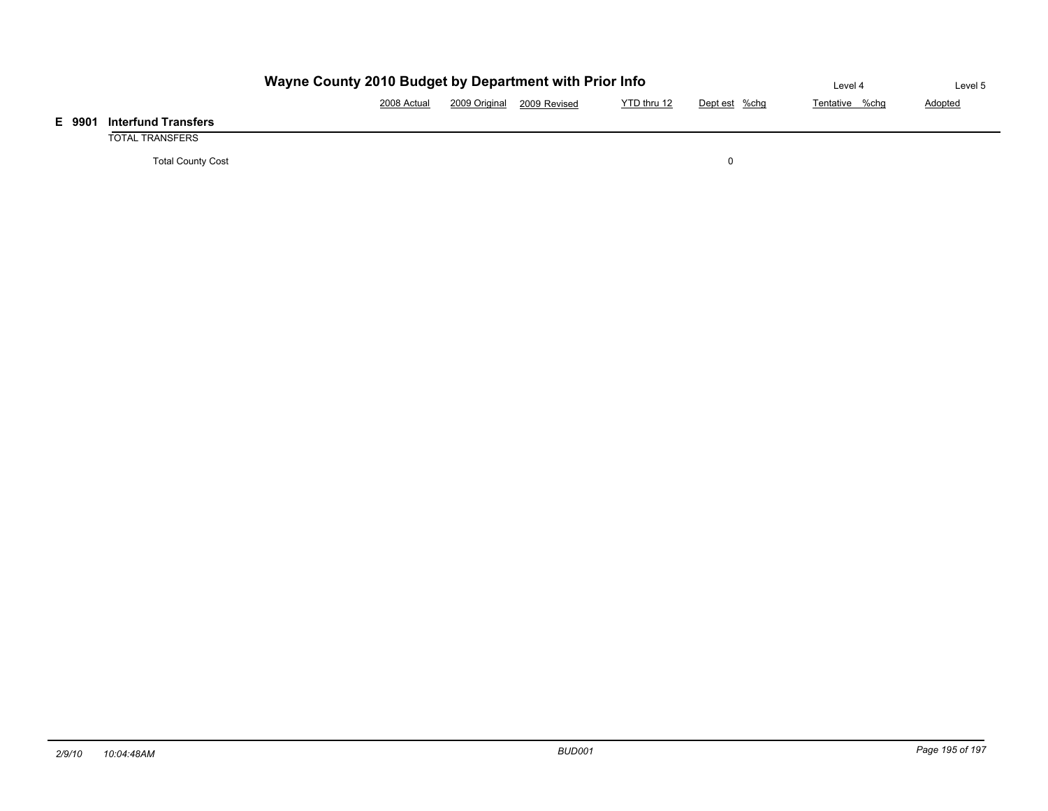# Wayne County 2010 Budget by Department with Prior Info

| | 2008 Actual | 2009 Original | 2009 Revised | YTD thru 12 | Dept est | %chg | Level 4 Tentative | %chg | Level 5 Adopted |
|---|---|---|---|---|---|---|---|---|---|
| **E 9901 Interfund Transfers** | | | | | | | | | |
| TOTAL TRANSFERS | | | | | | | | | |
| Total County Cost | | | | | 0 | | | | |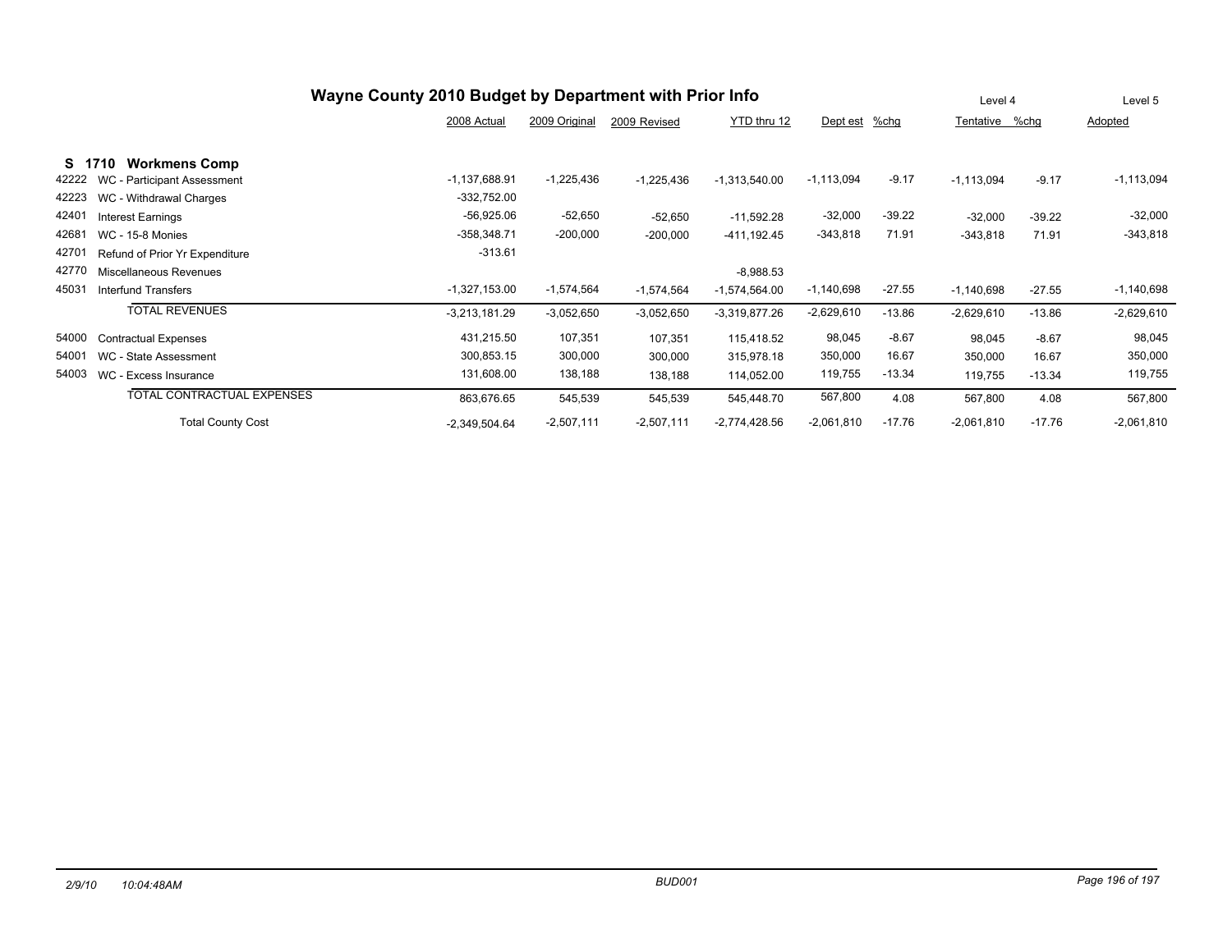# Wayne County 2010 Budget by Department with Prior Info

| | | 2008 Actual | 2009 Original | 2009 Revised | YTD thru 12 | Dept est | %chg | Level 4 Tentative | %chg | Level 5 Adopted |
|---|---|---|---|---|---|---|---|---|---|---|
| **S 1710** | **Workmens Comp** | | | | | | | | | |
| 42222 | WC - Participant Assessment | -1,137,688.91 | -1,225,436 | -1,225,436 | -1,313,540.00 | -1,113,094 | -9.17 | -1,113,094 | -9.17 | -1,113,094 |
| 42223 | WC - Withdrawal Charges | -332,752.00 | | | | | | | | |
| 42401 | Interest Earnings | -56,925.06 | -52,650 | -52,650 | -11,592.28 | -32,000 | -39.22 | -32,000 | -39.22 | -32,000 |
| 42681 | WC - 15-8 Monies | -358,348.71 | -200,000 | -200,000 | -411,192.45 | -343,818 | 71.91 | -343,818 | 71.91 | -343,818 |
| 42701 | Refund of Prior Yr Expenditure | -313.61 | | | | | | | | |
| 42770 | Miscellaneous Revenues | | | | -8,988.53 | | | | | |
| 45031 | Interfund Transfers | -1,327,153.00 | -1,574,564 | -1,574,564 | -1,574,564.00 | -1,140,698 | -27.55 | -1,140,698 | -27.55 | -1,140,698 |
| | TOTAL REVENUES | -3,213,181.29 | -3,052,650 | -3,052,650 | -3,319,877.26 | -2,629,610 | -13.86 | -2,629,610 | -13.86 | -2,629,610 |
| 54000 | Contractual Expenses | 431,215.50 | 107,351 | 107,351 | 115,418.52 | 98,045 | -8.67 | 98,045 | -8.67 | 98,045 |
| 54001 | WC - State Assessment | 300,853.15 | 300,000 | 300,000 | 315,978.18 | 350,000 | 16.67 | 350,000 | 16.67 | 350,000 |
| 54003 | WC - Excess Insurance | 131,608.00 | 138,188 | 138,188 | 114,052.00 | 119,755 | -13.34 | 119,755 | -13.34 | 119,755 |
| | TOTAL CONTRACTUAL EXPENSES | 863,676.65 | 545,539 | 545,539 | 545,448.70 | 567,800 | 4.08 | 567,800 | 4.08 | 567,800 |
| | Total County Cost | -2,349,504.64 | -2,507,111 | -2,507,111 | -2,774,428.56 | -2,061,810 | -17.76 | -2,061,810 | -17.76 | -2,061,810 |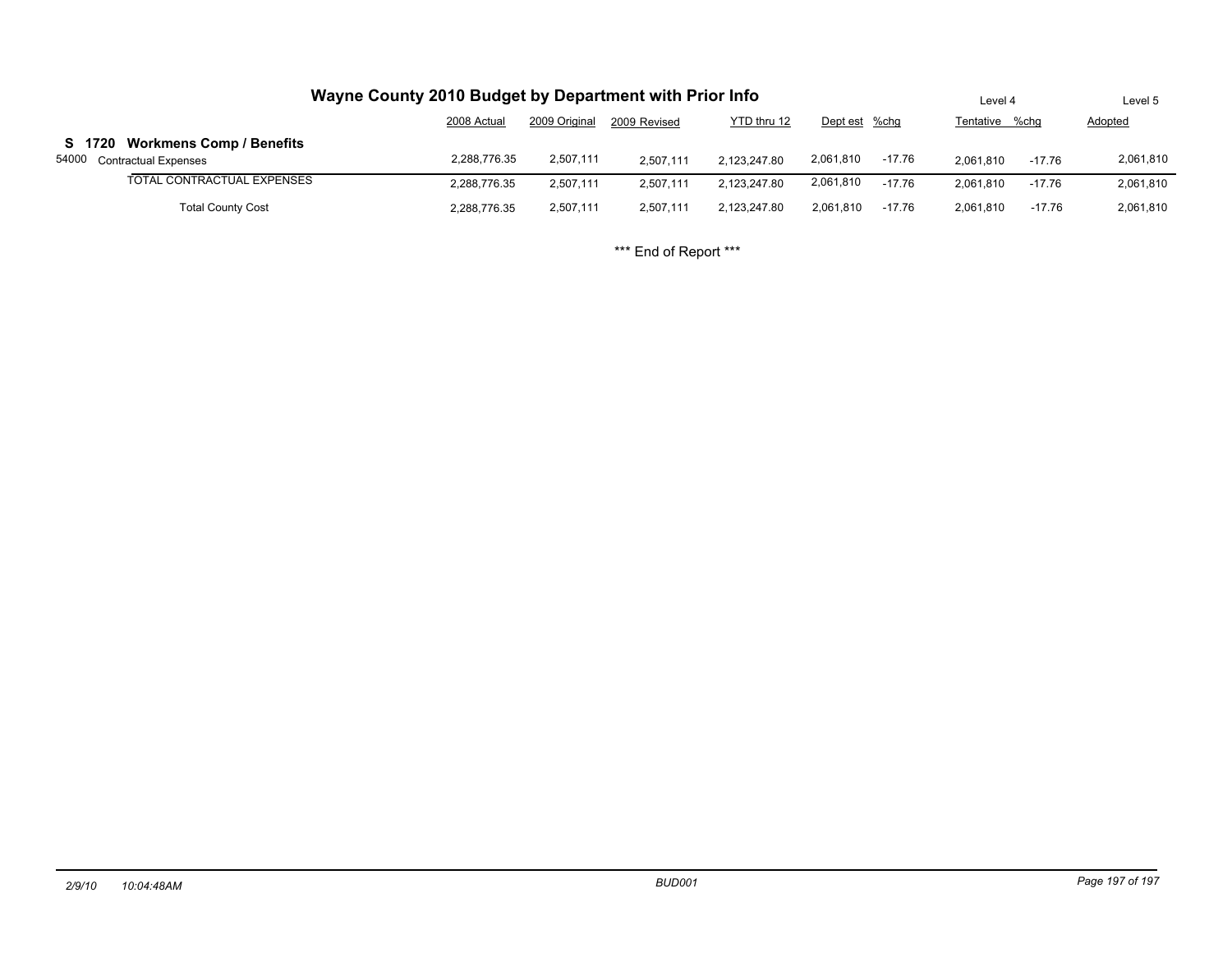# Wayne County 2010 Budget by Department with Prior Info

| | 2008 Actual | 2009 Original | 2009 Revised | YTD thru 12 | Dept est | %chg | Level 4 Tentative | %chg | Level 5 Adopted |
|---|---|---|---|---|---|---|---|---|---|
| **S 1720 Workmens Comp / Benefits** | | | | | | | | | |
| 54000 Contractual Expenses | 2,288,776.35 | 2,507,111 | 2,507,111 | 2,123,247.80 | 2,061,810 | -17.76 | 2,061,810 | -17.76 | 2,061,810 |
| TOTAL CONTRACTUAL EXPENSES | 2,288,776.35 | 2,507,111 | 2,507,111 | 2,123,247.80 | 2,061,810 | -17.76 | 2,061,810 | -17.76 | 2,061,810 |
| Total County Cost | 2,288,776.35 | 2,507,111 | 2,507,111 | 2,123,247.80 | 2,061,810 | -17.76 | 2,061,810 | -17.76 | 2,061,810 |

*** End of Report ***